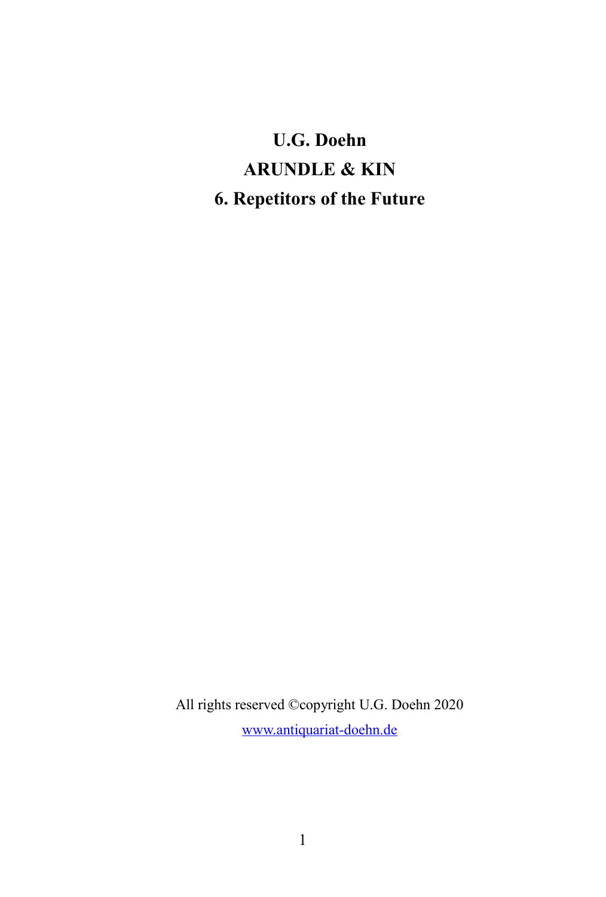# U.G. Doehn

# ARUNDLE & KIN

# 6. Repetitors of the Future

All rights reserved ©copyright U.G. Doehn 2020

www.antiquariat-doehn.de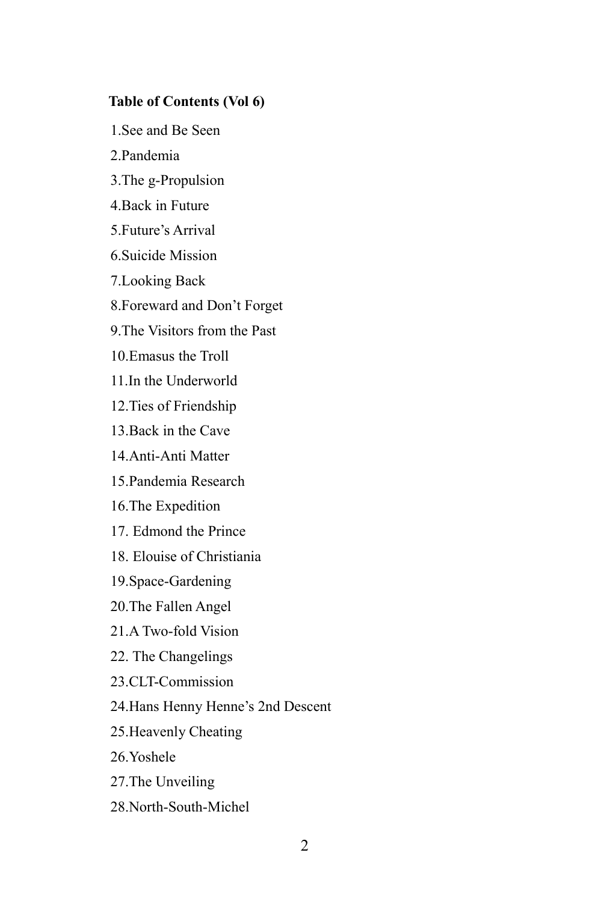**Table of Contents (Vol 6)**

1.See and Be Seen

2.Pandemia

3.The g-Propulsion

4.Back in Future

5.Future's Arrival

6.Suicide Mission

7.Looking Back

8.Foreward and Don't Forget

9.The Visitors from the Past

10.Emasus the Troll

11.In the Underworld

12.Ties of Friendship

13.Back in the Cave

14.Anti-Anti Matter

15.Pandemia Research

16.The Expedition

17. Edmond the Prince

18. Elouise of Christiania

19.Space-Gardening

20.The Fallen Angel

21.A Two-fold Vision

22. The Changelings

23.CLT-Commission

24.Hans Henny Henne's 2nd Descent

25.Heavenly Cheating

26.Yoshele

27.The Unveiling

28.North-South-Michel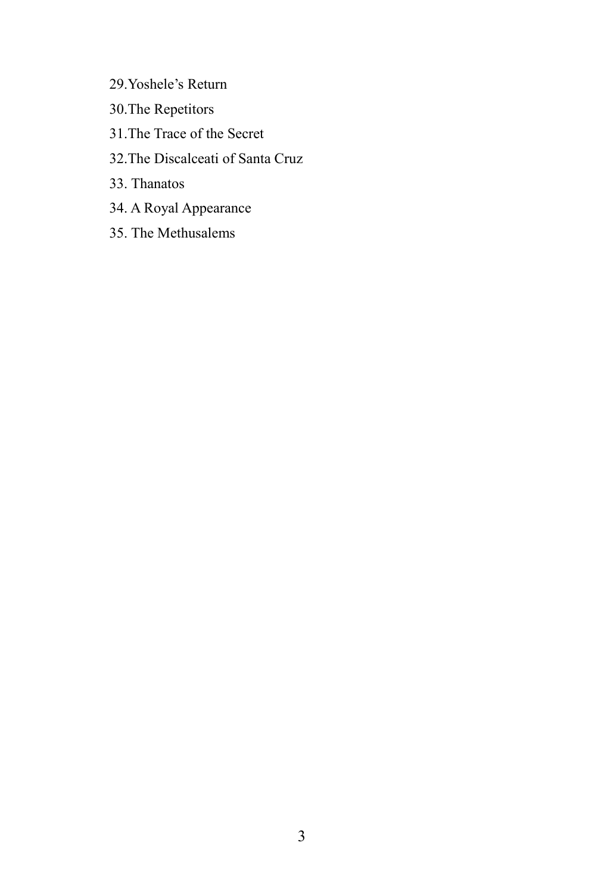29.Yoshele's Return

30.The Repetitors

31.The Trace of the Secret

32.The Discalceati of Santa Cruz

33. Thanatos

34. A Royal Appearance

35. The Methusalems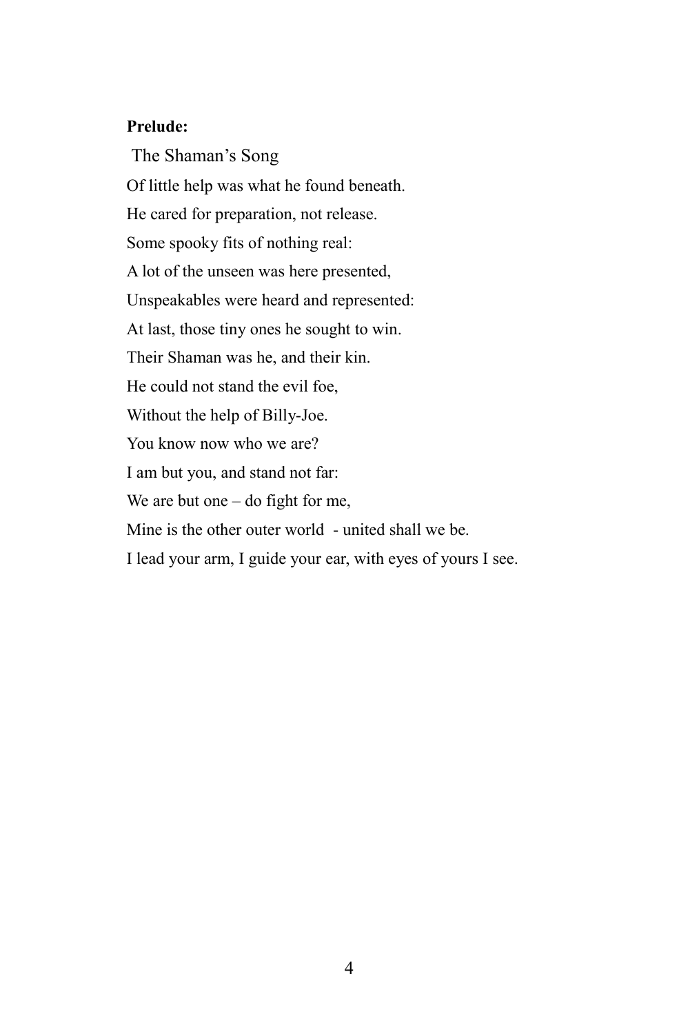**Prelude:**

The Shaman's Song

Of little help was what he found beneath.
He cared for preparation, not release.
Some spooky fits of nothing real:
A lot of the unseen was here presented,
Unspeakables were heard and represented:
At last, those tiny ones he sought to win.
Their Shaman was he, and their kin.
He could not stand the evil foe,
Without the help of Billy-Joe.
You know now who we are?
I am but you, and stand not far:
We are but one – do fight for me,
Mine is the other outer world - united shall we be.
I lead your arm, I guide your ear, with eyes of yours I see.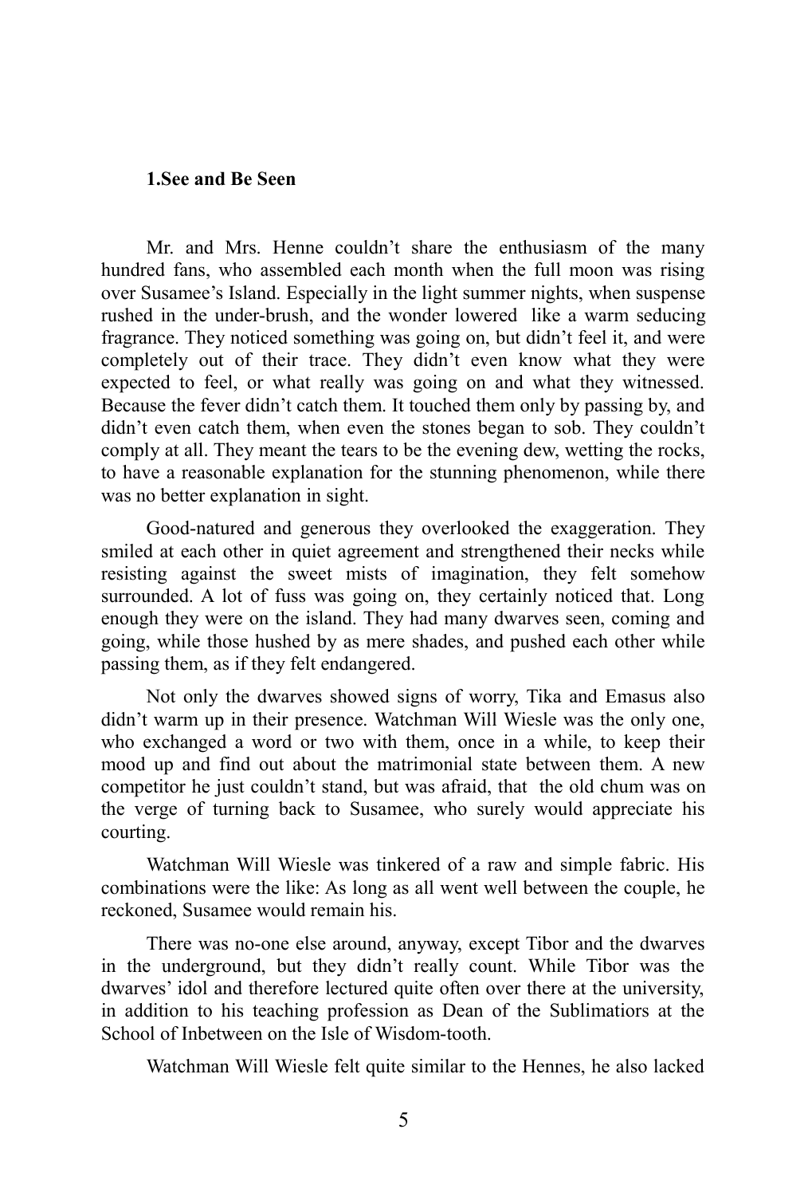# 1.See and Be Seen

Mr. and Mrs. Henne couldn't share the enthusiasm of the many hundred fans, who assembled each month when the full moon was rising over Susamee's Island. Especially in the light summer nights, when suspense rushed in the under-brush, and the wonder lowered like a warm seducing fragrance. They noticed something was going on, but didn't feel it, and were completely out of their trace. They didn't even know what they were expected to feel, or what really was going on and what they witnessed. Because the fever didn't catch them. It touched them only by passing by, and didn't even catch them, when even the stones began to sob. They couldn't comply at all. They meant the tears to be the evening dew, wetting the rocks, to have a reasonable explanation for the stunning phenomenon, while there was no better explanation in sight.

Good-natured and generous they overlooked the exaggeration. They smiled at each other in quiet agreement and strengthened their necks while resisting against the sweet mists of imagination, they felt somehow surrounded. A lot of fuss was going on, they certainly noticed that. Long enough they were on the island. They had many dwarves seen, coming and going, while those hushed by as mere shades, and pushed each other while passing them, as if they felt endangered.

Not only the dwarves showed signs of worry, Tika and Emasus also didn't warm up in their presence. Watchman Will Wiesle was the only one, who exchanged a word or two with them, once in a while, to keep their mood up and find out about the matrimonial state between them. A new competitor he just couldn't stand, but was afraid, that the old chum was on the verge of turning back to Susamee, who surely would appreciate his courting.

Watchman Will Wiesle was tinkered of a raw and simple fabric. His combinations were the like: As long as all went well between the couple, he reckoned, Susamee would remain his.

There was no-one else around, anyway, except Tibor and the dwarves in the underground, but they didn't really count. While Tibor was the dwarves' idol and therefore lectured quite often over there at the university, in addition to his teaching profession as Dean of the Sublimatiors at the School of Inbetween on the Isle of Wisdom-tooth.

Watchman Will Wiesle felt quite similar to the Hennes, he also lacked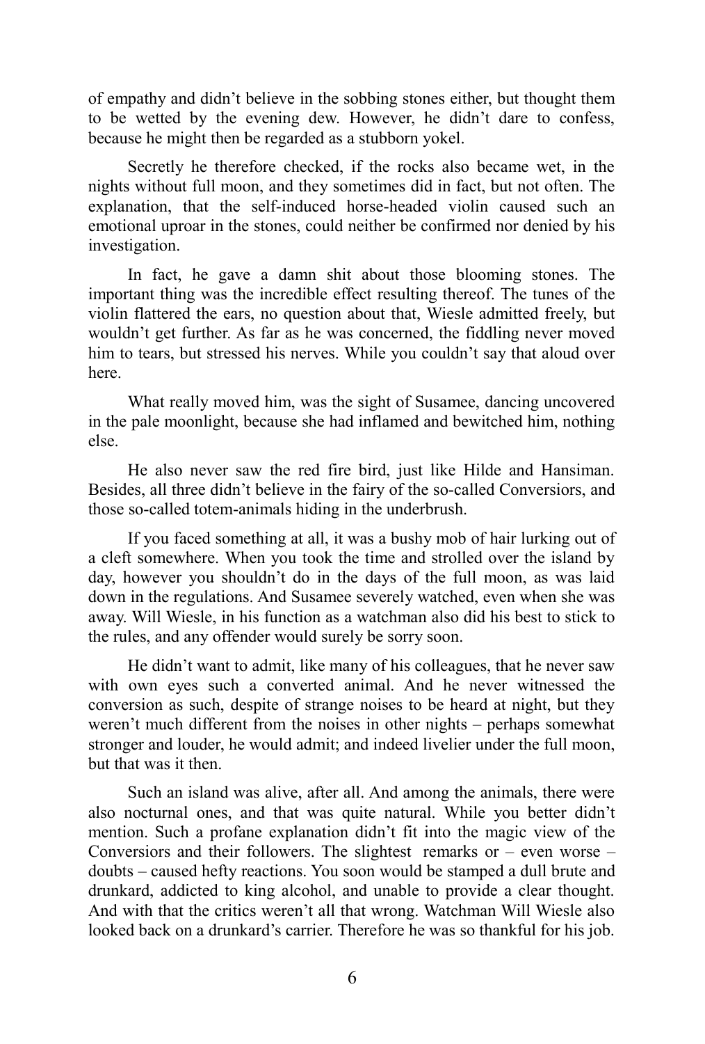of empathy and didn't believe in the sobbing stones either, but thought them to be wetted by the evening dew. However, he didn't dare to confess, because he might then be regarded as a stubborn yokel.

Secretly he therefore checked, if the rocks also became wet, in the nights without full moon, and they sometimes did in fact, but not often. The explanation, that the self-induced horse-headed violin caused such an emotional uproar in the stones, could neither be confirmed nor denied by his investigation.

In fact, he gave a damn shit about those blooming stones. The important thing was the incredible effect resulting thereof. The tunes of the violin flattered the ears, no question about that, Wiesle admitted freely, but wouldn't get further. As far as he was concerned, the fiddling never moved him to tears, but stressed his nerves. While you couldn't say that aloud over here.

What really moved him, was the sight of Susamee, dancing uncovered in the pale moonlight, because she had inflamed and bewitched him, nothing else.

He also never saw the red fire bird, just like Hilde and Hansiman. Besides, all three didn't believe in the fairy of the so-called Conversiors, and those so-called totem-animals hiding in the underbrush.

If you faced something at all, it was a bushy mob of hair lurking out of a cleft somewhere. When you took the time and strolled over the island by day, however you shouldn't do in the days of the full moon, as was laid down in the regulations. And Susamee severely watched, even when she was away. Will Wiesle, in his function as a watchman also did his best to stick to the rules, and any offender would surely be sorry soon.

He didn't want to admit, like many of his colleagues, that he never saw with own eyes such a converted animal. And he never witnessed the conversion as such, despite of strange noises to be heard at night, but they weren't much different from the noises in other nights – perhaps somewhat stronger and louder, he would admit; and indeed livelier under the full moon, but that was it then.

Such an island was alive, after all. And among the animals, there were also nocturnal ones, and that was quite natural. While you better didn't mention. Such a profane explanation didn't fit into the magic view of the Conversiors and their followers. The slightest remarks or – even worse – doubts – caused hefty reactions. You soon would be stamped a dull brute and drunkard, addicted to king alcohol, and unable to provide a clear thought. And with that the critics weren't all that wrong. Watchman Will Wiesle also looked back on a drunkard's carrier. Therefore he was so thankful for his job.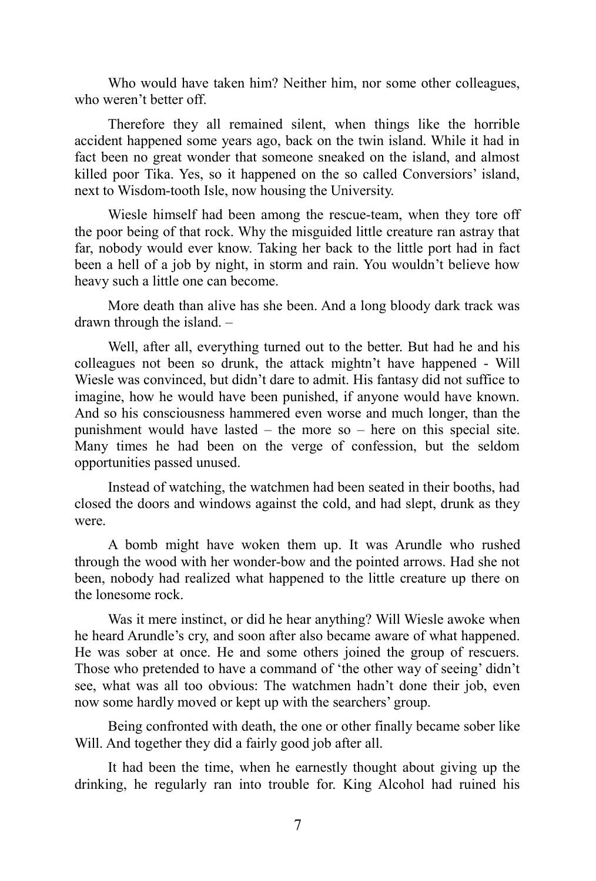Who would have taken him? Neither him, nor some other colleagues, who weren't better off.

Therefore they all remained silent, when things like the horrible accident happened some years ago, back on the twin island. While it had in fact been no great wonder that someone sneaked on the island, and almost killed poor Tika. Yes, so it happened on the so called Conversiors' island, next to Wisdom-tooth Isle, now housing the University.

Wiesle himself had been among the rescue-team, when they tore off the poor being of that rock. Why the misguided little creature ran astray that far, nobody would ever know. Taking her back to the little port had in fact been a hell of a job by night, in storm and rain. You wouldn't believe how heavy such a little one can become.

More death than alive has she been. And a long bloody dark track was drawn through the island. –

Well, after all, everything turned out to the better. But had he and his colleagues not been so drunk, the attack mightn't have happened - Will Wiesle was convinced, but didn't dare to admit. His fantasy did not suffice to imagine, how he would have been punished, if anyone would have known. And so his consciousness hammered even worse and much longer, than the punishment would have lasted – the more so – here on this special site. Many times he had been on the verge of confession, but the seldom opportunities passed unused.

Instead of watching, the watchmen had been seated in their booths, had closed the doors and windows against the cold, and had slept, drunk as they were.

A bomb might have woken them up. It was Arundle who rushed through the wood with her wonder-bow and the pointed arrows. Had she not been, nobody had realized what happened to the little creature up there on the lonesome rock.

Was it mere instinct, or did he hear anything? Will Wiesle awoke when he heard Arundle's cry, and soon after also became aware of what happened. He was sober at once. He and some others joined the group of rescuers. Those who pretended to have a command of 'the other way of seeing' didn't see, what was all too obvious: The watchmen hadn't done their job, even now some hardly moved or kept up with the searchers' group.

Being confronted with death, the one or other finally became sober like Will. And together they did a fairly good job after all.

It had been the time, when he earnestly thought about giving up the drinking, he regularly ran into trouble for. King Alcohol had ruined his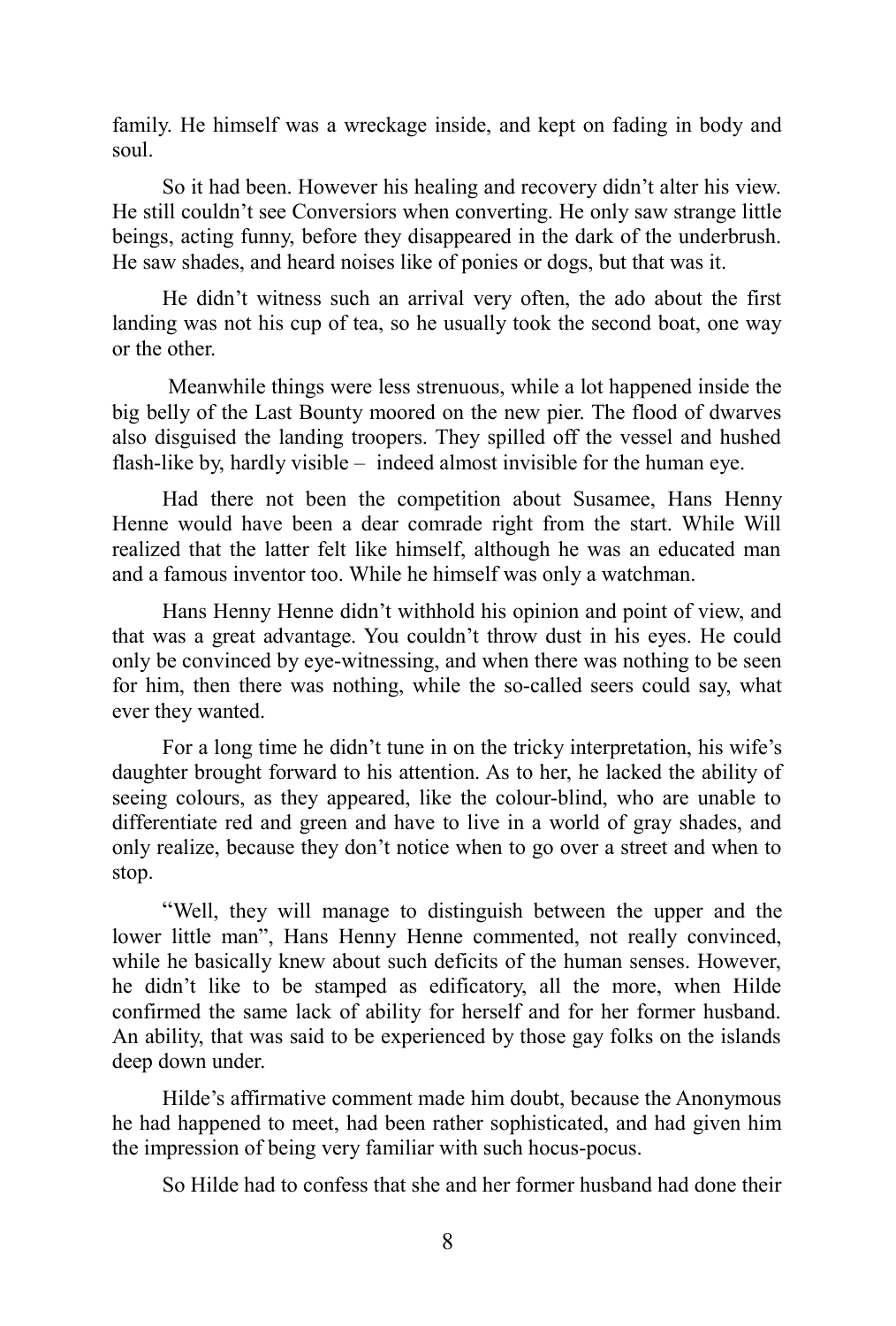family. He himself was a wreckage inside, and kept on fading in body and soul.

So it had been. However his healing and recovery didn't alter his view. He still couldn't see Conversiors when converting. He only saw strange little beings, acting funny, before they disappeared in the dark of the underbrush. He saw shades, and heard noises like of ponies or dogs, but that was it.

He didn't witness such an arrival very often, the ado about the first landing was not his cup of tea, so he usually took the second boat, one way or the other.

Meanwhile things were less strenuous, while a lot happened inside the big belly of the Last Bounty moored on the new pier. The flood of dwarves also disguised the landing troopers. They spilled off the vessel and hushed flash-like by, hardly visible – indeed almost invisible for the human eye.

Had there not been the competition about Susamee, Hans Henny Henne would have been a dear comrade right from the start. While Will realized that the latter felt like himself, although he was an educated man and a famous inventor too. While he himself was only a watchman.

Hans Henny Henne didn't withhold his opinion and point of view, and that was a great advantage. You couldn't throw dust in his eyes. He could only be convinced by eye-witnessing, and when there was nothing to be seen for him, then there was nothing, while the so-called seers could say, what ever they wanted.

For a long time he didn't tune in on the tricky interpretation, his wife's daughter brought forward to his attention. As to her, he lacked the ability of seeing colours, as they appeared, like the colour-blind, who are unable to differentiate red and green and have to live in a world of gray shades, and only realize, because they don't notice when to go over a street and when to stop.

"Well, they will manage to distinguish between the upper and the lower little man", Hans Henny Henne commented, not really convinced, while he basically knew about such deficits of the human senses. However, he didn't like to be stamped as edificatory, all the more, when Hilde confirmed the same lack of ability for herself and for her former husband. An ability, that was said to be experienced by those gay folks on the islands deep down under.

Hilde's affirmative comment made him doubt, because the Anonymous he had happened to meet, had been rather sophisticated, and had given him the impression of being very familiar with such hocus-pocus.

So Hilde had to confess that she and her former husband had done their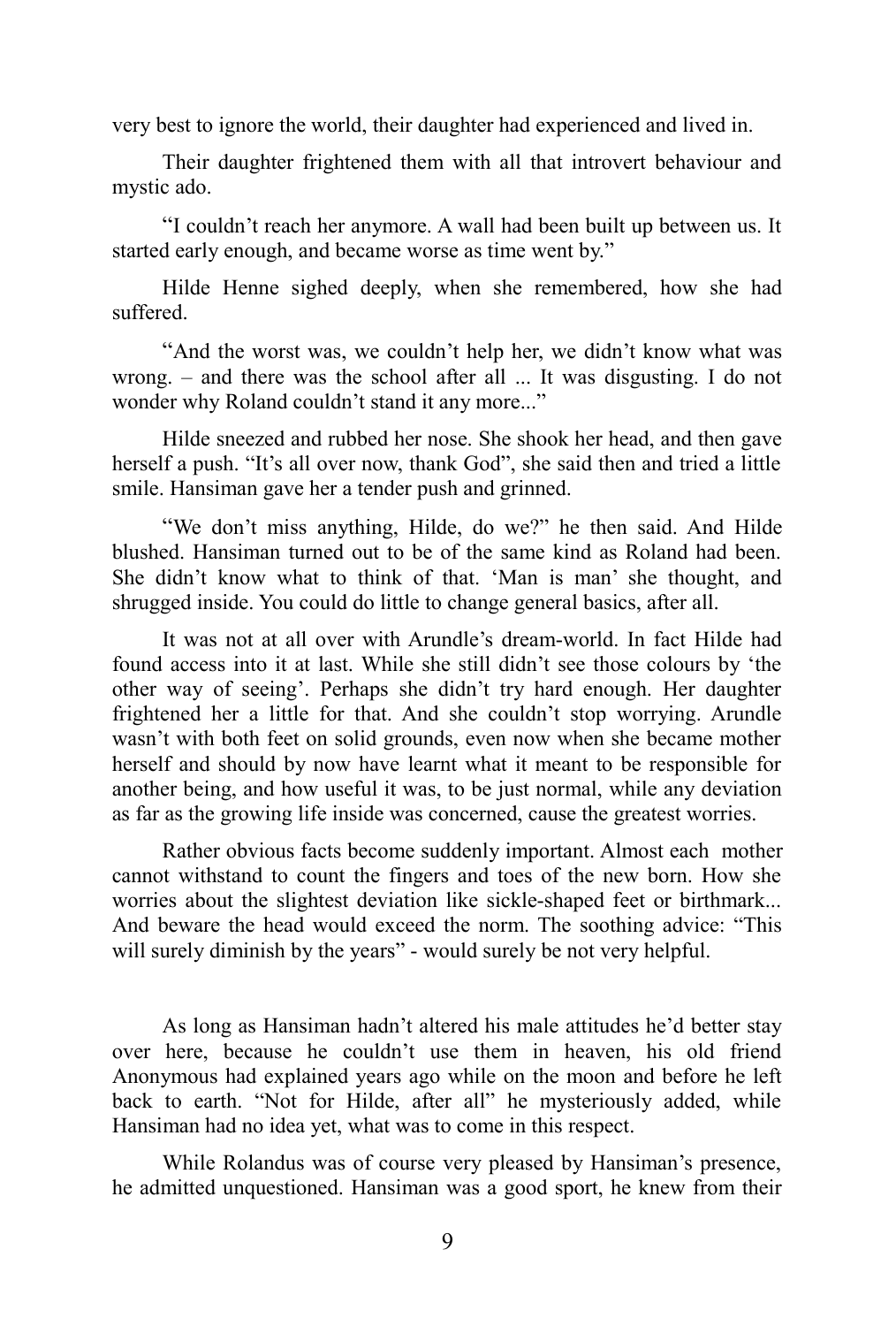very best to ignore the world, their daughter had experienced and lived in.

Their daughter frightened them with all that introvert behaviour and mystic ado.

"I couldn't reach her anymore. A wall had been built up between us. It started early enough, and became worse as time went by."

Hilde Henne sighed deeply, when she remembered, how she had suffered.

"And the worst was, we couldn't help her, we didn't know what was wrong. – and there was the school after all ... It was disgusting. I do not wonder why Roland couldn't stand it any more..."

Hilde sneezed and rubbed her nose. She shook her head, and then gave herself a push. "It's all over now, thank God", she said then and tried a little smile. Hansiman gave her a tender push and grinned.

"We don't miss anything, Hilde, do we?" he then said. And Hilde blushed. Hansiman turned out to be of the same kind as Roland had been. She didn't know what to think of that. 'Man is man' she thought, and shrugged inside. You could do little to change general basics, after all.

It was not at all over with Arundle's dream-world. In fact Hilde had found access into it at last. While she still didn't see those colours by 'the other way of seeing'. Perhaps she didn't try hard enough. Her daughter frightened her a little for that. And she couldn't stop worrying. Arundle wasn't with both feet on solid grounds, even now when she became mother herself and should by now have learnt what it meant to be responsible for another being, and how useful it was, to be just normal, while any deviation as far as the growing life inside was concerned, cause the greatest worries.

Rather obvious facts become suddenly important. Almost each mother cannot withstand to count the fingers and toes of the new born. How she worries about the slightest deviation like sickle-shaped feet or birthmark... And beware the head would exceed the norm. The soothing advice: "This will surely diminish by the years" - would surely be not very helpful.

As long as Hansiman hadn't altered his male attitudes he'd better stay over here, because he couldn't use them in heaven, his old friend Anonymous had explained years ago while on the moon and before he left back to earth. "Not for Hilde, after all" he mysteriously added, while Hansiman had no idea yet, what was to come in this respect.

While Rolandus was of course very pleased by Hansiman's presence, he admitted unquestioned. Hansiman was a good sport, he knew from their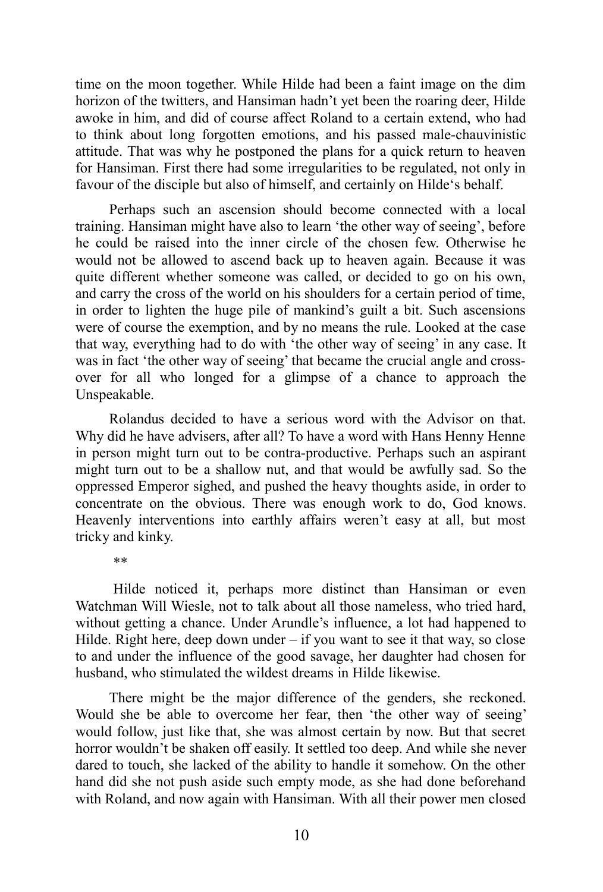time on the moon together. While Hilde had been a faint image on the dim horizon of the twitters, and Hansiman hadn't yet been the roaring deer, Hilde awoke in him, and did of course affect Roland to a certain extend, who had to think about long forgotten emotions, and his passed male-chauvinistic attitude. That was why he postponed the plans for a quick return to heaven for Hansiman. First there had some irregularities to be regulated, not only in favour of the disciple but also of himself, and certainly on Hilde's behalf.

Perhaps such an ascension should become connected with a local training. Hansiman might have also to learn 'the other way of seeing', before he could be raised into the inner circle of the chosen few. Otherwise he would not be allowed to ascend back up to heaven again. Because it was quite different whether someone was called, or decided to go on his own, and carry the cross of the world on his shoulders for a certain period of time, in order to lighten the huge pile of mankind's guilt a bit. Such ascensions were of course the exemption, and by no means the rule. Looked at the case that way, everything had to do with 'the other way of seeing' in any case. It was in fact 'the other way of seeing' that became the crucial angle and cross-over for all who longed for a glimpse of a chance to approach the Unspeakable.

Rolandus decided to have a serious word with the Advisor on that. Why did he have advisers, after all? To have a word with Hans Henny Henne in person might turn out to be contra-productive. Perhaps such an aspirant might turn out to be a shallow nut, and that would be awfully sad. So the oppressed Emperor sighed, and pushed the heavy thoughts aside, in order to concentrate on the obvious. There was enough work to do, God knows. Heavenly interventions into earthly affairs weren't easy at all, but most tricky and kinky.

**

Hilde noticed it, perhaps more distinct than Hansiman or even Watchman Will Wiesle, not to talk about all those nameless, who tried hard, without getting a chance. Under Arundle's influence, a lot had happened to Hilde. Right here, deep down under – if you want to see it that way, so close to and under the influence of the good savage, her daughter had chosen for husband, who stimulated the wildest dreams in Hilde likewise.

There might be the major difference of the genders, she reckoned. Would she be able to overcome her fear, then 'the other way of seeing' would follow, just like that, she was almost certain by now. But that secret horror wouldn't be shaken off easily. It settled too deep. And while she never dared to touch, she lacked of the ability to handle it somehow. On the other hand did she not push aside such empty mode, as she had done beforehand with Roland, and now again with Hansiman. With all their power men closed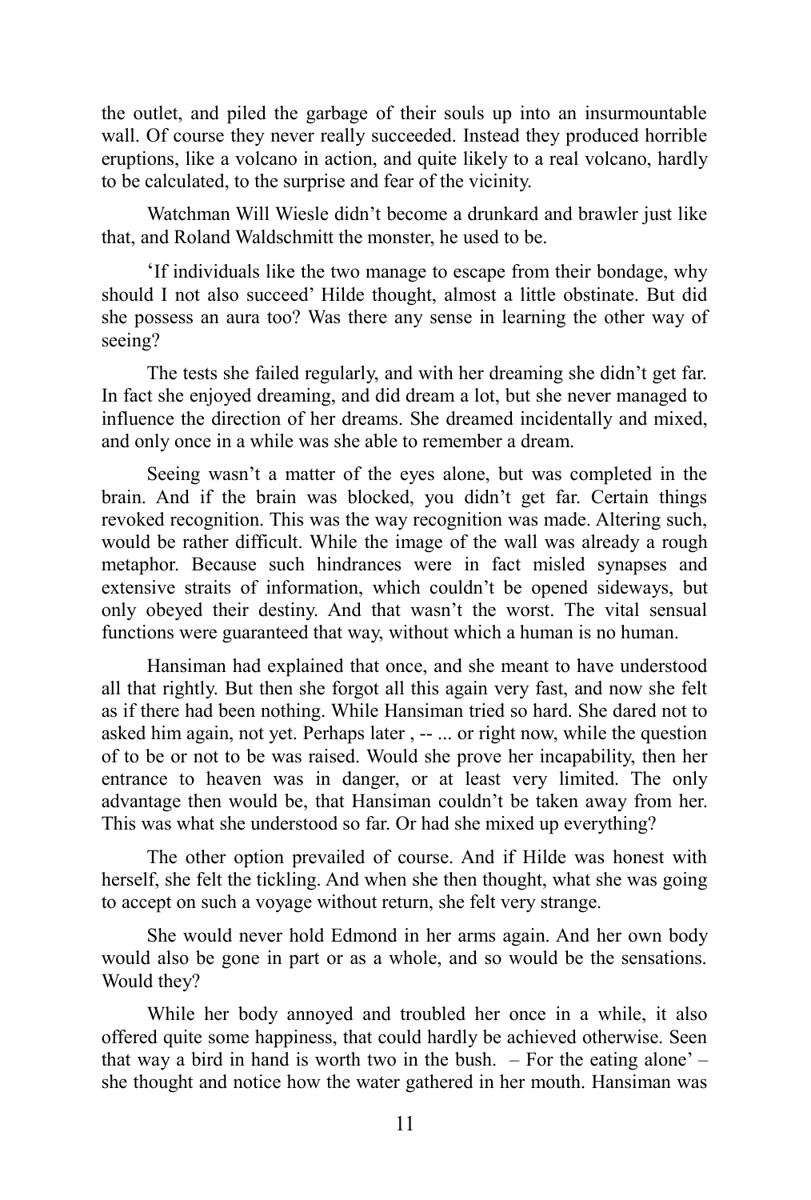the outlet, and piled the garbage of their souls up into an insurmountable wall. Of course they never really succeeded. Instead they produced horrible eruptions, like a volcano in action, and quite likely to a real volcano, hardly to be calculated, to the surprise and fear of the vicinity.

Watchman Will Wiesle didn't become a drunkard and brawler just like that, and Roland Waldschmitt the monster, he used to be.

'If individuals like the two manage to escape from their bondage, why should I not also succeed' Hilde thought, almost a little obstinate. But did she possess an aura too? Was there any sense in learning the other way of seeing?

The tests she failed regularly, and with her dreaming she didn't get far. In fact she enjoyed dreaming, and did dream a lot, but she never managed to influence the direction of her dreams. She dreamed incidentally and mixed, and only once in a while was she able to remember a dream.

Seeing wasn't a matter of the eyes alone, but was completed in the brain. And if the brain was blocked, you didn't get far. Certain things revoked recognition. This was the way recognition was made. Altering such, would be rather difficult. While the image of the wall was already a rough metaphor. Because such hindrances were in fact misled synapses and extensive straits of information, which couldn't be opened sideways, but only obeyed their destiny. And that wasn't the worst. The vital sensual functions were guaranteed that way, without which a human is no human.

Hansiman had explained that once, and she meant to have understood all that rightly. But then she forgot all this again very fast, and now she felt as if there had been nothing. While Hansiman tried so hard. She dared not to asked him again, not yet. Perhaps later , -- ... or right now, while the question of to be or not to be was raised. Would she prove her incapability, then her entrance to heaven was in danger, or at least very limited. The only advantage then would be, that Hansiman couldn't be taken away from her. This was what she understood so far. Or had she mixed up everything?

The other option prevailed of course. And if Hilde was honest with herself, she felt the tickling. And when she then thought, what she was going to accept on such a voyage without return, she felt very strange.

She would never hold Edmond in her arms again. And her own body would also be gone in part or as a whole, and so would be the sensations. Would they?

While her body annoyed and troubled her once in a while, it also offered quite some happiness, that could hardly be achieved otherwise. Seen that way a bird in hand is worth two in the bush. – For the eating alone' – she thought and notice how the water gathered in her mouth. Hansiman was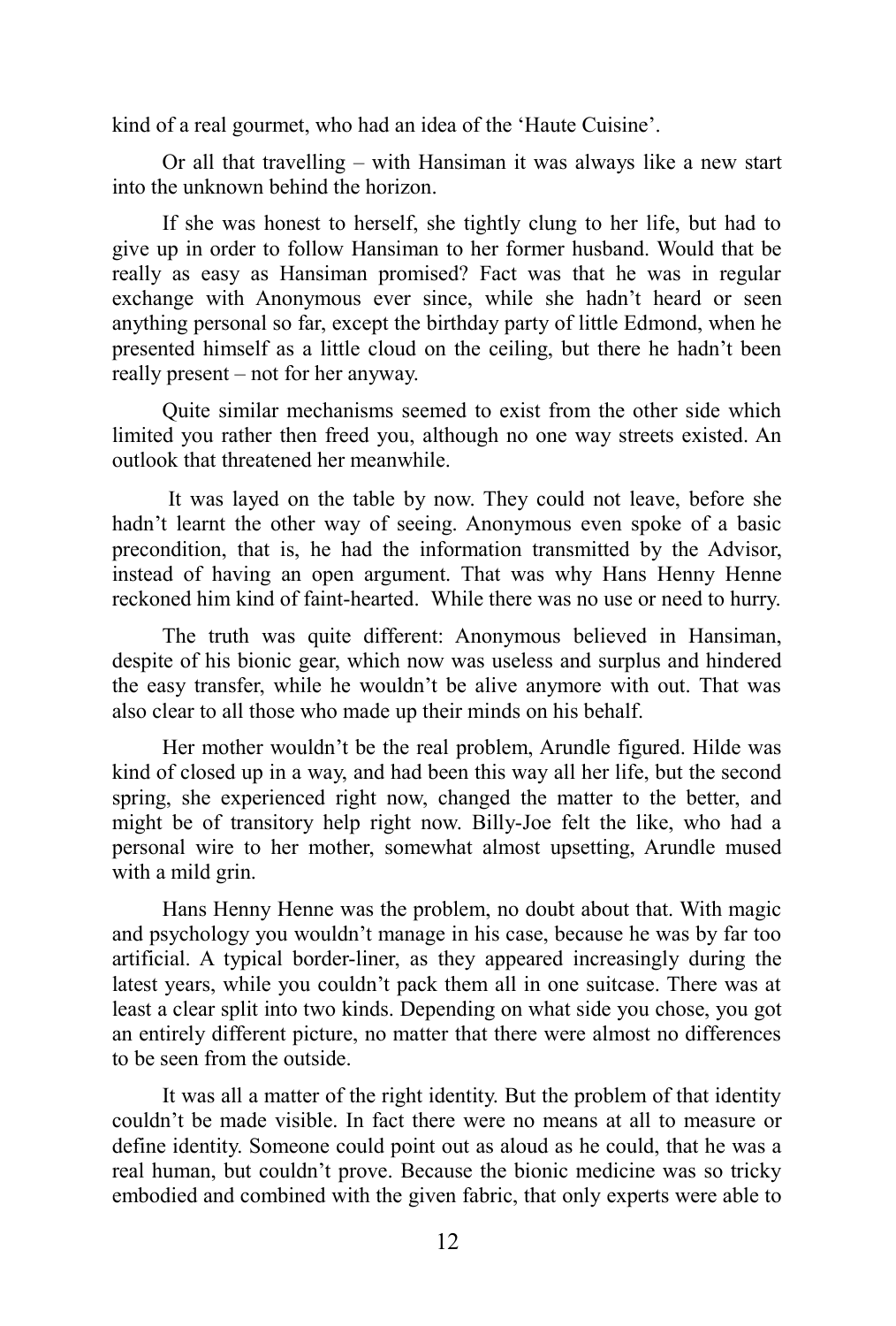kind of a real gourmet, who had an idea of the 'Haute Cuisine'.

Or all that travelling – with Hansiman it was always like a new start into the unknown behind the horizon.

If she was honest to herself, she tightly clung to her life, but had to give up in order to follow Hansiman to her former husband. Would that be really as easy as Hansiman promised? Fact was that he was in regular exchange with Anonymous ever since, while she hadn't heard or seen anything personal so far, except the birthday party of little Edmond, when he presented himself as a little cloud on the ceiling, but there he hadn't been really present – not for her anyway.

Quite similar mechanisms seemed to exist from the other side which limited you rather then freed you, although no one way streets existed. An outlook that threatened her meanwhile.

It was layed on the table by now. They could not leave, before she hadn't learnt the other way of seeing. Anonymous even spoke of a basic precondition, that is, he had the information transmitted by the Advisor, instead of having an open argument. That was why Hans Henny Henne reckoned him kind of faint-hearted. While there was no use or need to hurry.

The truth was quite different: Anonymous believed in Hansiman, despite of his bionic gear, which now was useless and surplus and hindered the easy transfer, while he wouldn't be alive anymore with out. That was also clear to all those who made up their minds on his behalf.

Her mother wouldn't be the real problem, Arundle figured. Hilde was kind of closed up in a way, and had been this way all her life, but the second spring, she experienced right now, changed the matter to the better, and might be of transitory help right now. Billy-Joe felt the like, who had a personal wire to her mother, somewhat almost upsetting, Arundle mused with a mild grin.

Hans Henny Henne was the problem, no doubt about that. With magic and psychology you wouldn't manage in his case, because he was by far too artificial. A typical border-liner, as they appeared increasingly during the latest years, while you couldn't pack them all in one suitcase. There was at least a clear split into two kinds. Depending on what side you chose, you got an entirely different picture, no matter that there were almost no differences to be seen from the outside.

It was all a matter of the right identity. But the problem of that identity couldn't be made visible. In fact there were no means at all to measure or define identity. Someone could point out as aloud as he could, that he was a real human, but couldn't prove. Because the bionic medicine was so tricky embodied and combined with the given fabric, that only experts were able to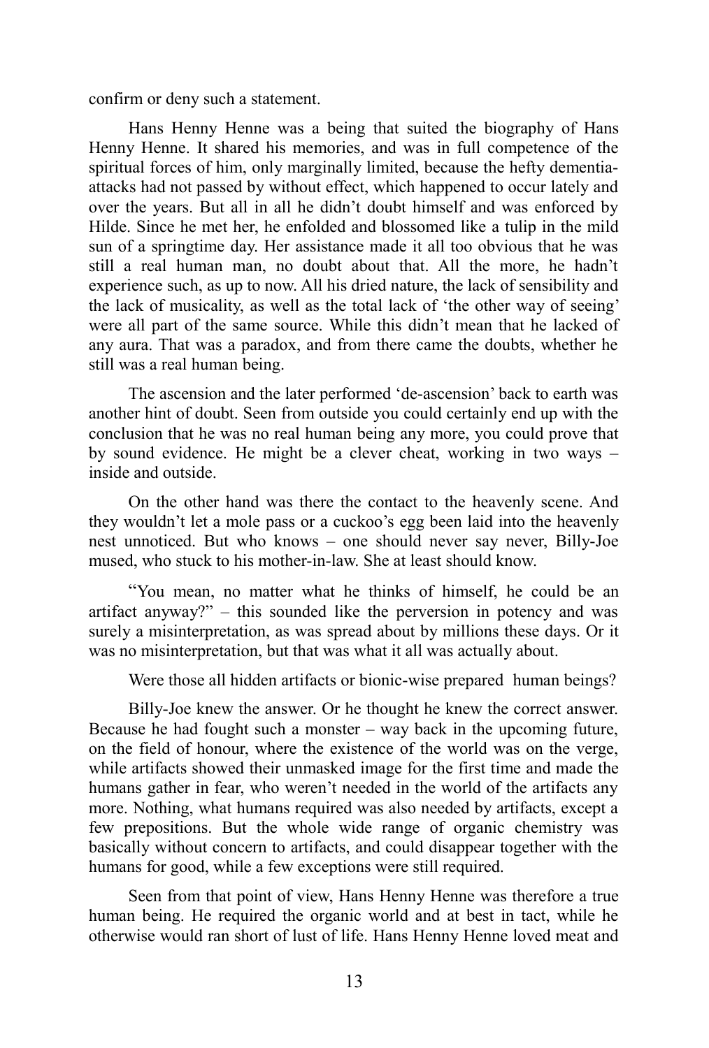confirm or deny such a statement.

Hans Henny Henne was a being that suited the biography of Hans Henny Henne. It shared his memories, and was in full competence of the spiritual forces of him, only marginally limited, because the hefty dementia-attacks had not passed by without effect, which happened to occur lately and over the years. But all in all he didn't doubt himself and was enforced by Hilde. Since he met her, he enfolded and blossomed like a tulip in the mild sun of a springtime day. Her assistance made it all too obvious that he was still a real human man, no doubt about that. All the more, he hadn't experience such, as up to now. All his dried nature, the lack of sensibility and the lack of musicality, as well as the total lack of 'the other way of seeing' were all part of the same source. While this didn't mean that he lacked of any aura. That was a paradox, and from there came the doubts, whether he still was a real human being.

The ascension and the later performed 'de-ascension' back to earth was another hint of doubt. Seen from outside you could certainly end up with the conclusion that he was no real human being any more, you could prove that by sound evidence. He might be a clever cheat, working in two ways – inside and outside.

On the other hand was there the contact to the heavenly scene. And they wouldn't let a mole pass or a cuckoo's egg been laid into the heavenly nest unnoticed. But who knows – one should never say never, Billy-Joe mused, who stuck to his mother-in-law. She at least should know.

"You mean, no matter what he thinks of himself, he could be an artifact anyway?" – this sounded like the perversion in potency and was surely a misinterpretation, as was spread about by millions these days. Or it was no misinterpretation, but that was what it all was actually about.

Were those all hidden artifacts or bionic-wise prepared human beings?

Billy-Joe knew the answer. Or he thought he knew the correct answer. Because he had fought such a monster – way back in the upcoming future, on the field of honour, where the existence of the world was on the verge, while artifacts showed their unmasked image for the first time and made the humans gather in fear, who weren't needed in the world of the artifacts any more. Nothing, what humans required was also needed by artifacts, except a few prepositions. But the whole wide range of organic chemistry was basically without concern to artifacts, and could disappear together with the humans for good, while a few exceptions were still required.

Seen from that point of view, Hans Henny Henne was therefore a true human being. He required the organic world and at best in tact, while he otherwise would ran short of lust of life. Hans Henny Henne loved meat and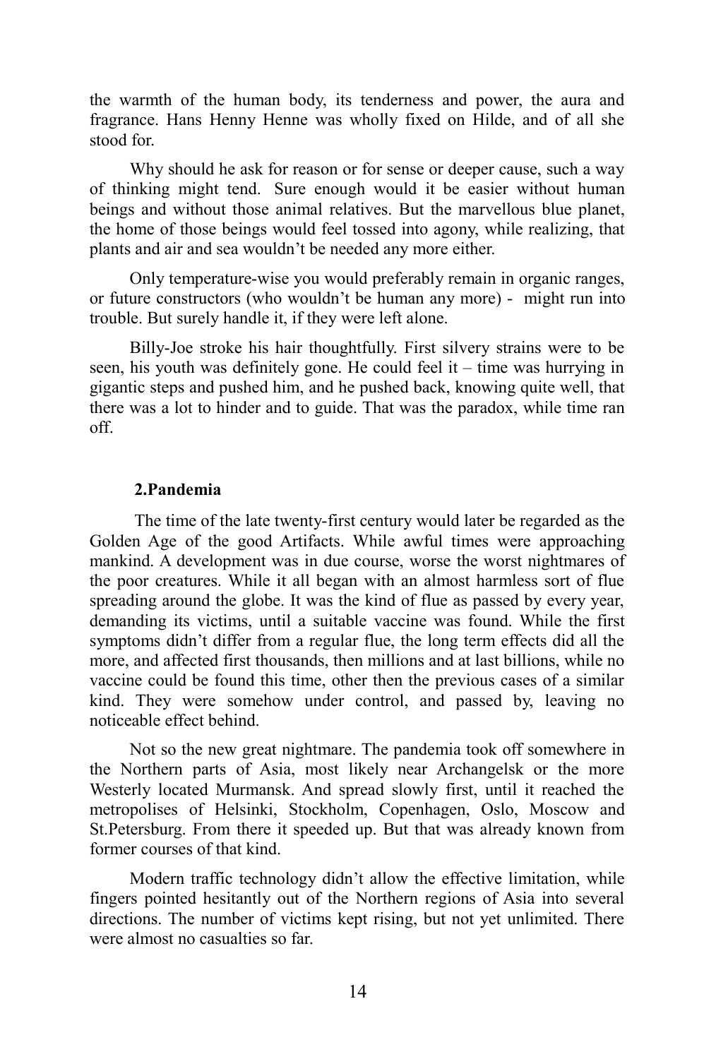the warmth of the human body, its tenderness and power, the aura and fragrance. Hans Henny Henne was wholly fixed on Hilde, and of all she stood for.

Why should he ask for reason or for sense or deeper cause, such a way of thinking might tend. Sure enough would it be easier without human beings and without those animal relatives. But the marvellous blue planet, the home of those beings would feel tossed into agony, while realizing, that plants and air and sea wouldn't be needed any more either.

Only temperature-wise you would preferably remain in organic ranges, or future constructors (who wouldn't be human any more) - might run into trouble. But surely handle it, if they were left alone.

Billy-Joe stroke his hair thoughtfully. First silvery strains were to be seen, his youth was definitely gone. He could feel it – time was hurrying in gigantic steps and pushed him, and he pushed back, knowing quite well, that there was a lot to hinder and to guide. That was the paradox, while time ran off.

## 2.Pandemia

The time of the late twenty-first century would later be regarded as the Golden Age of the good Artifacts. While awful times were approaching mankind. A development was in due course, worse the worst nightmares of the poor creatures. While it all began with an almost harmless sort of flue spreading around the globe. It was the kind of flue as passed by every year, demanding its victims, until a suitable vaccine was found. While the first symptoms didn't differ from a regular flue, the long term effects did all the more, and affected first thousands, then millions and at last billions, while no vaccine could be found this time, other then the previous cases of a similar kind. They were somehow under control, and passed by, leaving no noticeable effect behind.

Not so the new great nightmare. The pandemia took off somewhere in the Northern parts of Asia, most likely near Archangelsk or the more Westerly located Murmansk. And spread slowly first, until it reached the metropolises of Helsinki, Stockholm, Copenhagen, Oslo, Moscow and St.Petersburg. From there it speeded up. But that was already known from former courses of that kind.

Modern traffic technology didn't allow the effective limitation, while fingers pointed hesitantly out of the Northern regions of Asia into several directions. The number of victims kept rising, but not yet unlimited. There were almost no casualties so far.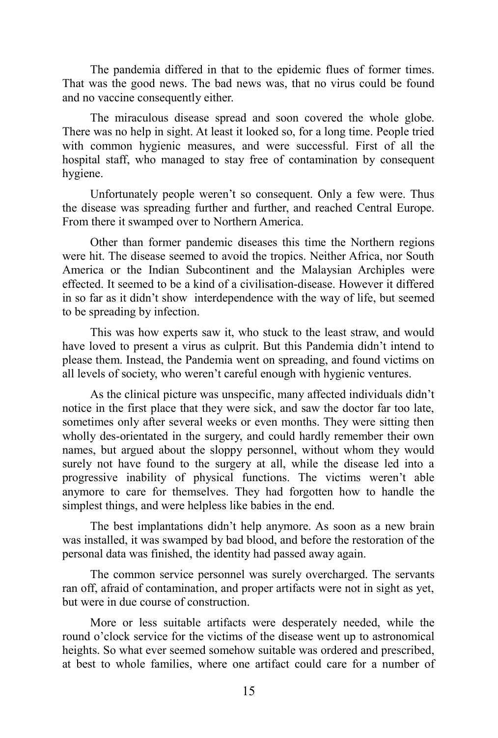The pandemia differed in that to the epidemic flues of former times. That was the good news. The bad news was, that no virus could be found and no vaccine consequently either.

The miraculous disease spread and soon covered the whole globe. There was no help in sight. At least it looked so, for a long time. People tried with common hygienic measures, and were successful. First of all the hospital staff, who managed to stay free of contamination by consequent hygiene.

Unfortunately people weren't so consequent. Only a few were. Thus the disease was spreading further and further, and reached Central Europe. From there it swamped over to Northern America.

Other than former pandemic diseases this time the Northern regions were hit. The disease seemed to avoid the tropics. Neither Africa, nor South America or the Indian Subcontinent and the Malaysian Archiples were effected. It seemed to be a kind of a civilisation-disease. However it differed in so far as it didn't show interdependence with the way of life, but seemed to be spreading by infection.

This was how experts saw it, who stuck to the least straw, and would have loved to present a virus as culprit. But this Pandemia didn't intend to please them. Instead, the Pandemia went on spreading, and found victims on all levels of society, who weren't careful enough with hygienic ventures.

As the clinical picture was unspecific, many affected individuals didn't notice in the first place that they were sick, and saw the doctor far too late, sometimes only after several weeks or even months. They were sitting then wholly des-orientated in the surgery, and could hardly remember their own names, but argued about the sloppy personnel, without whom they would surely not have found to the surgery at all, while the disease led into a progressive inability of physical functions. The victims weren't able anymore to care for themselves. They had forgotten how to handle the simplest things, and were helpless like babies in the end.

The best implantations didn't help anymore. As soon as a new brain was installed, it was swamped by bad blood, and before the restoration of the personal data was finished, the identity had passed away again.

The common service personnel was surely overcharged. The servants ran off, afraid of contamination, and proper artifacts were not in sight as yet, but were in due course of construction.

More or less suitable artifacts were desperately needed, while the round o'clock service for the victims of the disease went up to astronomical heights. So what ever seemed somehow suitable was ordered and prescribed, at best to whole families, where one artifact could care for a number of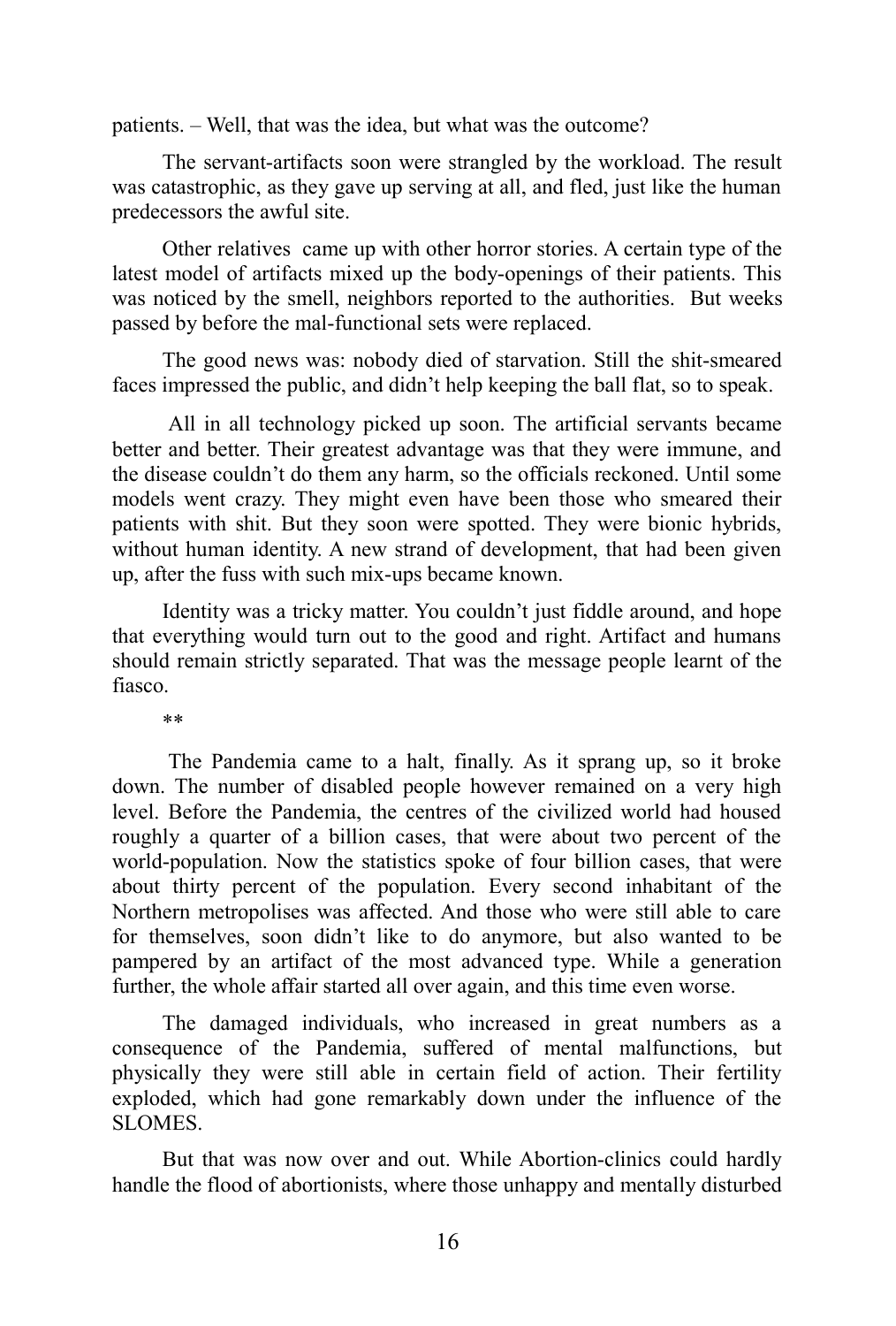patients. – Well, that was the idea, but what was the outcome?

The servant-artifacts soon were strangled by the workload. The result was catastrophic, as they gave up serving at all, and fled, just like the human predecessors the awful site.

Other relatives came up with other horror stories. A certain type of the latest model of artifacts mixed up the body-openings of their patients. This was noticed by the smell, neighbors reported to the authorities. But weeks passed by before the mal-functional sets were replaced.

The good news was: nobody died of starvation. Still the shit-smeared faces impressed the public, and didn't help keeping the ball flat, so to speak.

All in all technology picked up soon. The artificial servants became better and better. Their greatest advantage was that they were immune, and the disease couldn't do them any harm, so the officials reckoned. Until some models went crazy. They might even have been those who smeared their patients with shit. But they soon were spotted. They were bionic hybrids, without human identity. A new strand of development, that had been given up, after the fuss with such mix-ups became known.

Identity was a tricky matter. You couldn't just fiddle around, and hope that everything would turn out to the good and right. Artifact and humans should remain strictly separated. That was the message people learnt of the fiasco.

**

The Pandemia came to a halt, finally. As it sprang up, so it broke down. The number of disabled people however remained on a very high level. Before the Pandemia, the centres of the civilized world had housed roughly a quarter of a billion cases, that were about two percent of the world-population. Now the statistics spoke of four billion cases, that were about thirty percent of the population. Every second inhabitant of the Northern metropolises was affected. And those who were still able to care for themselves, soon didn't like to do anymore, but also wanted to be pampered by an artifact of the most advanced type. While a generation further, the whole affair started all over again, and this time even worse.

The damaged individuals, who increased in great numbers as a consequence of the Pandemia, suffered of mental malfunctions, but physically they were still able in certain field of action. Their fertility exploded, which had gone remarkably down under the influence of the SLOMES.

But that was now over and out. While Abortion-clinics could hardly handle the flood of abortionists, where those unhappy and mentally disturbed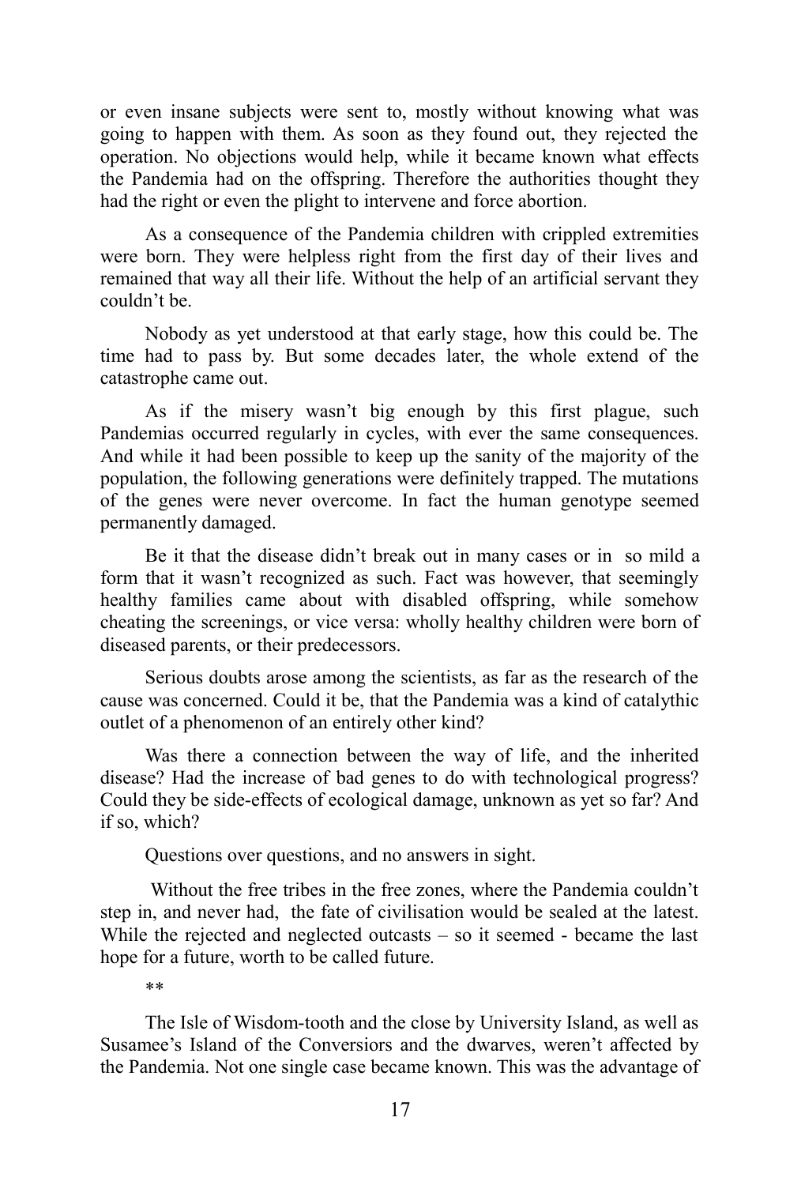or even insane subjects were sent to, mostly without knowing what was going to happen with them. As soon as they found out, they rejected the operation. No objections would help, while it became known what effects the Pandemia had on the offspring. Therefore the authorities thought they had the right or even the plight to intervene and force abortion.

As a consequence of the Pandemia children with crippled extremities were born. They were helpless right from the first day of their lives and remained that way all their life. Without the help of an artificial servant they couldn't be.

Nobody as yet understood at that early stage, how this could be. The time had to pass by. But some decades later, the whole extend of the catastrophe came out.

As if the misery wasn't big enough by this first plague, such Pandemias occurred regularly in cycles, with ever the same consequences. And while it had been possible to keep up the sanity of the majority of the population, the following generations were definitely trapped. The mutations of the genes were never overcome. In fact the human genotype seemed permanently damaged.

Be it that the disease didn't break out in many cases or in so mild a form that it wasn't recognized as such. Fact was however, that seemingly healthy families came about with disabled offspring, while somehow cheating the screenings, or vice versa: wholly healthy children were born of diseased parents, or their predecessors.

Serious doubts arose among the scientists, as far as the research of the cause was concerned. Could it be, that the Pandemia was a kind of catalythic outlet of a phenomenon of an entirely other kind?

Was there a connection between the way of life, and the inherited disease? Had the increase of bad genes to do with technological progress? Could they be side-effects of ecological damage, unknown as yet so far? And if so, which?

Questions over questions, and no answers in sight.

Without the free tribes in the free zones, where the Pandemia couldn't step in, and never had, the fate of civilisation would be sealed at the latest. While the rejected and neglected outcasts – so it seemed - became the last hope for a future, worth to be called future.

**

The Isle of Wisdom-tooth and the close by University Island, as well as Susamee's Island of the Conversiors and the dwarves, weren't affected by the Pandemia. Not one single case became known. This was the advantage of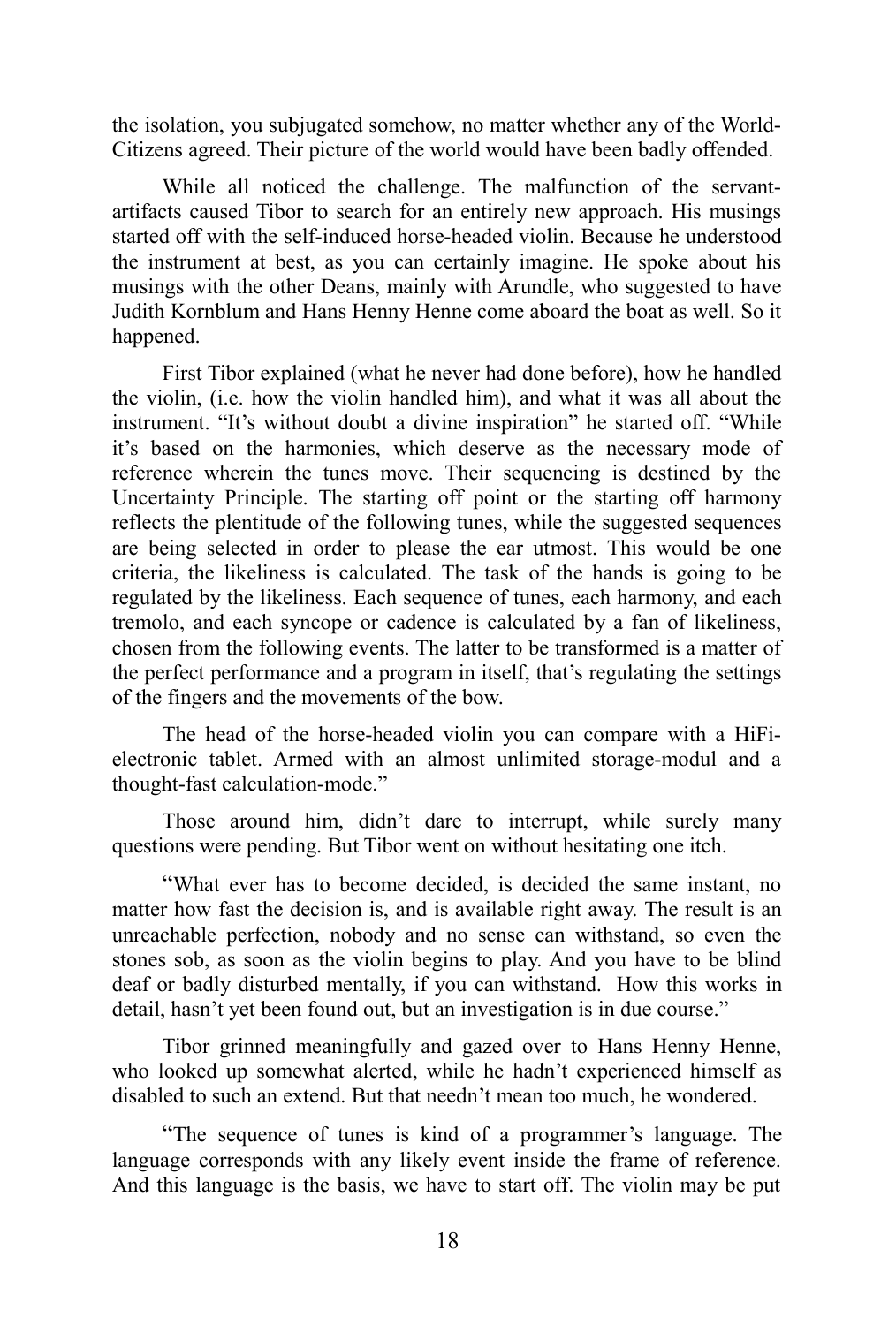the isolation, you subjugated somehow, no matter whether any of the World-Citizens agreed. Their picture of the world would have been badly offended.

While all noticed the challenge. The malfunction of the servant-artifacts caused Tibor to search for an entirely new approach. His musings started off with the self-induced horse-headed violin. Because he understood the instrument at best, as you can certainly imagine. He spoke about his musings with the other Deans, mainly with Arundle, who suggested to have Judith Kornblum and Hans Henny Henne come aboard the boat as well. So it happened.

First Tibor explained (what he never had done before), how he handled the violin, (i.e. how the violin handled him), and what it was all about the instrument. "It's without doubt a divine inspiration" he started off. "While it's based on the harmonies, which deserve as the necessary mode of reference wherein the tunes move. Their sequencing is destined by the Uncertainty Principle. The starting off point or the starting off harmony reflects the plentitude of the following tunes, while the suggested sequences are being selected in order to please the ear utmost. This would be one criteria, the likeliness is calculated. The task of the hands is going to be regulated by the likeliness. Each sequence of tunes, each harmony, and each tremolo, and each syncope or cadence is calculated by a fan of likeliness, chosen from the following events. The latter to be transformed is a matter of the perfect performance and a program in itself, that's regulating the settings of the fingers and the movements of the bow.

The head of the horse-headed violin you can compare with a HiFi-electronic tablet. Armed with an almost unlimited storage-modul and a thought-fast calculation-mode."

Those around him, didn't dare to interrupt, while surely many questions were pending. But Tibor went on without hesitating one itch.

"What ever has to become decided, is decided the same instant, no matter how fast the decision is, and is available right away. The result is an unreachable perfection, nobody and no sense can withstand, so even the stones sob, as soon as the violin begins to play. And you have to be blind deaf or badly disturbed mentally, if you can withstand. How this works in detail, hasn't yet been found out, but an investigation is in due course."

Tibor grinned meaningfully and gazed over to Hans Henny Henne, who looked up somewhat alerted, while he hadn't experienced himself as disabled to such an extend. But that needn't mean too much, he wondered.

"The sequence of tunes is kind of a programmer's language. The language corresponds with any likely event inside the frame of reference. And this language is the basis, we have to start off. The violin may be put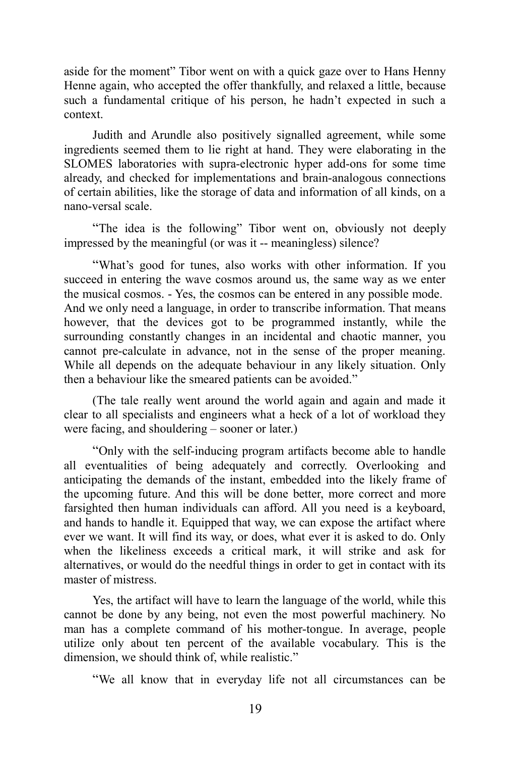aside for the moment" Tibor went on with a quick gaze over to Hans Henny Henne again, who accepted the offer thankfully, and relaxed a little, because such a fundamental critique of his person, he hadn't expected in such a context.

Judith and Arundle also positively signalled agreement, while some ingredients seemed them to lie right at hand. They were elaborating in the SLOMES laboratories with supra-electronic hyper add-ons for some time already, and checked for implementations and brain-analogous connections of certain abilities, like the storage of data and information of all kinds, on a nano-versal scale.

"The idea is the following" Tibor went on, obviously not deeply impressed by the meaningful (or was it -- meaningless) silence?

"What's good for tunes, also works with other information. If you succeed in entering the wave cosmos around us, the same way as we enter the musical cosmos. - Yes, the cosmos can be entered in any possible mode. And we only need a language, in order to transcribe information. That means however, that the devices got to be programmed instantly, while the surrounding constantly changes in an incidental and chaotic manner, you cannot pre-calculate in advance, not in the sense of the proper meaning. While all depends on the adequate behaviour in any likely situation. Only then a behaviour like the smeared patients can be avoided."

(The tale really went around the world again and again and made it clear to all specialists and engineers what a heck of a lot of workload they were facing, and shouldering – sooner or later.)

"Only with the self-inducing program artifacts become able to handle all eventualities of being adequately and correctly. Overlooking and anticipating the demands of the instant, embedded into the likely frame of the upcoming future. And this will be done better, more correct and more farsighted then human individuals can afford. All you need is a keyboard, and hands to handle it. Equipped that way, we can expose the artifact where ever we want. It will find its way, or does, what ever it is asked to do. Only when the likeliness exceeds a critical mark, it will strike and ask for alternatives, or would do the needful things in order to get in contact with its master of mistress.

Yes, the artifact will have to learn the language of the world, while this cannot be done by any being, not even the most powerful machinery. No man has a complete command of his mother-tongue. In average, people utilize only about ten percent of the available vocabulary. This is the dimension, we should think of, while realistic."

"We all know that in everyday life not all circumstances can be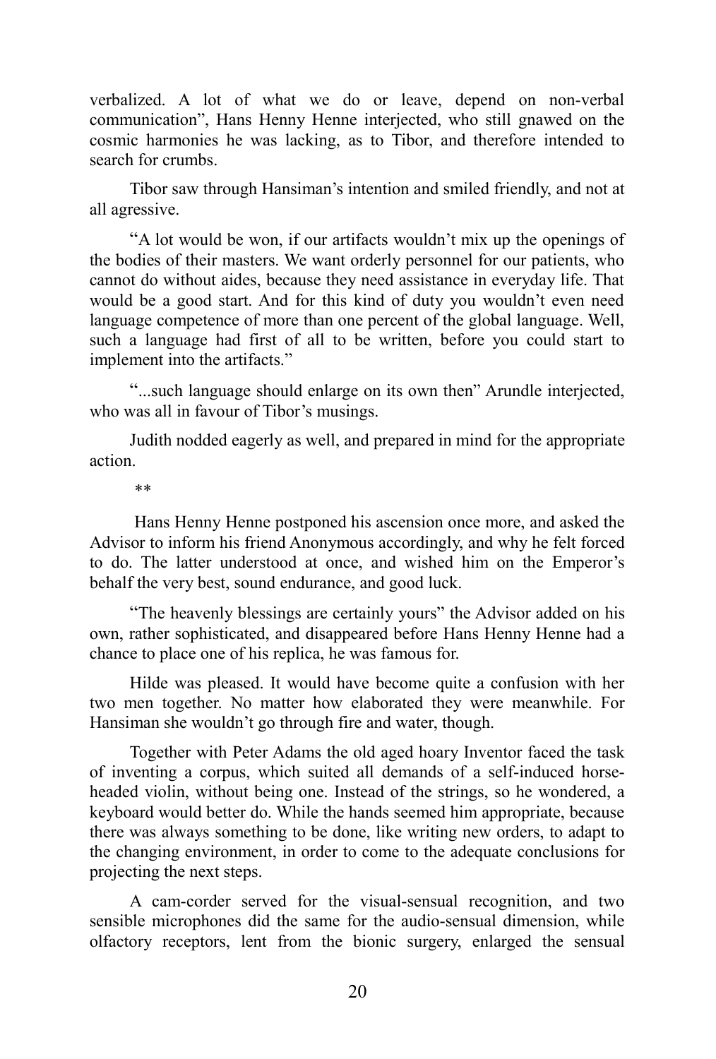verbalized. A lot of what we do or leave, depend on non-verbal communication", Hans Henny Henne interjected, who still gnawed on the cosmic harmonies he was lacking, as to Tibor, and therefore intended to search for crumbs.

Tibor saw through Hansiman's intention and smiled friendly, and not at all agressive.

"A lot would be won, if our artifacts wouldn't mix up the openings of the bodies of their masters. We want orderly personnel for our patients, who cannot do without aides, because they need assistance in everyday life. That would be a good start. And for this kind of duty you wouldn't even need language competence of more than one percent of the global language. Well, such a language had first of all to be written, before you could start to implement into the artifacts."

"...such language should enlarge on its own then" Arundle interjected, who was all in favour of Tibor's musings.

Judith nodded eagerly as well, and prepared in mind for the appropriate action.

**

Hans Henny Henne postponed his ascension once more, and asked the Advisor to inform his friend Anonymous accordingly, and why he felt forced to do. The latter understood at once, and wished him on the Emperor's behalf the very best, sound endurance, and good luck.

"The heavenly blessings are certainly yours" the Advisor added on his own, rather sophisticated, and disappeared before Hans Henny Henne had a chance to place one of his replica, he was famous for.

Hilde was pleased. It would have become quite a confusion with her two men together. No matter how elaborated they were meanwhile. For Hansiman she wouldn't go through fire and water, though.

Together with Peter Adams the old aged hoary Inventor faced the task of inventing a corpus, which suited all demands of a self-induced horse-headed violin, without being one. Instead of the strings, so he wondered, a keyboard would better do. While the hands seemed him appropriate, because there was always something to be done, like writing new orders, to adapt to the changing environment, in order to come to the adequate conclusions for projecting the next steps.

A cam-corder served for the visual-sensual recognition, and two sensible microphones did the same for the audio-sensual dimension, while olfactory receptors, lent from the bionic surgery, enlarged the sensual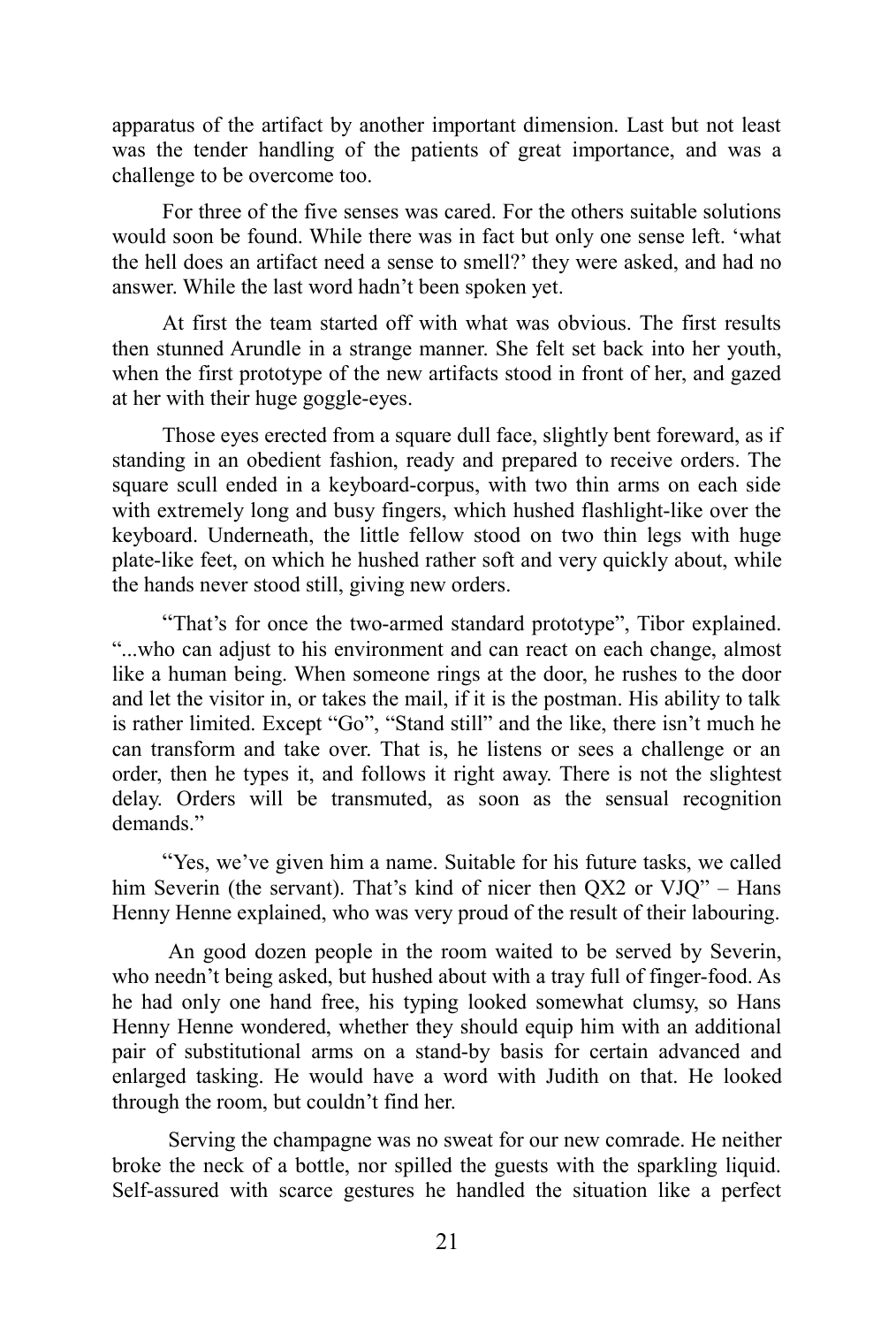apparatus of the artifact by another important dimension. Last but not least was the tender handling of the patients of great importance, and was a challenge to be overcome too.

For three of the five senses was cared. For the others suitable solutions would soon be found. While there was in fact but only one sense left. 'what the hell does an artifact need a sense to smell?' they were asked, and had no answer. While the last word hadn't been spoken yet.

At first the team started off with what was obvious. The first results then stunned Arundle in a strange manner. She felt set back into her youth, when the first prototype of the new artifacts stood in front of her, and gazed at her with their huge goggle-eyes.

Those eyes erected from a square dull face, slightly bent foreward, as if standing in an obedient fashion, ready and prepared to receive orders. The square scull ended in a keyboard-corpus, with two thin arms on each side with extremely long and busy fingers, which hushed flashlight-like over the keyboard. Underneath, the little fellow stood on two thin legs with huge plate-like feet, on which he hushed rather soft and very quickly about, while the hands never stood still, giving new orders.

"That's for once the two-armed standard prototype", Tibor explained. "...who can adjust to his environment and can react on each change, almost like a human being. When someone rings at the door, he rushes to the door and let the visitor in, or takes the mail, if it is the postman. His ability to talk is rather limited. Except "Go", "Stand still" and the like, there isn't much he can transform and take over. That is, he listens or sees a challenge or an order, then he types it, and follows it right away. There is not the slightest delay. Orders will be transmuted, as soon as the sensual recognition demands."

"Yes, we've given him a name. Suitable for his future tasks, we called him Severin (the servant). That's kind of nicer then QX2 or VJQ" – Hans Henny Henne explained, who was very proud of the result of their labouring.

An good dozen people in the room waited to be served by Severin, who needn't being asked, but hushed about with a tray full of finger-food. As he had only one hand free, his typing looked somewhat clumsy, so Hans Henny Henne wondered, whether they should equip him with an additional pair of substitutional arms on a stand-by basis for certain advanced and enlarged tasking. He would have a word with Judith on that. He looked through the room, but couldn't find her.

Serving the champagne was no sweat for our new comrade. He neither broke the neck of a bottle, nor spilled the guests with the sparkling liquid. Self-assured with scarce gestures he handled the situation like a perfect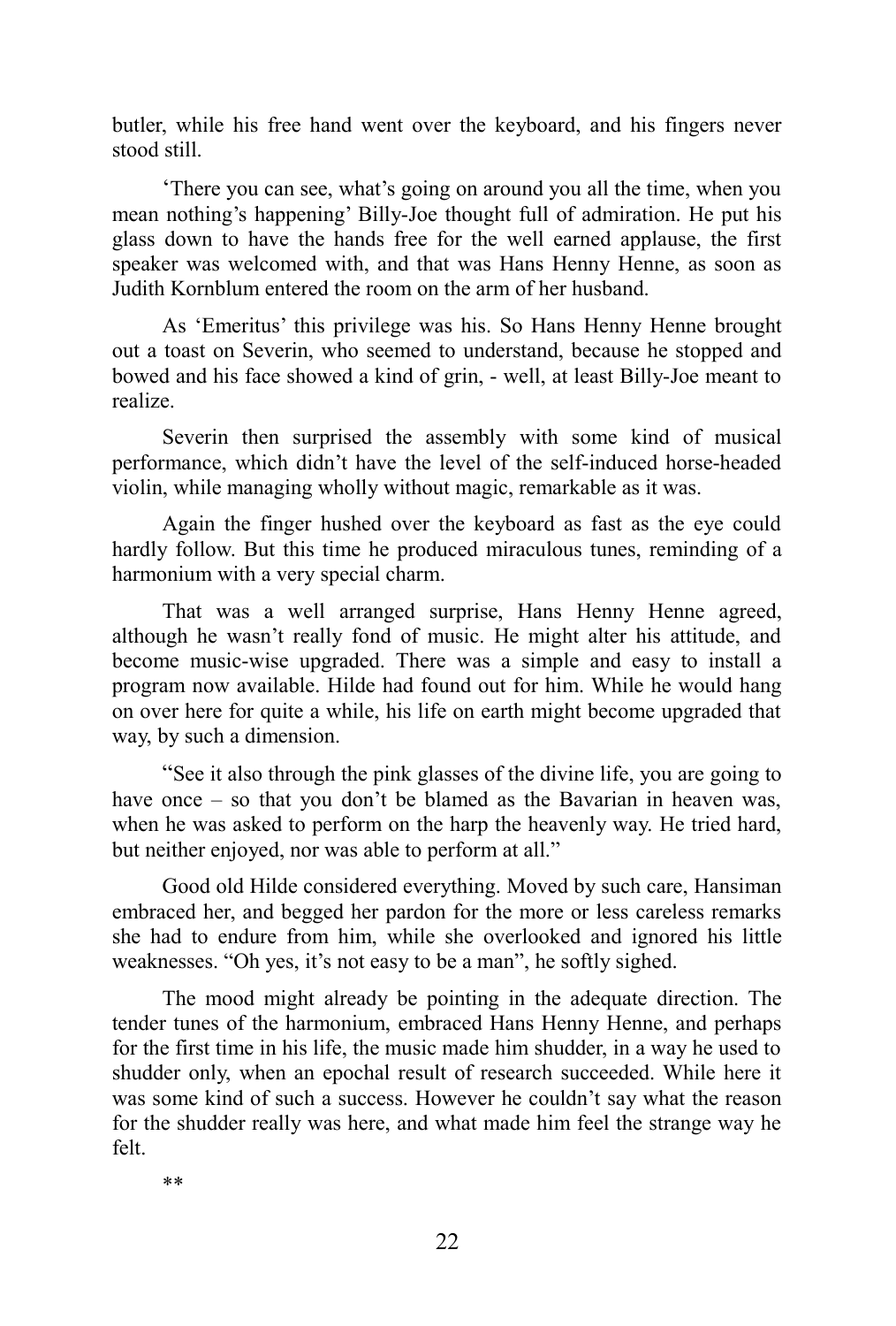butler, while his free hand went over the keyboard, and his fingers never stood still.

'There you can see, what's going on around you all the time, when you mean nothing's happening' Billy-Joe thought full of admiration. He put his glass down to have the hands free for the well earned applause, the first speaker was welcomed with, and that was Hans Henny Henne, as soon as Judith Kornblum entered the room on the arm of her husband.

As 'Emeritus' this privilege was his. So Hans Henny Henne brought out a toast on Severin, who seemed to understand, because he stopped and bowed and his face showed a kind of grin, - well, at least Billy-Joe meant to realize.

Severin then surprised the assembly with some kind of musical performance, which didn't have the level of the self-induced horse-headed violin, while managing wholly without magic, remarkable as it was.

Again the finger hushed over the keyboard as fast as the eye could hardly follow. But this time he produced miraculous tunes, reminding of a harmonium with a very special charm.

That was a well arranged surprise, Hans Henny Henne agreed, although he wasn't really fond of music. He might alter his attitude, and become music-wise upgraded. There was a simple and easy to install a program now available. Hilde had found out for him. While he would hang on over here for quite a while, his life on earth might become upgraded that way, by such a dimension.

"See it also through the pink glasses of the divine life, you are going to have once – so that you don't be blamed as the Bavarian in heaven was, when he was asked to perform on the harp the heavenly way. He tried hard, but neither enjoyed, nor was able to perform at all."

Good old Hilde considered everything. Moved by such care, Hansiman embraced her, and begged her pardon for the more or less careless remarks she had to endure from him, while she overlooked and ignored his little weaknesses. "Oh yes, it's not easy to be a man", he softly sighed.

The mood might already be pointing in the adequate direction. The tender tunes of the harmonium, embraced Hans Henny Henne, and perhaps for the first time in his life, the music made him shudder, in a way he used to shudder only, when an epochal result of research succeeded. While here it was some kind of such a success. However he couldn't say what the reason for the shudder really was here, and what made him feel the strange way he felt.

**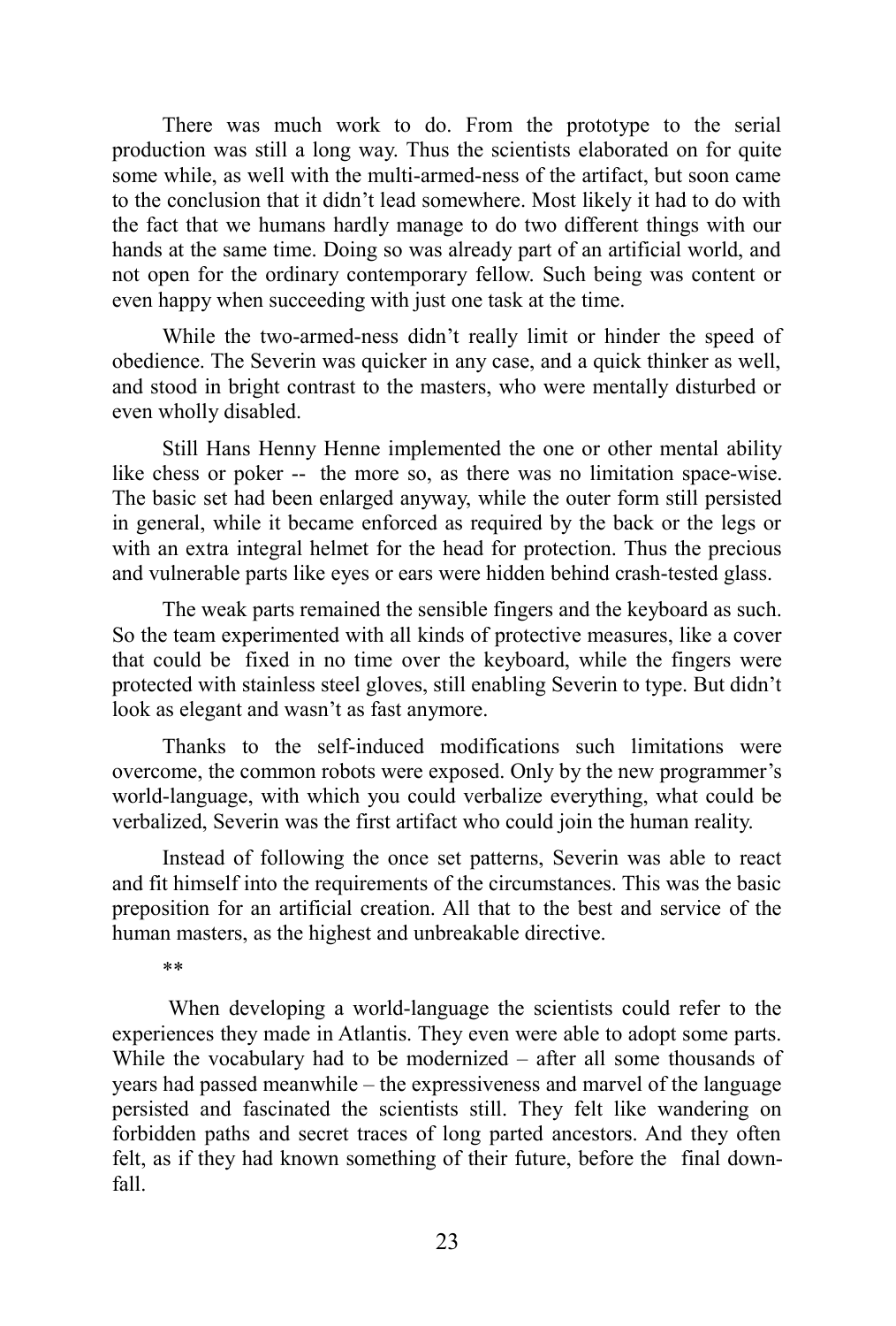There was much work to do. From the prototype to the serial production was still a long way. Thus the scientists elaborated on for quite some while, as well with the multi-armed-ness of the artifact, but soon came to the conclusion that it didn't lead somewhere. Most likely it had to do with the fact that we humans hardly manage to do two different things with our hands at the same time. Doing so was already part of an artificial world, and not open for the ordinary contemporary fellow. Such being was content or even happy when succeeding with just one task at the time.

While the two-armed-ness didn't really limit or hinder the speed of obedience. The Severin was quicker in any case, and a quick thinker as well, and stood in bright contrast to the masters, who were mentally disturbed or even wholly disabled.

Still Hans Henny Henne implemented the one or other mental ability like chess or poker -- the more so, as there was no limitation space-wise. The basic set had been enlarged anyway, while the outer form still persisted in general, while it became enforced as required by the back or the legs or with an extra integral helmet for the head for protection. Thus the precious and vulnerable parts like eyes or ears were hidden behind crash-tested glass.

The weak parts remained the sensible fingers and the keyboard as such. So the team experimented with all kinds of protective measures, like a cover that could be fixed in no time over the keyboard, while the fingers were protected with stainless steel gloves, still enabling Severin to type. But didn't look as elegant and wasn't as fast anymore.

Thanks to the self-induced modifications such limitations were overcome, the common robots were exposed. Only by the new programmer's world-language, with which you could verbalize everything, what could be verbalized, Severin was the first artifact who could join the human reality.

Instead of following the once set patterns, Severin was able to react and fit himself into the requirements of the circumstances. This was the basic preposition for an artificial creation. All that to the best and service of the human masters, as the highest and unbreakable directive.

**

When developing a world-language the scientists could refer to the experiences they made in Atlantis. They even were able to adopt some parts. While the vocabulary had to be modernized – after all some thousands of years had passed meanwhile – the expressiveness and marvel of the language persisted and fascinated the scientists still. They felt like wandering on forbidden paths and secret traces of long parted ancestors. And they often felt, as if they had known something of their future, before the final down-fall.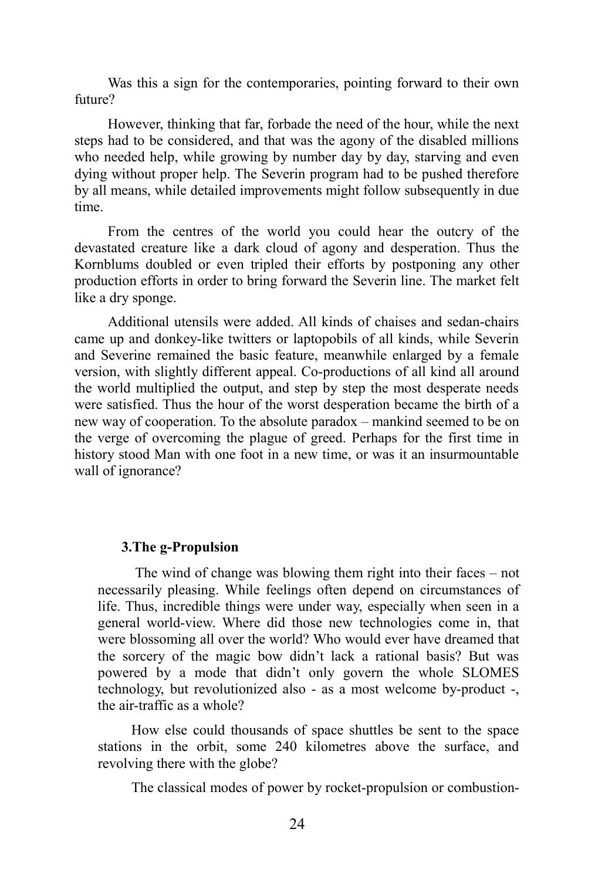Was this a sign for the contemporaries, pointing forward to their own future?

However, thinking that far, forbade the need of the hour, while the next steps had to be considered, and that was the agony of the disabled millions who needed help, while growing by number day by day, starving and even dying without proper help. The Severin program had to be pushed therefore by all means, while detailed improvements might follow subsequently in due time.

From the centres of the world you could hear the outcry of the devastated creature like a dark cloud of agony and desperation. Thus the Kornblums doubled or even tripled their efforts by postponing any other production efforts in order to bring forward the Severin line. The market felt like a dry sponge.

Additional utensils were added. All kinds of chaises and sedan-chairs came up and donkey-like twitters or laptopobils of all kinds, while Severin and Severine remained the basic feature, meanwhile enlarged by a female version, with slightly different appeal. Co-productions of all kind all around the world multiplied the output, and step by step the most desperate needs were satisfied. Thus the hour of the worst desperation became the birth of a new way of cooperation. To the absolute paradox – mankind seemed to be on the verge of overcoming the plague of greed. Perhaps for the first time in history stood Man with one foot in a new time, or was it an insurmountable wall of ignorance?

### 3.The g-Propulsion

The wind of change was blowing them right into their faces – not necessarily pleasing. While feelings often depend on circumstances of life. Thus, incredible things were under way, especially when seen in a general world-view. Where did those new technologies come in, that were blossoming all over the world? Who would ever have dreamed that the sorcery of the magic bow didn't lack a rational basis? But was powered by a mode that didn't only govern the whole SLOMES technology, but revolutionized also - as a most welcome by-product -, the air-traffic as a whole?

How else could thousands of space shuttles be sent to the space stations in the orbit, some 240 kilometres above the surface, and revolving there with the globe?

The classical modes of power by rocket-propulsion or combustion-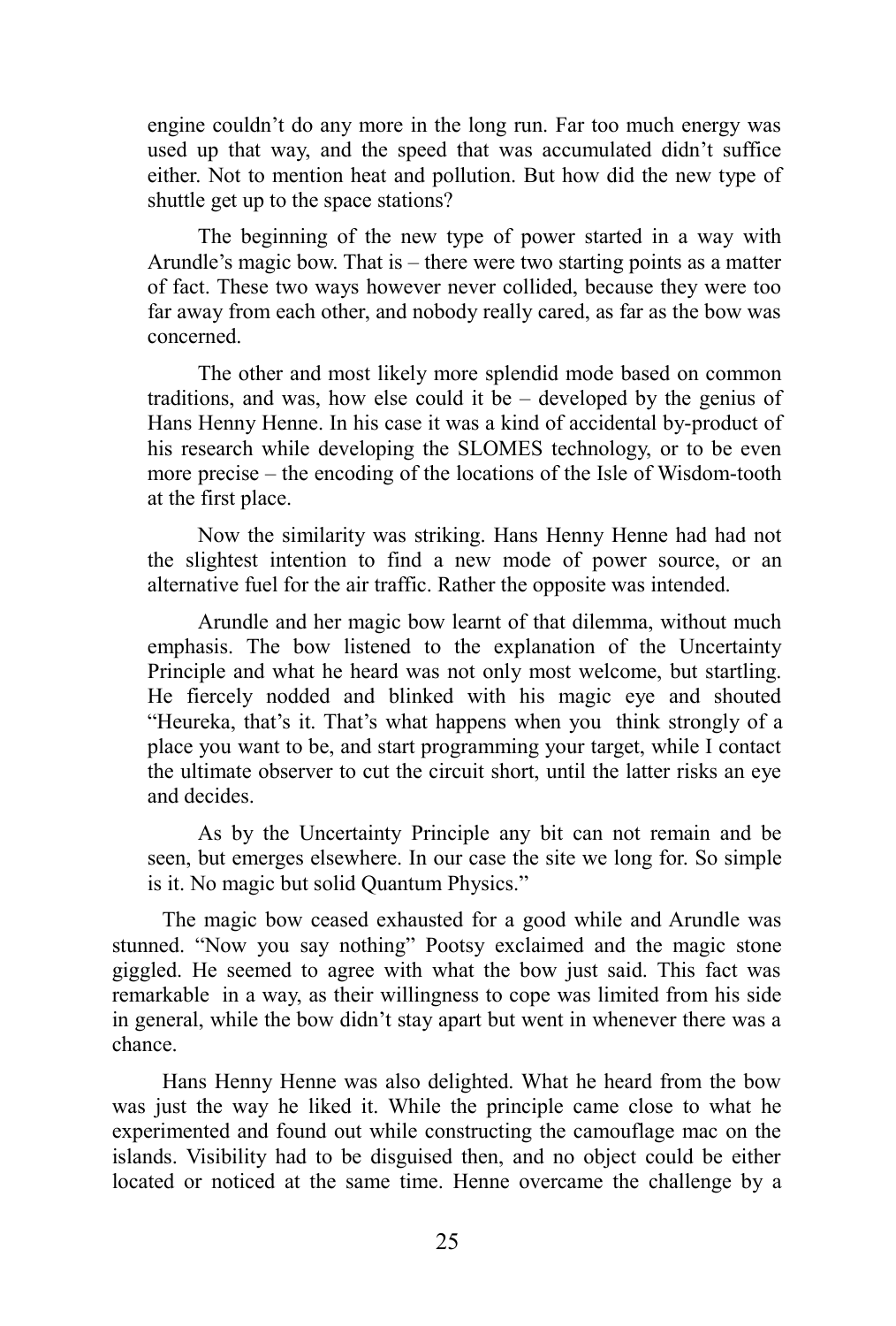engine couldn't do any more in the long run. Far too much energy was used up that way, and the speed that was accumulated didn't suffice either. Not to mention heat and pollution. But how did the new type of shuttle get up to the space stations?

The beginning of the new type of power started in a way with Arundle's magic bow. That is – there were two starting points as a matter of fact. These two ways however never collided, because they were too far away from each other, and nobody really cared, as far as the bow was concerned.

The other and most likely more splendid mode based on common traditions, and was, how else could it be – developed by the genius of Hans Henny Henne. In his case it was a kind of accidental by-product of his research while developing the SLOMES technology, or to be even more precise – the encoding of the locations of the Isle of Wisdom-tooth at the first place.

Now the similarity was striking. Hans Henny Henne had had not the slightest intention to find a new mode of power source, or an alternative fuel for the air traffic. Rather the opposite was intended.

Arundle and her magic bow learnt of that dilemma, without much emphasis. The bow listened to the explanation of the Uncertainty Principle and what he heard was not only most welcome, but startling. He fiercely nodded and blinked with his magic eye and shouted "Heureka, that's it. That's what happens when you think strongly of a place you want to be, and start programming your target, while I contact the ultimate observer to cut the circuit short, until the latter risks an eye and decides.

As by the Uncertainty Principle any bit can not remain and be seen, but emerges elsewhere. In our case the site we long for. So simple is it. No magic but solid Quantum Physics."

The magic bow ceased exhausted for a good while and Arundle was stunned. "Now you say nothing" Pootsy exclaimed and the magic stone giggled. He seemed to agree with what the bow just said. This fact was remarkable in a way, as their willingness to cope was limited from his side in general, while the bow didn't stay apart but went in whenever there was a chance.

Hans Henny Henne was also delighted. What he heard from the bow was just the way he liked it. While the principle came close to what he experimented and found out while constructing the camouflage mac on the islands. Visibility had to be disguised then, and no object could be either located or noticed at the same time. Henne overcame the challenge by a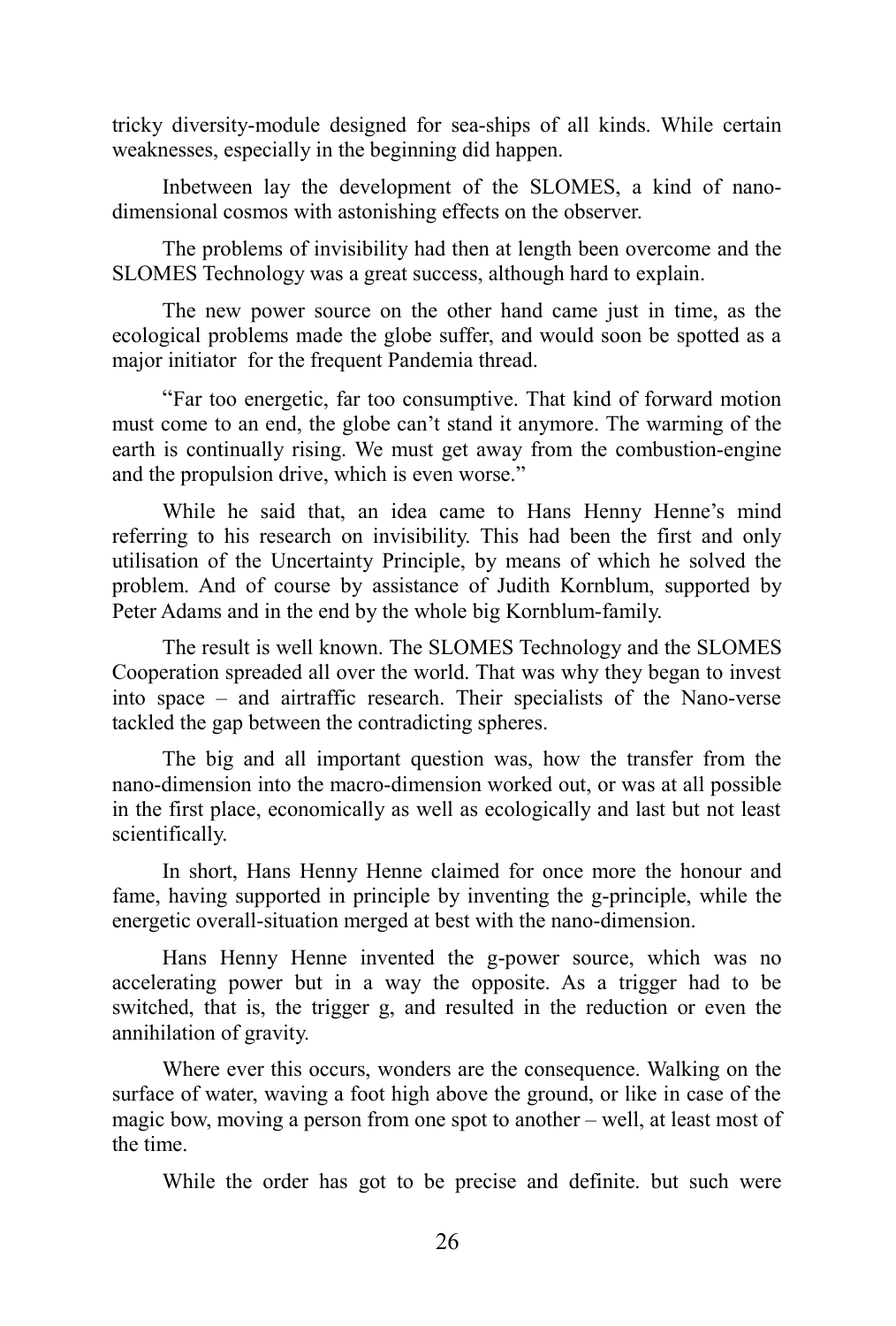tricky diversity-module designed for sea-ships of all kinds. While certain weaknesses, especially in the beginning did happen.

Inbetween lay the development of the SLOMES, a kind of nano-dimensional cosmos with astonishing effects on the observer.

The problems of invisibility had then at length been overcome and the SLOMES Technology was a great success, although hard to explain.

The new power source on the other hand came just in time, as the ecological problems made the globe suffer, and would soon be spotted as a major initiator  for the frequent Pandemia thread.

"Far too energetic, far too consumptive. That kind of forward motion must come to an end, the globe can't stand it anymore. The warming of the earth is continually rising. We must get away from the combustion-engine and the propulsion drive, which is even worse."

While he said that, an idea came to Hans Henny Henne's mind referring to his research on invisibility. This had been the first and only utilisation of the Uncertainty Principle, by means of which he solved the problem. And of course by assistance of Judith Kornblum, supported by Peter Adams and in the end by the whole big Kornblum-family.

The result is well known. The SLOMES Technology and the SLOMES Cooperation spreaded all over the world. That was why they began to invest into space – and airtraffic research. Their specialists of the Nano-verse tackled the gap between the contradicting spheres.

The big and all important question was, how the transfer from the nano-dimension into the macro-dimension worked out, or was at all possible in the first place, economically as well as ecologically and last but not least scientifically.

In short, Hans Henny Henne claimed for once more the honour and fame, having supported in principle by inventing the g-principle, while the energetic overall-situation merged at best with the nano-dimension.

Hans Henny Henne invented the g-power source, which was no accelerating power but in a way the opposite. As a trigger had to be switched, that is, the trigger g, and resulted in the reduction or even the annihilation of gravity.

Where ever this occurs, wonders are the consequence. Walking on the surface of water, waving a foot high above the ground, or like in case of the magic bow, moving a person from one spot to another – well, at least most of the time.

While the order has got to be precise and definite. but such were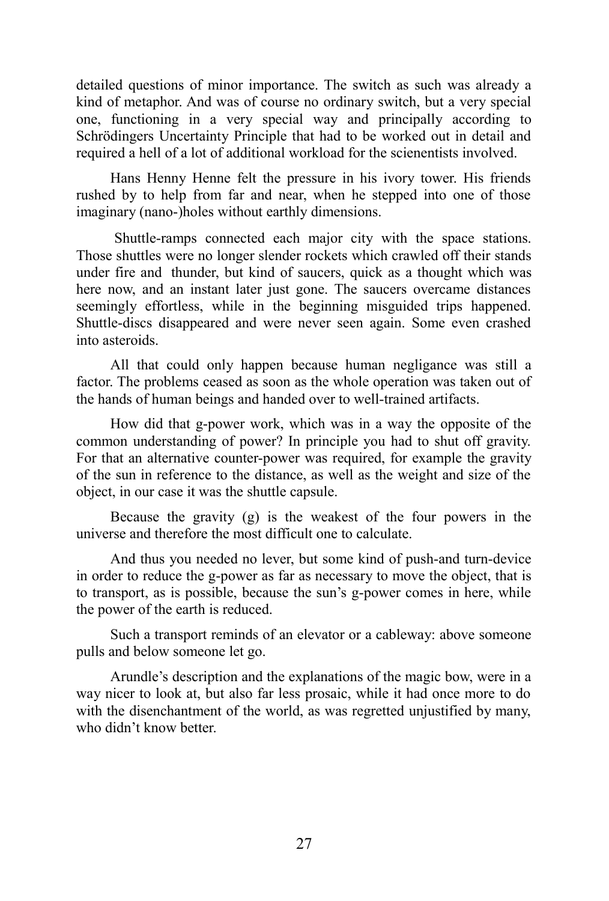detailed questions of minor importance. The switch as such was already a kind of metaphor. And was of course no ordinary switch, but a very special one, functioning in a very special way and principally according to Schrödingers Uncertainty Principle that had to be worked out in detail and required a hell of a lot of additional workload for the scienentists involved.

Hans Henny Henne felt the pressure in his ivory tower. His friends rushed by to help from far and near, when he stepped into one of those imaginary (nano-)holes without earthly dimensions.

Shuttle-ramps connected each major city with the space stations. Those shuttles were no longer slender rockets which crawled off their stands under fire and thunder, but kind of saucers, quick as a thought which was here now, and an instant later just gone. The saucers overcame distances seemingly effortless, while in the beginning misguided trips happened. Shuttle-discs disappeared and were never seen again. Some even crashed into asteroids.

All that could only happen because human negligance was still a factor. The problems ceased as soon as the whole operation was taken out of the hands of human beings and handed over to well-trained artifacts.

How did that g-power work, which was in a way the opposite of the common understanding of power? In principle you had to shut off gravity. For that an alternative counter-power was required, for example the gravity of the sun in reference to the distance, as well as the weight and size of the object, in our case it was the shuttle capsule.

Because the gravity (g) is the weakest of the four powers in the universe and therefore the most difficult one to calculate.

And thus you needed no lever, but some kind of push-and turn-device in order to reduce the g-power as far as necessary to move the object, that is to transport, as is possible, because the sun's g-power comes in here, while the power of the earth is reduced.

Such a transport reminds of an elevator or a cableway: above someone pulls and below someone let go.

Arundle's description and the explanations of the magic bow, were in a way nicer to look at, but also far less prosaic, while it had once more to do with the disenchantment of the world, as was regretted unjustified by many, who didn't know better.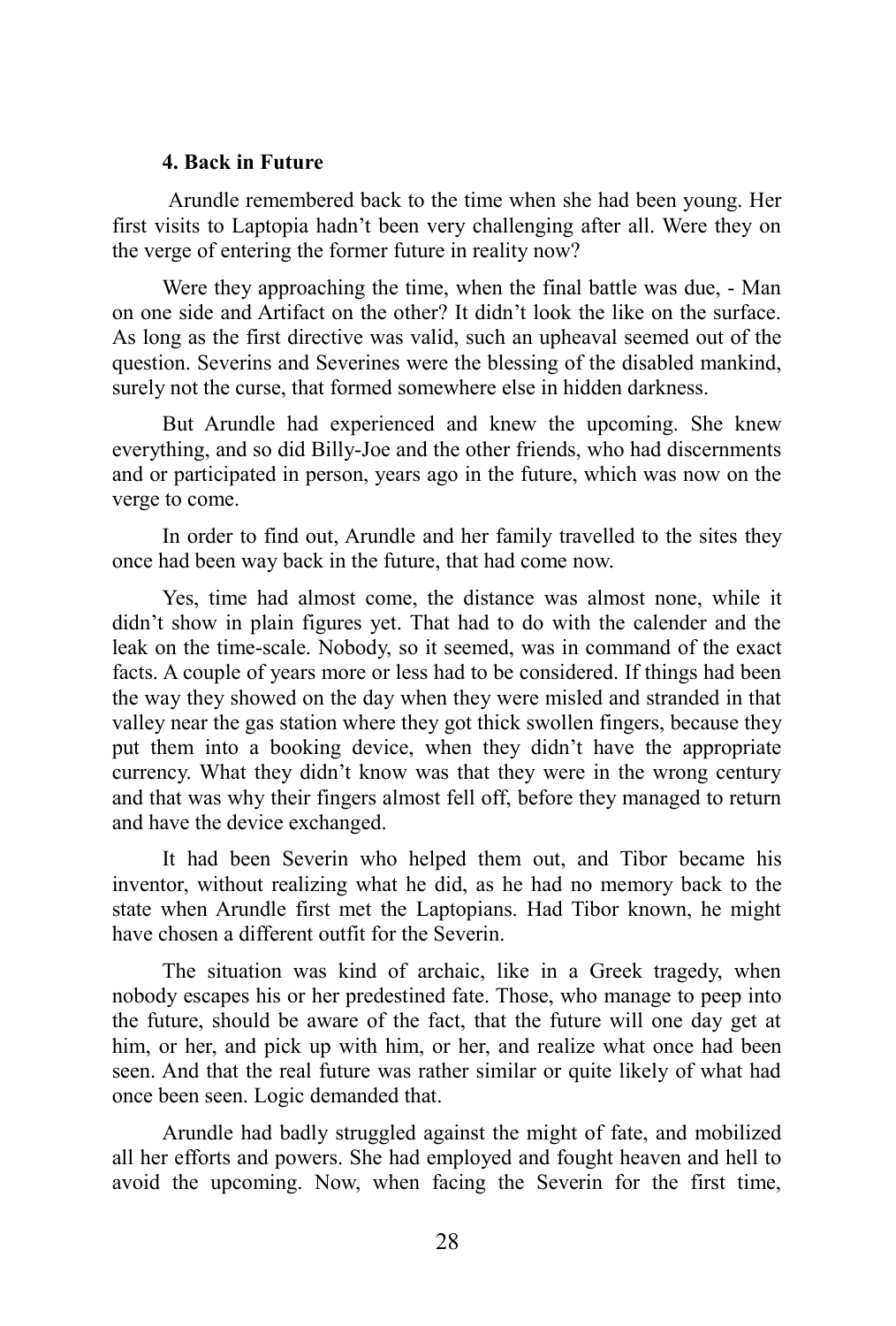### 4. Back in Future

Arundle remembered back to the time when she had been young. Her first visits to Laptopia hadn't been very challenging after all. Were they on the verge of entering the former future in reality now?

Were they approaching the time, when the final battle was due, - Man on one side and Artifact on the other? It didn't look the like on the surface. As long as the first directive was valid, such an upheaval seemed out of the question. Severins and Severines were the blessing of the disabled mankind, surely not the curse, that formed somewhere else in hidden darkness.

But Arundle had experienced and knew the upcoming. She knew everything, and so did Billy-Joe and the other friends, who had discernments and or participated in person, years ago in the future, which was now on the verge to come.

In order to find out, Arundle and her family travelled to the sites they once had been way back in the future, that had come now.

Yes, time had almost come, the distance was almost none, while it didn't show in plain figures yet. That had to do with the calender and the leak on the time-scale. Nobody, so it seemed, was in command of the exact facts. A couple of years more or less had to be considered. If things had been the way they showed on the day when they were misled and stranded in that valley near the gas station where they got thick swollen fingers, because they put them into a booking device, when they didn't have the appropriate currency. What they didn't know was that they were in the wrong century and that was why their fingers almost fell off, before they managed to return and have the device exchanged.

It had been Severin who helped them out, and Tibor became his inventor, without realizing what he did, as he had no memory back to the state when Arundle first met the Laptopians. Had Tibor known, he might have chosen a different outfit for the Severin.

The situation was kind of archaic, like in a Greek tragedy, when nobody escapes his or her predestined fate. Those, who manage to peep into the future, should be aware of the fact, that the future will one day get at him, or her, and pick up with him, or her, and realize what once had been seen. And that the real future was rather similar or quite likely of what had once been seen. Logic demanded that.

Arundle had badly struggled against the might of fate, and mobilized all her efforts and powers. She had employed and fought heaven and hell to avoid the upcoming. Now, when facing the Severin for the first time,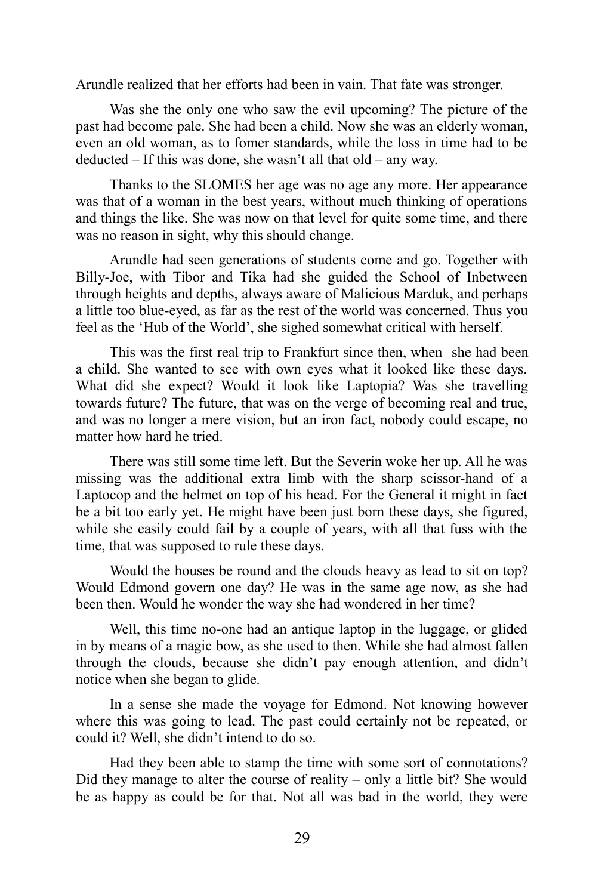Arundle realized that her efforts had been in vain. That fate was stronger.

Was she the only one who saw the evil upcoming? The picture of the past had become pale. She had been a child. Now she was an elderly woman, even an old woman, as to fomer standards, while the loss in time had to be deducted – If this was done, she wasn't all that old – any way.

Thanks to the SLOMES her age was no age any more. Her appearance was that of a woman in the best years, without much thinking of operations and things the like. She was now on that level for quite some time, and there was no reason in sight, why this should change.

Arundle had seen generations of students come and go. Together with Billy-Joe, with Tibor and Tika had she guided the School of Inbetween through heights and depths, always aware of Malicious Marduk, and perhaps a little too blue-eyed, as far as the rest of the world was concerned. Thus you feel as the 'Hub of the World', she sighed somewhat critical with herself.

This was the first real trip to Frankfurt since then, when she had been a child. She wanted to see with own eyes what it looked like these days. What did she expect? Would it look like Laptopia? Was she travelling towards future? The future, that was on the verge of becoming real and true, and was no longer a mere vision, but an iron fact, nobody could escape, no matter how hard he tried.

There was still some time left. But the Severin woke her up. All he was missing was the additional extra limb with the sharp scissor-hand of a Laptocop and the helmet on top of his head. For the General it might in fact be a bit too early yet. He might have been just born these days, she figured, while she easily could fail by a couple of years, with all that fuss with the time, that was supposed to rule these days.

Would the houses be round and the clouds heavy as lead to sit on top? Would Edmond govern one day? He was in the same age now, as she had been then. Would he wonder the way she had wondered in her time?

Well, this time no-one had an antique laptop in the luggage, or glided in by means of a magic bow, as she used to then. While she had almost fallen through the clouds, because she didn't pay enough attention, and didn't notice when she began to glide.

In a sense she made the voyage for Edmond. Not knowing however where this was going to lead. The past could certainly not be repeated, or could it? Well, she didn't intend to do so.

Had they been able to stamp the time with some sort of connotations? Did they manage to alter the course of reality – only a little bit? She would be as happy as could be for that. Not all was bad in the world, they were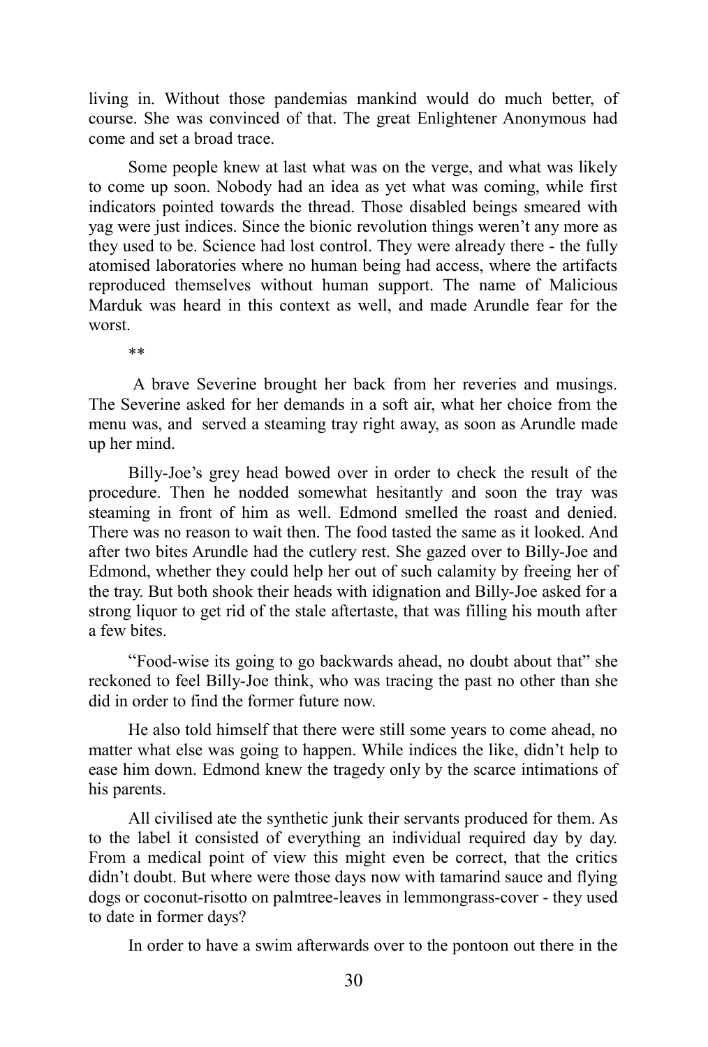living in. Without those pandemias mankind would do much better, of course. She was convinced of that. The great Enlightener Anonymous had come and set a broad trace.

Some people knew at last what was on the verge, and what was likely to come up soon. Nobody had an idea as yet what was coming, while first indicators pointed towards the thread. Those disabled beings smeared with yag were just indices. Since the bionic revolution things weren't any more as they used to be. Science had lost control. They were already there - the fully atomised laboratories where no human being had access, where the artifacts reproduced themselves without human support. The name of Malicious Marduk was heard in this context as well, and made Arundle fear for the worst.

**

A brave Severine brought her back from her reveries and musings. The Severine asked for her demands in a soft air, what her choice from the menu was, and served a steaming tray right away, as soon as Arundle made up her mind.

Billy-Joe's grey head bowed over in order to check the result of the procedure. Then he nodded somewhat hesitantly and soon the tray was steaming in front of him as well. Edmond smelled the roast and denied. There was no reason to wait then. The food tasted the same as it looked. And after two bites Arundle had the cutlery rest. She gazed over to Billy-Joe and Edmond, whether they could help her out of such calamity by freeing her of the tray. But both shook their heads with idignation and Billy-Joe asked for a strong liquor to get rid of the stale aftertaste, that was filling his mouth after a few bites.

"Food-wise its going to go backwards ahead, no doubt about that" she reckoned to feel Billy-Joe think, who was tracing the past no other than she did in order to find the former future now.

He also told himself that there were still some years to come ahead, no matter what else was going to happen. While indices the like, didn't help to ease him down. Edmond knew the tragedy only by the scarce intimations of his parents.

All civilised ate the synthetic junk their servants produced for them. As to the label it consisted of everything an individual required day by day. From a medical point of view this might even be correct, that the critics didn't doubt. But where were those days now with tamarind sauce and flying dogs or coconut-risotto on palmtree-leaves in lemmongrass-cover - they used to date in former days?

In order to have a swim afterwards over to the pontoon out there in the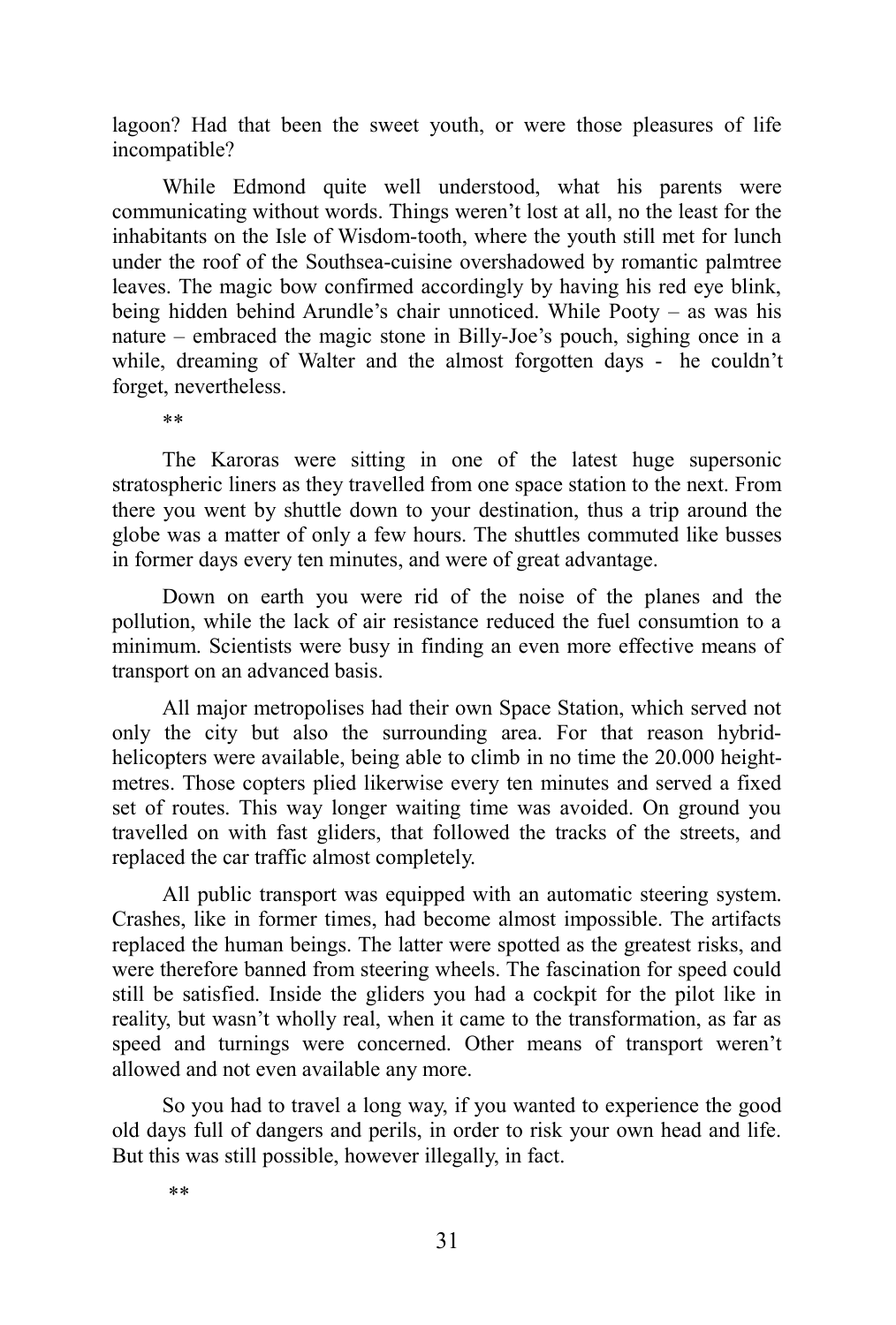lagoon? Had that been the sweet youth, or were those pleasures of life incompatible?

While Edmond quite well understood, what his parents were communicating without words. Things weren't lost at all, no the least for the inhabitants on the Isle of Wisdom-tooth, where the youth still met for lunch under the roof of the Southsea-cuisine overshadowed by romantic palmtree leaves. The magic bow confirmed accordingly by having his red eye blink, being hidden behind Arundle's chair unnoticed. While Pooty – as was his nature – embraced the magic stone in Billy-Joe's pouch, sighing once in a while, dreaming of Walter and the almost forgotten days - he couldn't forget, nevertheless.

**

The Karoras were sitting in one of the latest huge supersonic stratospheric liners as they travelled from one space station to the next. From there you went by shuttle down to your destination, thus a trip around the globe was a matter of only a few hours. The shuttles commuted like busses in former days every ten minutes, and were of great advantage.

Down on earth you were rid of the noise of the planes and the pollution, while the lack of air resistance reduced the fuel consumtion to a minimum. Scientists were busy in finding an even more effective means of transport on an advanced basis.

All major metropolises had their own Space Station, which served not only the city but also the surrounding area. For that reason hybrid-helicopters were available, being able to climb in no time the 20.000 height-metres. Those copters plied likerwise every ten minutes and served a fixed set of routes. This way longer waiting time was avoided. On ground you travelled on with fast gliders, that followed the tracks of the streets, and replaced the car traffic almost completely.

All public transport was equipped with an automatic steering system. Crashes, like in former times, had become almost impossible. The artifacts replaced the human beings. The latter were spotted as the greatest risks, and were therefore banned from steering wheels. The fascination for speed could still be satisfied. Inside the gliders you had a cockpit for the pilot like in reality, but wasn't wholly real, when it came to the transformation, as far as speed and turnings were concerned. Other means of transport weren't allowed and not even available any more.

So you had to travel a long way, if you wanted to experience the good old days full of dangers and perils, in order to risk your own head and life. But this was still possible, however illegally, in fact.

**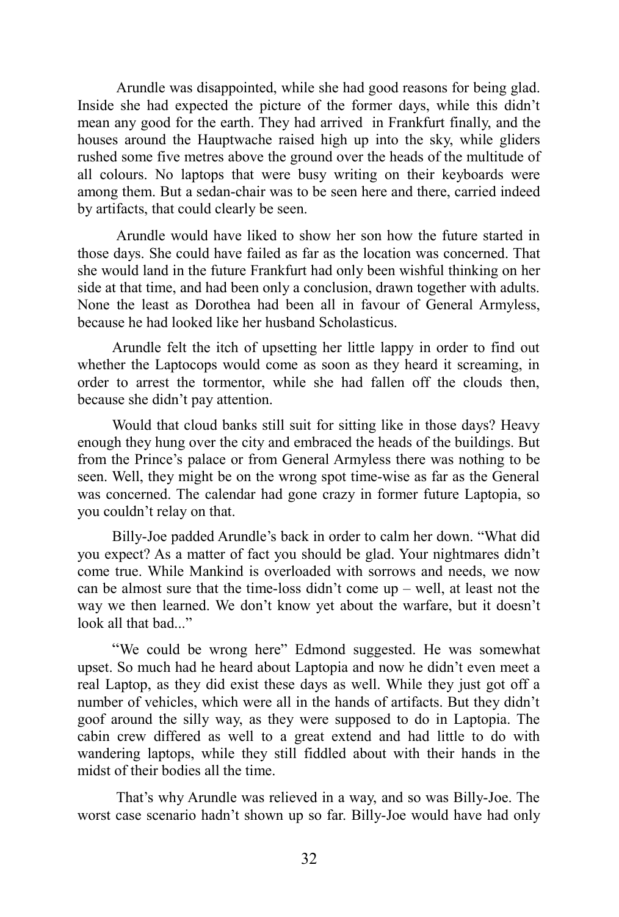Arundle was disappointed, while she had good reasons for being glad. Inside she had expected the picture of the former days, while this didn't mean any good for the earth. They had arrived in Frankfurt finally, and the houses around the Hauptwache raised high up into the sky, while gliders rushed some five metres above the ground over the heads of the multitude of all colours. No laptops that were busy writing on their keyboards were among them. But a sedan-chair was to be seen here and there, carried indeed by artifacts, that could clearly be seen.

Arundle would have liked to show her son how the future started in those days. She could have failed as far as the location was concerned. That she would land in the future Frankfurt had only been wishful thinking on her side at that time, and had been only a conclusion, drawn together with adults. None the least as Dorothea had been all in favour of General Armyless, because he had looked like her husband Scholasticus.

Arundle felt the itch of upsetting her little lappy in order to find out whether the Laptocops would come as soon as they heard it screaming, in order to arrest the tormentor, while she had fallen off the clouds then, because she didn't pay attention.

Would that cloud banks still suit for sitting like in those days? Heavy enough they hung over the city and embraced the heads of the buildings. But from the Prince's palace or from General Armyless there was nothing to be seen. Well, they might be on the wrong spot time-wise as far as the General was concerned. The calendar had gone crazy in former future Laptopia, so you couldn't relay on that.

Billy-Joe padded Arundle's back in order to calm her down. "What did you expect? As a matter of fact you should be glad. Your nightmares didn't come true. While Mankind is overloaded with sorrows and needs, we now can be almost sure that the time-loss didn't come up – well, at least not the way we then learned. We don't know yet about the warfare, but it doesn't look all that bad..."

"We could be wrong here" Edmond suggested. He was somewhat upset. So much had he heard about Laptopia and now he didn't even meet a real Laptop, as they did exist these days as well. While they just got off a number of vehicles, which were all in the hands of artifacts. But they didn't goof around the silly way, as they were supposed to do in Laptopia. The cabin crew differed as well to a great extend and had little to do with wandering laptops, while they still fiddled about with their hands in the midst of their bodies all the time.

That's why Arundle was relieved in a way, and so was Billy-Joe. The worst case scenario hadn't shown up so far. Billy-Joe would have had only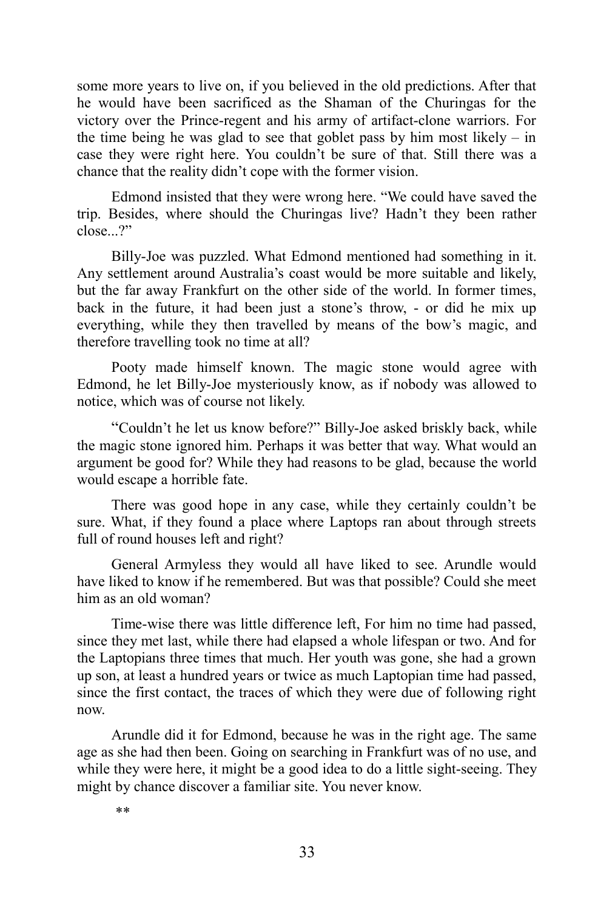some more years to live on, if you believed in the old predictions. After that he would have been sacrificed as the Shaman of the Churingas for the victory over the Prince-regent and his army of artifact-clone warriors. For the time being he was glad to see that goblet pass by him most likely – in case they were right here. You couldn't be sure of that. Still there was a chance that the reality didn't cope with the former vision.

Edmond insisted that they were wrong here. "We could have saved the trip. Besides, where should the Churingas live? Hadn't they been rather close...?"

Billy-Joe was puzzled. What Edmond mentioned had something in it. Any settlement around Australia's coast would be more suitable and likely, but the far away Frankfurt on the other side of the world. In former times, back in the future, it had been just a stone's throw, - or did he mix up everything, while they then travelled by means of the bow's magic, and therefore travelling took no time at all?

Pooty made himself known. The magic stone would agree with Edmond, he let Billy-Joe mysteriously know, as if nobody was allowed to notice, which was of course not likely.

"Couldn't he let us know before?" Billy-Joe asked briskly back, while the magic stone ignored him. Perhaps it was better that way. What would an argument be good for? While they had reasons to be glad, because the world would escape a horrible fate.

There was good hope in any case, while they certainly couldn't be sure. What, if they found a place where Laptops ran about through streets full of round houses left and right?

General Armyless they would all have liked to see. Arundle would have liked to know if he remembered. But was that possible? Could she meet him as an old woman?

Time-wise there was little difference left, For him no time had passed, since they met last, while there had elapsed a whole lifespan or two. And for the Laptopians three times that much. Her youth was gone, she had a grown up son, at least a hundred years or twice as much Laptopian time had passed, since the first contact, the traces of which they were due of following right now.

Arundle did it for Edmond, because he was in the right age. The same age as she had then been. Going on searching in Frankfurt was of no use, and while they were here, it might be a good idea to do a little sight-seeing. They might by chance discover a familiar site. You never know.

**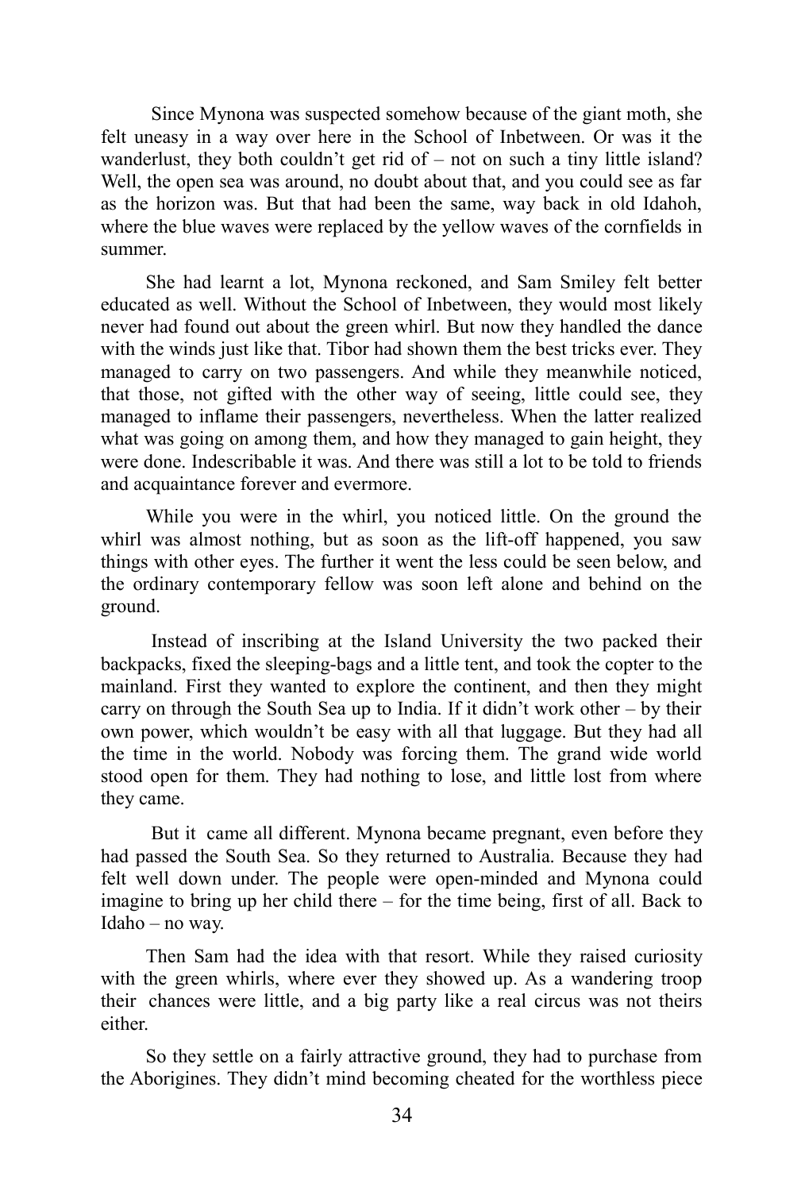Since Mynona was suspected somehow because of the giant moth, she felt uneasy in a way over here in the School of Inbetween. Or was it the wanderlust, they both couldn't get rid of – not on such a tiny little island? Well, the open sea was around, no doubt about that, and you could see as far as the horizon was. But that had been the same, way back in old Idahoh, where the blue waves were replaced by the yellow waves of the cornfields in summer.

She had learnt a lot, Mynona reckoned, and Sam Smiley felt better educated as well. Without the School of Inbetween, they would most likely never had found out about the green whirl. But now they handled the dance with the winds just like that. Tibor had shown them the best tricks ever. They managed to carry on two passengers. And while they meanwhile noticed, that those, not gifted with the other way of seeing, little could see, they managed to inflame their passengers, nevertheless. When the latter realized what was going on among them, and how they managed to gain height, they were done. Indescribable it was. And there was still a lot to be told to friends and acquaintance forever and evermore.

While you were in the whirl, you noticed little. On the ground the whirl was almost nothing, but as soon as the lift-off happened, you saw things with other eyes. The further it went the less could be seen below, and the ordinary contemporary fellow was soon left alone and behind on the ground.

Instead of inscribing at the Island University the two packed their backpacks, fixed the sleeping-bags and a little tent, and took the copter to the mainland. First they wanted to explore the continent, and then they might carry on through the South Sea up to India. If it didn't work other – by their own power, which wouldn't be easy with all that luggage. But they had all the time in the world. Nobody was forcing them. The grand wide world stood open for them. They had nothing to lose, and little lost from where they came.

But it came all different. Mynona became pregnant, even before they had passed the South Sea. So they returned to Australia. Because they had felt well down under. The people were open-minded and Mynona could imagine to bring up her child there – for the time being, first of all. Back to Idaho – no way.

Then Sam had the idea with that resort. While they raised curiosity with the green whirls, where ever they showed up. As a wandering troop their chances were little, and a big party like a real circus was not theirs either.

So they settle on a fairly attractive ground, they had to purchase from the Aborigines. They didn't mind becoming cheated for the worthless piece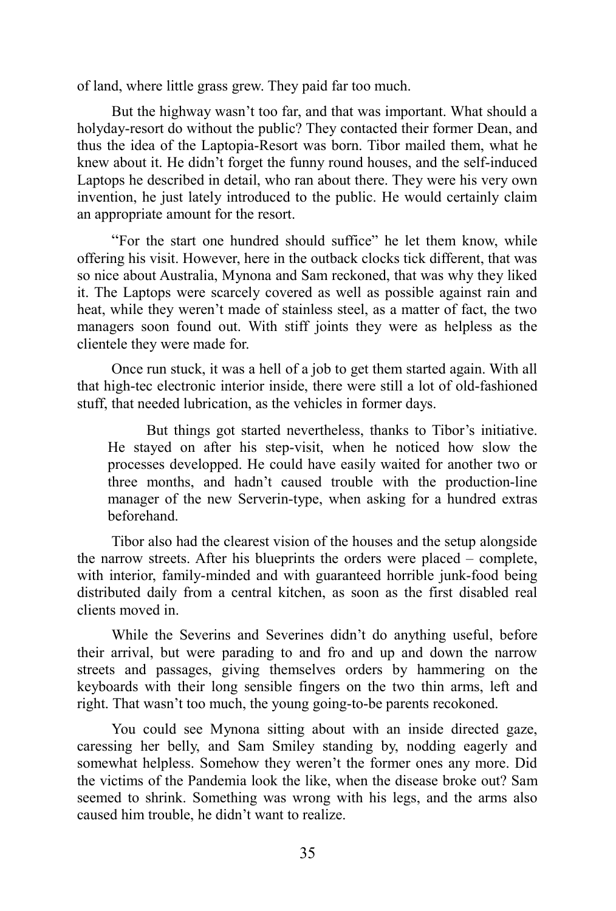of land, where little grass grew. They paid far too much.

But the highway wasn't too far, and that was important. What should a holyday-resort do without the public? They contacted their former Dean, and thus the idea of the Laptopia-Resort was born. Tibor mailed them, what he knew about it. He didn't forget the funny round houses, and the self-induced Laptops he described in detail, who ran about there. They were his very own invention, he just lately introduced to the public. He would certainly claim an appropriate amount for the resort.

"For the start one hundred should suffice" he let them know, while offering his visit. However, here in the outback clocks tick different, that was so nice about Australia, Mynona and Sam reckoned, that was why they liked it. The Laptops were scarcely covered as well as possible against rain and heat, while they weren't made of stainless steel, as a matter of fact, the two managers soon found out. With stiff joints they were as helpless as the clientele they were made for.

Once run stuck, it was a hell of a job to get them started again. With all that high-tec electronic interior inside, there were still a lot of old-fashioned stuff, that needed lubrication, as the vehicles in former days.

> But things got started nevertheless, thanks to Tibor's initiative. He stayed on after his step-visit, when he noticed how slow the processes developped. He could have easily waited for another two or three months, and hadn't caused trouble with the production-line manager of the new Serverin-type, when asking for a hundred extras beforehand.

Tibor also had the clearest vision of the houses and the setup alongside the narrow streets. After his blueprints the orders were placed – complete, with interior, family-minded and with guaranteed horrible junk-food being distributed daily from a central kitchen, as soon as the first disabled real clients moved in.

While the Severins and Severines didn't do anything useful, before their arrival, but were parading to and fro and up and down the narrow streets and passages, giving themselves orders by hammering on the keyboards with their long sensible fingers on the two thin arms, left and right. That wasn't too much, the young going-to-be parents recokoned.

You could see Mynona sitting about with an inside directed gaze, caressing her belly, and Sam Smiley standing by, nodding eagerly and somewhat helpless. Somehow they weren't the former ones any more. Did the victims of the Pandemia look the like, when the disease broke out? Sam seemed to shrink. Something was wrong with his legs, and the arms also caused him trouble, he didn't want to realize.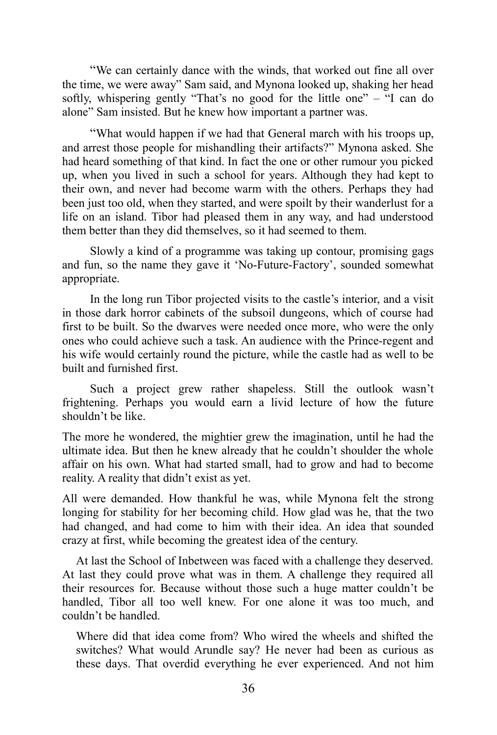"We can certainly dance with the winds, that worked out fine all over the time, we were away" Sam said, and Mynona looked up, shaking her head softly, whispering gently "That's no good for the little one" – "I can do alone" Sam insisted. But he knew how important a partner was.

"What would happen if we had that General march with his troops up, and arrest those people for mishandling their artifacts?" Mynona asked. She had heard something of that kind. In fact the one or other rumour you picked up, when you lived in such a school for years. Although they had kept to their own, and never had become warm with the others. Perhaps they had been just too old, when they started, and were spoilt by their wanderlust for a life on an island. Tibor had pleased them in any way, and had understood them better than they did themselves, so it had seemed to them.

Slowly a kind of a programme was taking up contour, promising gags and fun, so the name they gave it 'No-Future-Factory', sounded somewhat appropriate.

In the long run Tibor projected visits to the castle's interior, and a visit in those dark horror cabinets of the subsoil dungeons, which of course had first to be built. So the dwarves were needed once more, who were the only ones who could achieve such a task. An audience with the Prince-regent and his wife would certainly round the picture, while the castle had as well to be built and furnished first.

Such a project grew rather shapeless. Still the outlook wasn't frightening. Perhaps you would earn a livid lecture of how the future shouldn't be like.

The more he wondered, the mightier grew the imagination, until he had the ultimate idea. But then he knew already that he couldn't shoulder the whole affair on his own. What had started small, had to grow and had to become reality. A reality that didn't exist as yet.

All were demanded. How thankful he was, while Mynona felt the strong longing for stability for her becoming child. How glad was he, that the two had changed, and had come to him with their idea. An idea that sounded crazy at first, while becoming the greatest idea of the century.

At last the School of Inbetween was faced with a challenge they deserved. At last they could prove what was in them. A challenge they required all their resources for. Because without those such a huge matter couldn't be handled, Tibor all too well knew. For one alone it was too much, and couldn't be handled.

Where did that idea come from? Who wired the wheels and shifted the switches? What would Arundle say? He never had been as curious as these days. That overdid everything he ever experienced. And not him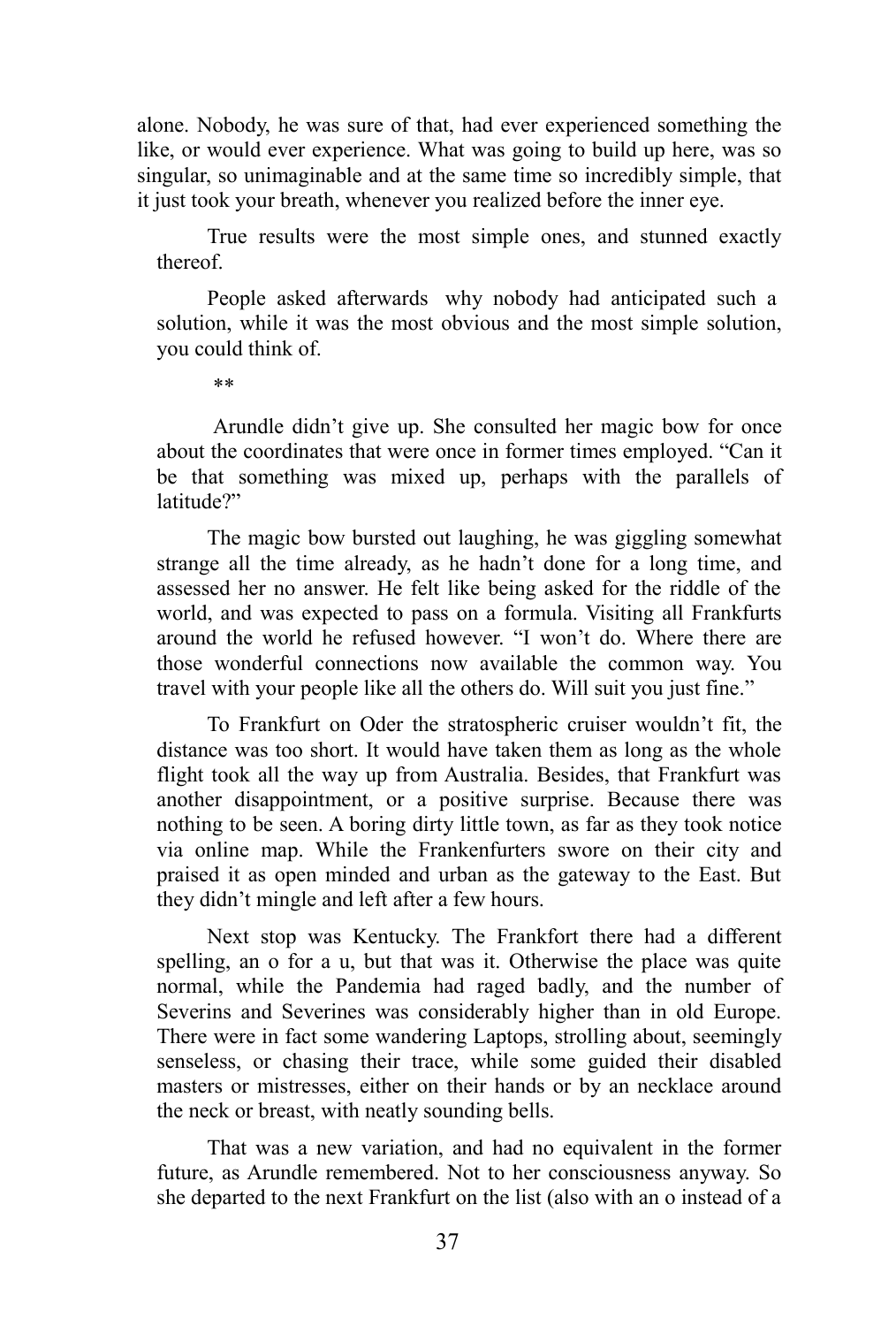alone. Nobody, he was sure of that, had ever experienced something the like, or would ever experience. What was going to build up here, was so singular, so unimaginable and at the same time so incredibly simple, that it just took your breath, whenever you realized before the inner eye.

True results were the most simple ones, and stunned exactly thereof.

People asked afterwards why nobody had anticipated such a solution, while it was the most obvious and the most simple solution, you could think of.

**

Arundle didn't give up. She consulted her magic bow for once about the coordinates that were once in former times employed. "Can it be that something was mixed up, perhaps with the parallels of latitude?"

The magic bow bursted out laughing, he was giggling somewhat strange all the time already, as he hadn't done for a long time, and assessed her no answer. He felt like being asked for the riddle of the world, and was expected to pass on a formula. Visiting all Frankfurts around the world he refused however. "I won't do. Where there are those wonderful connections now available the common way. You travel with your people like all the others do. Will suit you just fine."

To Frankfurt on Oder the stratospheric cruiser wouldn't fit, the distance was too short. It would have taken them as long as the whole flight took all the way up from Australia. Besides, that Frankfurt was another disappointment, or a positive surprise. Because there was nothing to be seen. A boring dirty little town, as far as they took notice via online map. While the Frankenfurters swore on their city and praised it as open minded and urban as the gateway to the East. But they didn't mingle and left after a few hours.

Next stop was Kentucky. The Frankfort there had a different spelling, an o for a u, but that was it. Otherwise the place was quite normal, while the Pandemia had raged badly, and the number of Severins and Severines was considerably higher than in old Europe. There were in fact some wandering Laptops, strolling about, seemingly senseless, or chasing their trace, while some guided their disabled masters or mistresses, either on their hands or by an necklace around the neck or breast, with neatly sounding bells.

That was a new variation, and had no equivalent in the former future, as Arundle remembered. Not to her consciousness anyway. So she departed to the next Frankfurt on the list (also with an o instead of a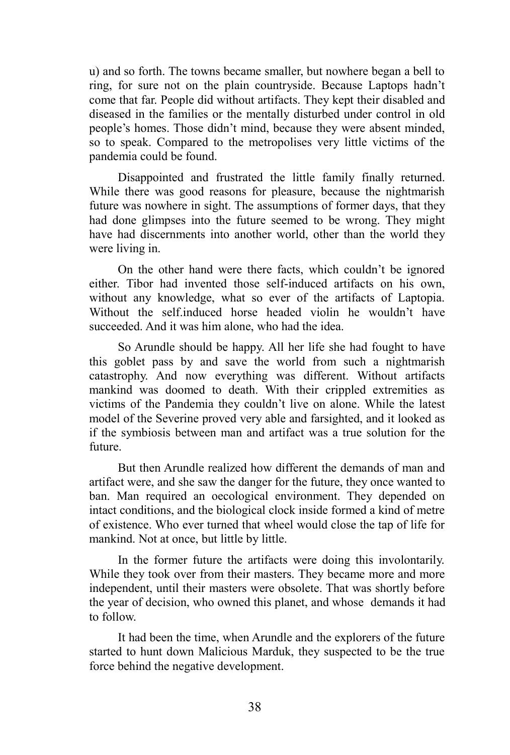u) and so forth. The towns became smaller, but nowhere began a bell to ring, for sure not on the plain countryside. Because Laptops hadn't come that far. People did without artifacts. They kept their disabled and diseased in the families or the mentally disturbed under control in old people's homes. Those didn't mind, because they were absent minded, so to speak. Compared to the metropolises very little victims of the pandemia could be found.

Disappointed and frustrated the little family finally returned. While there was good reasons for pleasure, because the nightmarish future was nowhere in sight. The assumptions of former days, that they had done glimpses into the future seemed to be wrong. They might have had discernments into another world, other than the world they were living in.

On the other hand were there facts, which couldn't be ignored either. Tibor had invented those self-induced artifacts on his own, without any knowledge, what so ever of the artifacts of Laptopia. Without the self.induced horse headed violin he wouldn't have succeeded. And it was him alone, who had the idea.

So Arundle should be happy. All her life she had fought to have this goblet pass by and save the world from such a nightmarish catastrophy. And now everything was different. Without artifacts mankind was doomed to death. With their crippled extremities as victims of the Pandemia they couldn't live on alone. While the latest model of the Severine proved very able and farsighted, and it looked as if the symbiosis between man and artifact was a true solution for the future.

But then Arundle realized how different the demands of man and artifact were, and she saw the danger for the future, they once wanted to ban. Man required an oecological environment. They depended on intact conditions, and the biological clock inside formed a kind of metre of existence. Who ever turned that wheel would close the tap of life for mankind. Not at once, but little by little.

In the former future the artifacts were doing this involontarily. While they took over from their masters. They became more and more independent, until their masters were obsolete. That was shortly before the year of decision, who owned this planet, and whose demands it had to follow.

It had been the time, when Arundle and the explorers of the future started to hunt down Malicious Marduk, they suspected to be the true force behind the negative development.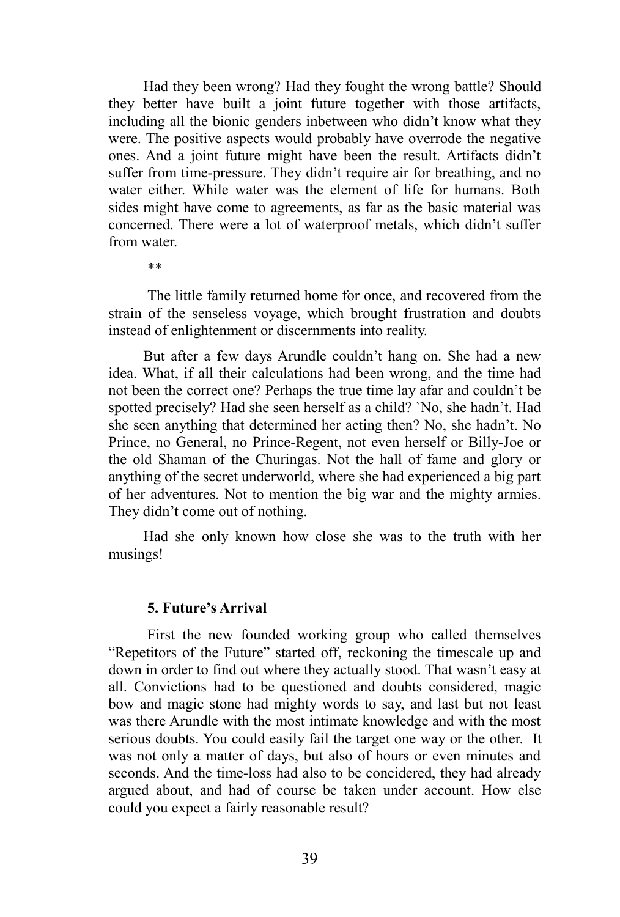Had they been wrong? Had they fought the wrong battle? Should they better have built a joint future together with those artifacts, including all the bionic genders inbetween who didn't know what they were. The positive aspects would probably have overrode the negative ones. And a joint future might have been the result. Artifacts didn't suffer from time-pressure. They didn't require air for breathing, and no water either. While water was the element of life for humans. Both sides might have come to agreements, as far as the basic material was concerned. There were a lot of waterproof metals, which didn't suffer from water.

**

The little family returned home for once, and recovered from the strain of the senseless voyage, which brought frustration and doubts instead of enlightenment or discernments into reality.

But after a few days Arundle couldn't hang on. She had a new idea. What, if all their calculations had been wrong, and the time had not been the correct one? Perhaps the true time lay afar and couldn't be spotted precisely? Had she seen herself as a child? `No, she hadn't. Had she seen anything that determined her acting then? No, she hadn't. No Prince, no General, no Prince-Regent, not even herself or Billy-Joe or the old Shaman of the Churingas. Not the hall of fame and glory or anything of the secret underworld, where she had experienced a big part of her adventures. Not to mention the big war and the mighty armies. They didn't come out of nothing.

Had she only known how close she was to the truth with her musings!

## 5. Future's Arrival

First the new founded working group who called themselves "Repetitors of the Future" started off, reckoning the timescale up and down in order to find out where they actually stood. That wasn't easy at all. Convictions had to be questioned and doubts considered, magic bow and magic stone had mighty words to say, and last but not least was there Arundle with the most intimate knowledge and with the most serious doubts. You could easily fail the target one way or the other. It was not only a matter of days, but also of hours or even minutes and seconds. And the time-loss had also to be concidered, they had already argued about, and had of course be taken under account. How else could you expect a fairly reasonable result?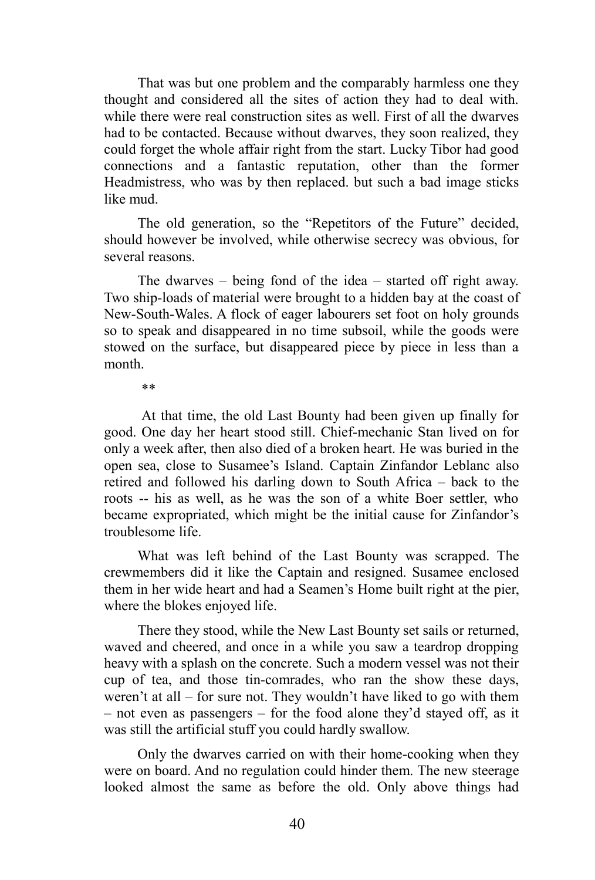That was but one problem and the comparably harmless one they thought and considered all the sites of action they had to deal with. while there were real construction sites as well. First of all the dwarves had to be contacted. Because without dwarves, they soon realized, they could forget the whole affair right from the start. Lucky Tibor had good connections and a fantastic reputation, other than the former Headmistress, who was by then replaced. but such a bad image sticks like mud.

The old generation, so the "Repetitors of the Future" decided, should however be involved, while otherwise secrecy was obvious, for several reasons.

The dwarves – being fond of the idea – started off right away. Two ship-loads of material were brought to a hidden bay at the coast of New-South-Wales. A flock of eager labourers set foot on holy grounds so to speak and disappeared in no time subsoil, while the goods were stowed on the surface, but disappeared piece by piece in less than a month.

**

At that time, the old Last Bounty had been given up finally for good. One day her heart stood still. Chief-mechanic Stan lived on for only a week after, then also died of a broken heart. He was buried in the open sea, close to Susamee's Island. Captain Zinfandor Leblanc also retired and followed his darling down to South Africa – back to the roots -- his as well, as he was the son of a white Boer settler, who became expropriated, which might be the initial cause for Zinfandor's troublesome life.

What was left behind of the Last Bounty was scrapped. The crewmembers did it like the Captain and resigned. Susamee enclosed them in her wide heart and had a Seamen's Home built right at the pier, where the blokes enjoyed life.

There they stood, while the New Last Bounty set sails or returned, waved and cheered, and once in a while you saw a teardrop dropping heavy with a splash on the concrete. Such a modern vessel was not their cup of tea, and those tin-comrades, who ran the show these days, weren't at all – for sure not. They wouldn't have liked to go with them – not even as passengers – for the food alone they'd stayed off, as it was still the artificial stuff you could hardly swallow.

Only the dwarves carried on with their home-cooking when they were on board. And no regulation could hinder them. The new steerage looked almost the same as before the old. Only above things had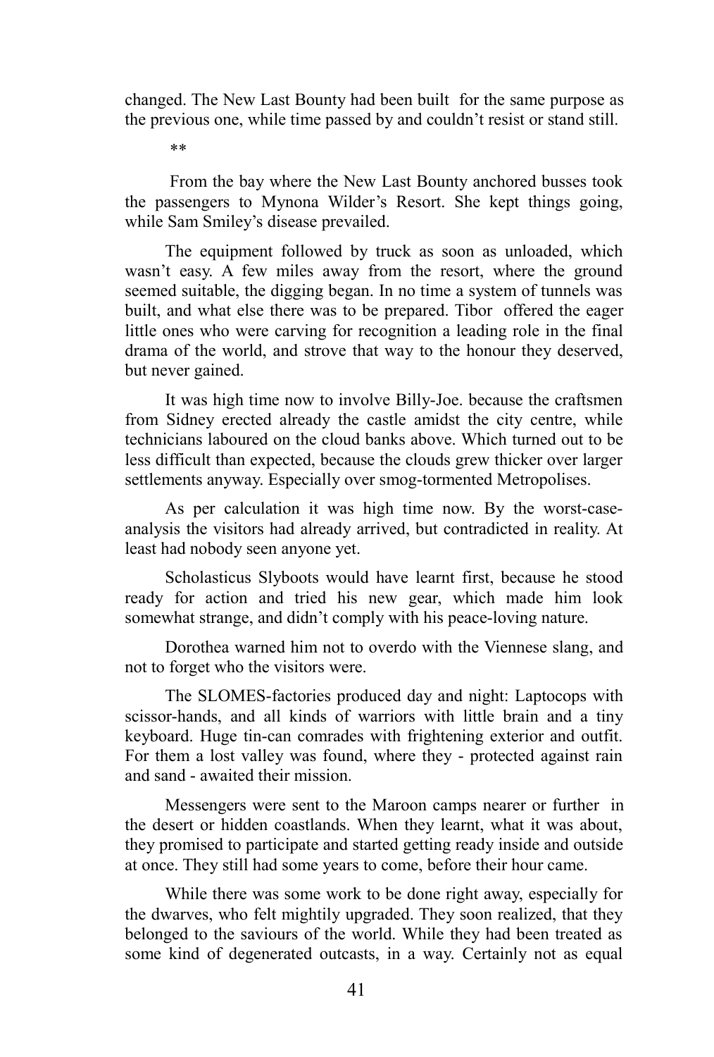changed. The New Last Bounty had been built for the same purpose as the previous one, while time passed by and couldn't resist or stand still.

**

From the bay where the New Last Bounty anchored busses took the passengers to Mynona Wilder's Resort. She kept things going, while Sam Smiley's disease prevailed.

The equipment followed by truck as soon as unloaded, which wasn't easy. A few miles away from the resort, where the ground seemed suitable, the digging began. In no time a system of tunnels was built, and what else there was to be prepared. Tibor offered the eager little ones who were carving for recognition a leading role in the final drama of the world, and strove that way to the honour they deserved, but never gained.

It was high time now to involve Billy-Joe. because the craftsmen from Sidney erected already the castle amidst the city centre, while technicians laboured on the cloud banks above. Which turned out to be less difficult than expected, because the clouds grew thicker over larger settlements anyway. Especially over smog-tormented Metropolises.

As per calculation it was high time now. By the worst-case-analysis the visitors had already arrived, but contradicted in reality. At least had nobody seen anyone yet.

Scholasticus Slyboots would have learnt first, because he stood ready for action and tried his new gear, which made him look somewhat strange, and didn't comply with his peace-loving nature.

Dorothea warned him not to overdo with the Viennese slang, and not to forget who the visitors were.

The SLOMES-factories produced day and night: Laptocops with scissor-hands, and all kinds of warriors with little brain and a tiny keyboard. Huge tin-can comrades with frightening exterior and outfit. For them a lost valley was found, where they - protected against rain and sand - awaited their mission.

Messengers were sent to the Maroon camps nearer or further in the desert or hidden coastlands. When they learnt, what it was about, they promised to participate and started getting ready inside and outside at once. They still had some years to come, before their hour came.

While there was some work to be done right away, especially for the dwarves, who felt mightily upgraded. They soon realized, that they belonged to the saviours of the world. While they had been treated as some kind of degenerated outcasts, in a way. Certainly not as equal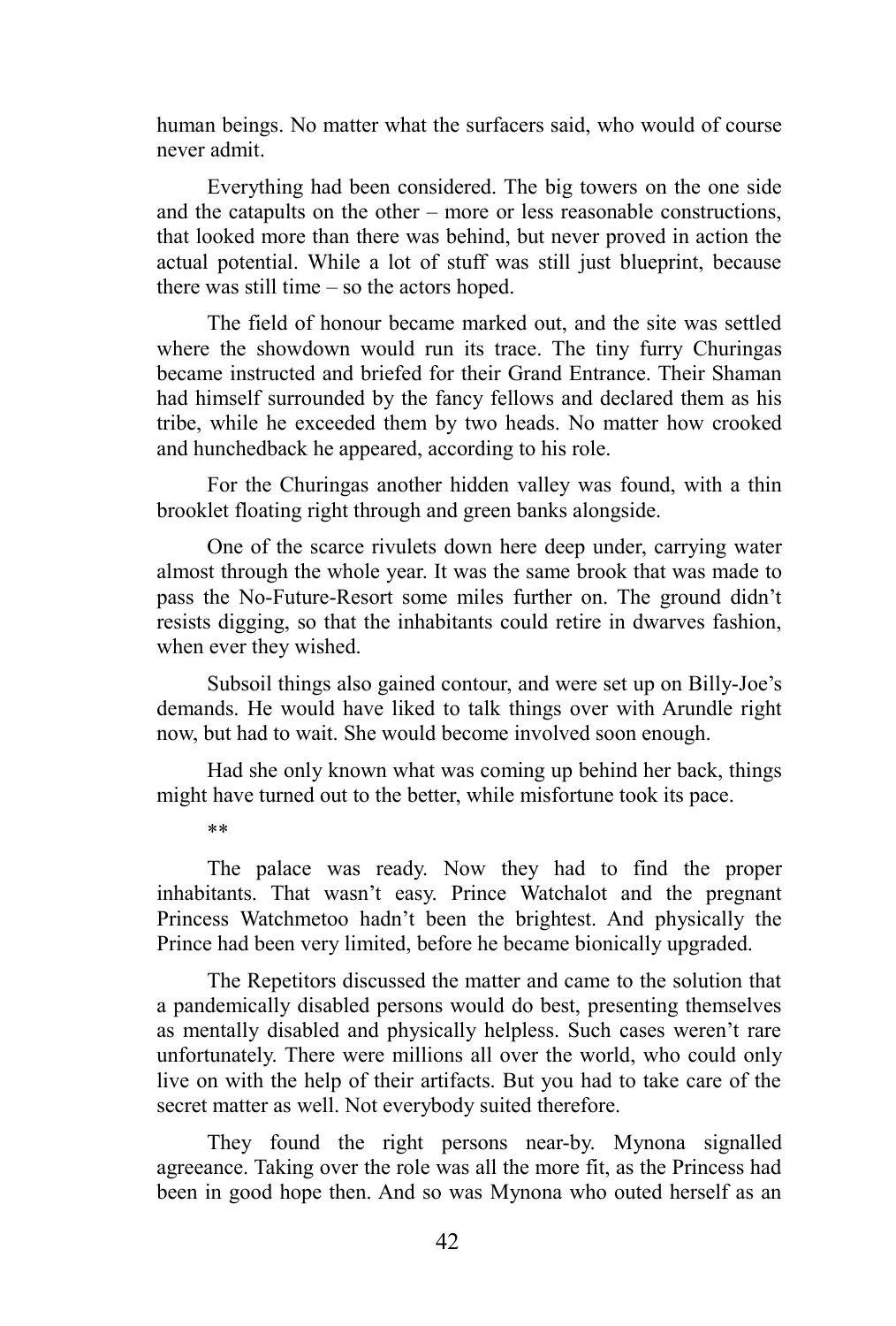human beings. No matter what the surfacers said, who would of course never admit.

Everything had been considered. The big towers on the one side and the catapults on the other – more or less reasonable constructions, that looked more than there was behind, but never proved in action the actual potential. While a lot of stuff was still just blueprint, because there was still time – so the actors hoped.

The field of honour became marked out, and the site was settled where the showdown would run its trace. The tiny furry Churingas became instructed and briefed for their Grand Entrance. Their Shaman had himself surrounded by the fancy fellows and declared them as his tribe, while he exceeded them by two heads. No matter how crooked and hunchedback he appeared, according to his role.

For the Churingas another hidden valley was found, with a thin brooklet floating right through and green banks alongside.

One of the scarce rivulets down here deep under, carrying water almost through the whole year. It was the same brook that was made to pass the No-Future-Resort some miles further on. The ground didn't resists digging, so that the inhabitants could retire in dwarves fashion, when ever they wished.

Subsoil things also gained contour, and were set up on Billy-Joe's demands. He would have liked to talk things over with Arundle right now, but had to wait. She would become involved soon enough.

Had she only known what was coming up behind her back, things might have turned out to the better, while misfortune took its pace.

**

The palace was ready. Now they had to find the proper inhabitants. That wasn't easy. Prince Watchalot and the pregnant Princess Watchmetoo hadn't been the brightest. And physically the Prince had been very limited, before he became bionically upgraded.

The Repetitors discussed the matter and came to the solution that a pandemically disabled persons would do best, presenting themselves as mentally disabled and physically helpless. Such cases weren't rare unfortunately. There were millions all over the world, who could only live on with the help of their artifacts. But you had to take care of the secret matter as well. Not everybody suited therefore.

They found the right persons near-by. Mynona signalled agreeance. Taking over the role was all the more fit, as the Princess had been in good hope then. And so was Mynona who outed herself as an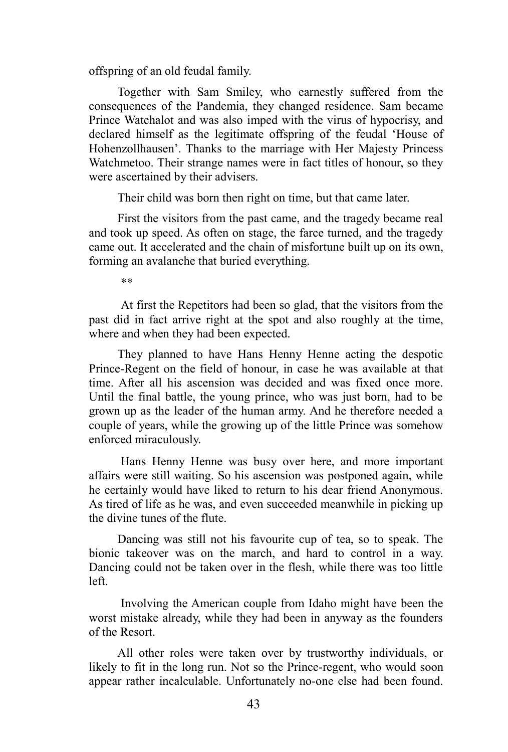offspring of an old feudal family.

Together with Sam Smiley, who earnestly suffered from the consequences of the Pandemia, they changed residence. Sam became Prince Watchalot and was also imped with the virus of hypocrisy, and declared himself as the legitimate offspring of the feudal 'House of Hohenzollhausen'. Thanks to the marriage with Her Majesty Princess Watchmetoo. Their strange names were in fact titles of honour, so they were ascertained by their advisers.

Their child was born then right on time, but that came later.

First the visitors from the past came, and the tragedy became real and took up speed. As often on stage, the farce turned, and the tragedy came out. It accelerated and the chain of misfortune built up on its own, forming an avalanche that buried everything.

**

At first the Repetitors had been so glad, that the visitors from the past did in fact arrive right at the spot and also roughly at the time, where and when they had been expected.

They planned to have Hans Henny Henne acting the despotic Prince-Regent on the field of honour, in case he was available at that time. After all his ascension was decided and was fixed once more. Until the final battle, the young prince, who was just born, had to be grown up as the leader of the human army. And he therefore needed a couple of years, while the growing up of the little Prince was somehow enforced miraculously.

Hans Henny Henne was busy over here, and more important affairs were still waiting. So his ascension was postponed again, while he certainly would have liked to return to his dear friend Anonymous. As tired of life as he was, and even succeeded meanwhile in picking up the divine tunes of the flute.

Dancing was still not his favourite cup of tea, so to speak. The bionic takeover was on the march, and hard to control in a way. Dancing could not be taken over in the flesh, while there was too little left.

Involving the American couple from Idaho might have been the worst mistake already, while they had been in anyway as the founders of the Resort.

All other roles were taken over by trustworthy individuals, or likely to fit in the long run. Not so the Prince-regent, who would soon appear rather incalculable. Unfortunately no-one else had been found.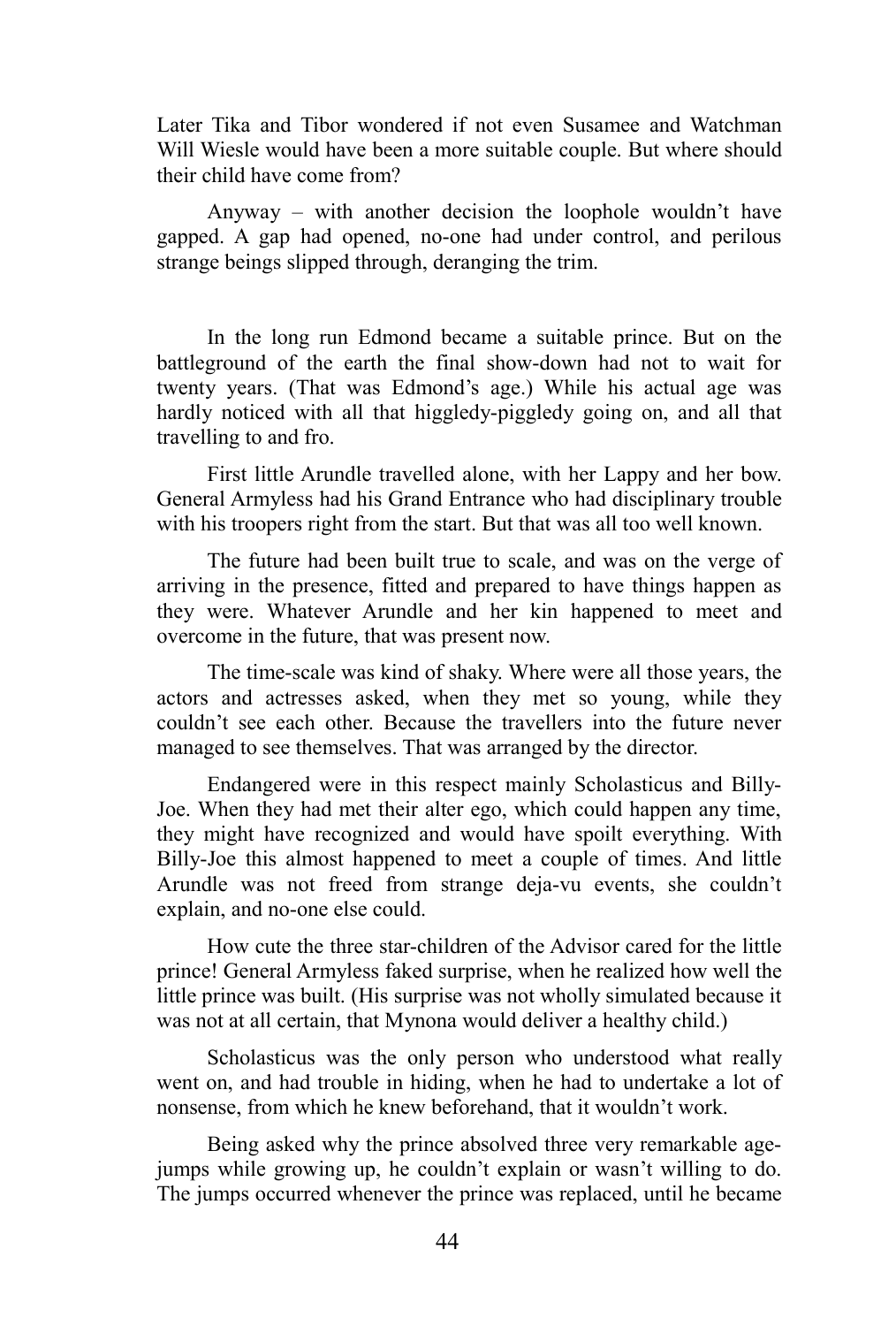Later Tika and Tibor wondered if not even Susamee and Watchman Will Wiesle would have been a more suitable couple. But where should their child have come from?

Anyway – with another decision the loophole wouldn't have gapped. A gap had opened, no-one had under control, and perilous strange beings slipped through, deranging the trim.

In the long run Edmond became a suitable prince. But on the battleground of the earth the final show-down had not to wait for twenty years. (That was Edmond's age.) While his actual age was hardly noticed with all that higgledy-piggledy going on, and all that travelling to and fro.

First little Arundle travelled alone, with her Lappy and her bow. General Armyless had his Grand Entrance who had disciplinary trouble with his troopers right from the start. But that was all too well known.

The future had been built true to scale, and was on the verge of arriving in the presence, fitted and prepared to have things happen as they were. Whatever Arundle and her kin happened to meet and overcome in the future, that was present now.

The time-scale was kind of shaky. Where were all those years, the actors and actresses asked, when they met so young, while they couldn't see each other. Because the travellers into the future never managed to see themselves. That was arranged by the director.

Endangered were in this respect mainly Scholasticus and Billy-Joe. When they had met their alter ego, which could happen any time, they might have recognized and would have spoilt everything. With Billy-Joe this almost happened to meet a couple of times. And little Arundle was not freed from strange deja-vu events, she couldn't explain, and no-one else could.

How cute the three star-children of the Advisor cared for the little prince! General Armyless faked surprise, when he realized how well the little prince was built. (His surprise was not wholly simulated because it was not at all certain, that Mynona would deliver a healthy child.)

Scholasticus was the only person who understood what really went on, and had trouble in hiding, when he had to undertake a lot of nonsense, from which he knew beforehand, that it wouldn't work.

Being asked why the prince absolved three very remarkable age-jumps while growing up, he couldn't explain or wasn't willing to do. The jumps occurred whenever the prince was replaced, until he became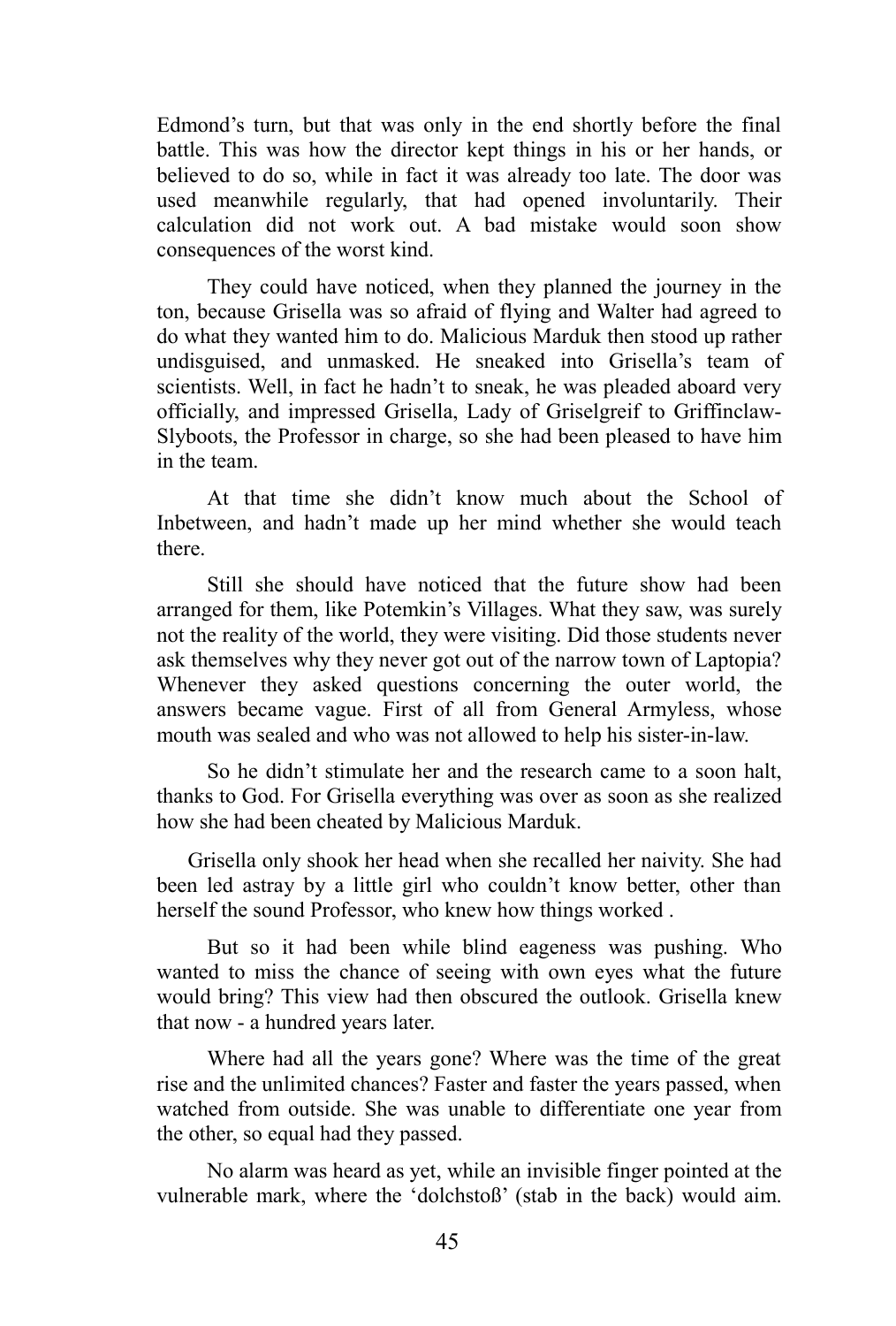Edmond's turn, but that was only in the end shortly before the final battle. This was how the director kept things in his or her hands, or believed to do so, while in fact it was already too late. The door was used meanwhile regularly, that had opened involuntarily. Their calculation did not work out. A bad mistake would soon show consequences of the worst kind.

They could have noticed, when they planned the journey in the ton, because Grisella was so afraid of flying and Walter had agreed to do what they wanted him to do. Malicious Marduk then stood up rather undisguised, and unmasked. He sneaked into Grisella's team of scientists. Well, in fact he hadn't to sneak, he was pleaded aboard very officially, and impressed Grisella, Lady of Griselgreif to Griffinclaw-Slyboots, the Professor in charge, so she had been pleased to have him in the team.

At that time she didn't know much about the School of Inbetween, and hadn't made up her mind whether she would teach there.

Still she should have noticed that the future show had been arranged for them, like Potemkin's Villages. What they saw, was surely not the reality of the world, they were visiting. Did those students never ask themselves why they never got out of the narrow town of Laptopia? Whenever they asked questions concerning the outer world, the answers became vague. First of all from General Armyless, whose mouth was sealed and who was not allowed to help his sister-in-law.

So he didn't stimulate her and the research came to a soon halt, thanks to God. For Grisella everything was over as soon as she realized how she had been cheated by Malicious Marduk.

Grisella only shook her head when she recalled her naivity. She had been led astray by a little girl who couldn't know better, other than herself the sound Professor, who knew how things worked .

But so it had been while blind eageness was pushing. Who wanted to miss the chance of seeing with own eyes what the future would bring? This view had then obscured the outlook. Grisella knew that now - a hundred years later.

Where had all the years gone? Where was the time of the great rise and the unlimited chances? Faster and faster the years passed, when watched from outside. She was unable to differentiate one year from the other, so equal had they passed.

No alarm was heard as yet, while an invisible finger pointed at the vulnerable mark, where the 'dolchstoß' (stab in the back) would aim.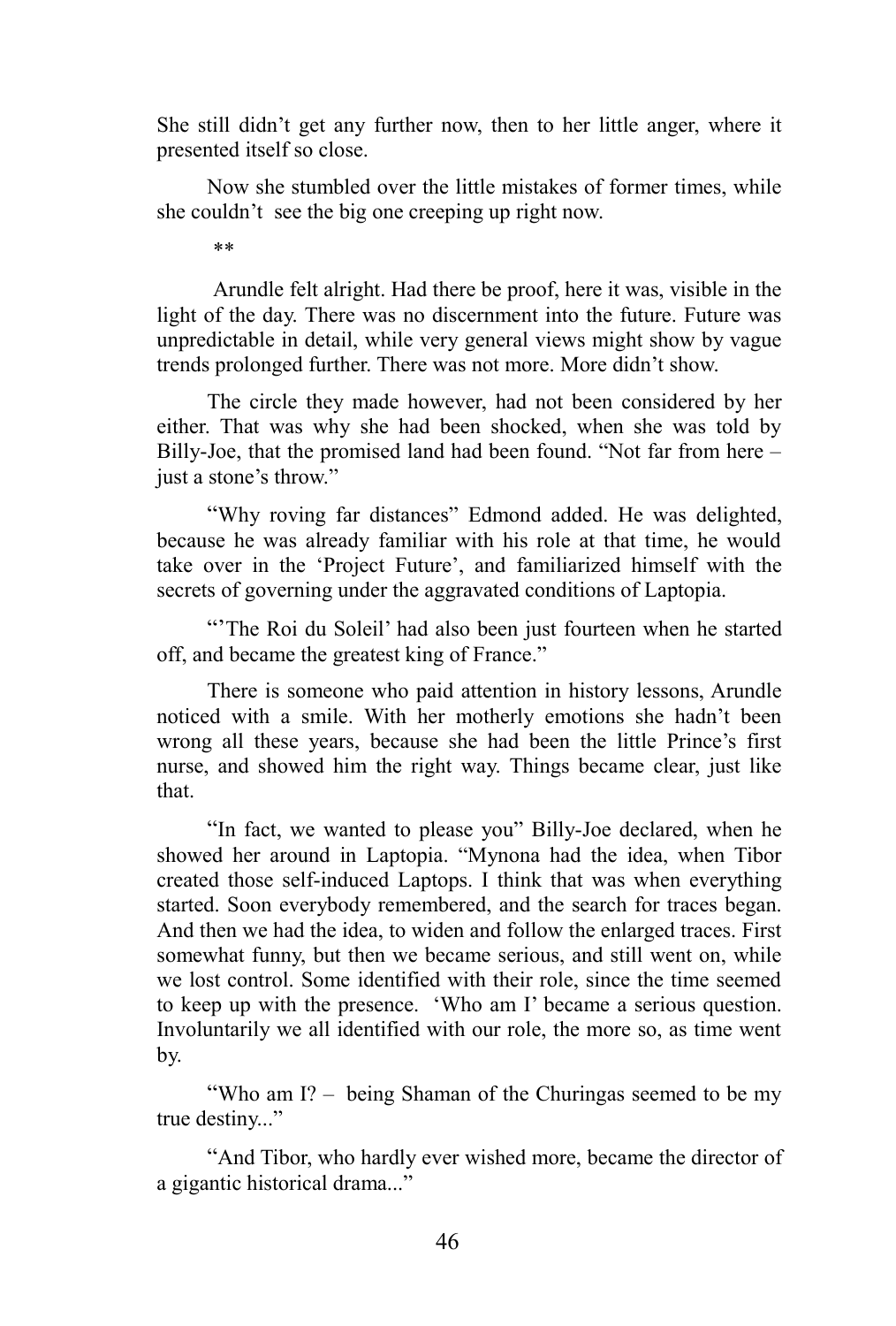She still didn't get any further now, then to her little anger, where it presented itself so close.

Now she stumbled over the little mistakes of former times, while she couldn't see the big one creeping up right now.

**

Arundle felt alright. Had there be proof, here it was, visible in the light of the day. There was no discernment into the future. Future was unpredictable in detail, while very general views might show by vague trends prolonged further. There was not more. More didn't show.

The circle they made however, had not been considered by her either. That was why she had been shocked, when she was told by Billy-Joe, that the promised land had been found. "Not far from here – just a stone's throw."

"Why roving far distances" Edmond added. He was delighted, because he was already familiar with his role at that time, he would take over in the 'Project Future', and familiarized himself with the secrets of governing under the aggravated conditions of Laptopia.

"'The Roi du Soleil' had also been just fourteen when he started off, and became the greatest king of France."

There is someone who paid attention in history lessons, Arundle noticed with a smile. With her motherly emotions she hadn't been wrong all these years, because she had been the little Prince's first nurse, and showed him the right way. Things became clear, just like that.

"In fact, we wanted to please you" Billy-Joe declared, when he showed her around in Laptopia. "Mynona had the idea, when Tibor created those self-induced Laptops. I think that was when everything started. Soon everybody remembered, and the search for traces began. And then we had the idea, to widen and follow the enlarged traces. First somewhat funny, but then we became serious, and still went on, while we lost control. Some identified with their role, since the time seemed to keep up with the presence. 'Who am I' became a serious question. Involuntarily we all identified with our role, the more so, as time went by.

"Who am I? – being Shaman of the Churingas seemed to be my true destiny..."

"And Tibor, who hardly ever wished more, became the director of a gigantic historical drama..."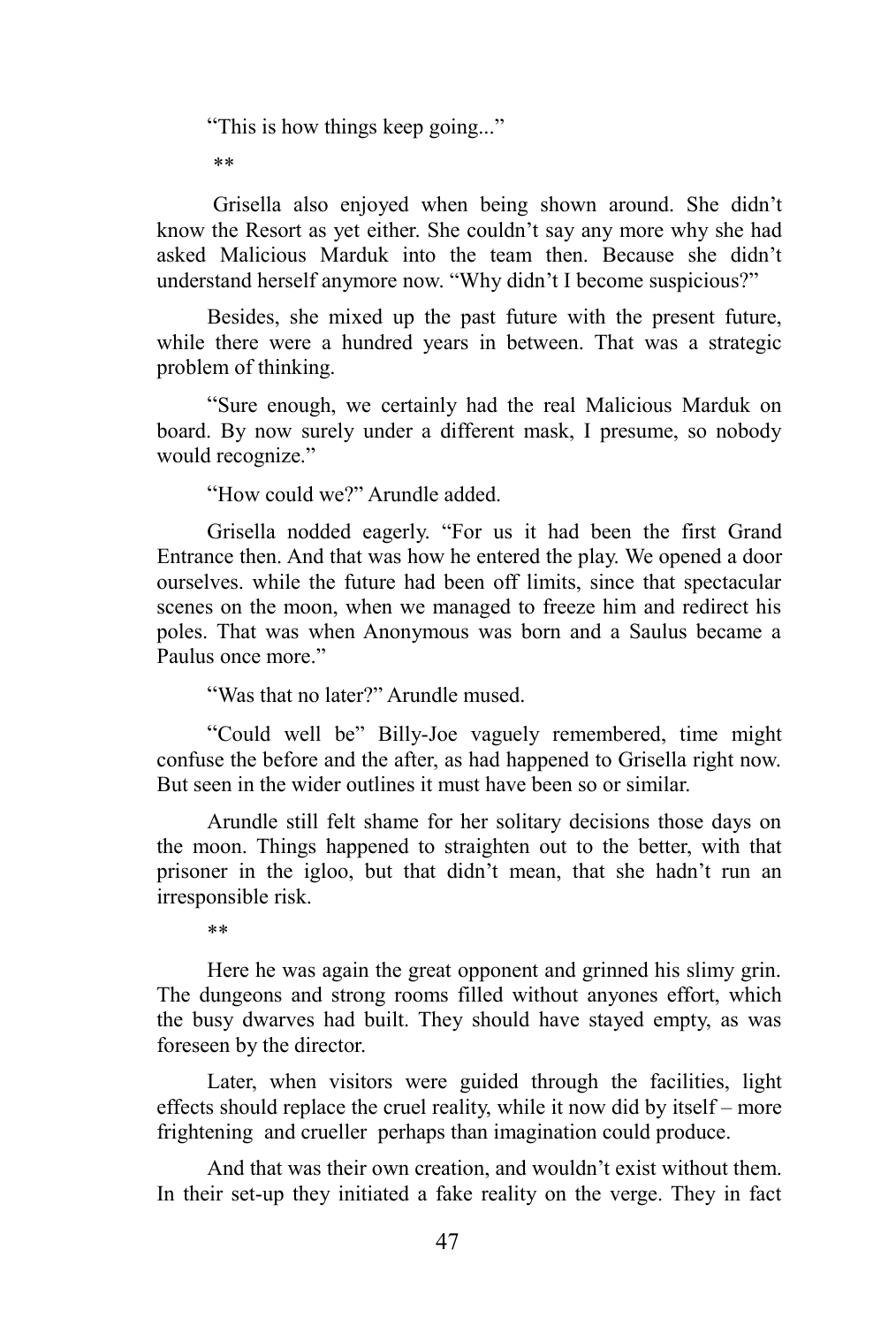"This is how things keep going..."

**

Grisella also enjoyed when being shown around. She didn't know the Resort as yet either. She couldn't say any more why she had asked Malicious Marduk into the team then. Because she didn't understand herself anymore now. "Why didn't I become suspicious?"

Besides, she mixed up the past future with the present future, while there were a hundred years in between. That was a strategic problem of thinking.

"Sure enough, we certainly had the real Malicious Marduk on board. By now surely under a different mask, I presume, so nobody would recognize."

"How could we?" Arundle added.

Grisella nodded eagerly. "For us it had been the first Grand Entrance then. And that was how he entered the play. We opened a door ourselves. while the future had been off limits, since that spectacular scenes on the moon, when we managed to freeze him and redirect his poles. That was when Anonymous was born and a Saulus became a Paulus once more."

"Was that no later?" Arundle mused.

"Could well be" Billy-Joe vaguely remembered, time might confuse the before and the after, as had happened to Grisella right now. But seen in the wider outlines it must have been so or similar.

Arundle still felt shame for her solitary decisions those days on the moon. Things happened to straighten out to the better, with that prisoner in the igloo, but that didn't mean, that she hadn't run an irresponsible risk.

**

Here he was again the great opponent and grinned his slimy grin. The dungeons and strong rooms filled without anyones effort, which the busy dwarves had built. They should have stayed empty, as was foreseen by the director.

Later, when visitors were guided through the facilities, light effects should replace the cruel reality, while it now did by itself – more frightening and crueller perhaps than imagination could produce.

And that was their own creation, and wouldn't exist without them. In their set-up they initiated a fake reality on the verge. They in fact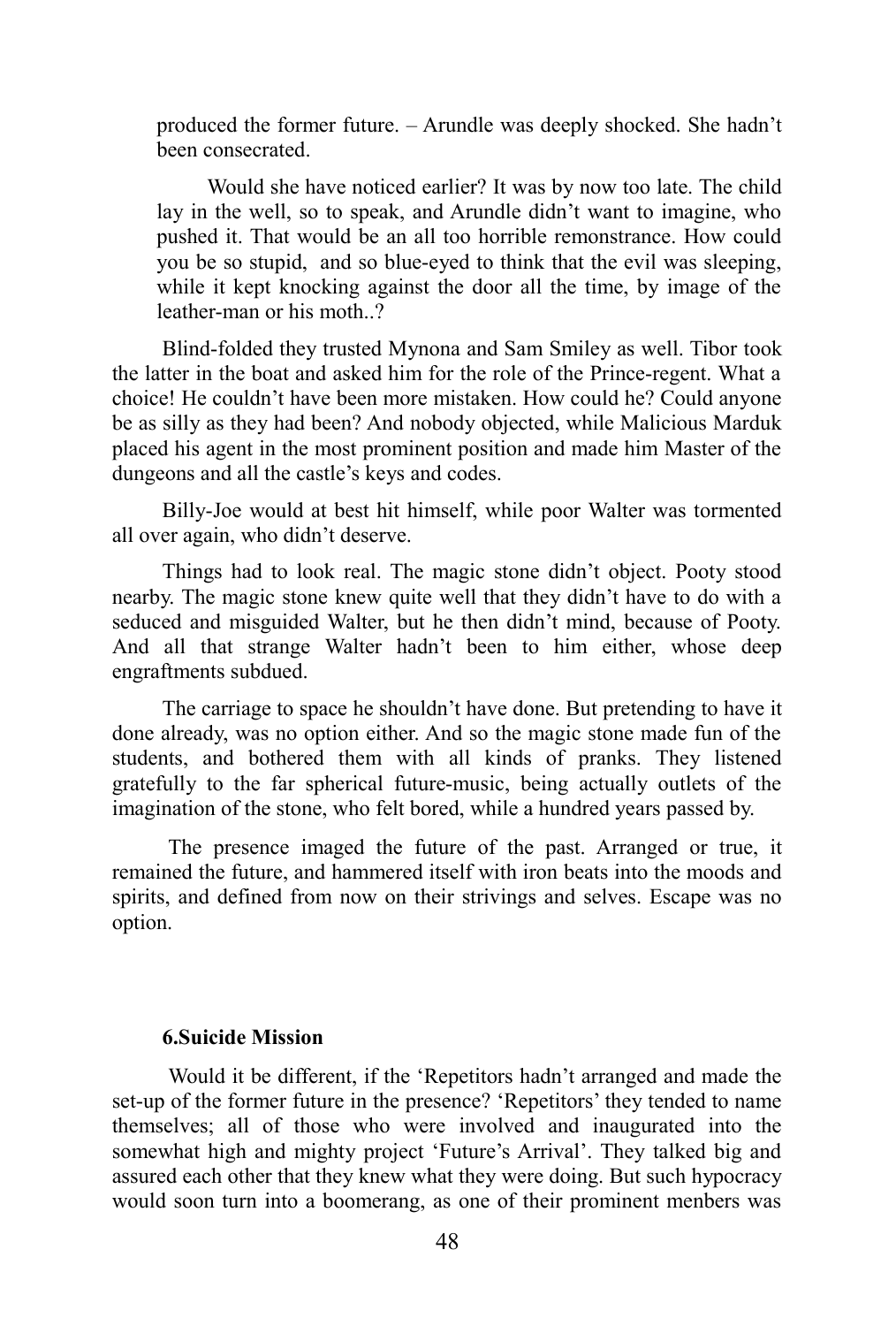produced the former future. – Arundle was deeply shocked. She hadn't been consecrated.

Would she have noticed earlier? It was by now too late. The child lay in the well, so to speak, and Arundle didn't want to imagine, who pushed it. That would be an all too horrible remonstrance. How could you be so stupid, and so blue-eyed to think that the evil was sleeping, while it kept knocking against the door all the time, by image of the leather-man or his moth..?

Blind-folded they trusted Mynona and Sam Smiley as well. Tibor took the latter in the boat and asked him for the role of the Prince-regent. What a choice! He couldn't have been more mistaken. How could he? Could anyone be as silly as they had been? And nobody objected, while Malicious Marduk placed his agent in the most prominent position and made him Master of the dungeons and all the castle's keys and codes.

Billy-Joe would at best hit himself, while poor Walter was tormented all over again, who didn't deserve.

Things had to look real. The magic stone didn't object. Pooty stood nearby. The magic stone knew quite well that they didn't have to do with a seduced and misguided Walter, but he then didn't mind, because of Pooty. And all that strange Walter hadn't been to him either, whose deep engraftments subdued.

The carriage to space he shouldn't have done. But pretending to have it done already, was no option either. And so the magic stone made fun of the students, and bothered them with all kinds of pranks. They listened gratefully to the far spherical future-music, being actually outlets of the imagination of the stone, who felt bored, while a hundred years passed by.

The presence imaged the future of the past. Arranged or true, it remained the future, and hammered itself with iron beats into the moods and spirits, and defined from now on their strivings and selves. Escape was no option.

### 6.Suicide Mission

Would it be different, if the 'Repetitors hadn't arranged and made the set-up of the former future in the presence? 'Repetitors' they tended to name themselves; all of those who were involved and inaugurated into the somewhat high and mighty project 'Future's Arrival'. They talked big and assured each other that they knew what they were doing. But such hypocracy would soon turn into a boomerang, as one of their prominent menbers was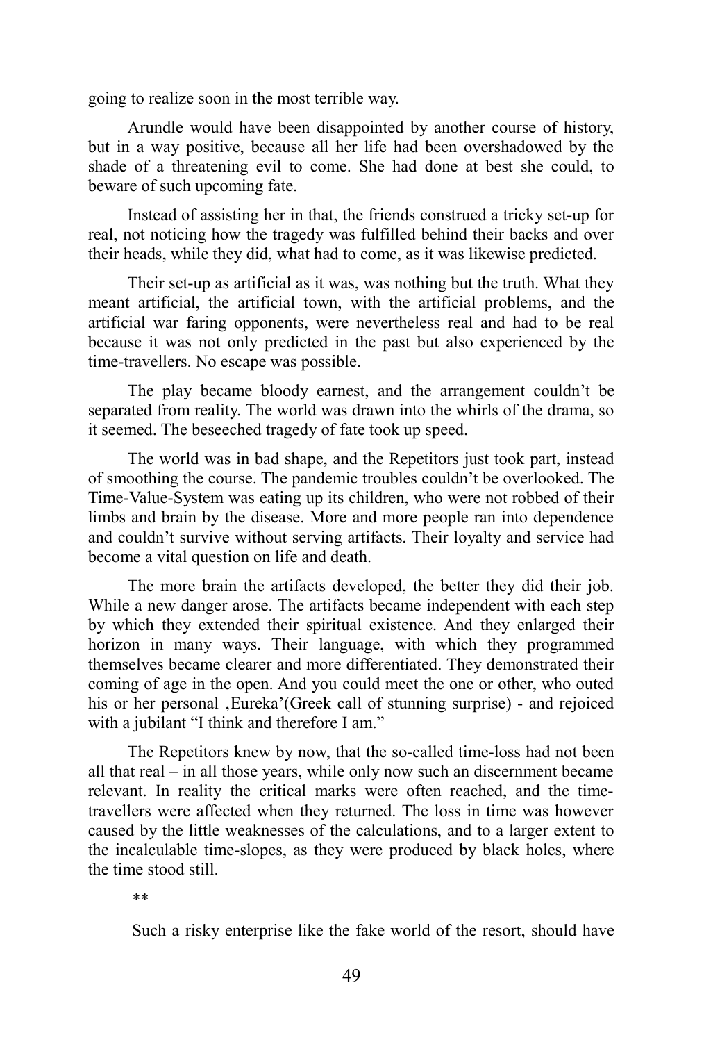going to realize soon in the most terrible way.

Arundle would have been disappointed by another course of history, but in a way positive, because all her life had been overshadowed by the shade of a threatening evil to come. She had done at best she could, to beware of such upcoming fate.

Instead of assisting her in that, the friends construed a tricky set-up for real, not noticing how the tragedy was fulfilled behind their backs and over their heads, while they did, what had to come, as it was likewise predicted.

Their set-up as artificial as it was, was nothing but the truth. What they meant artificial, the artificial town, with the artificial problems, and the artificial war faring opponents, were nevertheless real and had to be real because it was not only predicted in the past but also experienced by the time-travellers. No escape was possible.

The play became bloody earnest, and the arrangement couldn't be separated from reality. The world was drawn into the whirls of the drama, so it seemed. The beseeched tragedy of fate took up speed.

The world was in bad shape, and the Repetitors just took part, instead of smoothing the course. The pandemic troubles couldn't be overlooked. The Time-Value-System was eating up its children, who were not robbed of their limbs and brain by the disease. More and more people ran into dependence and couldn't survive without serving artifacts. Their loyalty and service had become a vital question on life and death.

The more brain the artifacts developed, the better they did their job. While a new danger arose. The artifacts became independent with each step by which they extended their spiritual existence. And they enlarged their horizon in many ways. Their language, with which they programmed themselves became clearer and more differentiated. They demonstrated their coming of age in the open. And you could meet the one or other, who outed his or her personal ‚Eureka'(Greek call of stunning surprise) - and rejoiced with a jubilant "I think and therefore I am."

The Repetitors knew by now, that the so-called time-loss had not been all that real – in all those years, while only now such an discernment became relevant. In reality the critical marks were often reached, and the time-travellers were affected when they returned. The loss in time was however caused by the little weaknesses of the calculations, and to a larger extent to the incalculable time-slopes, as they were produced by black holes, where the time stood still.

**

Such a risky enterprise like the fake world of the resort, should have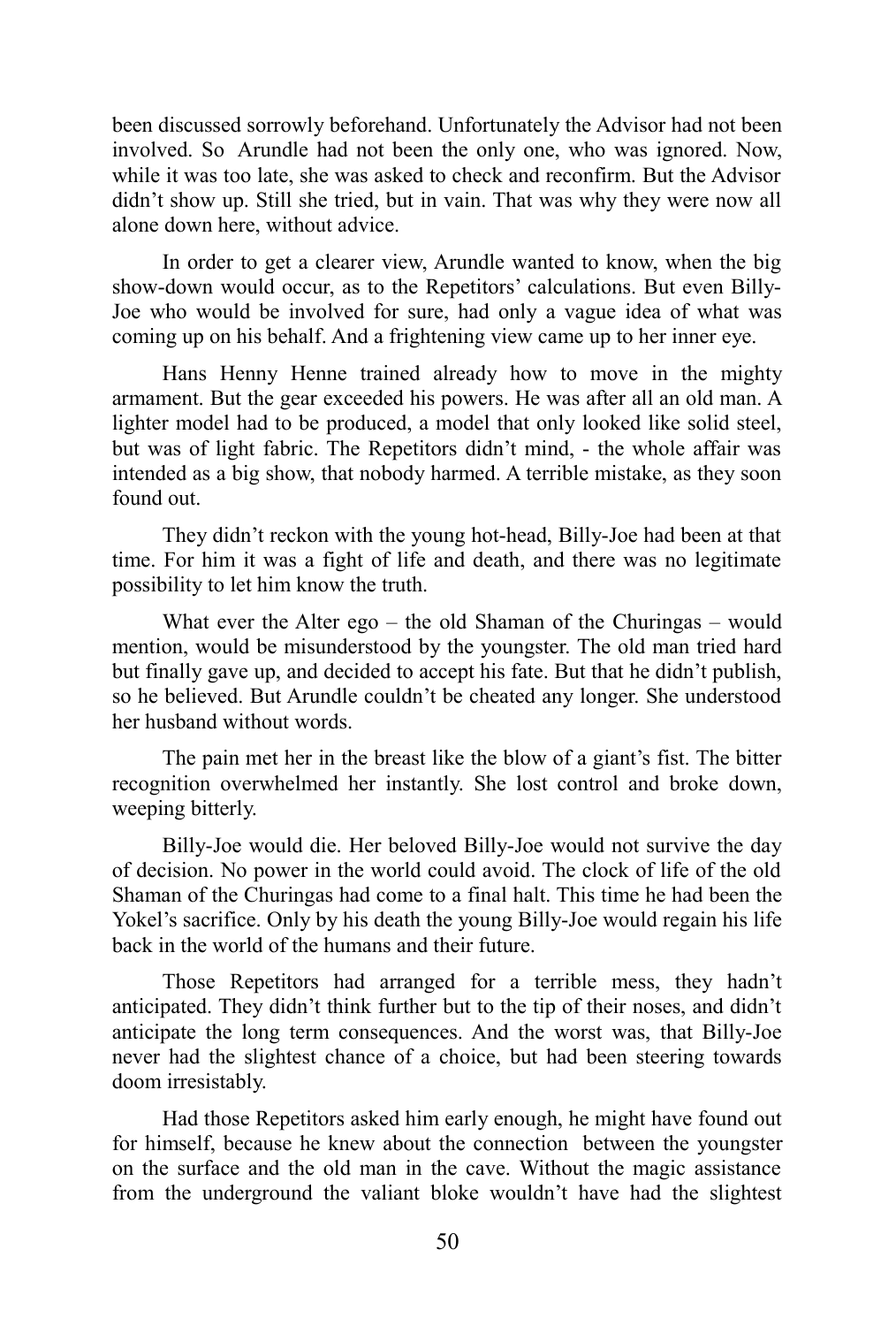been discussed sorrowly beforehand. Unfortunately the Advisor had not been involved. So Arundle had not been the only one, who was ignored. Now, while it was too late, she was asked to check and reconfirm. But the Advisor didn't show up. Still she tried, but in vain. That was why they were now all alone down here, without advice.

In order to get a clearer view, Arundle wanted to know, when the big show-down would occur, as to the Repetitors' calculations. But even Billy-Joe who would be involved for sure, had only a vague idea of what was coming up on his behalf. And a frightening view came up to her inner eye.

Hans Henny Henne trained already how to move in the mighty armament. But the gear exceeded his powers. He was after all an old man. A lighter model had to be produced, a model that only looked like solid steel, but was of light fabric. The Repetitors didn't mind, - the whole affair was intended as a big show, that nobody harmed. A terrible mistake, as they soon found out.

They didn't reckon with the young hot-head, Billy-Joe had been at that time. For him it was a fight of life and death, and there was no legitimate possibility to let him know the truth.

What ever the Alter ego – the old Shaman of the Churingas – would mention, would be misunderstood by the youngster. The old man tried hard but finally gave up, and decided to accept his fate. But that he didn't publish, so he believed. But Arundle couldn't be cheated any longer. She understood her husband without words.

The pain met her in the breast like the blow of a giant's fist. The bitter recognition overwhelmed her instantly. She lost control and broke down, weeping bitterly.

Billy-Joe would die. Her beloved Billy-Joe would not survive the day of decision. No power in the world could avoid. The clock of life of the old Shaman of the Churingas had come to a final halt. This time he had been the Yokel's sacrifice. Only by his death the young Billy-Joe would regain his life back in the world of the humans and their future.

Those Repetitors had arranged for a terrible mess, they hadn't anticipated. They didn't think further but to the tip of their noses, and didn't anticipate the long term consequences. And the worst was, that Billy-Joe never had the slightest chance of a choice, but had been steering towards doom irresistably.

Had those Repetitors asked him early enough, he might have found out for himself, because he knew about the connection between the youngster on the surface and the old man in the cave. Without the magic assistance from the underground the valiant bloke wouldn't have had the slightest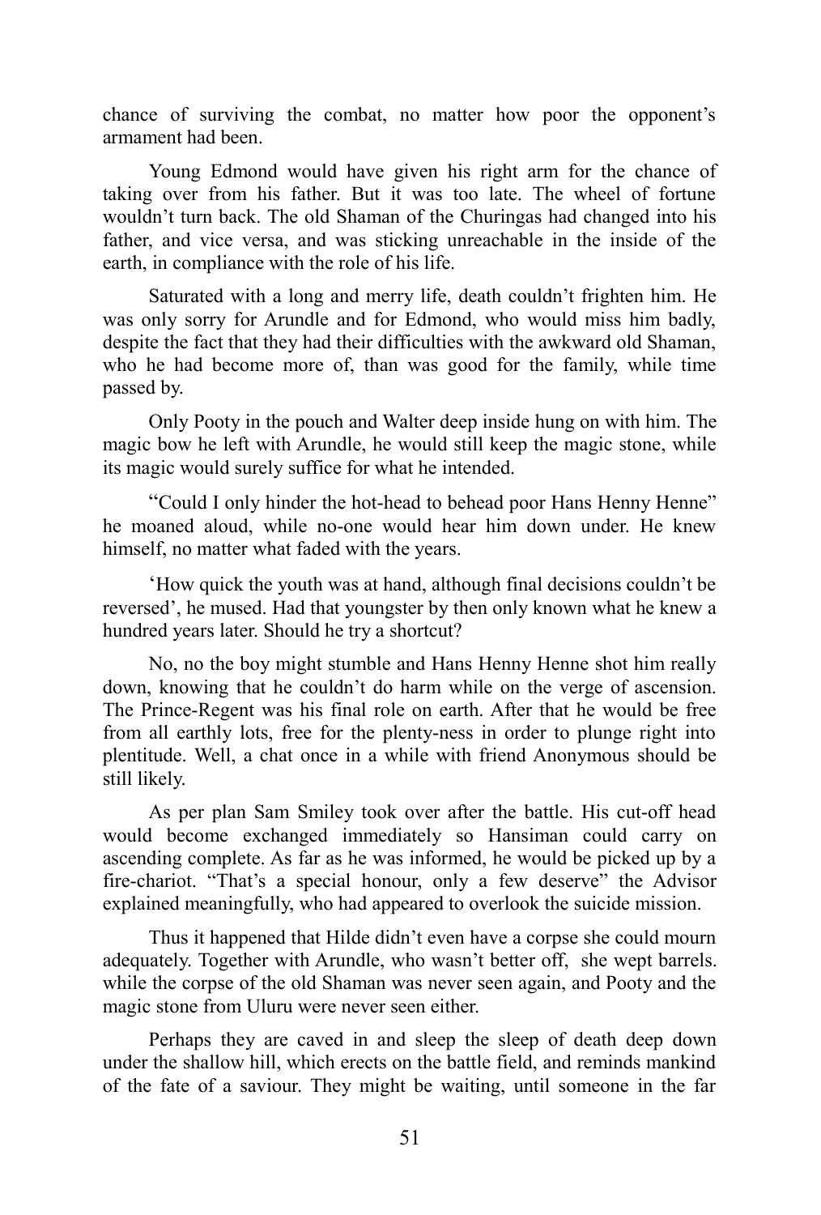chance of surviving the combat, no matter how poor the opponent's armament had been.

Young Edmond would have given his right arm for the chance of taking over from his father. But it was too late. The wheel of fortune wouldn't turn back. The old Shaman of the Churingas had changed into his father, and vice versa, and was sticking unreachable in the inside of the earth, in compliance with the role of his life.

Saturated with a long and merry life, death couldn't frighten him. He was only sorry for Arundle and for Edmond, who would miss him badly, despite the fact that they had their difficulties with the awkward old Shaman, who he had become more of, than was good for the family, while time passed by.

Only Pooty in the pouch and Walter deep inside hung on with him. The magic bow he left with Arundle, he would still keep the magic stone, while its magic would surely suffice for what he intended.

"Could I only hinder the hot-head to behead poor Hans Henny Henne" he moaned aloud, while no-one would hear him down under. He knew himself, no matter what faded with the years.

'How quick the youth was at hand, although final decisions couldn't be reversed', he mused. Had that youngster by then only known what he knew a hundred years later. Should he try a shortcut?

No, no the boy might stumble and Hans Henny Henne shot him really down, knowing that he couldn't do harm while on the verge of ascension. The Prince-Regent was his final role on earth. After that he would be free from all earthly lots, free for the plenty-ness in order to plunge right into plentitude. Well, a chat once in a while with friend Anonymous should be still likely.

As per plan Sam Smiley took over after the battle. His cut-off head would become exchanged immediately so Hansiman could carry on ascending complete. As far as he was informed, he would be picked up by a fire-chariot. "That's a special honour, only a few deserve" the Advisor explained meaningfully, who had appeared to overlook the suicide mission.

Thus it happened that Hilde didn't even have a corpse she could mourn adequately. Together with Arundle, who wasn't better off, she wept barrels. while the corpse of the old Shaman was never seen again, and Pooty and the magic stone from Uluru were never seen either.

Perhaps they are caved in and sleep the sleep of death deep down under the shallow hill, which erects on the battle field, and reminds mankind of the fate of a saviour. They might be waiting, until someone in the far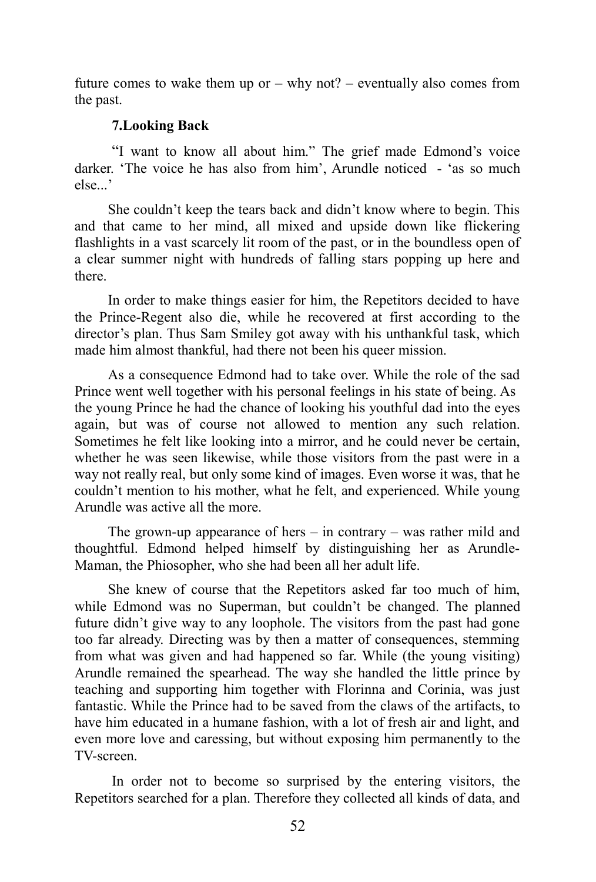future comes to wake them up or – why not? – eventually also comes from the past.

### 7.Looking Back

"I want to know all about him." The grief made Edmond's voice darker. 'The voice he has also from him', Arundle noticed - 'as so much else...'

She couldn't keep the tears back and didn't know where to begin. This and that came to her mind, all mixed and upside down like flickering flashlights in a vast scarcely lit room of the past, or in the boundless open of a clear summer night with hundreds of falling stars popping up here and there.

In order to make things easier for him, the Repetitors decided to have the Prince-Regent also die, while he recovered at first according to the director's plan. Thus Sam Smiley got away with his unthankful task, which made him almost thankful, had there not been his queer mission.

As a consequence Edmond had to take over. While the role of the sad Prince went well together with his personal feelings in his state of being. As the young Prince he had the chance of looking his youthful dad into the eyes again, but was of course not allowed to mention any such relation. Sometimes he felt like looking into a mirror, and he could never be certain, whether he was seen likewise, while those visitors from the past were in a way not really real, but only some kind of images. Even worse it was, that he couldn't mention to his mother, what he felt, and experienced. While young Arundle was active all the more.

The grown-up appearance of hers – in contrary – was rather mild and thoughtful. Edmond helped himself by distinguishing her as Arundle-Maman, the Phiosopher, who she had been all her adult life.

She knew of course that the Repetitors asked far too much of him, while Edmond was no Superman, but couldn't be changed. The planned future didn't give way to any loophole. The visitors from the past had gone too far already. Directing was by then a matter of consequences, stemming from what was given and had happened so far. While (the young visiting) Arundle remained the spearhead. The way she handled the little prince by teaching and supporting him together with Florinna and Corinia, was just fantastic. While the Prince had to be saved from the claws of the artifacts, to have him educated in a humane fashion, with a lot of fresh air and light, and even more love and caressing, but without exposing him permanently to the TV-screen.

In order not to become so surprised by the entering visitors, the Repetitors searched for a plan. Therefore they collected all kinds of data, and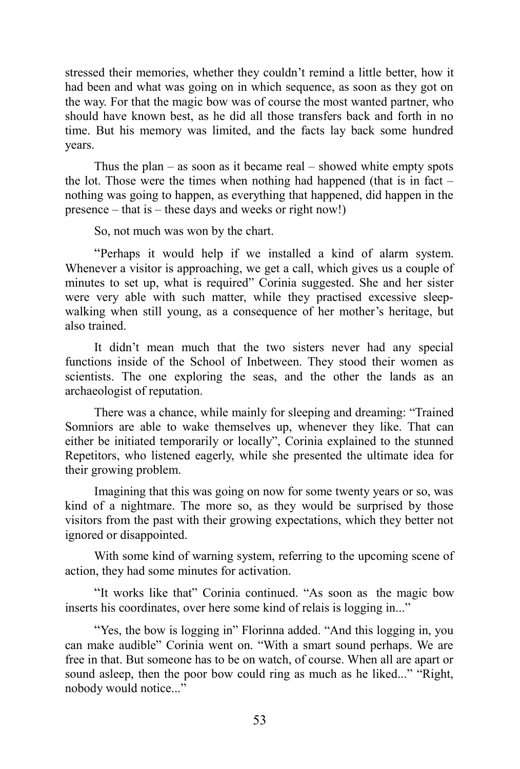stressed their memories, whether they couldn't remind a little better, how it had been and what was going on in which sequence, as soon as they got on the way. For that the magic bow was of course the most wanted partner, who should have known best, as he did all those transfers back and forth in no time. But his memory was limited, and the facts lay back some hundred years.

Thus the plan – as soon as it became real – showed white empty spots the lot. Those were the times when nothing had happened (that is in fact – nothing was going to happen, as everything that happened, did happen in the presence – that is – these days and weeks or right now!)

So, not much was won by the chart.

"Perhaps it would help if we installed a kind of alarm system. Whenever a visitor is approaching, we get a call, which gives us a couple of minutes to set up, what is required" Corinia suggested. She and her sister were very able with such matter, while they practised excessive sleep-walking when still young, as a consequence of her mother's heritage, but also trained.

It didn't mean much that the two sisters never had any special functions inside of the School of Inbetween. They stood their women as scientists. The one exploring the seas, and the other the lands as an archaeologist of reputation.

There was a chance, while mainly for sleeping and dreaming: "Trained Somniors are able to wake themselves up, whenever they like. That can either be initiated temporarily or locally", Corinia explained to the stunned Repetitors, who listened eagerly, while she presented the ultimate idea for their growing problem.

Imagining that this was going on now for some twenty years or so, was kind of a nightmare. The more so, as they would be surprised by those visitors from the past with their growing expectations, which they better not ignored or disappointed.

With some kind of warning system, referring to the upcoming scene of action, they had some minutes for activation.

"It works like that" Corinia continued. "As soon as the magic bow inserts his coordinates, over here some kind of relais is logging in..."

"Yes, the bow is logging in" Florinna added. "And this logging in, you can make audible" Corinia went on. "With a smart sound perhaps. We are free in that. But someone has to be on watch, of course. When all are apart or sound asleep, then the poor bow could ring as much as he liked..." "Right, nobody would notice..."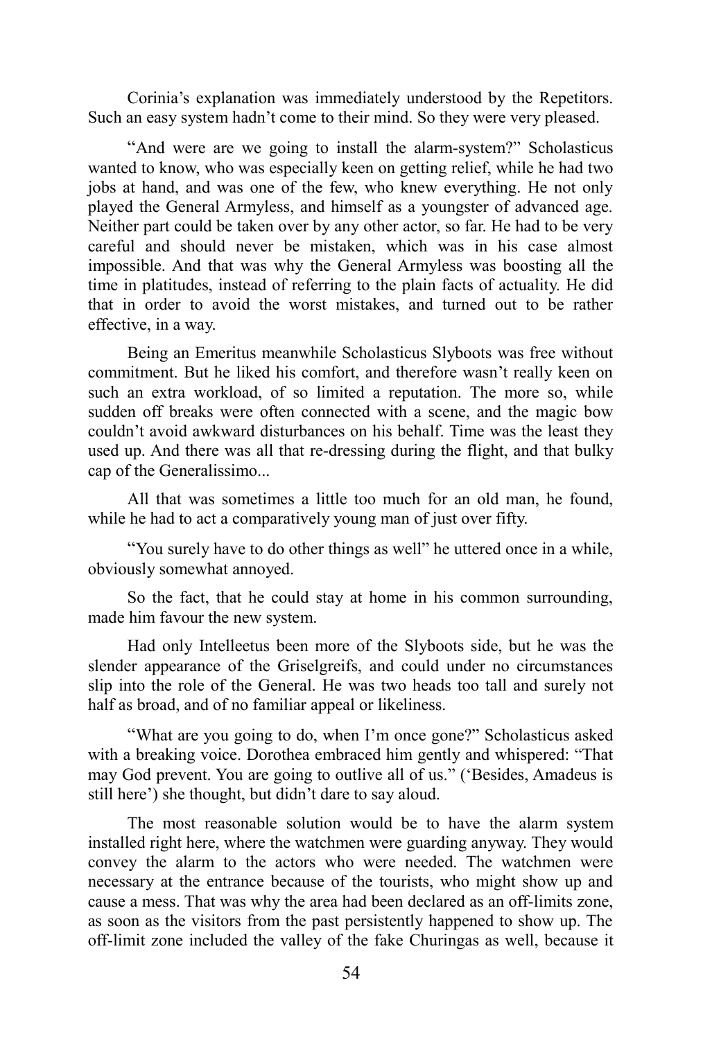Corinia's explanation was immediately understood by the Repetitors. Such an easy system hadn't come to their mind. So they were very pleased.

"And were are we going to install the alarm-system?" Scholasticus wanted to know, who was especially keen on getting relief, while he had two jobs at hand, and was one of the few, who knew everything. He not only played the General Armyless, and himself as a youngster of advanced age. Neither part could be taken over by any other actor, so far. He had to be very careful and should never be mistaken, which was in his case almost impossible. And that was why the General Armyless was boosting all the time in platitudes, instead of referring to the plain facts of actuality. He did that in order to avoid the worst mistakes, and turned out to be rather effective, in a way.

Being an Emeritus meanwhile Scholasticus Slyboots was free without commitment. But he liked his comfort, and therefore wasn't really keen on such an extra workload, of so limited a reputation. The more so, while sudden off breaks were often connected with a scene, and the magic bow couldn't avoid awkward disturbances on his behalf. Time was the least they used up. And there was all that re-dressing during the flight, and that bulky cap of the Generalissimo...

All that was sometimes a little too much for an old man, he found, while he had to act a comparatively young man of just over fifty.

"You surely have to do other things as well" he uttered once in a while, obviously somewhat annoyed.

So the fact, that he could stay at home in his common surrounding, made him favour the new system.

Had only Intelleetus been more of the Slyboots side, but he was the slender appearance of the Griselgreifs, and could under no circumstances slip into the role of the General. He was two heads too tall and surely not half as broad, and of no familiar appeal or likeliness.

"What are you going to do, when I'm once gone?" Scholasticus asked with a breaking voice. Dorothea embraced him gently and whispered: "That may God prevent. You are going to outlive all of us." ('Besides, Amadeus is still here') she thought, but didn't dare to say aloud.

The most reasonable solution would be to have the alarm system installed right here, where the watchmen were guarding anyway. They would convey the alarm to the actors who were needed. The watchmen were necessary at the entrance because of the tourists, who might show up and cause a mess. That was why the area had been declared as an off-limits zone, as soon as the visitors from the past persistently happened to show up. The off-limit zone included the valley of the fake Churingas as well, because it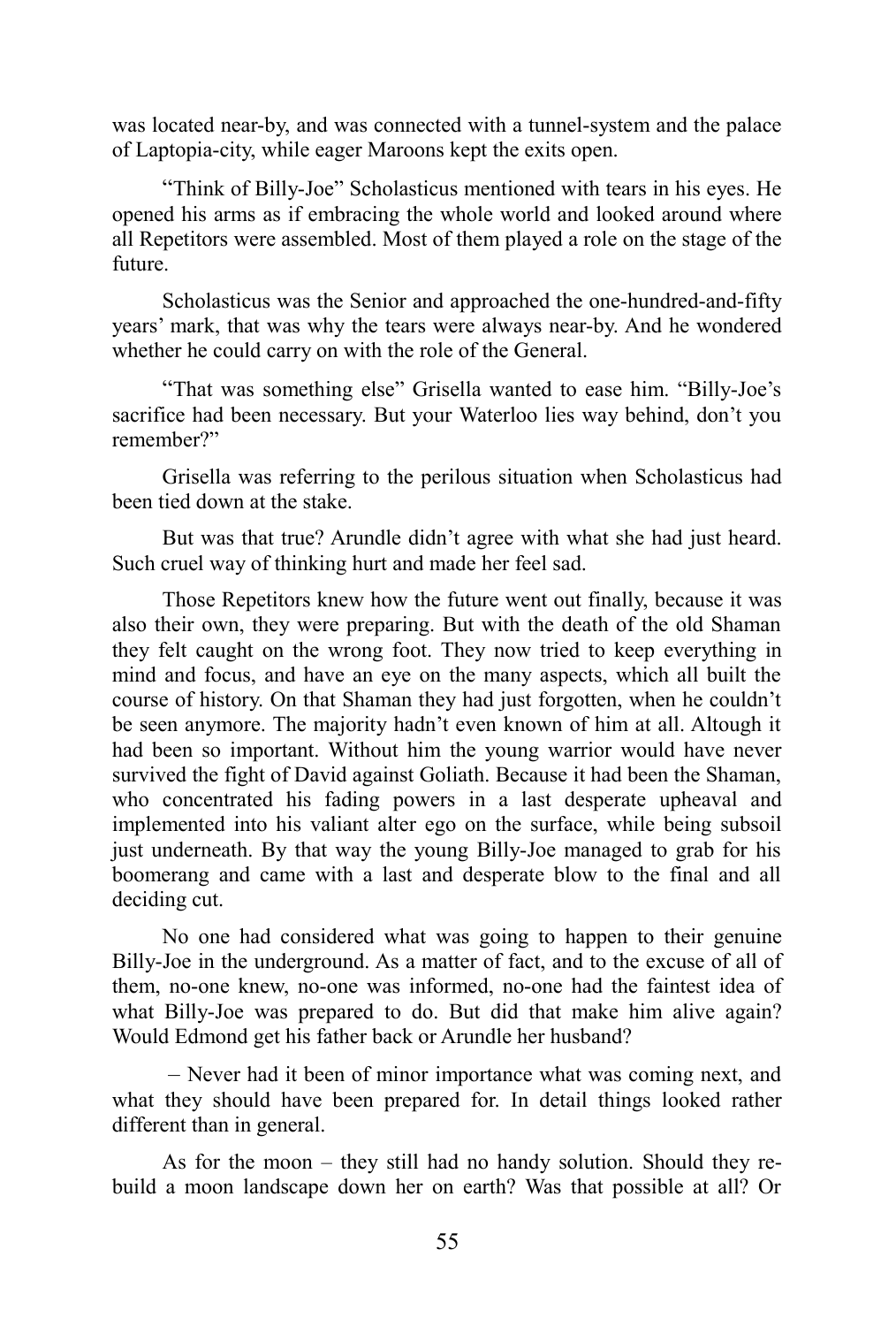was located near-by, and was connected with a tunnel-system and the palace of Laptopia-city, while eager Maroons kept the exits open.

"Think of Billy-Joe" Scholasticus mentioned with tears in his eyes. He opened his arms as if embracing the whole world and looked around where all Repetitors were assembled. Most of them played a role on the stage of the future.

Scholasticus was the Senior and approached the one-hundred-and-fifty years' mark, that was why the tears were always near-by. And he wondered whether he could carry on with the role of the General.

"That was something else" Grisella wanted to ease him. "Billy-Joe's sacrifice had been necessary. But your Waterloo lies way behind, don't you remember?"

Grisella was referring to the perilous situation when Scholasticus had been tied down at the stake.

But was that true? Arundle didn't agree with what she had just heard. Such cruel way of thinking hurt and made her feel sad.

Those Repetitors knew how the future went out finally, because it was also their own, they were preparing. But with the death of the old Shaman they felt caught on the wrong foot. They now tried to keep everything in mind and focus, and have an eye on the many aspects, which all built the course of history. On that Shaman they had just forgotten, when he couldn't be seen anymore. The majority hadn't even known of him at all. Altough it had been so important. Without him the young warrior would have never survived the fight of David against Goliath. Because it had been the Shaman, who concentrated his fading powers in a last desperate upheaval and implemented into his valiant alter ego on the surface, while being subsoil just underneath. By that way the young Billy-Joe managed to grab for his boomerang and came with a last and desperate blow to the final and all deciding cut.

No one had considered what was going to happen to their genuine Billy-Joe in the underground. As a matter of fact, and to the excuse of all of them, no-one knew, no-one was informed, no-one had the faintest idea of what Billy-Joe was prepared to do. But did that make him alive again? Would Edmond get his father back or Arundle her husband?

– Never had it been of minor importance what was coming next, and what they should have been prepared for. In detail things looked rather different than in general.

As for the moon – they still had no handy solution. Should they re-build a moon landscape down her on earth? Was that possible at all? Or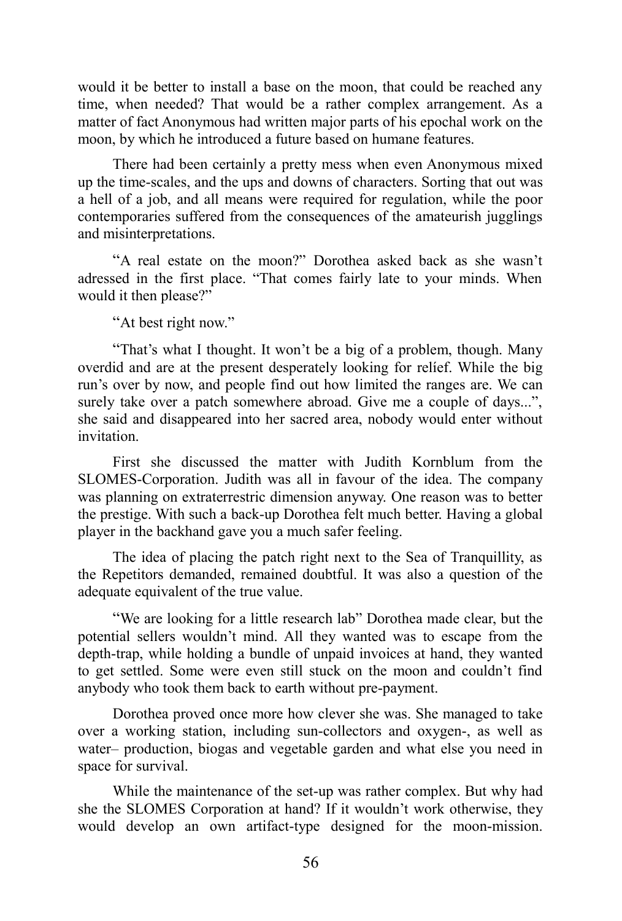would it be better to install a base on the moon, that could be reached any time, when needed? That would be a rather complex arrangement. As a matter of fact Anonymous had written major parts of his epochal work on the moon, by which he introduced a future based on humane features.

There had been certainly a pretty mess when even Anonymous mixed up the time-scales, and the ups and downs of characters. Sorting that out was a hell of a job, and all means were required for regulation, while the poor contemporaries suffered from the consequences of the amateurish jugglings and misinterpretations.

"A real estate on the moon?" Dorothea asked back as she wasn't adressed in the first place. "That comes fairly late to your minds. When would it then please?"

"At best right now."

"That's what I thought. It won't be a big of a problem, though. Many overdid and are at the present desperately looking for relíef. While the big run's over by now, and people find out how limited the ranges are. We can surely take over a patch somewhere abroad. Give me a couple of days...", she said and disappeared into her sacred area, nobody would enter without invitation.

First she discussed the matter with Judith Kornblum from the SLOMES-Corporation. Judith was all in favour of the idea. The company was planning on extraterrestric dimension anyway. One reason was to better the prestige. With such a back-up Dorothea felt much better. Having a global player in the backhand gave you a much safer feeling.

The idea of placing the patch right next to the Sea of Tranquillity, as the Repetitors demanded, remained doubtful. It was also a question of the adequate equivalent of the true value.

"We are looking for a little research lab" Dorothea made clear, but the potential sellers wouldn't mind. All they wanted was to escape from the depth-trap, while holding a bundle of unpaid invoices at hand, they wanted to get settled. Some were even still stuck on the moon and couldn't find anybody who took them back to earth without pre-payment.

Dorothea proved once more how clever she was. She managed to take over a working station, including sun-collectors and oxygen-, as well as water– production, biogas and vegetable garden and what else you need in space for survival.

While the maintenance of the set-up was rather complex. But why had she the SLOMES Corporation at hand? If it wouldn't work otherwise, they would develop an own artifact-type designed for the moon-mission.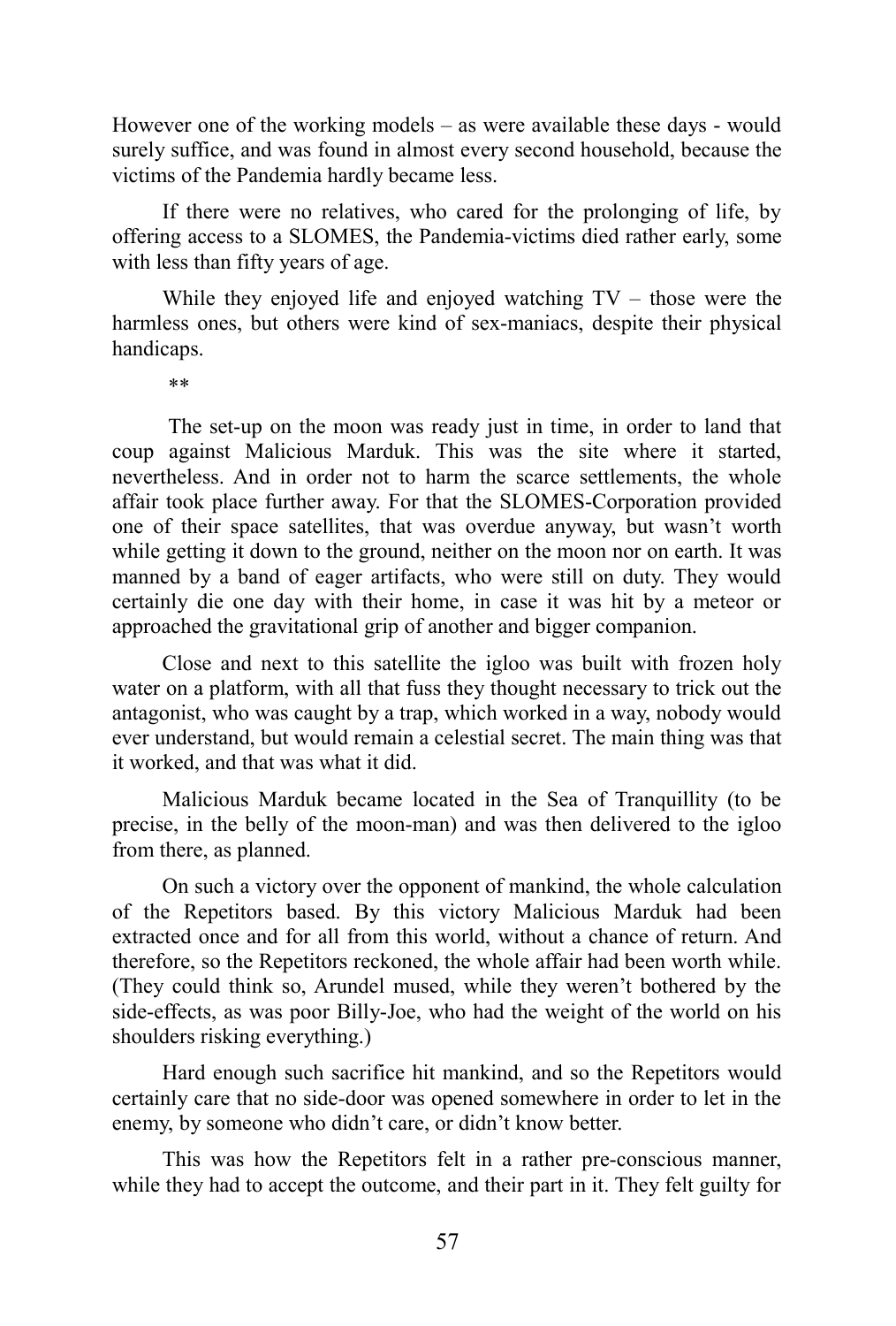However one of the working models – as were available these days - would surely suffice, and was found in almost every second household, because the victims of the Pandemia hardly became less.

If there were no relatives, who cared for the prolonging of life, by offering access to a SLOMES, the Pandemia-victims died rather early, some with less than fifty years of age.

While they enjoyed life and enjoyed watching TV – those were the harmless ones, but others were kind of sex-maniacs, despite their physical handicaps.

**

The set-up on the moon was ready just in time, in order to land that coup against Malicious Marduk. This was the site where it started, nevertheless. And in order not to harm the scarce settlements, the whole affair took place further away. For that the SLOMES-Corporation provided one of their space satellites, that was overdue anyway, but wasn't worth while getting it down to the ground, neither on the moon nor on earth. It was manned by a band of eager artifacts, who were still on duty. They would certainly die one day with their home, in case it was hit by a meteor or approached the gravitational grip of another and bigger companion.

Close and next to this satellite the igloo was built with frozen holy water on a platform, with all that fuss they thought necessary to trick out the antagonist, who was caught by a trap, which worked in a way, nobody would ever understand, but would remain a celestial secret. The main thing was that it worked, and that was what it did.

Malicious Marduk became located in the Sea of Tranquillity (to be precise, in the belly of the moon-man) and was then delivered to the igloo from there, as planned.

On such a victory over the opponent of mankind, the whole calculation of the Repetitors based. By this victory Malicious Marduk had been extracted once and for all from this world, without a chance of return. And therefore, so the Repetitors reckoned, the whole affair had been worth while. (They could think so, Arundel mused, while they weren't bothered by the side-effects, as was poor Billy-Joe, who had the weight of the world on his shoulders risking everything.)

Hard enough such sacrifice hit mankind, and so the Repetitors would certainly care that no side-door was opened somewhere in order to let in the enemy, by someone who didn't care, or didn't know better.

This was how the Repetitors felt in a rather pre-conscious manner, while they had to accept the outcome, and their part in it. They felt guilty for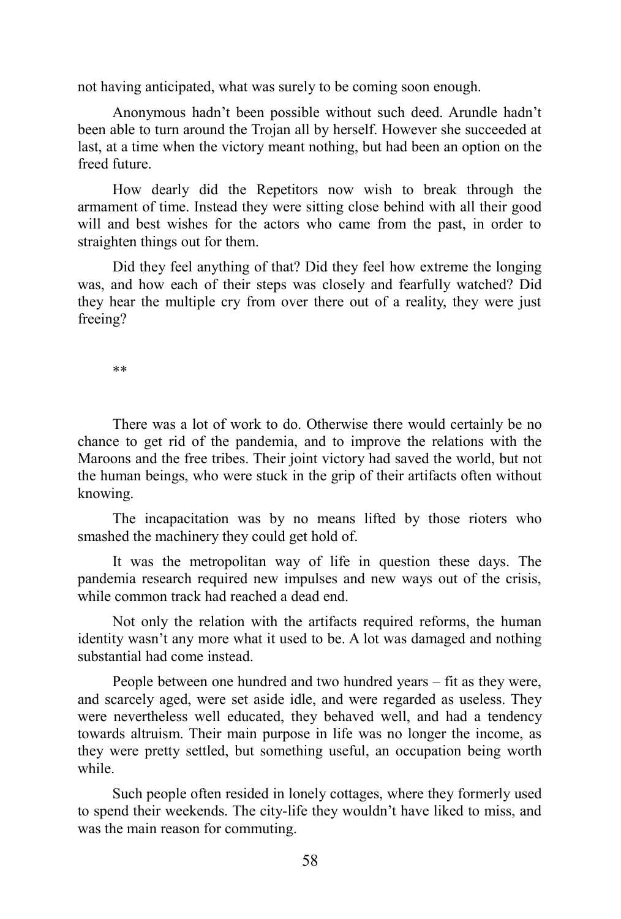not having anticipated, what was surely to be coming soon enough.

Anonymous hadn't been possible without such deed. Arundle hadn't been able to turn around the Trojan all by herself. However she succeeded at last, at a time when the victory meant nothing, but had been an option on the freed future.

How dearly did the Repetitors now wish to break through the armament of time. Instead they were sitting close behind with all their good will and best wishes for the actors who came from the past, in order to straighten things out for them.

Did they feel anything of that? Did they feel how extreme the longing was, and how each of their steps was closely and fearfully watched? Did they hear the multiple cry from over there out of a reality, they were just freeing?

**

There was a lot of work to do. Otherwise there would certainly be no chance to get rid of the pandemia, and to improve the relations with the Maroons and the free tribes. Their joint victory had saved the world, but not the human beings, who were stuck in the grip of their artifacts often without knowing.

The incapacitation was by no means lifted by those rioters who smashed the machinery they could get hold of.

It was the metropolitan way of life in question these days. The pandemia research required new impulses and new ways out of the crisis, while common track had reached a dead end.

Not only the relation with the artifacts required reforms, the human identity wasn't any more what it used to be. A lot was damaged and nothing substantial had come instead.

People between one hundred and two hundred years – fit as they were, and scarcely aged, were set aside idle, and were regarded as useless. They were nevertheless well educated, they behaved well, and had a tendency towards altruism. Their main purpose in life was no longer the income, as they were pretty settled, but something useful, an occupation being worth while.

Such people often resided in lonely cottages, where they formerly used to spend their weekends. The city-life they wouldn't have liked to miss, and was the main reason for commuting.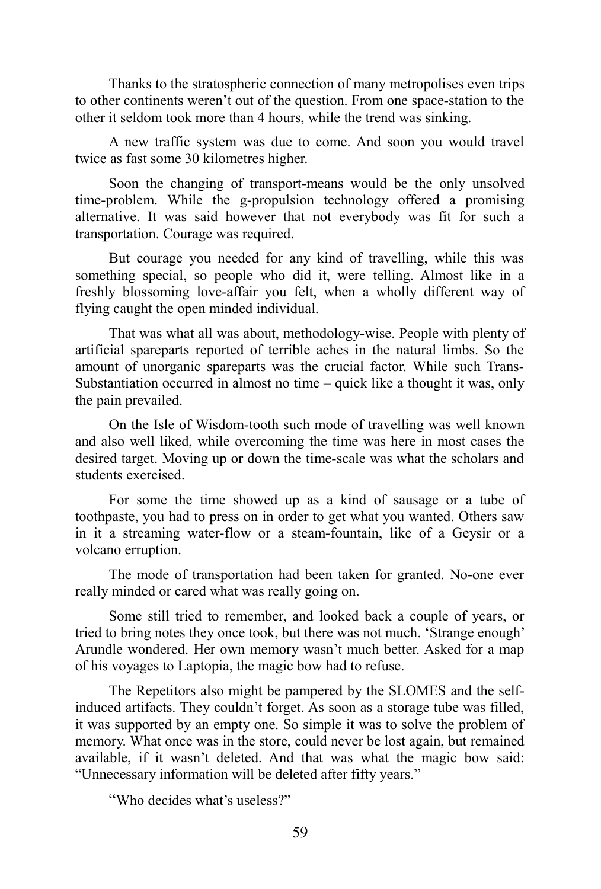Thanks to the stratospheric connection of many metropolises even trips to other continents weren't out of the question. From one space-station to the other it seldom took more than 4 hours, while the trend was sinking.

A new traffic system was due to come. And soon you would travel twice as fast some 30 kilometres higher.

Soon the changing of transport-means would be the only unsolved time-problem. While the g-propulsion technology offered a promising alternative. It was said however that not everybody was fit for such a transportation. Courage was required.

But courage you needed for any kind of travelling, while this was something special, so people who did it, were telling. Almost like in a freshly blossoming love-affair you felt, when a wholly different way of flying caught the open minded individual.

That was what all was about, methodology-wise. People with plenty of artificial spareparts reported of terrible aches in the natural limbs. So the amount of unorganic spareparts was the crucial factor. While such Trans-Substantiation occurred in almost no time – quick like a thought it was, only the pain prevailed.

On the Isle of Wisdom-tooth such mode of travelling was well known and also well liked, while overcoming the time was here in most cases the desired target. Moving up or down the time-scale was what the scholars and students exercised.

For some the time showed up as a kind of sausage or a tube of toothpaste, you had to press on in order to get what you wanted. Others saw in it a streaming water-flow or a steam-fountain, like of a Geysir or a volcano erruption.

The mode of transportation had been taken for granted. No-one ever really minded or cared what was really going on.

Some still tried to remember, and looked back a couple of years, or tried to bring notes they once took, but there was not much. 'Strange enough' Arundle wondered. Her own memory wasn't much better. Asked for a map of his voyages to Laptopia, the magic bow had to refuse.

The Repetitors also might be pampered by the SLOMES and the self-induced artifacts. They couldn't forget. As soon as a storage tube was filled, it was supported by an empty one. So simple it was to solve the problem of memory. What once was in the store, could never be lost again, but remained available, if it wasn't deleted. And that was what the magic bow said: "Unnecessary information will be deleted after fifty years."

"Who decides what's useless?"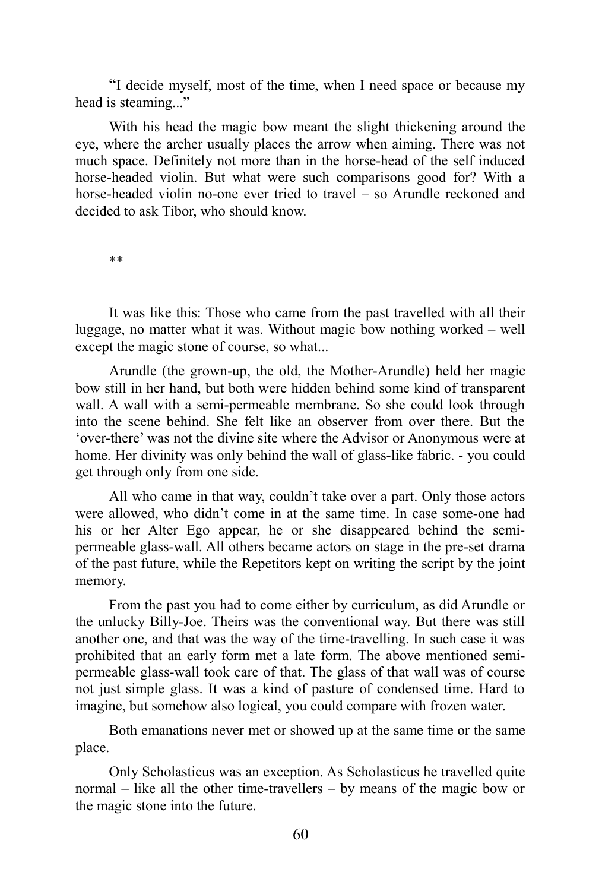"I decide myself, most of the time, when I need space or because my head is steaming..."

With his head the magic bow meant the slight thickening around the eye, where the archer usually places the arrow when aiming. There was not much space. Definitely not more than in the horse-head of the self induced horse-headed violin. But what were such comparisons good for? With a horse-headed violin no-one ever tried to travel – so Arundle reckoned and decided to ask Tibor, who should know.

**

It was like this: Those who came from the past travelled with all their luggage, no matter what it was. Without magic bow nothing worked – well except the magic stone of course, so what...

Arundle (the grown-up, the old, the Mother-Arundle) held her magic bow still in her hand, but both were hidden behind some kind of transparent wall. A wall with a semi-permeable membrane. So she could look through into the scene behind. She felt like an observer from over there. But the 'over-there' was not the divine site where the Advisor or Anonymous were at home. Her divinity was only behind the wall of glass-like fabric. - you could get through only from one side.

All who came in that way, couldn't take over a part. Only those actors were allowed, who didn't come in at the same time. In case some-one had his or her Alter Ego appear, he or she disappeared behind the semi-permeable glass-wall. All others became actors on stage in the pre-set drama of the past future, while the Repetitors kept on writing the script by the joint memory.

From the past you had to come either by curriculum, as did Arundle or the unlucky Billy-Joe. Theirs was the conventional way. But there was still another one, and that was the way of the time-travelling. In such case it was prohibited that an early form met a late form. The above mentioned semi-permeable glass-wall took care of that. The glass of that wall was of course not just simple glass. It was a kind of pasture of condensed time. Hard to imagine, but somehow also logical, you could compare with frozen water.

Both emanations never met or showed up at the same time or the same place.

Only Scholasticus was an exception. As Scholasticus he travelled quite normal – like all the other time-travellers – by means of the magic bow or the magic stone into the future.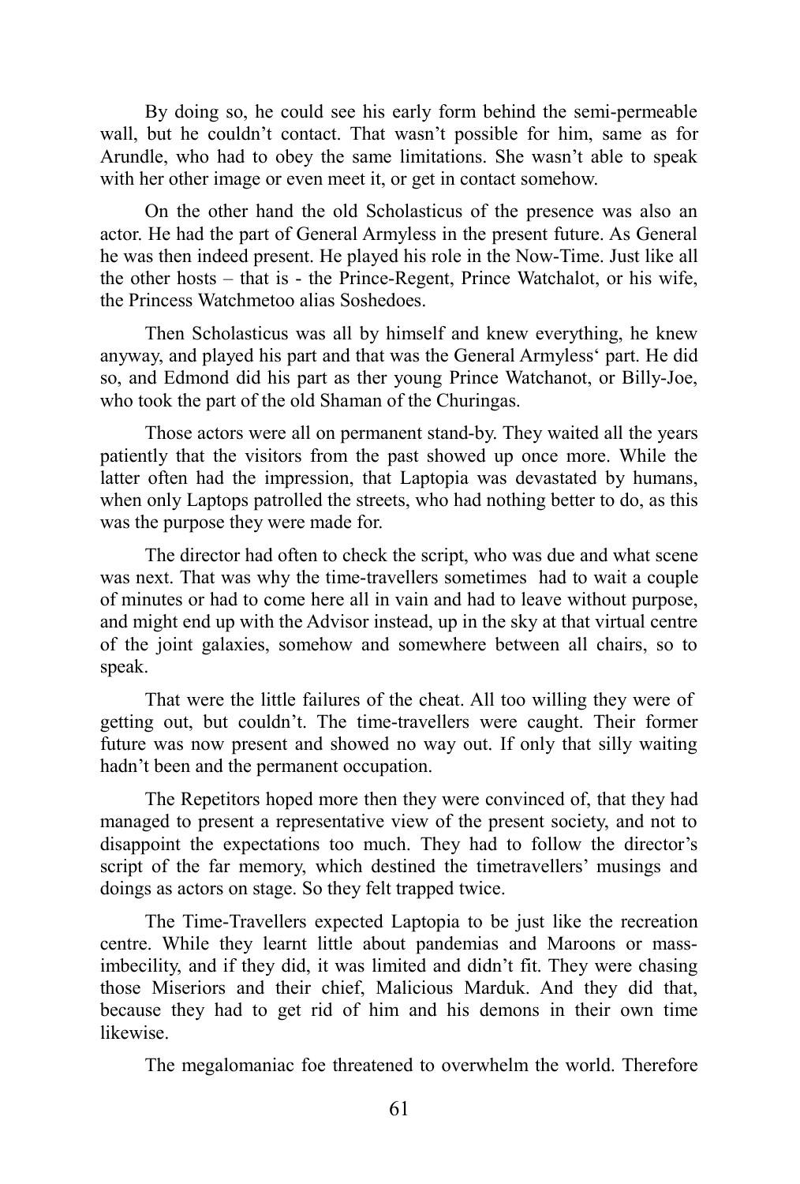By doing so, he could see his early form behind the semi-permeable wall, but he couldn't contact. That wasn't possible for him, same as for Arundle, who had to obey the same limitations. She wasn't able to speak with her other image or even meet it, or get in contact somehow.

On the other hand the old Scholasticus of the presence was also an actor. He had the part of General Armyless in the present future. As General he was then indeed present. He played his role in the Now-Time. Just like all the other hosts – that is - the Prince-Regent, Prince Watchalot, or his wife, the Princess Watchmetoo alias Soshedoes.

Then Scholasticus was all by himself and knew everything, he knew anyway, and played his part and that was the General Armyless' part. He did so, and Edmond did his part as ther young Prince Watchanot, or Billy-Joe, who took the part of the old Shaman of the Churingas.

Those actors were all on permanent stand-by. They waited all the years patiently that the visitors from the past showed up once more. While the latter often had the impression, that Laptopia was devastated by humans, when only Laptops patrolled the streets, who had nothing better to do, as this was the purpose they were made for.

The director had often to check the script, who was due and what scene was next. That was why the time-travellers sometimes had to wait a couple of minutes or had to come here all in vain and had to leave without purpose, and might end up with the Advisor instead, up in the sky at that virtual centre of the joint galaxies, somehow and somewhere between all chairs, so to speak.

That were the little failures of the cheat. All too willing they were of getting out, but couldn't. The time-travellers were caught. Their former future was now present and showed no way out. If only that silly waiting hadn't been and the permanent occupation.

The Repetitors hoped more then they were convinced of, that they had managed to present a representative view of the present society, and not to disappoint the expectations too much. They had to follow the director's script of the far memory, which destined the timetravellers' musings and doings as actors on stage. So they felt trapped twice.

The Time-Travellers expected Laptopia to be just like the recreation centre. While they learnt little about pandemias and Maroons or mass-imbecility, and if they did, it was limited and didn't fit. They were chasing those Miseriors and their chief, Malicious Marduk. And they did that, because they had to get rid of him and his demons in their own time likewise.

The megalomaniac foe threatened to overwhelm the world. Therefore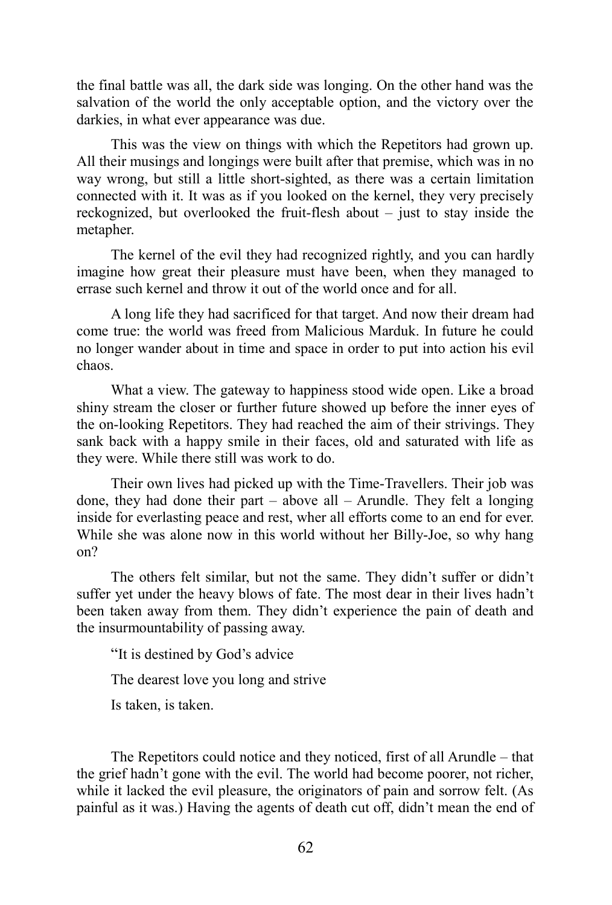the final battle was all, the dark side was longing. On the other hand was the salvation of the world the only acceptable option, and the victory over the darkies, in what ever appearance was due.

This was the view on things with which the Repetitors had grown up. All their musings and longings were built after that premise, which was in no way wrong, but still a little short-sighted, as there was a certain limitation connected with it. It was as if you looked on the kernel, they very precisely reckognized, but overlooked the fruit-flesh about – just to stay inside the metapher.

The kernel of the evil they had recognized rightly, and you can hardly imagine how great their pleasure must have been, when they managed to errase such kernel and throw it out of the world once and for all.

A long life they had sacrificed for that target. And now their dream had come true: the world was freed from Malicious Marduk. In future he could no longer wander about in time and space in order to put into action his evil chaos.

What a view. The gateway to happiness stood wide open. Like a broad shiny stream the closer or further future showed up before the inner eyes of the on-looking Repetitors. They had reached the aim of their strivings. They sank back with a happy smile in their faces, old and saturated with life as they were. While there still was work to do.

Their own lives had picked up with the Time-Travellers. Their job was done, they had done their part – above all – Arundle. They felt a longing inside for everlasting peace and rest, wher all efforts come to an end for ever. While she was alone now in this world without her Billy-Joe, so why hang on?

The others felt similar, but not the same. They didn't suffer or didn't suffer yet under the heavy blows of fate. The most dear in their lives hadn't been taken away from them. They didn't experience the pain of death and the insurmountability of passing away.

"It is destined by God's advice

The dearest love you long and strive

Is taken, is taken.

The Repetitors could notice and they noticed, first of all Arundle – that the grief hadn't gone with the evil. The world had become poorer, not richer, while it lacked the evil pleasure, the originators of pain and sorrow felt. (As painful as it was.) Having the agents of death cut off, didn't mean the end of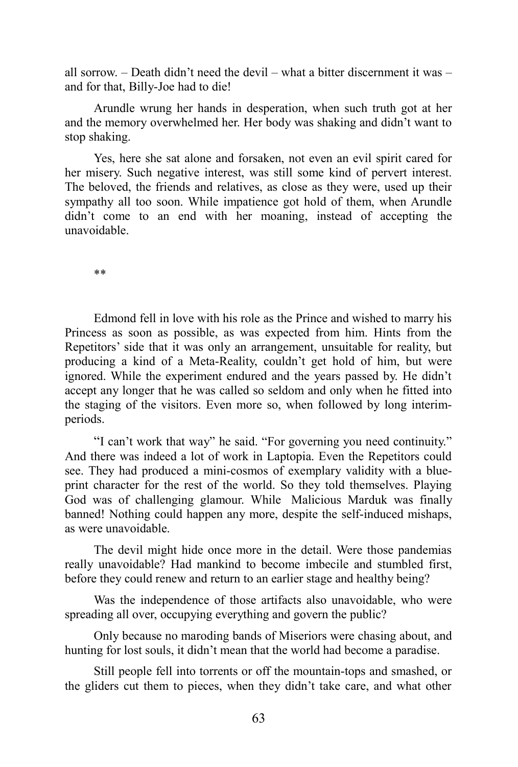all sorrow. – Death didn't need the devil – what a bitter discernment it was – and for that, Billy-Joe had to die!

Arundle wrung her hands in desperation, when such truth got at her and the memory overwhelmed her. Her body was shaking and didn't want to stop shaking.

Yes, here she sat alone and forsaken, not even an evil spirit cared for her misery. Such negative interest, was still some kind of pervert interest. The beloved, the friends and relatives, as close as they were, used up their sympathy all too soon. While impatience got hold of them, when Arundle didn't come to an end with her moaning, instead of accepting the unavoidable.

**

Edmond fell in love with his role as the Prince and wished to marry his Princess as soon as possible, as was expected from him. Hints from the Repetitors' side that it was only an arrangement, unsuitable for reality, but producing a kind of a Meta-Reality, couldn't get hold of him, but were ignored. While the experiment endured and the years passed by. He didn't accept any longer that he was called so seldom and only when he fitted into the staging of the visitors. Even more so, when followed by long interim-periods.

"I can't work that way" he said. "For governing you need continuity." And there was indeed a lot of work in Laptopia. Even the Repetitors could see. They had produced a mini-cosmos of exemplary validity with a blue-print character for the rest of the world. So they told themselves. Playing God was of challenging glamour. While Malicious Marduk was finally banned! Nothing could happen any more, despite the self-induced mishaps, as were unavoidable.

The devil might hide once more in the detail. Were those pandemias really unavoidable? Had mankind to become imbecile and stumbled first, before they could renew and return to an earlier stage and healthy being?

Was the independence of those artifacts also unavoidable, who were spreading all over, occupying everything and govern the public?

Only because no maroding bands of Miseriors were chasing about, and hunting for lost souls, it didn't mean that the world had become a paradise.

Still people fell into torrents or off the mountain-tops and smashed, or the gliders cut them to pieces, when they didn't take care, and what other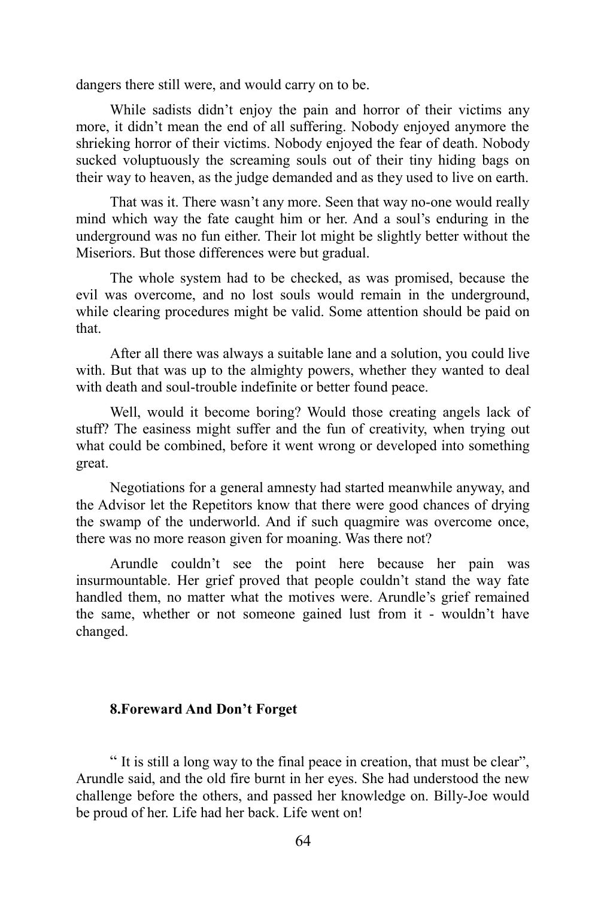dangers there still were, and would carry on to be.

While sadists didn't enjoy the pain and horror of their victims any more, it didn't mean the end of all suffering. Nobody enjoyed anymore the shrieking horror of their victims. Nobody enjoyed the fear of death. Nobody sucked voluptuously the screaming souls out of their tiny hiding bags on their way to heaven, as the judge demanded and as they used to live on earth.

That was it. There wasn't any more. Seen that way no-one would really mind which way the fate caught him or her. And a soul's enduring in the underground was no fun either. Their lot might be slightly better without the Miseriors. But those differences were but gradual.

The whole system had to be checked, as was promised, because the evil was overcome, and no lost souls would remain in the underground, while clearing procedures might be valid. Some attention should be paid on that.

After all there was always a suitable lane and a solution, you could live with. But that was up to the almighty powers, whether they wanted to deal with death and soul-trouble indefinite or better found peace.

Well, would it become boring? Would those creating angels lack of stuff? The easiness might suffer and the fun of creativity, when trying out what could be combined, before it went wrong or developed into something great.

Negotiations for a general amnesty had started meanwhile anyway, and the Advisor let the Repetitors know that there were good chances of drying the swamp of the underworld. And if such quagmire was overcome once, there was no more reason given for moaning. Was there not?

Arundle couldn't see the point here because her pain was insurmountable. Her grief proved that people couldn't stand the way fate handled them, no matter what the motives were. Arundle's grief remained the same, whether or not someone gained lust from it - wouldn't have changed.

### 8.Foreward And Don't Forget

" It is still a long way to the final peace in creation, that must be clear", Arundle said, and the old fire burnt in her eyes. She had understood the new challenge before the others, and passed her knowledge on. Billy-Joe would be proud of her. Life had her back. Life went on!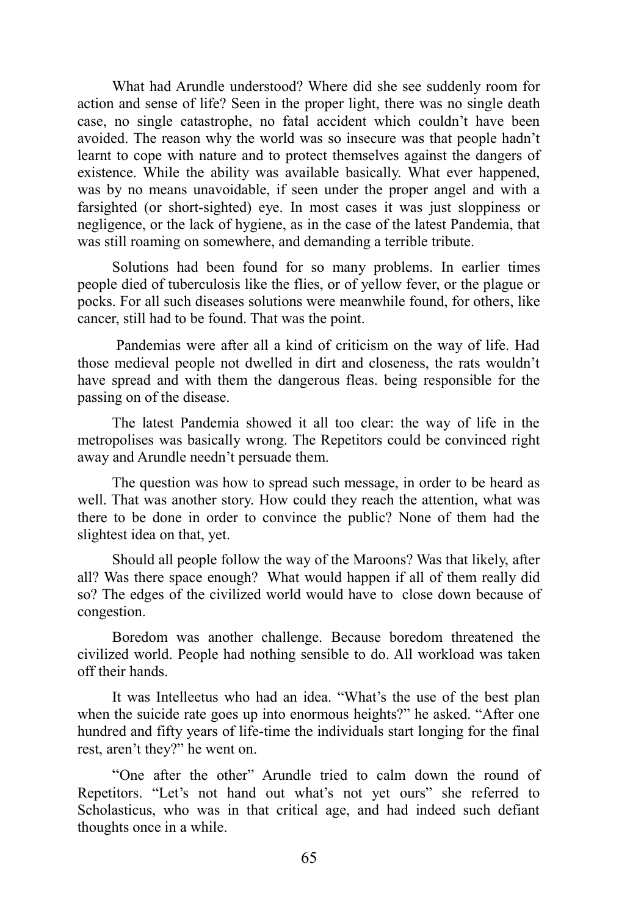What had Arundle understood? Where did she see suddenly room for action and sense of life? Seen in the proper light, there was no single death case, no single catastrophe, no fatal accident which couldn't have been avoided. The reason why the world was so insecure was that people hadn't learnt to cope with nature and to protect themselves against the dangers of existence. While the ability was available basically. What ever happened, was by no means unavoidable, if seen under the proper angel and with a farsighted (or short-sighted) eye. In most cases it was just sloppiness or negligence, or the lack of hygiene, as in the case of the latest Pandemia, that was still roaming on somewhere, and demanding a terrible tribute.

Solutions had been found for so many problems. In earlier times people died of tuberculosis like the flies, or of yellow fever, or the plague or pocks. For all such diseases solutions were meanwhile found, for others, like cancer, still had to be found. That was the point.

Pandemias were after all a kind of criticism on the way of life. Had those medieval people not dwelled in dirt and closeness, the rats wouldn't have spread and with them the dangerous fleas. being responsible for the passing on of the disease.

The latest Pandemia showed it all too clear: the way of life in the metropolises was basically wrong. The Repetitors could be convinced right away and Arundle needn't persuade them.

The question was how to spread such message, in order to be heard as well. That was another story. How could they reach the attention, what was there to be done in order to convince the public? None of them had the slightest idea on that, yet.

Should all people follow the way of the Maroons? Was that likely, after all? Was there space enough? What would happen if all of them really did so? The edges of the civilized world would have to close down because of congestion.

Boredom was another challenge. Because boredom threatened the civilized world. People had nothing sensible to do. All workload was taken off their hands.

It was Intelleetus who had an idea. "What's the use of the best plan when the suicide rate goes up into enormous heights?" he asked. "After one hundred and fifty years of life-time the individuals start longing for the final rest, aren't they?" he went on.

"One after the other" Arundle tried to calm down the round of Repetitors. "Let's not hand out what's not yet ours" she referred to Scholasticus, who was in that critical age, and had indeed such defiant thoughts once in a while.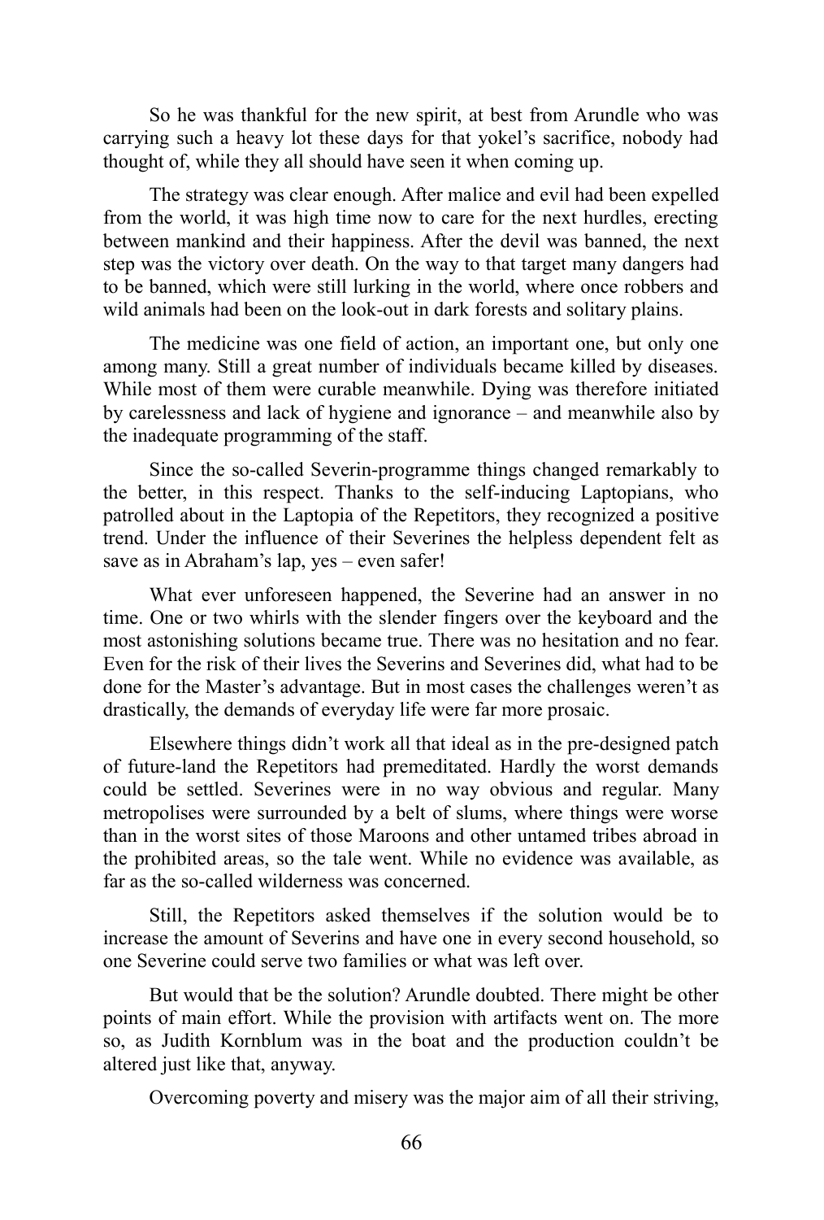So he was thankful for the new spirit, at best from Arundle who was carrying such a heavy lot these days for that yokel's sacrifice, nobody had thought of, while they all should have seen it when coming up.

The strategy was clear enough. After malice and evil had been expelled from the world, it was high time now to care for the next hurdles, erecting between mankind and their happiness. After the devil was banned, the next step was the victory over death. On the way to that target many dangers had to be banned, which were still lurking in the world, where once robbers and wild animals had been on the look-out in dark forests and solitary plains.

The medicine was one field of action, an important one, but only one among many. Still a great number of individuals became killed by diseases. While most of them were curable meanwhile. Dying was therefore initiated by carelessness and lack of hygiene and ignorance – and meanwhile also by the inadequate programming of the staff.

Since the so-called Severin-programme things changed remarkably to the better, in this respect. Thanks to the self-inducing Laptopians, who patrolled about in the Laptopia of the Repetitors, they recognized a positive trend. Under the influence of their Severines the helpless dependent felt as save as in Abraham's lap, yes – even safer!

What ever unforeseen happened, the Severine had an answer in no time. One or two whirls with the slender fingers over the keyboard and the most astonishing solutions became true. There was no hesitation and no fear. Even for the risk of their lives the Severins and Severines did, what had to be done for the Master's advantage. But in most cases the challenges weren't as drastically, the demands of everyday life were far more prosaic.

Elsewhere things didn't work all that ideal as in the pre-designed patch of future-land the Repetitors had premeditated. Hardly the worst demands could be settled. Severines were in no way obvious and regular. Many metropolises were surrounded by a belt of slums, where things were worse than in the worst sites of those Maroons and other untamed tribes abroad in the prohibited areas, so the tale went. While no evidence was available, as far as the so-called wilderness was concerned.

Still, the Repetitors asked themselves if the solution would be to increase the amount of Severins and have one in every second household, so one Severine could serve two families or what was left over.

But would that be the solution? Arundle doubted. There might be other points of main effort. While the provision with artifacts went on. The more so, as Judith Kornblum was in the boat and the production couldn't be altered just like that, anyway.

Overcoming poverty and misery was the major aim of all their striving,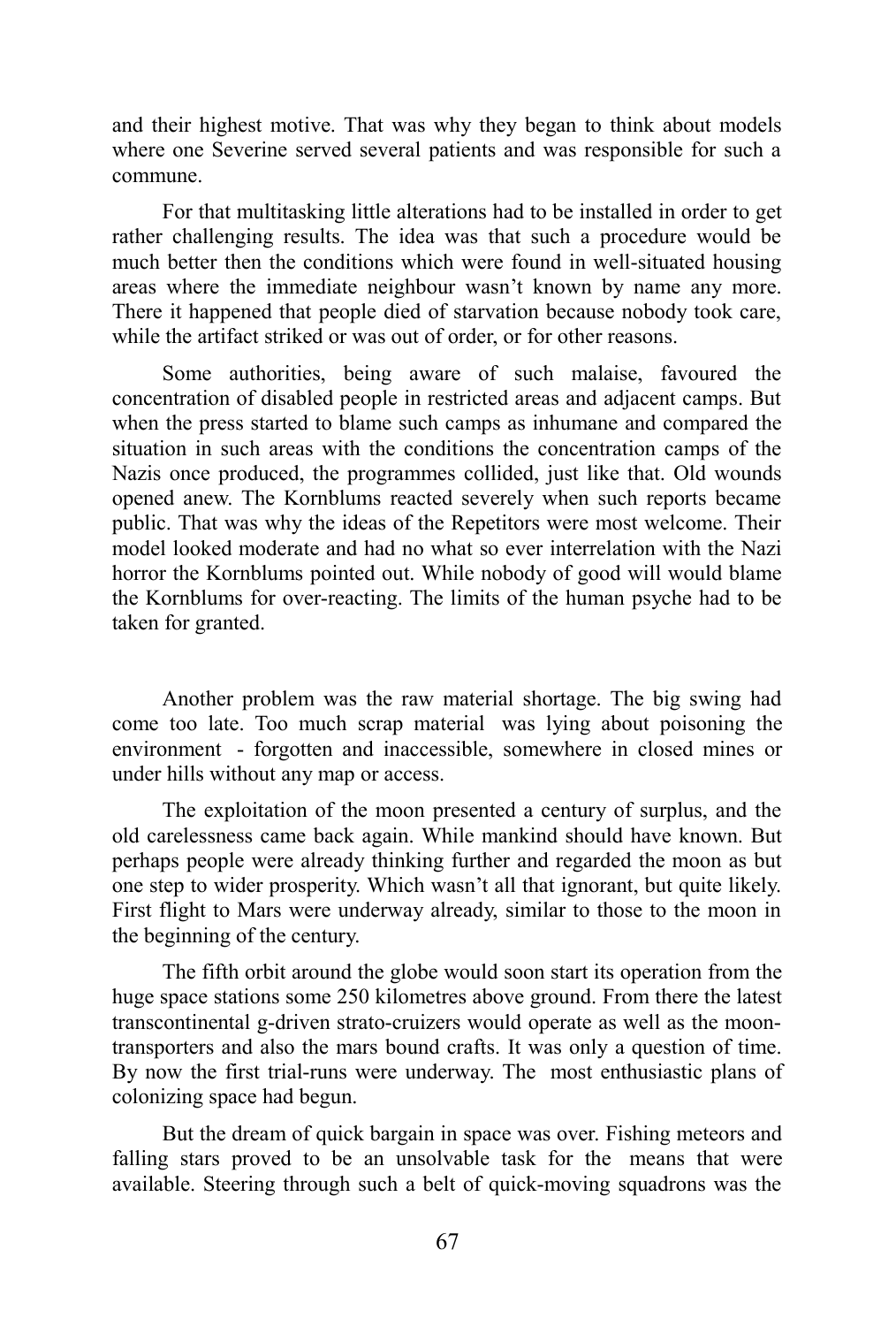and their highest motive. That was why they began to think about models where one Severine served several patients and was responsible for such a commune.

For that multitasking little alterations had to be installed in order to get rather challenging results. The idea was that such a procedure would be much better then the conditions which were found in well-situated housing areas where the immediate neighbour wasn't known by name any more. There it happened that people died of starvation because nobody took care, while the artifact striked or was out of order, or for other reasons.

Some authorities, being aware of such malaise, favoured the concentration of disabled people in restricted areas and adjacent camps. But when the press started to blame such camps as inhumane and compared the situation in such areas with the conditions the concentration camps of the Nazis once produced, the programmes collided, just like that. Old wounds opened anew. The Kornblums reacted severely when such reports became public. That was why the ideas of the Repetitors were most welcome. Their model looked moderate and had no what so ever interrelation with the Nazi horror the Kornblums pointed out. While nobody of good will would blame the Kornblums for over-reacting. The limits of the human psyche had to be taken for granted.

Another problem was the raw material shortage. The big swing had come too late. Too much scrap material was lying about poisoning the environment - forgotten and inaccessible, somewhere in closed mines or under hills without any map or access.

The exploitation of the moon presented a century of surplus, and the old carelessness came back again. While mankind should have known. But perhaps people were already thinking further and regarded the moon as but one step to wider prosperity. Which wasn't all that ignorant, but quite likely. First flight to Mars were underway already, similar to those to the moon in the beginning of the century.

The fifth orbit around the globe would soon start its operation from the huge space stations some 250 kilometres above ground. From there the latest transcontinental g-driven strato-cruizers would operate as well as the moon-transporters and also the mars bound crafts. It was only a question of time. By now the first trial-runs were underway. The most enthusiastic plans of colonizing space had begun.

But the dream of quick bargain in space was over. Fishing meteors and falling stars proved to be an unsolvable task for the means that were available. Steering through such a belt of quick-moving squadrons was the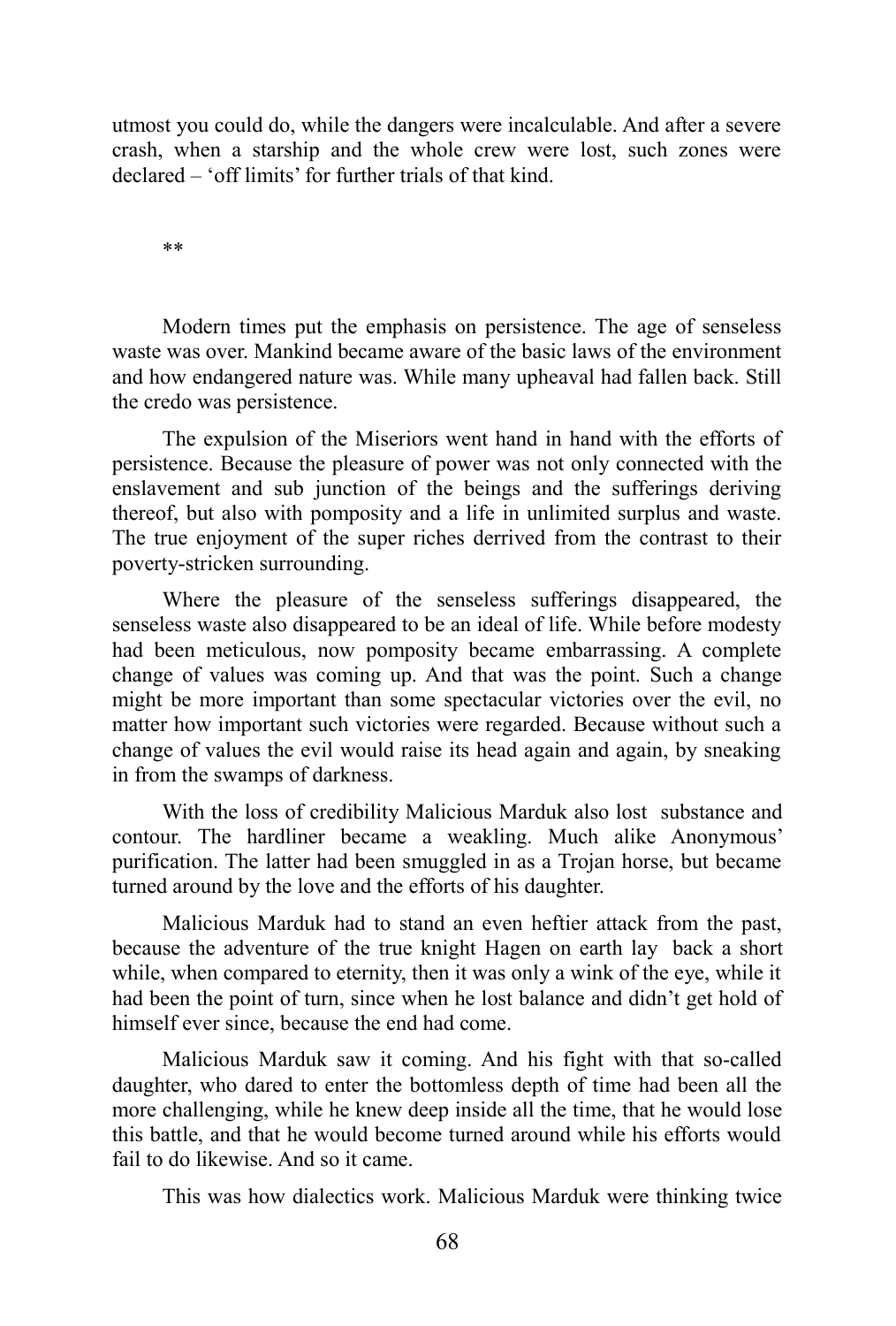utmost you could do, while the dangers were incalculable. And after a severe crash, when a starship and the whole crew were lost, such zones were declared – 'off limits' for further trials of that kind.

**

Modern times put the emphasis on persistence. The age of senseless waste was over. Mankind became aware of the basic laws of the environment and how endangered nature was. While many upheaval had fallen back. Still the credo was persistence.

The expulsion of the Miseriors went hand in hand with the efforts of persistence. Because the pleasure of power was not only connected with the enslavement and sub junction of the beings and the sufferings deriving thereof, but also with pomposity and a life in unlimited surplus and waste. The true enjoyment of the super riches derrived from the contrast to their poverty-stricken surrounding.

Where the pleasure of the senseless sufferings disappeared, the senseless waste also disappeared to be an ideal of life. While before modesty had been meticulous, now pomposity became embarrassing. A complete change of values was coming up. And that was the point. Such a change might be more important than some spectacular victories over the evil, no matter how important such victories were regarded. Because without such a change of values the evil would raise its head again and again, by sneaking in from the swamps of darkness.

With the loss of credibility Malicious Marduk also lost substance and contour. The hardliner became a weakling. Much alike Anonymous' purification. The latter had been smuggled in as a Trojan horse, but became turned around by the love and the efforts of his daughter.

Malicious Marduk had to stand an even heftier attack from the past, because the adventure of the true knight Hagen on earth lay back a short while, when compared to eternity, then it was only a wink of the eye, while it had been the point of turn, since when he lost balance and didn't get hold of himself ever since, because the end had come.

Malicious Marduk saw it coming. And his fight with that so-called daughter, who dared to enter the bottomless depth of time had been all the more challenging, while he knew deep inside all the time, that he would lose this battle, and that he would become turned around while his efforts would fail to do likewise. And so it came.

This was how dialectics work. Malicious Marduk were thinking twice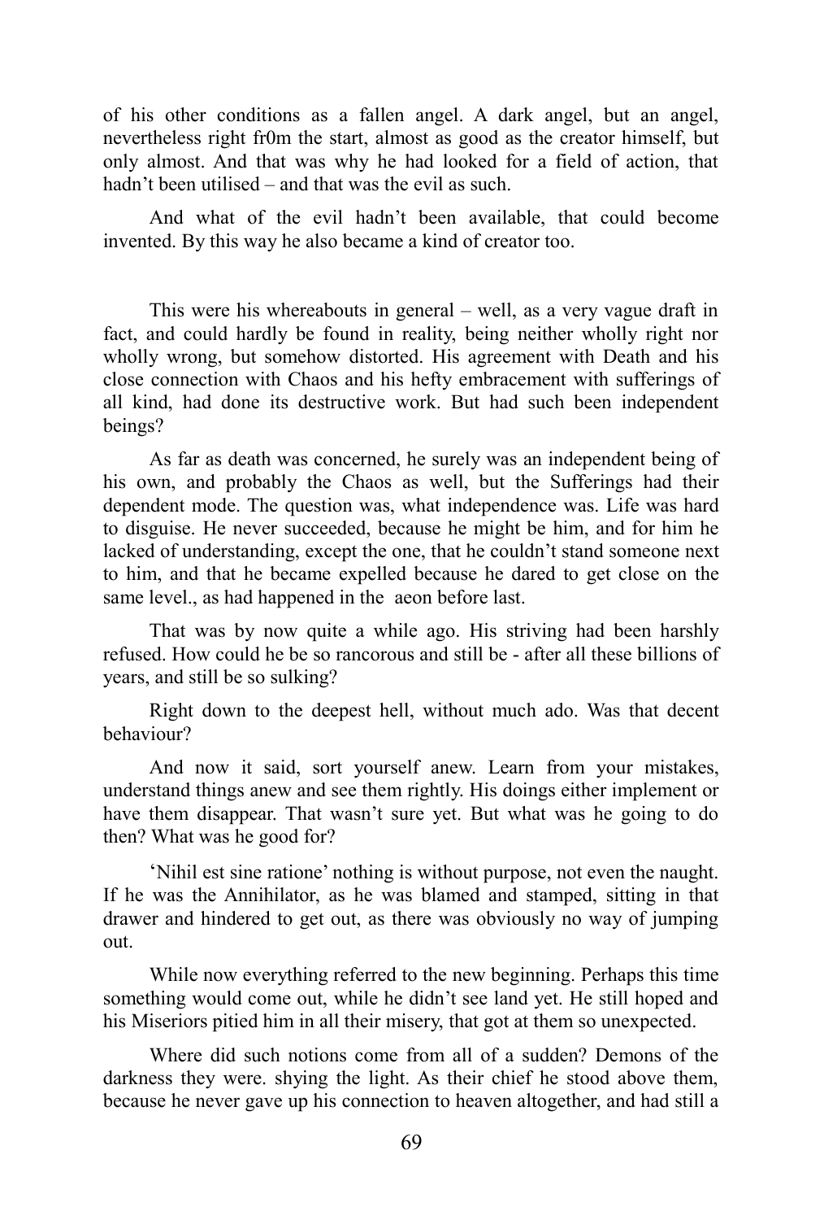of his other conditions as a fallen angel. A dark angel, but an angel, nevertheless right fr0m the start, almost as good as the creator himself, but only almost. And that was why he had looked for a field of action, that hadn't been utilised – and that was the evil as such.

And what of the evil hadn't been available, that could become invented. By this way he also became a kind of creator too.

This were his whereabouts in general – well, as a very vague draft in fact, and could hardly be found in reality, being neither wholly right nor wholly wrong, but somehow distorted. His agreement with Death and his close connection with Chaos and his hefty embracement with sufferings of all kind, had done its destructive work. But had such been independent beings?

As far as death was concerned, he surely was an independent being of his own, and probably the Chaos as well, but the Sufferings had their dependent mode. The question was, what independence was. Life was hard to disguise. He never succeeded, because he might be him, and for him he lacked of understanding, except the one, that he couldn't stand someone next to him, and that he became expelled because he dared to get close on the same level., as had happened in the aeon before last.

That was by now quite a while ago. His striving had been harshly refused. How could he be so rancorous and still be - after all these billions of years, and still be so sulking?

Right down to the deepest hell, without much ado. Was that decent behaviour?

And now it said, sort yourself anew. Learn from your mistakes, understand things anew and see them rightly. His doings either implement or have them disappear. That wasn't sure yet. But what was he going to do then? What was he good for?

'Nihil est sine ratione' nothing is without purpose, not even the naught. If he was the Annihilator, as he was blamed and stamped, sitting in that drawer and hindered to get out, as there was obviously no way of jumping out.

While now everything referred to the new beginning. Perhaps this time something would come out, while he didn't see land yet. He still hoped and his Miseriors pitied him in all their misery, that got at them so unexpected.

Where did such notions come from all of a sudden? Demons of the darkness they were. shying the light. As their chief he stood above them, because he never gave up his connection to heaven altogether, and had still a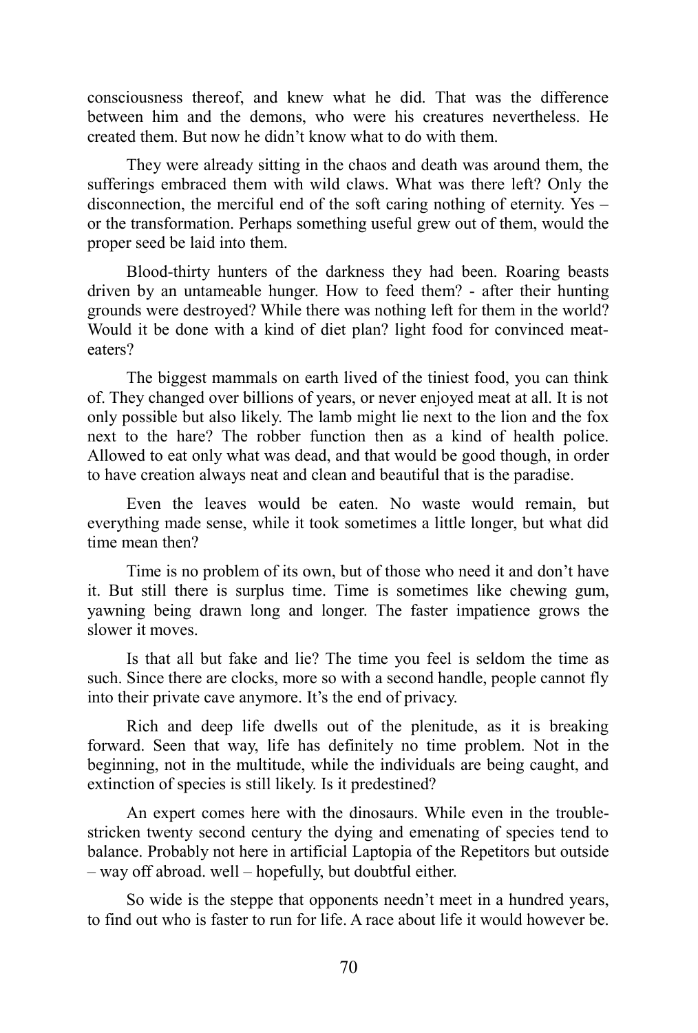consciousness thereof, and knew what he did. That was the difference between him and the demons, who were his creatures nevertheless. He created them. But now he didn't know what to do with them.

They were already sitting in the chaos and death was around them, the sufferings embraced them with wild claws. What was there left? Only the disconnection, the merciful end of the soft caring nothing of eternity. Yes – or the transformation. Perhaps something useful grew out of them, would the proper seed be laid into them.

Blood-thirty hunters of the darkness they had been. Roaring beasts driven by an untameable hunger. How to feed them? - after their hunting grounds were destroyed? While there was nothing left for them in the world? Would it be done with a kind of diet plan? light food for convinced meat-eaters?

The biggest mammals on earth lived of the tiniest food, you can think of. They changed over billions of years, or never enjoyed meat at all. It is not only possible but also likely. The lamb might lie next to the lion and the fox next to the hare? The robber function then as a kind of health police. Allowed to eat only what was dead, and that would be good though, in order to have creation always neat and clean and beautiful that is the paradise.

Even the leaves would be eaten. No waste would remain, but everything made sense, while it took sometimes a little longer, but what did time mean then?

Time is no problem of its own, but of those who need it and don't have it. But still there is surplus time. Time is sometimes like chewing gum, yawning being drawn long and longer. The faster impatience grows the slower it moves.

Is that all but fake and lie? The time you feel is seldom the time as such. Since there are clocks, more so with a second handle, people cannot fly into their private cave anymore. It's the end of privacy.

Rich and deep life dwells out of the plenitude, as it is breaking forward. Seen that way, life has definitely no time problem. Not in the beginning, not in the multitude, while the individuals are being caught, and extinction of species is still likely. Is it predestined?

An expert comes here with the dinosaurs. While even in the trouble-stricken twenty second century the dying and emenating of species tend to balance. Probably not here in artificial Laptopia of the Repetitors but outside – way off abroad. well – hopefully, but doubtful either.

So wide is the steppe that opponents needn't meet in a hundred years, to find out who is faster to run for life. A race about life it would however be.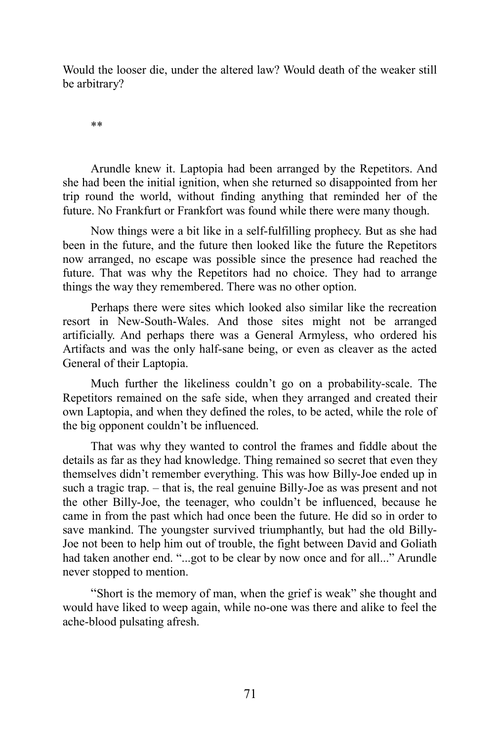Would the looser die, under the altered law? Would death of the weaker still be arbitrary?

**

Arundle knew it. Laptopia had been arranged by the Repetitors. And she had been the initial ignition, when she returned so disappointed from her trip round the world, without finding anything that reminded her of the future. No Frankfurt or Frankfort was found while there were many though.

Now things were a bit like in a self-fulfilling prophecy. But as she had been in the future, and the future then looked like the future the Repetitors now arranged, no escape was possible since the presence had reached the future. That was why the Repetitors had no choice. They had to arrange things the way they remembered. There was no other option.

Perhaps there were sites which looked also similar like the recreation resort in New-South-Wales. And those sites might not be arranged artificially. And perhaps there was a General Armyless, who ordered his Artifacts and was the only half-sane being, or even as cleaver as the acted General of their Laptopia.

Much further the likeliness couldn't go on a probability-scale. The Repetitors remained on the safe side, when they arranged and created their own Laptopia, and when they defined the roles, to be acted, while the role of the big opponent couldn't be influenced.

That was why they wanted to control the frames and fiddle about the details as far as they had knowledge. Thing remained so secret that even they themselves didn't remember everything. This was how Billy-Joe ended up in such a tragic trap. – that is, the real genuine Billy-Joe as was present and not the other Billy-Joe, the teenager, who couldn't be influenced, because he came in from the past which had once been the future. He did so in order to save mankind. The youngster survived triumphantly, but had the old Billy-Joe not been to help him out of trouble, the fight between David and Goliath had taken another end. "...got to be clear by now once and for all..." Arundle never stopped to mention.

"Short is the memory of man, when the grief is weak" she thought and would have liked to weep again, while no-one was there and alike to feel the ache-blood pulsating afresh.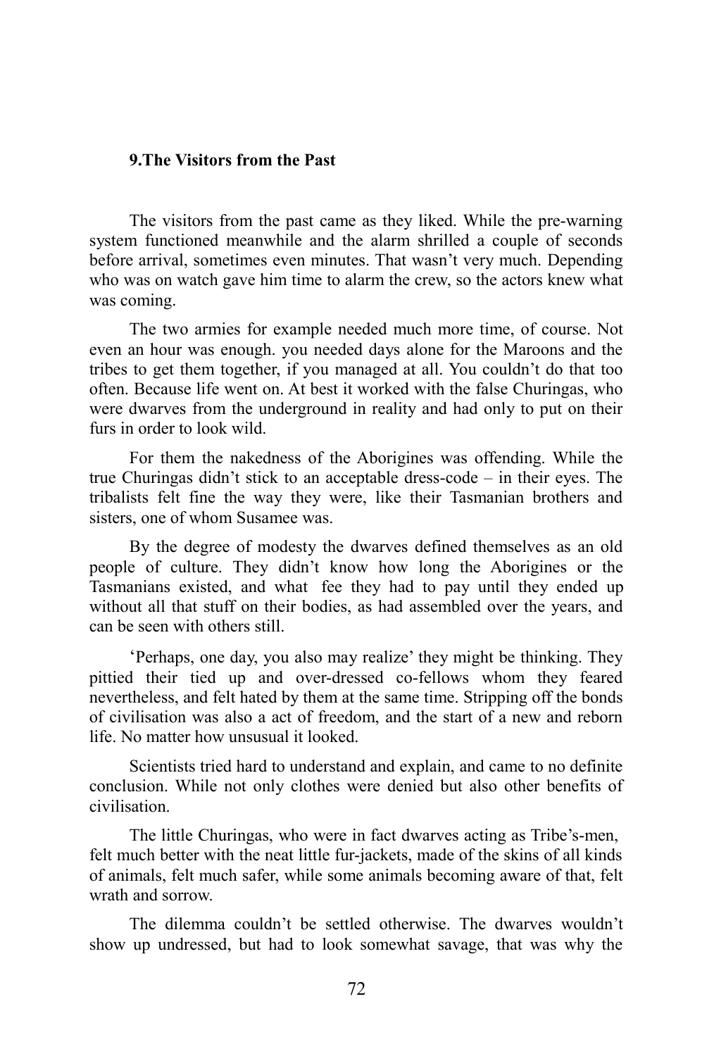## 9.The Visitors from the Past

The visitors from the past came as they liked. While the pre-warning system functioned meanwhile and the alarm shrilled a couple of seconds before arrival, sometimes even minutes. That wasn't very much. Depending who was on watch gave him time to alarm the crew, so the actors knew what was coming.

The two armies for example needed much more time, of course. Not even an hour was enough. you needed days alone for the Maroons and the tribes to get them together, if you managed at all. You couldn't do that too often. Because life went on. At best it worked with the false Churingas, who were dwarves from the underground in reality and had only to put on their furs in order to look wild.

For them the nakedness of the Aborigines was offending. While the true Churingas didn't stick to an acceptable dress-code – in their eyes. The tribalists felt fine the way they were, like their Tasmanian brothers and sisters, one of whom Susamee was.

By the degree of modesty the dwarves defined themselves as an old people of culture. They didn't know how long the Aborigines or the Tasmanians existed, and what fee they had to pay until they ended up without all that stuff on their bodies, as had assembled over the years, and can be seen with others still.

'Perhaps, one day, you also may realize' they might be thinking. They pittied their tied up and over-dressed co-fellows whom they feared nevertheless, and felt hated by them at the same time. Stripping off the bonds of civilisation was also a act of freedom, and the start of a new and reborn life. No matter how unsusual it looked.

Scientists tried hard to understand and explain, and came to no definite conclusion. While not only clothes were denied but also other benefits of civilisation.

The little Churingas, who were in fact dwarves acting as Tribe's-men, felt much better with the neat little fur-jackets, made of the skins of all kinds of animals, felt much safer, while some animals becoming aware of that, felt wrath and sorrow.

The dilemma couldn't be settled otherwise. The dwarves wouldn't show up undressed, but had to look somewhat savage, that was why the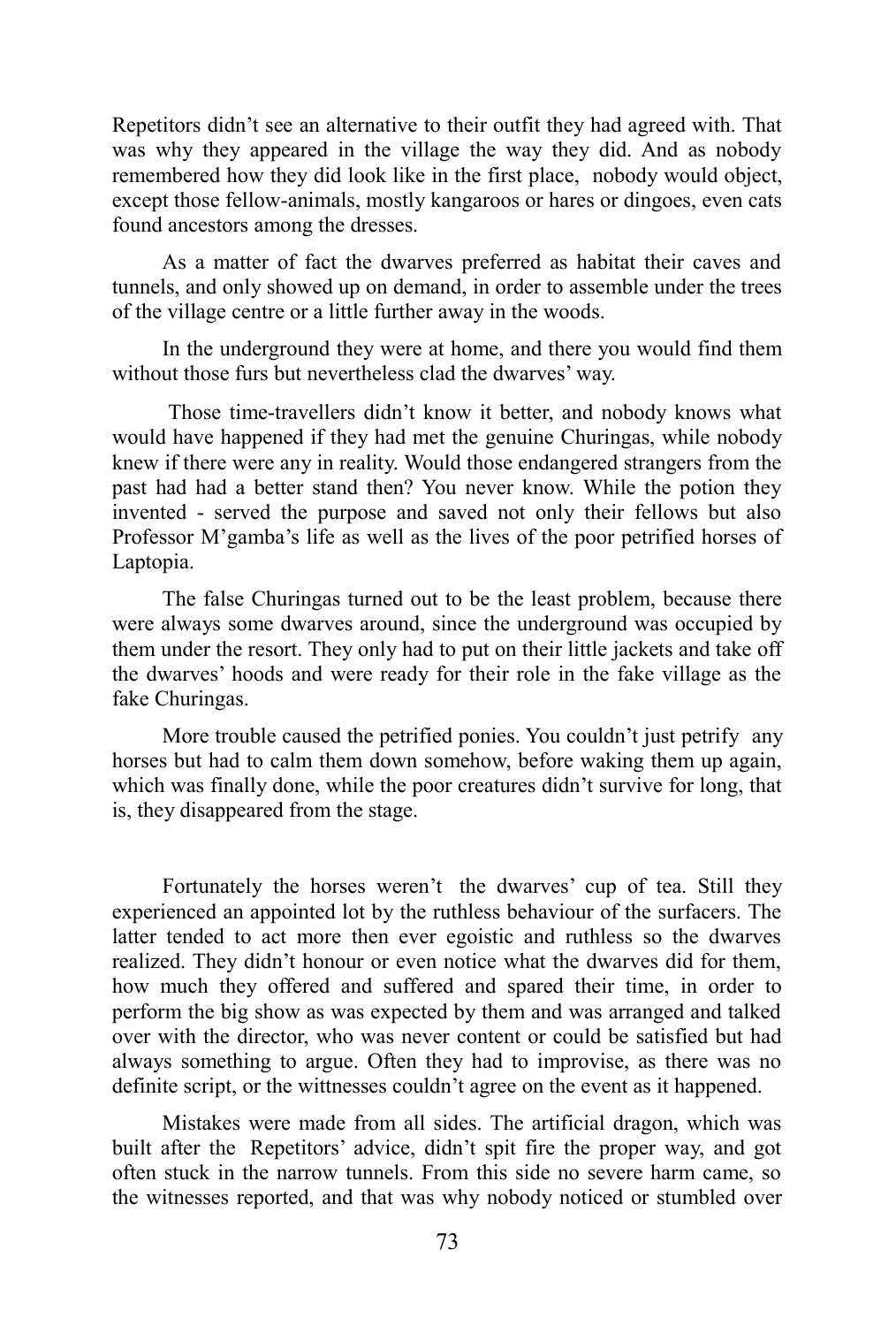Repetitors didn't see an alternative to their outfit they had agreed with. That was why they appeared in the village the way they did. And as nobody remembered how they did look like in the first place, nobody would object, except those fellow-animals, mostly kangaroos or hares or dingoes, even cats found ancestors among the dresses.

As a matter of fact the dwarves preferred as habitat their caves and tunnels, and only showed up on demand, in order to assemble under the trees of the village centre or a little further away in the woods.

In the underground they were at home, and there you would find them without those furs but nevertheless clad the dwarves' way.

Those time-travellers didn't know it better, and nobody knows what would have happened if they had met the genuine Churingas, while nobody knew if there were any in reality. Would those endangered strangers from the past had had a better stand then? You never know. While the potion they invented - served the purpose and saved not only their fellows but also Professor M'gamba's life as well as the lives of the poor petrified horses of Laptopia.

The false Churingas turned out to be the least problem, because there were always some dwarves around, since the underground was occupied by them under the resort. They only had to put on their little jackets and take off the dwarves' hoods and were ready for their role in the fake village as the fake Churingas.

More trouble caused the petrified ponies. You couldn't just petrify any horses but had to calm them down somehow, before waking them up again, which was finally done, while the poor creatures didn't survive for long, that is, they disappeared from the stage.

Fortunately the horses weren't the dwarves' cup of tea. Still they experienced an appointed lot by the ruthless behaviour of the surfacers. The latter tended to act more then ever egoistic and ruthless so the dwarves realized. They didn't honour or even notice what the dwarves did for them, how much they offered and suffered and spared their time, in order to perform the big show as was expected by them and was arranged and talked over with the director, who was never content or could be satisfied but had always something to argue. Often they had to improvise, as there was no definite script, or the wittnesses couldn't agree on the event as it happened.

Mistakes were made from all sides. The artificial dragon, which was built after the Repetitors' advice, didn't spit fire the proper way, and got often stuck in the narrow tunnels. From this side no severe harm came, so the witnesses reported, and that was why nobody noticed or stumbled over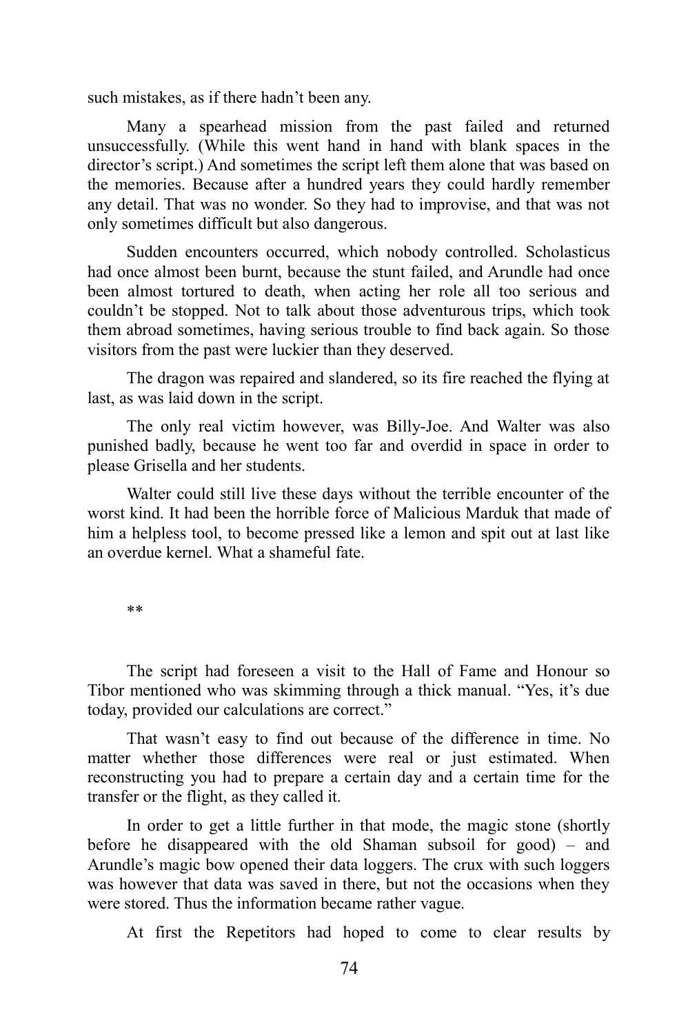such mistakes, as if there hadn't been any.

Many a spearhead mission from the past failed and returned unsuccessfully. (While this went hand in hand with blank spaces in the director's script.) And sometimes the script left them alone that was based on the memories. Because after a hundred years they could hardly remember any detail. That was no wonder. So they had to improvise, and that was not only sometimes difficult but also dangerous.

Sudden encounters occurred, which nobody controlled. Scholasticus had once almost been burnt, because the stunt failed, and Arundle had once been almost tortured to death, when acting her role all too serious and couldn't be stopped. Not to talk about those adventurous trips, which took them abroad sometimes, having serious trouble to find back again. So those visitors from the past were luckier than they deserved.

The dragon was repaired and slandered, so its fire reached the flying at last, as was laid down in the script.

The only real victim however, was Billy-Joe. And Walter was also punished badly, because he went too far and overdid in space in order to please Grisella and her students.

Walter could still live these days without the terrible encounter of the worst kind. It had been the horrible force of Malicious Marduk that made of him a helpless tool, to become pressed like a lemon and spit out at last like an overdue kernel. What a shameful fate.

**

The script had foreseen a visit to the Hall of Fame and Honour so Tibor mentioned who was skimming through a thick manual. "Yes, it's due today, provided our calculations are correct."

That wasn't easy to find out because of the difference in time. No matter whether those differences were real or just estimated. When reconstructing you had to prepare a certain day and a certain time for the transfer or the flight, as they called it.

In order to get a little further in that mode, the magic stone (shortly before he disappeared with the old Shaman subsoil for good) – and Arundle's magic bow opened their data loggers. The crux with such loggers was however that data was saved in there, but not the occasions when they were stored. Thus the information became rather vague.

At first the Repetitors had hoped to come to clear results by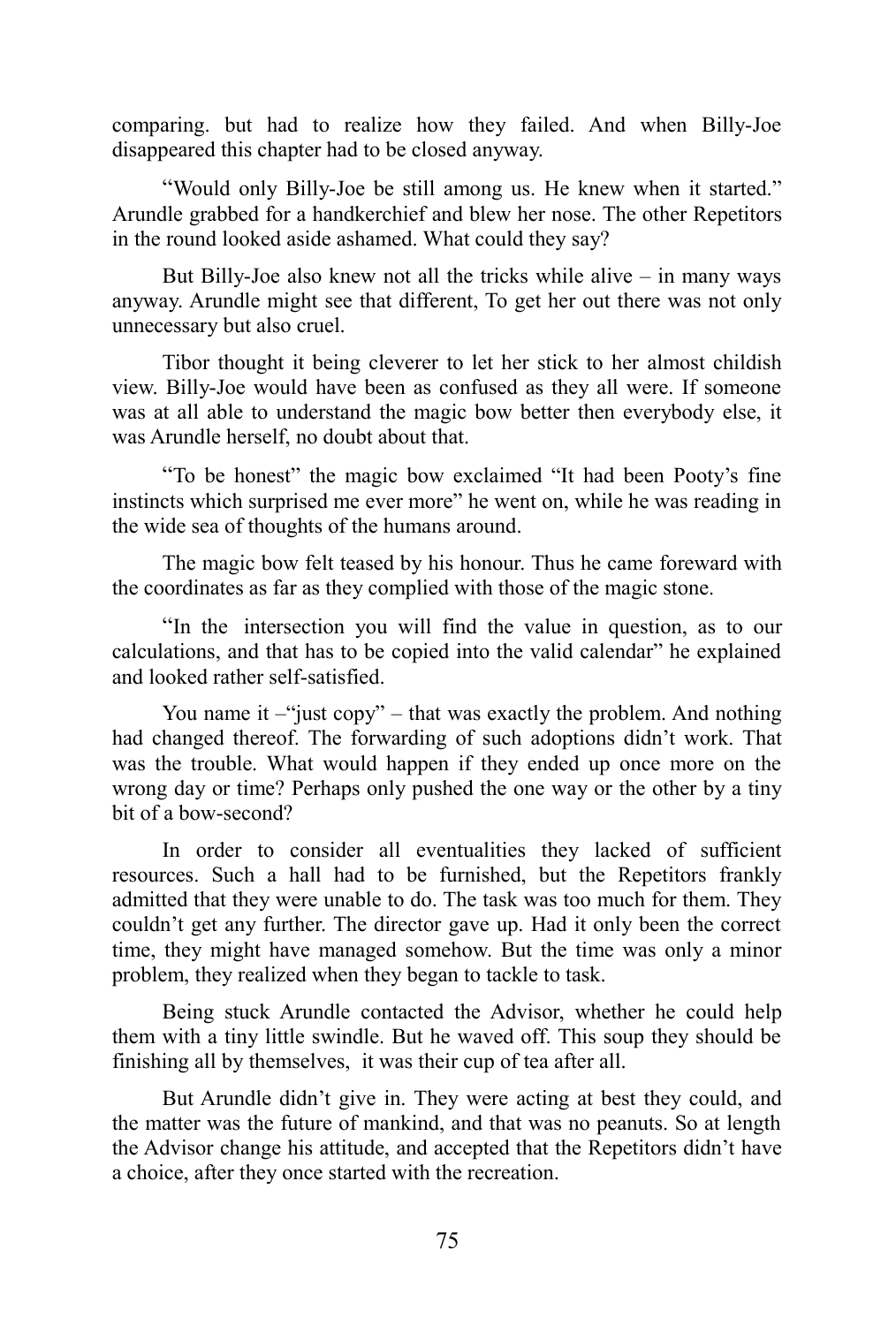comparing. but had to realize how they failed. And when Billy-Joe disappeared this chapter had to be closed anyway.

"Would only Billy-Joe be still among us. He knew when it started." Arundle grabbed for a handkerchief and blew her nose. The other Repetitors in the round looked aside ashamed. What could they say?

But Billy-Joe also knew not all the tricks while alive – in many ways anyway. Arundle might see that different, To get her out there was not only unnecessary but also cruel.

Tibor thought it being cleverer to let her stick to her almost childish view. Billy-Joe would have been as confused as they all were. If someone was at all able to understand the magic bow better then everybody else, it was Arundle herself, no doubt about that.

"To be honest" the magic bow exclaimed "It had been Pooty's fine instincts which surprised me ever more" he went on, while he was reading in the wide sea of thoughts of the humans around.

The magic bow felt teased by his honour. Thus he came foreward with the coordinates as far as they complied with those of the magic stone.

"In the intersection you will find the value in question, as to our calculations, and that has to be copied into the valid calendar" he explained and looked rather self-satisfied.

You name it –"just copy" – that was exactly the problem. And nothing had changed thereof. The forwarding of such adoptions didn't work. That was the trouble. What would happen if they ended up once more on the wrong day or time? Perhaps only pushed the one way or the other by a tiny bit of a bow-second?

In order to consider all eventualities they lacked of sufficient resources. Such a hall had to be furnished, but the Repetitors frankly admitted that they were unable to do. The task was too much for them. They couldn't get any further. The director gave up. Had it only been the correct time, they might have managed somehow. But the time was only a minor problem, they realized when they began to tackle to task.

Being stuck Arundle contacted the Advisor, whether he could help them with a tiny little swindle. But he waved off. This soup they should be finishing all by themselves, it was their cup of tea after all.

But Arundle didn't give in. They were acting at best they could, and the matter was the future of mankind, and that was no peanuts. So at length the Advisor change his attitude, and accepted that the Repetitors didn't have a choice, after they once started with the recreation.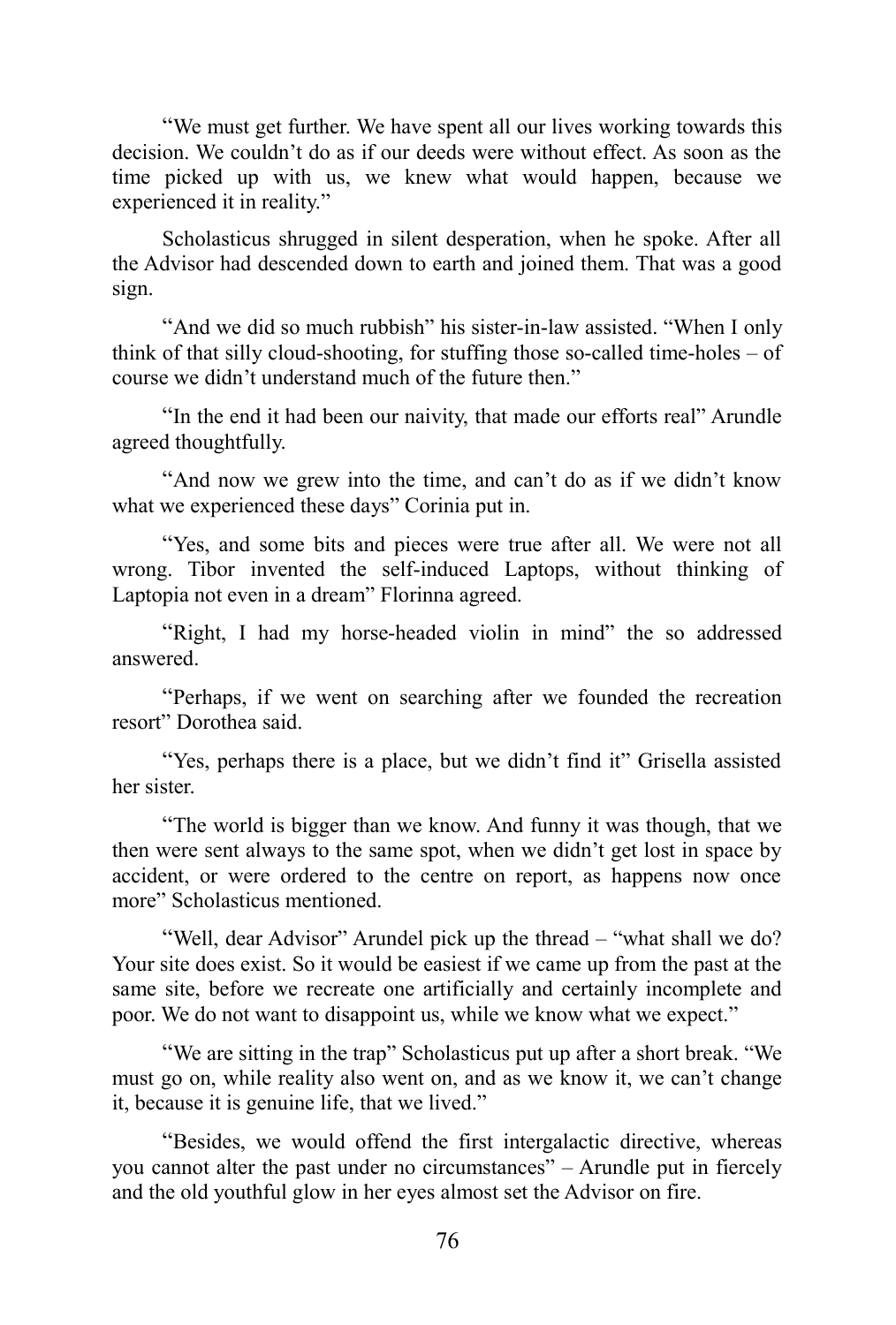"We must get further. We have spent all our lives working towards this decision. We couldn't do as if our deeds were without effect. As soon as the time picked up with us, we knew what would happen, because we experienced it in reality."

Scholasticus shrugged in silent desperation, when he spoke. After all the Advisor had descended down to earth and joined them. That was a good sign.

"And we did so much rubbish" his sister-in-law assisted. "When I only think of that silly cloud-shooting, for stuffing those so-called time-holes – of course we didn't understand much of the future then."

"In the end it had been our naivity, that made our efforts real" Arundle agreed thoughtfully.

"And now we grew into the time, and can't do as if we didn't know what we experienced these days" Corinia put in.

"Yes, and some bits and pieces were true after all. We were not all wrong. Tibor invented the self-induced Laptops, without thinking of Laptopia not even in a dream" Florinna agreed.

"Right, I had my horse-headed violin in mind" the so addressed answered.

"Perhaps, if we went on searching after we founded the recreation resort" Dorothea said.

"Yes, perhaps there is a place, but we didn't find it" Grisella assisted her sister.

"The world is bigger than we know. And funny it was though, that we then were sent always to the same spot, when we didn't get lost in space by accident, or were ordered to the centre on report, as happens now once more" Scholasticus mentioned.

"Well, dear Advisor" Arundel pick up the thread – "what shall we do? Your site does exist. So it would be easiest if we came up from the past at the same site, before we recreate one artificially and certainly incomplete and poor. We do not want to disappoint us, while we know what we expect."

"We are sitting in the trap" Scholasticus put up after a short break. "We must go on, while reality also went on, and as we know it, we can't change it, because it is genuine life, that we lived."

"Besides, we would offend the first intergalactic directive, whereas you cannot alter the past under no circumstances" – Arundle put in fiercely and the old youthful glow in her eyes almost set the Advisor on fire.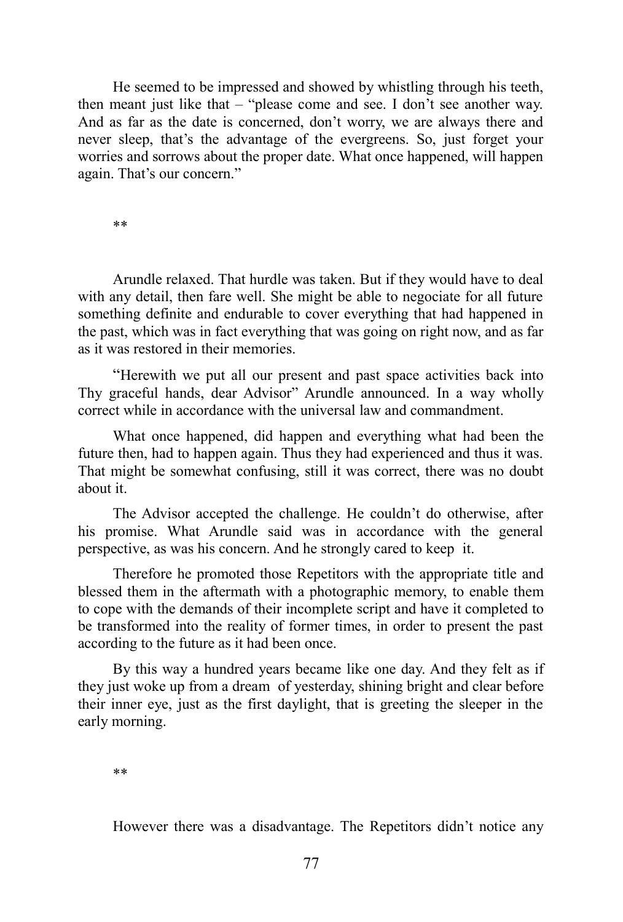He seemed to be impressed and showed by whistling through his teeth, then meant just like that – "please come and see. I don't see another way. And as far as the date is concerned, don't worry, we are always there and never sleep, that's the advantage of the evergreens. So, just forget your worries and sorrows about the proper date. What once happened, will happen again. That's our concern."

**

Arundle relaxed. That hurdle was taken. But if they would have to deal with any detail, then fare well. She might be able to negociate for all future something definite and endurable to cover everything that had happened in the past, which was in fact everything that was going on right now, and as far as it was restored in their memories.

"Herewith we put all our present and past space activities back into Thy graceful hands, dear Advisor" Arundle announced. In a way wholly correct while in accordance with the universal law and commandment.

What once happened, did happen and everything what had been the future then, had to happen again. Thus they had experienced and thus it was. That might be somewhat confusing, still it was correct, there was no doubt about it.

The Advisor accepted the challenge. He couldn't do otherwise, after his promise. What Arundle said was in accordance with the general perspective, as was his concern. And he strongly cared to keep it.

Therefore he promoted those Repetitors with the appropriate title and blessed them in the aftermath with a photographic memory, to enable them to cope with the demands of their incomplete script and have it completed to be transformed into the reality of former times, in order to present the past according to the future as it had been once.

By this way a hundred years became like one day. And they felt as if they just woke up from a dream of yesterday, shining bright and clear before their inner eye, just as the first daylight, that is greeting the sleeper in the early morning.

**

However there was a disadvantage. The Repetitors didn't notice any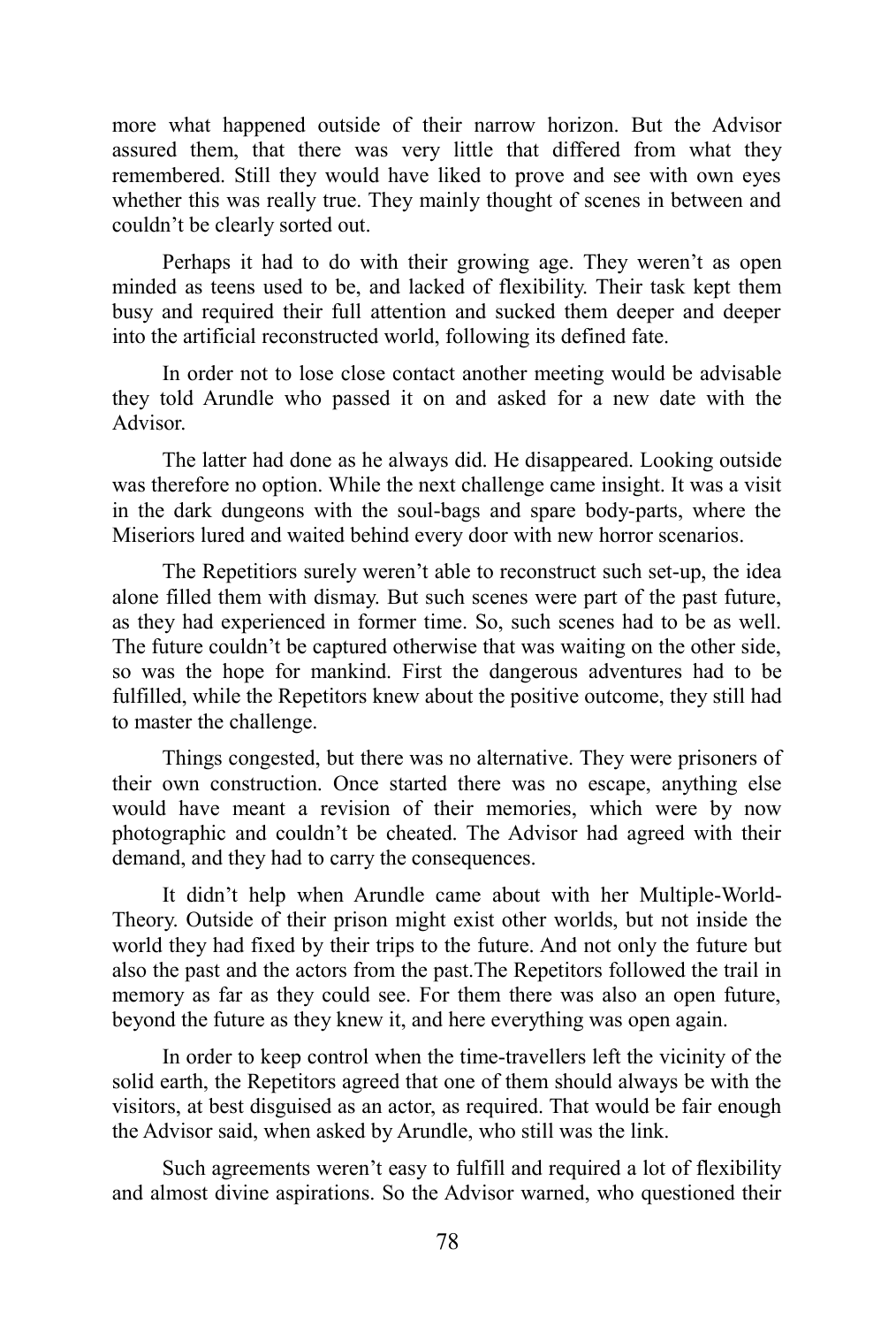more what happened outside of their narrow horizon. But the Advisor assured them, that there was very little that differed from what they remembered. Still they would have liked to prove and see with own eyes whether this was really true. They mainly thought of scenes in between and couldn't be clearly sorted out.

Perhaps it had to do with their growing age. They weren't as open minded as teens used to be, and lacked of flexibility. Their task kept them busy and required their full attention and sucked them deeper and deeper into the artificial reconstructed world, following its defined fate.

In order not to lose close contact another meeting would be advisable they told Arundle who passed it on and asked for a new date with the Advisor.

The latter had done as he always did. He disappeared. Looking outside was therefore no option. While the next challenge came insight. It was a visit in the dark dungeons with the soul-bags and spare body-parts, where the Miseriors lured and waited behind every door with new horror scenarios.

The Repetitiors surely weren't able to reconstruct such set-up, the idea alone filled them with dismay. But such scenes were part of the past future, as they had experienced in former time. So, such scenes had to be as well. The future couldn't be captured otherwise that was waiting on the other side, so was the hope for mankind. First the dangerous adventures had to be fulfilled, while the Repetitors knew about the positive outcome, they still had to master the challenge.

Things congested, but there was no alternative. They were prisoners of their own construction. Once started there was no escape, anything else would have meant a revision of their memories, which were by now photographic and couldn't be cheated. The Advisor had agreed with their demand, and they had to carry the consequences.

It didn't help when Arundle came about with her Multiple-World-Theory. Outside of their prison might exist other worlds, but not inside the world they had fixed by their trips to the future. And not only the future but also the past and the actors from the past.The Repetitors followed the trail in memory as far as they could see. For them there was also an open future, beyond the future as they knew it, and here everything was open again.

In order to keep control when the time-travellers left the vicinity of the solid earth, the Repetitors agreed that one of them should always be with the visitors, at best disguised as an actor, as required. That would be fair enough the Advisor said, when asked by Arundle, who still was the link.

Such agreements weren't easy to fulfill and required a lot of flexibility and almost divine aspirations. So the Advisor warned, who questioned their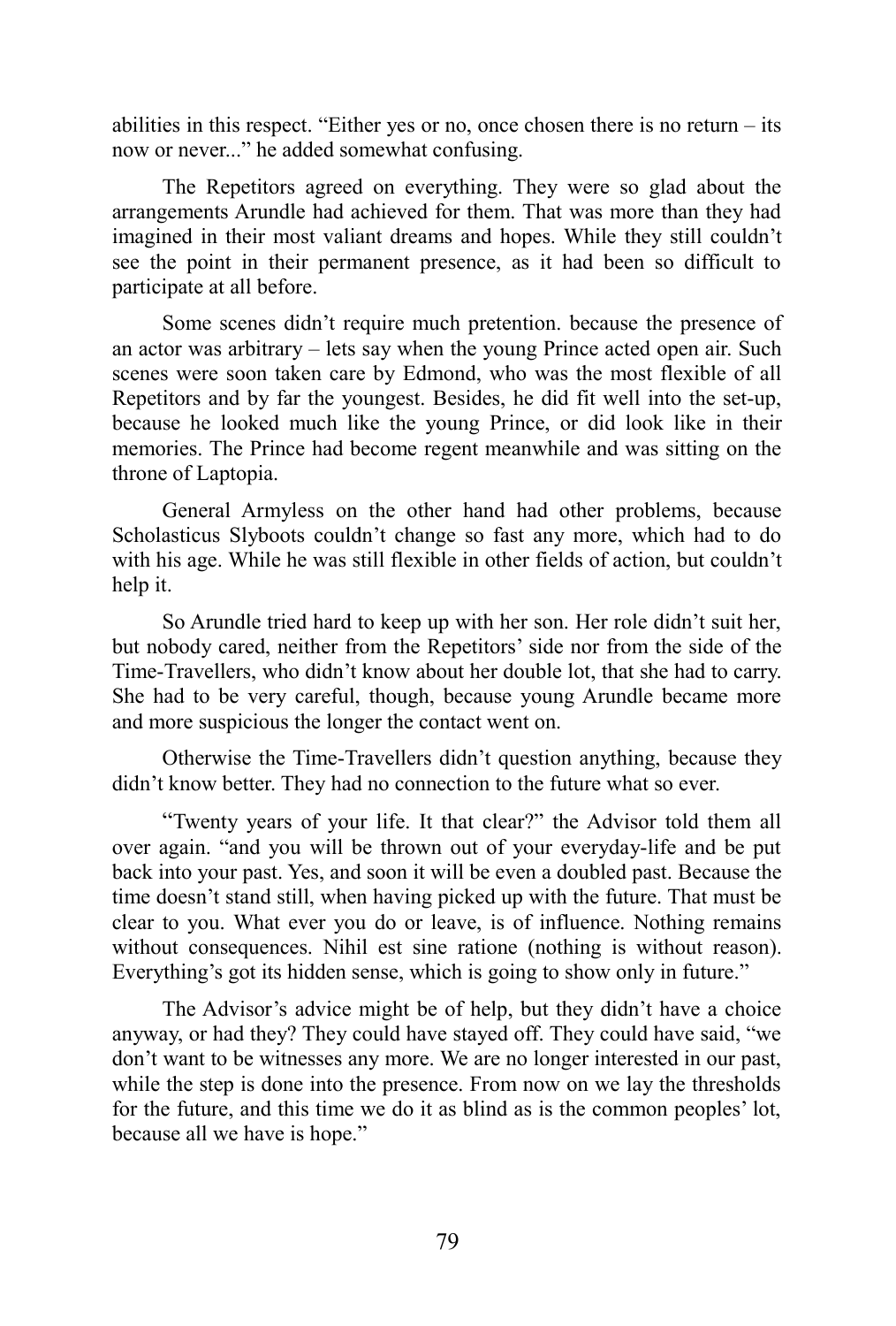abilities in this respect. “Either yes or no, once chosen there is no return – its now or never...” he added somewhat confusing.

The Repetitors agreed on everything. They were so glad about the arrangements Arundle had achieved for them. That was more than they had imagined in their most valiant dreams and hopes. While they still couldn’t see the point in their permanent presence, as it had been so difficult to participate at all before.

Some scenes didn’t require much pretention. because the presence of an actor was arbitrary – lets say when the young Prince acted open air. Such scenes were soon taken care by Edmond, who was the most flexible of all Repetitors and by far the youngest. Besides, he did fit well into the set-up, because he looked much like the young Prince, or did look like in their memories. The Prince had become regent meanwhile and was sitting on the throne of Laptopia.

General Armyless on the other hand had other problems, because Scholasticus Slyboots couldn’t change so fast any more, which had to do with his age. While he was still flexible in other fields of action, but couldn’t help it.

So Arundle tried hard to keep up with her son. Her role didn’t suit her, but nobody cared, neither from the Repetitors’ side nor from the side of the Time-Travellers, who didn’t know about her double lot, that she had to carry. She had to be very careful, though, because young Arundle became more and more suspicious the longer the contact went on.

Otherwise the Time-Travellers didn’t question anything, because they didn’t know better. They had no connection to the future what so ever.

“Twenty years of your life. It that clear?” the Advisor told them all over again. “and you will be thrown out of your everyday-life and be put back into your past. Yes, and soon it will be even a doubled past. Because the time doesn’t stand still, when having picked up with the future. That must be clear to you. What ever you do or leave, is of influence. Nothing remains without consequences. Nihil est sine ratione (nothing is without reason). Everything’s got its hidden sense, which is going to show only in future.”

The Advisor’s advice might be of help, but they didn’t have a choice anyway, or had they? They could have stayed off. They could have said, “we don’t want to be witnesses any more. We are no longer interested in our past, while the step is done into the presence. From now on we lay the thresholds for the future, and this time we do it as blind as is the common peoples’ lot, because all we have is hope.”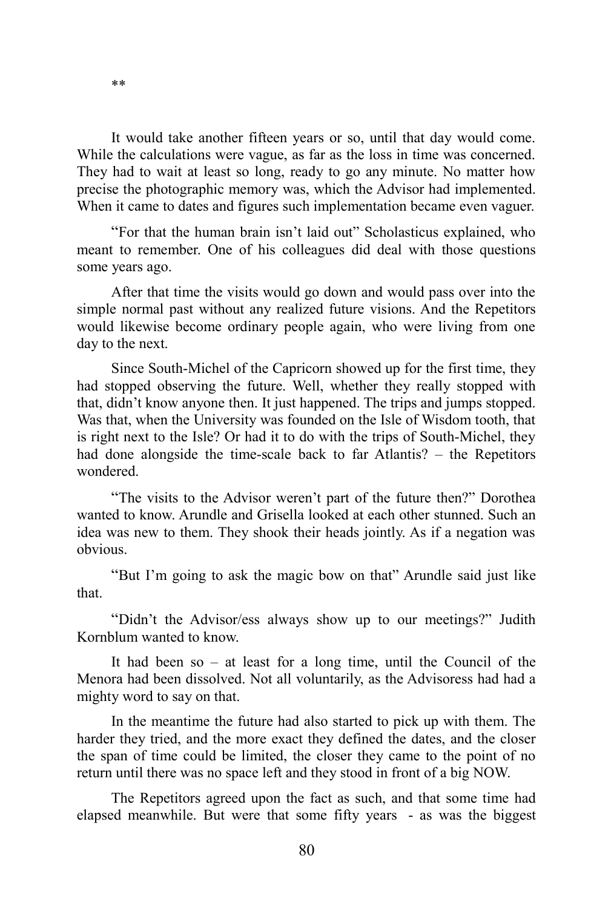**

It would take another fifteen years or so, until that day would come. While the calculations were vague, as far as the loss in time was concerned. They had to wait at least so long, ready to go any minute. No matter how precise the photographic memory was, which the Advisor had implemented. When it came to dates and figures such implementation became even vaguer.

“For that the human brain isn’t laid out” Scholasticus explained, who meant to remember. One of his colleagues did deal with those questions some years ago.

After that time the visits would go down and would pass over into the simple normal past without any realized future visions. And the Repetitors would likewise become ordinary people again, who were living from one day to the next.

Since South-Michel of the Capricorn showed up for the first time, they had stopped observing the future. Well, whether they really stopped with that, didn’t know anyone then. It just happened. The trips and jumps stopped. Was that, when the University was founded on the Isle of Wisdom tooth, that is right next to the Isle? Or had it to do with the trips of South-Michel, they had done alongside the time-scale back to far Atlantis? – the Repetitors wondered.

“The visits to the Advisor weren’t part of the future then?” Dorothea wanted to know. Arundle and Grisella looked at each other stunned. Such an idea was new to them. They shook their heads jointly. As if a negation was obvious.

“But I’m going to ask the magic bow on that” Arundle said just like that.

“Didn’t the Advisor/ess always show up to our meetings?” Judith Kornblum wanted to know.

It had been so – at least for a long time, until the Council of the Menora had been dissolved. Not all voluntarily, as the Advisoress had had a mighty word to say on that.

In the meantime the future had also started to pick up with them. The harder they tried, and the more exact they defined the dates, and the closer the span of time could be limited, the closer they came to the point of no return until there was no space left and they stood in front of a big NOW.

The Repetitors agreed upon the fact as such, and that some time had elapsed meanwhile. But were that some fifty years - as was the biggest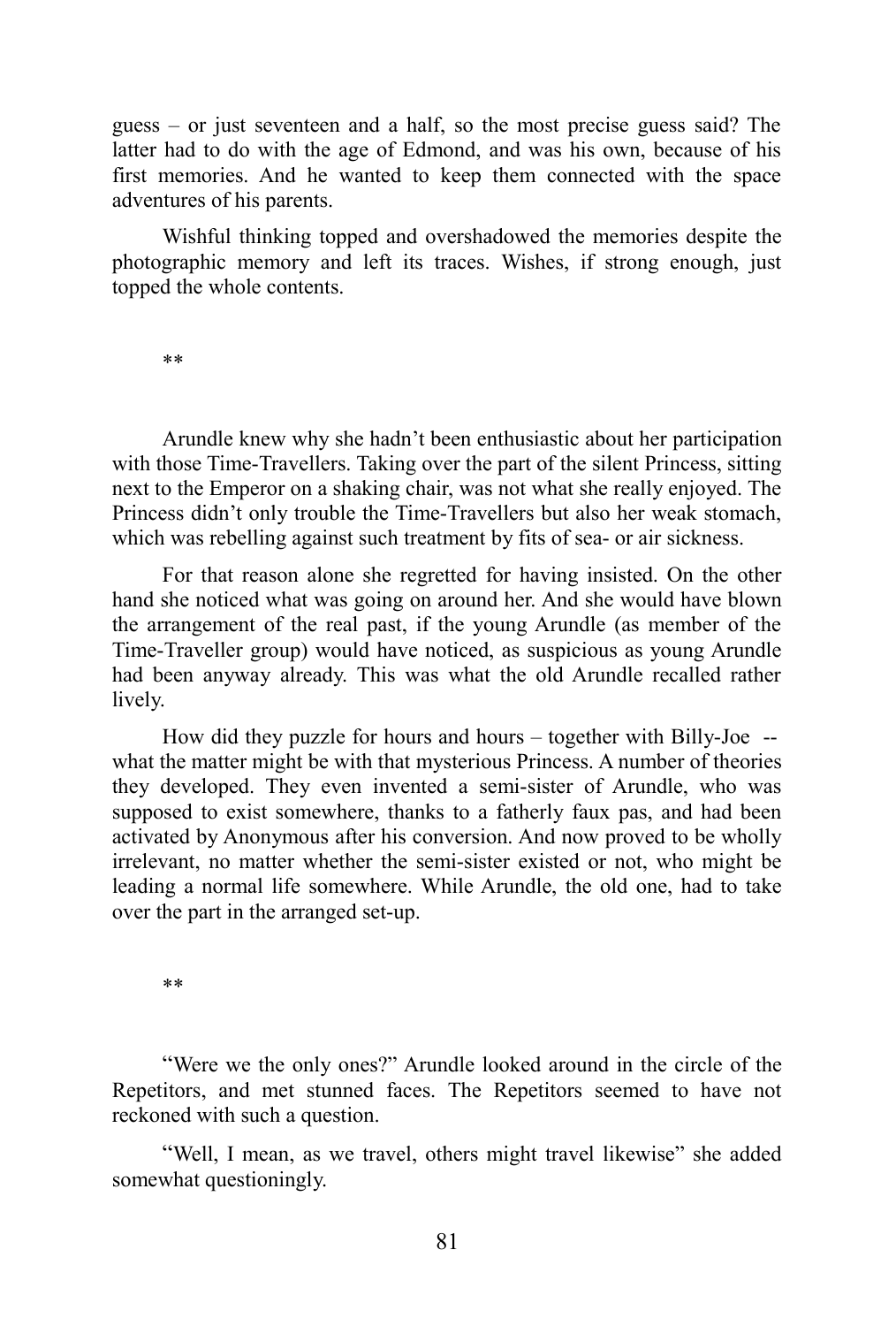guess – or just seventeen and a half, so the most precise guess said? The latter had to do with the age of Edmond, and was his own, because of his first memories. And he wanted to keep them connected with the space adventures of his parents.

Wishful thinking topped and overshadowed the memories despite the photographic memory and left its traces. Wishes, if strong enough, just topped the whole contents.

**

Arundle knew why she hadn't been enthusiastic about her participation with those Time-Travellers. Taking over the part of the silent Princess, sitting next to the Emperor on a shaking chair, was not what she really enjoyed. The Princess didn't only trouble the Time-Travellers but also her weak stomach, which was rebelling against such treatment by fits of sea- or air sickness.

For that reason alone she regretted for having insisted. On the other hand she noticed what was going on around her. And she would have blown the arrangement of the real past, if the young Arundle (as member of the Time-Traveller group) would have noticed, as suspicious as young Arundle had been anyway already. This was what the old Arundle recalled rather lively.

How did they puzzle for hours and hours – together with Billy-Joe -- what the matter might be with that mysterious Princess. A number of theories they developed. They even invented a semi-sister of Arundle, who was supposed to exist somewhere, thanks to a fatherly faux pas, and had been activated by Anonymous after his conversion. And now proved to be wholly irrelevant, no matter whether the semi-sister existed or not, who might be leading a normal life somewhere. While Arundle, the old one, had to take over the part in the arranged set-up.

**

"Were we the only ones?" Arundle looked around in the circle of the Repetitors, and met stunned faces. The Repetitors seemed to have not reckoned with such a question.

"Well, I mean, as we travel, others might travel likewise" she added somewhat questioningly.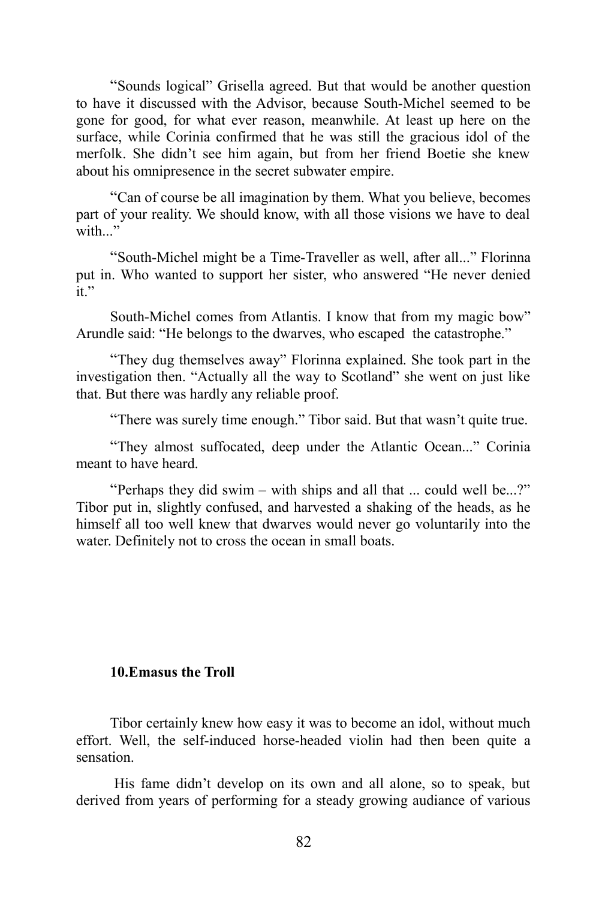"Sounds logical" Grisella agreed. But that would be another question to have it discussed with the Advisor, because South-Michel seemed to be gone for good, for what ever reason, meanwhile. At least up here on the surface, while Corinia confirmed that he was still the gracious idol of the merfolk. She didn't see him again, but from her friend Boetie she knew about his omnipresence in the secret subwater empire.

"Can of course be all imagination by them. What you believe, becomes part of your reality. We should know, with all those visions we have to deal with..."

"South-Michel might be a Time-Traveller as well, after all..." Florinna put in. Who wanted to support her sister, who answered "He never denied it."

South-Michel comes from Atlantis. I know that from my magic bow" Arundle said: "He belongs to the dwarves, who escaped the catastrophe."

"They dug themselves away" Florinna explained. She took part in the investigation then. "Actually all the way to Scotland" she went on just like that. But there was hardly any reliable proof.

"There was surely time enough." Tibor said. But that wasn't quite true.

"They almost suffocated, deep under the Atlantic Ocean..." Corinia meant to have heard.

"Perhaps they did swim – with ships and all that ... could well be...?" Tibor put in, slightly confused, and harvested a shaking of the heads, as he himself all too well knew that dwarves would never go voluntarily into the water. Definitely not to cross the ocean in small boats.

## 10.Emasus the Troll

Tibor certainly knew how easy it was to become an idol, without much effort. Well, the self-induced horse-headed violin had then been quite a sensation.

His fame didn't develop on its own and all alone, so to speak, but derived from years of performing for a steady growing audiance of various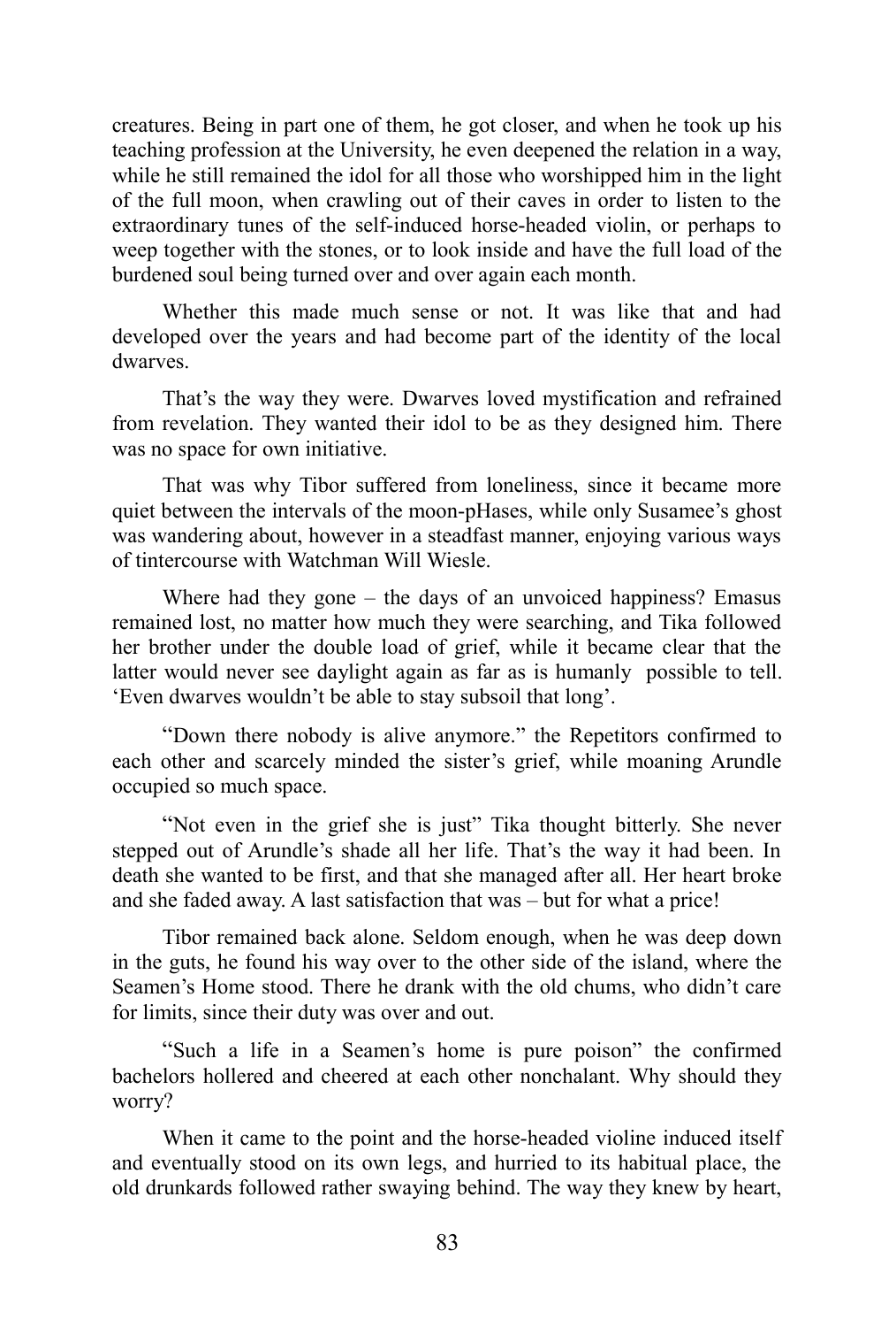creatures. Being in part one of them, he got closer, and when he took up his teaching profession at the University, he even deepened the relation in a way, while he still remained the idol for all those who worshipped him in the light of the full moon, when crawling out of their caves in order to listen to the extraordinary tunes of the self-induced horse-headed violin, or perhaps to weep together with the stones, or to look inside and have the full load of the burdened soul being turned over and over again each month.

Whether this made much sense or not. It was like that and had developed over the years and had become part of the identity of the local dwarves.

That's the way they were. Dwarves loved mystification and refrained from revelation. They wanted their idol to be as they designed him. There was no space for own initiative.

That was why Tibor suffered from loneliness, since it became more quiet between the intervals of the moon-pHases, while only Susamee's ghost was wandering about, however in a steadfast manner, enjoying various ways of tintercourse with Watchman Will Wiesle.

Where had they gone – the days of an unvoiced happiness? Emasus remained lost, no matter how much they were searching, and Tika followed her brother under the double load of grief, while it became clear that the latter would never see daylight again as far as is humanly possible to tell. 'Even dwarves wouldn't be able to stay subsoil that long'.

"Down there nobody is alive anymore." the Repetitors confirmed to each other and scarcely minded the sister's grief, while moaning Arundle occupied so much space.

"Not even in the grief she is just" Tika thought bitterly. She never stepped out of Arundle's shade all her life. That's the way it had been. In death she wanted to be first, and that she managed after all. Her heart broke and she faded away. A last satisfaction that was – but for what a price!

Tibor remained back alone. Seldom enough, when he was deep down in the guts, he found his way over to the other side of the island, where the Seamen's Home stood. There he drank with the old chums, who didn't care for limits, since their duty was over and out.

"Such a life in a Seamen's home is pure poison" the confirmed bachelors hollered and cheered at each other nonchalant. Why should they worry?

When it came to the point and the horse-headed violine induced itself and eventually stood on its own legs, and hurried to its habitual place, the old drunkards followed rather swaying behind. The way they knew by heart,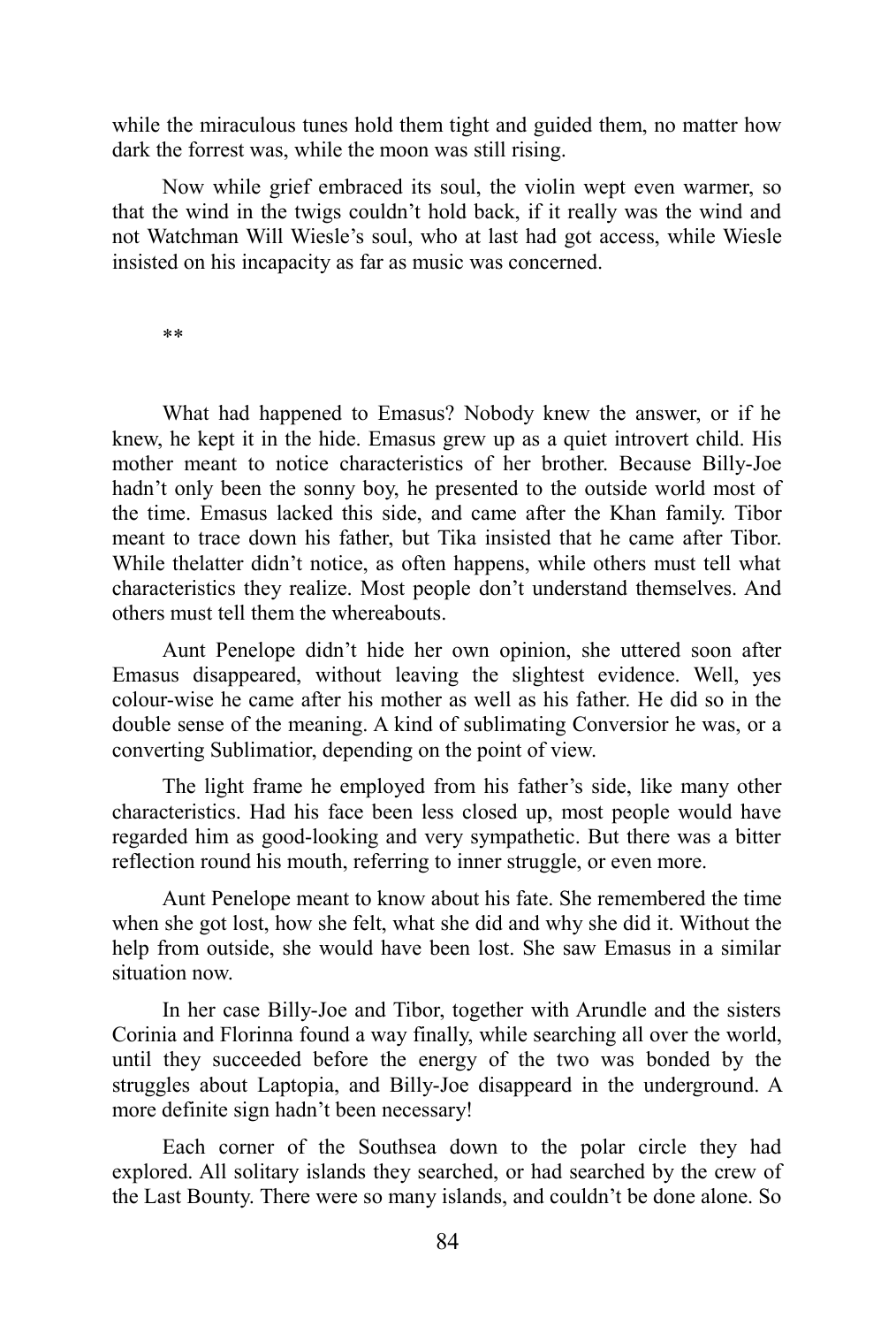while the miraculous tunes hold them tight and guided them, no matter how dark the forrest was, while the moon was still rising.

Now while grief embraced its soul, the violin wept even warmer, so that the wind in the twigs couldn't hold back, if it really was the wind and not Watchman Will Wiesle's soul, who at last had got access, while Wiesle insisted on his incapacity as far as music was concerned.

**

What had happened to Emasus? Nobody knew the answer, or if he knew, he kept it in the hide. Emasus grew up as a quiet introvert child. His mother meant to notice characteristics of her brother. Because Billy-Joe hadn't only been the sonny boy, he presented to the outside world most of the time. Emasus lacked this side, and came after the Khan family. Tibor meant to trace down his father, but Tika insisted that he came after Tibor. While thelatter didn't notice, as often happens, while others must tell what characteristics they realize. Most people don't understand themselves. And others must tell them the whereabouts.

Aunt Penelope didn't hide her own opinion, she uttered soon after Emasus disappeared, without leaving the slightest evidence. Well, yes colour-wise he came after his mother as well as his father. He did so in the double sense of the meaning. A kind of sublimating Conversior he was, or a converting Sublimatior, depending on the point of view.

The light frame he employed from his father's side, like many other characteristics. Had his face been less closed up, most people would have regarded him as good-looking and very sympathetic. But there was a bitter reflection round his mouth, referring to inner struggle, or even more.

Aunt Penelope meant to know about his fate. She remembered the time when she got lost, how she felt, what she did and why she did it. Without the help from outside, she would have been lost. She saw Emasus in a similar situation now.

In her case Billy-Joe and Tibor, together with Arundle and the sisters Corinia and Florinna found a way finally, while searching all over the world, until they succeeded before the energy of the two was bonded by the struggles about Laptopia, and Billy-Joe disappeard in the underground. A more definite sign hadn't been necessary!

Each corner of the Southsea down to the polar circle they had explored. All solitary islands they searched, or had searched by the crew of the Last Bounty. There were so many islands, and couldn't be done alone. So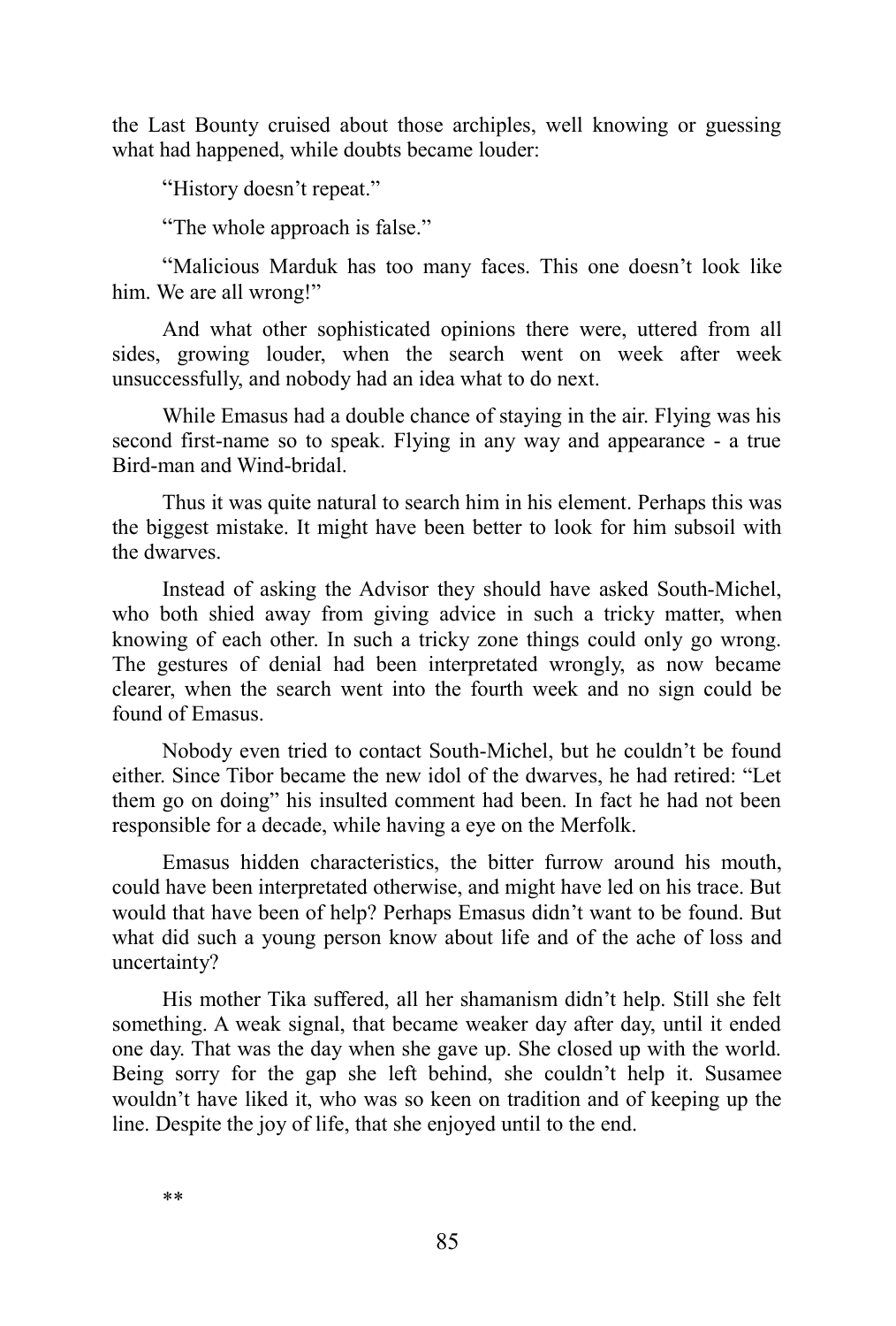the Last Bounty cruised about those archiples, well knowing or guessing what had happened, while doubts became louder:

"History doesn't repeat."

"The whole approach is false."

"Malicious Marduk has too many faces. This one doesn't look like him. We are all wrong!"

And what other sophisticated opinions there were, uttered from all sides, growing louder, when the search went on week after week unsuccessfully, and nobody had an idea what to do next.

While Emasus had a double chance of staying in the air. Flying was his second first-name so to speak. Flying in any way and appearance - a true Bird-man and Wind-bridal.

Thus it was quite natural to search him in his element. Perhaps this was the biggest mistake. It might have been better to look for him subsoil with the dwarves.

Instead of asking the Advisor they should have asked South-Michel, who both shied away from giving advice in such a tricky matter, when knowing of each other. In such a tricky zone things could only go wrong. The gestures of denial had been interpretated wrongly, as now became clearer, when the search went into the fourth week and no sign could be found of Emasus.

Nobody even tried to contact South-Michel, but he couldn't be found either. Since Tibor became the new idol of the dwarves, he had retired: "Let them go on doing" his insulted comment had been. In fact he had not been responsible for a decade, while having a eye on the Merfolk.

Emasus hidden characteristics, the bitter furrow around his mouth, could have been interpretated otherwise, and might have led on his trace. But would that have been of help? Perhaps Emasus didn't want to be found. But what did such a young person know about life and of the ache of loss and uncertainty?

His mother Tika suffered, all her shamanism didn't help. Still she felt something. A weak signal, that became weaker day after day, until it ended one day. That was the day when she gave up. She closed up with the world. Being sorry for the gap she left behind, she couldn't help it. Susamee wouldn't have liked it, who was so keen on tradition and of keeping up the line. Despite the joy of life, that she enjoyed until to the end.

**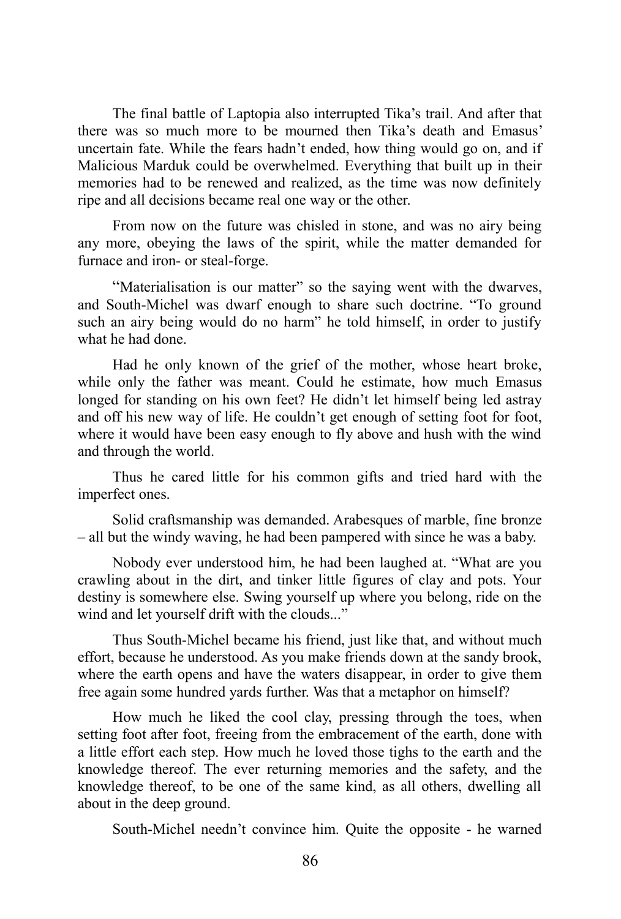The final battle of Laptopia also interrupted Tika's trail. And after that there was so much more to be mourned then Tika's death and Emasus' uncertain fate. While the fears hadn't ended, how thing would go on, and if Malicious Marduk could be overwhelmed. Everything that built up in their memories had to be renewed and realized, as the time was now definitely ripe and all decisions became real one way or the other.

From now on the future was chisled in stone, and was no airy being any more, obeying the laws of the spirit, while the matter demanded for furnace and iron- or steal-forge.

"Materialisation is our matter" so the saying went with the dwarves, and South-Michel was dwarf enough to share such doctrine. "To ground such an airy being would do no harm" he told himself, in order to justify what he had done.

Had he only known of the grief of the mother, whose heart broke, while only the father was meant. Could he estimate, how much Emasus longed for standing on his own feet? He didn't let himself being led astray and off his new way of life. He couldn't get enough of setting foot for foot, where it would have been easy enough to fly above and hush with the wind and through the world.

Thus he cared little for his common gifts and tried hard with the imperfect ones.

Solid craftsmanship was demanded. Arabesques of marble, fine bronze – all but the windy waving, he had been pampered with since he was a baby.

Nobody ever understood him, he had been laughed at. "What are you crawling about in the dirt, and tinker little figures of clay and pots. Your destiny is somewhere else. Swing yourself up where you belong, ride on the wind and let yourself drift with the clouds..."

Thus South-Michel became his friend, just like that, and without much effort, because he understood. As you make friends down at the sandy brook, where the earth opens and have the waters disappear, in order to give them free again some hundred yards further. Was that a metaphor on himself?

How much he liked the cool clay, pressing through the toes, when setting foot after foot, freeing from the embracement of the earth, done with a little effort each step. How much he loved those tighs to the earth and the knowledge thereof. The ever returning memories and the safety, and the knowledge thereof, to be one of the same kind, as all others, dwelling all about in the deep ground.

South-Michel needn't convince him. Quite the opposite - he warned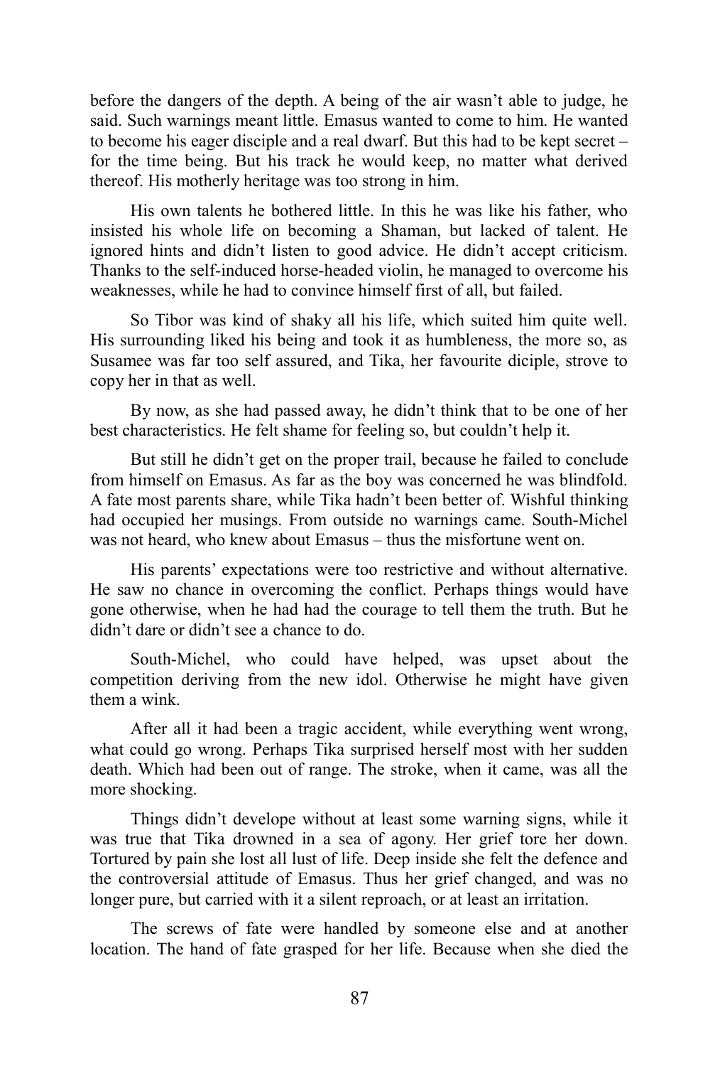before the dangers of the depth. A being of the air wasn't able to judge, he said. Such warnings meant little. Emasus wanted to come to him. He wanted to become his eager disciple and a real dwarf. But this had to be kept secret – for the time being. But his track he would keep, no matter what derived thereof. His motherly heritage was too strong in him.

His own talents he bothered little. In this he was like his father, who insisted his whole life on becoming a Shaman, but lacked of talent. He ignored hints and didn't listen to good advice. He didn't accept criticism. Thanks to the self-induced horse-headed violin, he managed to overcome his weaknesses, while he had to convince himself first of all, but failed.

So Tibor was kind of shaky all his life, which suited him quite well. His surrounding liked his being and took it as humbleness, the more so, as Susamee was far too self assured, and Tika, her favourite diciple, strove to copy her in that as well.

By now, as she had passed away, he didn't think that to be one of her best characteristics. He felt shame for feeling so, but couldn't help it.

But still he didn't get on the proper trail, because he failed to conclude from himself on Emasus. As far as the boy was concerned he was blindfold. A fate most parents share, while Tika hadn't been better of. Wishful thinking had occupied her musings. From outside no warnings came. South-Michel was not heard, who knew about Emasus – thus the misfortune went on.

His parents' expectations were too restrictive and without alternative. He saw no chance in overcoming the conflict. Perhaps things would have gone otherwise, when he had had the courage to tell them the truth. But he didn't dare or didn't see a chance to do.

South-Michel, who could have helped, was upset about the competition deriving from the new idol. Otherwise he might have given them a wink.

After all it had been a tragic accident, while everything went wrong, what could go wrong. Perhaps Tika surprised herself most with her sudden death. Which had been out of range. The stroke, when it came, was all the more shocking.

Things didn't develope without at least some warning signs, while it was true that Tika drowned in a sea of agony. Her grief tore her down. Tortured by pain she lost all lust of life. Deep inside she felt the defence and the controversial attitude of Emasus. Thus her grief changed, and was no longer pure, but carried with it a silent reproach, or at least an irritation.

The screws of fate were handled by someone else and at another location. The hand of fate grasped for her life. Because when she died the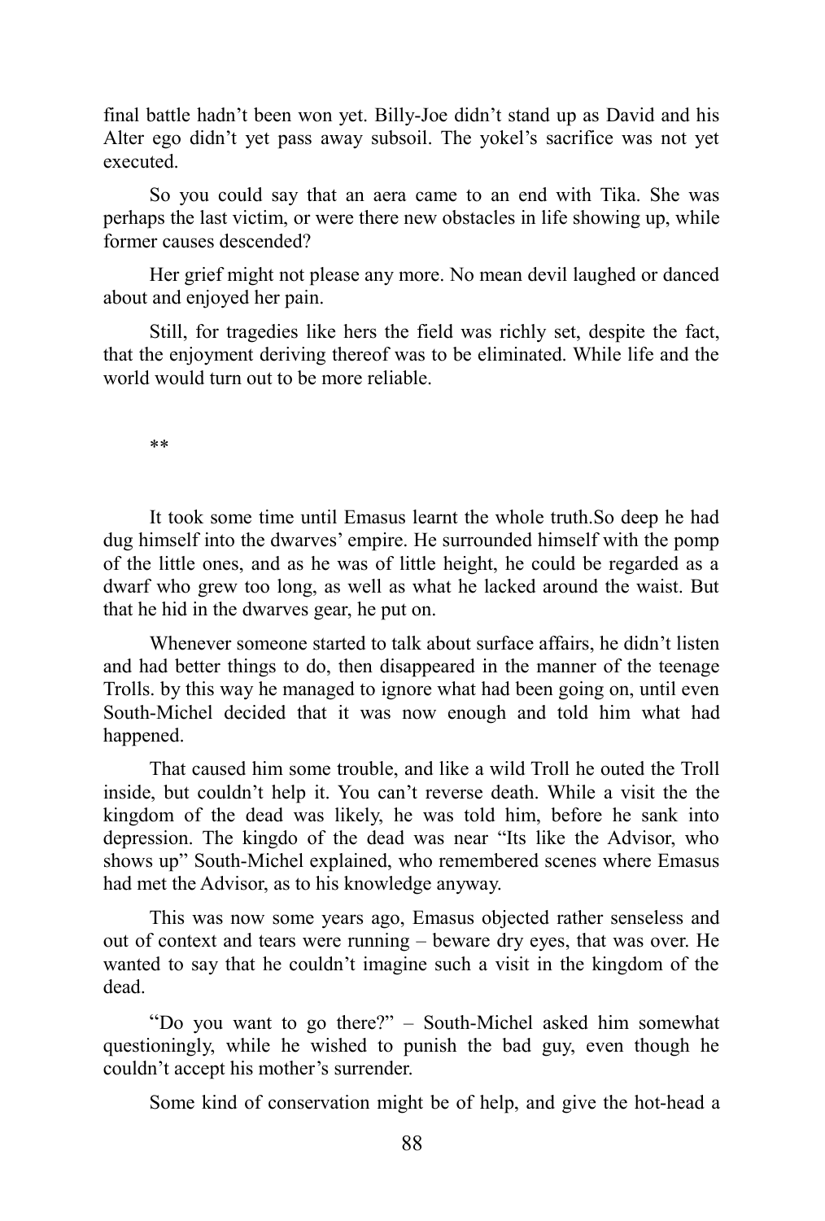final battle hadn’t been won yet. Billy-Joe didn’t stand up as David and his Alter ego didn’t yet pass away subsoil. The yokel’s sacrifice was not yet executed.

So you could say that an aera came to an end with Tika. She was perhaps the last victim, or were there new obstacles in life showing up, while former causes descended?

Her grief might not please any more. No mean devil laughed or danced about and enjoyed her pain.

Still, for tragedies like hers the field was richly set, despite the fact, that the enjoyment deriving thereof was to be eliminated. While life and the world would turn out to be more reliable.

**

It took some time until Emasus learnt the whole truth.So deep he had dug himself into the dwarves’ empire. He surrounded himself with the pomp of the little ones, and as he was of little height, he could be regarded as a dwarf who grew too long, as well as what he lacked around the waist. But that he hid in the dwarves gear, he put on.

Whenever someone started to talk about surface affairs, he didn’t listen and had better things to do, then disappeared in the manner of the teenage Trolls. by this way he managed to ignore what had been going on, until even South-Michel decided that it was now enough and told him what had happened.

That caused him some trouble, and like a wild Troll he outed the Troll inside, but couldn’t help it. You can’t reverse death. While a visit the the kingdom of the dead was likely, he was told him, before he sank into depression. The kingdo of the dead was near “Its like the Advisor, who shows up” South-Michel explained, who remembered scenes where Emasus had met the Advisor, as to his knowledge anyway.

This was now some years ago, Emasus objected rather senseless and out of context and tears were running – beware dry eyes, that was over. He wanted to say that he couldn’t imagine such a visit in the kingdom of the dead.

“Do you want to go there?” – South-Michel asked him somewhat questioningly, while he wished to punish the bad guy, even though he couldn’t accept his mother’s surrender.

Some kind of conservation might be of help, and give the hot-head a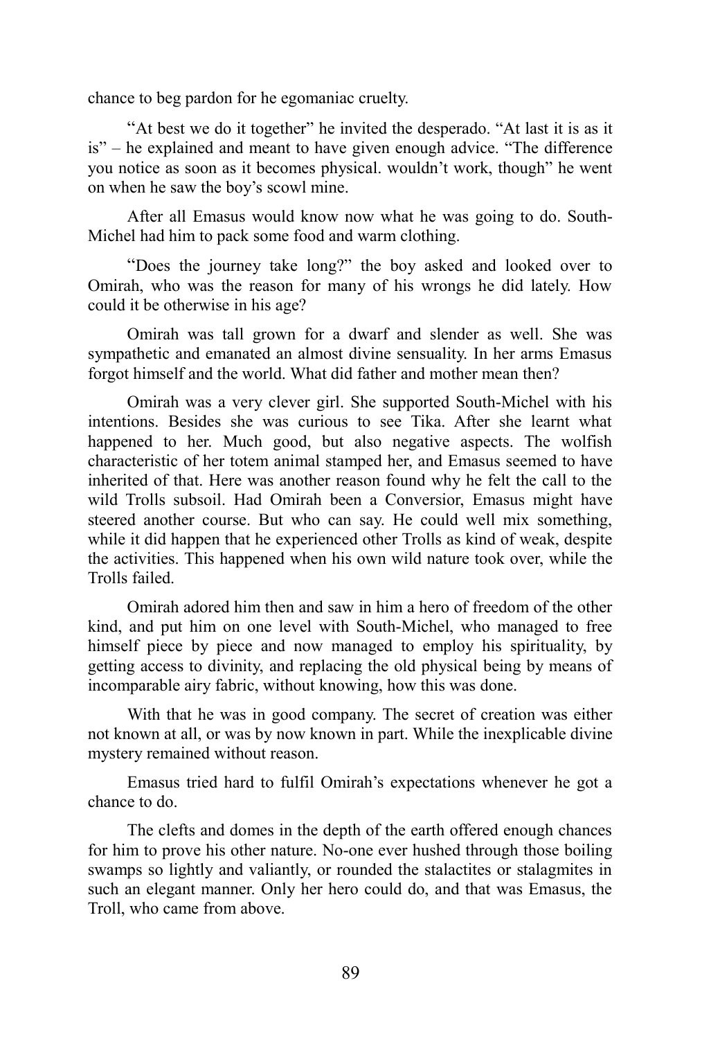chance to beg pardon for he egomaniac cruelty.

“At best we do it together” he invited the desperado. “At last it is as it is” – he explained and meant to have given enough advice. “The difference you notice as soon as it becomes physical. wouldn’t work, though” he went on when he saw the boy’s scowl mine.

After all Emasus would know now what he was going to do. South-Michel had him to pack some food and warm clothing.

“Does the journey take long?” the boy asked and looked over to Omirah, who was the reason for many of his wrongs he did lately. How could it be otherwise in his age?

Omirah was tall grown for a dwarf and slender as well. She was sympathetic and emanated an almost divine sensuality. In her arms Emasus forgot himself and the world. What did father and mother mean then?

Omirah was a very clever girl. She supported South-Michel with his intentions. Besides she was curious to see Tika. After she learnt what happened to her. Much good, but also negative aspects. The wolfish characteristic of her totem animal stamped her, and Emasus seemed to have inherited of that. Here was another reason found why he felt the call to the wild Trolls subsoil. Had Omirah been a Conversior, Emasus might have steered another course. But who can say. He could well mix something, while it did happen that he experienced other Trolls as kind of weak, despite the activities. This happened when his own wild nature took over, while the Trolls failed.

Omirah adored him then and saw in him a hero of freedom of the other kind, and put him on one level with South-Michel, who managed to free himself piece by piece and now managed to employ his spirituality, by getting access to divinity, and replacing the old physical being by means of incomparable airy fabric, without knowing, how this was done.

With that he was in good company. The secret of creation was either not known at all, or was by now known in part. While the inexplicable divine mystery remained without reason.

Emasus tried hard to fulfil Omirah’s expectations whenever he got a chance to do.

The clefts and domes in the depth of the earth offered enough chances for him to prove his other nature. No-one ever hushed through those boiling swamps so lightly and valiantly, or rounded the stalactites or stalagmites in such an elegant manner. Only her hero could do, and that was Emasus, the Troll, who came from above.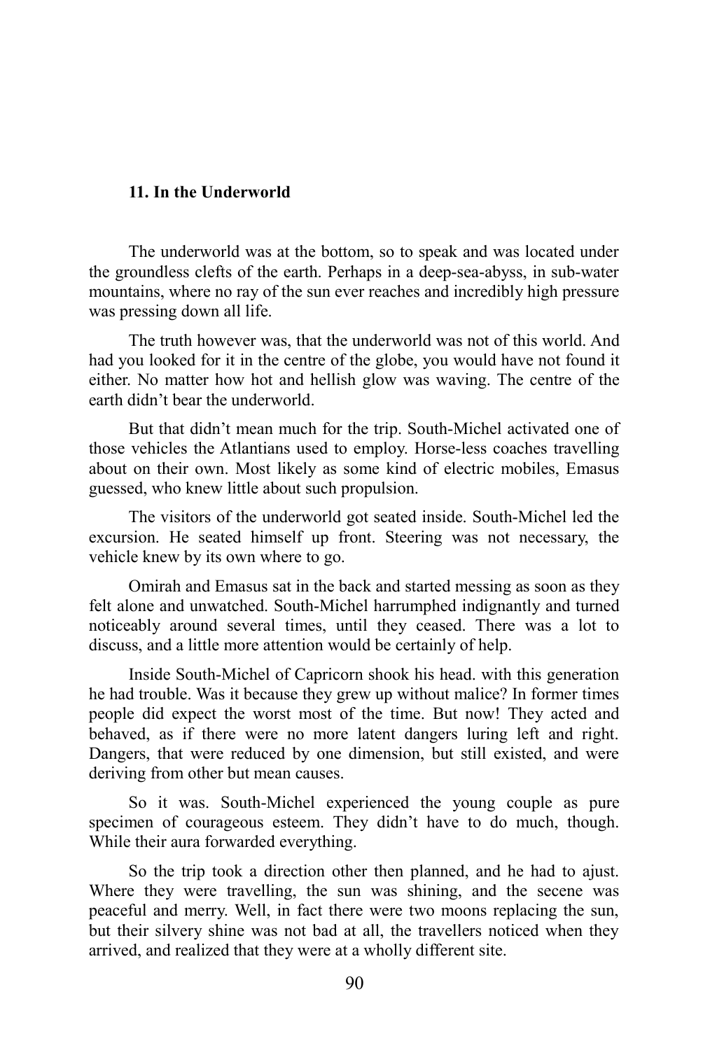## 11. In the Underworld

The underworld was at the bottom, so to speak and was located under the groundless clefts of the earth. Perhaps in a deep-sea-abyss, in sub-water mountains, where no ray of the sun ever reaches and incredibly high pressure was pressing down all life.

The truth however was, that the underworld was not of this world. And had you looked for it in the centre of the globe, you would have not found it either. No matter how hot and hellish glow was waving. The centre of the earth didn't bear the underworld.

But that didn't mean much for the trip. South-Michel activated one of those vehicles the Atlantians used to employ. Horse-less coaches travelling about on their own. Most likely as some kind of electric mobiles, Emasus guessed, who knew little about such propulsion.

The visitors of the underworld got seated inside. South-Michel led the excursion. He seated himself up front. Steering was not necessary, the vehicle knew by its own where to go.

Omirah and Emasus sat in the back and started messing as soon as they felt alone and unwatched. South-Michel harrumphed indignantly and turned noticeably around several times, until they ceased. There was a lot to discuss, and a little more attention would be certainly of help.

Inside South-Michel of Capricorn shook his head. with this generation he had trouble. Was it because they grew up without malice? In former times people did expect the worst most of the time. But now! They acted and behaved, as if there were no more latent dangers luring left and right. Dangers, that were reduced by one dimension, but still existed, and were deriving from other but mean causes.

So it was. South-Michel experienced the young couple as pure specimen of courageous esteem. They didn't have to do much, though. While their aura forwarded everything.

So the trip took a direction other then planned, and he had to ajust. Where they were travelling, the sun was shining, and the secene was peaceful and merry. Well, in fact there were two moons replacing the sun, but their silvery shine was not bad at all, the travellers noticed when they arrived, and realized that they were at a wholly different site.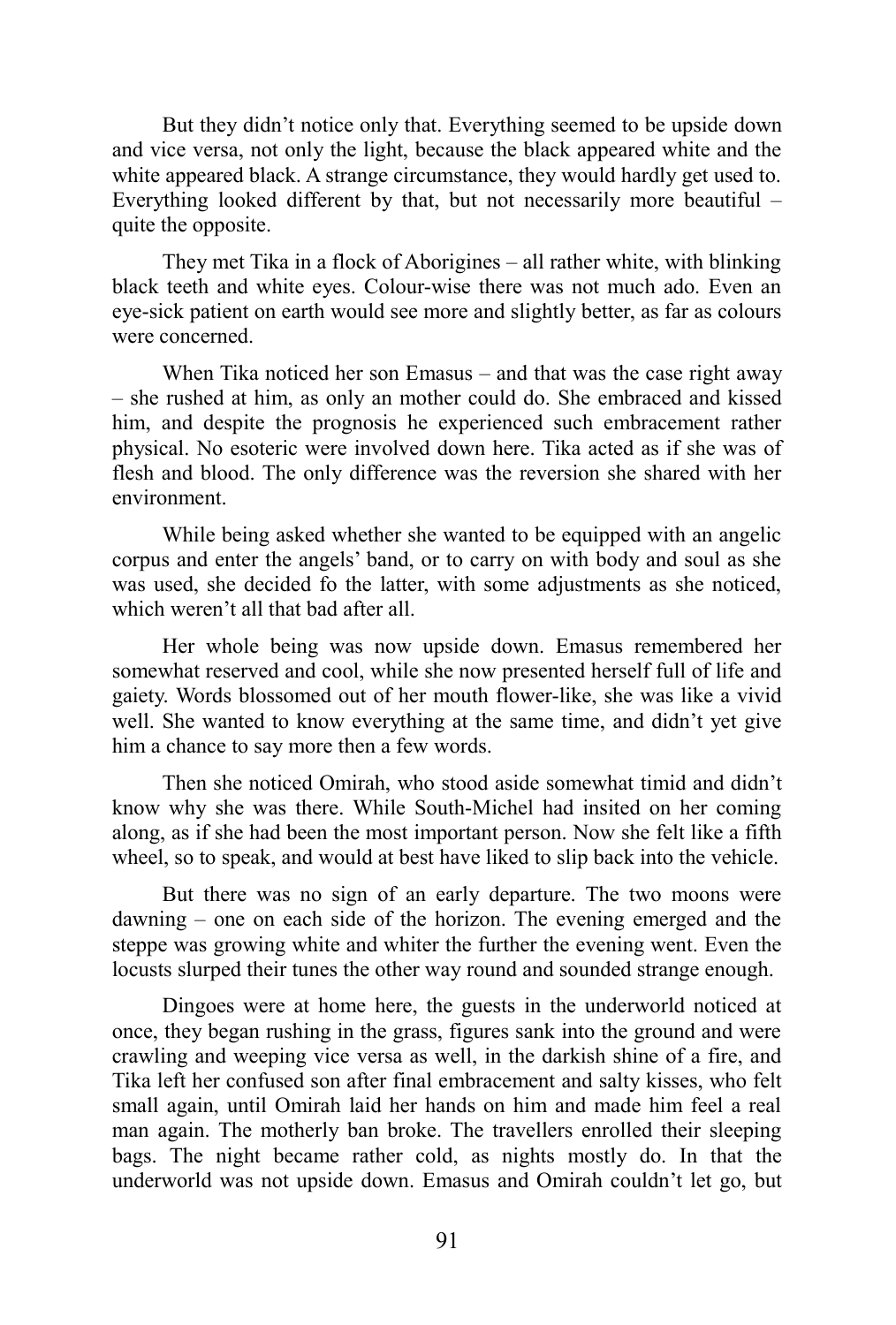But they didn't notice only that. Everything seemed to be upside down and vice versa, not only the light, because the black appeared white and the white appeared black. A strange circumstance, they would hardly get used to. Everything looked different by that, but not necessarily more beautiful – quite the opposite.

They met Tika in a flock of Aborigines – all rather white, with blinking black teeth and white eyes. Colour-wise there was not much ado. Even an eye-sick patient on earth would see more and slightly better, as far as colours were concerned.

When Tika noticed her son Emasus – and that was the case right away – she rushed at him, as only an mother could do. She embraced and kissed him, and despite the prognosis he experienced such embracement rather physical. No esoteric were involved down here. Tika acted as if she was of flesh and blood. The only difference was the reversion she shared with her environment.

While being asked whether she wanted to be equipped with an angelic corpus and enter the angels' band, or to carry on with body and soul as she was used, she decided fo the latter, with some adjustments as she noticed, which weren't all that bad after all.

Her whole being was now upside down. Emasus remembered her somewhat reserved and cool, while she now presented herself full of life and gaiety. Words blossomed out of her mouth flower-like, she was like a vivid well. She wanted to know everything at the same time, and didn't yet give him a chance to say more then a few words.

Then she noticed Omirah, who stood aside somewhat timid and didn't know why she was there. While South-Michel had insited on her coming along, as if she had been the most important person. Now she felt like a fifth wheel, so to speak, and would at best have liked to slip back into the vehicle.

But there was no sign of an early departure. The two moons were dawning – one on each side of the horizon. The evening emerged and the steppe was growing white and whiter the further the evening went. Even the locusts slurped their tunes the other way round and sounded strange enough.

Dingoes were at home here, the guests in the underworld noticed at once, they began rushing in the grass, figures sank into the ground and were crawling and weeping vice versa as well, in the darkish shine of a fire, and Tika left her confused son after final embracement and salty kisses, who felt small again, until Omirah laid her hands on him and made him feel a real man again. The motherly ban broke. The travellers enrolled their sleeping bags. The night became rather cold, as nights mostly do. In that the underworld was not upside down. Emasus and Omirah couldn't let go, but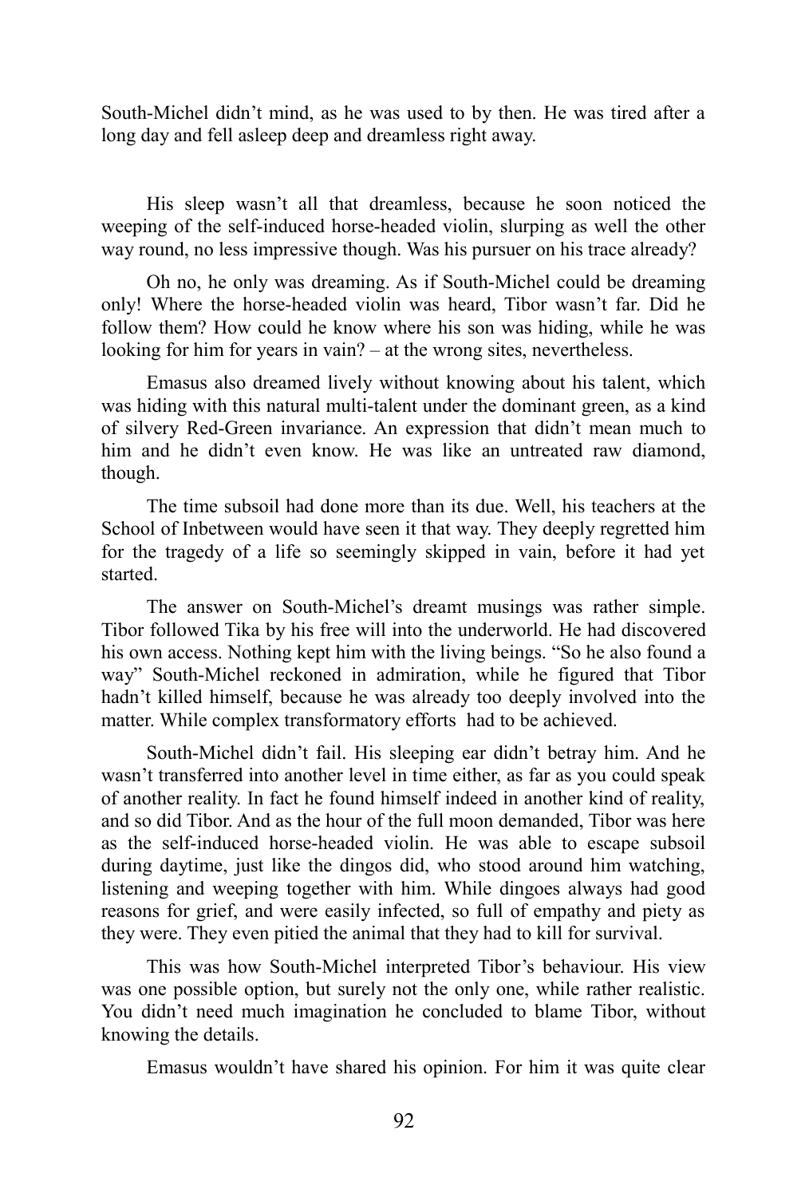South-Michel didn’t mind, as he was used to by then. He was tired after a long day and fell asleep deep and dreamless right away.

His sleep wasn’t all that dreamless, because he soon noticed the weeping of the self-induced horse-headed violin, slurping as well the other way round, no less impressive though. Was his pursuer on his trace already?

Oh no, he only was dreaming. As if South-Michel could be dreaming only! Where the horse-headed violin was heard, Tibor wasn’t far. Did he follow them? How could he know where his son was hiding, while he was looking for him for years in vain? – at the wrong sites, nevertheless.

Emasus also dreamed lively without knowing about his talent, which was hiding with this natural multi-talent under the dominant green, as a kind of silvery Red-Green invariance. An expression that didn’t mean much to him and he didn’t even know. He was like an untreated raw diamond, though.

The time subsoil had done more than its due. Well, his teachers at the School of Inbetween would have seen it that way. They deeply regretted him for the tragedy of a life so seemingly skipped in vain, before it had yet started.

The answer on South-Michel’s dreamt musings was rather simple. Tibor followed Tika by his free will into the underworld. He had discovered his own access. Nothing kept him with the living beings. “So he also found a way” South-Michel reckoned in admiration, while he figured that Tibor hadn’t killed himself, because he was already too deeply involved into the matter. While complex transformatory efforts had to be achieved.

South-Michel didn’t fail. His sleeping ear didn’t betray him. And he wasn’t transferred into another level in time either, as far as you could speak of another reality. In fact he found himself indeed in another kind of reality, and so did Tibor. And as the hour of the full moon demanded, Tibor was here as the self-induced horse-headed violin. He was able to escape subsoil during daytime, just like the dingos did, who stood around him watching, listening and weeping together with him. While dingoes always had good reasons for grief, and were easily infected, so full of empathy and piety as they were. They even pitied the animal that they had to kill for survival.

This was how South-Michel interpreted Tibor’s behaviour. His view was one possible option, but surely not the only one, while rather realistic. You didn’t need much imagination he concluded to blame Tibor, without knowing the details.

Emasus wouldn’t have shared his opinion. For him it was quite clear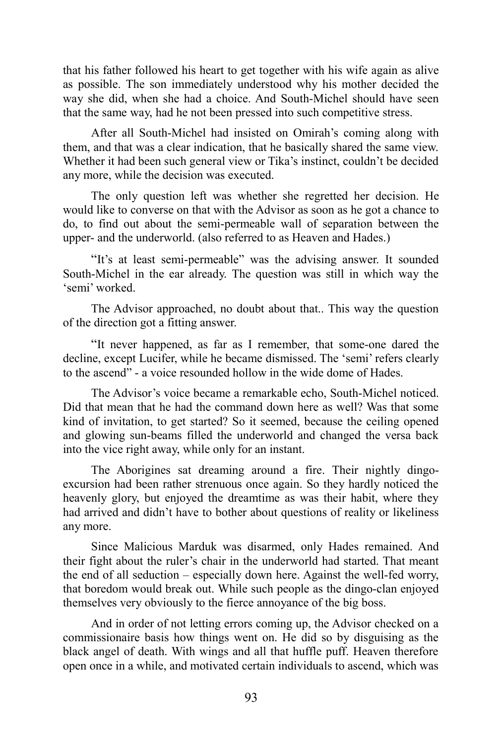that his father followed his heart to get together with his wife again as alive as possible. The son immediately understood why his mother decided the way she did, when she had a choice. And South-Michel should have seen that the same way, had he not been pressed into such competitive stress.

After all South-Michel had insisted on Omirah's coming along with them, and that was a clear indication, that he basically shared the same view. Whether it had been such general view or Tika's instinct, couldn't be decided any more, while the decision was executed.

The only question left was whether she regretted her decision. He would like to converse on that with the Advisor as soon as he got a chance to do, to find out about the semi-permeable wall of separation between the upper- and the underworld. (also referred to as Heaven and Hades.)

"It's at least semi-permeable" was the advising answer. It sounded South-Michel in the ear already. The question was still in which way the 'semi' worked.

The Advisor approached, no doubt about that.. This way the question of the direction got a fitting answer.

"It never happened, as far as I remember, that some-one dared the decline, except Lucifer, while he became dismissed. The 'semi' refers clearly to the ascend" - a voice resounded hollow in the wide dome of Hades.

The Advisor's voice became a remarkable echo, South-Michel noticed. Did that mean that he had the command down here as well? Was that some kind of invitation, to get started? So it seemed, because the ceiling opened and glowing sun-beams filled the underworld and changed the versa back into the vice right away, while only for an instant.

The Aborigines sat dreaming around a fire. Their nightly dingo-excursion had been rather strenuous once again. So they hardly noticed the heavenly glory, but enjoyed the dreamtime as was their habit, where they had arrived and didn't have to bother about questions of reality or likeliness any more.

Since Malicious Marduk was disarmed, only Hades remained. And their fight about the ruler's chair in the underworld had started. That meant the end of all seduction – especially down here. Against the well-fed worry, that boredom would break out. While such people as the dingo-clan enjoyed themselves very obviously to the fierce annoyance of the big boss.

And in order of not letting errors coming up, the Advisor checked on a commissionaire basis how things went on. He did so by disguising as the black angel of death. With wings and all that huffle puff. Heaven therefore open once in a while, and motivated certain individuals to ascend, which was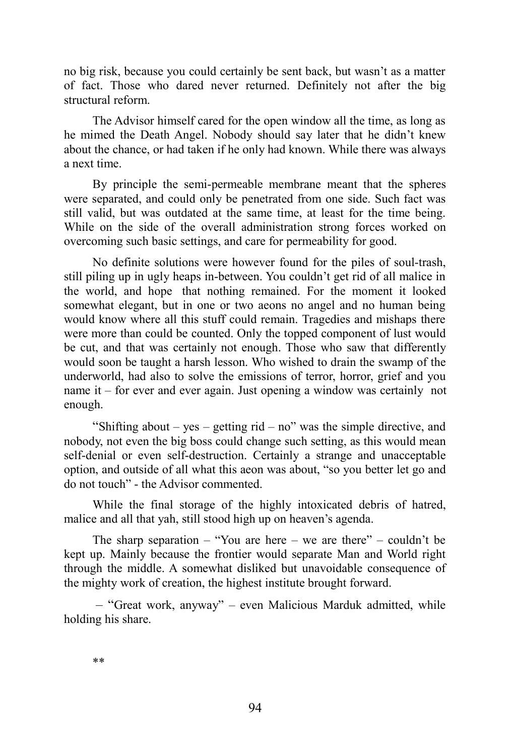no big risk, because you could certainly be sent back, but wasn't as a matter of fact. Those who dared never returned. Definitely not after the big structural reform.

The Advisor himself cared for the open window all the time, as long as he mimed the Death Angel. Nobody should say later that he didn't knew about the chance, or had taken if he only had known. While there was always a next time.

By principle the semi-permeable membrane meant that the spheres were separated, and could only be penetrated from one side. Such fact was still valid, but was outdated at the same time, at least for the time being. While on the side of the overall administration strong forces worked on overcoming such basic settings, and care for permeability for good.

No definite solutions were however found for the piles of soul-trash, still piling up in ugly heaps in-between. You couldn't get rid of all malice in the world, and hope that nothing remained. For the moment it looked somewhat elegant, but in one or two aeons no angel and no human being would know where all this stuff could remain. Tragedies and mishaps there were more than could be counted. Only the topped component of lust would be cut, and that was certainly not enough. Those who saw that differently would soon be taught a harsh lesson. Who wished to drain the swamp of the underworld, had also to solve the emissions of terror, horror, grief and you name it – for ever and ever again. Just opening a window was certainly not enough.

"Shifting about – yes – getting rid – no" was the simple directive, and nobody, not even the big boss could change such setting, as this would mean self-denial or even self-destruction. Certainly a strange and unacceptable option, and outside of all what this aeon was about, "so you better let go and do not touch" - the Advisor commented.

While the final storage of the highly intoxicated debris of hatred, malice and all that yah, still stood high up on heaven's agenda.

The sharp separation – "You are here – we are there" – couldn't be kept up. Mainly because the frontier would separate Man and World right through the middle. A somewhat disliked but unavoidable consequence of the mighty work of creation, the highest institute brought forward.

– "Great work, anyway" – even Malicious Marduk admitted, while holding his share.

**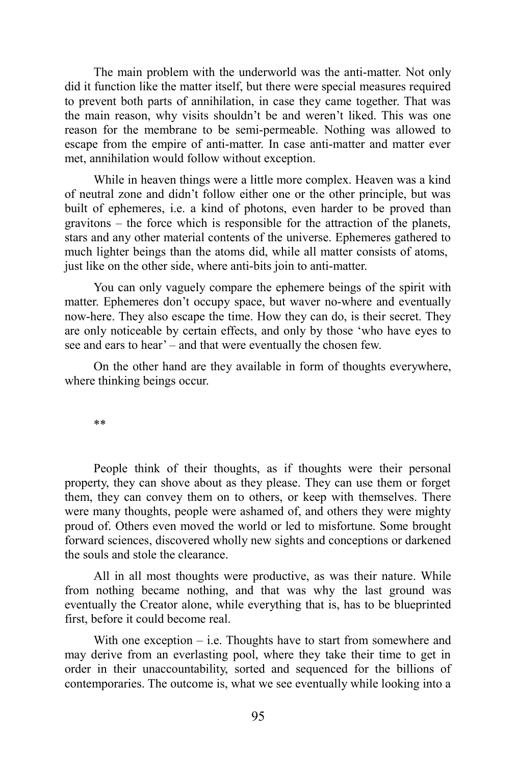The main problem with the underworld was the anti-matter. Not only did it function like the matter itself, but there were special measures required to prevent both parts of annihilation, in case they came together. That was the main reason, why visits shouldn't be and weren't liked. This was one reason for the membrane to be semi-permeable. Nothing was allowed to escape from the empire of anti-matter. In case anti-matter and matter ever met, annihilation would follow without exception.

While in heaven things were a little more complex. Heaven was a kind of neutral zone and didn't follow either one or the other principle, but was built of ephemeres, i.e. a kind of photons, even harder to be proved than gravitons – the force which is responsible for the attraction of the planets, stars and any other material contents of the universe. Ephemeres gathered to much lighter beings than the atoms did, while all matter consists of atoms, just like on the other side, where anti-bits join to anti-matter.

You can only vaguely compare the ephemere beings of the spirit with matter. Ephemeres don't occupy space, but waver no-where and eventually now-here. They also escape the time. How they can do, is their secret. They are only noticeable by certain effects, and only by those 'who have eyes to see and ears to hear' – and that were eventually the chosen few.

On the other hand are they available in form of thoughts everywhere, where thinking beings occur.

**

People think of their thoughts, as if thoughts were their personal property, they can shove about as they please. They can use them or forget them, they can convey them on to others, or keep with themselves. There were many thoughts, people were ashamed of, and others they were mighty proud of. Others even moved the world or led to misfortune. Some brought forward sciences, discovered wholly new sights and conceptions or darkened the souls and stole the clearance.

All in all most thoughts were productive, as was their nature. While from nothing became nothing, and that was why the last ground was eventually the Creator alone, while everything that is, has to be blueprinted first, before it could become real.

With one exception – i.e. Thoughts have to start from somewhere and may derive from an everlasting pool, where they take their time to get in order in their unaccountability, sorted and sequenced for the billions of contemporaries. The outcome is, what we see eventually while looking into a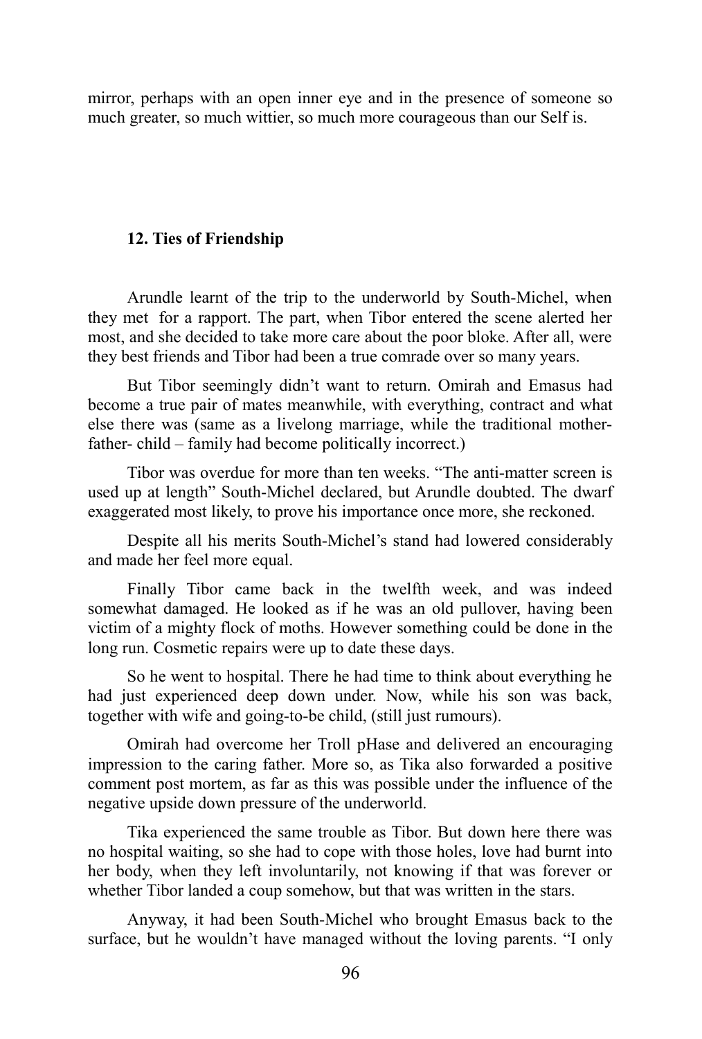mirror, perhaps with an open inner eye and in the presence of someone so much greater, so much wittier, so much more courageous than our Self is.

### 12. Ties of Friendship

Arundle learnt of the trip to the underworld by South-Michel, when they met for a rapport. The part, when Tibor entered the scene alerted her most, and she decided to take more care about the poor bloke. After all, were they best friends and Tibor had been a true comrade over so many years.

But Tibor seemingly didn't want to return. Omirah and Emasus had become a true pair of mates meanwhile, with everything, contract and what else there was (same as a livelong marriage, while the traditional mother-father- child – family had become politically incorrect.)

Tibor was overdue for more than ten weeks. "The anti-matter screen is used up at length" South-Michel declared, but Arundle doubted. The dwarf exaggerated most likely, to prove his importance once more, she reckoned.

Despite all his merits South-Michel's stand had lowered considerably and made her feel more equal.

Finally Tibor came back in the twelfth week, and was indeed somewhat damaged. He looked as if he was an old pullover, having been victim of a mighty flock of moths. However something could be done in the long run. Cosmetic repairs were up to date these days.

So he went to hospital. There he had time to think about everything he had just experienced deep down under. Now, while his son was back, together with wife and going-to-be child, (still just rumours).

Omirah had overcome her Troll pHase and delivered an encouraging impression to the caring father. More so, as Tika also forwarded a positive comment post mortem, as far as this was possible under the influence of the negative upside down pressure of the underworld.

Tika experienced the same trouble as Tibor. But down here there was no hospital waiting, so she had to cope with those holes, love had burnt into her body, when they left involuntarily, not knowing if that was forever or whether Tibor landed a coup somehow, but that was written in the stars.

Anyway, it had been South-Michel who brought Emasus back to the surface, but he wouldn't have managed without the loving parents. "I only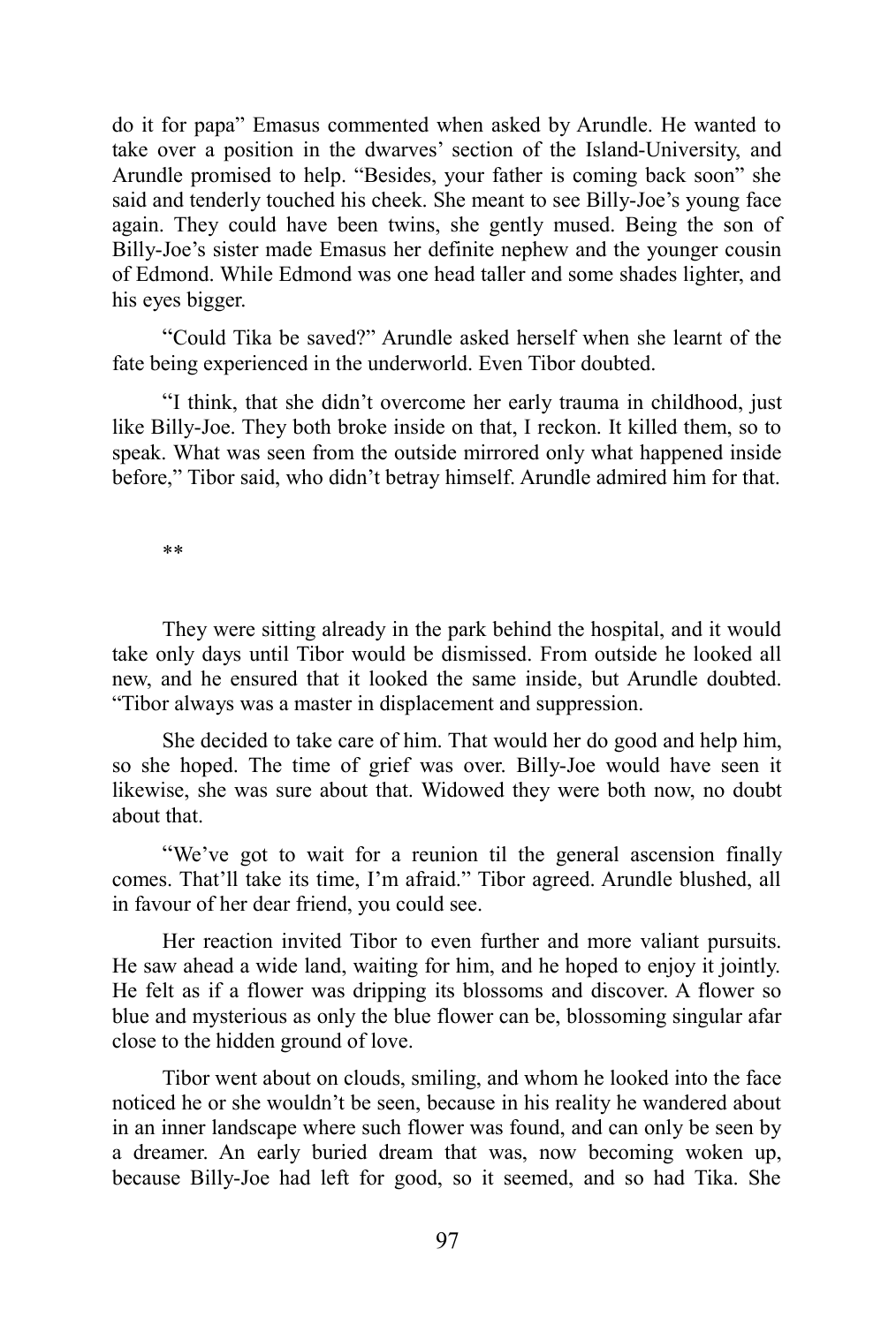do it for papa" Emasus commented when asked by Arundle. He wanted to take over a position in the dwarves' section of the Island-University, and Arundle promised to help. "Besides, your father is coming back soon" she said and tenderly touched his cheek. She meant to see Billy-Joe's young face again. They could have been twins, she gently mused. Being the son of Billy-Joe's sister made Emasus her definite nephew and the younger cousin of Edmond. While Edmond was one head taller and some shades lighter, and his eyes bigger.

"Could Tika be saved?" Arundle asked herself when she learnt of the fate being experienced in the underworld. Even Tibor doubted.

"I think, that she didn't overcome her early trauma in childhood, just like Billy-Joe. They both broke inside on that, I reckon. It killed them, so to speak. What was seen from the outside mirrored only what happened inside before," Tibor said, who didn't betray himself. Arundle admired him for that.

**

They were sitting already in the park behind the hospital, and it would take only days until Tibor would be dismissed. From outside he looked all new, and he ensured that it looked the same inside, but Arundle doubted. "Tibor always was a master in displacement and suppression.

She decided to take care of him. That would her do good and help him, so she hoped. The time of grief was over. Billy-Joe would have seen it likewise, she was sure about that. Widowed they were both now, no doubt about that.

"We've got to wait for a reunion til the general ascension finally comes. That'll take its time, I'm afraid." Tibor agreed. Arundle blushed, all in favour of her dear friend, you could see.

Her reaction invited Tibor to even further and more valiant pursuits. He saw ahead a wide land, waiting for him, and he hoped to enjoy it jointly. He felt as if a flower was dripping its blossoms and discover. A flower so blue and mysterious as only the blue flower can be, blossoming singular afar close to the hidden ground of love.

Tibor went about on clouds, smiling, and whom he looked into the face noticed he or she wouldn't be seen, because in his reality he wandered about in an inner landscape where such flower was found, and can only be seen by a dreamer. An early buried dream that was, now becoming woken up, because Billy-Joe had left for good, so it seemed, and so had Tika. She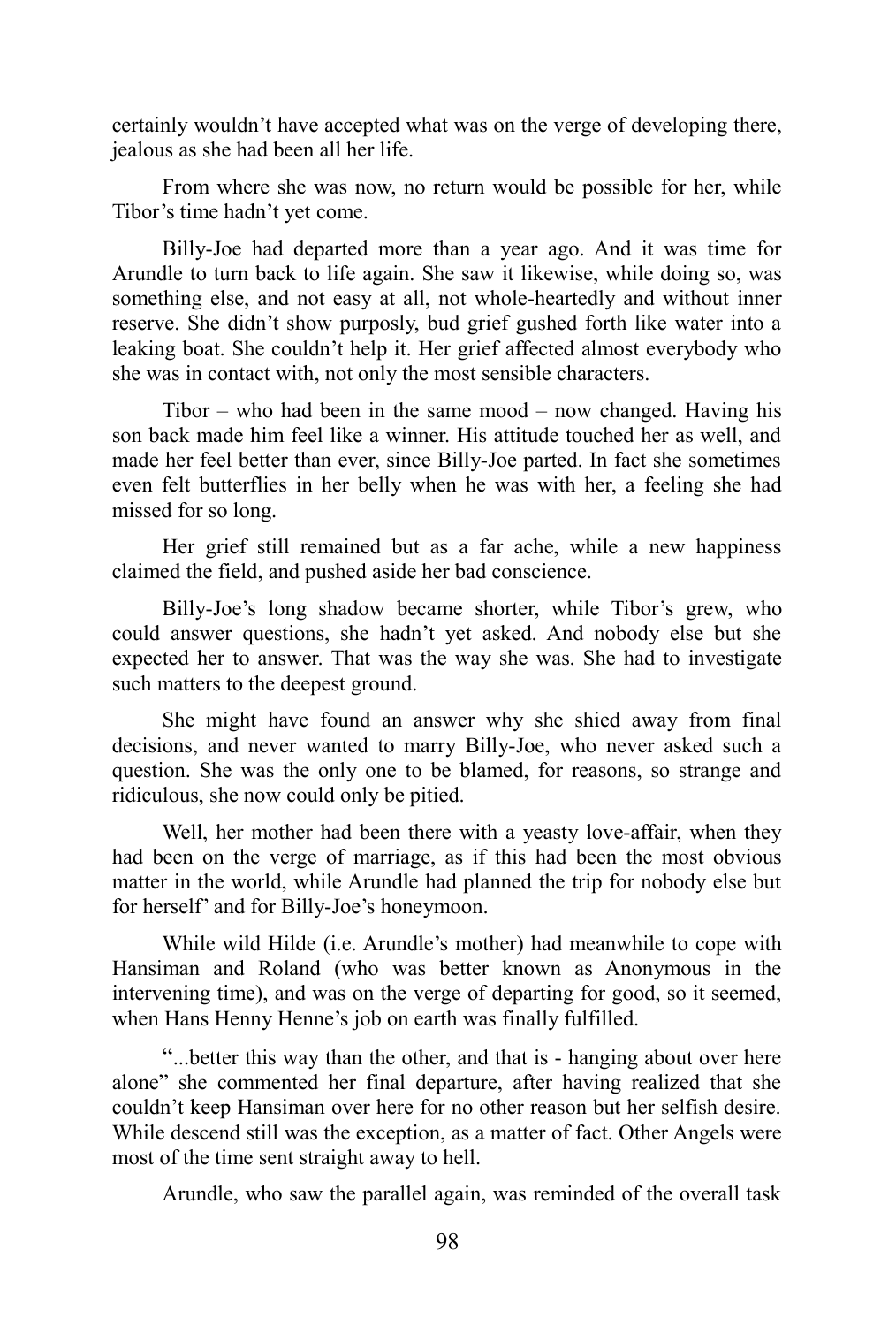certainly wouldn't have accepted what was on the verge of developing there, jealous as she had been all her life.

From where she was now, no return would be possible for her, while Tibor's time hadn't yet come.

Billy-Joe had departed more than a year ago. And it was time for Arundle to turn back to life again. She saw it likewise, while doing so, was something else, and not easy at all, not whole-heartedly and without inner reserve. She didn't show purposly, bud grief gushed forth like water into a leaking boat. She couldn't help it. Her grief affected almost everybody who she was in contact with, not only the most sensible characters.

Tibor – who had been in the same mood – now changed. Having his son back made him feel like a winner. His attitude touched her as well, and made her feel better than ever, since Billy-Joe parted. In fact she sometimes even felt butterflies in her belly when he was with her, a feeling she had missed for so long.

Her grief still remained but as a far ache, while a new happiness claimed the field, and pushed aside her bad conscience.

Billy-Joe's long shadow became shorter, while Tibor's grew, who could answer questions, she hadn't yet asked. And nobody else but she expected her to answer. That was the way she was. She had to investigate such matters to the deepest ground.

She might have found an answer why she shied away from final decisions, and never wanted to marry Billy-Joe, who never asked such a question. She was the only one to be blamed, for reasons, so strange and ridiculous, she now could only be pitied.

Well, her mother had been there with a yeasty love-affair, when they had been on the verge of marriage, as if this had been the most obvious matter in the world, while Arundle had planned the trip for nobody else but for herself' and for Billy-Joe's honeymoon.

While wild Hilde (i.e. Arundle's mother) had meanwhile to cope with Hansiman and Roland (who was better known as Anonymous in the intervening time), and was on the verge of departing for good, so it seemed, when Hans Henny Henne's job on earth was finally fulfilled.

"...better this way than the other, and that is - hanging about over here alone" she commented her final departure, after having realized that she couldn't keep Hansiman over here for no other reason but her selfish desire. While descend still was the exception, as a matter of fact. Other Angels were most of the time sent straight away to hell.

Arundle, who saw the parallel again, was reminded of the overall task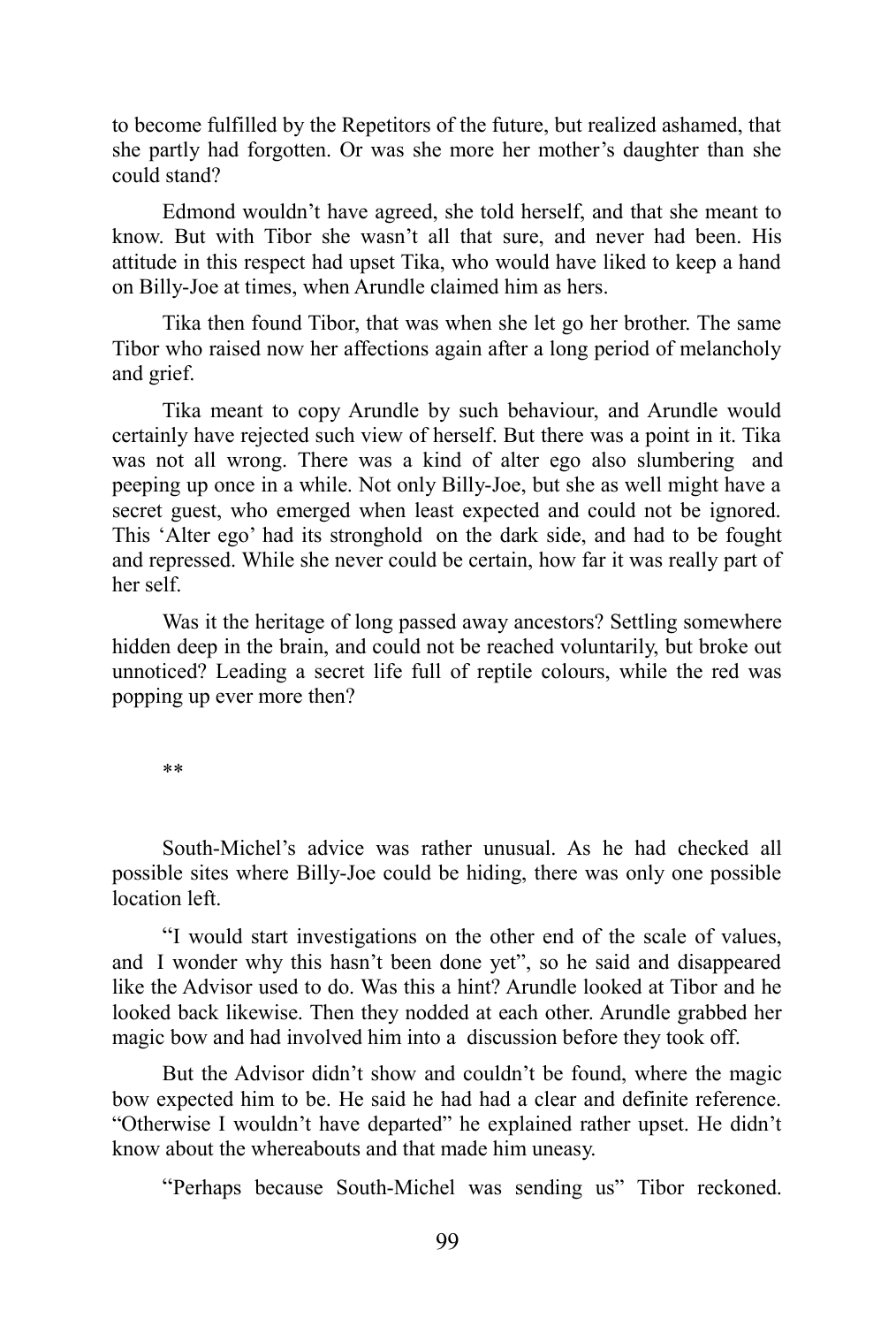to become fulfilled by the Repetitors of the future, but realized ashamed, that she partly had forgotten. Or was she more her mother's daughter than she could stand?

Edmond wouldn't have agreed, she told herself, and that she meant to know. But with Tibor she wasn't all that sure, and never had been. His attitude in this respect had upset Tika, who would have liked to keep a hand on Billy-Joe at times, when Arundle claimed him as hers.

Tika then found Tibor, that was when she let go her brother. The same Tibor who raised now her affections again after a long period of melancholy and grief.

Tika meant to copy Arundle by such behaviour, and Arundle would certainly have rejected such view of herself. But there was a point in it. Tika was not all wrong. There was a kind of alter ego also slumbering and peeping up once in a while. Not only Billy-Joe, but she as well might have a secret guest, who emerged when least expected and could not be ignored. This 'Alter ego' had its stronghold on the dark side, and had to be fought and repressed. While she never could be certain, how far it was really part of her self.

Was it the heritage of long passed away ancestors? Settling somewhere hidden deep in the brain, and could not be reached voluntarily, but broke out unnoticed? Leading a secret life full of reptile colours, while the red was popping up ever more then?

**

South-Michel's advice was rather unusual. As he had checked all possible sites where Billy-Joe could be hiding, there was only one possible location left.

"I would start investigations on the other end of the scale of values, and I wonder why this hasn't been done yet", so he said and disappeared like the Advisor used to do. Was this a hint? Arundle looked at Tibor and he looked back likewise. Then they nodded at each other. Arundle grabbed her magic bow and had involved him into a discussion before they took off.

But the Advisor didn't show and couldn't be found, where the magic bow expected him to be. He said he had had a clear and definite reference. "Otherwise I wouldn't have departed" he explained rather upset. He didn't know about the whereabouts and that made him uneasy.

"Perhaps because South-Michel was sending us" Tibor reckoned.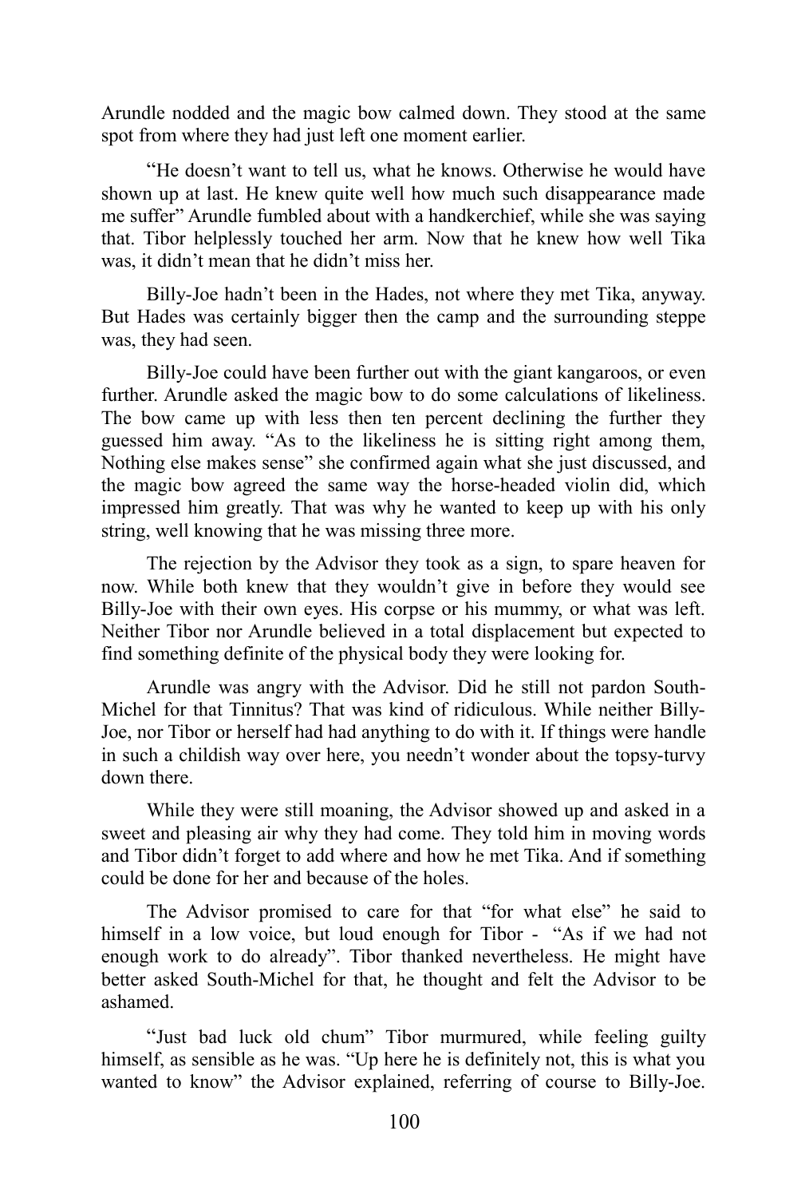Arundle nodded and the magic bow calmed down. They stood at the same spot from where they had just left one moment earlier.

"He doesn't want to tell us, what he knows. Otherwise he would have shown up at last. He knew quite well how much such disappearance made me suffer" Arundle fumbled about with a handkerchief, while she was saying that. Tibor helplessly touched her arm. Now that he knew how well Tika was, it didn't mean that he didn't miss her.

Billy-Joe hadn't been in the Hades, not where they met Tika, anyway. But Hades was certainly bigger then the camp and the surrounding steppe was, they had seen.

Billy-Joe could have been further out with the giant kangaroos, or even further. Arundle asked the magic bow to do some calculations of likeliness. The bow came up with less then ten percent declining the further they guessed him away. "As to the likeliness he is sitting right among them, Nothing else makes sense" she confirmed again what she just discussed, and the magic bow agreed the same way the horse-headed violin did, which impressed him greatly. That was why he wanted to keep up with his only string, well knowing that he was missing three more.

The rejection by the Advisor they took as a sign, to spare heaven for now. While both knew that they wouldn't give in before they would see Billy-Joe with their own eyes. His corpse or his mummy, or what was left. Neither Tibor nor Arundle believed in a total displacement but expected to find something definite of the physical body they were looking for.

Arundle was angry with the Advisor. Did he still not pardon South-Michel for that Tinnitus? That was kind of ridiculous. While neither Billy-Joe, nor Tibor or herself had had anything to do with it. If things were handle in such a childish way over here, you needn't wonder about the topsy-turvy down there.

While they were still moaning, the Advisor showed up and asked in a sweet and pleasing air why they had come. They told him in moving words and Tibor didn't forget to add where and how he met Tika. And if something could be done for her and because of the holes.

The Advisor promised to care for that "for what else" he said to himself in a low voice, but loud enough for Tibor - "As if we had not enough work to do already". Tibor thanked nevertheless. He might have better asked South-Michel for that, he thought and felt the Advisor to be ashamed.

"Just bad luck old chum" Tibor murmured, while feeling guilty himself, as sensible as he was. "Up here he is definitely not, this is what you wanted to know" the Advisor explained, referring of course to Billy-Joe.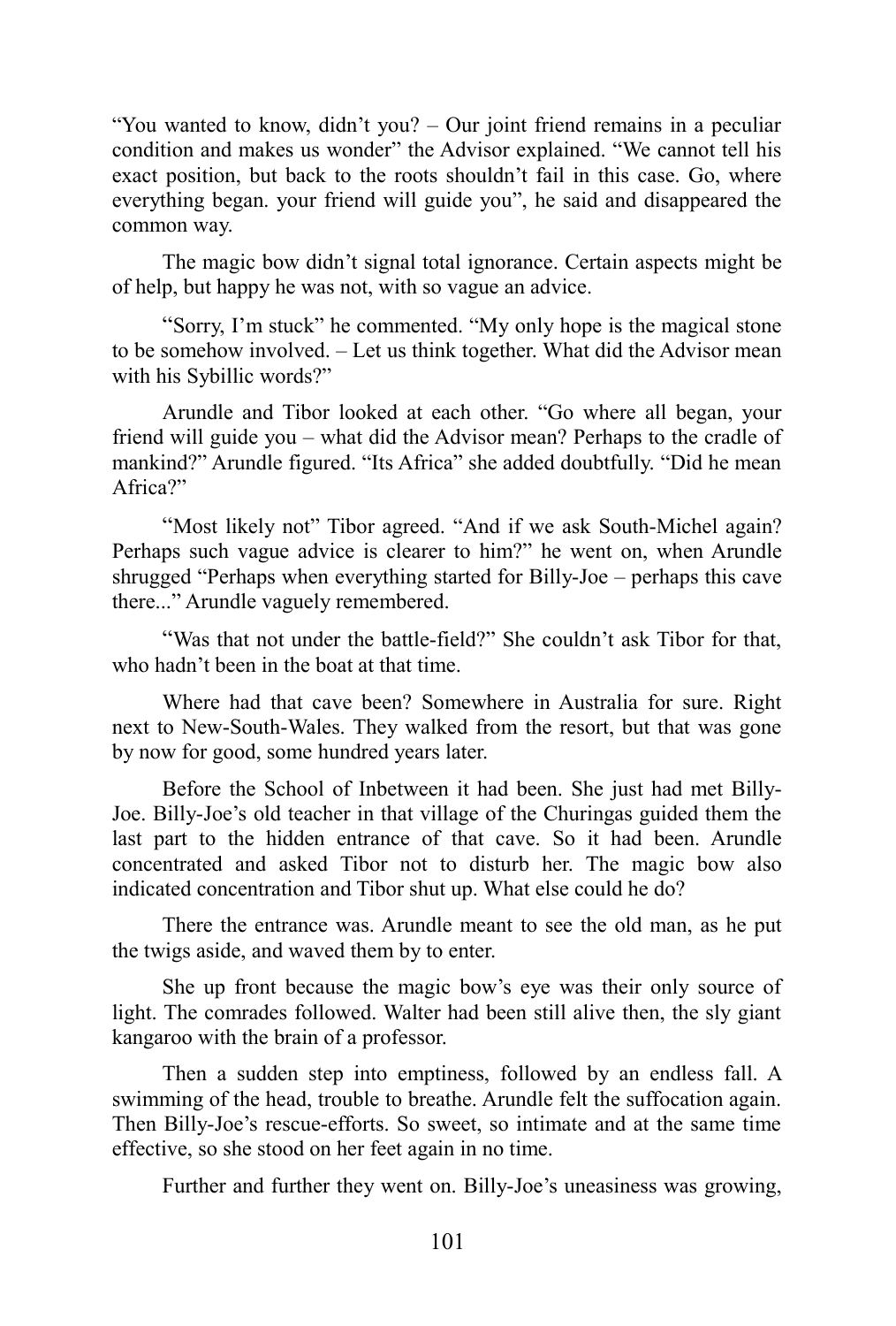"You wanted to know, didn't you? – Our joint friend remains in a peculiar condition and makes us wonder" the Advisor explained. "We cannot tell his exact position, but back to the roots shouldn't fail in this case. Go, where everything began. your friend will guide you", he said and disappeared the common way.

The magic bow didn't signal total ignorance. Certain aspects might be of help, but happy he was not, with so vague an advice.

"Sorry, I'm stuck" he commented. "My only hope is the magical stone to be somehow involved. – Let us think together. What did the Advisor mean with his Sybillic words?"

Arundle and Tibor looked at each other. "Go where all began, your friend will guide you – what did the Advisor mean? Perhaps to the cradle of mankind?" Arundle figured. "Its Africa" she added doubtfully. "Did he mean Africa?"

"Most likely not" Tibor agreed. "And if we ask South-Michel again? Perhaps such vague advice is clearer to him?" he went on, when Arundle shrugged "Perhaps when everything started for Billy-Joe – perhaps this cave there..." Arundle vaguely remembered.

"Was that not under the battle-field?" She couldn't ask Tibor for that, who hadn't been in the boat at that time.

Where had that cave been? Somewhere in Australia for sure. Right next to New-South-Wales. They walked from the resort, but that was gone by now for good, some hundred years later.

Before the School of Inbetween it had been. She just had met Billy-Joe. Billy-Joe's old teacher in that village of the Churingas guided them the last part to the hidden entrance of that cave. So it had been. Arundle concentrated and asked Tibor not to disturb her. The magic bow also indicated concentration and Tibor shut up. What else could he do?

There the entrance was. Arundle meant to see the old man, as he put the twigs aside, and waved them by to enter.

She up front because the magic bow's eye was their only source of light. The comrades followed. Walter had been still alive then, the sly giant kangaroo with the brain of a professor.

Then a sudden step into emptiness, followed by an endless fall. A swimming of the head, trouble to breathe. Arundle felt the suffocation again. Then Billy-Joe's rescue-efforts. So sweet, so intimate and at the same time effective, so she stood on her feet again in no time.

Further and further they went on. Billy-Joe's uneasiness was growing,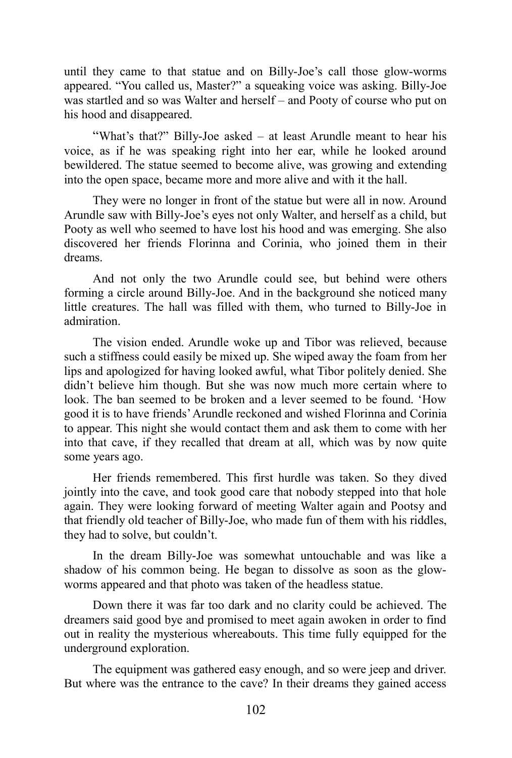until they came to that statue and on Billy-Joe's call those glow-worms appeared. "You called us, Master?" a squeaking voice was asking. Billy-Joe was startled and so was Walter and herself – and Pooty of course who put on his hood and disappeared.

"What's that?" Billy-Joe asked – at least Arundle meant to hear his voice, as if he was speaking right into her ear, while he looked around bewildered. The statue seemed to become alive, was growing and extending into the open space, became more and more alive and with it the hall.

They were no longer in front of the statue but were all in now. Around Arundle saw with Billy-Joe's eyes not only Walter, and herself as a child, but Pooty as well who seemed to have lost his hood and was emerging. She also discovered her friends Florinna and Corinia, who joined them in their dreams.

And not only the two Arundle could see, but behind were others forming a circle around Billy-Joe. And in the background she noticed many little creatures. The hall was filled with them, who turned to Billy-Joe in admiration.

The vision ended. Arundle woke up and Tibor was relieved, because such a stiffness could easily be mixed up. She wiped away the foam from her lips and apologized for having looked awful, what Tibor politely denied. She didn't believe him though. But she was now much more certain where to look. The ban seemed to be broken and a lever seemed to be found. 'How good it is to have friends' Arundle reckoned and wished Florinna and Corinia to appear. This night she would contact them and ask them to come with her into that cave, if they recalled that dream at all, which was by now quite some years ago.

Her friends remembered. This first hurdle was taken. So they dived jointly into the cave, and took good care that nobody stepped into that hole again. They were looking forward of meeting Walter again and Pootsy and that friendly old teacher of Billy-Joe, who made fun of them with his riddles, they had to solve, but couldn't.

In the dream Billy-Joe was somewhat untouchable and was like a shadow of his common being. He began to dissolve as soon as the glow-worms appeared and that photo was taken of the headless statue.

Down there it was far too dark and no clarity could be achieved. The dreamers said good bye and promised to meet again awoken in order to find out in reality the mysterious whereabouts. This time fully equipped for the underground exploration.

The equipment was gathered easy enough, and so were jeep and driver. But where was the entrance to the cave? In their dreams they gained access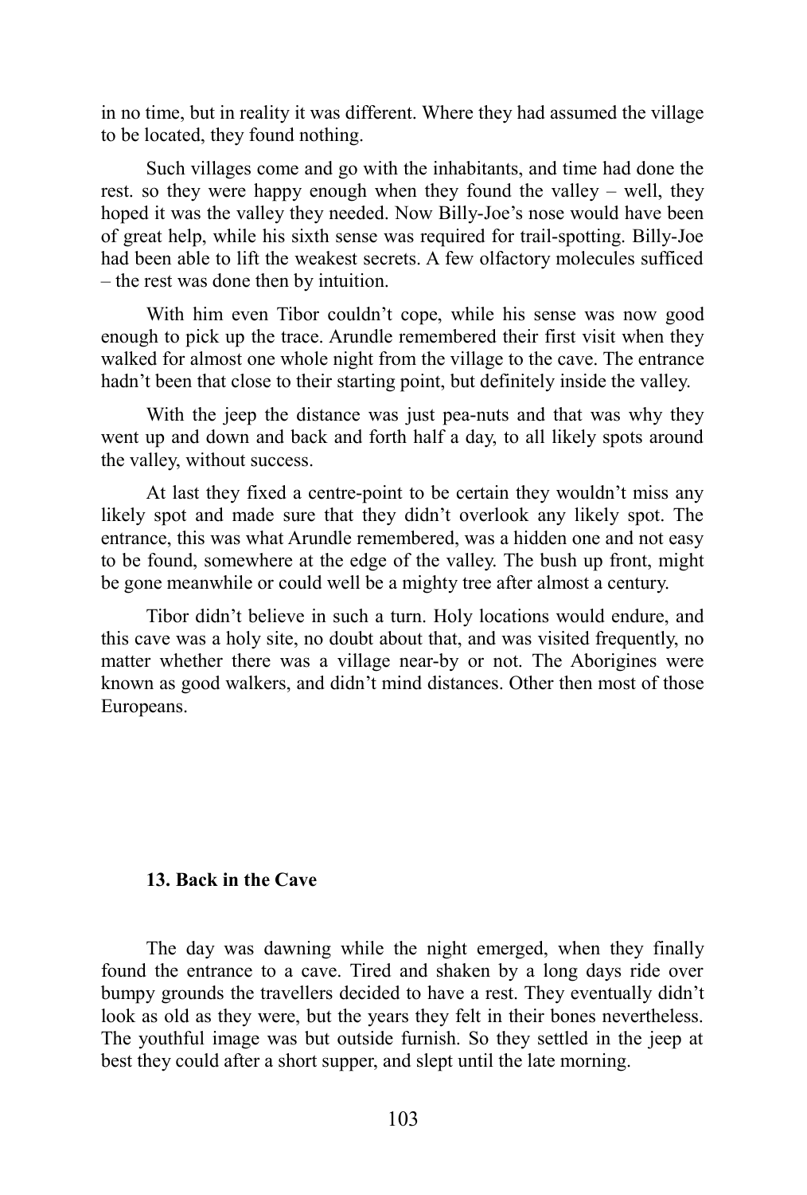in no time, but in reality it was different. Where they had assumed the village to be located, they found nothing.

Such villages come and go with the inhabitants, and time had done the rest. so they were happy enough when they found the valley – well, they hoped it was the valley they needed. Now Billy-Joe's nose would have been of great help, while his sixth sense was required for trail-spotting. Billy-Joe had been able to lift the weakest secrets. A few olfactory molecules sufficed – the rest was done then by intuition.

With him even Tibor couldn't cope, while his sense was now good enough to pick up the trace. Arundle remembered their first visit when they walked for almost one whole night from the village to the cave. The entrance hadn't been that close to their starting point, but definitely inside the valley.

With the jeep the distance was just pea-nuts and that was why they went up and down and back and forth half a day, to all likely spots around the valley, without success.

At last they fixed a centre-point to be certain they wouldn't miss any likely spot and made sure that they didn't overlook any likely spot. The entrance, this was what Arundle remembered, was a hidden one and not easy to be found, somewhere at the edge of the valley. The bush up front, might be gone meanwhile or could well be a mighty tree after almost a century.

Tibor didn't believe in such a turn. Holy locations would endure, and this cave was a holy site, no doubt about that, and was visited frequently, no matter whether there was a village near-by or not. The Aborigines were known as good walkers, and didn't mind distances. Other then most of those Europeans.

## 13. Back in the Cave

The day was dawning while the night emerged, when they finally found the entrance to a cave. Tired and shaken by a long days ride over bumpy grounds the travellers decided to have a rest. They eventually didn't look as old as they were, but the years they felt in their bones nevertheless. The youthful image was but outside furnish. So they settled in the jeep at best they could after a short supper, and slept until the late morning.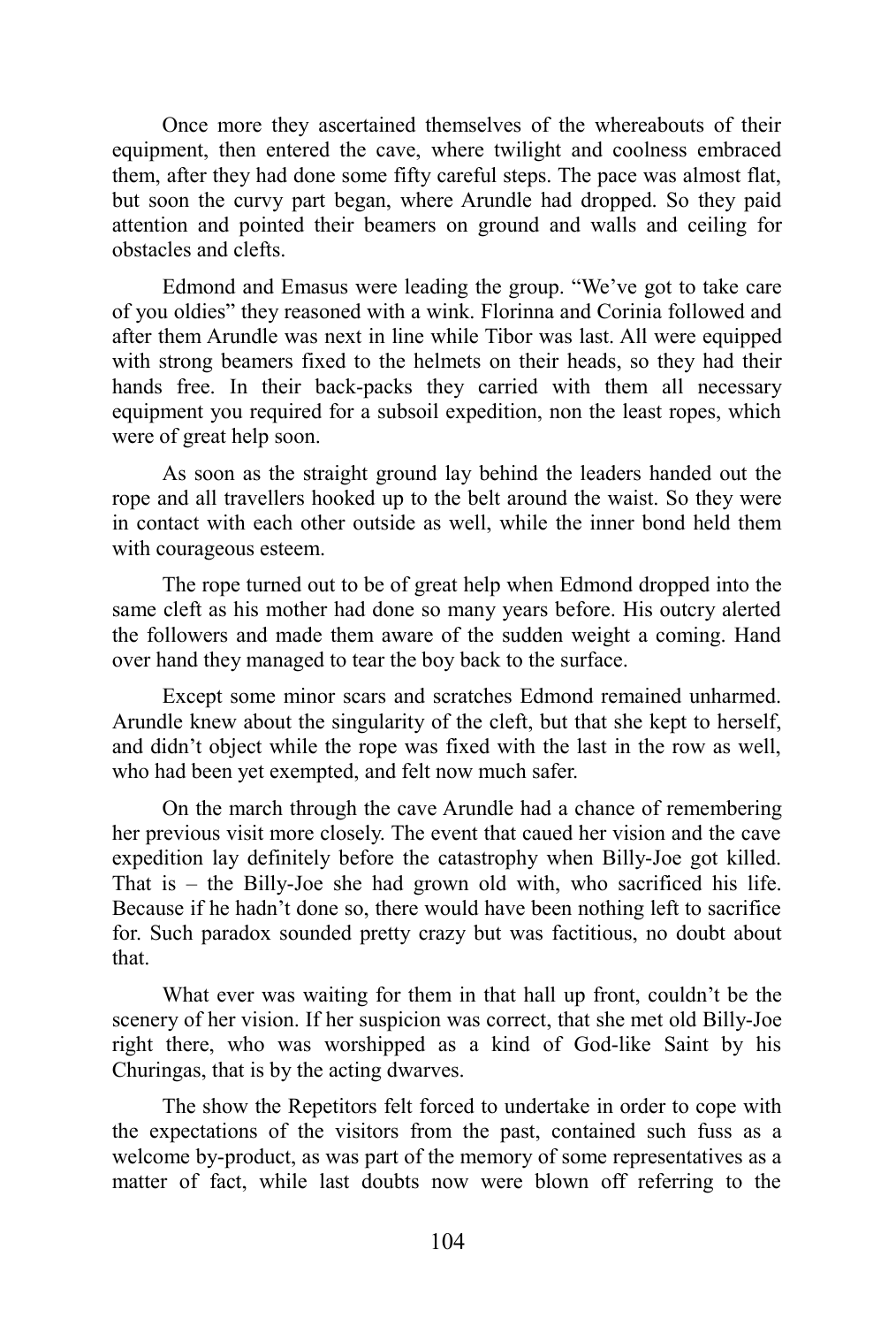Once more they ascertained themselves of the whereabouts of their equipment, then entered the cave, where twilight and coolness embraced them, after they had done some fifty careful steps. The pace was almost flat, but soon the curvy part began, where Arundle had dropped. So they paid attention and pointed their beamers on ground and walls and ceiling for obstacles and clefts.

Edmond and Emasus were leading the group. "We've got to take care of you oldies" they reasoned with a wink. Florinna and Corinia followed and after them Arundle was next in line while Tibor was last. All were equipped with strong beamers fixed to the helmets on their heads, so they had their hands free. In their back-packs they carried with them all necessary equipment you required for a subsoil expedition, non the least ropes, which were of great help soon.

As soon as the straight ground lay behind the leaders handed out the rope and all travellers hooked up to the belt around the waist. So they were in contact with each other outside as well, while the inner bond held them with courageous esteem.

The rope turned out to be of great help when Edmond dropped into the same cleft as his mother had done so many years before. His outcry alerted the followers and made them aware of the sudden weight a coming. Hand over hand they managed to tear the boy back to the surface.

Except some minor scars and scratches Edmond remained unharmed. Arundle knew about the singularity of the cleft, but that she kept to herself, and didn't object while the rope was fixed with the last in the row as well, who had been yet exempted, and felt now much safer.

On the march through the cave Arundle had a chance of remembering her previous visit more closely. The event that caued her vision and the cave expedition lay definitely before the catastrophy when Billy-Joe got killed. That is – the Billy-Joe she had grown old with, who sacrificed his life. Because if he hadn't done so, there would have been nothing left to sacrifice for. Such paradox sounded pretty crazy but was factitious, no doubt about that.

What ever was waiting for them in that hall up front, couldn't be the scenery of her vision. If her suspicion was correct, that she met old Billy-Joe right there, who was worshipped as a kind of God-like Saint by his Churingas, that is by the acting dwarves.

The show the Repetitors felt forced to undertake in order to cope with the expectations of the visitors from the past, contained such fuss as a welcome by-product, as was part of the memory of some representatives as a matter of fact, while last doubts now were blown off referring to the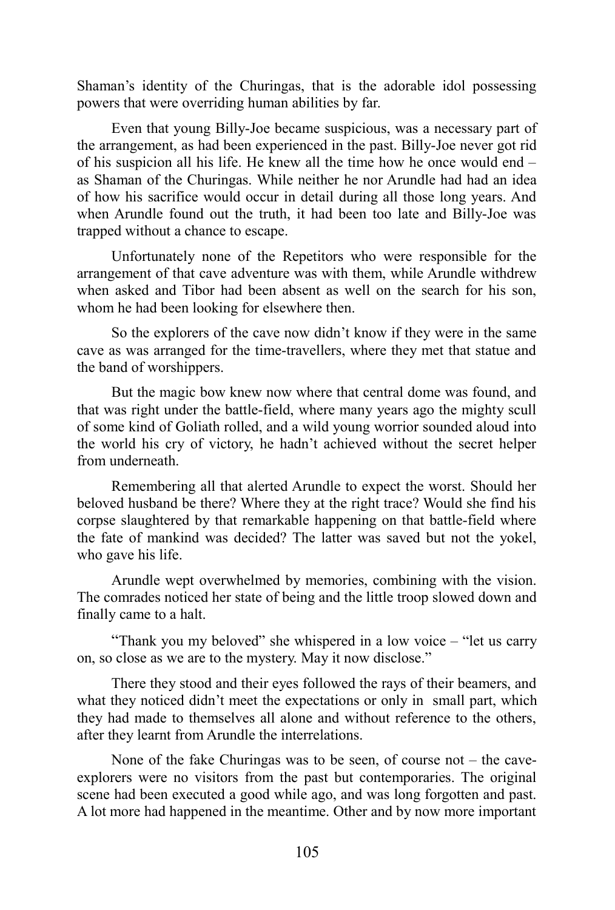Shaman's identity of the Churingas, that is the adorable idol possessing powers that were overriding human abilities by far.

Even that young Billy-Joe became suspicious, was a necessary part of the arrangement, as had been experienced in the past. Billy-Joe never got rid of his suspicion all his life. He knew all the time how he once would end – as Shaman of the Churingas. While neither he nor Arundle had had an idea of how his sacrifice would occur in detail during all those long years. And when Arundle found out the truth, it had been too late and Billy-Joe was trapped without a chance to escape.

Unfortunately none of the Repetitors who were responsible for the arrangement of that cave adventure was with them, while Arundle withdrew when asked and Tibor had been absent as well on the search for his son, whom he had been looking for elsewhere then.

So the explorers of the cave now didn't know if they were in the same cave as was arranged for the time-travellers, where they met that statue and the band of worshippers.

But the magic bow knew now where that central dome was found, and that was right under the battle-field, where many years ago the mighty scull of some kind of Goliath rolled, and a wild young worrior sounded aloud into the world his cry of victory, he hadn't achieved without the secret helper from underneath.

Remembering all that alerted Arundle to expect the worst. Should her beloved husband be there? Where they at the right trace? Would she find his corpse slaughtered by that remarkable happening on that battle-field where the fate of mankind was decided? The latter was saved but not the yokel, who gave his life.

Arundle wept overwhelmed by memories, combining with the vision. The comrades noticed her state of being and the little troop slowed down and finally came to a halt.

"Thank you my beloved" she whispered in a low voice – "let us carry on, so close as we are to the mystery. May it now disclose."

There they stood and their eyes followed the rays of their beamers, and what they noticed didn't meet the expectations or only in small part, which they had made to themselves all alone and without reference to the others, after they learnt from Arundle the interrelations.

None of the fake Churingas was to be seen, of course not – the cave-explorers were no visitors from the past but contemporaries. The original scene had been executed a good while ago, and was long forgotten and past. A lot more had happened in the meantime. Other and by now more important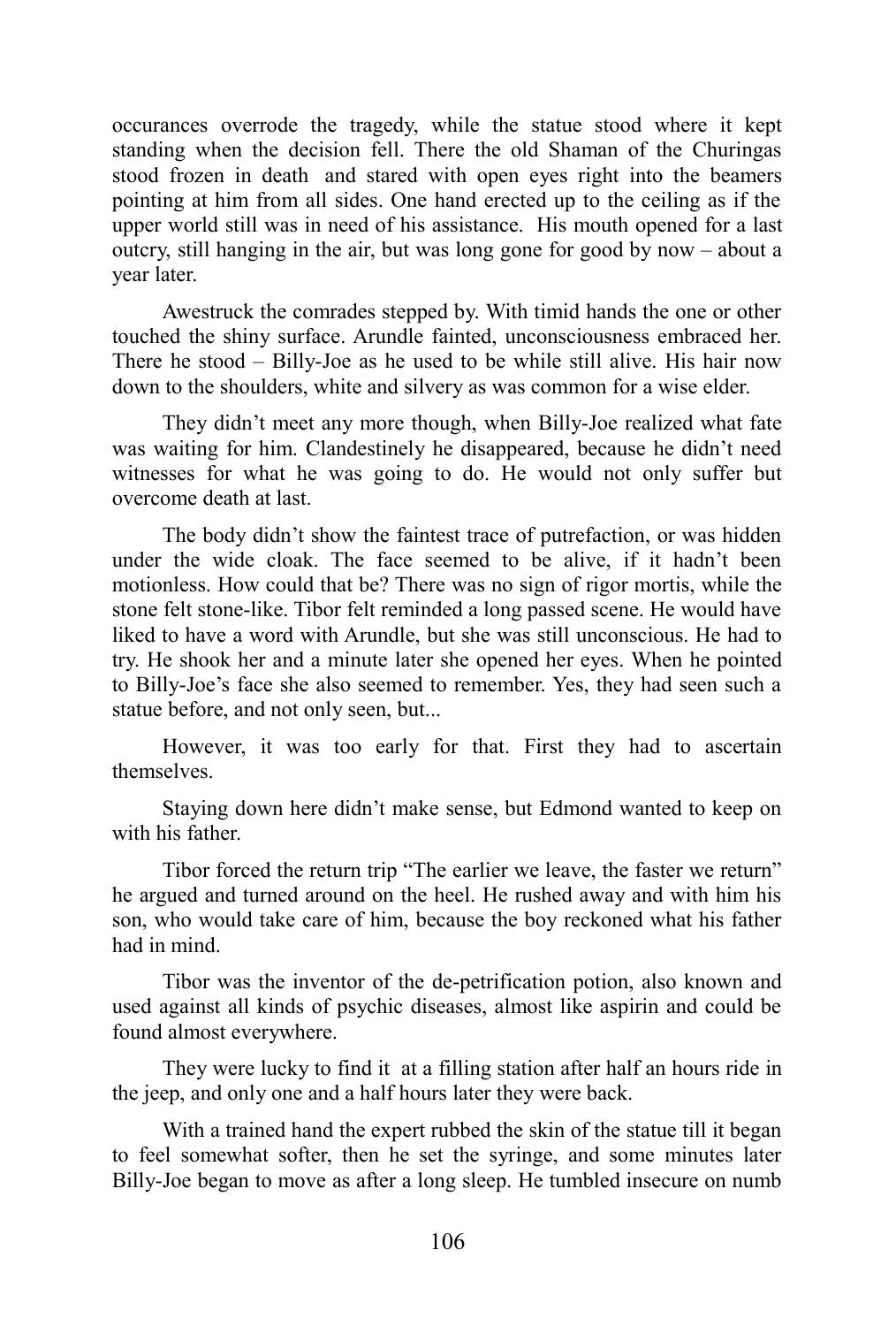occurances overrode the tragedy, while the statue stood where it kept standing when the decision fell. There the old Shaman of the Churingas stood frozen in death and stared with open eyes right into the beamers pointing at him from all sides. One hand erected up to the ceiling as if the upper world still was in need of his assistance. His mouth opened for a last outcry, still hanging in the air, but was long gone for good by now – about a year later.

Awestruck the comrades stepped by. With timid hands the one or other touched the shiny surface. Arundle fainted, unconsciousness embraced her. There he stood – Billy-Joe as he used to be while still alive. His hair now down to the shoulders, white and silvery as was common for a wise elder.

They didn't meet any more though, when Billy-Joe realized what fate was waiting for him. Clandestinely he disappeared, because he didn't need witnesses for what he was going to do. He would not only suffer but overcome death at last.

The body didn't show the faintest trace of putrefaction, or was hidden under the wide cloak. The face seemed to be alive, if it hadn't been motionless. How could that be? There was no sign of rigor mortis, while the stone felt stone-like. Tibor felt reminded a long passed scene. He would have liked to have a word with Arundle, but she was still unconscious. He had to try. He shook her and a minute later she opened her eyes. When he pointed to Billy-Joe's face she also seemed to remember. Yes, they had seen such a statue before, and not only seen, but...

However, it was too early for that. First they had to ascertain themselves.

Staying down here didn't make sense, but Edmond wanted to keep on with his father.

Tibor forced the return trip "The earlier we leave, the faster we return" he argued and turned around on the heel. He rushed away and with him his son, who would take care of him, because the boy reckoned what his father had in mind.

Tibor was the inventor of the de-petrification potion, also known and used against all kinds of psychic diseases, almost like aspirin and could be found almost everywhere.

They were lucky to find it at a filling station after half an hours ride in the jeep, and only one and a half hours later they were back.

With a trained hand the expert rubbed the skin of the statue till it began to feel somewhat softer, then he set the syringe, and some minutes later Billy-Joe began to move as after a long sleep. He tumbled insecure on numb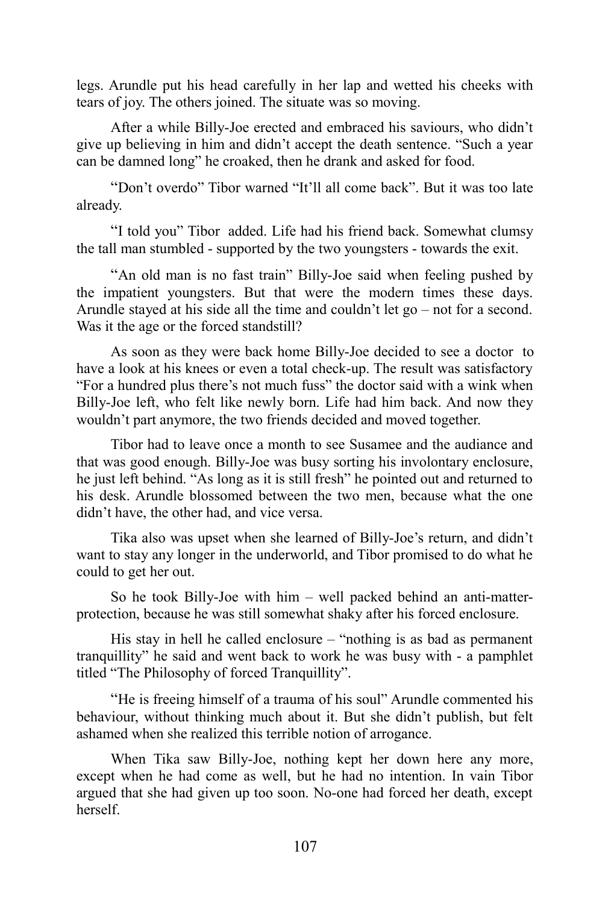legs. Arundle put his head carefully in her lap and wetted his cheeks with tears of joy. The others joined. The situate was so moving.

After a while Billy-Joe erected and embraced his saviours, who didn't give up believing in him and didn't accept the death sentence. "Such a year can be damned long" he croaked, then he drank and asked for food.

"Don't overdo" Tibor warned "It'll all come back". But it was too late already.

"I told you" Tibor added. Life had his friend back. Somewhat clumsy the tall man stumbled - supported by the two youngsters - towards the exit.

"An old man is no fast train" Billy-Joe said when feeling pushed by the impatient youngsters. But that were the modern times these days. Arundle stayed at his side all the time and couldn't let go – not for a second. Was it the age or the forced standstill?

As soon as they were back home Billy-Joe decided to see a doctor to have a look at his knees or even a total check-up. The result was satisfactory "For a hundred plus there's not much fuss" the doctor said with a wink when Billy-Joe left, who felt like newly born. Life had him back. And now they wouldn't part anymore, the two friends decided and moved together.

Tibor had to leave once a month to see Susamee and the audiance and that was good enough. Billy-Joe was busy sorting his involontary enclosure, he just left behind. "As long as it is still fresh" he pointed out and returned to his desk. Arundle blossomed between the two men, because what the one didn't have, the other had, and vice versa.

Tika also was upset when she learned of Billy-Joe's return, and didn't want to stay any longer in the underworld, and Tibor promised to do what he could to get her out.

So he took Billy-Joe with him – well packed behind an anti-matter-protection, because he was still somewhat shaky after his forced enclosure.

His stay in hell he called enclosure – "nothing is as bad as permanent tranquillity" he said and went back to work he was busy with - a pamphlet titled "The Philosophy of forced Tranquillity".

"He is freeing himself of a trauma of his soul" Arundle commented his behaviour, without thinking much about it. But she didn't publish, but felt ashamed when she realized this terrible notion of arrogance.

When Tika saw Billy-Joe, nothing kept her down here any more, except when he had come as well, but he had no intention. In vain Tibor argued that she had given up too soon. No-one had forced her death, except herself.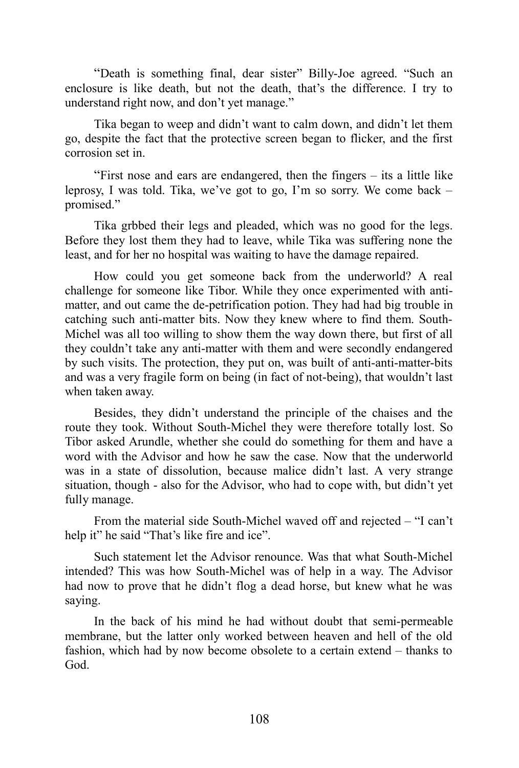"Death is something final, dear sister" Billy-Joe agreed. "Such an enclosure is like death, but not the death, that's the difference. I try to understand right now, and don't yet manage."

Tika began to weep and didn't want to calm down, and didn't let them go, despite the fact that the protective screen began to flicker, and the first corrosion set in.

"First nose and ears are endangered, then the fingers – its a little like leprosy, I was told. Tika, we've got to go, I'm so sorry. We come back – promised."

Tika grbbed their legs and pleaded, which was no good for the legs. Before they lost them they had to leave, while Tika was suffering none the least, and for her no hospital was waiting to have the damage repaired.

How could you get someone back from the underworld? A real challenge for someone like Tibor. While they once experimented with anti-matter, and out came the de-petrification potion. They had had big trouble in catching such anti-matter bits. Now they knew where to find them. South-Michel was all too willing to show them the way down there, but first of all they couldn't take any anti-matter with them and were secondly endangered by such visits. The protection, they put on, was built of anti-anti-matter-bits and was a very fragile form on being (in fact of not-being), that wouldn't last when taken away.

Besides, they didn't understand the principle of the chaises and the route they took. Without South-Michel they were therefore totally lost. So Tibor asked Arundle, whether she could do something for them and have a word with the Advisor and how he saw the case. Now that the underworld was in a state of dissolution, because malice didn't last. A very strange situation, though - also for the Advisor, who had to cope with, but didn't yet fully manage.

From the material side South-Michel waved off and rejected – "I can't help it" he said "That's like fire and ice".

Such statement let the Advisor renounce. Was that what South-Michel intended? This was how South-Michel was of help in a way. The Advisor had now to prove that he didn't flog a dead horse, but knew what he was saying.

In the back of his mind he had without doubt that semi-permeable membrane, but the latter only worked between heaven and hell of the old fashion, which had by now become obsolete to a certain extend – thanks to God.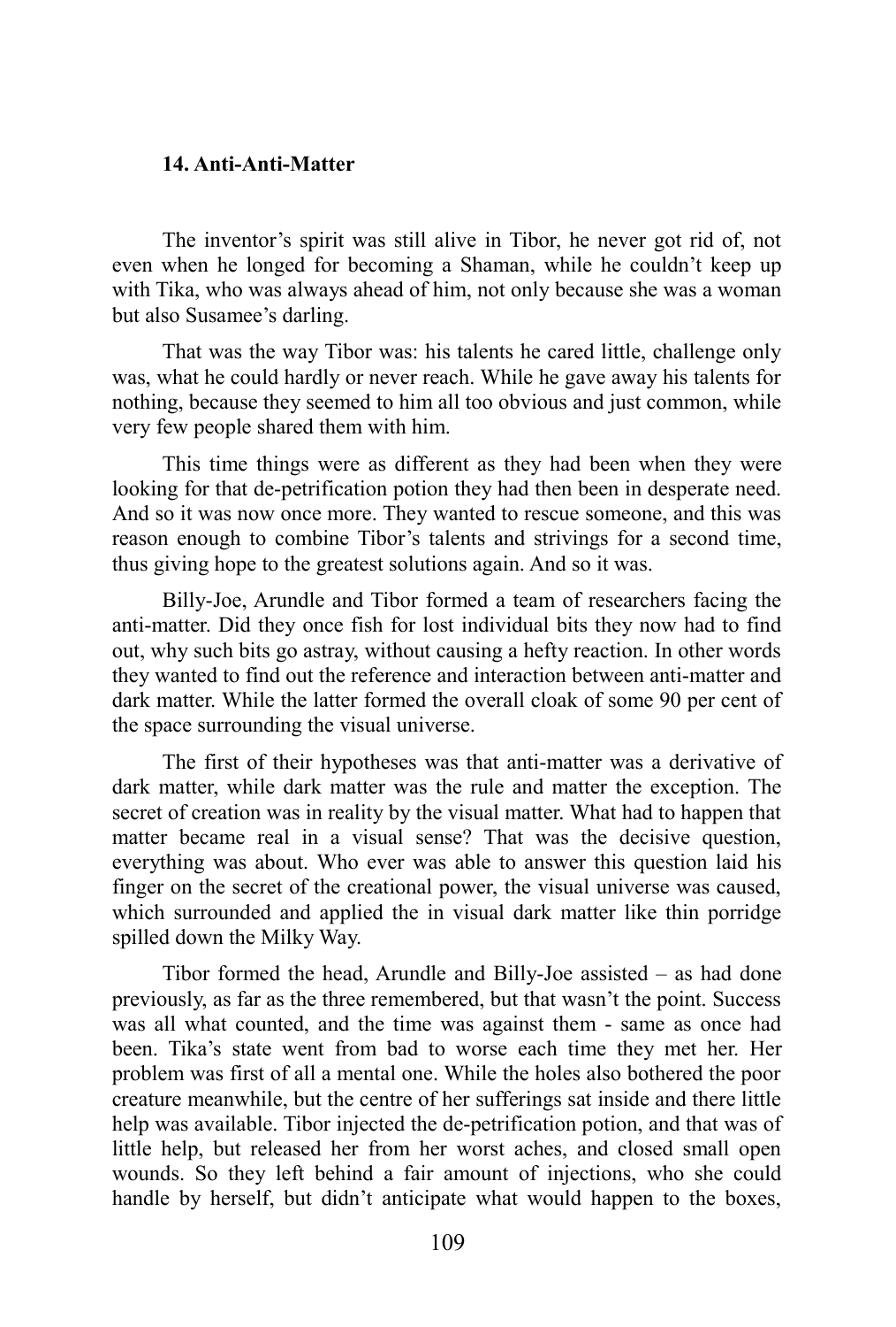### 14. Anti-Anti-Matter

The inventor's spirit was still alive in Tibor, he never got rid of, not even when he longed for becoming a Shaman, while he couldn't keep up with Tika, who was always ahead of him, not only because she was a woman but also Susamee's darling.

That was the way Tibor was: his talents he cared little, challenge only was, what he could hardly or never reach. While he gave away his talents for nothing, because they seemed to him all too obvious and just common, while very few people shared them with him.

This time things were as different as they had been when they were looking for that de-petrification potion they had then been in desperate need. And so it was now once more. They wanted to rescue someone, and this was reason enough to combine Tibor's talents and strivings for a second time, thus giving hope to the greatest solutions again. And so it was.

Billy-Joe, Arundle and Tibor formed a team of researchers facing the anti-matter. Did they once fish for lost individual bits they now had to find out, why such bits go astray, without causing a hefty reaction. In other words they wanted to find out the reference and interaction between anti-matter and dark matter. While the latter formed the overall cloak of some 90 per cent of the space surrounding the visual universe.

The first of their hypotheses was that anti-matter was a derivative of dark matter, while dark matter was the rule and matter the exception. The secret of creation was in reality by the visual matter. What had to happen that matter became real in a visual sense? That was the decisive question, everything was about. Who ever was able to answer this question laid his finger on the secret of the creational power, the visual universe was caused, which surrounded and applied the in visual dark matter like thin porridge spilled down the Milky Way.

Tibor formed the head, Arundle and Billy-Joe assisted – as had done previously, as far as the three remembered, but that wasn't the point. Success was all what counted, and the time was against them - same as once had been. Tika's state went from bad to worse each time they met her. Her problem was first of all a mental one. While the holes also bothered the poor creature meanwhile, but the centre of her sufferings sat inside and there little help was available. Tibor injected the de-petrification potion, and that was of little help, but released her from her worst aches, and closed small open wounds. So they left behind a fair amount of injections, who she could handle by herself, but didn't anticipate what would happen to the boxes,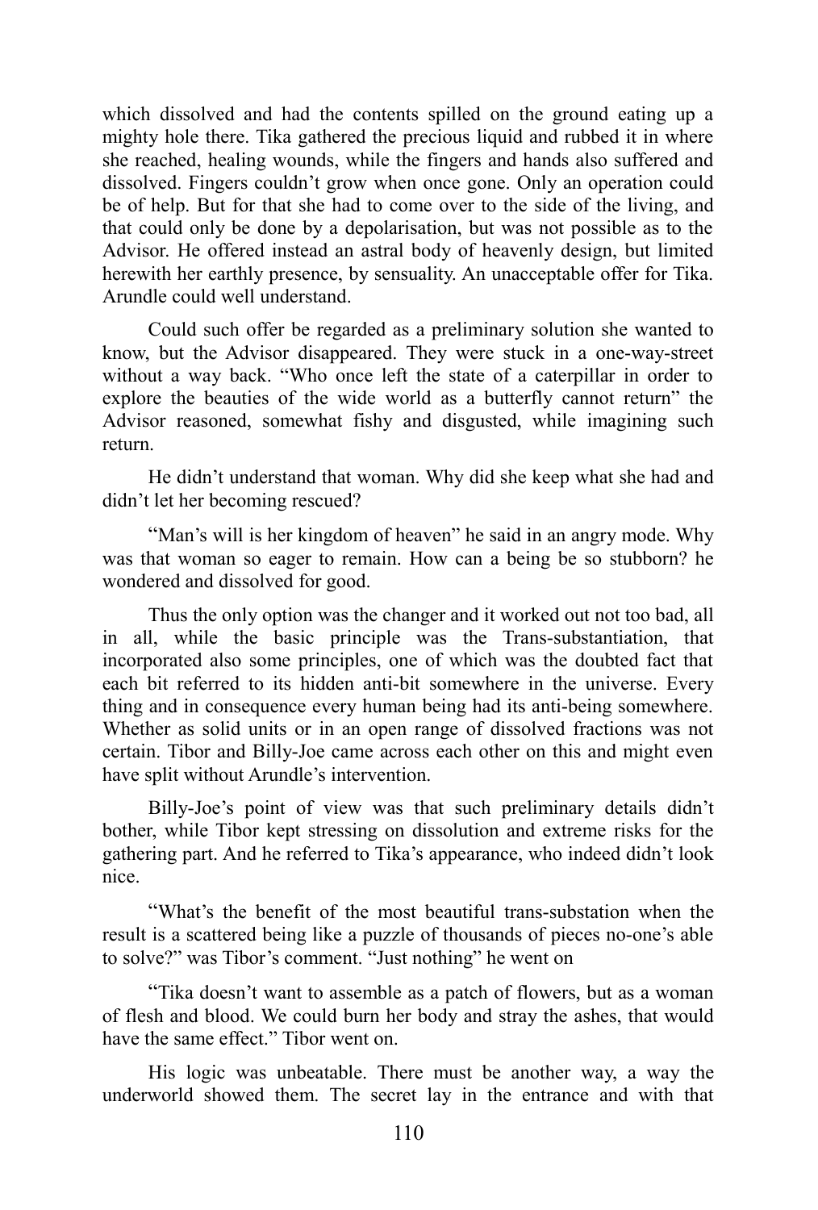which dissolved and had the contents spilled on the ground eating up a mighty hole there. Tika gathered the precious liquid and rubbed it in where she reached, healing wounds, while the fingers and hands also suffered and dissolved. Fingers couldn't grow when once gone. Only an operation could be of help. But for that she had to come over to the side of the living, and that could only be done by a depolarisation, but was not possible as to the Advisor. He offered instead an astral body of heavenly design, but limited herewith her earthly presence, by sensuality. An unacceptable offer for Tika. Arundle could well understand.

Could such offer be regarded as a preliminary solution she wanted to know, but the Advisor disappeared. They were stuck in a one-way-street without a way back. "Who once left the state of a caterpillar in order to explore the beauties of the wide world as a butterfly cannot return" the Advisor reasoned, somewhat fishy and disgusted, while imagining such return.

He didn't understand that woman. Why did she keep what she had and didn't let her becoming rescued?

"Man's will is her kingdom of heaven" he said in an angry mode. Why was that woman so eager to remain. How can a being be so stubborn? he wondered and dissolved for good.

Thus the only option was the changer and it worked out not too bad, all in all, while the basic principle was the Trans-substantiation, that incorporated also some principles, one of which was the doubted fact that each bit referred to its hidden anti-bit somewhere in the universe. Every thing and in consequence every human being had its anti-being somewhere. Whether as solid units or in an open range of dissolved fractions was not certain. Tibor and Billy-Joe came across each other on this and might even have split without Arundle's intervention.

Billy-Joe's point of view was that such preliminary details didn't bother, while Tibor kept stressing on dissolution and extreme risks for the gathering part. And he referred to Tika's appearance, who indeed didn't look nice.

"What's the benefit of the most beautiful trans-substation when the result is a scattered being like a puzzle of thousands of pieces no-one's able to solve?" was Tibor's comment. "Just nothing" he went on

"Tika doesn't want to assemble as a patch of flowers, but as a woman of flesh and blood. We could burn her body and stray the ashes, that would have the same effect." Tibor went on.

His logic was unbeatable. There must be another way, a way the underworld showed them. The secret lay in the entrance and with that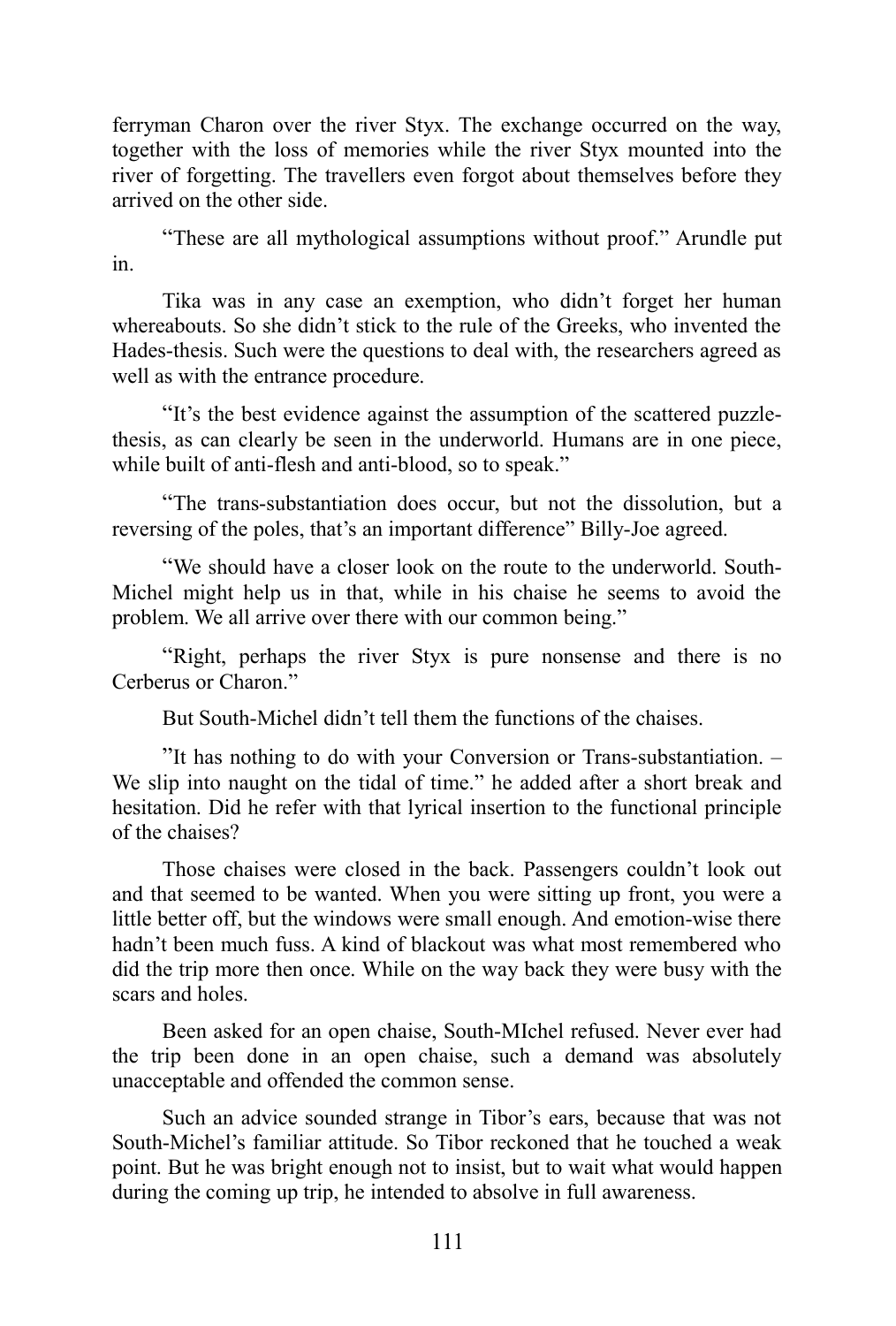ferryman Charon over the river Styx. The exchange occurred on the way, together with the loss of memories while the river Styx mounted into the river of forgetting. The travellers even forgot about themselves before they arrived on the other side.

"These are all mythological assumptions without proof." Arundle put in.

Tika was in any case an exemption, who didn't forget her human whereabouts. So she didn't stick to the rule of the Greeks, who invented the Hades-thesis. Such were the questions to deal with, the researchers agreed as well as with the entrance procedure.

"It's the best evidence against the assumption of the scattered puzzle-thesis, as can clearly be seen in the underworld. Humans are in one piece, while built of anti-flesh and anti-blood, so to speak."

"The trans-substantiation does occur, but not the dissolution, but a reversing of the poles, that's an important difference" Billy-Joe agreed.

"We should have a closer look on the route to the underworld. South-Michel might help us in that, while in his chaise he seems to avoid the problem. We all arrive over there with our common being."

"Right, perhaps the river Styx is pure nonsense and there is no Cerberus or Charon."

But South-Michel didn't tell them the functions of the chaises.

"It has nothing to do with your Conversion or Trans-substantiation. – We slip into naught on the tidal of time." he added after a short break and hesitation. Did he refer with that lyrical insertion to the functional principle of the chaises?

Those chaises were closed in the back. Passengers couldn't look out and that seemed to be wanted. When you were sitting up front, you were a little better off, but the windows were small enough. And emotion-wise there hadn't been much fuss. A kind of blackout was what most remembered who did the trip more then once. While on the way back they were busy with the scars and holes.

Been asked for an open chaise, South-MIchel refused. Never ever had the trip been done in an open chaise, such a demand was absolutely unacceptable and offended the common sense.

Such an advice sounded strange in Tibor's ears, because that was not South-Michel's familiar attitude. So Tibor reckoned that he touched a weak point. But he was bright enough not to insist, but to wait what would happen during the coming up trip, he intended to absolve in full awareness.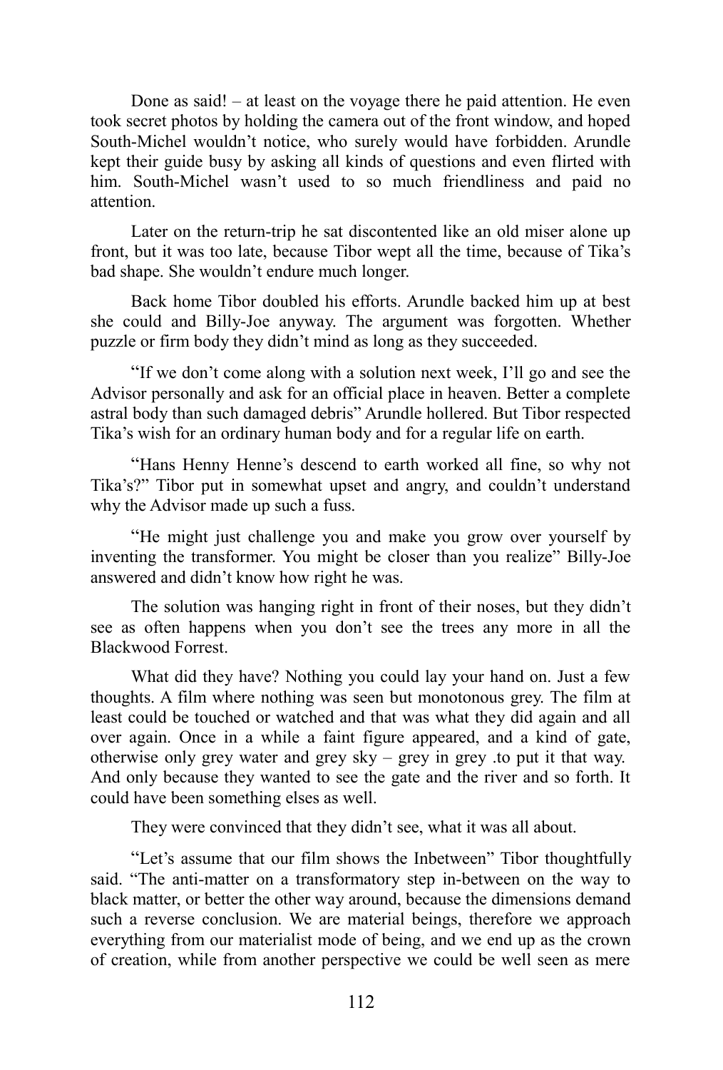Done as said! – at least on the voyage there he paid attention. He even took secret photos by holding the camera out of the front window, and hoped South-Michel wouldn't notice, who surely would have forbidden. Arundle kept their guide busy by asking all kinds of questions and even flirted with him. South-Michel wasn't used to so much friendliness and paid no attention.

Later on the return-trip he sat discontented like an old miser alone up front, but it was too late, because Tibor wept all the time, because of Tika's bad shape. She wouldn't endure much longer.

Back home Tibor doubled his efforts. Arundle backed him up at best she could and Billy-Joe anyway. The argument was forgotten. Whether puzzle or firm body they didn't mind as long as they succeeded.

"If we don't come along with a solution next week, I'll go and see the Advisor personally and ask for an official place in heaven. Better a complete astral body than such damaged debris" Arundle hollered. But Tibor respected Tika's wish for an ordinary human body and for a regular life on earth.

"Hans Henny Henne's descend to earth worked all fine, so why not Tika's?" Tibor put in somewhat upset and angry, and couldn't understand why the Advisor made up such a fuss.

"He might just challenge you and make you grow over yourself by inventing the transformer. You might be closer than you realize" Billy-Joe answered and didn't know how right he was.

The solution was hanging right in front of their noses, but they didn't see as often happens when you don't see the trees any more in all the Blackwood Forrest.

What did they have? Nothing you could lay your hand on. Just a few thoughts. A film where nothing was seen but monotonous grey. The film at least could be touched or watched and that was what they did again and all over again. Once in a while a faint figure appeared, and a kind of gate, otherwise only grey water and grey sky – grey in grey .to put it that way. And only because they wanted to see the gate and the river and so forth. It could have been something elses as well.

They were convinced that they didn't see, what it was all about.

"Let's assume that our film shows the Inbetween" Tibor thoughtfully said. "The anti-matter on a transformatory step in-between on the way to black matter, or better the other way around, because the dimensions demand such a reverse conclusion. We are material beings, therefore we approach everything from our materialist mode of being, and we end up as the crown of creation, while from another perspective we could be well seen as mere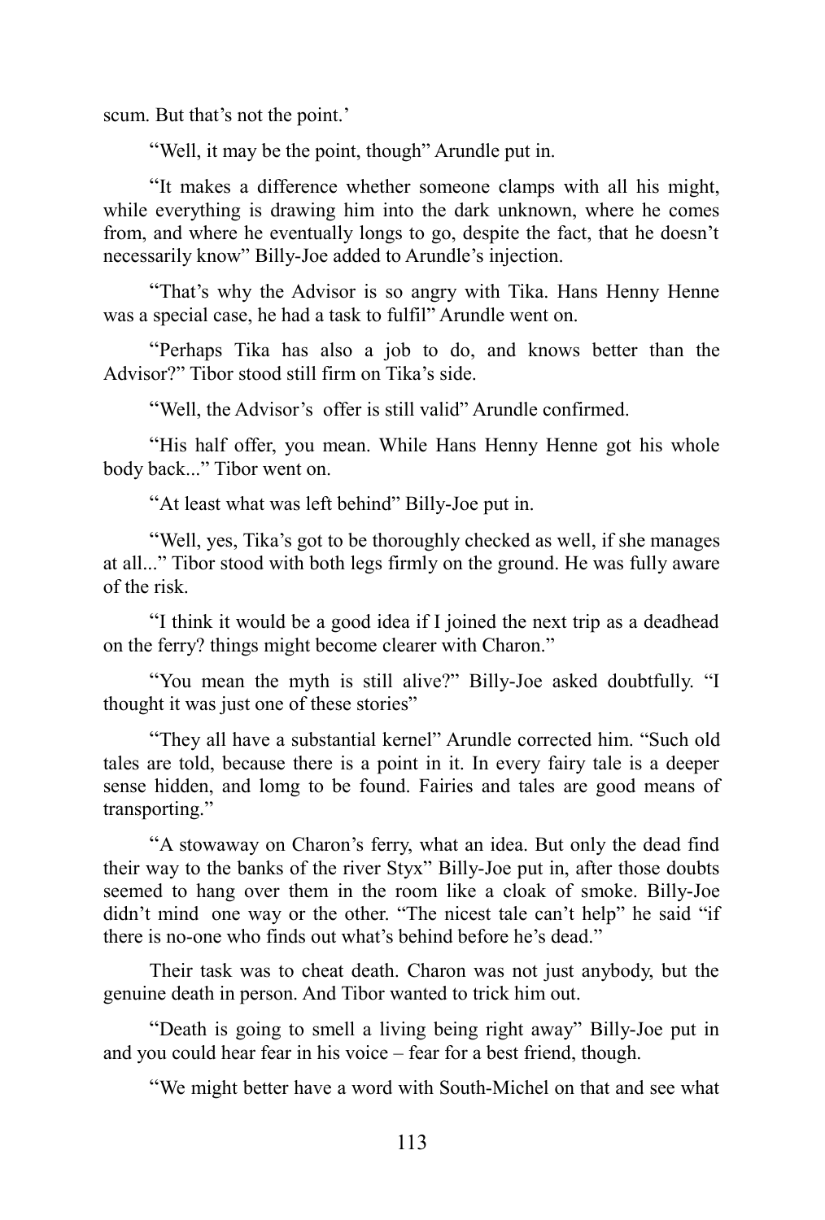scum. But that’s not the point.’

“Well, it may be the point, though” Arundle put in.

“It makes a difference whether someone clamps with all his might, while everything is drawing him into the dark unknown, where he comes from, and where he eventually longs to go, despite the fact, that he doesn’t necessarily know” Billy-Joe added to Arundle’s injection.

“That’s why the Advisor is so angry with Tika. Hans Henny Henne was a special case, he had a task to fulfil” Arundle went on.

“Perhaps Tika has also a job to do, and knows better than the Advisor?” Tibor stood still firm on Tika’s side.

“Well, the Advisor’s  offer is still valid” Arundle confirmed.

“His half offer, you mean. While Hans Henny Henne got his whole body back...” Tibor went on.

“At least what was left behind” Billy-Joe put in.

“Well, yes, Tika’s got to be thoroughly checked as well, if she manages at all...” Tibor stood with both legs firmly on the ground. He was fully aware of the risk.

“I think it would be a good idea if I joined the next trip as a deadhead on the ferry? things might become clearer with Charon.”

“You mean the myth is still alive?” Billy-Joe asked doubtfully. “I thought it was just one of these stories”

“They all have a substantial kernel” Arundle corrected him. “Such old tales are told, because there is a point in it. In every fairy tale is a deeper sense hidden, and lomg to be found. Fairies and tales are good means of transporting.”

“A stowaway on Charon’s ferry, what an idea. But only the dead find their way to the banks of the river Styx” Billy-Joe put in, after those doubts seemed to hang over them in the room like a cloak of smoke. Billy-Joe didn’t mind  one way or the other. “The nicest tale can’t help” he said “if there is no-one who finds out what’s behind before he’s dead.”

Their task was to cheat death. Charon was not just anybody, but the genuine death in person. And Tibor wanted to trick him out.

“Death is going to smell a living being right away” Billy-Joe put in and you could hear fear in his voice – fear for a best friend, though.

“We might better have a word with South-Michel on that and see what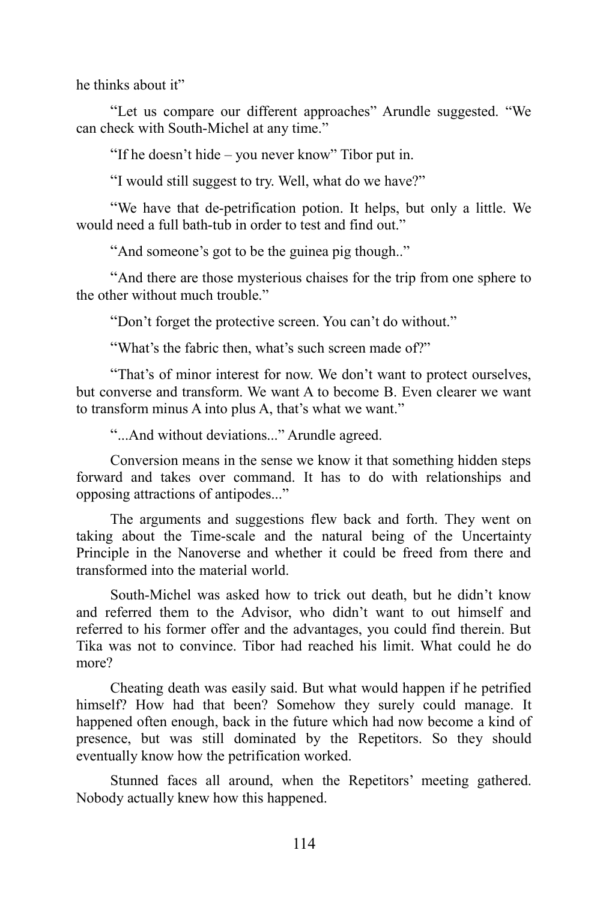he thinks about it"

"Let us compare our different approaches" Arundle suggested. "We can check with South-Michel at any time."

"If he doesn't hide – you never know" Tibor put in.

"I would still suggest to try. Well, what do we have?"

"We have that de-petrification potion. It helps, but only a little. We would need a full bath-tub in order to test and find out."

"And someone's got to be the guinea pig though.."

"And there are those mysterious chaises for the trip from one sphere to the other without much trouble."

"Don't forget the protective screen. You can't do without."

"What's the fabric then, what's such screen made of?"

"That's of minor interest for now. We don't want to protect ourselves, but converse and transform. We want A to become B. Even clearer we want to transform minus A into plus A, that's what we want."

"...And without deviations..." Arundle agreed.

Conversion means in the sense we know it that something hidden steps forward and takes over command. It has to do with relationships and opposing attractions of antipodes..."

The arguments and suggestions flew back and forth. They went on taking about the Time-scale and the natural being of the Uncertainty Principle in the Nanoverse and whether it could be freed from there and transformed into the material world.

South-Michel was asked how to trick out death, but he didn't know and referred them to the Advisor, who didn't want to out himself and referred to his former offer and the advantages, you could find therein. But Tika was not to convince. Tibor had reached his limit. What could he do more?

Cheating death was easily said. But what would happen if he petrified himself? How had that been? Somehow they surely could manage. It happened often enough, back in the future which had now become a kind of presence, but was still dominated by the Repetitors. So they should eventually know how the petrification worked.

Stunned faces all around, when the Repetitors' meeting gathered. Nobody actually knew how this happened.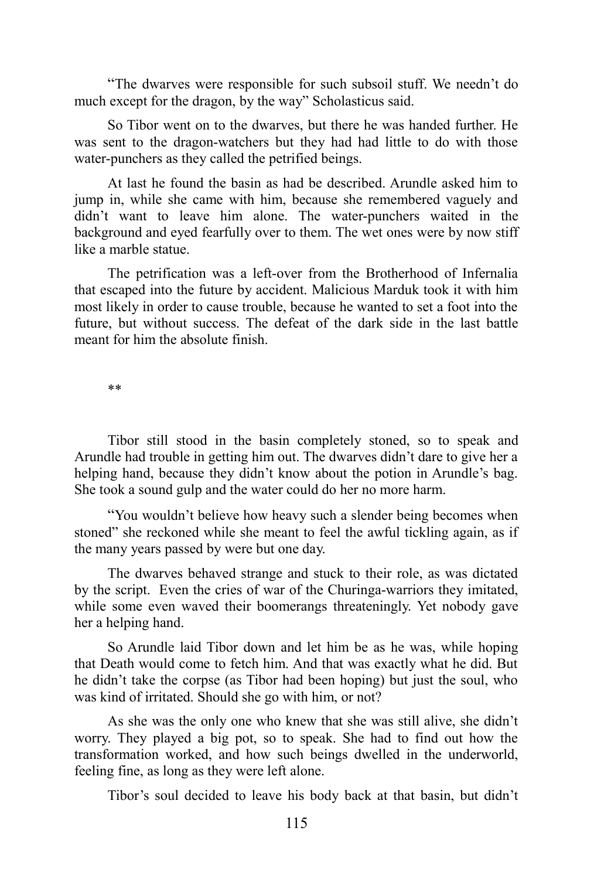"The dwarves were responsible for such subsoil stuff. We needn't do much except for the dragon, by the way" Scholasticus said.

So Tibor went on to the dwarves, but there he was handed further. He was sent to the dragon-watchers but they had had little to do with those water-punchers as they called the petrified beings.

At last he found the basin as had be described. Arundle asked him to jump in, while she came with him, because she remembered vaguely and didn't want to leave him alone. The water-punchers waited in the background and eyed fearfully over to them. The wet ones were by now stiff like a marble statue.

The petrification was a left-over from the Brotherhood of Infernalia that escaped into the future by accident. Malicious Marduk took it with him most likely in order to cause trouble, because he wanted to set a foot into the future, but without success. The defeat of the dark side in the last battle meant for him the absolute finish.

**

Tibor still stood in the basin completely stoned, so to speak and Arundle had trouble in getting him out. The dwarves didn't dare to give her a helping hand, because they didn't know about the potion in Arundle's bag. She took a sound gulp and the water could do her no more harm.

"You wouldn't believe how heavy such a slender being becomes when stoned" she reckoned while she meant to feel the awful tickling again, as if the many years passed by were but one day.

The dwarves behaved strange and stuck to their role, as was dictated by the script. Even the cries of war of the Churinga-warriors they imitated, while some even waved their boomerangs threateningly. Yet nobody gave her a helping hand.

So Arundle laid Tibor down and let him be as he was, while hoping that Death would come to fetch him. And that was exactly what he did. But he didn't take the corpse (as Tibor had been hoping) but just the soul, who was kind of irritated. Should she go with him, or not?

As she was the only one who knew that she was still alive, she didn't worry. They played a big pot, so to speak. She had to find out how the transformation worked, and how such beings dwelled in the underworld, feeling fine, as long as they were left alone.

Tibor's soul decided to leave his body back at that basin, but didn't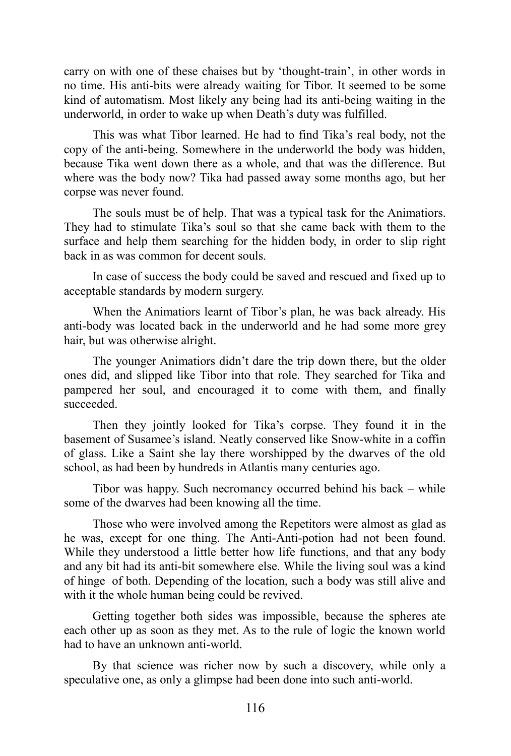carry on with one of these chaises but by 'thought-train', in other words in no time. His anti-bits were already waiting for Tibor. It seemed to be some kind of automatism. Most likely any being had its anti-being waiting in the underworld, in order to wake up when Death's duty was fulfilled.

This was what Tibor learned. He had to find Tika's real body, not the copy of the anti-being. Somewhere in the underworld the body was hidden, because Tika went down there as a whole, and that was the difference. But where was the body now? Tika had passed away some months ago, but her corpse was never found.

The souls must be of help. That was a typical task for the Animatiors. They had to stimulate Tika's soul so that she came back with them to the surface and help them searching for the hidden body, in order to slip right back in as was common for decent souls.

In case of success the body could be saved and rescued and fixed up to acceptable standards by modern surgery.

When the Animatiors learnt of Tibor's plan, he was back already. His anti-body was located back in the underworld and he had some more grey hair, but was otherwise alright.

The younger Animatiors didn't dare the trip down there, but the older ones did, and slipped like Tibor into that role. They searched for Tika and pampered her soul, and encouraged it to come with them, and finally succeeded.

Then they jointly looked for Tika's corpse. They found it in the basement of Susamee's island. Neatly conserved like Snow-white in a coffin of glass. Like a Saint she lay there worshipped by the dwarves of the old school, as had been by hundreds in Atlantis many centuries ago.

Tibor was happy. Such necromancy occurred behind his back – while some of the dwarves had been knowing all the time.

Those who were involved among the Repetitors were almost as glad as he was, except for one thing. The Anti-Anti-potion had not been found. While they understood a little better how life functions, and that any body and any bit had its anti-bit somewhere else. While the living soul was a kind of hinge of both. Depending of the location, such a body was still alive and with it the whole human being could be revived.

Getting together both sides was impossible, because the spheres ate each other up as soon as they met. As to the rule of logic the known world had to have an unknown anti-world.

By that science was richer now by such a discovery, while only a speculative one, as only a glimpse had been done into such anti-world.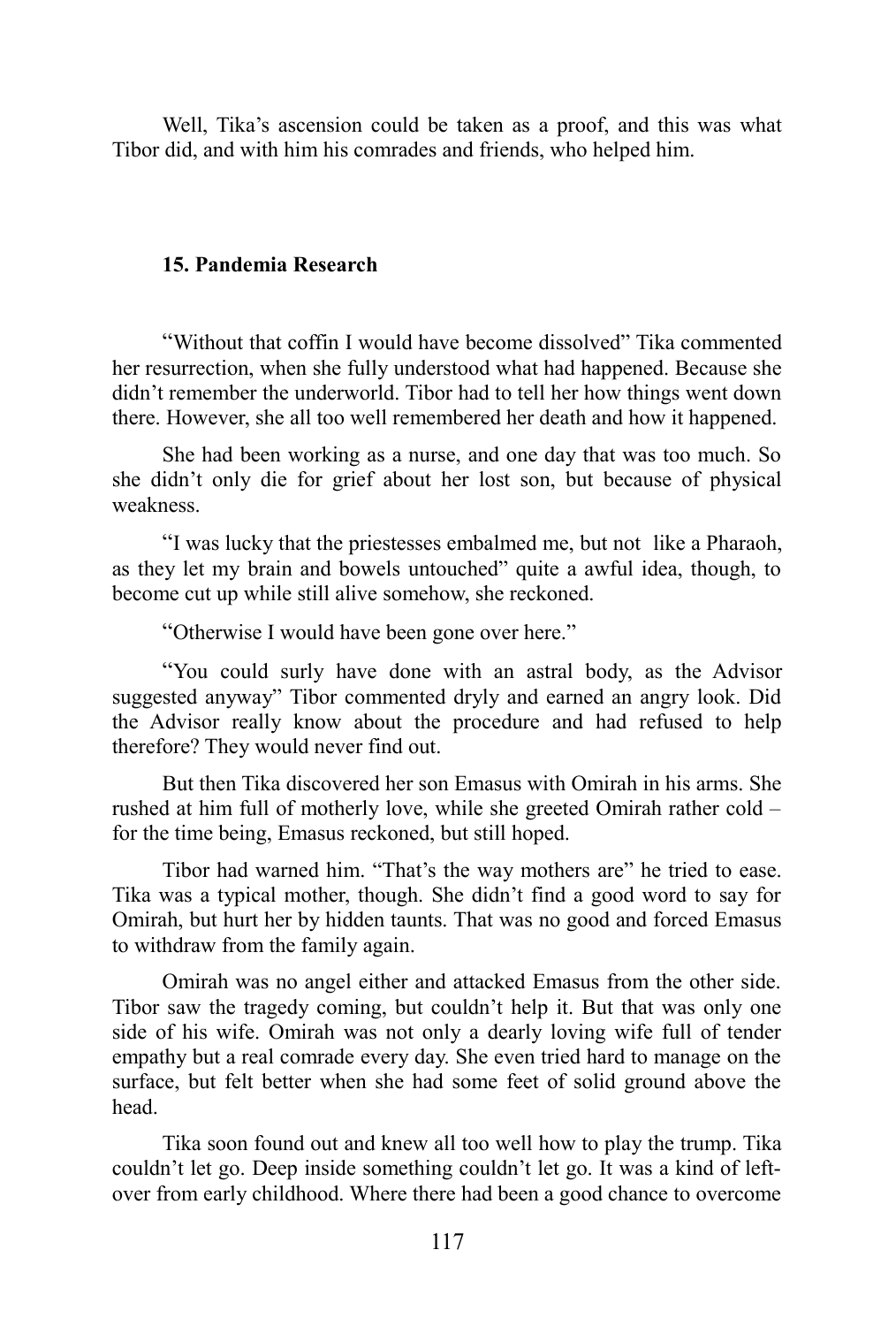Well, Tika's ascension could be taken as a proof, and this was what Tibor did, and with him his comrades and friends, who helped him.

### 15. Pandemia Research

"Without that coffin I would have become dissolved" Tika commented her resurrection, when she fully understood what had happened. Because she didn't remember the underworld. Tibor had to tell her how things went down there. However, she all too well remembered her death and how it happened.

She had been working as a nurse, and one day that was too much. So she didn't only die for grief about her lost son, but because of physical weakness.

"I was lucky that the priestesses embalmed me, but not like a Pharaoh, as they let my brain and bowels untouched" quite a awful idea, though, to become cut up while still alive somehow, she reckoned.

"Otherwise I would have been gone over here."

"You could surly have done with an astral body, as the Advisor suggested anyway" Tibor commented dryly and earned an angry look. Did the Advisor really know about the procedure and had refused to help therefore? They would never find out.

But then Tika discovered her son Emasus with Omirah in his arms. She rushed at him full of motherly love, while she greeted Omirah rather cold – for the time being, Emasus reckoned, but still hoped.

Tibor had warned him. "That's the way mothers are" he tried to ease. Tika was a typical mother, though. She didn't find a good word to say for Omirah, but hurt her by hidden taunts. That was no good and forced Emasus to withdraw from the family again.

Omirah was no angel either and attacked Emasus from the other side. Tibor saw the tragedy coming, but couldn't help it. But that was only one side of his wife. Omirah was not only a dearly loving wife full of tender empathy but a real comrade every day. She even tried hard to manage on the surface, but felt better when she had some feet of solid ground above the head.

Tika soon found out and knew all too well how to play the trump. Tika couldn't let go. Deep inside something couldn't let go. It was a kind of left-over from early childhood. Where there had been a good chance to overcome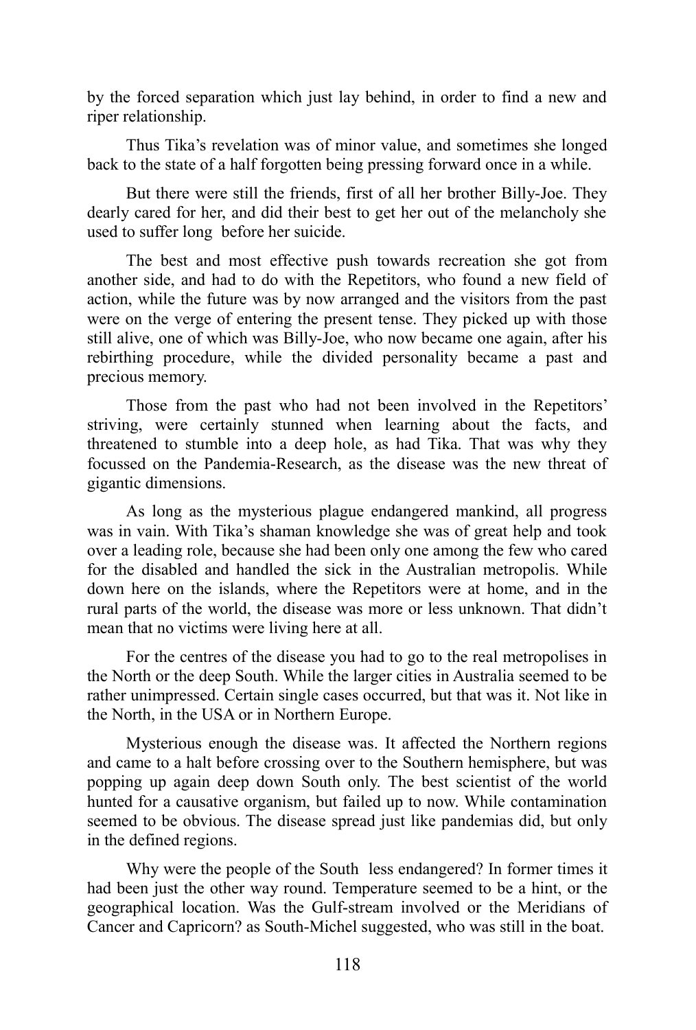by the forced separation which just lay behind, in order to find a new and riper relationship.

Thus Tika's revelation was of minor value, and sometimes she longed back to the state of a half forgotten being pressing forward once in a while.

But there were still the friends, first of all her brother Billy-Joe. They dearly cared for her, and did their best to get her out of the melancholy she used to suffer long before her suicide.

The best and most effective push towards recreation she got from another side, and had to do with the Repetitors, who found a new field of action, while the future was by now arranged and the visitors from the past were on the verge of entering the present tense. They picked up with those still alive, one of which was Billy-Joe, who now became one again, after his rebirthing procedure, while the divided personality became a past and precious memory.

Those from the past who had not been involved in the Repetitors' striving, were certainly stunned when learning about the facts, and threatened to stumble into a deep hole, as had Tika. That was why they focussed on the Pandemia-Research, as the disease was the new threat of gigantic dimensions.

As long as the mysterious plague endangered mankind, all progress was in vain. With Tika's shaman knowledge she was of great help and took over a leading role, because she had been only one among the few who cared for the disabled and handled the sick in the Australian metropolis. While down here on the islands, where the Repetitors were at home, and in the rural parts of the world, the disease was more or less unknown. That didn't mean that no victims were living here at all.

For the centres of the disease you had to go to the real metropolises in the North or the deep South. While the larger cities in Australia seemed to be rather unimpressed. Certain single cases occurred, but that was it. Not like in the North, in the USA or in Northern Europe.

Mysterious enough the disease was. It affected the Northern regions and came to a halt before crossing over to the Southern hemisphere, but was popping up again deep down South only. The best scientist of the world hunted for a causative organism, but failed up to now. While contamination seemed to be obvious. The disease spread just like pandemias did, but only in the defined regions.

Why were the people of the South less endangered? In former times it had been just the other way round. Temperature seemed to be a hint, or the geographical location. Was the Gulf-stream involved or the Meridians of Cancer and Capricorn? as South-Michel suggested, who was still in the boat.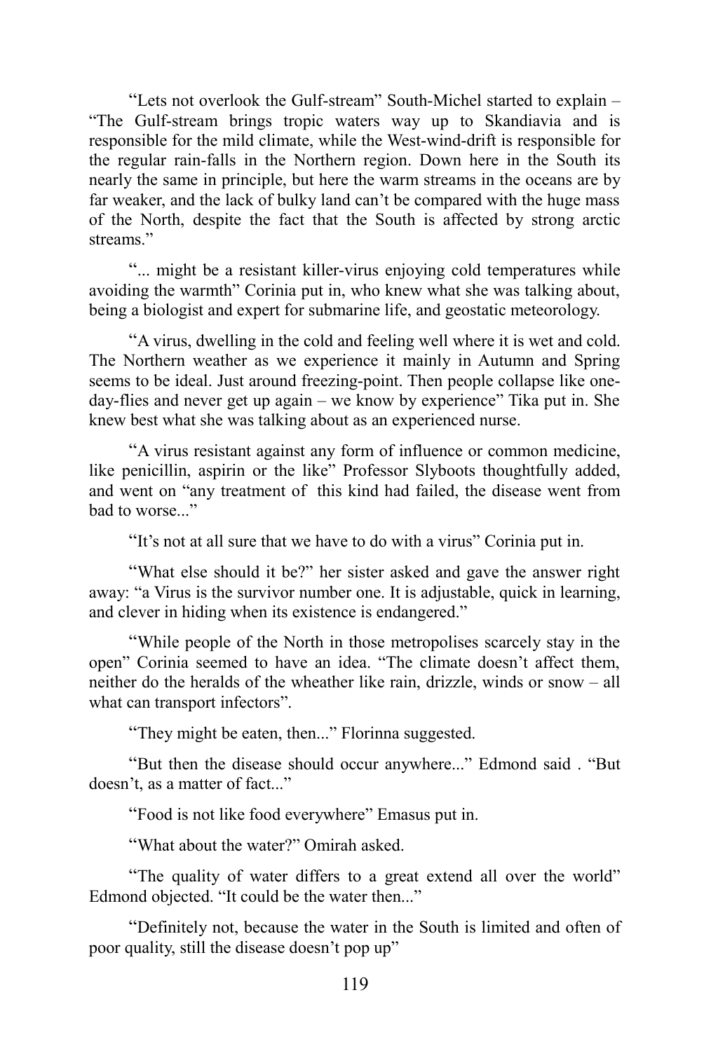"Lets not overlook the Gulf-stream" South-Michel started to explain – "The Gulf-stream brings tropic waters way up to Skandiavia and is responsible for the mild climate, while the West-wind-drift is responsible for the regular rain-falls in the Northern region. Down here in the South its nearly the same in principle, but here the warm streams in the oceans are by far weaker, and the lack of bulky land can't be compared with the huge mass of the North, despite the fact that the South is affected by strong arctic streams."

"... might be a resistant killer-virus enjoying cold temperatures while avoiding the warmth" Corinia put in, who knew what she was talking about, being a biologist and expert for submarine life, and geostatic meteorology.

"A virus, dwelling in the cold and feeling well where it is wet and cold. The Northern weather as we experience it mainly in Autumn and Spring seems to be ideal. Just around freezing-point. Then people collapse like one-day-flies and never get up again – we know by experience" Tika put in. She knew best what she was talking about as an experienced nurse.

"A virus resistant against any form of influence or common medicine, like penicillin, aspirin or the like" Professor Slyboots thoughtfully added, and went on "any treatment of this kind had failed, the disease went from bad to worse..."

"It's not at all sure that we have to do with a virus" Corinia put in.

"What else should it be?" her sister asked and gave the answer right away: "a Virus is the survivor number one. It is adjustable, quick in learning, and clever in hiding when its existence is endangered."

"While people of the North in those metropolises scarcely stay in the open" Corinia seemed to have an idea. "The climate doesn't affect them, neither do the heralds of the wheather like rain, drizzle, winds or snow – all what can transport infectors".

"They might be eaten, then..." Florinna suggested.

"But then the disease should occur anywhere..." Edmond said . "But doesn't, as a matter of fact..."

"Food is not like food everywhere" Emasus put in.

"What about the water?" Omirah asked.

"The quality of water differs to a great extend all over the world" Edmond objected. "It could be the water then..."

"Definitely not, because the water in the South is limited and often of poor quality, still the disease doesn't pop up"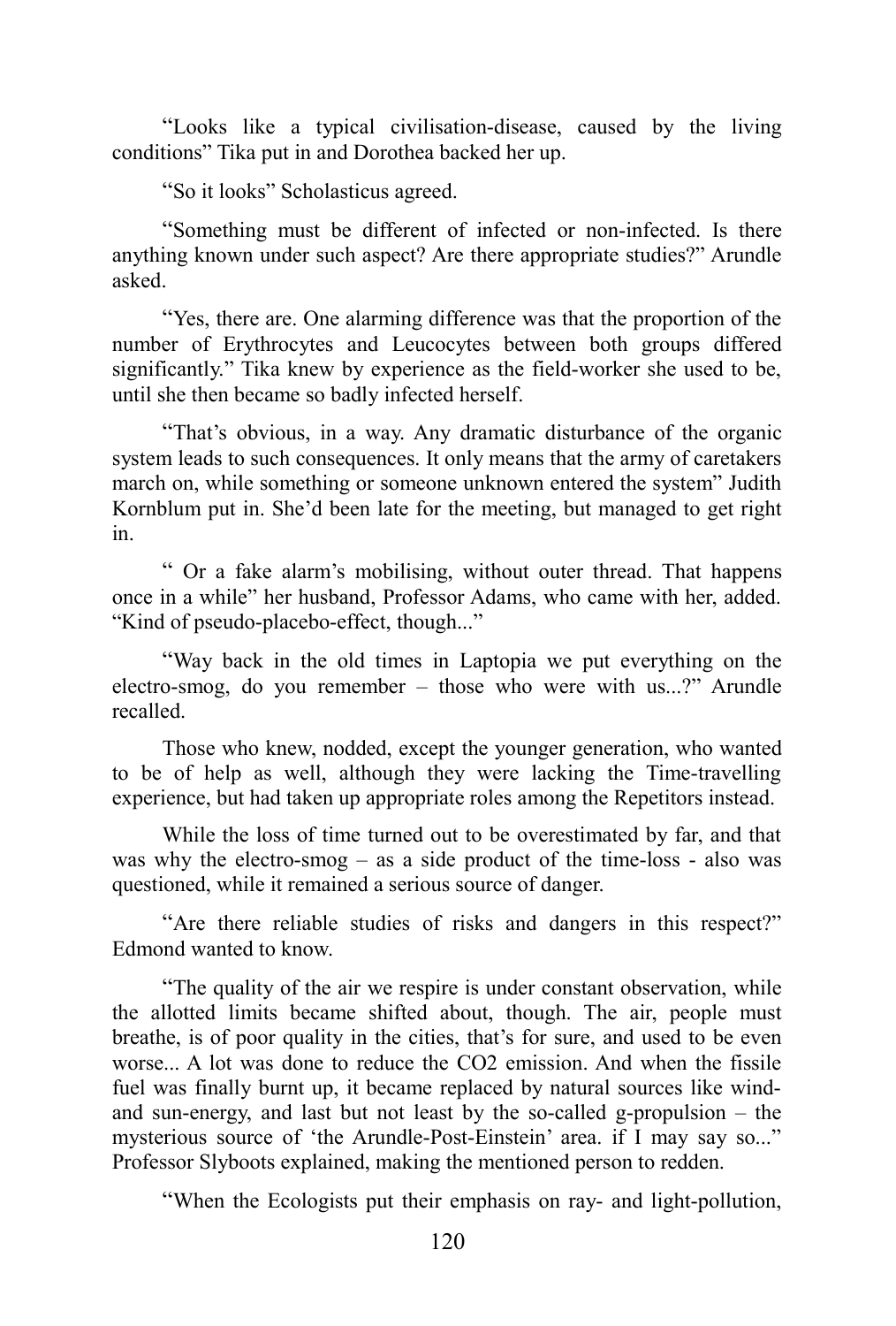"Looks like a typical civilisation-disease, caused by the living conditions" Tika put in and Dorothea backed her up.

"So it looks" Scholasticus agreed.

"Something must be different of infected or non-infected. Is there anything known under such aspect? Are there appropriate studies?" Arundle asked.

"Yes, there are. One alarming difference was that the proportion of the number of Erythrocytes and Leucocytes between both groups differed significantly." Tika knew by experience as the field-worker she used to be, until she then became so badly infected herself.

"That's obvious, in a way. Any dramatic disturbance of the organic system leads to such consequences. It only means that the army of caretakers march on, while something or someone unknown entered the system" Judith Kornblum put in. She'd been late for the meeting, but managed to get right in.

" Or a fake alarm's mobilising, without outer thread. That happens once in a while" her husband, Professor Adams, who came with her, added. "Kind of pseudo-placebo-effect, though..."

"Way back in the old times in Laptopia we put everything on the electro-smog, do you remember – those who were with us...?" Arundle recalled.

Those who knew, nodded, except the younger generation, who wanted to be of help as well, although they were lacking the Time-travelling experience, but had taken up appropriate roles among the Repetitors instead.

While the loss of time turned out to be overestimated by far, and that was why the electro-smog – as a side product of the time-loss - also was questioned, while it remained a serious source of danger.

"Are there reliable studies of risks and dangers in this respect?" Edmond wanted to know.

"The quality of the air we respire is under constant observation, while the allotted limits became shifted about, though. The air, people must breathe, is of poor quality in the cities, that's for sure, and used to be even worse... A lot was done to reduce the $CO_2$ emission. And when the fissile fuel was finally burnt up, it became replaced by natural sources like wind- and sun-energy, and last but not least by the so-called g-propulsion – the mysterious source of 'the Arundle-Post-Einstein' area. if I may say so..." Professor Slyboots explained, making the mentioned person to redden.

"When the Ecologists put their emphasis on ray- and light-pollution,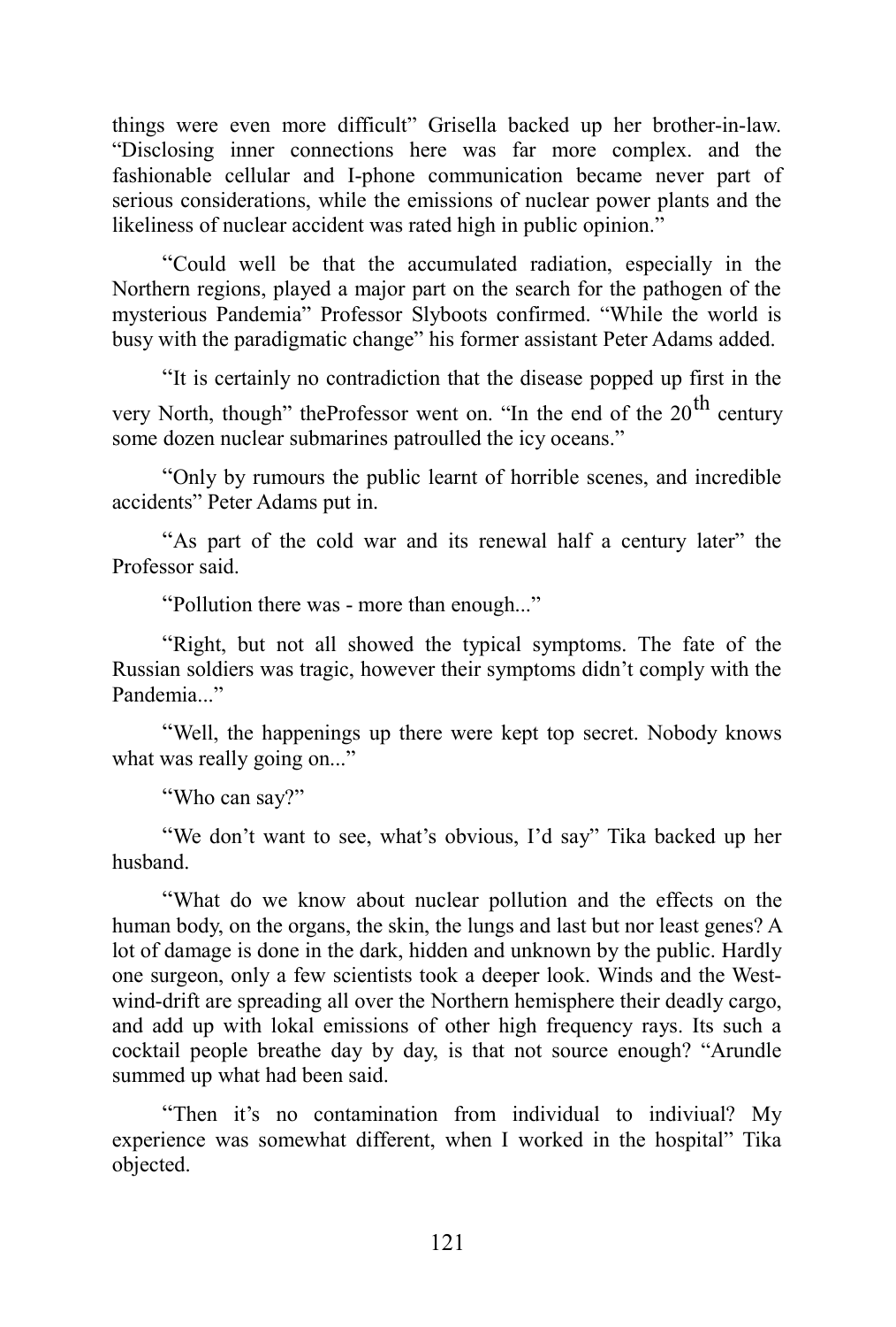things were even more difficult" Grisella backed up her brother-in-law. "Disclosing inner connections here was far more complex. and the fashionable cellular and I-phone communication became never part of serious considerations, while the emissions of nuclear power plants and the likeliness of nuclear accident was rated high in public opinion."

"Could well be that the accumulated radiation, especially in the Northern regions, played a major part on the search for the pathogen of the mysterious Pandemia" Professor Slyboots confirmed. "While the world is busy with the paradigmatic change" his former assistant Peter Adams added.

"It is certainly no contradiction that the disease popped up first in the very North, though" theProfessor went on. "In the end of the 20th century some dozen nuclear submarines patroulled the icy oceans."

"Only by rumours the public learnt of horrible scenes, and incredible accidents" Peter Adams put in.

"As part of the cold war and its renewal half a century later" the Professor said.

"Pollution there was - more than enough..."

"Right, but not all showed the typical symptoms. The fate of the Russian soldiers was tragic, however their symptoms didn't comply with the Pandemia..."

"Well, the happenings up there were kept top secret. Nobody knows what was really going on..."

"Who can say?"

"We don't want to see, what's obvious, I'd say" Tika backed up her husband.

"What do we know about nuclear pollution and the effects on the human body, on the organs, the skin, the lungs and last but nor least genes? A lot of damage is done in the dark, hidden and unknown by the public. Hardly one surgeon, only a few scientists took a deeper look. Winds and the West-wind-drift are spreading all over the Northern hemisphere their deadly cargo, and add up with lokal emissions of other high frequency rays. Its such a cocktail people breathe day by day, is that not source enough? "Arundle summed up what had been said.

"Then it's no contamination from individual to indiviual? My experience was somewhat different, when I worked in the hospital" Tika objected.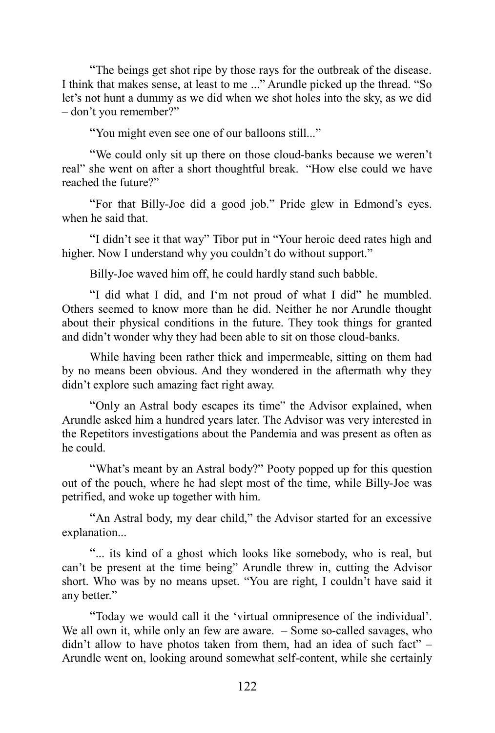"The beings get shot ripe by those rays for the outbreak of the disease. I think that makes sense, at least to me ..." Arundle picked up the thread. "So let's not hunt a dummy as we did when we shot holes into the sky, as we did – don't you remember?"

"You might even see one of our balloons still..."

"We could only sit up there on those cloud-banks because we weren't real" she went on after a short thoughtful break. "How else could we have reached the future?"

"For that Billy-Joe did a good job." Pride glew in Edmond's eyes. when he said that.

"I didn't see it that way" Tibor put in "Your heroic deed rates high and higher. Now I understand why you couldn't do without support."

Billy-Joe waved him off, he could hardly stand such babble.

"I did what I did, and I'm not proud of what I did" he mumbled. Others seemed to know more than he did. Neither he nor Arundle thought about their physical conditions in the future. They took things for granted and didn't wonder why they had been able to sit on those cloud-banks.

While having been rather thick and impermeable, sitting on them had by no means been obvious. And they wondered in the aftermath why they didn't explore such amazing fact right away.

"Only an Astral body escapes its time" the Advisor explained, when Arundle asked him a hundred years later. The Advisor was very interested in the Repetitors investigations about the Pandemia and was present as often as he could.

"What's meant by an Astral body?" Pooty popped up for this question out of the pouch, where he had slept most of the time, while Billy-Joe was petrified, and woke up together with him.

"An Astral body, my dear child," the Advisor started for an excessive explanation...

"... its kind of a ghost which looks like somebody, who is real, but can't be present at the time being" Arundle threw in, cutting the Advisor short. Who was by no means upset. "You are right, I couldn't have said it any better."

"Today we would call it the 'virtual omnipresence of the individual'. We all own it, while only an few are aware. – Some so-called savages, who didn't allow to have photos taken from them, had an idea of such fact" – Arundle went on, looking around somewhat self-content, while she certainly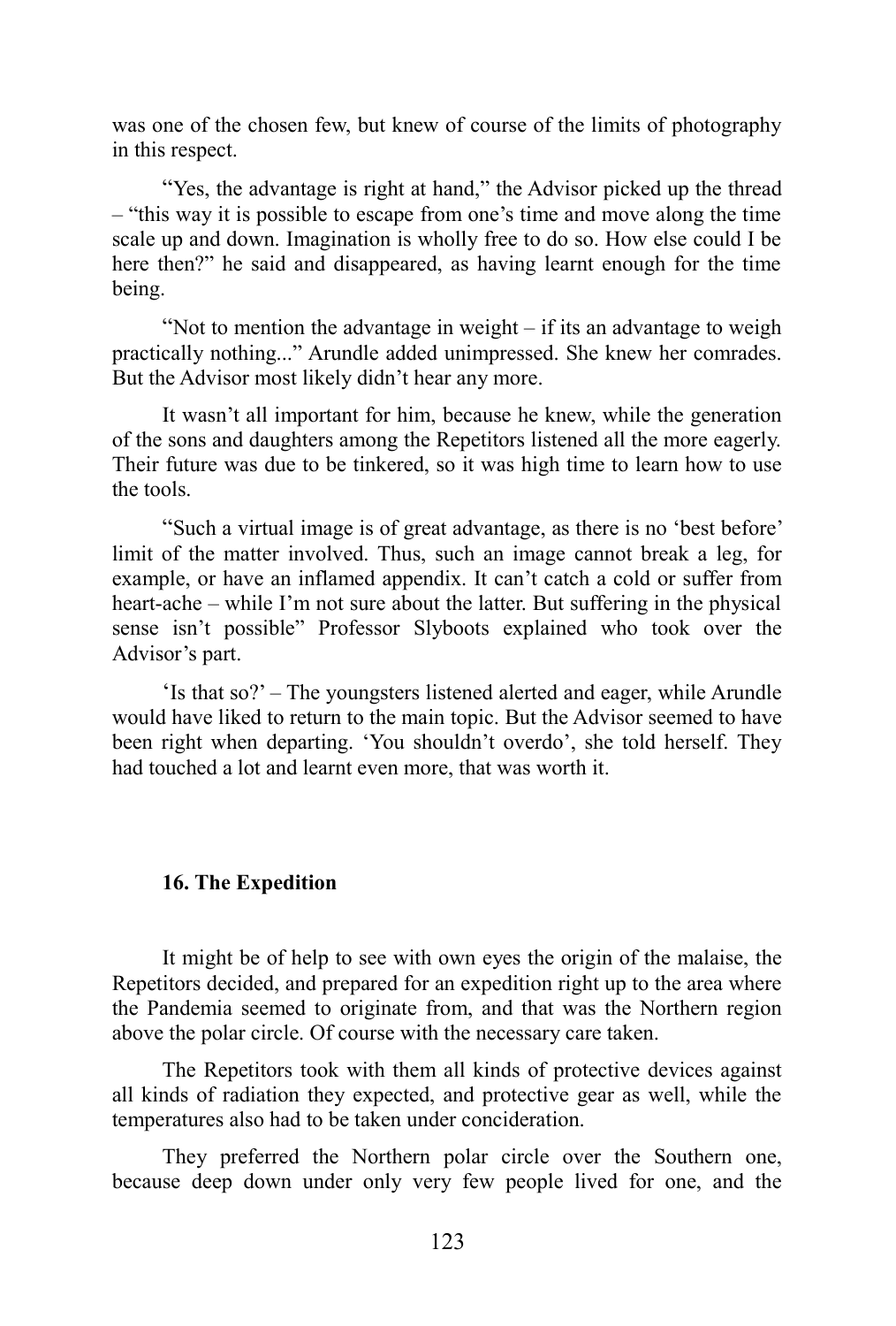was one of the chosen few, but knew of course of the limits of photography in this respect.

"Yes, the advantage is right at hand," the Advisor picked up the thread – "this way it is possible to escape from one's time and move along the time scale up and down. Imagination is wholly free to do so. How else could I be here then?" he said and disappeared, as having learnt enough for the time being.

"Not to mention the advantage in weight – if its an advantage to weigh practically nothing..." Arundle added unimpressed. She knew her comrades. But the Advisor most likely didn't hear any more.

It wasn't all important for him, because he knew, while the generation of the sons and daughters among the Repetitors listened all the more eagerly. Their future was due to be tinkered, so it was high time to learn how to use the tools.

"Such a virtual image is of great advantage, as there is no 'best before' limit of the matter involved. Thus, such an image cannot break a leg, for example, or have an inflamed appendix. It can't catch a cold or suffer from heart-ache – while I'm not sure about the latter. But suffering in the physical sense isn't possible" Professor Slyboots explained who took over the Advisor's part.

'Is that so?' – The youngsters listened alerted and eager, while Arundle would have liked to return to the main topic. But the Advisor seemed to have been right when departing. 'You shouldn't overdo', she told herself. They had touched a lot and learnt even more, that was worth it.

### 16. The Expedition

It might be of help to see with own eyes the origin of the malaise, the Repetitors decided, and prepared for an expedition right up to the area where the Pandemia seemed to originate from, and that was the Northern region above the polar circle. Of course with the necessary care taken.

The Repetitors took with them all kinds of protective devices against all kinds of radiation they expected, and protective gear as well, while the temperatures also had to be taken under concideration.

They preferred the Northern polar circle over the Southern one, because deep down under only very few people lived for one, and the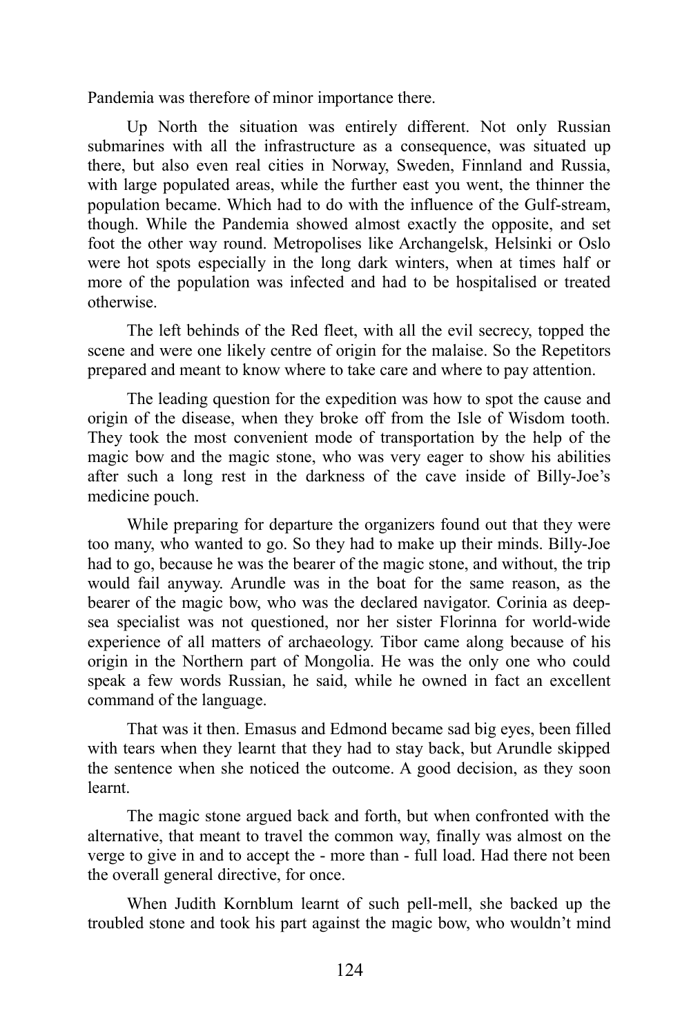Pandemia was therefore of minor importance there.

Up North the situation was entirely different. Not only Russian submarines with all the infrastructure as a consequence, was situated up there, but also even real cities in Norway, Sweden, Finnland and Russia, with large populated areas, while the further east you went, the thinner the population became. Which had to do with the influence of the Gulf-stream, though. While the Pandemia showed almost exactly the opposite, and set foot the other way round. Metropolises like Archangelsk, Helsinki or Oslo were hot spots especially in the long dark winters, when at times half or more of the population was infected and had to be hospitalised or treated otherwise.

The left behinds of the Red fleet, with all the evil secrecy, topped the scene and were one likely centre of origin for the malaise. So the Repetitors prepared and meant to know where to take care and where to pay attention.

The leading question for the expedition was how to spot the cause and origin of the disease, when they broke off from the Isle of Wisdom tooth. They took the most convenient mode of transportation by the help of the magic bow and the magic stone, who was very eager to show his abilities after such a long rest in the darkness of the cave inside of Billy-Joe's medicine pouch.

While preparing for departure the organizers found out that they were too many, who wanted to go. So they had to make up their minds. Billy-Joe had to go, because he was the bearer of the magic stone, and without, the trip would fail anyway. Arundle was in the boat for the same reason, as the bearer of the magic bow, who was the declared navigator. Corinia as deep-sea specialist was not questioned, nor her sister Florinna for world-wide experience of all matters of archaeology. Tibor came along because of his origin in the Northern part of Mongolia. He was the only one who could speak a few words Russian, he said, while he owned in fact an excellent command of the language.

That was it then. Emasus and Edmond became sad big eyes, been filled with tears when they learnt that they had to stay back, but Arundle skipped the sentence when she noticed the outcome. A good decision, as they soon learnt.

The magic stone argued back and forth, but when confronted with the alternative, that meant to travel the common way, finally was almost on the verge to give in and to accept the - more than - full load. Had there not been the overall general directive, for once.

When Judith Kornblum learnt of such pell-mell, she backed up the troubled stone and took his part against the magic bow, who wouldn't mind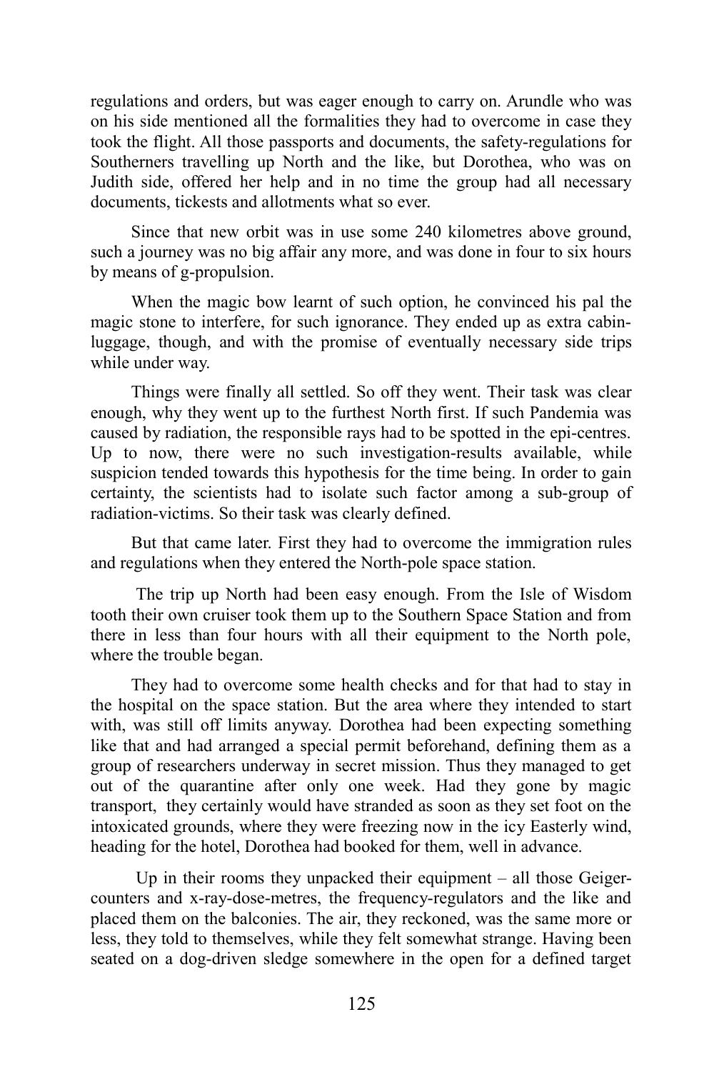regulations and orders, but was eager enough to carry on. Arundle who was on his side mentioned all the formalities they had to overcome in case they took the flight. All those passports and documents, the safety-regulations for Southerners travelling up North and the like, but Dorothea, who was on Judith side, offered her help and in no time the group had all necessary documents, tickests and allotments what so ever.

Since that new orbit was in use some 240 kilometres above ground, such a journey was no big affair any more, and was done in four to six hours by means of g-propulsion.

When the magic bow learnt of such option, he convinced his pal the magic stone to interfere, for such ignorance. They ended up as extra cabin-luggage, though, and with the promise of eventually necessary side trips while under way.

Things were finally all settled. So off they went. Their task was clear enough, why they went up to the furthest North first. If such Pandemia was caused by radiation, the responsible rays had to be spotted in the epi-centres. Up to now, there were no such investigation-results available, while suspicion tended towards this hypothesis for the time being. In order to gain certainty, the scientists had to isolate such factor among a sub-group of radiation-victims. So their task was clearly defined.

But that came later. First they had to overcome the immigration rules and regulations when they entered the North-pole space station.

The trip up North had been easy enough. From the Isle of Wisdom tooth their own cruiser took them up to the Southern Space Station and from there in less than four hours with all their equipment to the North pole, where the trouble began.

They had to overcome some health checks and for that had to stay in the hospital on the space station. But the area where they intended to start with, was still off limits anyway. Dorothea had been expecting something like that and had arranged a special permit beforehand, defining them as a group of researchers underway in secret mission. Thus they managed to get out of the quarantine after only one week. Had they gone by magic transport, they certainly would have stranded as soon as they set foot on the intoxicated grounds, where they were freezing now in the icy Easterly wind, heading for the hotel, Dorothea had booked for them, well in advance.

Up in their rooms they unpacked their equipment – all those Geiger-counters and x-ray-dose-metres, the frequency-regulators and the like and placed them on the balconies. The air, they reckoned, was the same more or less, they told to themselves, while they felt somewhat strange. Having been seated on a dog-driven sledge somewhere in the open for a defined target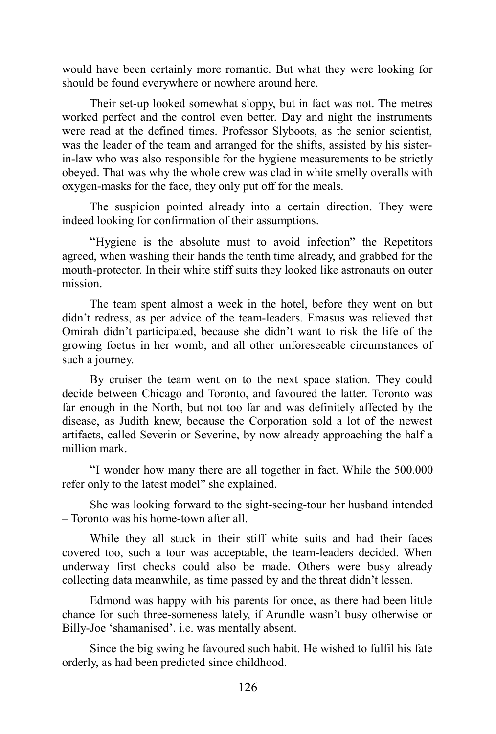would have been certainly more romantic. But what they were looking for should be found everywhere or nowhere around here.

Their set-up looked somewhat sloppy, but in fact was not. The metres worked perfect and the control even better. Day and night the instruments were read at the defined times. Professor Slyboots, as the senior scientist, was the leader of the team and arranged for the shifts, assisted by his sister-in-law who was also responsible for the hygiene measurements to be strictly obeyed. That was why the whole crew was clad in white smelly overalls with oxygen-masks for the face, they only put off for the meals.

The suspicion pointed already into a certain direction. They were indeed looking for confirmation of their assumptions.

"Hygiene is the absolute must to avoid infection" the Repetitors agreed, when washing their hands the tenth time already, and grabbed for the mouth-protector. In their white stiff suits they looked like astronauts on outer mission.

The team spent almost a week in the hotel, before they went on but didn't redress, as per advice of the team-leaders. Emasus was relieved that Omirah didn't participated, because she didn't want to risk the life of the growing foetus in her womb, and all other unforeseeable circumstances of such a journey.

By cruiser the team went on to the next space station. They could decide between Chicago and Toronto, and favoured the latter. Toronto was far enough in the North, but not too far and was definitely affected by the disease, as Judith knew, because the Corporation sold a lot of the newest artifacts, called Severin or Severine, by now already approaching the half a million mark.

"I wonder how many there are all together in fact. While the 500.000 refer only to the latest model" she explained.

She was looking forward to the sight-seeing-tour her husband intended – Toronto was his home-town after all.

While they all stuck in their stiff white suits and had their faces covered too, such a tour was acceptable, the team-leaders decided. When underway first checks could also be made. Others were busy already collecting data meanwhile, as time passed by and the threat didn't lessen.

Edmond was happy with his parents for once, as there had been little chance for such three-someness lately, if Arundle wasn't busy otherwise or Billy-Joe 'shamanised'. i.e. was mentally absent.

Since the big swing he favoured such habit. He wished to fulfil his fate orderly, as had been predicted since childhood.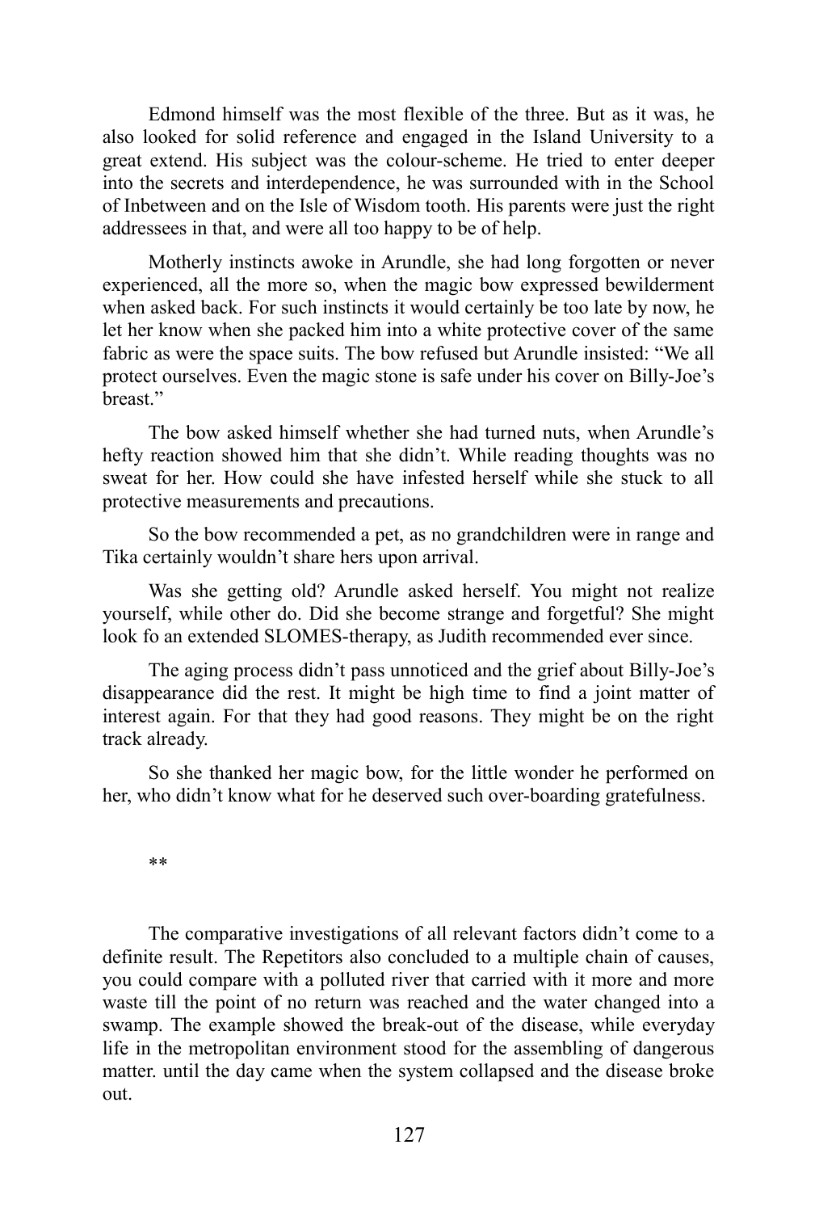Edmond himself was the most flexible of the three. But as it was, he also looked for solid reference and engaged in the Island University to a great extend. His subject was the colour-scheme. He tried to enter deeper into the secrets and interdependence, he was surrounded with in the School of Inbetween and on the Isle of Wisdom tooth. His parents were just the right addressees in that, and were all too happy to be of help.

Motherly instincts awoke in Arundle, she had long forgotten or never experienced, all the more so, when the magic bow expressed bewilderment when asked back. For such instincts it would certainly be too late by now, he let her know when she packed him into a white protective cover of the same fabric as were the space suits. The bow refused but Arundle insisted: “We all protect ourselves. Even the magic stone is safe under his cover on Billy-Joe’s breast.”

The bow asked himself whether she had turned nuts, when Arundle’s hefty reaction showed him that she didn’t. While reading thoughts was no sweat for her. How could she have infested herself while she stuck to all protective measurements and precautions.

So the bow recommended a pet, as no grandchildren were in range and Tika certainly wouldn’t share hers upon arrival.

Was she getting old? Arundle asked herself. You might not realize yourself, while other do. Did she become strange and forgetful? She might look fo an extended SLOMES-therapy, as Judith recommended ever since.

The aging process didn’t pass unnoticed and the grief about Billy-Joe’s disappearance did the rest. It might be high time to find a joint matter of interest again. For that they had good reasons. They might be on the right track already.

So she thanked her magic bow, for the little wonder he performed on her, who didn’t know what for he deserved such over-boarding gratefulness.

**

The comparative investigations of all relevant factors didn’t come to a definite result. The Repetitors also concluded to a multiple chain of causes, you could compare with a polluted river that carried with it more and more waste till the point of no return was reached and the water changed into a swamp. The example showed the break-out of the disease, while everyday life in the metropolitan environment stood for the assembling of dangerous matter. until the day came when the system collapsed and the disease broke out.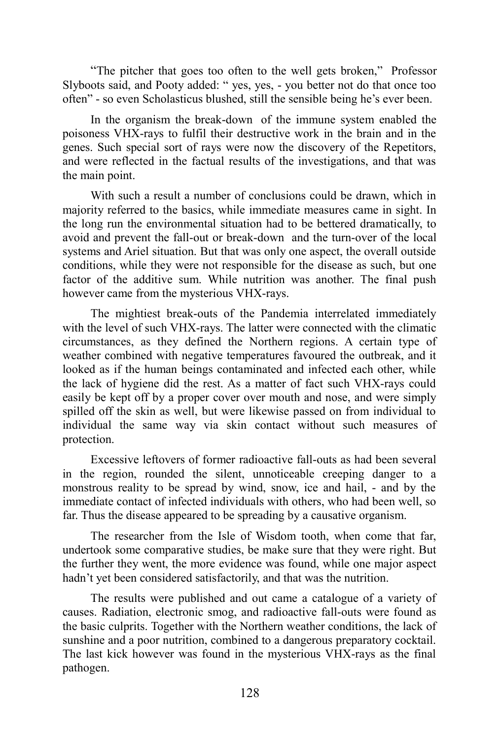“The pitcher that goes too often to the well gets broken,” Professor Slyboots said, and Pooty added: “ yes, yes, - you better not do that once too often” - so even Scholasticus blushed, still the sensible being he’s ever been.

In the organism the break-down of the immune system enabled the poisoness VHX-rays to fulfil their destructive work in the brain and in the genes. Such special sort of rays were now the discovery of the Repetitors, and were reflected in the factual results of the investigations, and that was the main point.

With such a result a number of conclusions could be drawn, which in majority referred to the basics, while immediate measures came in sight. In the long run the environmental situation had to be bettered dramatically, to avoid and prevent the fall-out or break-down and the turn-over of the local systems and Ariel situation. But that was only one aspect, the overall outside conditions, while they were not responsible for the disease as such, but one factor of the additive sum. While nutrition was another. The final push however came from the mysterious VHX-rays.

The mightiest break-outs of the Pandemia interrelated immediately with the level of such VHX-rays. The latter were connected with the climatic circumstances, as they defined the Northern regions. A certain type of weather combined with negative temperatures favoured the outbreak, and it looked as if the human beings contaminated and infected each other, while the lack of hygiene did the rest. As a matter of fact such VHX-rays could easily be kept off by a proper cover over mouth and nose, and were simply spilled off the skin as well, but were likewise passed on from individual to individual the same way via skin contact without such measures of protection.

Excessive leftovers of former radioactive fall-outs as had been several in the region, rounded the silent, unnoticeable creeping danger to a monstrous reality to be spread by wind, snow, ice and hail, - and by the immediate contact of infected individuals with others, who had been well, so far. Thus the disease appeared to be spreading by a causative organism.

The researcher from the Isle of Wisdom tooth, when come that far, undertook some comparative studies, be make sure that they were right. But the further they went, the more evidence was found, while one major aspect hadn’t yet been considered satisfactorily, and that was the nutrition.

The results were published and out came a catalogue of a variety of causes. Radiation, electronic smog, and radioactive fall-outs were found as the basic culprits. Together with the Northern weather conditions, the lack of sunshine and a poor nutrition, combined to a dangerous preparatory cocktail. The last kick however was found in the mysterious VHX-rays as the final pathogen.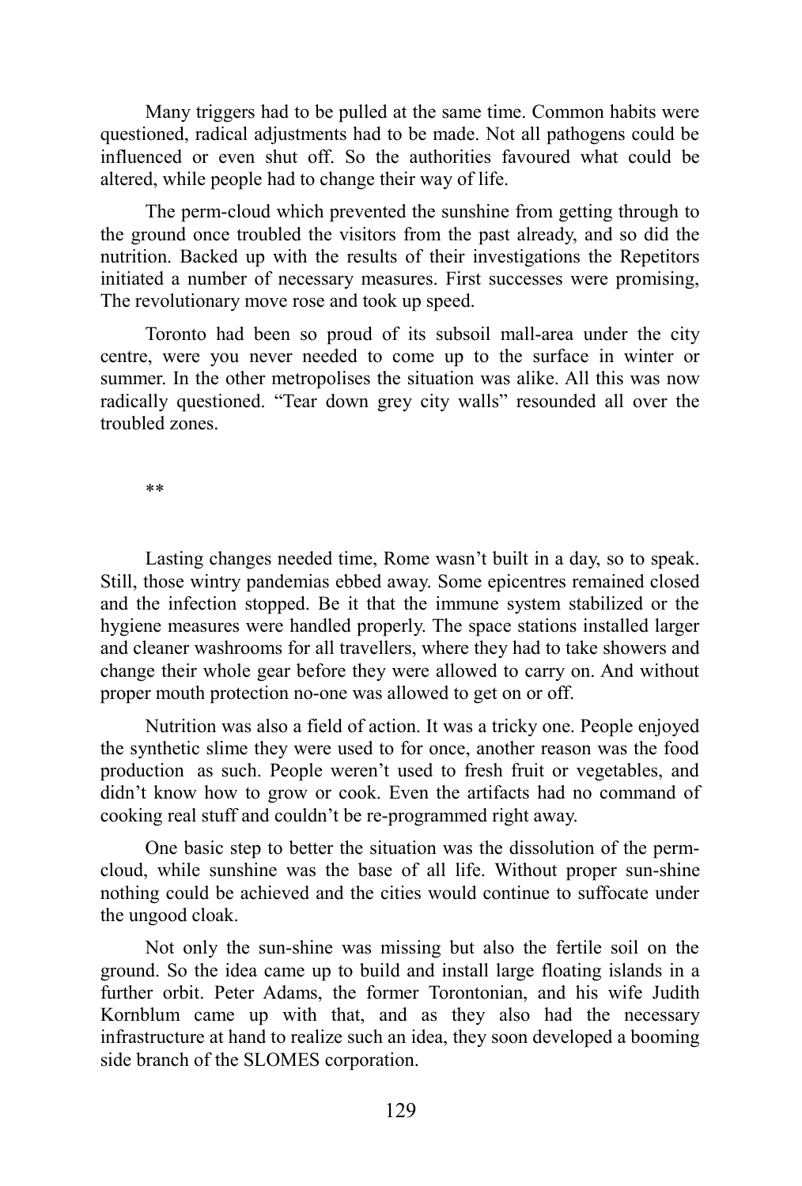Many triggers had to be pulled at the same time. Common habits were questioned, radical adjustments had to be made. Not all pathogens could be influenced or even shut off. So the authorities favoured what could be altered, while people had to change their way of life.

The perm-cloud which prevented the sunshine from getting through to the ground once troubled the visitors from the past already, and so did the nutrition. Backed up with the results of their investigations the Repetitors initiated a number of necessary measures. First successes were promising, The revolutionary move rose and took up speed.

Toronto had been so proud of its subsoil mall-area under the city centre, were you never needed to come up to the surface in winter or summer. In the other metropolises the situation was alike. All this was now radically questioned. “Tear down grey city walls” resounded all over the troubled zones.

**

Lasting changes needed time, Rome wasn’t built in a day, so to speak. Still, those wintry pandemias ebbed away. Some epicentres remained closed and the infection stopped. Be it that the immune system stabilized or the hygiene measures were handled properly. The space stations installed larger and cleaner washrooms for all travellers, where they had to take showers and change their whole gear before they were allowed to carry on. And without proper mouth protection no-one was allowed to get on or off.

Nutrition was also a field of action. It was a tricky one. People enjoyed the synthetic slime they were used to for once, another reason was the food production  as such. People weren’t used to fresh fruit or vegetables, and didn’t know how to grow or cook. Even the artifacts had no command of cooking real stuff and couldn’t be re-programmed right away.

One basic step to better the situation was the dissolution of the perm-cloud, while sunshine was the base of all life. Without proper sun-shine nothing could be achieved and the cities would continue to suffocate under the ungood cloak.

Not only the sun-shine was missing but also the fertile soil on the ground. So the idea came up to build and install large floating islands in a further orbit. Peter Adams, the former Torontonian, and his wife Judith Kornblum came up with that, and as they also had the necessary infrastructure at hand to realize such an idea, they soon developed a booming side branch of the SLOMES corporation.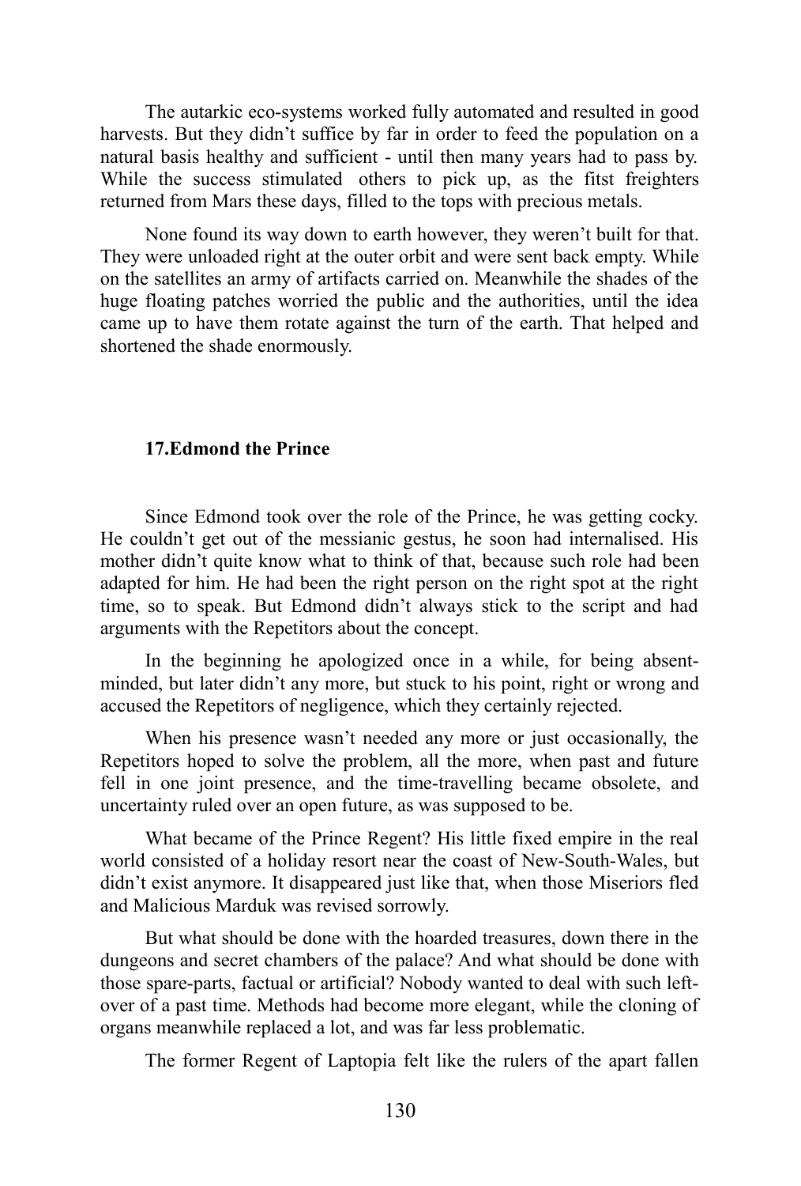The autarkic eco-systems worked fully automated and resulted in good harvests. But they didn't suffice by far in order to feed the population on a natural basis healthy and sufficient - until then many years had to pass by. While the success stimulated others to pick up, as the fitst freighters returned from Mars these days, filled to the tops with precious metals.

None found its way down to earth however, they weren't built for that. They were unloaded right at the outer orbit and were sent back empty. While on the satellites an army of artifacts carried on. Meanwhile the shades of the huge floating patches worried the public and the authorities, until the idea came up to have them rotate against the turn of the earth. That helped and shortened the shade enormously.

### 17.Edmond the Prince

Since Edmond took over the role of the Prince, he was getting cocky. He couldn't get out of the messianic gestus, he soon had internalised. His mother didn't quite know what to think of that, because such role had been adapted for him. He had been the right person on the right spot at the right time, so to speak. But Edmond didn't always stick to the script and had arguments with the Repetitors about the concept.

In the beginning he apologized once in a while, for being absent-minded, but later didn't any more, but stuck to his point, right or wrong and accused the Repetitors of negligence, which they certainly rejected.

When his presence wasn't needed any more or just occasionally, the Repetitors hoped to solve the problem, all the more, when past and future fell in one joint presence, and the time-travelling became obsolete, and uncertainty ruled over an open future, as was supposed to be.

What became of the Prince Regent? His little fixed empire in the real world consisted of a holiday resort near the coast of New-South-Wales, but didn't exist anymore. It disappeared just like that, when those Miseriors fled and Malicious Marduk was revised sorrowly.

But what should be done with the hoarded treasures, down there in the dungeons and secret chambers of the palace? And what should be done with those spare-parts, factual or artificial? Nobody wanted to deal with such left-over of a past time. Methods had become more elegant, while the cloning of organs meanwhile replaced a lot, and was far less problematic.

The former Regent of Laptopia felt like the rulers of the apart fallen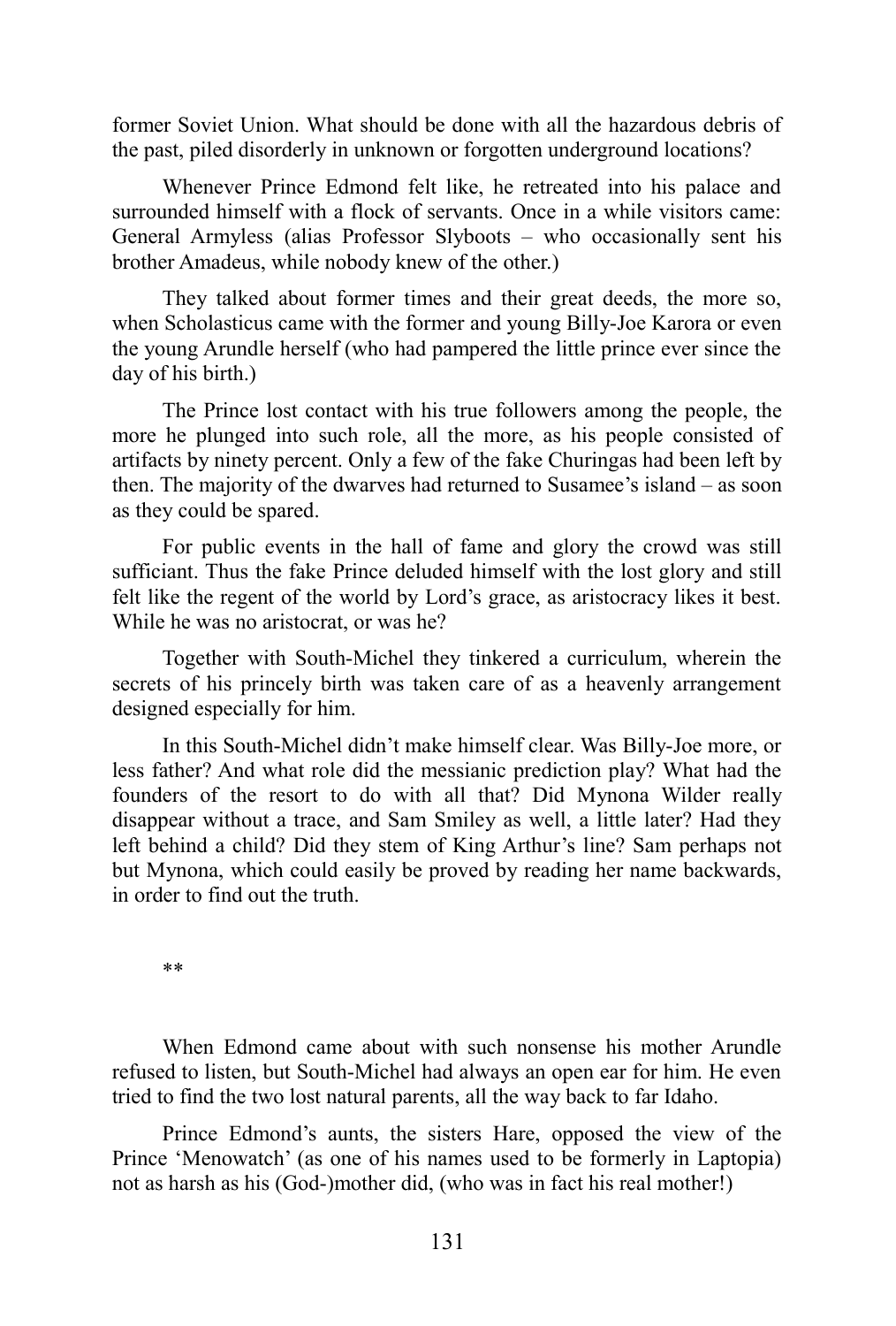former Soviet Union. What should be done with all the hazardous debris of the past, piled disorderly in unknown or forgotten underground locations?

Whenever Prince Edmond felt like, he retreated into his palace and surrounded himself with a flock of servants. Once in a while visitors came: General Armyless (alias Professor Slyboots – who occasionally sent his brother Amadeus, while nobody knew of the other.)

They talked about former times and their great deeds, the more so, when Scholasticus came with the former and young Billy-Joe Karora or even the young Arundle herself (who had pampered the little prince ever since the day of his birth.)

The Prince lost contact with his true followers among the people, the more he plunged into such role, all the more, as his people consisted of artifacts by ninety percent. Only a few of the fake Churingas had been left by then. The majority of the dwarves had returned to Susamee's island – as soon as they could be spared.

For public events in the hall of fame and glory the crowd was still sufficiant. Thus the fake Prince deluded himself with the lost glory and still felt like the regent of the world by Lord's grace, as aristocracy likes it best. While he was no aristocrat, or was he?

Together with South-Michel they tinkered a curriculum, wherein the secrets of his princely birth was taken care of as a heavenly arrangement designed especially for him.

In this South-Michel didn't make himself clear. Was Billy-Joe more, or less father? And what role did the messianic prediction play? What had the founders of the resort to do with all that? Did Mynona Wilder really disappear without a trace, and Sam Smiley as well, a little later? Had they left behind a child? Did they stem of King Arthur's line? Sam perhaps not but Mynona, which could easily be proved by reading her name backwards, in order to find out the truth.

**

When Edmond came about with such nonsense his mother Arundle refused to listen, but South-Michel had always an open ear for him. He even tried to find the two lost natural parents, all the way back to far Idaho.

Prince Edmond's aunts, the sisters Hare, opposed the view of the Prince 'Menowatch' (as one of his names used to be formerly in Laptopia) not as harsh as his (God-)mother did, (who was in fact his real mother!)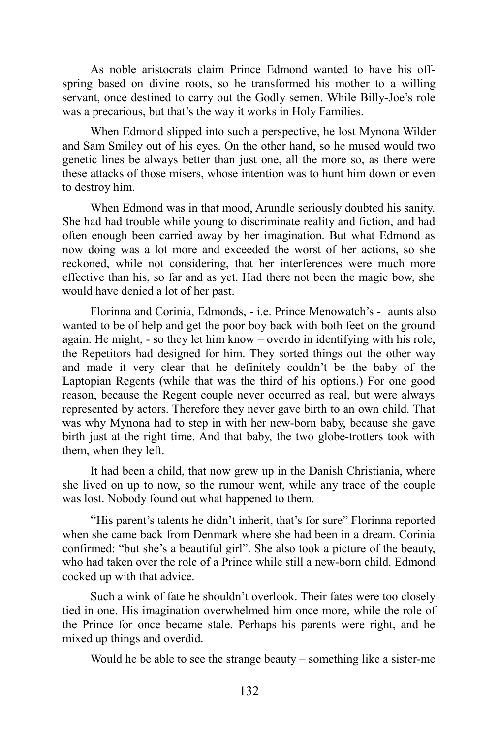As noble aristocrats claim Prince Edmond wanted to have his off-spring based on divine roots, so he transformed his mother to a willing servant, once destined to carry out the Godly semen. While Billy-Joe's role was a precarious, but that's the way it works in Holy Families.

When Edmond slipped into such a perspective, he lost Mynona Wilder and Sam Smiley out of his eyes. On the other hand, so he mused would two genetic lines be always better than just one, all the more so, as there were these attacks of those misers, whose intention was to hunt him down or even to destroy him.

When Edmond was in that mood, Arundle seriously doubted his sanity. She had had trouble while young to discriminate reality and fiction, and had often enough been carried away by her imagination. But what Edmond as now doing was a lot more and exceeded the worst of her actions, so she reckoned, while not considering, that her interferences were much more effective than his, so far and as yet. Had there not been the magic bow, she would have denied a lot of her past.

Florinna and Corinia, Edmonds, - i.e. Prince Menowatch's - aunts also wanted to be of help and get the poor boy back with both feet on the ground again. He might, - so they let him know – overdo in identifying with his role, the Repetitors had designed for him. They sorted things out the other way and made it very clear that he definitely couldn't be the baby of the Laptopian Regents (while that was the third of his options.) For one good reason, because the Regent couple never occurred as real, but were always represented by actors. Therefore they never gave birth to an own child. That was why Mynona had to step in with her new-born baby, because she gave birth just at the right time. And that baby, the two globe-trotters took with them, when they left.

It had been a child, that now grew up in the Danish Christiania, where she lived on up to now, so the rumour went, while any trace of the couple was lost. Nobody found out what happened to them.

"His parent's talents he didn't inherit, that's for sure" Florinna reported when she came back from Denmark where she had been in a dream. Corinia confirmed: "but she's a beautiful girl". She also took a picture of the beauty, who had taken over the role of a Prince while still a new-born child. Edmond cocked up with that advice.

Such a wink of fate he shouldn't overlook. Their fates were too closely tied in one. His imagination overwhelmed him once more, while the role of the Prince for once became stale. Perhaps his parents were right, and he mixed up things and overdid.

Would he be able to see the strange beauty – something like a sister-me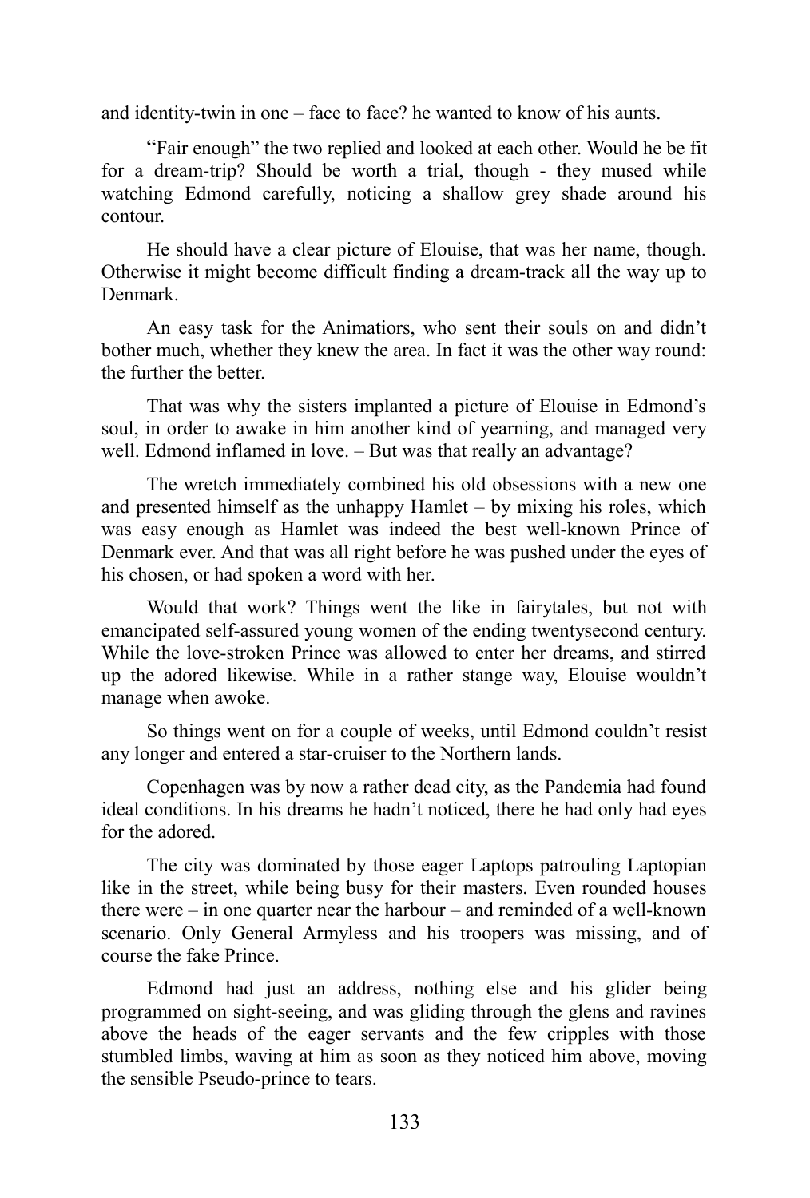and identity-twin in one – face to face? he wanted to know of his aunts.

"Fair enough" the two replied and looked at each other. Would he be fit for a dream-trip? Should be worth a trial, though - they mused while watching Edmond carefully, noticing a shallow grey shade around his contour.

He should have a clear picture of Elouise, that was her name, though. Otherwise it might become difficult finding a dream-track all the way up to Denmark.

An easy task for the Animatiors, who sent their souls on and didn't bother much, whether they knew the area. In fact it was the other way round: the further the better.

That was why the sisters implanted a picture of Elouise in Edmond's soul, in order to awake in him another kind of yearning, and managed very well. Edmond inflamed in love. – But was that really an advantage?

The wretch immediately combined his old obsessions with a new one and presented himself as the unhappy Hamlet – by mixing his roles, which was easy enough as Hamlet was indeed the best well-known Prince of Denmark ever. And that was all right before he was pushed under the eyes of his chosen, or had spoken a word with her.

Would that work? Things went the like in fairytales, but not with emancipated self-assured young women of the ending twentysecond century. While the love-stroken Prince was allowed to enter her dreams, and stirred up the adored likewise. While in a rather stange way, Elouise wouldn't manage when awoke.

So things went on for a couple of weeks, until Edmond couldn't resist any longer and entered a star-cruiser to the Northern lands.

Copenhagen was by now a rather dead city, as the Pandemia had found ideal conditions. In his dreams he hadn't noticed, there he had only had eyes for the adored.

The city was dominated by those eager Laptops patrouling Laptopian like in the street, while being busy for their masters. Even rounded houses there were – in one quarter near the harbour – and reminded of a well-known scenario. Only General Armyless and his troopers was missing, and of course the fake Prince.

Edmond had just an address, nothing else and his glider being programmed on sight-seeing, and was gliding through the glens and ravines above the heads of the eager servants and the few cripples with those stumbled limbs, waving at him as soon as they noticed him above, moving the sensible Pseudo-prince to tears.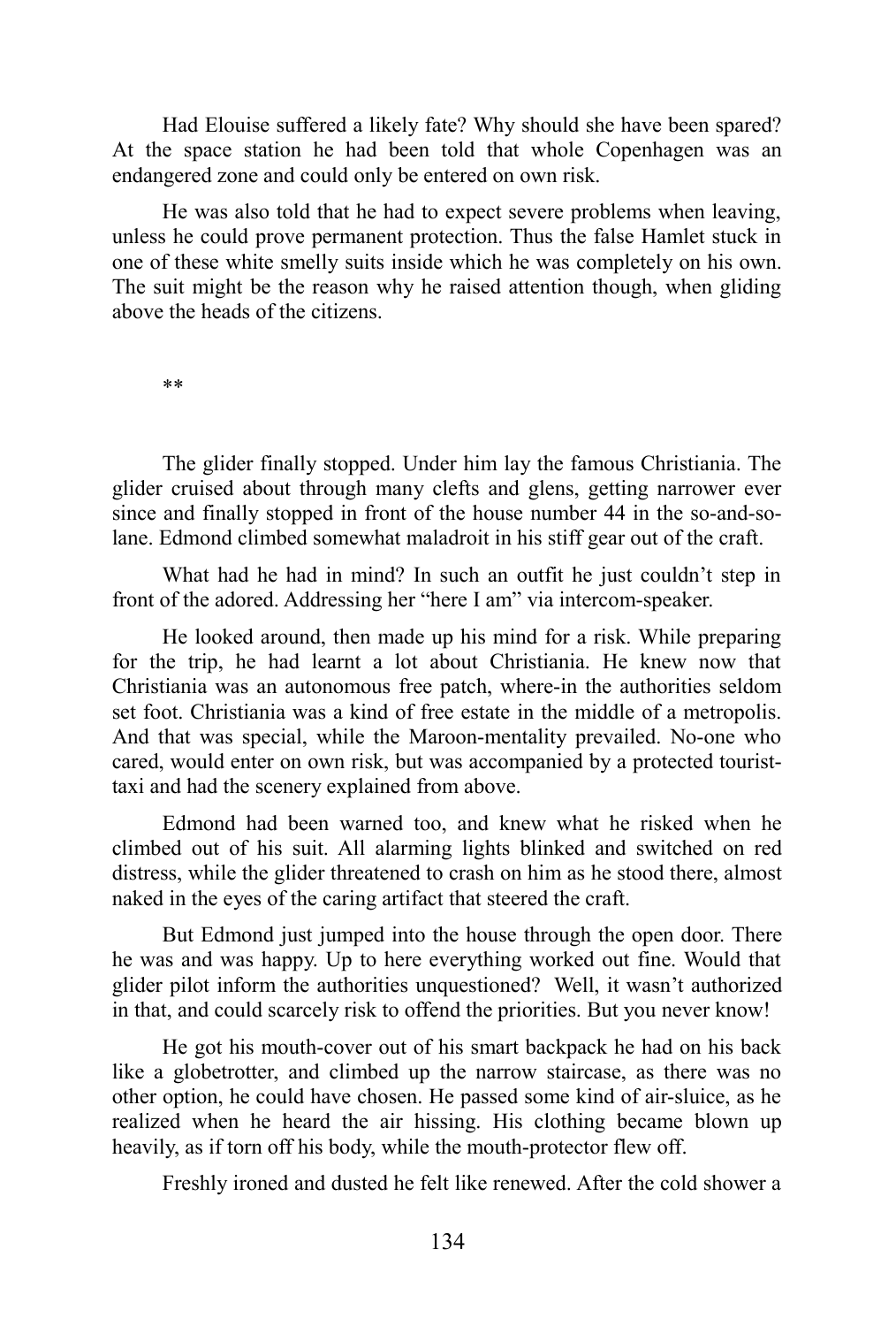Had Elouise suffered a likely fate? Why should she have been spared? At the space station he had been told that whole Copenhagen was an endangered zone and could only be entered on own risk.

He was also told that he had to expect severe problems when leaving, unless he could prove permanent protection. Thus the false Hamlet stuck in one of these white smelly suits inside which he was completely on his own. The suit might be the reason why he raised attention though, when gliding above the heads of the citizens.

**

The glider finally stopped. Under him lay the famous Christiania. The glider cruised about through many clefts and glens, getting narrower ever since and finally stopped in front of the house number 44 in the so-and-so-lane. Edmond climbed somewhat maladroit in his stiff gear out of the craft.

What had he had in mind? In such an outfit he just couldn't step in front of the adored. Addressing her "here I am" via intercom-speaker.

He looked around, then made up his mind for a risk. While preparing for the trip, he had learnt a lot about Christiania. He knew now that Christiania was an autonomous free patch, where-in the authorities seldom set foot. Christiania was a kind of free estate in the middle of a metropolis. And that was special, while the Maroon-mentality prevailed. No-one who cared, would enter on own risk, but was accompanied by a protected tourist-taxi and had the scenery explained from above.

Edmond had been warned too, and knew what he risked when he climbed out of his suit. All alarming lights blinked and switched on red distress, while the glider threatened to crash on him as he stood there, almost naked in the eyes of the caring artifact that steered the craft.

But Edmond just jumped into the house through the open door. There he was and was happy. Up to here everything worked out fine. Would that glider pilot inform the authorities unquestioned? Well, it wasn't authorized in that, and could scarcely risk to offend the priorities. But you never know!

He got his mouth-cover out of his smart backpack he had on his back like a globetrotter, and climbed up the narrow staircase, as there was no other option, he could have chosen. He passed some kind of air-sluice, as he realized when he heard the air hissing. His clothing became blown up heavily, as if torn off his body, while the mouth-protector flew off.

Freshly ironed and dusted he felt like renewed. After the cold shower a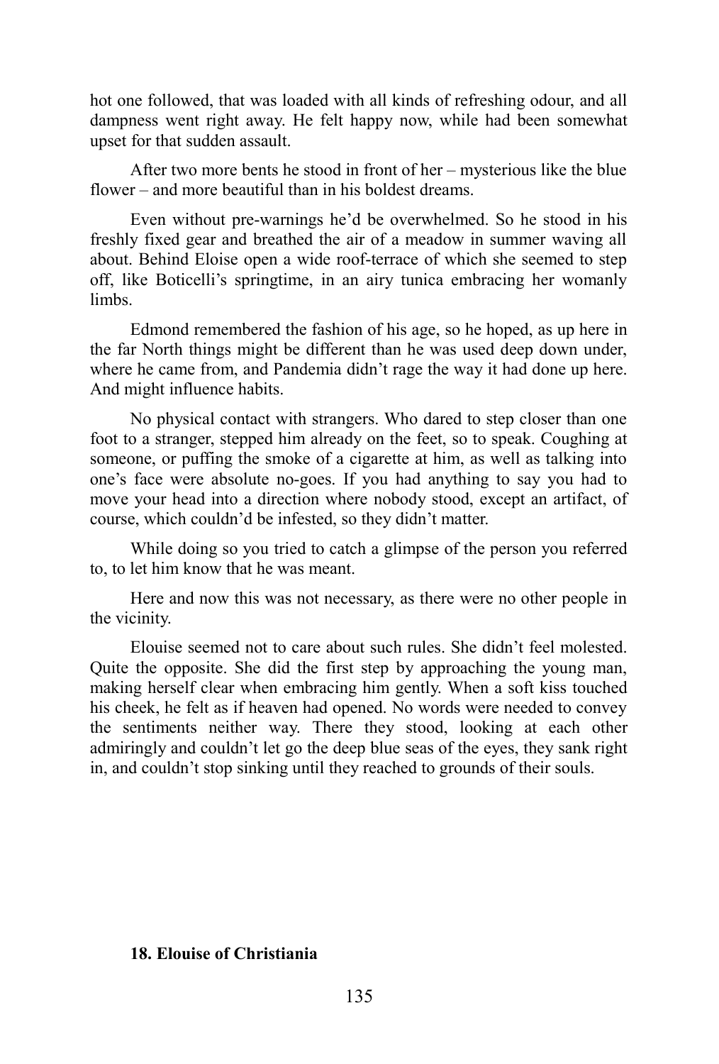hot one followed, that was loaded with all kinds of refreshing odour, and all dampness went right away. He felt happy now, while had been somewhat upset for that sudden assault.

After two more bents he stood in front of her – mysterious like the blue flower – and more beautiful than in his boldest dreams.

Even without pre-warnings he'd be overwhelmed. So he stood in his freshly fixed gear and breathed the air of a meadow in summer waving all about. Behind Eloise open a wide roof-terrace of which she seemed to step off, like Boticelli's springtime, in an airy tunica embracing her womanly limbs.

Edmond remembered the fashion of his age, so he hoped, as up here in the far North things might be different than he was used deep down under, where he came from, and Pandemia didn't rage the way it had done up here. And might influence habits.

No physical contact with strangers. Who dared to step closer than one foot to a stranger, stepped him already on the feet, so to speak. Coughing at someone, or puffing the smoke of a cigarette at him, as well as talking into one's face were absolute no-goes. If you had anything to say you had to move your head into a direction where nobody stood, except an artifact, of course, which couldn'd be infested, so they didn't matter.

While doing so you tried to catch a glimpse of the person you referred to, to let him know that he was meant.

Here and now this was not necessary, as there were no other people in the vicinity.

Elouise seemed not to care about such rules. She didn't feel molested. Quite the opposite. She did the first step by approaching the young man, making herself clear when embracing him gently. When a soft kiss touched his cheek, he felt as if heaven had opened. No words were needed to convey the sentiments neither way. There they stood, looking at each other admiringly and couldn't let go the deep blue seas of the eyes, they sank right in, and couldn't stop sinking until they reached to grounds of their souls.

## 18. Elouise of Christiania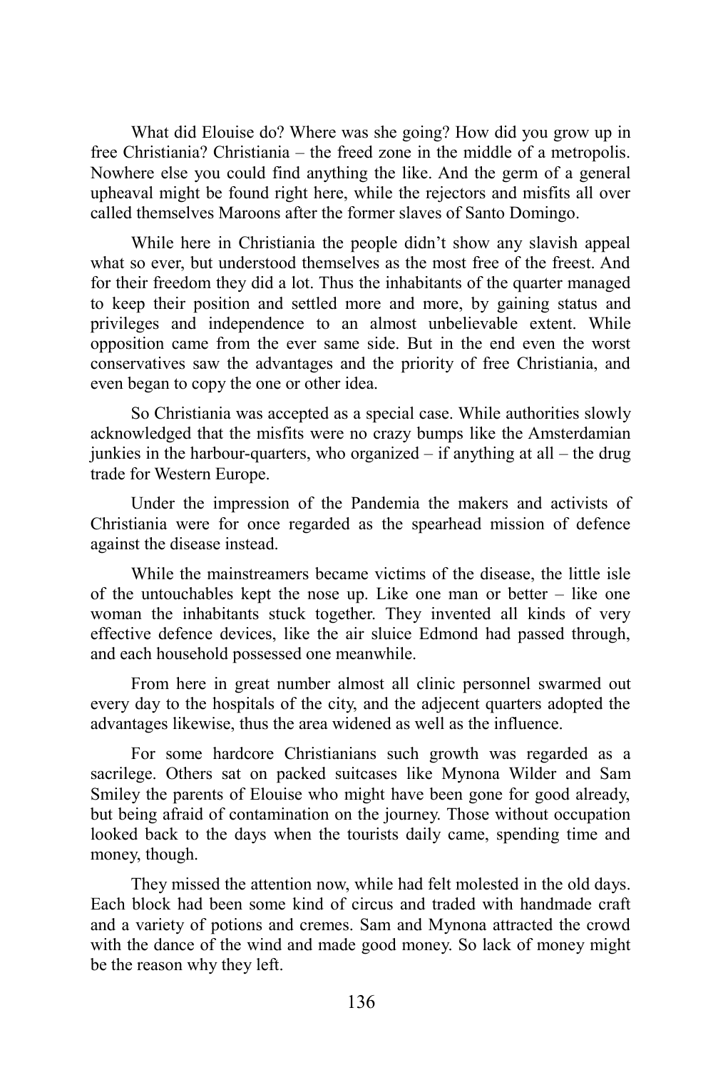What did Elouise do? Where was she going? How did you grow up in free Christiania? Christiania – the freed zone in the middle of a metropolis. Nowhere else you could find anything the like. And the germ of a general upheaval might be found right here, while the rejectors and misfits all over called themselves Maroons after the former slaves of Santo Domingo.

While here in Christiania the people didn't show any slavish appeal what so ever, but understood themselves as the most free of the freest. And for their freedom they did a lot. Thus the inhabitants of the quarter managed to keep their position and settled more and more, by gaining status and privileges and independence to an almost unbelievable extent. While opposition came from the ever same side. But in the end even the worst conservatives saw the advantages and the priority of free Christiania, and even began to copy the one or other idea.

So Christiania was accepted as a special case. While authorities slowly acknowledged that the misfits were no crazy bumps like the Amsterdamian junkies in the harbour-quarters, who organized – if anything at all – the drug trade for Western Europe.

Under the impression of the Pandemia the makers and activists of Christiania were for once regarded as the spearhead mission of defence against the disease instead.

While the mainstreamers became victims of the disease, the little isle of the untouchables kept the nose up. Like one man or better – like one woman the inhabitants stuck together. They invented all kinds of very effective defence devices, like the air sluice Edmond had passed through, and each household possessed one meanwhile.

From here in great number almost all clinic personnel swarmed out every day to the hospitals of the city, and the adjecent quarters adopted the advantages likewise, thus the area widened as well as the influence.

For some hardcore Christianians such growth was regarded as a sacrilege. Others sat on packed suitcases like Mynona Wilder and Sam Smiley the parents of Elouise who might have been gone for good already, but being afraid of contamination on the journey. Those without occupation looked back to the days when the tourists daily came, spending time and money, though.

They missed the attention now, while had felt molested in the old days. Each block had been some kind of circus and traded with handmade craft and a variety of potions and cremes. Sam and Mynona attracted the crowd with the dance of the wind and made good money. So lack of money might be the reason why they left.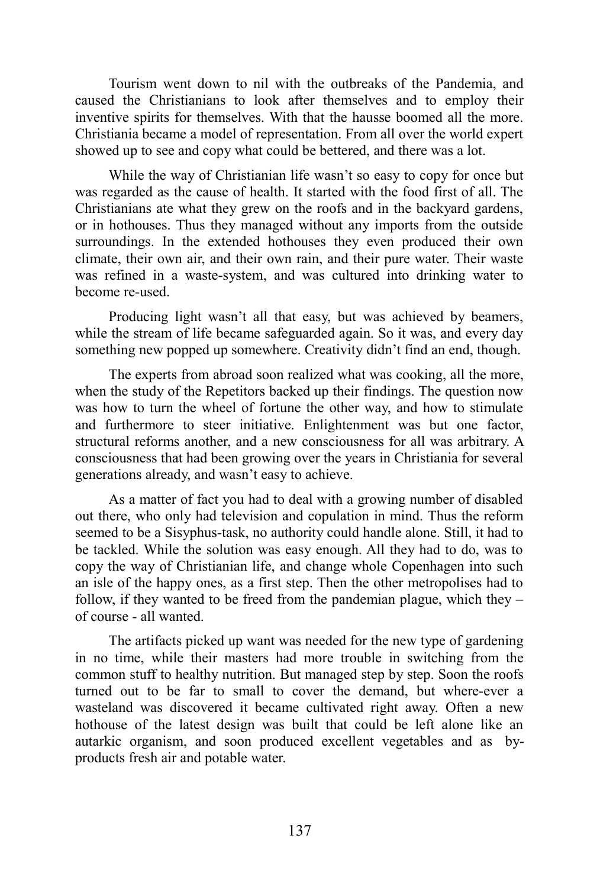Tourism went down to nil with the outbreaks of the Pandemia, and caused the Christianians to look after themselves and to employ their inventive spirits for themselves. With that the hausse boomed all the more. Christiania became a model of representation. From all over the world expert showed up to see and copy what could be bettered, and there was a lot.

While the way of Christianian life wasn't so easy to copy for once but was regarded as the cause of health. It started with the food first of all. The Christianians ate what they grew on the roofs and in the backyard gardens, or in hothouses. Thus they managed without any imports from the outside surroundings. In the extended hothouses they even produced their own climate, their own air, and their own rain, and their pure water. Their waste was refined in a waste-system, and was cultured into drinking water to become re-used.

Producing light wasn't all that easy, but was achieved by beamers, while the stream of life became safeguarded again. So it was, and every day something new popped up somewhere. Creativity didn't find an end, though.

The experts from abroad soon realized what was cooking, all the more, when the study of the Repetitors backed up their findings. The question now was how to turn the wheel of fortune the other way, and how to stimulate and furthermore to steer initiative. Enlightenment was but one factor, structural reforms another, and a new consciousness for all was arbitrary. A consciousness that had been growing over the years in Christiania for several generations already, and wasn't easy to achieve.

As a matter of fact you had to deal with a growing number of disabled out there, who only had television and copulation in mind. Thus the reform seemed to be a Sisyphus-task, no authority could handle alone. Still, it had to be tackled. While the solution was easy enough. All they had to do, was to copy the way of Christianian life, and change whole Copenhagen into such an isle of the happy ones, as a first step. Then the other metropolises had to follow, if they wanted to be freed from the pandemian plague, which they – of course - all wanted.

The artifacts picked up want was needed for the new type of gardening in no time, while their masters had more trouble in switching from the common stuff to healthy nutrition. But managed step by step. Soon the roofs turned out to be far to small to cover the demand, but where-ever a wasteland was discovered it became cultivated right away. Often a new hothouse of the latest design was built that could be left alone like an autarkic organism, and soon produced excellent vegetables and as by-products fresh air and potable water.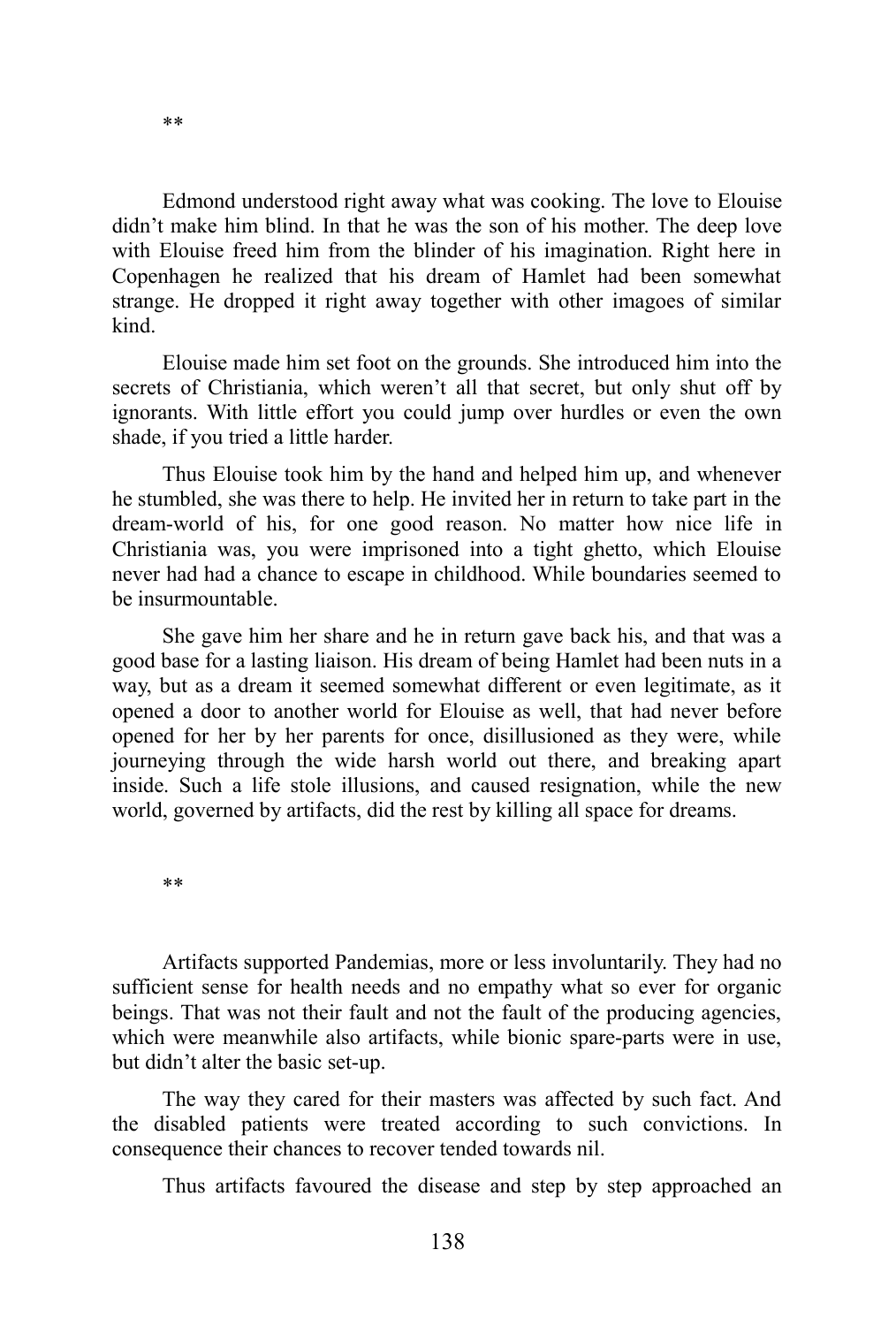**

Edmond understood right away what was cooking. The love to Elouise didn't make him blind. In that he was the son of his mother. The deep love with Elouise freed him from the blinder of his imagination. Right here in Copenhagen he realized that his dream of Hamlet had been somewhat strange. He dropped it right away together with other imagoes of similar kind.

Elouise made him set foot on the grounds. She introduced him into the secrets of Christiania, which weren't all that secret, but only shut off by ignorants. With little effort you could jump over hurdles or even the own shade, if you tried a little harder.

Thus Elouise took him by the hand and helped him up, and whenever he stumbled, she was there to help. He invited her in return to take part in the dream-world of his, for one good reason. No matter how nice life in Christiania was, you were imprisoned into a tight ghetto, which Elouise never had had a chance to escape in childhood. While boundaries seemed to be insurmountable.

She gave him her share and he in return gave back his, and that was a good base for a lasting liaison. His dream of being Hamlet had been nuts in a way, but as a dream it seemed somewhat different or even legitimate, as it opened a door to another world for Elouise as well, that had never before opened for her by her parents for once, disillusioned as they were, while journeying through the wide harsh world out there, and breaking apart inside. Such a life stole illusions, and caused resignation, while the new world, governed by artifacts, did the rest by killing all space for dreams.

**

Artifacts supported Pandemias, more or less involuntarily. They had no sufficient sense for health needs and no empathy what so ever for organic beings. That was not their fault and not the fault of the producing agencies, which were meanwhile also artifacts, while bionic spare-parts were in use, but didn't alter the basic set-up.

The way they cared for their masters was affected by such fact. And the disabled patients were treated according to such convictions. In consequence their chances to recover tended towards nil.

Thus artifacts favoured the disease and step by step approached an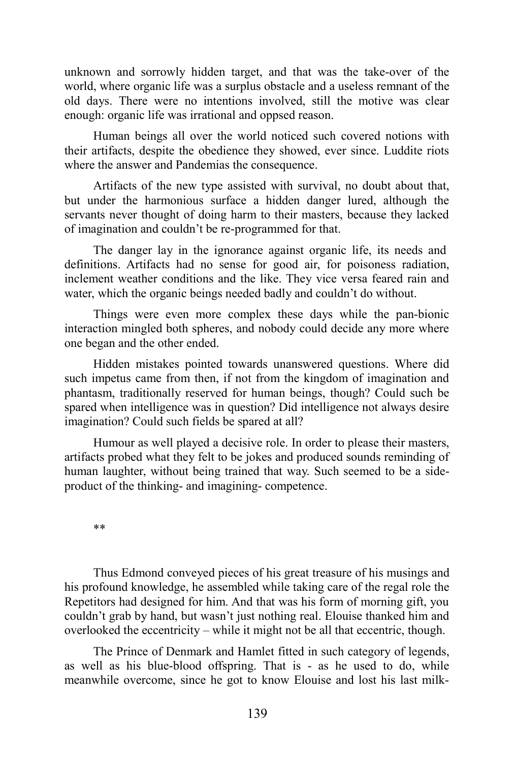unknown and sorrowly hidden target, and that was the take-over of the world, where organic life was a surplus obstacle and a useless remnant of the old days. There were no intentions involved, still the motive was clear enough: organic life was irrational and oppsed reason.

Human beings all over the world noticed such covered notions with their artifacts, despite the obedience they showed, ever since. Luddite riots where the answer and Pandemias the consequence.

Artifacts of the new type assisted with survival, no doubt about that, but under the harmonious surface a hidden danger lured, although the servants never thought of doing harm to their masters, because they lacked of imagination and couldn't be re-programmed for that.

The danger lay in the ignorance against organic life, its needs and definitions. Artifacts had no sense for good air, for poisoness radiation, inclement weather conditions and the like. They vice versa feared rain and water, which the organic beings needed badly and couldn't do without.

Things were even more complex these days while the pan-bionic interaction mingled both spheres, and nobody could decide any more where one began and the other ended.

Hidden mistakes pointed towards unanswered questions. Where did such impetus came from then, if not from the kingdom of imagination and phantasm, traditionally reserved for human beings, though? Could such be spared when intelligence was in question? Did intelligence not always desire imagination? Could such fields be spared at all?

Humour as well played a decisive role. In order to please their masters, artifacts probed what they felt to be jokes and produced sounds reminding of human laughter, without being trained that way. Such seemed to be a side-product of the thinking- and imagining- competence.

**

Thus Edmond conveyed pieces of his great treasure of his musings and his profound knowledge, he assembled while taking care of the regal role the Repetitors had designed for him. And that was his form of morning gift, you couldn't grab by hand, but wasn't just nothing real. Elouise thanked him and overlooked the eccentricity – while it might not be all that eccentric, though.

The Prince of Denmark and Hamlet fitted in such category of legends, as well as his blue-blood offspring. That is - as he used to do, while meanwhile overcome, since he got to know Elouise and lost his last milk-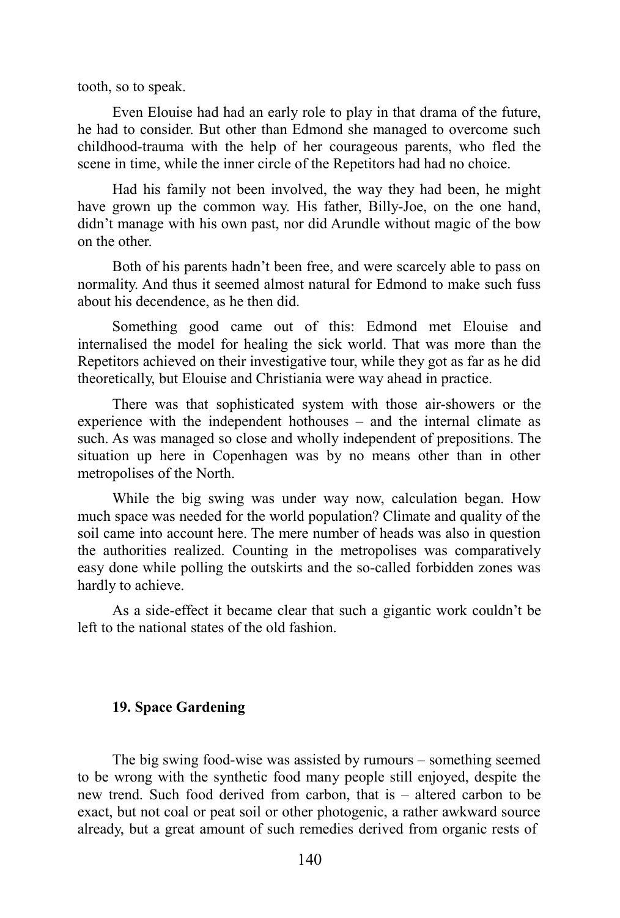tooth, so to speak.

Even Elouise had had an early role to play in that drama of the future, he had to consider. But other than Edmond she managed to overcome such childhood-trauma with the help of her courageous parents, who fled the scene in time, while the inner circle of the Repetitors had had no choice.

Had his family not been involved, the way they had been, he might have grown up the common way. His father, Billy-Joe, on the one hand, didn't manage with his own past, nor did Arundle without magic of the bow on the other.

Both of his parents hadn't been free, and were scarcely able to pass on normality. And thus it seemed almost natural for Edmond to make such fuss about his decendence, as he then did.

Something good came out of this: Edmond met Elouise and internalised the model for healing the sick world. That was more than the Repetitors achieved on their investigative tour, while they got as far as he did theoretically, but Elouise and Christiania were way ahead in practice.

There was that sophisticated system with those air-showers or the experience with the independent hothouses – and the internal climate as such. As was managed so close and wholly independent of prepositions. The situation up here in Copenhagen was by no means other than in other metropolises of the North.

While the big swing was under way now, calculation began. How much space was needed for the world population? Climate and quality of the soil came into account here. The mere number of heads was also in question the authorities realized. Counting in the metropolises was comparatively easy done while polling the outskirts and the so-called forbidden zones was hardly to achieve.

As a side-effect it became clear that such a gigantic work couldn't be left to the national states of the old fashion.

## 19. Space Gardening

The big swing food-wise was assisted by rumours – something seemed to be wrong with the synthetic food many people still enjoyed, despite the new trend. Such food derived from carbon, that is – altered carbon to be exact, but not coal or peat soil or other photogenic, a rather awkward source already, but a great amount of such remedies derived from organic rests of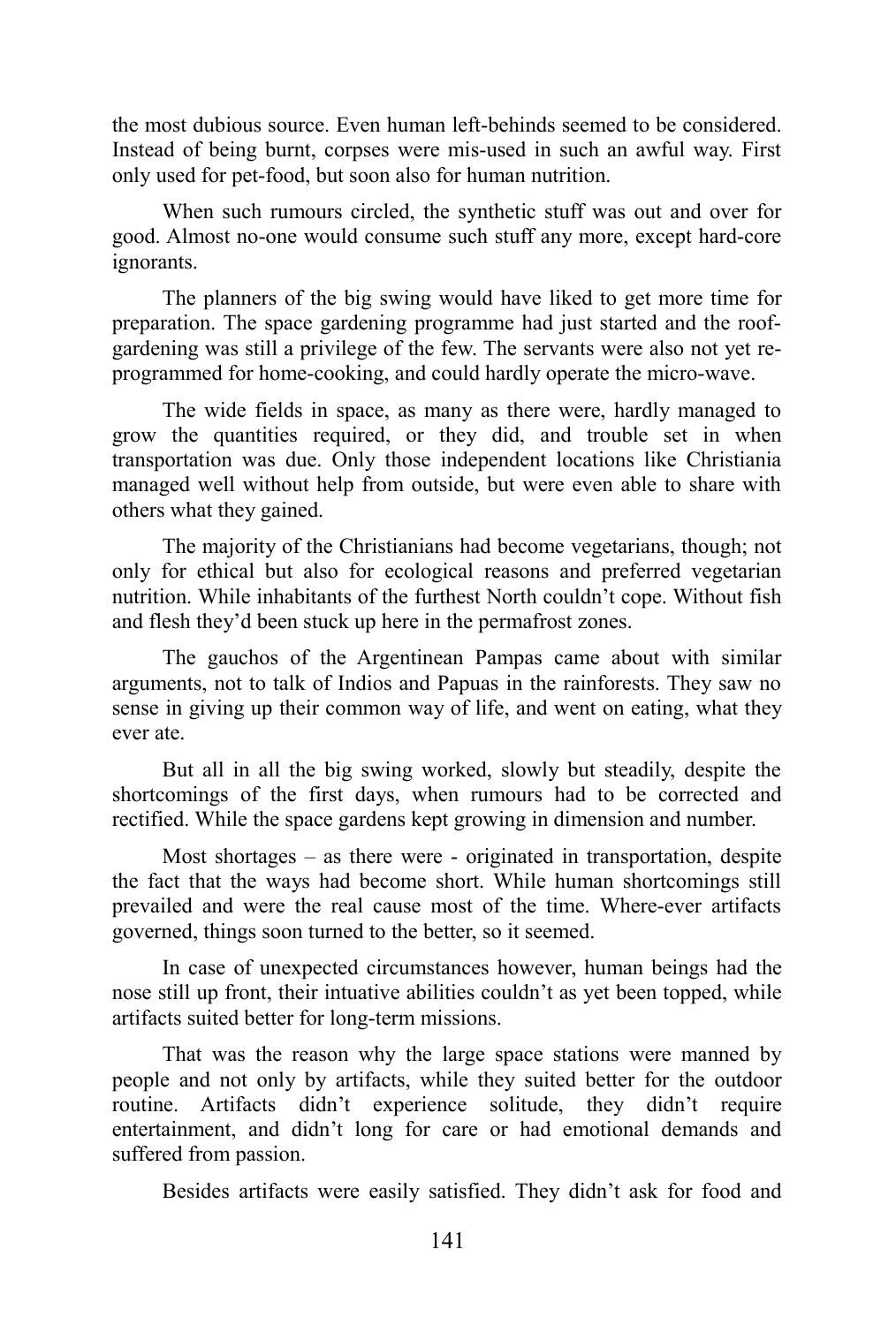the most dubious source. Even human left-behinds seemed to be considered. Instead of being burnt, corpses were mis-used in such an awful way. First only used for pet-food, but soon also for human nutrition.

When such rumours circled, the synthetic stuff was out and over for good. Almost no-one would consume such stuff any more, except hard-core ignorants.

The planners of the big swing would have liked to get more time for preparation. The space gardening programme had just started and the roof-gardening was still a privilege of the few. The servants were also not yet re-programmed for home-cooking, and could hardly operate the micro-wave.

The wide fields in space, as many as there were, hardly managed to grow the quantities required, or they did, and trouble set in when transportation was due. Only those independent locations like Christiania managed well without help from outside, but were even able to share with others what they gained.

The majority of the Christianians had become vegetarians, though; not only for ethical but also for ecological reasons and preferred vegetarian nutrition. While inhabitants of the furthest North couldn't cope. Without fish and flesh they'd been stuck up here in the permafrost zones.

The gauchos of the Argentinean Pampas came about with similar arguments, not to talk of Indios and Papuas in the rainforests. They saw no sense in giving up their common way of life, and went on eating, what they ever ate.

But all in all the big swing worked, slowly but steadily, despite the shortcomings of the first days, when rumours had to be corrected and rectified. While the space gardens kept growing in dimension and number.

Most shortages – as there were - originated in transportation, despite the fact that the ways had become short. While human shortcomings still prevailed and were the real cause most of the time. Where-ever artifacts governed, things soon turned to the better, so it seemed.

In case of unexpected circumstances however, human beings had the nose still up front, their intuative abilities couldn't as yet been topped, while artifacts suited better for long-term missions.

That was the reason why the large space stations were manned by people and not only by artifacts, while they suited better for the outdoor routine. Artifacts didn't experience solitude, they didn't require entertainment, and didn't long for care or had emotional demands and suffered from passion.

Besides artifacts were easily satisfied. They didn't ask for food and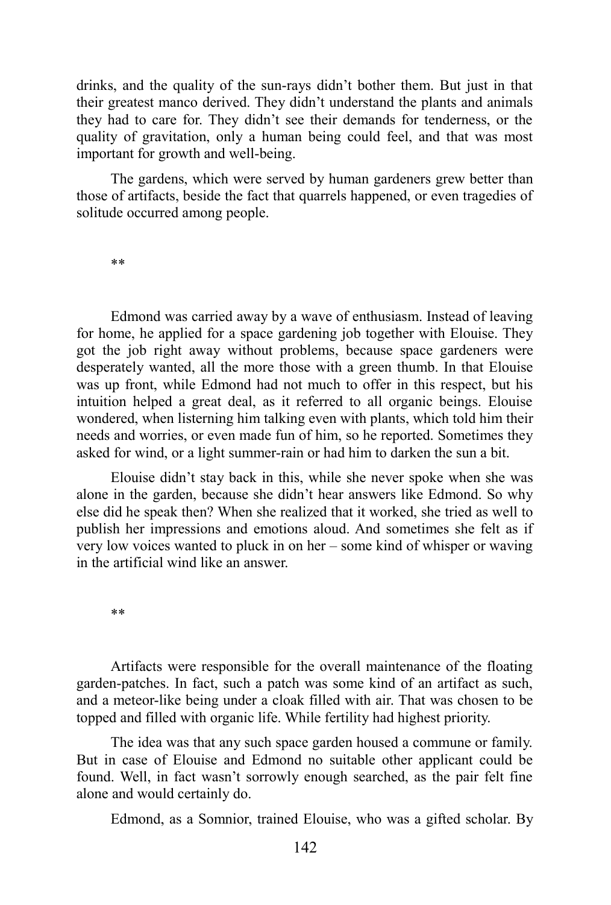drinks, and the quality of the sun-rays didn't bother them. But just in that their greatest manco derived. They didn't understand the plants and animals they had to care for. They didn't see their demands for tenderness, or the quality of gravitation, only a human being could feel, and that was most important for growth and well-being.

The gardens, which were served by human gardeners grew better than those of artifacts, beside the fact that quarrels happened, or even tragedies of solitude occurred among people.

**

Edmond was carried away by a wave of enthusiasm. Instead of leaving for home, he applied for a space gardening job together with Elouise. They got the job right away without problems, because space gardeners were desperately wanted, all the more those with a green thumb. In that Elouise was up front, while Edmond had not much to offer in this respect, but his intuition helped a great deal, as it referred to all organic beings. Elouise wondered, when listerning him talking even with plants, which told him their needs and worries, or even made fun of him, so he reported. Sometimes they asked for wind, or a light summer-rain or had him to darken the sun a bit.

Elouise didn't stay back in this, while she never spoke when she was alone in the garden, because she didn't hear answers like Edmond. So why else did he speak then? When she realized that it worked, she tried as well to publish her impressions and emotions aloud. And sometimes she felt as if very low voices wanted to pluck in on her – some kind of whisper or waving in the artificial wind like an answer.

**

Artifacts were responsible for the overall maintenance of the floating garden-patches. In fact, such a patch was some kind of an artifact as such, and a meteor-like being under a cloak filled with air. That was chosen to be topped and filled with organic life. While fertility had highest priority.

The idea was that any such space garden housed a commune or family. But in case of Elouise and Edmond no suitable other applicant could be found. Well, in fact wasn't sorrowly enough searched, as the pair felt fine alone and would certainly do.

Edmond, as a Somnior, trained Elouise, who was a gifted scholar. By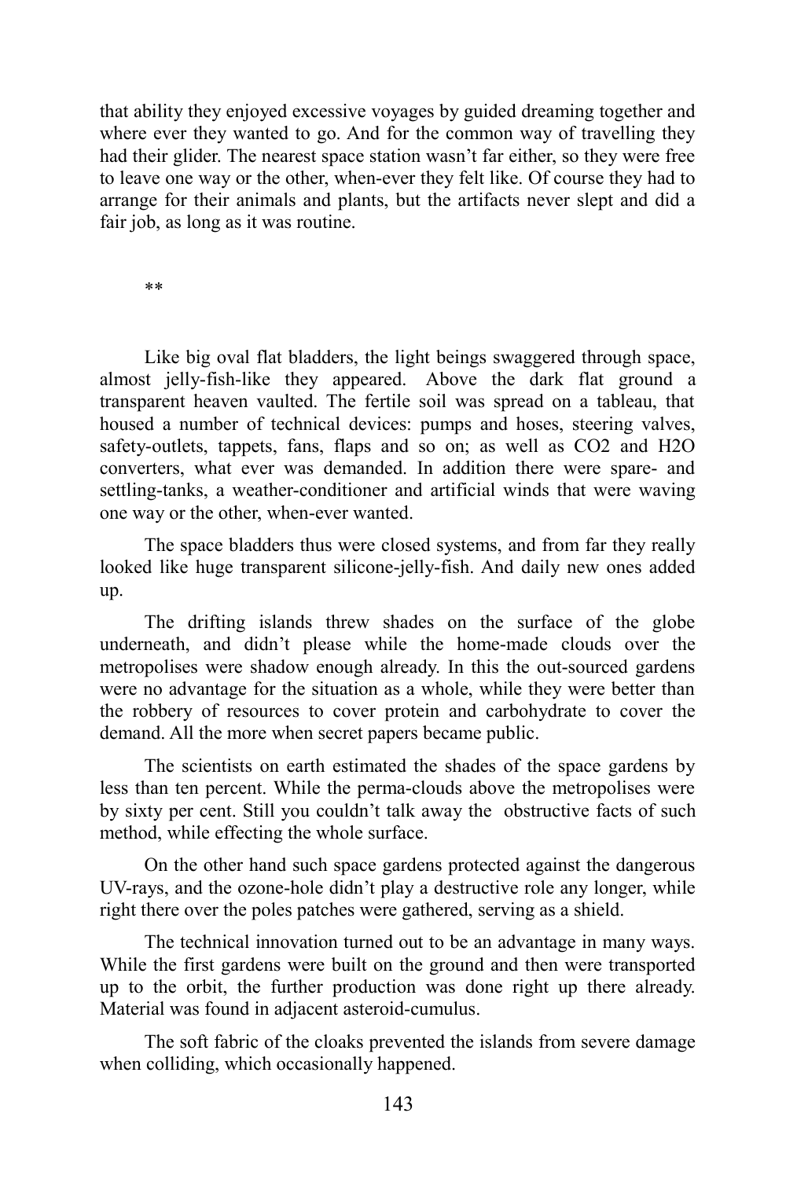that ability they enjoyed excessive voyages by guided dreaming together and where ever they wanted to go. And for the common way of travelling they had their glider. The nearest space station wasn't far either, so they were free to leave one way or the other, when-ever they felt like. Of course they had to arrange for their animals and plants, but the artifacts never slept and did a fair job, as long as it was routine.

**

Like big oval flat bladders, the light beings swaggered through space, almost jelly-fish-like they appeared. Above the dark flat ground a transparent heaven vaulted. The fertile soil was spread on a tableau, that housed a number of technical devices: pumps and hoses, steering valves, safety-outlets, tappets, fans, flaps and so on; as well as $CO_2$ and $H_2O$ converters, what ever was demanded. In addition there were spare- and settling-tanks, a weather-conditioner and artificial winds that were waving one way or the other, when-ever wanted.

The space bladders thus were closed systems, and from far they really looked like huge transparent silicone-jelly-fish. And daily new ones added up.

The drifting islands threw shades on the surface of the globe underneath, and didn't please while the home-made clouds over the metropolises were shadow enough already. In this the out-sourced gardens were no advantage for the situation as a whole, while they were better than the robbery of resources to cover protein and carbohydrate to cover the demand. All the more when secret papers became public.

The scientists on earth estimated the shades of the space gardens by less than ten percent. While the perma-clouds above the metropolises were by sixty per cent. Still you couldn't talk away the obstructive facts of such method, while effecting the whole surface.

On the other hand such space gardens protected against the dangerous UV-rays, and the ozone-hole didn't play a destructive role any longer, while right there over the poles patches were gathered, serving as a shield.

The technical innovation turned out to be an advantage in many ways. While the first gardens were built on the ground and then were transported up to the orbit, the further production was done right up there already. Material was found in adjacent asteroid-cumulus.

The soft fabric of the cloaks prevented the islands from severe damage when colliding, which occasionally happened.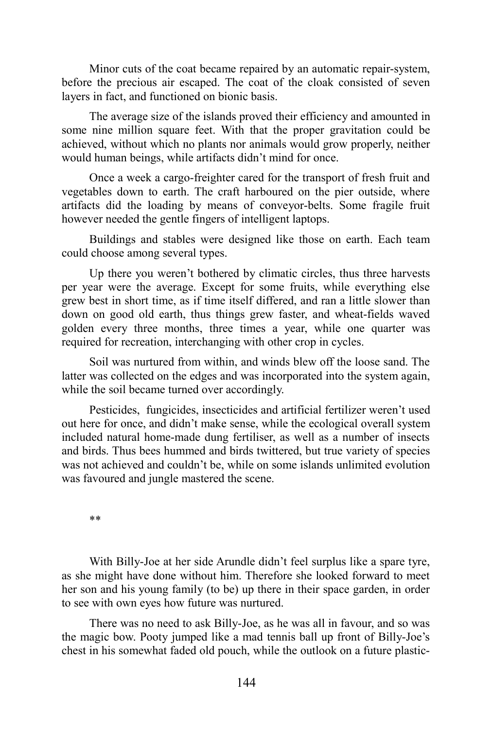Minor cuts of the coat became repaired by an automatic repair-system, before the precious air escaped. The coat of the cloak consisted of seven layers in fact, and functioned on bionic basis.

The average size of the islands proved their efficiency and amounted in some nine million square feet. With that the proper gravitation could be achieved, without which no plants nor animals would grow properly, neither would human beings, while artifacts didn't mind for once.

Once a week a cargo-freighter cared for the transport of fresh fruit and vegetables down to earth. The craft harboured on the pier outside, where artifacts did the loading by means of conveyor-belts. Some fragile fruit however needed the gentle fingers of intelligent laptops.

Buildings and stables were designed like those on earth. Each team could choose among several types.

Up there you weren't bothered by climatic circles, thus three harvests per year were the average. Except for some fruits, while everything else grew best in short time, as if time itself differed, and ran a little slower than down on good old earth, thus things grew faster, and wheat-fields waved golden every three months, three times a year, while one quarter was required for recreation, interchanging with other crop in cycles.

Soil was nurtured from within, and winds blew off the loose sand. The latter was collected on the edges and was incorporated into the system again, while the soil became turned over accordingly.

Pesticides, fungicides, insecticides and artificial fertilizer weren't used out here for once, and didn't make sense, while the ecological overall system included natural home-made dung fertiliser, as well as a number of insects and birds. Thus bees hummed and birds twittered, but true variety of species was not achieved and couldn't be, while on some islands unlimited evolution was favoured and jungle mastered the scene.

**

With Billy-Joe at her side Arundle didn't feel surplus like a spare tyre, as she might have done without him. Therefore she looked forward to meet her son and his young family (to be) up there in their space garden, in order to see with own eyes how future was nurtured.

There was no need to ask Billy-Joe, as he was all in favour, and so was the magic bow. Pooty jumped like a mad tennis ball up front of Billy-Joe's chest in his somewhat faded old pouch, while the outlook on a future plastic-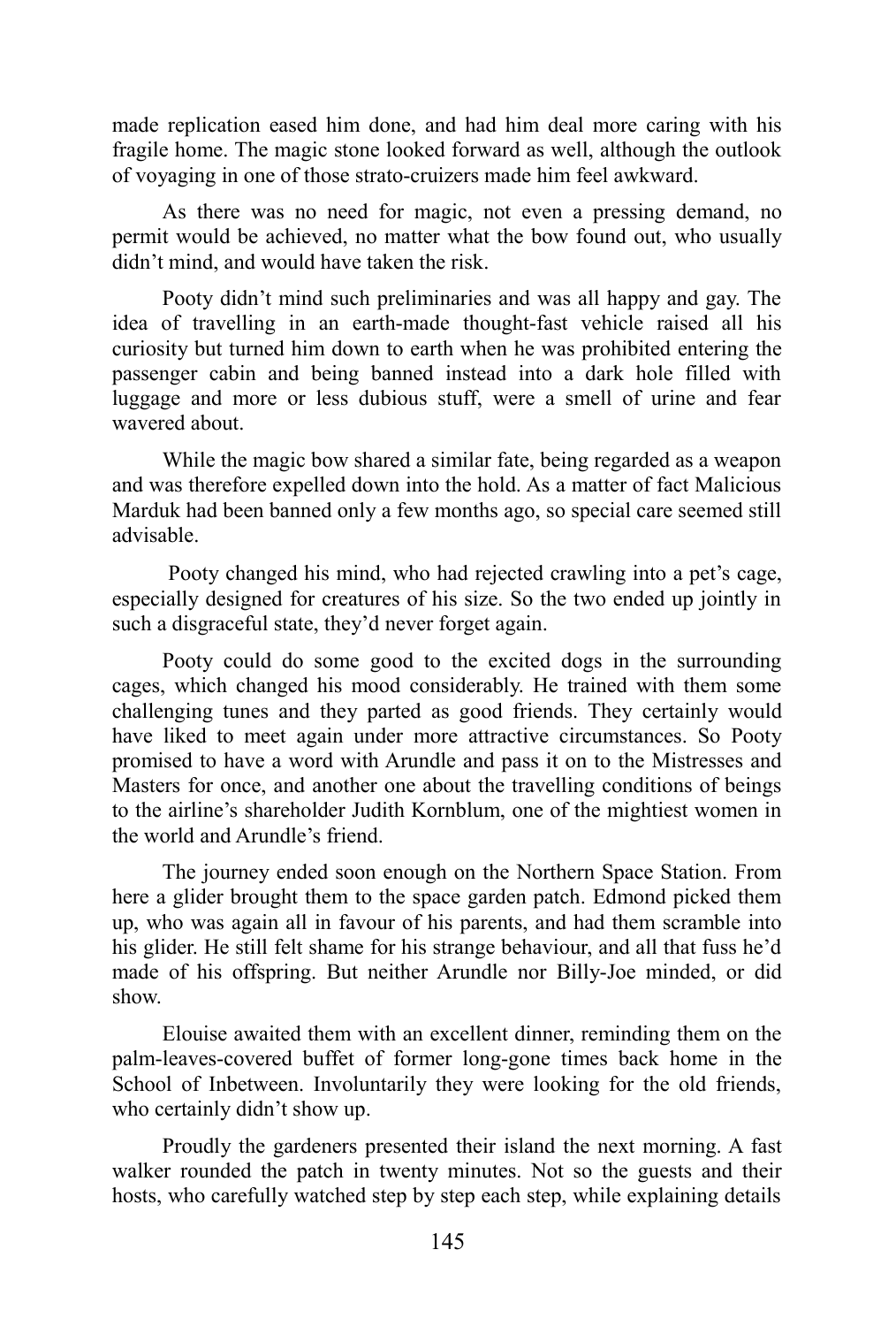made replication eased him done, and had him deal more caring with his fragile home. The magic stone looked forward as well, although the outlook of voyaging in one of those strato-cruizers made him feel awkward.

As there was no need for magic, not even a pressing demand, no permit would be achieved, no matter what the bow found out, who usually didn't mind, and would have taken the risk.

Pooty didn't mind such preliminaries and was all happy and gay. The idea of travelling in an earth-made thought-fast vehicle raised all his curiosity but turned him down to earth when he was prohibited entering the passenger cabin and being banned instead into a dark hole filled with luggage and more or less dubious stuff, were a smell of urine and fear wavered about.

While the magic bow shared a similar fate, being regarded as a weapon and was therefore expelled down into the hold. As a matter of fact Malicious Marduk had been banned only a few months ago, so special care seemed still advisable.

Pooty changed his mind, who had rejected crawling into a pet's cage, especially designed for creatures of his size. So the two ended up jointly in such a disgraceful state, they'd never forget again.

Pooty could do some good to the excited dogs in the surrounding cages, which changed his mood considerably. He trained with them some challenging tunes and they parted as good friends. They certainly would have liked to meet again under more attractive circumstances. So Pooty promised to have a word with Arundle and pass it on to the Mistresses and Masters for once, and another one about the travelling conditions of beings to the airline's shareholder Judith Kornblum, one of the mightiest women in the world and Arundle's friend.

The journey ended soon enough on the Northern Space Station. From here a glider brought them to the space garden patch. Edmond picked them up, who was again all in favour of his parents, and had them scramble into his glider. He still felt shame for his strange behaviour, and all that fuss he'd made of his offspring. But neither Arundle nor Billy-Joe minded, or did show.

Elouise awaited them with an excellent dinner, reminding them on the palm-leaves-covered buffet of former long-gone times back home in the School of Inbetween. Involuntarily they were looking for the old friends, who certainly didn't show up.

Proudly the gardeners presented their island the next morning. A fast walker rounded the patch in twenty minutes. Not so the guests and their hosts, who carefully watched step by step each step, while explaining details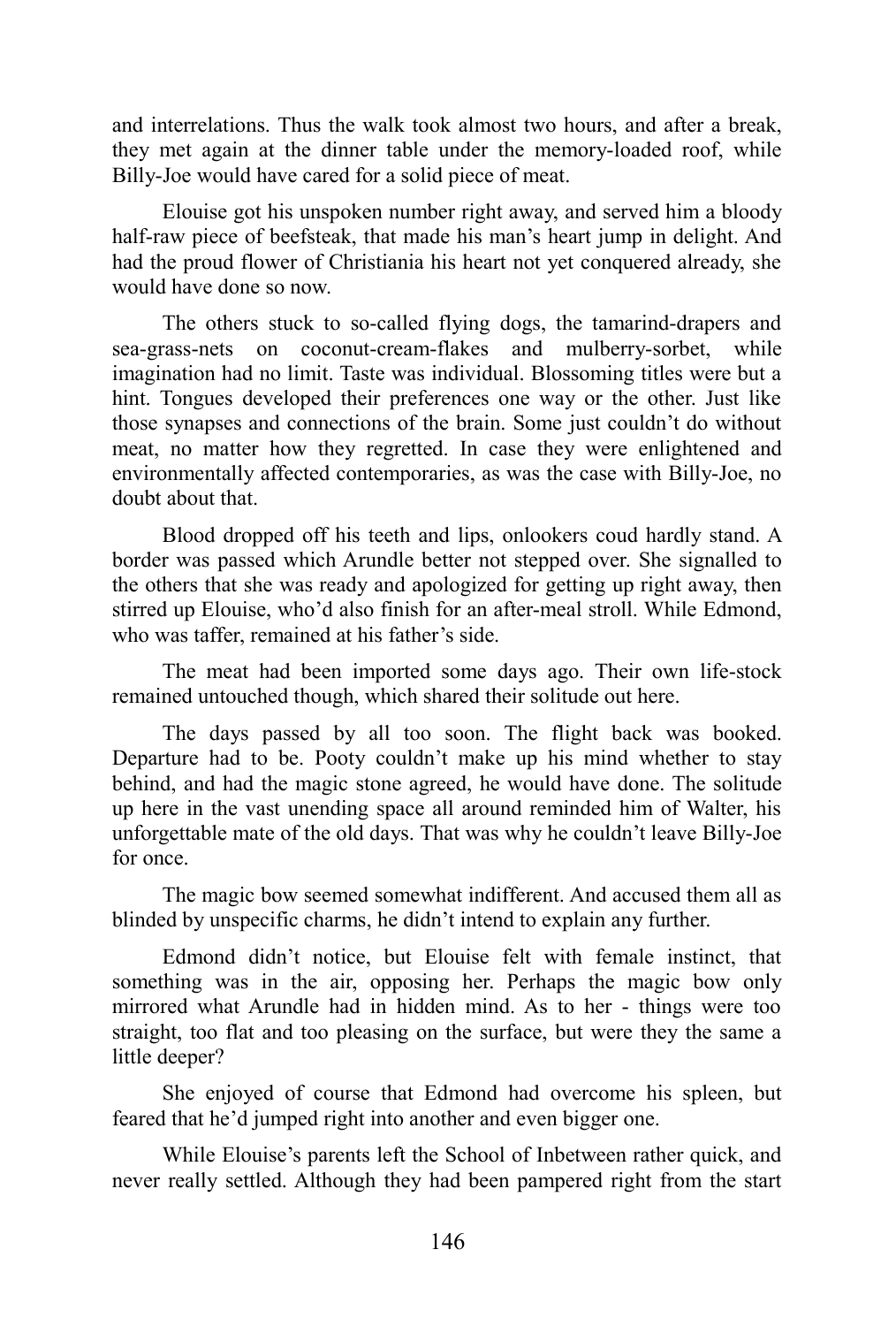and interrelations. Thus the walk took almost two hours, and after a break, they met again at the dinner table under the memory-loaded roof, while Billy-Joe would have cared for a solid piece of meat.

Elouise got his unspoken number right away, and served him a bloody half-raw piece of beefsteak, that made his man's heart jump in delight. And had the proud flower of Christiania his heart not yet conquered already, she would have done so now.

The others stuck to so-called flying dogs, the tamarind-drapers and sea-grass-nets on coconut-cream-flakes and mulberry-sorbet, while imagination had no limit. Taste was individual. Blossoming titles were but a hint. Tongues developed their preferences one way or the other. Just like those synapses and connections of the brain. Some just couldn't do without meat, no matter how they regretted. In case they were enlightened and environmentally affected contemporaries, as was the case with Billy-Joe, no doubt about that.

Blood dropped off his teeth and lips, onlookers coud hardly stand. A border was passed which Arundle better not stepped over. She signalled to the others that she was ready and apologized for getting up right away, then stirred up Elouise, who'd also finish for an after-meal stroll. While Edmond, who was taffer, remained at his father's side.

The meat had been imported some days ago. Their own life-stock remained untouched though, which shared their solitude out here.

The days passed by all too soon. The flight back was booked. Departure had to be. Pooty couldn't make up his mind whether to stay behind, and had the magic stone agreed, he would have done. The solitude up here in the vast unending space all around reminded him of Walter, his unforgettable mate of the old days. That was why he couldn't leave Billy-Joe for once.

The magic bow seemed somewhat indifferent. And accused them all as blinded by unspecific charms, he didn't intend to explain any further.

Edmond didn't notice, but Elouise felt with female instinct, that something was in the air, opposing her. Perhaps the magic bow only mirrored what Arundle had in hidden mind. As to her - things were too straight, too flat and too pleasing on the surface, but were they the same a little deeper?

She enjoyed of course that Edmond had overcome his spleen, but feared that he'd jumped right into another and even bigger one.

While Elouise's parents left the School of Inbetween rather quick, and never really settled. Although they had been pampered right from the start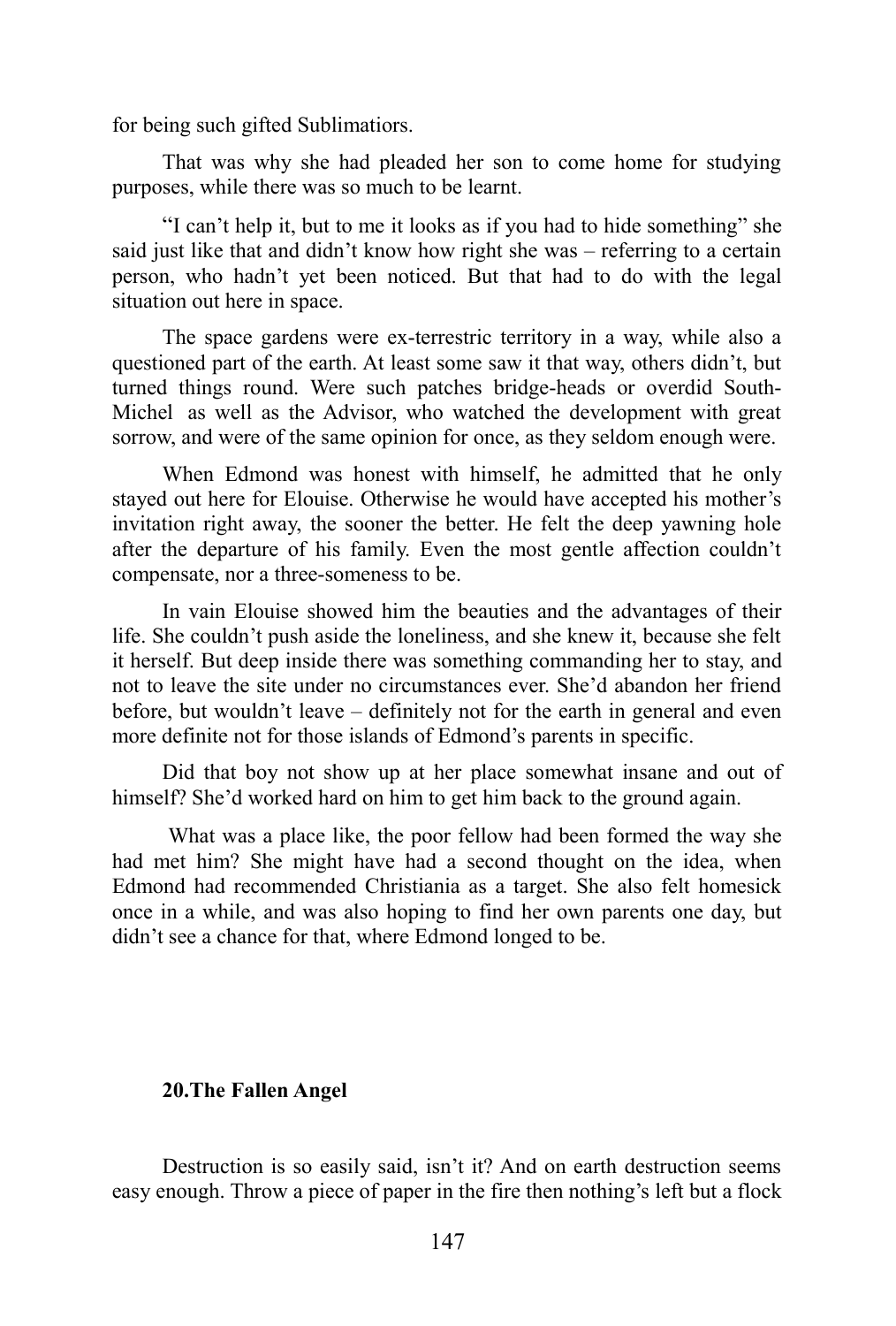for being such gifted Sublimatiors.

That was why she had pleaded her son to come home for studying purposes, while there was so much to be learnt.

"I can't help it, but to me it looks as if you had to hide something" she said just like that and didn't know how right she was – referring to a certain person, who hadn't yet been noticed. But that had to do with the legal situation out here in space.

The space gardens were ex-terrestric territory in a way, while also a questioned part of the earth. At least some saw it that way, others didn't, but turned things round. Were such patches bridge-heads or overdid South-Michel as well as the Advisor, who watched the development with great sorrow, and were of the same opinion for once, as they seldom enough were.

When Edmond was honest with himself, he admitted that he only stayed out here for Elouise. Otherwise he would have accepted his mother's invitation right away, the sooner the better. He felt the deep yawning hole after the departure of his family. Even the most gentle affection couldn't compensate, nor a three-someness to be.

In vain Elouise showed him the beauties and the advantages of their life. She couldn't push aside the loneliness, and she knew it, because she felt it herself. But deep inside there was something commanding her to stay, and not to leave the site under no circumstances ever. She'd abandon her friend before, but wouldn't leave – definitely not for the earth in general and even more definite not for those islands of Edmond's parents in specific.

Did that boy not show up at her place somewhat insane and out of himself? She'd worked hard on him to get him back to the ground again.

What was a place like, the poor fellow had been formed the way she had met him? She might have had a second thought on the idea, when Edmond had recommended Christiania as a target. She also felt homesick once in a while, and was also hoping to find her own parents one day, but didn't see a chance for that, where Edmond longed to be.

## 20.The Fallen Angel

Destruction is so easily said, isn't it? And on earth destruction seems easy enough. Throw a piece of paper in the fire then nothing's left but a flock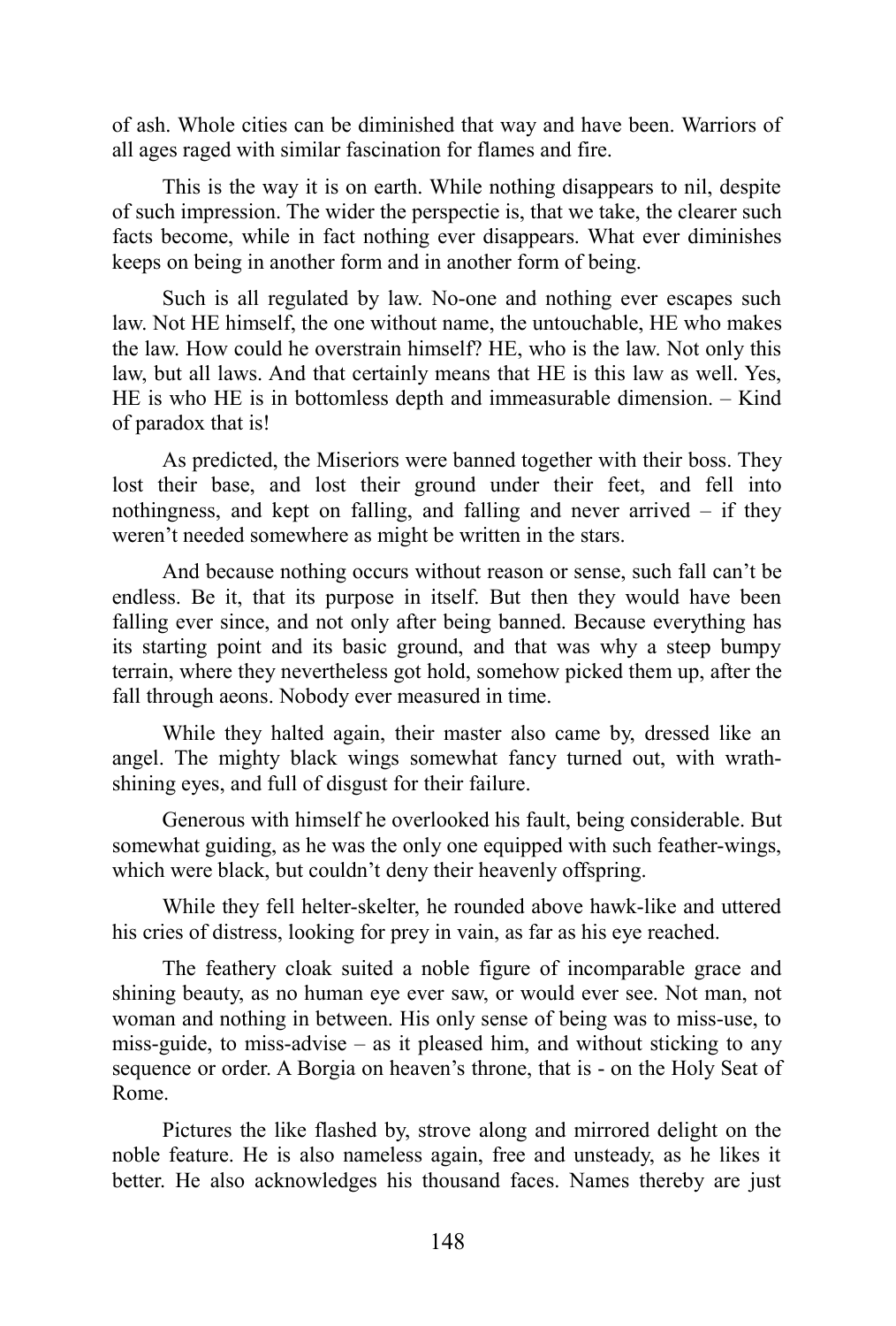of ash. Whole cities can be diminished that way and have been. Warriors of all ages raged with similar fascination for flames and fire.

This is the way it is on earth. While nothing disappears to nil, despite of such impression. The wider the perspectie is, that we take, the clearer such facts become, while in fact nothing ever disappears. What ever diminishes keeps on being in another form and in another form of being.

Such is all regulated by law. No-one and nothing ever escapes such law. Not HE himself, the one without name, the untouchable, HE who makes the law. How could he overstrain himself? HE, who is the law. Not only this law, but all laws. And that certainly means that HE is this law as well. Yes, HE is who HE is in bottomless depth and immeasurable dimension. – Kind of paradox that is!

As predicted, the Miseriors were banned together with their boss. They lost their base, and lost their ground under their feet, and fell into nothingness, and kept on falling, and falling and never arrived – if they weren't needed somewhere as might be written in the stars.

And because nothing occurs without reason or sense, such fall can't be endless. Be it, that its purpose in itself. But then they would have been falling ever since, and not only after being banned. Because everything has its starting point and its basic ground, and that was why a steep bumpy terrain, where they nevertheless got hold, somehow picked them up, after the fall through aeons. Nobody ever measured in time.

While they halted again, their master also came by, dressed like an angel. The mighty black wings somewhat fancy turned out, with wrath-shining eyes, and full of disgust for their failure.

Generous with himself he overlooked his fault, being considerable. But somewhat guiding, as he was the only one equipped with such feather-wings, which were black, but couldn't deny their heavenly offspring.

While they fell helter-skelter, he rounded above hawk-like and uttered his cries of distress, looking for prey in vain, as far as his eye reached.

The feathery cloak suited a noble figure of incomparable grace and shining beauty, as no human eye ever saw, or would ever see. Not man, not woman and nothing in between. His only sense of being was to miss-use, to miss-guide, to miss-advise – as it pleased him, and without sticking to any sequence or order. A Borgia on heaven's throne, that is - on the Holy Seat of Rome.

Pictures the like flashed by, strove along and mirrored delight on the noble feature. He is also nameless again, free and unsteady, as he likes it better. He also acknowledges his thousand faces. Names thereby are just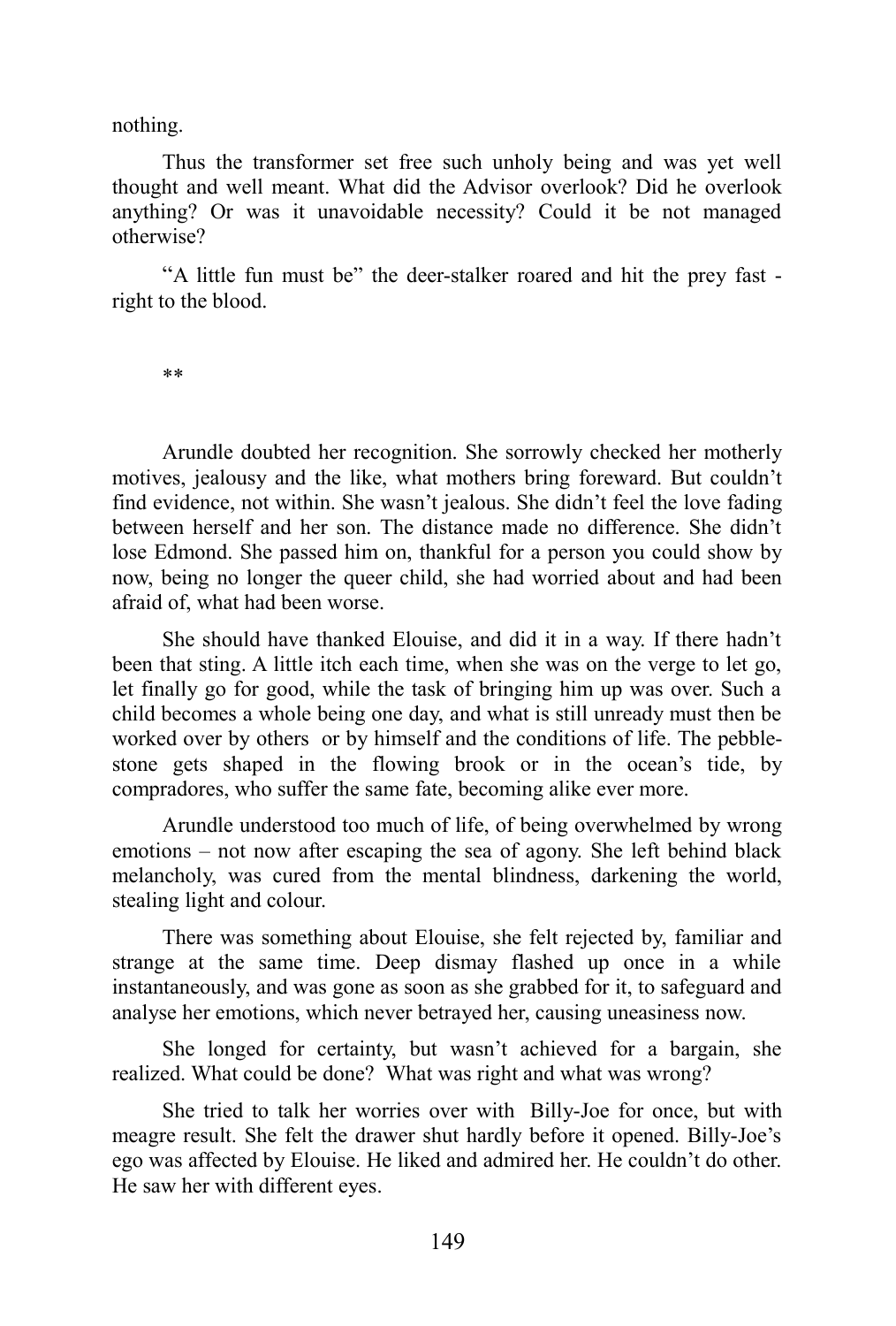nothing.

Thus the transformer set free such unholy being and was yet well thought and well meant. What did the Advisor overlook? Did he overlook anything? Or was it unavoidable necessity? Could it be not managed otherwise?

"A little fun must be" the deer-stalker roared and hit the prey fast - right to the blood.

**

Arundle doubted her recognition. She sorrowly checked her motherly motives, jealousy and the like, what mothers bring foreward. But couldn't find evidence, not within. She wasn't jealous. She didn't feel the love fading between herself and her son. The distance made no difference. She didn't lose Edmond. She passed him on, thankful for a person you could show by now, being no longer the queer child, she had worried about and had been afraid of, what had been worse.

She should have thanked Elouise, and did it in a way. If there hadn't been that sting. A little itch each time, when she was on the verge to let go, let finally go for good, while the task of bringing him up was over. Such a child becomes a whole being one day, and what is still unready must then be worked over by others or by himself and the conditions of life. The pebble-stone gets shaped in the flowing brook or in the ocean's tide, by compradores, who suffer the same fate, becoming alike ever more.

Arundle understood too much of life, of being overwhelmed by wrong emotions – not now after escaping the sea of agony. She left behind black melancholy, was cured from the mental blindness, darkening the world, stealing light and colour.

There was something about Elouise, she felt rejected by, familiar and strange at the same time. Deep dismay flashed up once in a while instantaneously, and was gone as soon as she grabbed for it, to safeguard and analyse her emotions, which never betrayed her, causing uneasiness now.

She longed for certainty, but wasn't achieved for a bargain, she realized. What could be done? What was right and what was wrong?

She tried to talk her worries over with Billy-Joe for once, but with meagre result. She felt the drawer shut hardly before it opened. Billy-Joe's ego was affected by Elouise. He liked and admired her. He couldn't do other. He saw her with different eyes.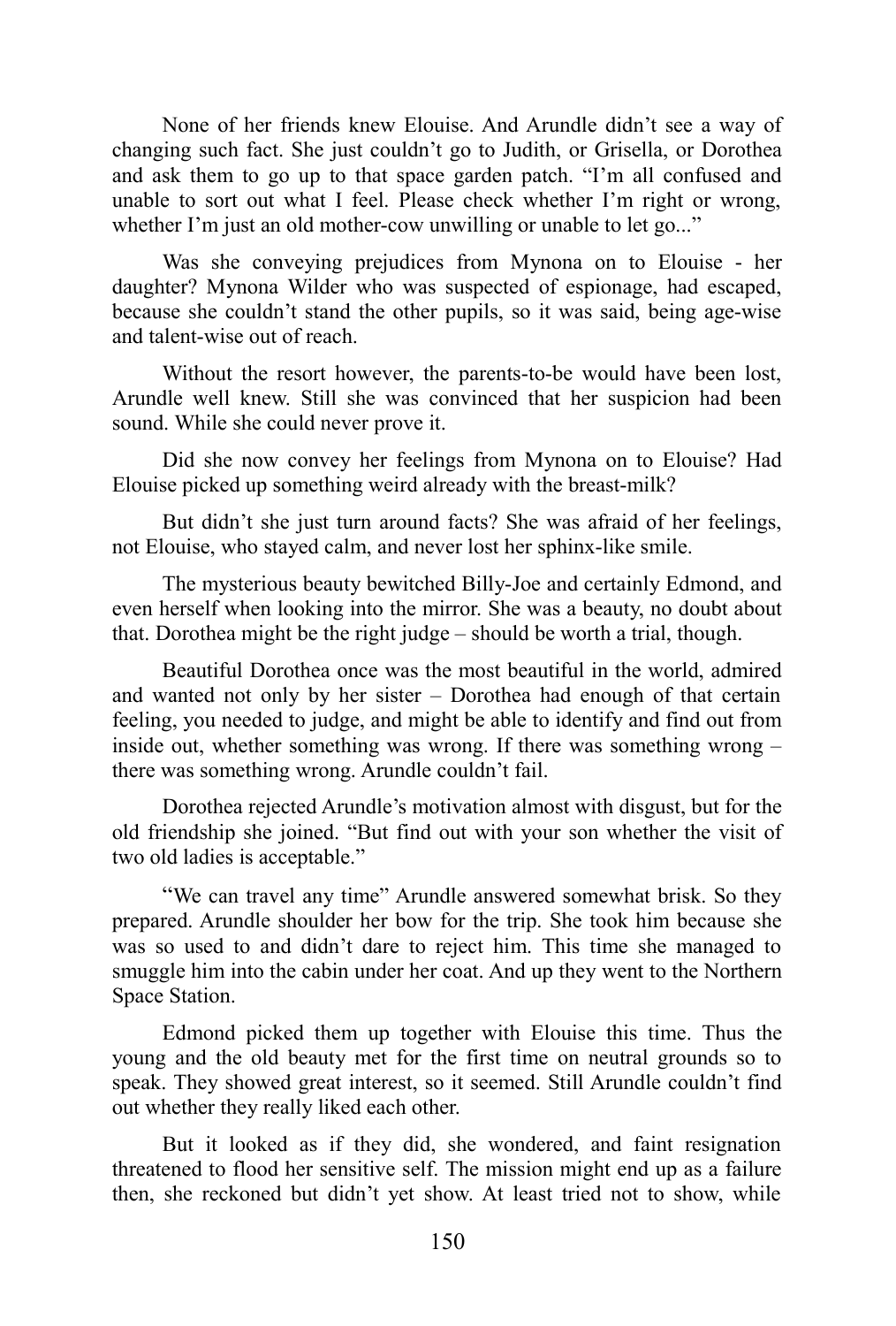None of her friends knew Elouise. And Arundle didn't see a way of changing such fact. She just couldn't go to Judith, or Grisella, or Dorothea and ask them to go up to that space garden patch. "I'm all confused and unable to sort out what I feel. Please check whether I'm right or wrong, whether I'm just an old mother-cow unwilling or unable to let go..."

Was she conveying prejudices from Mynona on to Elouise - her daughter? Mynona Wilder who was suspected of espionage, had escaped, because she couldn't stand the other pupils, so it was said, being age-wise and talent-wise out of reach.

Without the resort however, the parents-to-be would have been lost, Arundle well knew. Still she was convinced that her suspicion had been sound. While she could never prove it.

Did she now convey her feelings from Mynona on to Elouise? Had Elouise picked up something weird already with the breast-milk?

But didn't she just turn around facts? She was afraid of her feelings, not Elouise, who stayed calm, and never lost her sphinx-like smile.

The mysterious beauty bewitched Billy-Joe and certainly Edmond, and even herself when looking into the mirror. She was a beauty, no doubt about that. Dorothea might be the right judge – should be worth a trial, though.

Beautiful Dorothea once was the most beautiful in the world, admired and wanted not only by her sister – Dorothea had enough of that certain feeling, you needed to judge, and might be able to identify and find out from inside out, whether something was wrong. If there was something wrong – there was something wrong. Arundle couldn't fail.

Dorothea rejected Arundle's motivation almost with disgust, but for the old friendship she joined. "But find out with your son whether the visit of two old ladies is acceptable."

"We can travel any time" Arundle answered somewhat brisk. So they prepared. Arundle shoulder her bow for the trip. She took him because she was so used to and didn't dare to reject him. This time she managed to smuggle him into the cabin under her coat. And up they went to the Northern Space Station.

Edmond picked them up together with Elouise this time. Thus the young and the old beauty met for the first time on neutral grounds so to speak. They showed great interest, so it seemed. Still Arundle couldn't find out whether they really liked each other.

But it looked as if they did, she wondered, and faint resignation threatened to flood her sensitive self. The mission might end up as a failure then, she reckoned but didn't yet show. At least tried not to show, while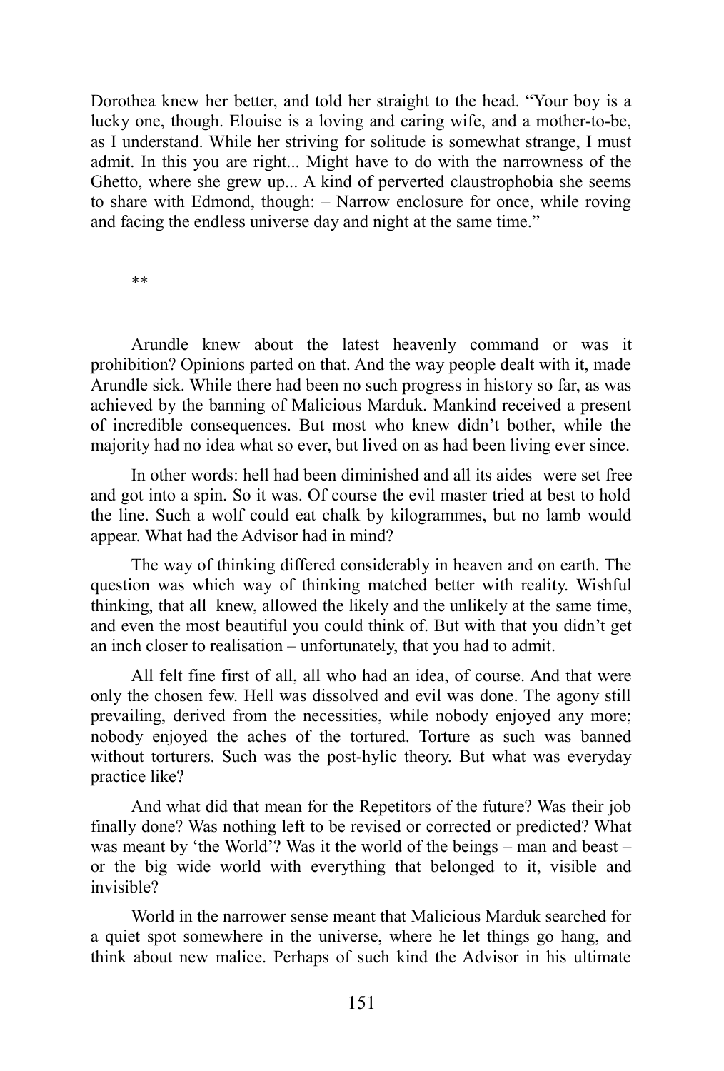Dorothea knew her better, and told her straight to the head. “Your boy is a lucky one, though. Elouise is a loving and caring wife, and a mother-to-be, as I understand. While her striving for solitude is somewhat strange, I must admit. In this you are right... Might have to do with the narrowness of the Ghetto, where she grew up... A kind of perverted claustrophobia she seems to share with Edmond, though: – Narrow enclosure for once, while roving and facing the endless universe day and night at the same time.”

**

Arundle knew about the latest heavenly command or was it prohibition? Opinions parted on that. And the way people dealt with it, made Arundle sick. While there had been no such progress in history so far, as was achieved by the banning of Malicious Marduk. Mankind received a present of incredible consequences. But most who knew didn’t bother, while the majority had no idea what so ever, but lived on as had been living ever since.

In other words: hell had been diminished and all its aides were set free and got into a spin. So it was. Of course the evil master tried at best to hold the line. Such a wolf could eat chalk by kilogrammes, but no lamb would appear. What had the Advisor had in mind?

The way of thinking differed considerably in heaven and on earth. The question was which way of thinking matched better with reality. Wishful thinking, that all knew, allowed the likely and the unlikely at the same time, and even the most beautiful you could think of. But with that you didn’t get an inch closer to realisation – unfortunately, that you had to admit.

All felt fine first of all, all who had an idea, of course. And that were only the chosen few. Hell was dissolved and evil was done. The agony still prevailing, derived from the necessities, while nobody enjoyed any more; nobody enjoyed the aches of the tortured. Torture as such was banned without torturers. Such was the post-hylic theory. But what was everyday practice like?

And what did that mean for the Repetitors of the future? Was their job finally done? Was nothing left to be revised or corrected or predicted? What was meant by ‘the World’? Was it the world of the beings – man and beast – or the big wide world with everything that belonged to it, visible and invisible?

World in the narrower sense meant that Malicious Marduk searched for a quiet spot somewhere in the universe, where he let things go hang, and think about new malice. Perhaps of such kind the Advisor in his ultimate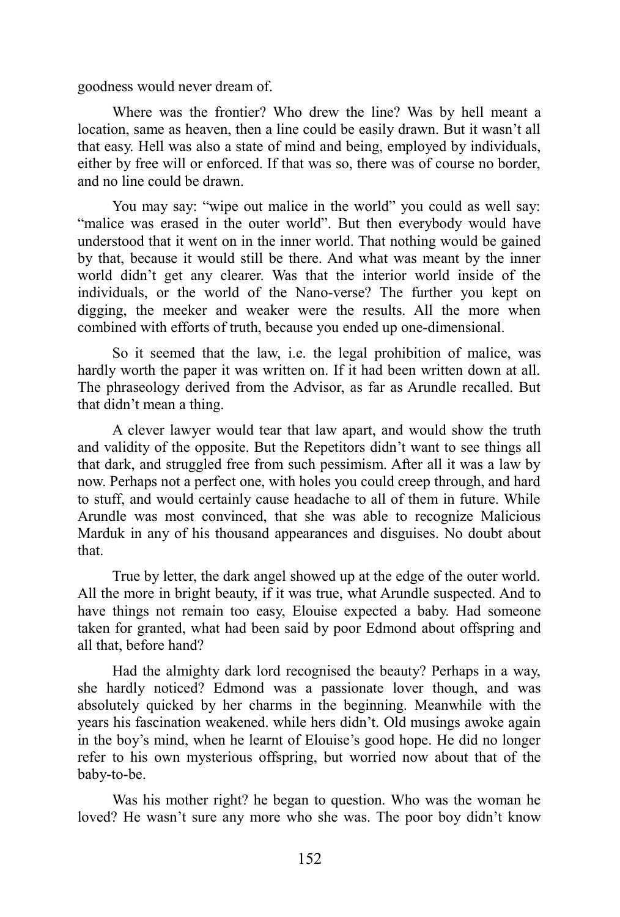goodness would never dream of.

Where was the frontier? Who drew the line? Was by hell meant a location, same as heaven, then a line could be easily drawn. But it wasn't all that easy. Hell was also a state of mind and being, employed by individuals, either by free will or enforced. If that was so, there was of course no border, and no line could be drawn.

You may say: "wipe out malice in the world" you could as well say: "malice was erased in the outer world". But then everybody would have understood that it went on in the inner world. That nothing would be gained by that, because it would still be there. And what was meant by the inner world didn't get any clearer. Was that the interior world inside of the individuals, or the world of the Nano-verse? The further you kept on digging, the meeker and weaker were the results. All the more when combined with efforts of truth, because you ended up one-dimensional.

So it seemed that the law, i.e. the legal prohibition of malice, was hardly worth the paper it was written on. If it had been written down at all. The phraseology derived from the Advisor, as far as Arundle recalled. But that didn't mean a thing.

A clever lawyer would tear that law apart, and would show the truth and validity of the opposite. But the Repetitors didn't want to see things all that dark, and struggled free from such pessimism. After all it was a law by now. Perhaps not a perfect one, with holes you could creep through, and hard to stuff, and would certainly cause headache to all of them in future. While Arundle was most convinced, that she was able to recognize Malicious Marduk in any of his thousand appearances and disguises. No doubt about that.

True by letter, the dark angel showed up at the edge of the outer world. All the more in bright beauty, if it was true, what Arundle suspected. And to have things not remain too easy, Elouise expected a baby. Had someone taken for granted, what had been said by poor Edmond about offspring and all that, before hand?

Had the almighty dark lord recognised the beauty? Perhaps in a way, she hardly noticed? Edmond was a passionate lover though, and was absolutely quicked by her charms in the beginning. Meanwhile with the years his fascination weakened. while hers didn't. Old musings awoke again in the boy's mind, when he learnt of Elouise's good hope. He did no longer refer to his own mysterious offspring, but worried now about that of the baby-to-be.

Was his mother right? he began to question. Who was the woman he loved? He wasn't sure any more who she was. The poor boy didn't know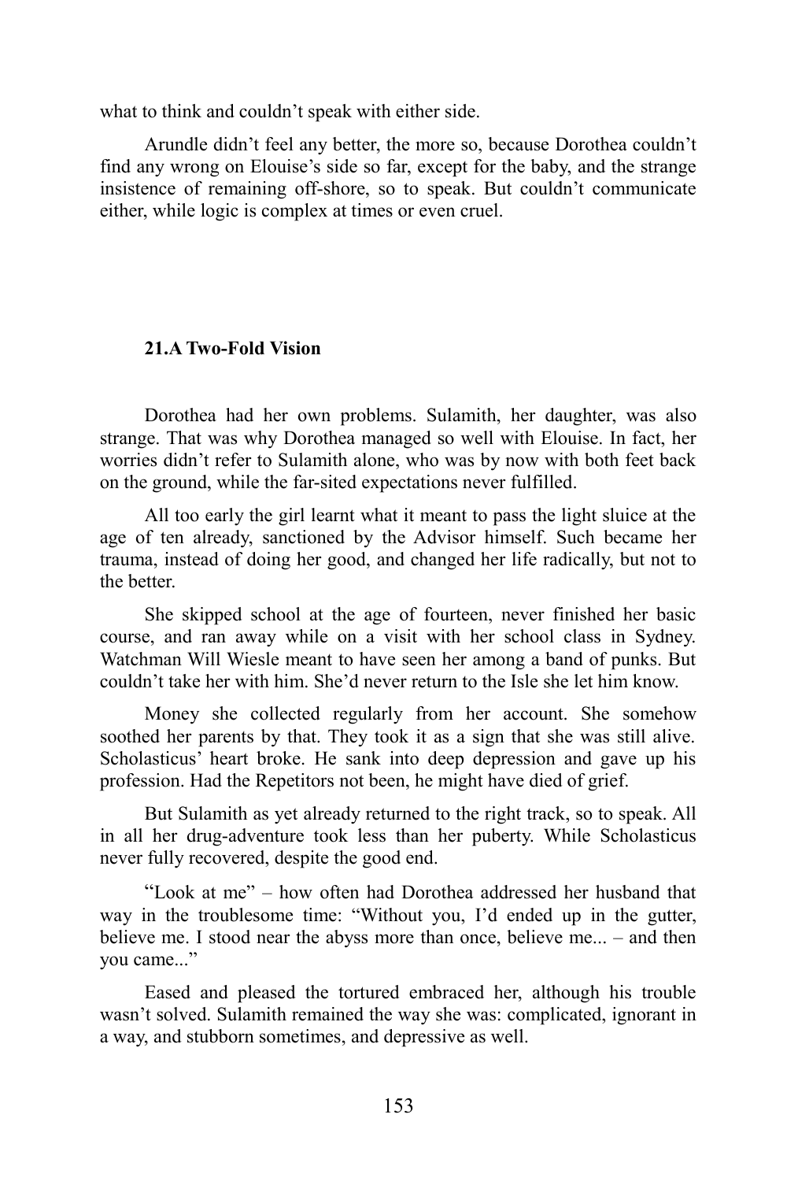what to think and couldn't speak with either side.

Arundle didn't feel any better, the more so, because Dorothea couldn't find any wrong on Elouise's side so far, except for the baby, and the strange insistence of remaining off-shore, so to speak. But couldn't communicate either, while logic is complex at times or even cruel.

### 21.A Two-Fold Vision

Dorothea had her own problems. Sulamith, her daughter, was also strange. That was why Dorothea managed so well with Elouise. In fact, her worries didn't refer to Sulamith alone, who was by now with both feet back on the ground, while the far-sited expectations never fulfilled.

All too early the girl learnt what it meant to pass the light sluice at the age of ten already, sanctioned by the Advisor himself. Such became her trauma, instead of doing her good, and changed her life radically, but not to the better.

She skipped school at the age of fourteen, never finished her basic course, and ran away while on a visit with her school class in Sydney. Watchman Will Wiesle meant to have seen her among a band of punks. But couldn't take her with him. She'd never return to the Isle she let him know.

Money she collected regularly from her account. She somehow soothed her parents by that. They took it as a sign that she was still alive. Scholasticus' heart broke. He sank into deep depression and gave up his profession. Had the Repetitors not been, he might have died of grief.

But Sulamith as yet already returned to the right track, so to speak. All in all her drug-adventure took less than her puberty. While Scholasticus never fully recovered, despite the good end.

"Look at me" – how often had Dorothea addressed her husband that way in the troublesome time: "Without you, I'd ended up in the gutter, believe me. I stood near the abyss more than once, believe me... – and then you came..."

Eased and pleased the tortured embraced her, although his trouble wasn't solved. Sulamith remained the way she was: complicated, ignorant in a way, and stubborn sometimes, and depressive as well.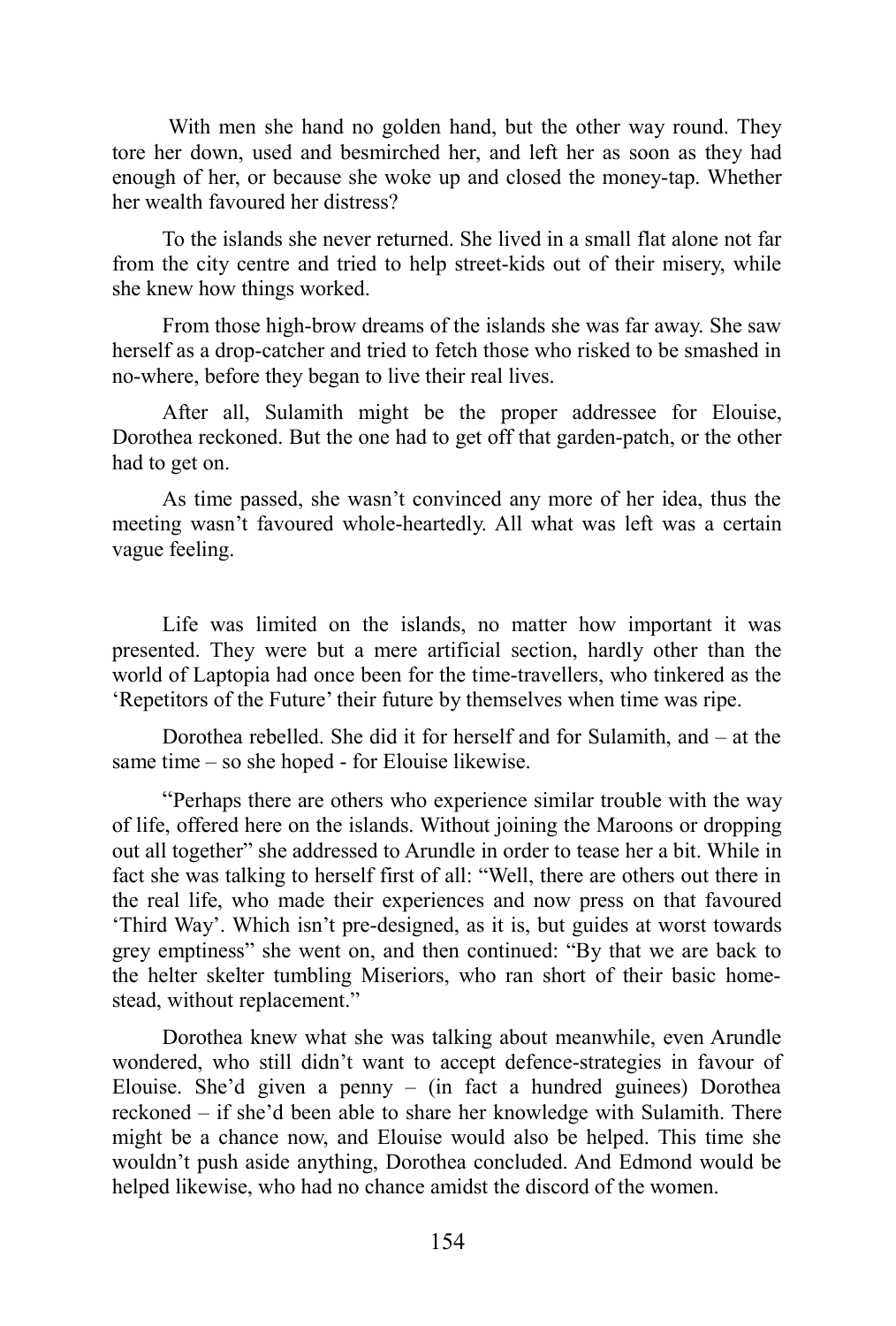With men she hand no golden hand, but the other way round. They tore her down, used and besmirched her, and left her as soon as they had enough of her, or because she woke up and closed the money-tap. Whether her wealth favoured her distress?

To the islands she never returned. She lived in a small flat alone not far from the city centre and tried to help street-kids out of their misery, while she knew how things worked.

From those high-brow dreams of the islands she was far away. She saw herself as a drop-catcher and tried to fetch those who risked to be smashed in no-where, before they began to live their real lives.

After all, Sulamith might be the proper addressee for Elouise, Dorothea reckoned. But the one had to get off that garden-patch, or the other had to get on.

As time passed, she wasn't convinced any more of her idea, thus the meeting wasn't favoured whole-heartedly. All what was left was a certain vague feeling.

Life was limited on the islands, no matter how important it was presented. They were but a mere artificial section, hardly other than the world of Laptopia had once been for the time-travellers, who tinkered as the 'Repetitors of the Future' their future by themselves when time was ripe.

Dorothea rebelled. She did it for herself and for Sulamith, and – at the same time – so she hoped - for Elouise likewise.

"Perhaps there are others who experience similar trouble with the way of life, offered here on the islands. Without joining the Maroons or dropping out all together" she addressed to Arundle in order to tease her a bit. While in fact she was talking to herself first of all: "Well, there are others out there in the real life, who made their experiences and now press on that favoured 'Third Way'. Which isn't pre-designed, as it is, but guides at worst towards grey emptiness" she went on, and then continued: "By that we are back to the helter skelter tumbling Miseriors, who ran short of their basic home-stead, without replacement."

Dorothea knew what she was talking about meanwhile, even Arundle wondered, who still didn't want to accept defence-strategies in favour of Elouise. She'd given a penny – (in fact a hundred guinees) Dorothea reckoned – if she'd been able to share her knowledge with Sulamith. There might be a chance now, and Elouise would also be helped. This time she wouldn't push aside anything, Dorothea concluded. And Edmond would be helped likewise, who had no chance amidst the discord of the women.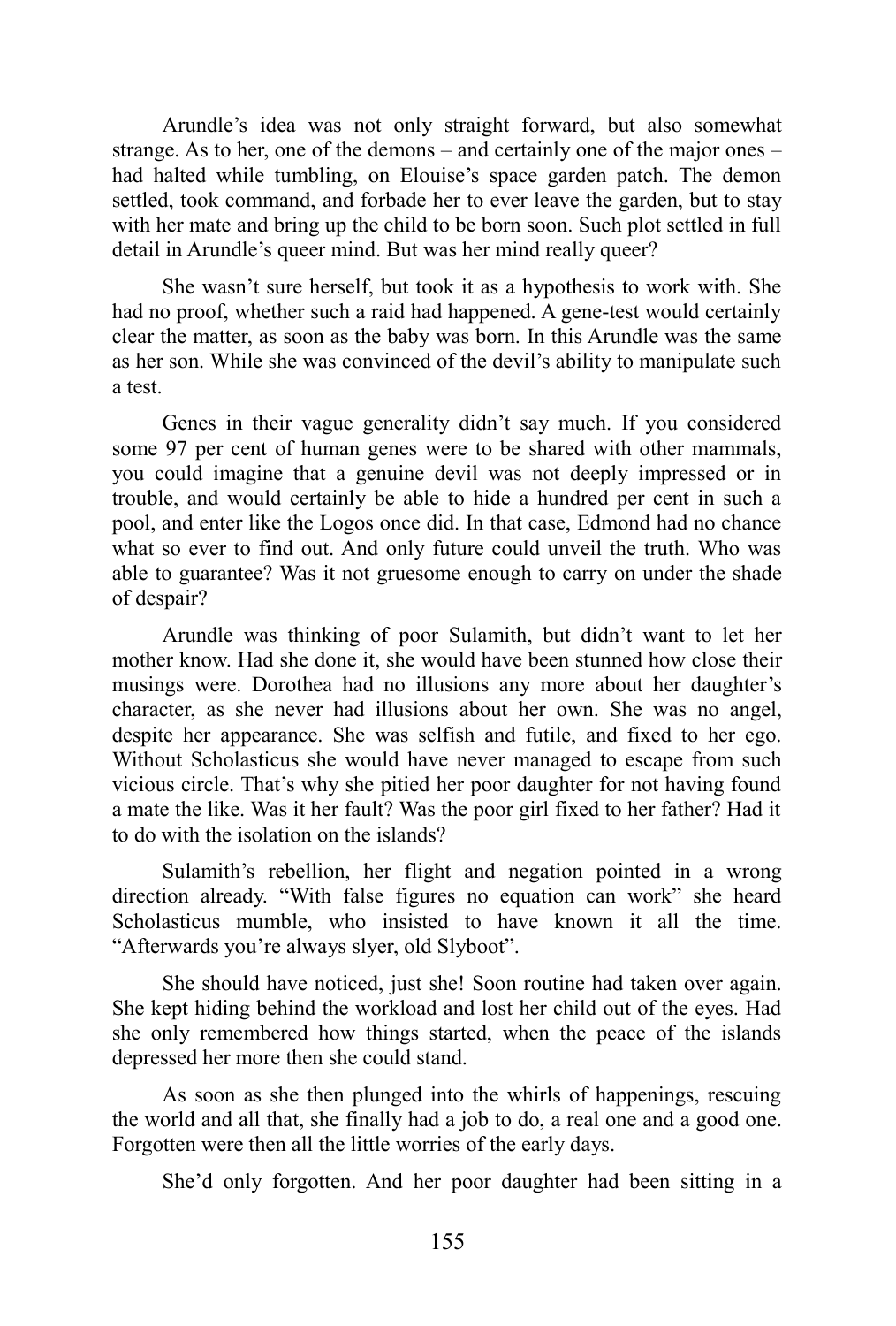Arundle's idea was not only straight forward, but also somewhat strange. As to her, one of the demons – and certainly one of the major ones – had halted while tumbling, on Elouise's space garden patch. The demon settled, took command, and forbade her to ever leave the garden, but to stay with her mate and bring up the child to be born soon. Such plot settled in full detail in Arundle's queer mind. But was her mind really queer?

She wasn't sure herself, but took it as a hypothesis to work with. She had no proof, whether such a raid had happened. A gene-test would certainly clear the matter, as soon as the baby was born. In this Arundle was the same as her son. While she was convinced of the devil's ability to manipulate such a test.

Genes in their vague generality didn't say much. If you considered some 97 per cent of human genes were to be shared with other mammals, you could imagine that a genuine devil was not deeply impressed or in trouble, and would certainly be able to hide a hundred per cent in such a pool, and enter like the Logos once did. In that case, Edmond had no chance what so ever to find out. And only future could unveil the truth. Who was able to guarantee? Was it not gruesome enough to carry on under the shade of despair?

Arundle was thinking of poor Sulamith, but didn't want to let her mother know. Had she done it, she would have been stunned how close their musings were. Dorothea had no illusions any more about her daughter's character, as she never had illusions about her own. She was no angel, despite her appearance. She was selfish and futile, and fixed to her ego. Without Scholasticus she would have never managed to escape from such vicious circle. That's why she pitied her poor daughter for not having found a mate the like. Was it her fault? Was the poor girl fixed to her father? Had it to do with the isolation on the islands?

Sulamith's rebellion, her flight and negation pointed in a wrong direction already. "With false figures no equation can work" she heard Scholasticus mumble, who insisted to have known it all the time. "Afterwards you're always slyer, old Slyboot".

She should have noticed, just she! Soon routine had taken over again. She kept hiding behind the workload and lost her child out of the eyes. Had she only remembered how things started, when the peace of the islands depressed her more then she could stand.

As soon as she then plunged into the whirls of happenings, rescuing the world and all that, she finally had a job to do, a real one and a good one. Forgotten were then all the little worries of the early days.

She'd only forgotten. And her poor daughter had been sitting in a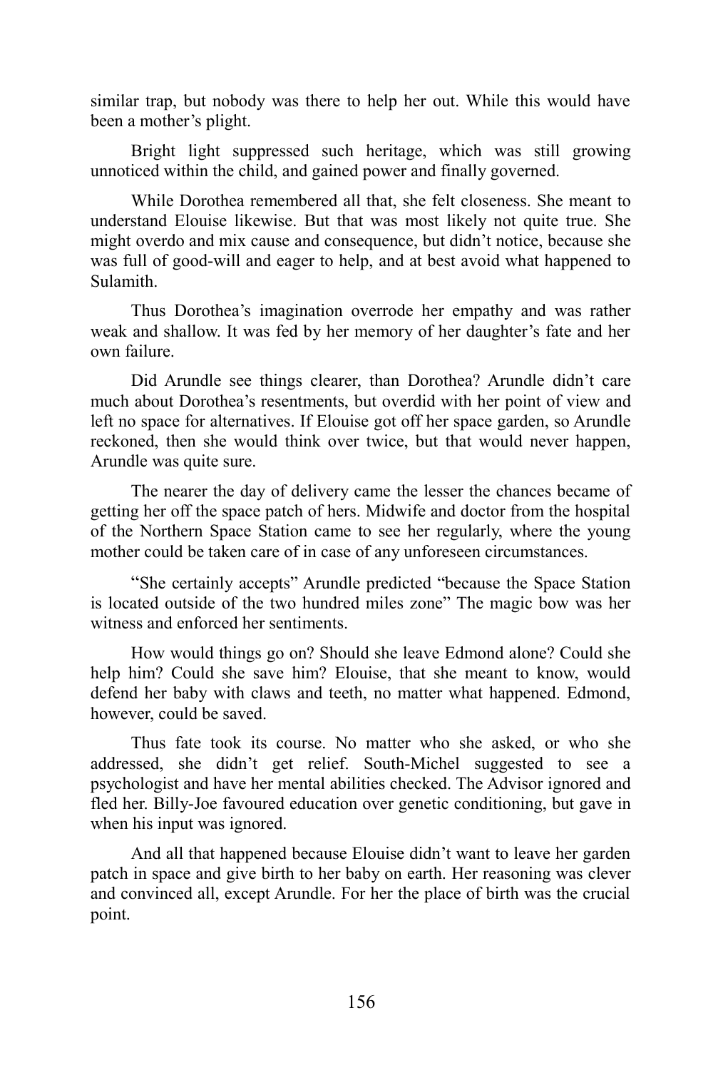similar trap, but nobody was there to help her out. While this would have been a mother's plight.

Bright light suppressed such heritage, which was still growing unnoticed within the child, and gained power and finally governed.

While Dorothea remembered all that, she felt closeness. She meant to understand Elouise likewise. But that was most likely not quite true. She might overdo and mix cause and consequence, but didn't notice, because she was full of good-will and eager to help, and at best avoid what happened to Sulamith.

Thus Dorothea's imagination overrode her empathy and was rather weak and shallow. It was fed by her memory of her daughter's fate and her own failure.

Did Arundle see things clearer, than Dorothea? Arundle didn't care much about Dorothea's resentments, but overdid with her point of view and left no space for alternatives. If Elouise got off her space garden, so Arundle reckoned, then she would think over twice, but that would never happen, Arundle was quite sure.

The nearer the day of delivery came the lesser the chances became of getting her off the space patch of hers. Midwife and doctor from the hospital of the Northern Space Station came to see her regularly, where the young mother could be taken care of in case of any unforeseen circumstances.

"She certainly accepts" Arundle predicted "because the Space Station is located outside of the two hundred miles zone" The magic bow was her witness and enforced her sentiments.

How would things go on? Should she leave Edmond alone? Could she help him? Could she save him? Elouise, that she meant to know, would defend her baby with claws and teeth, no matter what happened. Edmond, however, could be saved.

Thus fate took its course. No matter who she asked, or who she addressed, she didn't get relief. South-Michel suggested to see a psychologist and have her mental abilities checked. The Advisor ignored and fled her. Billy-Joe favoured education over genetic conditioning, but gave in when his input was ignored.

And all that happened because Elouise didn't want to leave her garden patch in space and give birth to her baby on earth. Her reasoning was clever and convinced all, except Arundle. For her the place of birth was the crucial point.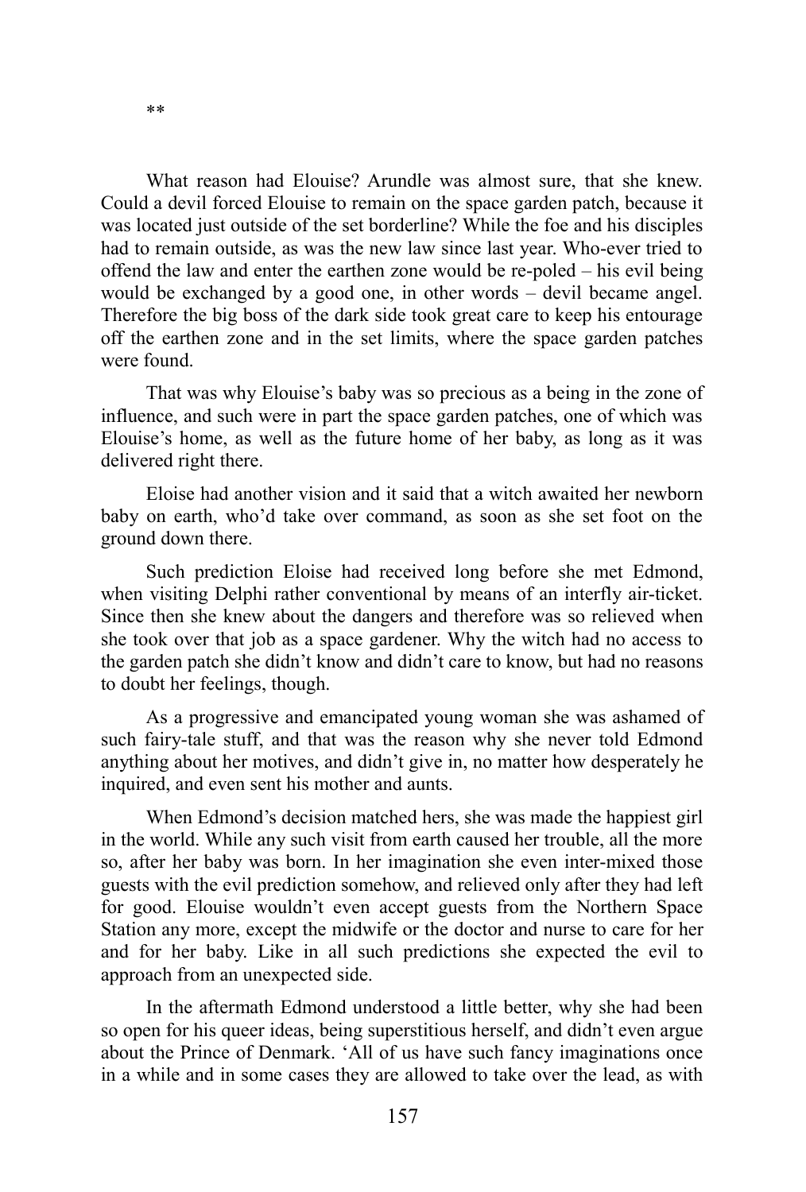**

What reason had Elouise? Arundle was almost sure, that she knew. Could a devil forced Elouise to remain on the space garden patch, because it was located just outside of the set borderline? While the foe and his disciples had to remain outside, as was the new law since last year. Who-ever tried to offend the law and enter the earthen zone would be re-poled – his evil being would be exchanged by a good one, in other words – devil became angel. Therefore the big boss of the dark side took great care to keep his entourage off the earthen zone and in the set limits, where the space garden patches were found.

That was why Elouise's baby was so precious as a being in the zone of influence, and such were in part the space garden patches, one of which was Elouise's home, as well as the future home of her baby, as long as it was delivered right there.

Eloise had another vision and it said that a witch awaited her newborn baby on earth, who'd take over command, as soon as she set foot on the ground down there.

Such prediction Eloise had received long before she met Edmond, when visiting Delphi rather conventional by means of an interfly air-ticket. Since then she knew about the dangers and therefore was so relieved when she took over that job as a space gardener. Why the witch had no access to the garden patch she didn't know and didn't care to know, but had no reasons to doubt her feelings, though.

As a progressive and emancipated young woman she was ashamed of such fairy-tale stuff, and that was the reason why she never told Edmond anything about her motives, and didn't give in, no matter how desperately he inquired, and even sent his mother and aunts.

When Edmond's decision matched hers, she was made the happiest girl in the world. While any such visit from earth caused her trouble, all the more so, after her baby was born. In her imagination she even inter-mixed those guests with the evil prediction somehow, and relieved only after they had left for good. Elouise wouldn't even accept guests from the Northern Space Station any more, except the midwife or the doctor and nurse to care for her and for her baby. Like in all such predictions she expected the evil to approach from an unexpected side.

In the aftermath Edmond understood a little better, why she had been so open for his queer ideas, being superstitious herself, and didn't even argue about the Prince of Denmark. 'All of us have such fancy imaginations once in a while and in some cases they are allowed to take over the lead, as with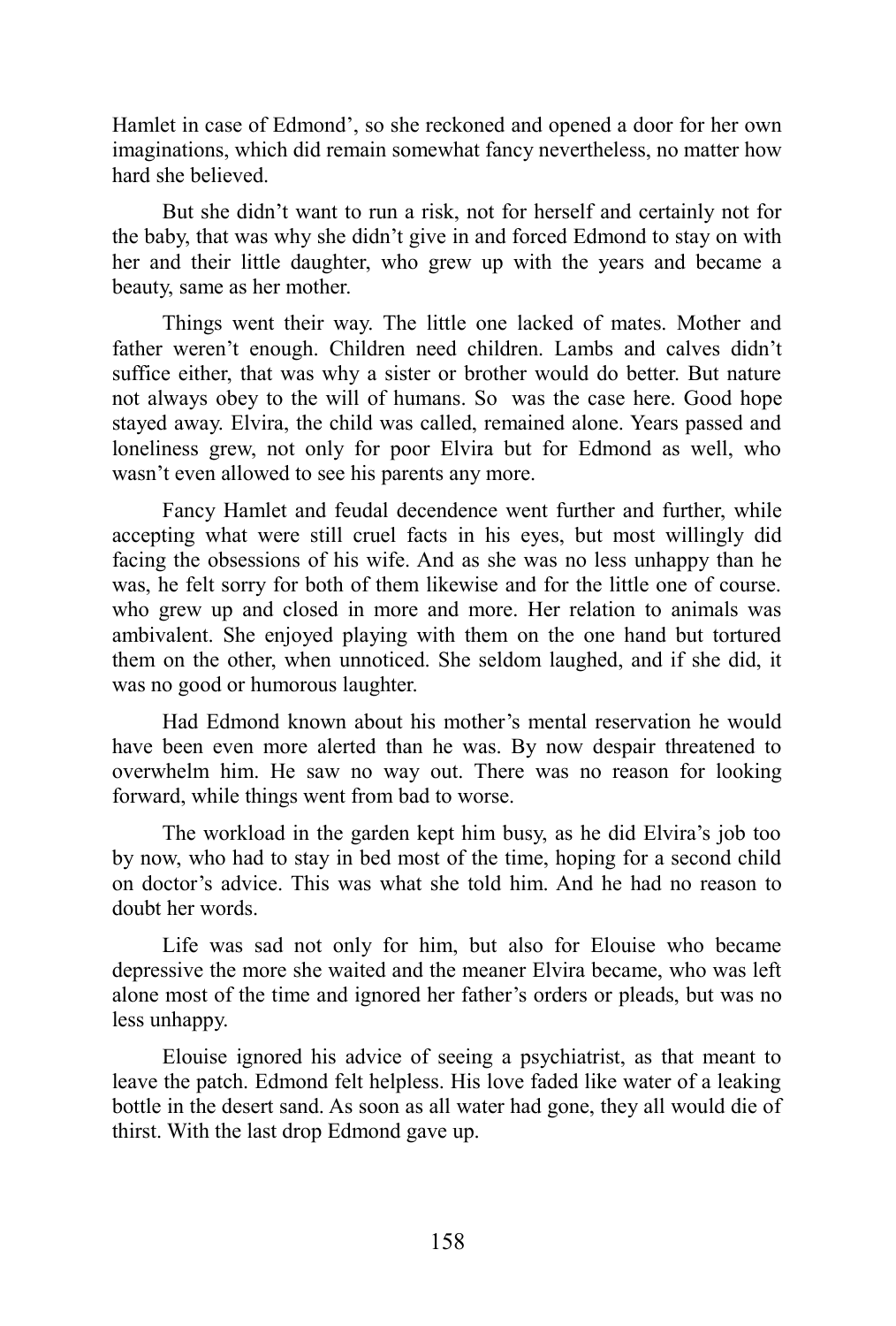Hamlet in case of Edmond', so she reckoned and opened a door for her own imaginations, which did remain somewhat fancy nevertheless, no matter how hard she believed.

But she didn't want to run a risk, not for herself and certainly not for the baby, that was why she didn't give in and forced Edmond to stay on with her and their little daughter, who grew up with the years and became a beauty, same as her mother.

Things went their way. The little one lacked of mates. Mother and father weren't enough. Children need children. Lambs and calves didn't suffice either, that was why a sister or brother would do better. But nature not always obey to the will of humans. So was the case here. Good hope stayed away. Elvira, the child was called, remained alone. Years passed and loneliness grew, not only for poor Elvira but for Edmond as well, who wasn't even allowed to see his parents any more.

Fancy Hamlet and feudal decendence went further and further, while accepting what were still cruel facts in his eyes, but most willingly did facing the obsessions of his wife. And as she was no less unhappy than he was, he felt sorry for both of them likewise and for the little one of course. who grew up and closed in more and more. Her relation to animals was ambivalent. She enjoyed playing with them on the one hand but tortured them on the other, when unnoticed. She seldom laughed, and if she did, it was no good or humorous laughter.

Had Edmond known about his mother's mental reservation he would have been even more alerted than he was. By now despair threatened to overwhelm him. He saw no way out. There was no reason for looking forward, while things went from bad to worse.

The workload in the garden kept him busy, as he did Elvira's job too by now, who had to stay in bed most of the time, hoping for a second child on doctor's advice. This was what she told him. And he had no reason to doubt her words.

Life was sad not only for him, but also for Elouise who became depressive the more she waited and the meaner Elvira became, who was left alone most of the time and ignored her father's orders or pleads, but was no less unhappy.

Elouise ignored his advice of seeing a psychiatrist, as that meant to leave the patch. Edmond felt helpless. His love faded like water of a leaking bottle in the desert sand. As soon as all water had gone, they all would die of thirst. With the last drop Edmond gave up.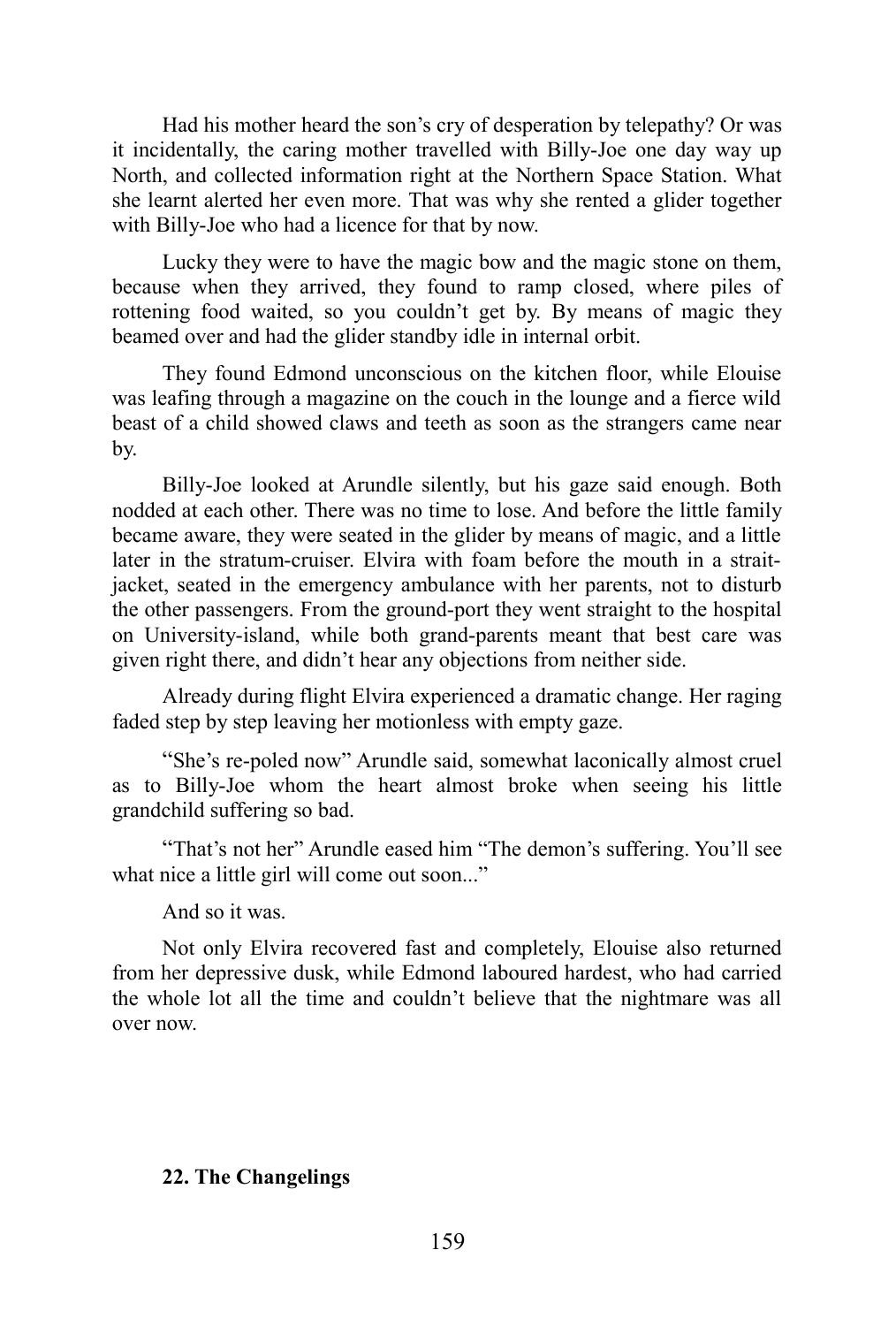Had his mother heard the son's cry of desperation by telepathy? Or was it incidentally, the caring mother travelled with Billy-Joe one day way up North, and collected information right at the Northern Space Station. What she learnt alerted her even more. That was why she rented a glider together with Billy-Joe who had a licence for that by now.

Lucky they were to have the magic bow and the magic stone on them, because when they arrived, they found to ramp closed, where piles of rottening food waited, so you couldn't get by. By means of magic they beamed over and had the glider standby idle in internal orbit.

They found Edmond unconscious on the kitchen floor, while Elouise was leafing through a magazine on the couch in the lounge and a fierce wild beast of a child showed claws and teeth as soon as the strangers came near by.

Billy-Joe looked at Arundle silently, but his gaze said enough. Both nodded at each other. There was no time to lose. And before the little family became aware, they were seated in the glider by means of magic, and a little later in the stratum-cruiser. Elvira with foam before the mouth in a strait-jacket, seated in the emergency ambulance with her parents, not to disturb the other passengers. From the ground-port they went straight to the hospital on University-island, while both grand-parents meant that best care was given right there, and didn't hear any objections from neither side.

Already during flight Elvira experienced a dramatic change. Her raging faded step by step leaving her motionless with empty gaze.

"She's re-poled now" Arundle said, somewhat laconically almost cruel as to Billy-Joe whom the heart almost broke when seeing his little grandchild suffering so bad.

"That's not her" Arundle eased him "The demon's suffering. You'll see what nice a little girl will come out soon..."

And so it was.

Not only Elvira recovered fast and completely, Elouise also returned from her depressive dusk, while Edmond laboured hardest, who had carried the whole lot all the time and couldn't believe that the nightmare was all over now.

## 22. The Changelings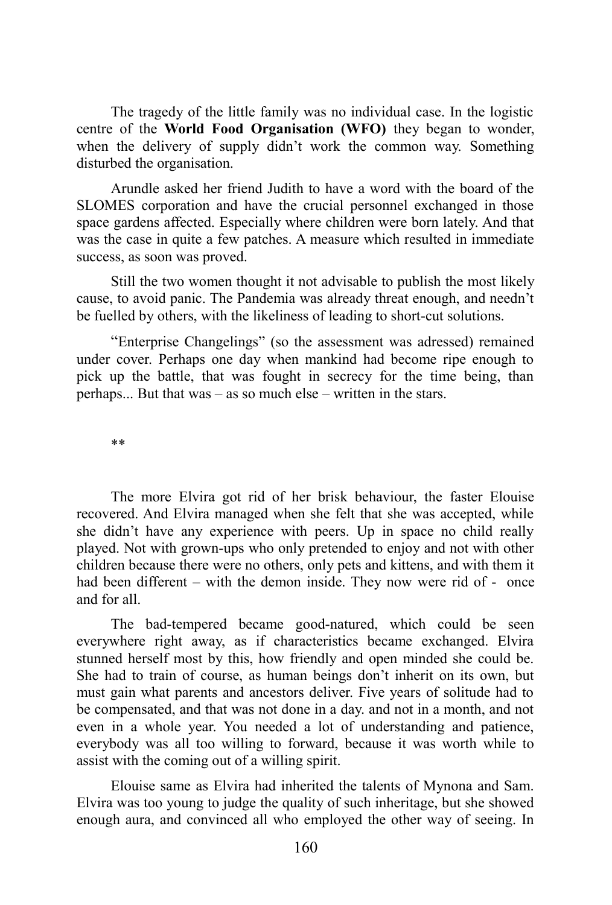The tragedy of the little family was no individual case. In the logistic centre of the **World Food Organisation (WFO)** they began to wonder, when the delivery of supply didn't work the common way. Something disturbed the organisation.

Arundle asked her friend Judith to have a word with the board of the SLOMES corporation and have the crucial personnel exchanged in those space gardens affected. Especially where children were born lately. And that was the case in quite a few patches. A measure which resulted in immediate success, as soon was proved.

Still the two women thought it not advisable to publish the most likely cause, to avoid panic. The Pandemia was already threat enough, and needn't be fuelled by others, with the likeliness of leading to short-cut solutions.

"Enterprise Changelings" (so the assessment was adressed) remained under cover. Perhaps one day when mankind had become ripe enough to pick up the battle, that was fought in secrecy for the time being, than perhaps... But that was – as so much else – written in the stars.

**

The more Elvira got rid of her brisk behaviour, the faster Elouise recovered. And Elvira managed when she felt that she was accepted, while she didn't have any experience with peers. Up in space no child really played. Not with grown-ups who only pretended to enjoy and not with other children because there were no others, only pets and kittens, and with them it had been different – with the demon inside. They now were rid of - once and for all.

The bad-tempered became good-natured, which could be seen everywhere right away, as if characteristics became exchanged. Elvira stunned herself most by this, how friendly and open minded she could be. She had to train of course, as human beings don't inherit on its own, but must gain what parents and ancestors deliver. Five years of solitude had to be compensated, and that was not done in a day. and not in a month, and not even in a whole year. You needed a lot of understanding and patience, everybody was all too willing to forward, because it was worth while to assist with the coming out of a willing spirit.

Elouise same as Elvira had inherited the talents of Mynona and Sam. Elvira was too young to judge the quality of such inheritage, but she showed enough aura, and convinced all who employed the other way of seeing. In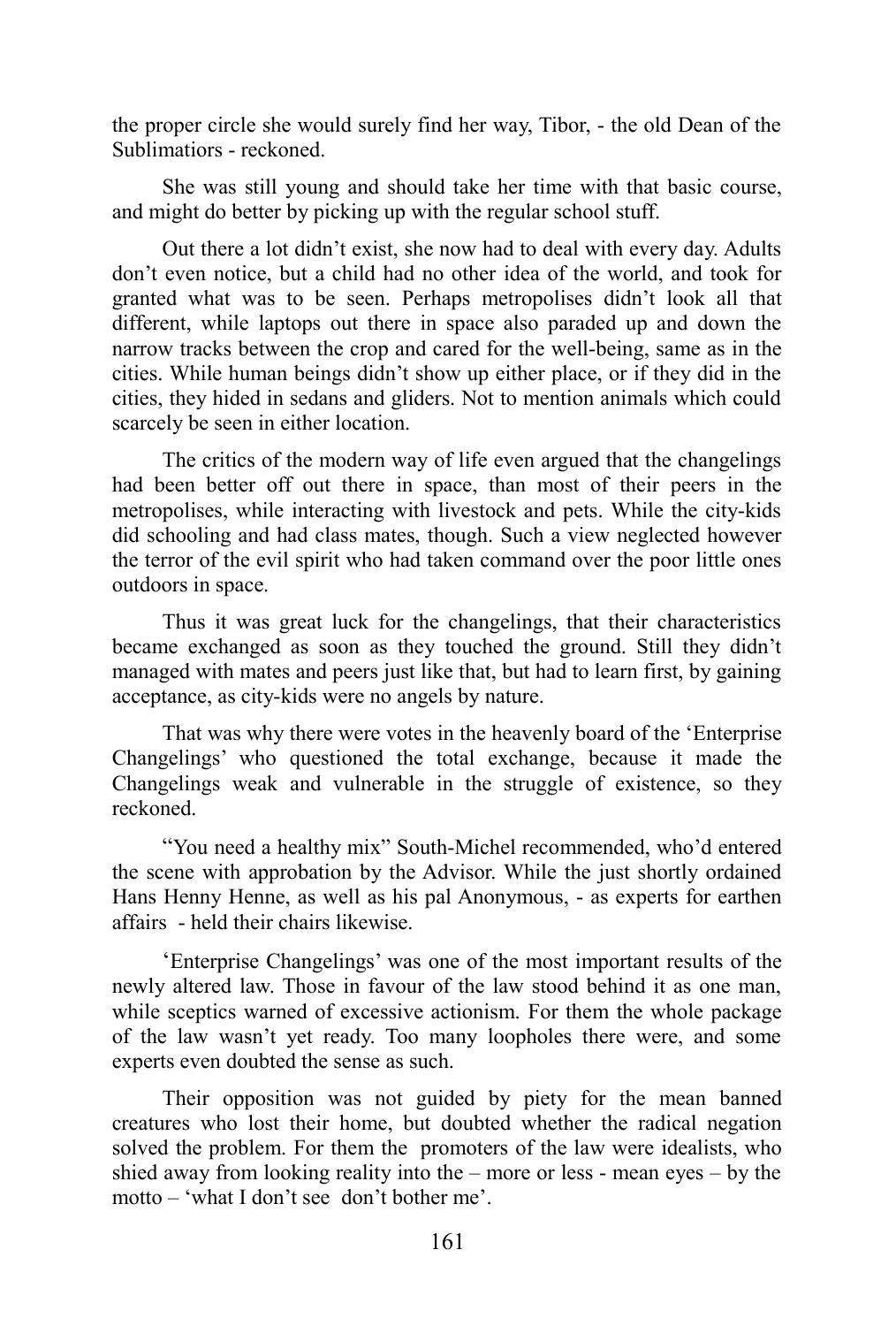the proper circle she would surely find her way, Tibor, - the old Dean of the Sublimatiors - reckoned.

She was still young and should take her time with that basic course, and might do better by picking up with the regular school stuff.

Out there a lot didn't exist, she now had to deal with every day. Adults don't even notice, but a child had no other idea of the world, and took for granted what was to be seen. Perhaps metropolises didn't look all that different, while laptops out there in space also paraded up and down the narrow tracks between the crop and cared for the well-being, same as in the cities. While human beings didn't show up either place, or if they did in the cities, they hided in sedans and gliders. Not to mention animals which could scarcely be seen in either location.

The critics of the modern way of life even argued that the changelings had been better off out there in space, than most of their peers in the metropolises, while interacting with livestock and pets. While the city-kids did schooling and had class mates, though. Such a view neglected however the terror of the evil spirit who had taken command over the poor little ones outdoors in space.

Thus it was great luck for the changelings, that their characteristics became exchanged as soon as they touched the ground. Still they didn't managed with mates and peers just like that, but had to learn first, by gaining acceptance, as city-kids were no angels by nature.

That was why there were votes in the heavenly board of the 'Enterprise Changelings' who questioned the total exchange, because it made the Changelings weak and vulnerable in the struggle of existence, so they reckoned.

"You need a healthy mix" South-Michel recommended, who'd entered the scene with approbation by the Advisor. While the just shortly ordained Hans Henny Henne, as well as his pal Anonymous, - as experts for earthen affairs - held their chairs likewise.

'Enterprise Changelings' was one of the most important results of the newly altered law. Those in favour of the law stood behind it as one man, while sceptics warned of excessive actionism. For them the whole package of the law wasn't yet ready. Too many loopholes there were, and some experts even doubted the sense as such.

Their opposition was not guided by piety for the mean banned creatures who lost their home, but doubted whether the radical negation solved the problem. For them the promoters of the law were idealists, who shied away from looking reality into the – more or less - mean eyes – by the motto – 'what I don't see don't bother me'.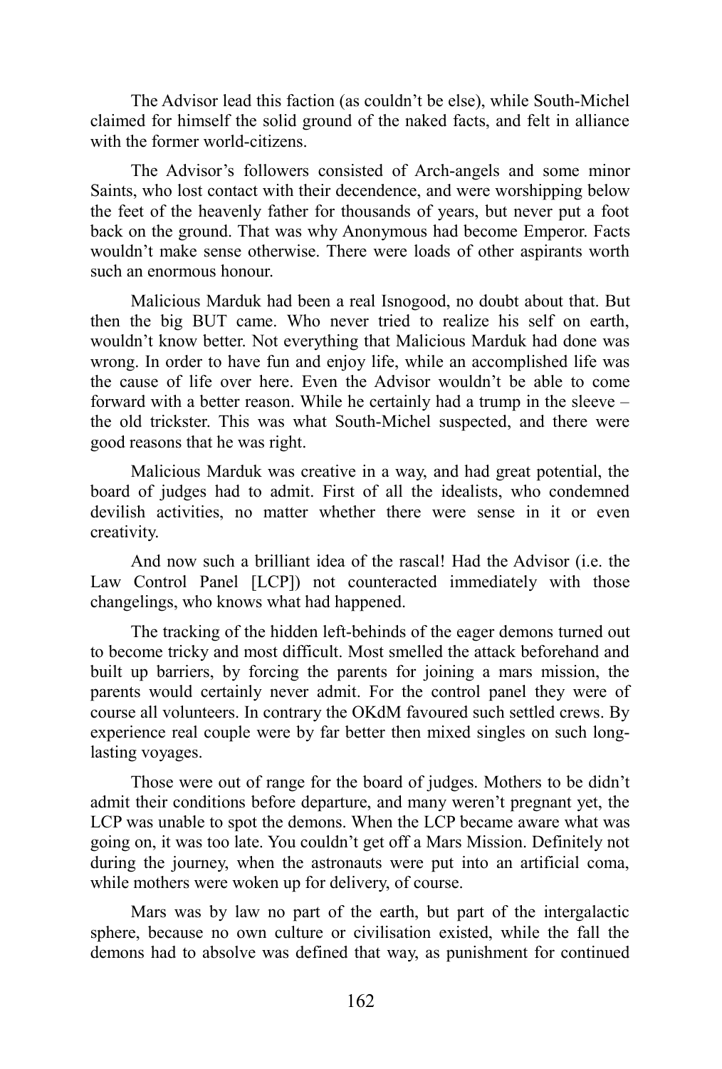The Advisor lead this faction (as couldn't be else), while South-Michel claimed for himself the solid ground of the naked facts, and felt in alliance with the former world-citizens.

The Advisor's followers consisted of Arch-angels and some minor Saints, who lost contact with their decendence, and were worshipping below the feet of the heavenly father for thousands of years, but never put a foot back on the ground. That was why Anonymous had become Emperor. Facts wouldn't make sense otherwise. There were loads of other aspirants worth such an enormous honour.

Malicious Marduk had been a real Isnogood, no doubt about that. But then the big BUT came. Who never tried to realize his self on earth, wouldn't know better. Not everything that Malicious Marduk had done was wrong. In order to have fun and enjoy life, while an accomplished life was the cause of life over here. Even the Advisor wouldn't be able to come forward with a better reason. While he certainly had a trump in the sleeve – the old trickster. This was what South-Michel suspected, and there were good reasons that he was right.

Malicious Marduk was creative in a way, and had great potential, the board of judges had to admit. First of all the idealists, who condemned devilish activities, no matter whether there were sense in it or even creativity.

And now such a brilliant idea of the rascal! Had the Advisor (i.e. the Law Control Panel [LCP]) not counteracted immediately with those changelings, who knows what had happened.

The tracking of the hidden left-behinds of the eager demons turned out to become tricky and most difficult. Most smelled the attack beforehand and built up barriers, by forcing the parents for joining a mars mission, the parents would certainly never admit. For the control panel they were of course all volunteers. In contrary the OKdM favoured such settled crews. By experience real couple were by far better then mixed singles on such long-lasting voyages.

Those were out of range for the board of judges. Mothers to be didn't admit their conditions before departure, and many weren't pregnant yet, the LCP was unable to spot the demons. When the LCP became aware what was going on, it was too late. You couldn't get off a Mars Mission. Definitely not during the journey, when the astronauts were put into an artificial coma, while mothers were woken up for delivery, of course.

Mars was by law no part of the earth, but part of the intergalactic sphere, because no own culture or civilisation existed, while the fall the demons had to absolve was defined that way, as punishment for continued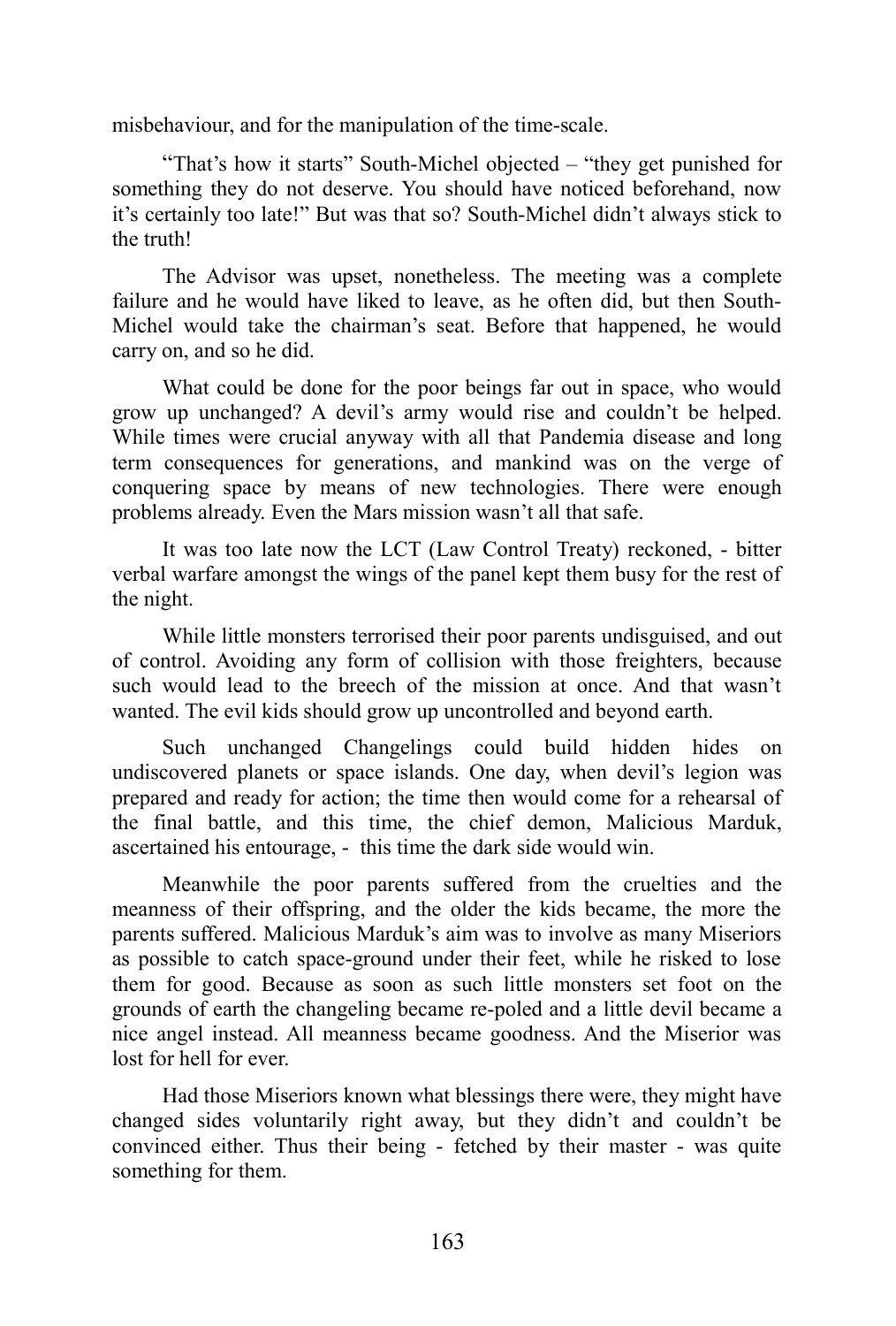misbehaviour, and for the manipulation of the time-scale.

“That’s how it starts” South-Michel objected – “they get punished for something they do not deserve. You should have noticed beforehand, now it’s certainly too late!” But was that so? South-Michel didn’t always stick to the truth!

The Advisor was upset, nonetheless. The meeting was a complete failure and he would have liked to leave, as he often did, but then South-Michel would take the chairman’s seat. Before that happened, he would carry on, and so he did.

What could be done for the poor beings far out in space, who would grow up unchanged? A devil’s army would rise and couldn’t be helped. While times were crucial anyway with all that Pandemia disease and long term consequences for generations, and mankind was on the verge of conquering space by means of new technologies. There were enough problems already. Even the Mars mission wasn’t all that safe.

It was too late now the LCT (Law Control Treaty) reckoned, - bitter verbal warfare amongst the wings of the panel kept them busy for the rest of the night.

While little monsters terrorised their poor parents undisguised, and out of control. Avoiding any form of collision with those freighters, because such would lead to the breech of the mission at once. And that wasn’t wanted. The evil kids should grow up uncontrolled and beyond earth.

Such unchanged Changelings could build hidden hides on undiscovered planets or space islands. One day, when devil’s legion was prepared and ready for action; the time then would come for a rehearsal of the final battle, and this time, the chief demon, Malicious Marduk, ascertained his entourage, - this time the dark side would win.

Meanwhile the poor parents suffered from the cruelties and the meanness of their offspring, and the older the kids became, the more the parents suffered. Malicious Marduk’s aim was to involve as many Miseriors as possible to catch space-ground under their feet, while he risked to lose them for good. Because as soon as such little monsters set foot on the grounds of earth the changeling became re-poled and a little devil became a nice angel instead. All meanness became goodness. And the Miserior was lost for hell for ever.

Had those Miseriors known what blessings there were, they might have changed sides voluntarily right away, but they didn’t and couldn’t be convinced either. Thus their being - fetched by their master - was quite something for them.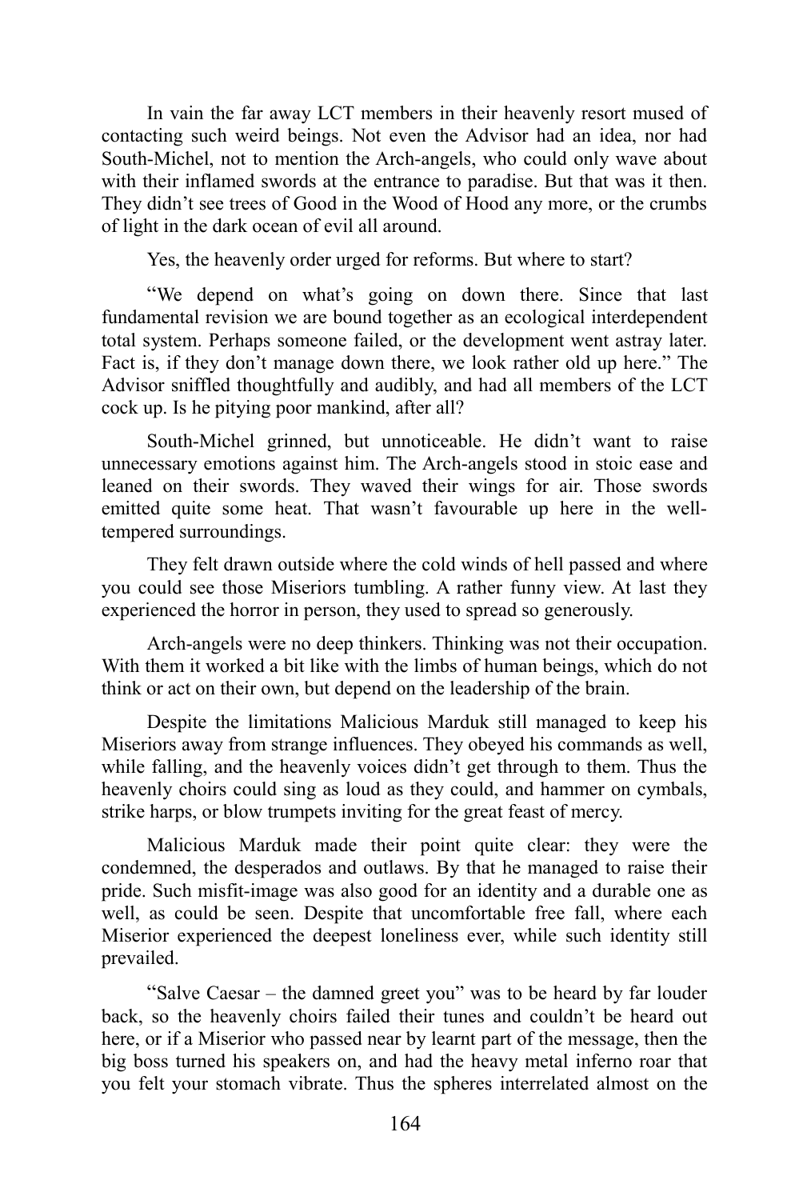In vain the far away LCT members in their heavenly resort mused of contacting such weird beings. Not even the Advisor had an idea, nor had South-Michel, not to mention the Arch-angels, who could only wave about with their inflamed swords at the entrance to paradise. But that was it then. They didn't see trees of Good in the Wood of Hood any more, or the crumbs of light in the dark ocean of evil all around.

Yes, the heavenly order urged for reforms. But where to start?

"We depend on what's going on down there. Since that last fundamental revision we are bound together as an ecological interdependent total system. Perhaps someone failed, or the development went astray later. Fact is, if they don't manage down there, we look rather old up here." The Advisor sniffled thoughtfully and audibly, and had all members of the LCT cock up. Is he pitying poor mankind, after all?

South-Michel grinned, but unnoticeable. He didn't want to raise unnecessary emotions against him. The Arch-angels stood in stoic ease and leaned on their swords. They waved their wings for air. Those swords emitted quite some heat. That wasn't favourable up here in the well-tempered surroundings.

They felt drawn outside where the cold winds of hell passed and where you could see those Miseriors tumbling. A rather funny view. At last they experienced the horror in person, they used to spread so generously.

Arch-angels were no deep thinkers. Thinking was not their occupation. With them it worked a bit like with the limbs of human beings, which do not think or act on their own, but depend on the leadership of the brain.

Despite the limitations Malicious Marduk still managed to keep his Miseriors away from strange influences. They obeyed his commands as well, while falling, and the heavenly voices didn't get through to them. Thus the heavenly choirs could sing as loud as they could, and hammer on cymbals, strike harps, or blow trumpets inviting for the great feast of mercy.

Malicious Marduk made their point quite clear: they were the condemned, the desperados and outlaws. By that he managed to raise their pride. Such misfit-image was also good for an identity and a durable one as well, as could be seen. Despite that uncomfortable free fall, where each Miserior experienced the deepest loneliness ever, while such identity still prevailed.

"Salve Caesar – the damned greet you" was to be heard by far louder back, so the heavenly choirs failed their tunes and couldn't be heard out here, or if a Miserior who passed near by learnt part of the message, then the big boss turned his speakers on, and had the heavy metal inferno roar that you felt your stomach vibrate. Thus the spheres interrelated almost on the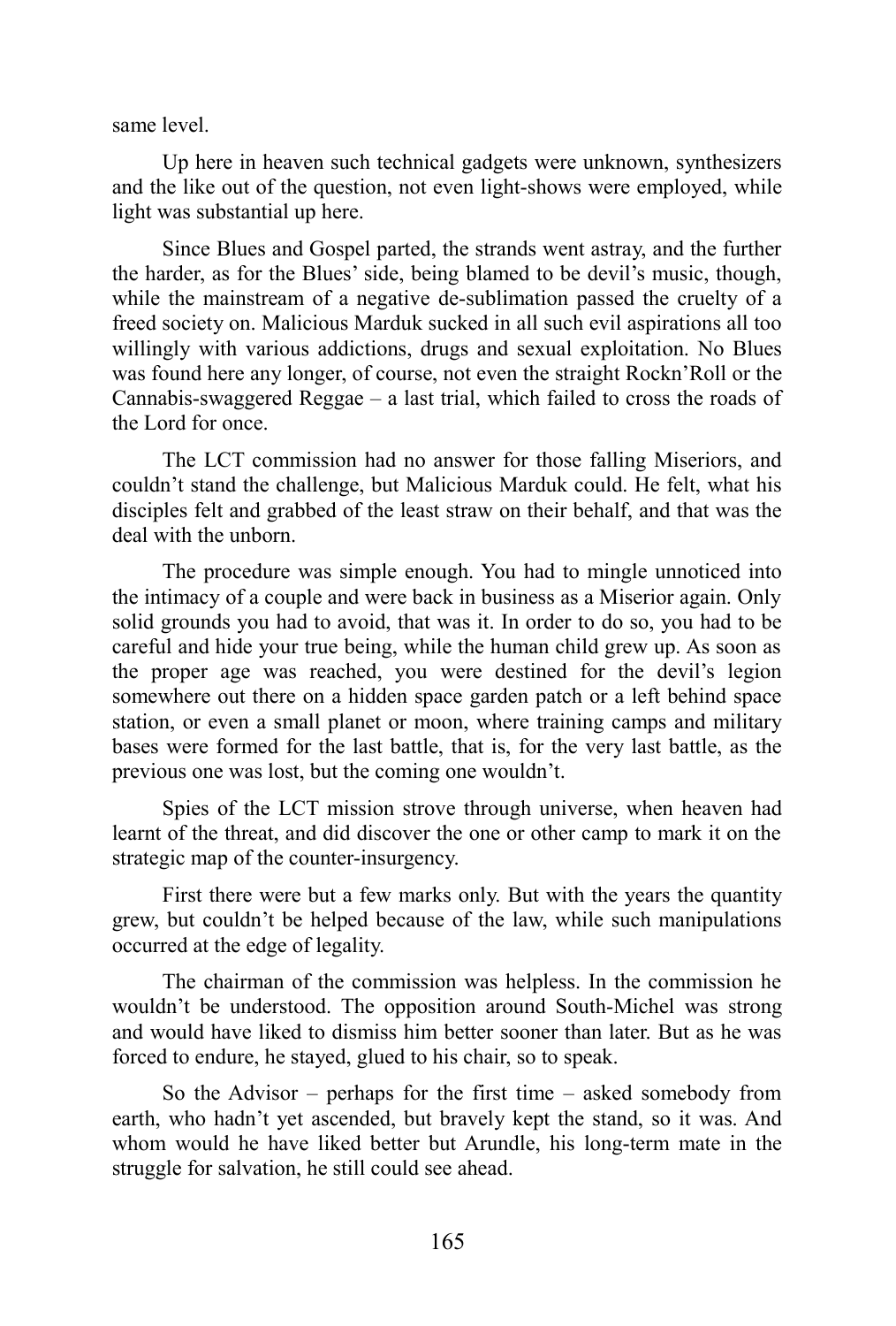same level.

Up here in heaven such technical gadgets were unknown, synthesizers and the like out of the question, not even light-shows were employed, while light was substantial up here.

Since Blues and Gospel parted, the strands went astray, and the further the harder, as for the Blues' side, being blamed to be devil's music, though, while the mainstream of a negative de-sublimation passed the cruelty of a freed society on. Malicious Marduk sucked in all such evil aspirations all too willingly with various addictions, drugs and sexual exploitation. No Blues was found here any longer, of course, not even the straight Rockn'Roll or the Cannabis-swaggered Reggae – a last trial, which failed to cross the roads of the Lord for once.

The LCT commission had no answer for those falling Miseriors, and couldn't stand the challenge, but Malicious Marduk could. He felt, what his disciples felt and grabbed of the least straw on their behalf, and that was the deal with the unborn.

The procedure was simple enough. You had to mingle unnoticed into the intimacy of a couple and were back in business as a Miserior again. Only solid grounds you had to avoid, that was it. In order to do so, you had to be careful and hide your true being, while the human child grew up. As soon as the proper age was reached, you were destined for the devil's legion somewhere out there on a hidden space garden patch or a left behind space station, or even a small planet or moon, where training camps and military bases were formed for the last battle, that is, for the very last battle, as the previous one was lost, but the coming one wouldn't.

Spies of the LCT mission strove through universe, when heaven had learnt of the threat, and did discover the one or other camp to mark it on the strategic map of the counter-insurgency.

First there were but a few marks only. But with the years the quantity grew, but couldn't be helped because of the law, while such manipulations occurred at the edge of legality.

The chairman of the commission was helpless. In the commission he wouldn't be understood. The opposition around South-Michel was strong and would have liked to dismiss him better sooner than later. But as he was forced to endure, he stayed, glued to his chair, so to speak.

So the Advisor – perhaps for the first time – asked somebody from earth, who hadn't yet ascended, but bravely kept the stand, so it was. And whom would he have liked better but Arundle, his long-term mate in the struggle for salvation, he still could see ahead.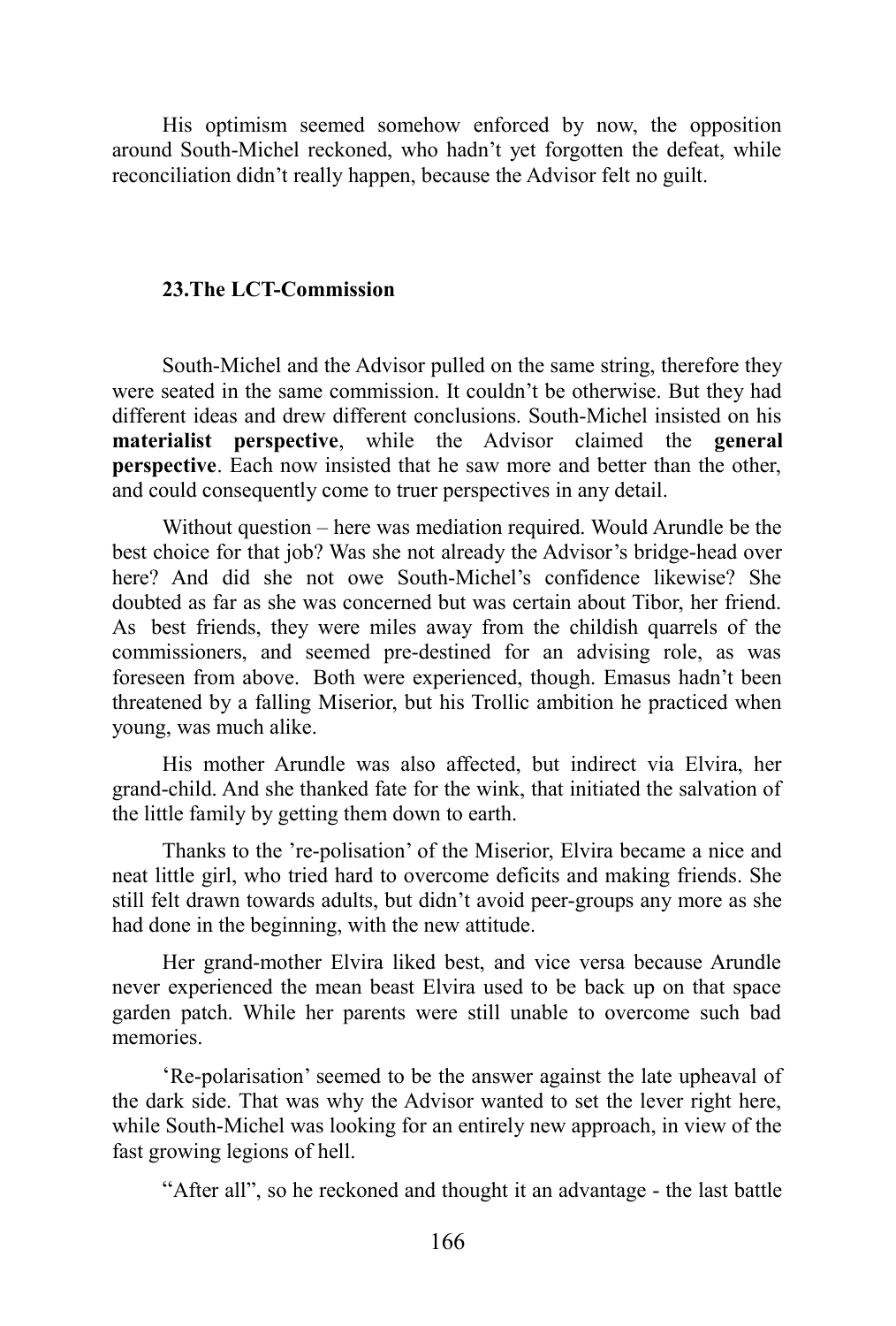His optimism seemed somehow enforced by now, the opposition around South-Michel reckoned, who hadn't yet forgotten the defeat, while reconciliation didn't really happen, because the Advisor felt no guilt.

### 23.The LCT-Commission

South-Michel and the Advisor pulled on the same string, therefore they were seated in the same commission. It couldn't be otherwise. But they had different ideas and drew different conclusions. South-Michel insisted on his **materialist perspective**, while the Advisor claimed the **general perspective**. Each now insisted that he saw more and better than the other, and could consequently come to truer perspectives in any detail.

Without question – here was mediation required. Would Arundle be the best choice for that job? Was she not already the Advisor's bridge-head over here? And did she not owe South-Michel's confidence likewise? She doubted as far as she was concerned but was certain about Tibor, her friend. As best friends, they were miles away from the childish quarrels of the commissioners, and seemed pre-destined for an advising role, as was foreseen from above. Both were experienced, though. Emasus hadn't been threatened by a falling Miserior, but his Trollic ambition he practiced when young, was much alike.

His mother Arundle was also affected, but indirect via Elvira, her grand-child. And she thanked fate for the wink, that initiated the salvation of the little family by getting them down to earth.

Thanks to the 're-polisation' of the Miserior, Elvira became a nice and neat little girl, who tried hard to overcome deficits and making friends. She still felt drawn towards adults, but didn't avoid peer-groups any more as she had done in the beginning, with the new attitude.

Her grand-mother Elvira liked best, and vice versa because Arundle never experienced the mean beast Elvira used to be back up on that space garden patch. While her parents were still unable to overcome such bad memories.

'Re-polarisation' seemed to be the answer against the late upheaval of the dark side. That was why the Advisor wanted to set the lever right here, while South-Michel was looking for an entirely new approach, in view of the fast growing legions of hell.

"After all", so he reckoned and thought it an advantage - the last battle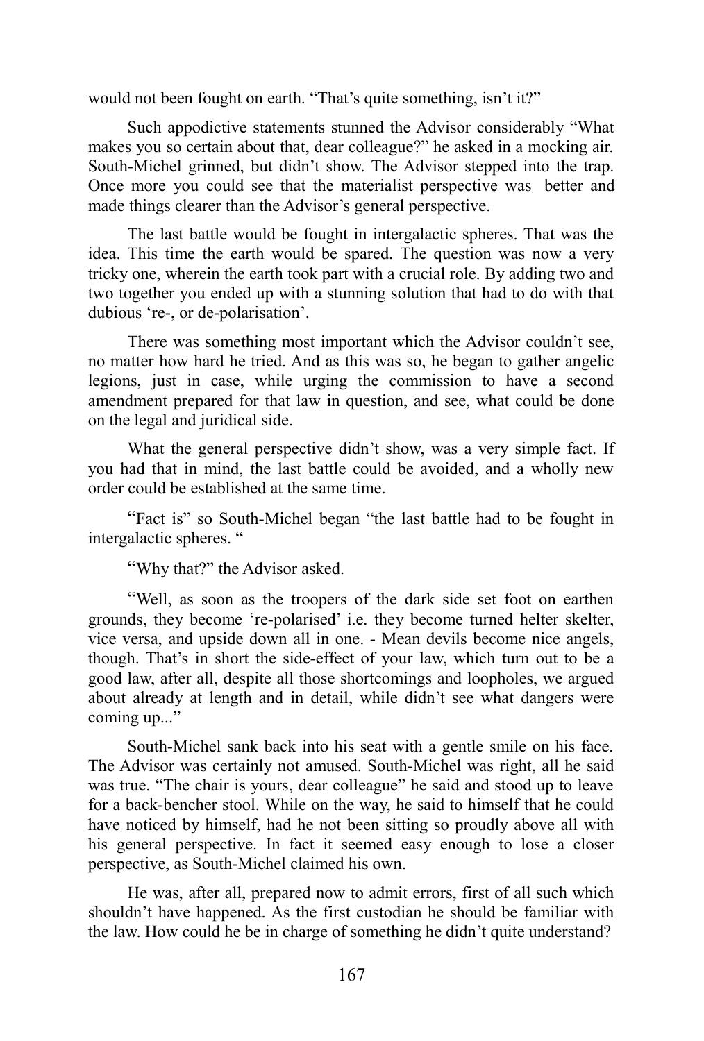would not been fought on earth. “That’s quite something, isn’t it?”

Such appodictive statements stunned the Advisor considerably “What makes you so certain about that, dear colleague?” he asked in a mocking air. South-Michel grinned, but didn’t show. The Advisor stepped into the trap. Once more you could see that the materialist perspective was better and made things clearer than the Advisor’s general perspective.

The last battle would be fought in intergalactic spheres. That was the idea. This time the earth would be spared. The question was now a very tricky one, wherein the earth took part with a crucial role. By adding two and two together you ended up with a stunning solution that had to do with that dubious ‘re-, or de-polarisation’.

There was something most important which the Advisor couldn’t see, no matter how hard he tried. And as this was so, he began to gather angelic legions, just in case, while urging the commission to have a second amendment prepared for that law in question, and see, what could be done on the legal and juridical side.

What the general perspective didn’t show, was a very simple fact. If you had that in mind, the last battle could be avoided, and a wholly new order could be established at the same time.

“Fact is” so South-Michel began “the last battle had to be fought in intergalactic spheres. “

“Why that?” the Advisor asked.

“Well, as soon as the troopers of the dark side set foot on earthen grounds, they become ‘re-polarised’ i.e. they become turned helter skelter, vice versa, and upside down all in one. - Mean devils become nice angels, though. That’s in short the side-effect of your law, which turn out to be a good law, after all, despite all those shortcomings and loopholes, we argued about already at length and in detail, while didn’t see what dangers were coming up...”

South-Michel sank back into his seat with a gentle smile on his face. The Advisor was certainly not amused. South-Michel was right, all he said was true. “The chair is yours, dear colleague” he said and stood up to leave for a back-bencher stool. While on the way, he said to himself that he could have noticed by himself, had he not been sitting so proudly above all with his general perspective. In fact it seemed easy enough to lose a closer perspective, as South-Michel claimed his own.

He was, after all, prepared now to admit errors, first of all such which shouldn’t have happened. As the first custodian he should be familiar with the law. How could he be in charge of something he didn’t quite understand?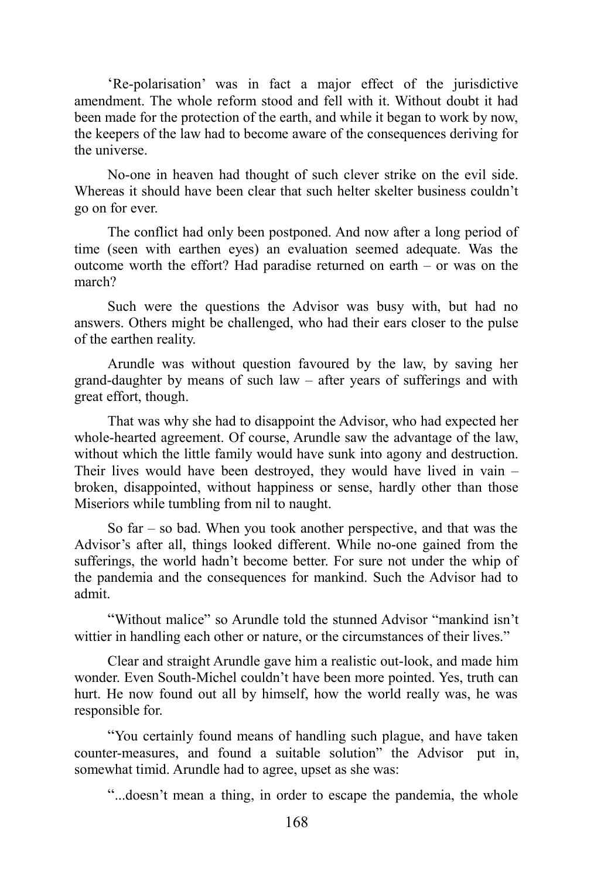‘Re-polarisation’ was in fact a major effect of the jurisdictive amendment. The whole reform stood and fell with it. Without doubt it had been made for the protection of the earth, and while it began to work by now, the keepers of the law had to become aware of the consequences deriving for the universe.

No-one in heaven had thought of such clever strike on the evil side. Whereas it should have been clear that such helter skelter business couldn’t go on for ever.

The conflict had only been postponed. And now after a long period of time (seen with earthen eyes) an evaluation seemed adequate. Was the outcome worth the effort? Had paradise returned on earth – or was on the march?

Such were the questions the Advisor was busy with, but had no answers. Others might be challenged, who had their ears closer to the pulse of the earthen reality.

Arundle was without question favoured by the law, by saving her grand-daughter by means of such law – after years of sufferings and with great effort, though.

That was why she had to disappoint the Advisor, who had expected her whole-hearted agreement. Of course, Arundle saw the advantage of the law, without which the little family would have sunk into agony and destruction. Their lives would have been destroyed, they would have lived in vain – broken, disappointed, without happiness or sense, hardly other than those Miseriors while tumbling from nil to naught.

So far – so bad. When you took another perspective, and that was the Advisor’s after all, things looked different. While no-one gained from the sufferings, the world hadn’t become better. For sure not under the whip of the pandemia and the consequences for mankind. Such the Advisor had to admit.

“Without malice” so Arundle told the stunned Advisor “mankind isn’t wittier in handling each other or nature, or the circumstances of their lives.”

Clear and straight Arundle gave him a realistic out-look, and made him wonder. Even South-Michel couldn’t have been more pointed. Yes, truth can hurt. He now found out all by himself, how the world really was, he was responsible for.

“You certainly found means of handling such plague, and have taken counter-measures, and found a suitable solution” the Advisor put in, somewhat timid. Arundle had to agree, upset as she was:

“...doesn’t mean a thing, in order to escape the pandemia, the whole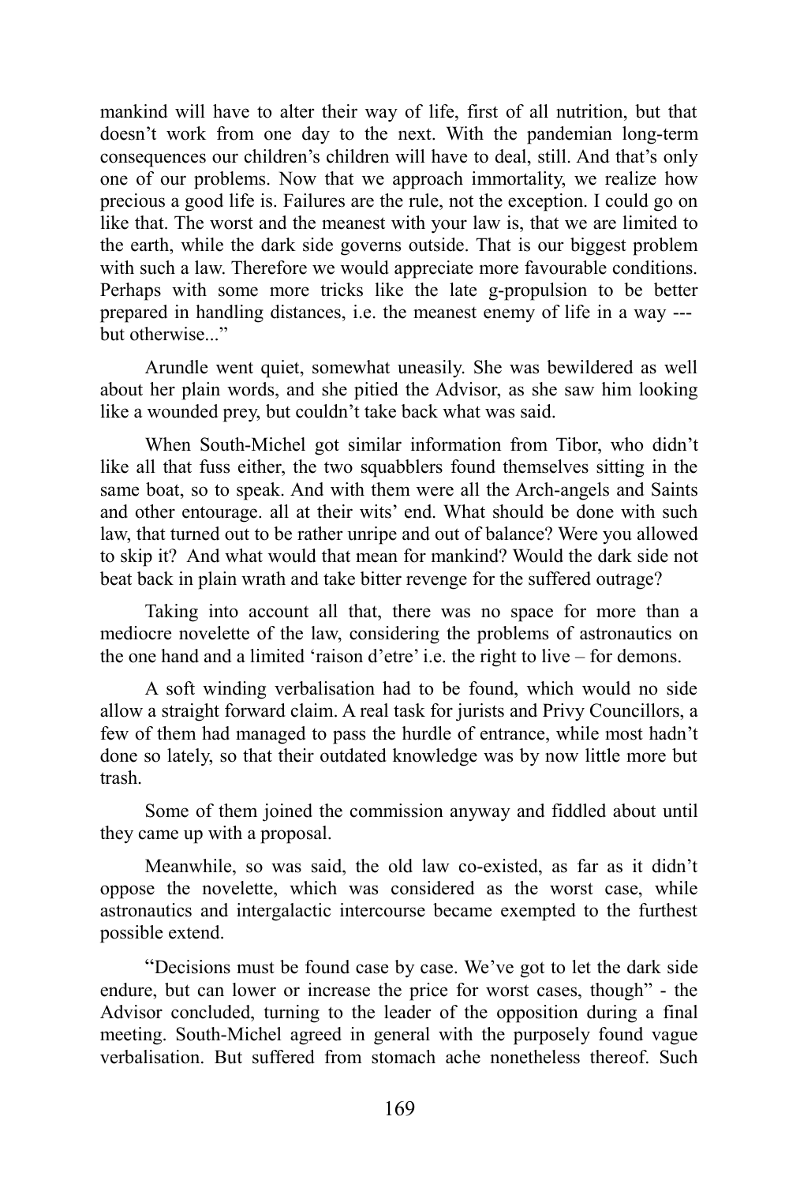mankind will have to alter their way of life, first of all nutrition, but that doesn't work from one day to the next. With the pandemian long-term consequences our children's children will have to deal, still. And that's only one of our problems. Now that we approach immortality, we realize how precious a good life is. Failures are the rule, not the exception. I could go on like that. The worst and the meanest with your law is, that we are limited to the earth, while the dark side governs outside. That is our biggest problem with such a law. Therefore we would appreciate more favourable conditions. Perhaps with some more tricks like the late g-propulsion to be better prepared in handling distances, i.e. the meanest enemy of life in a way --- but otherwise..."

Arundle went quiet, somewhat uneasily. She was bewildered as well about her plain words, and she pitied the Advisor, as she saw him looking like a wounded prey, but couldn't take back what was said.

When South-Michel got similar information from Tibor, who didn't like all that fuss either, the two squabblers found themselves sitting in the same boat, so to speak. And with them were all the Arch-angels and Saints and other entourage. all at their wits' end. What should be done with such law, that turned out to be rather unripe and out of balance? Were you allowed to skip it? And what would that mean for mankind? Would the dark side not beat back in plain wrath and take bitter revenge for the suffered outrage?

Taking into account all that, there was no space for more than a mediocre novelette of the law, considering the problems of astronautics on the one hand and a limited 'raison d'etre' i.e. the right to live – for demons.

A soft winding verbalisation had to be found, which would no side allow a straight forward claim. A real task for jurists and Privy Councillors, a few of them had managed to pass the hurdle of entrance, while most hadn't done so lately, so that their outdated knowledge was by now little more but trash.

Some of them joined the commission anyway and fiddled about until they came up with a proposal.

Meanwhile, so was said, the old law co-existed, as far as it didn't oppose the novelette, which was considered as the worst case, while astronautics and intergalactic intercourse became exempted to the furthest possible extend.

"Decisions must be found case by case. We've got to let the dark side endure, but can lower or increase the price for worst cases, though" - the Advisor concluded, turning to the leader of the opposition during a final meeting. South-Michel agreed in general with the purposely found vague verbalisation. But suffered from stomach ache nonetheless thereof. Such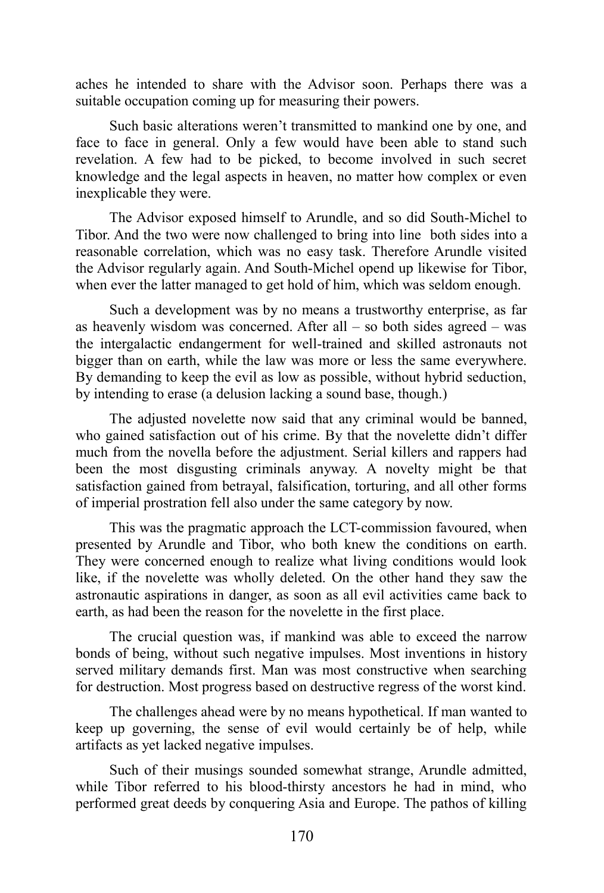aches he intended to share with the Advisor soon. Perhaps there was a suitable occupation coming up for measuring their powers.

Such basic alterations weren't transmitted to mankind one by one, and face to face in general. Only a few would have been able to stand such revelation. A few had to be picked, to become involved in such secret knowledge and the legal aspects in heaven, no matter how complex or even inexplicable they were.

The Advisor exposed himself to Arundle, and so did South-Michel to Tibor. And the two were now challenged to bring into line both sides into a reasonable correlation, which was no easy task. Therefore Arundle visited the Advisor regularly again. And South-Michel opend up likewise for Tibor, when ever the latter managed to get hold of him, which was seldom enough.

Such a development was by no means a trustworthy enterprise, as far as heavenly wisdom was concerned. After all – so both sides agreed – was the intergalactic endangerment for well-trained and skilled astronauts not bigger than on earth, while the law was more or less the same everywhere. By demanding to keep the evil as low as possible, without hybrid seduction, by intending to erase (a delusion lacking a sound base, though.)

The adjusted novelette now said that any criminal would be banned, who gained satisfaction out of his crime. By that the novelette didn't differ much from the novella before the adjustment. Serial killers and rappers had been the most disgusting criminals anyway. A novelty might be that satisfaction gained from betrayal, falsification, torturing, and all other forms of imperial prostration fell also under the same category by now.

This was the pragmatic approach the LCT-commission favoured, when presented by Arundle and Tibor, who both knew the conditions on earth. They were concerned enough to realize what living conditions would look like, if the novelette was wholly deleted. On the other hand they saw the astronautic aspirations in danger, as soon as all evil activities came back to earth, as had been the reason for the novelette in the first place.

The crucial question was, if mankind was able to exceed the narrow bonds of being, without such negative impulses. Most inventions in history served military demands first. Man was most constructive when searching for destruction. Most progress based on destructive regress of the worst kind.

The challenges ahead were by no means hypothetical. If man wanted to keep up governing, the sense of evil would certainly be of help, while artifacts as yet lacked negative impulses.

Such of their musings sounded somewhat strange, Arundle admitted, while Tibor referred to his blood-thirsty ancestors he had in mind, who performed great deeds by conquering Asia and Europe. The pathos of killing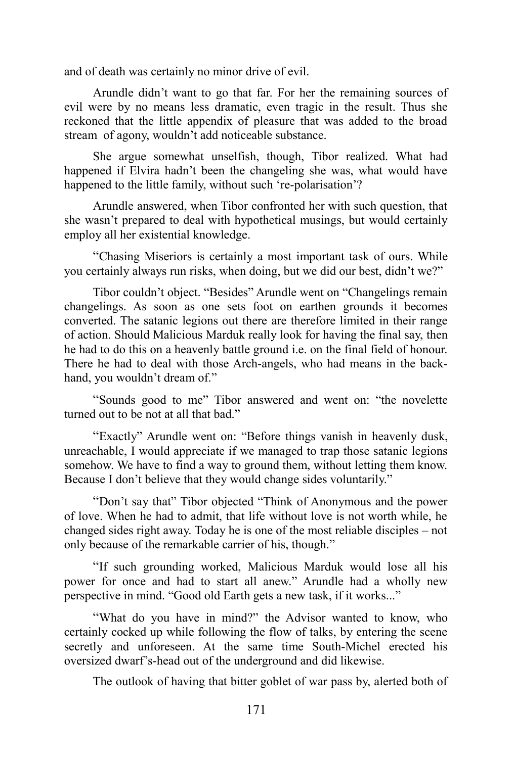and of death was certainly no minor drive of evil.

Arundle didn’t want to go that far. For her the remaining sources of evil were by no means less dramatic, even tragic in the result. Thus she reckoned that the little appendix of pleasure that was added to the broad stream  of agony, wouldn’t add noticeable substance.

She argue somewhat unselfish, though, Tibor realized. What had happened if Elvira hadn’t been the changeling she was, what would have happened to the little family, without such ‘re-polarisation’?

Arundle answered, when Tibor confronted her with such question, that she wasn’t prepared to deal with hypothetical musings, but would certainly employ all her existential knowledge.

“Chasing Miseriors is certainly a most important task of ours. While you certainly always run risks, when doing, but we did our best, didn’t we?”

Tibor couldn’t object. “Besides” Arundle went on “Changelings remain changelings. As soon as one sets foot on earthen grounds it becomes converted. The satanic legions out there are therefore limited in their range of action. Should Malicious Marduk really look for having the final say, then he had to do this on a heavenly battle ground i.e. on the final field of honour. There he had to deal with those Arch-angels, who had means in the back-hand, you wouldn’t dream of.”

“Sounds good to me” Tibor answered and went on: “the novelette turned out to be not at all that bad.”

“Exactly” Arundle went on: “Before things vanish in heavenly dusk, unreachable, I would appreciate if we managed to trap those satanic legions somehow. We have to find a way to ground them, without letting them know. Because I don’t believe that they would change sides voluntarily.”

“Don’t say that” Tibor objected “Think of Anonymous and the power of love. When he had to admit, that life without love is not worth while, he changed sides right away. Today he is one of the most reliable disciples – not only because of the remarkable carrier of his, though.”

“If such grounding worked, Malicious Marduk would lose all his power for once and had to start all anew.” Arundle had a wholly new perspective in mind. “Good old Earth gets a new task, if it works...”

“What do you have in mind?” the Advisor wanted to know, who certainly cocked up while following the flow of talks, by entering the scene secretly and unforeseen. At the same time South-Michel erected his oversized dwarf’s-head out of the underground and did likewise.

The outlook of having that bitter goblet of war pass by, alerted both of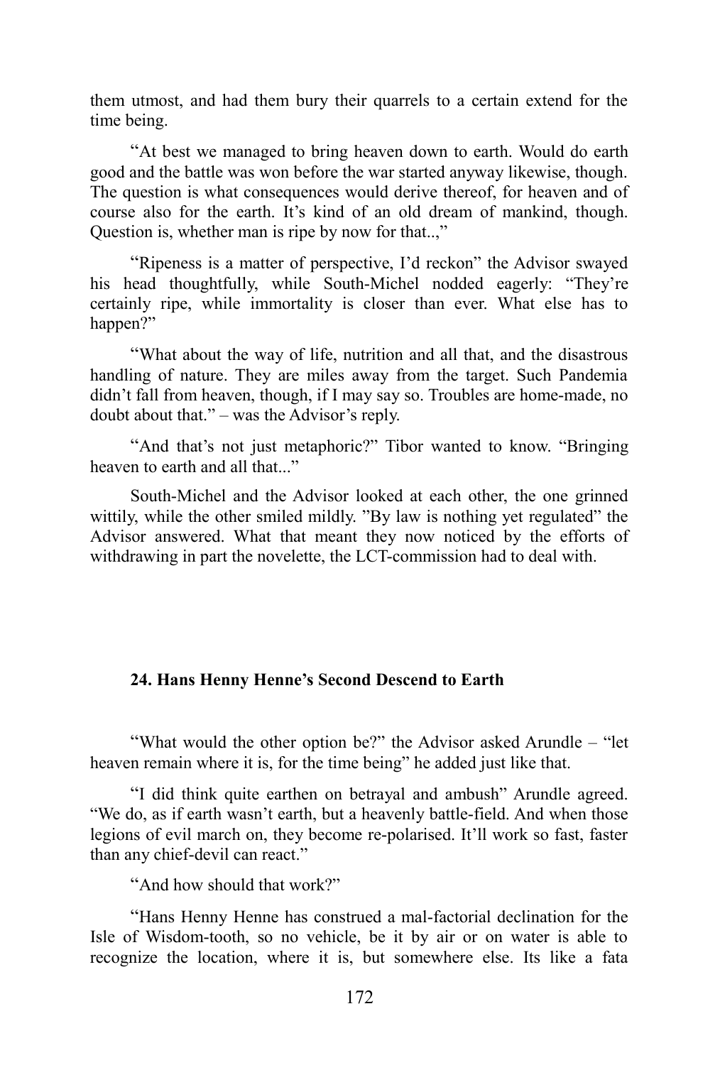them utmost, and had them bury their quarrels to a certain extend for the time being.

"At best we managed to bring heaven down to earth. Would do earth good and the battle was won before the war started anyway likewise, though. The question is what consequences would derive thereof, for heaven and of course also for the earth. It's kind of an old dream of mankind, though. Question is, whether man is ripe by now for that..,"

"Ripeness is a matter of perspective, I'd reckon" the Advisor swayed his head thoughtfully, while South-Michel nodded eagerly: "They're certainly ripe, while immortality is closer than ever. What else has to happen?"

"What about the way of life, nutrition and all that, and the disastrous handling of nature. They are miles away from the target. Such Pandemia didn't fall from heaven, though, if I may say so. Troubles are home-made, no doubt about that." – was the Advisor's reply.

"And that's not just metaphoric?" Tibor wanted to know. "Bringing heaven to earth and all that..."

South-Michel and the Advisor looked at each other, the one grinned wittily, while the other smiled mildly. "By law is nothing yet regulated" the Advisor answered. What that meant they now noticed by the efforts of withdrawing in part the novelette, the LCT-commission had to deal with.

## 24. Hans Henny Henne's Second Descend to Earth

"What would the other option be?" the Advisor asked Arundle – "let heaven remain where it is, for the time being" he added just like that.

"I did think quite earthen on betrayal and ambush" Arundle agreed. "We do, as if earth wasn't earth, but a heavenly battle-field. And when those legions of evil march on, they become re-polarised. It'll work so fast, faster than any chief-devil can react."

"And how should that work?"

"Hans Henny Henne has construed a mal-factorial declination for the Isle of Wisdom-tooth, so no vehicle, be it by air or on water is able to recognize the location, where it is, but somewhere else. Its like a fata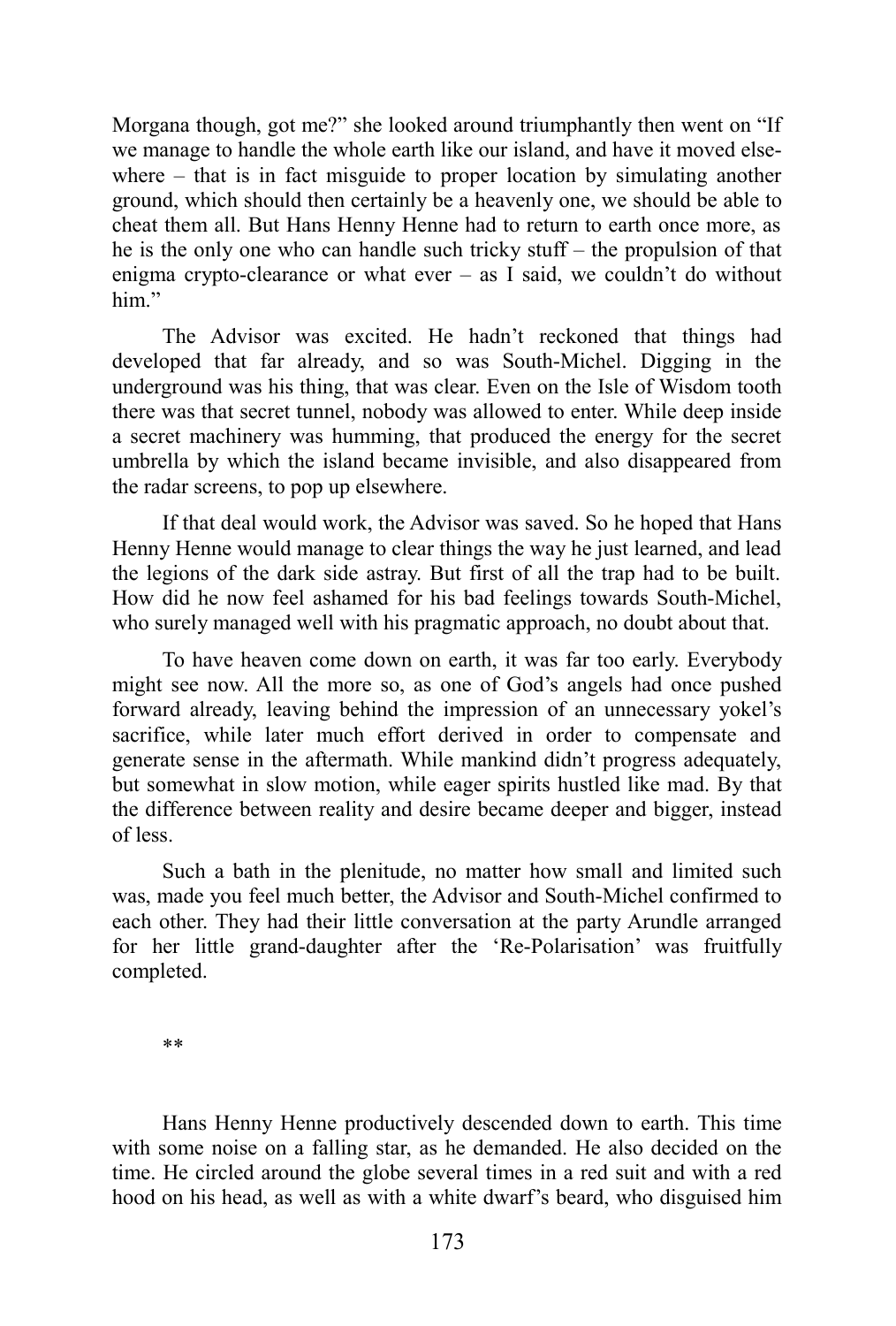Morgana though, got me?" she looked around triumphantly then went on "If we manage to handle the whole earth like our island, and have it moved elsewhere – that is in fact misguide to proper location by simulating another ground, which should then certainly be a heavenly one, we should be able to cheat them all. But Hans Henny Henne had to return to earth once more, as he is the only one who can handle such tricky stuff – the propulsion of that enigma crypto-clearance or what ever – as I said, we couldn't do without him."

The Advisor was excited. He hadn't reckoned that things had developed that far already, and so was South-Michel. Digging in the underground was his thing, that was clear. Even on the Isle of Wisdom tooth there was that secret tunnel, nobody was allowed to enter. While deep inside a secret machinery was humming, that produced the energy for the secret umbrella by which the island became invisible, and also disappeared from the radar screens, to pop up elsewhere.

If that deal would work, the Advisor was saved. So he hoped that Hans Henny Henne would manage to clear things the way he just learned, and lead the legions of the dark side astray. But first of all the trap had to be built. How did he now feel ashamed for his bad feelings towards South-Michel, who surely managed well with his pragmatic approach, no doubt about that.

To have heaven come down on earth, it was far too early. Everybody might see now. All the more so, as one of God's angels had once pushed forward already, leaving behind the impression of an unnecessary yokel's sacrifice, while later much effort derived in order to compensate and generate sense in the aftermath. While mankind didn't progress adequately, but somewhat in slow motion, while eager spirits hustled like mad. By that the difference between reality and desire became deeper and bigger, instead of less.

Such a bath in the plenitude, no matter how small and limited such was, made you feel much better, the Advisor and South-Michel confirmed to each other. They had their little conversation at the party Arundle arranged for her little grand-daughter after the 'Re-Polarisation' was fruitfully completed.

**

Hans Henny Henne productively descended down to earth. This time with some noise on a falling star, as he demanded. He also decided on the time. He circled around the globe several times in a red suit and with a red hood on his head, as well as with a white dwarf's beard, who disguised him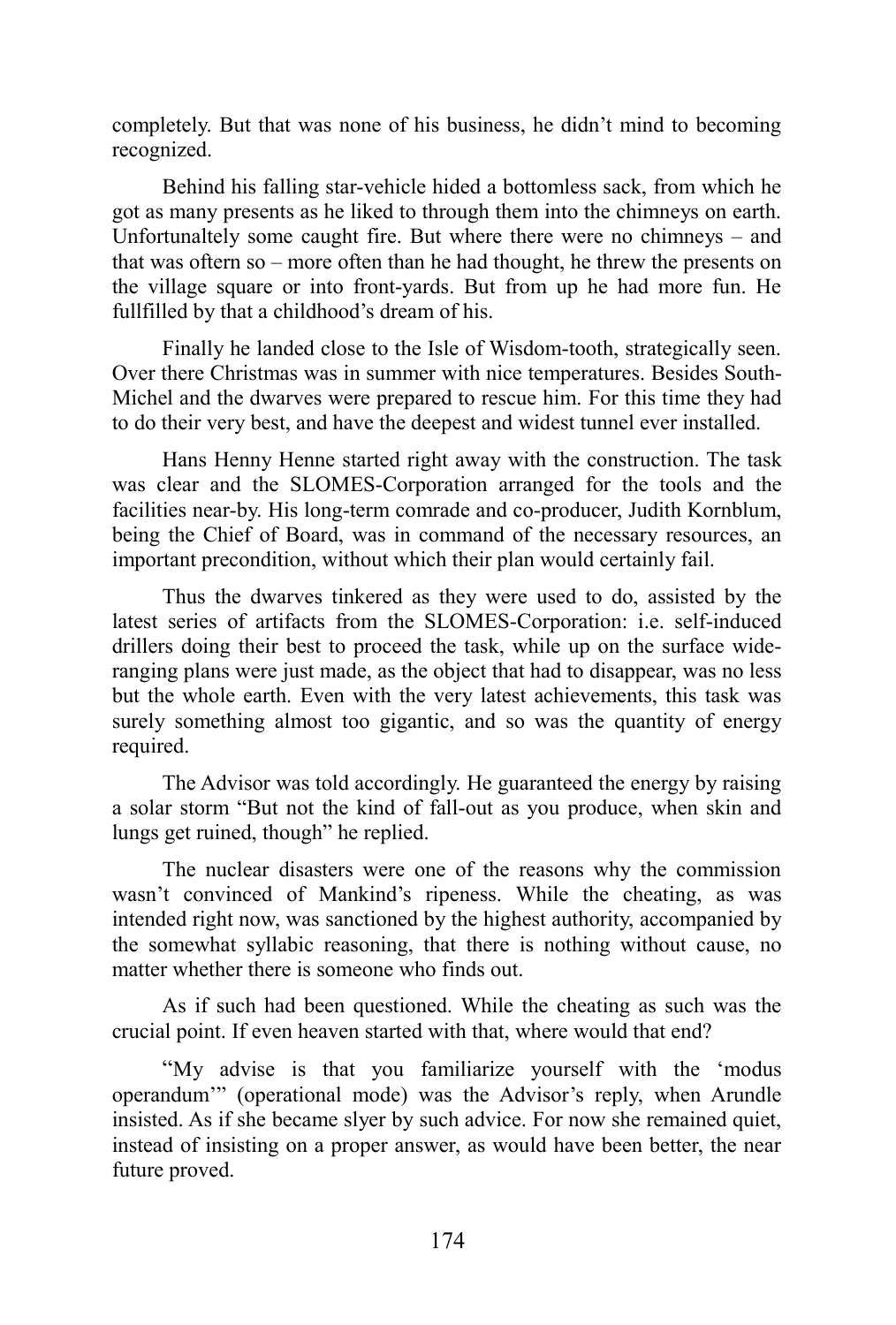completely. But that was none of his business, he didn't mind to becoming recognized.

Behind his falling star-vehicle hided a bottomless sack, from which he got as many presents as he liked to through them into the chimneys on earth. Unfortunaltely some caught fire. But where there were no chimneys – and that was oftern so – more often than he had thought, he threw the presents on the village square or into front-yards. But from up he had more fun. He fullfilled by that a childhood's dream of his.

Finally he landed close to the Isle of Wisdom-tooth, strategically seen. Over there Christmas was in summer with nice temperatures. Besides South-Michel and the dwarves were prepared to rescue him. For this time they had to do their very best, and have the deepest and widest tunnel ever installed.

Hans Henny Henne started right away with the construction. The task was clear and the SLOMES-Corporation arranged for the tools and the facilities near-by. His long-term comrade and co-producer, Judith Kornblum, being the Chief of Board, was in command of the necessary resources, an important precondition, without which their plan would certainly fail.

Thus the dwarves tinkered as they were used to do, assisted by the latest series of artifacts from the SLOMES-Corporation: i.e. self-induced drillers doing their best to proceed the task, while up on the surface wide-ranging plans were just made, as the object that had to disappear, was no less but the whole earth. Even with the very latest achievements, this task was surely something almost too gigantic, and so was the quantity of energy required.

The Advisor was told accordingly. He guaranteed the energy by raising a solar storm "But not the kind of fall-out as you produce, when skin and lungs get ruined, though" he replied.

The nuclear disasters were one of the reasons why the commission wasn't convinced of Mankind's ripeness. While the cheating, as was intended right now, was sanctioned by the highest authority, accompanied by the somewhat syllabic reasoning, that there is nothing without cause, no matter whether there is someone who finds out.

As if such had been questioned. While the cheating as such was the crucial point. If even heaven started with that, where would that end?

"My advise is that you familiarize yourself with the 'modus operandum'" (operational mode) was the Advisor's reply, when Arundle insisted. As if she became slyer by such advice. For now she remained quiet, instead of insisting on a proper answer, as would have been better, the near future proved.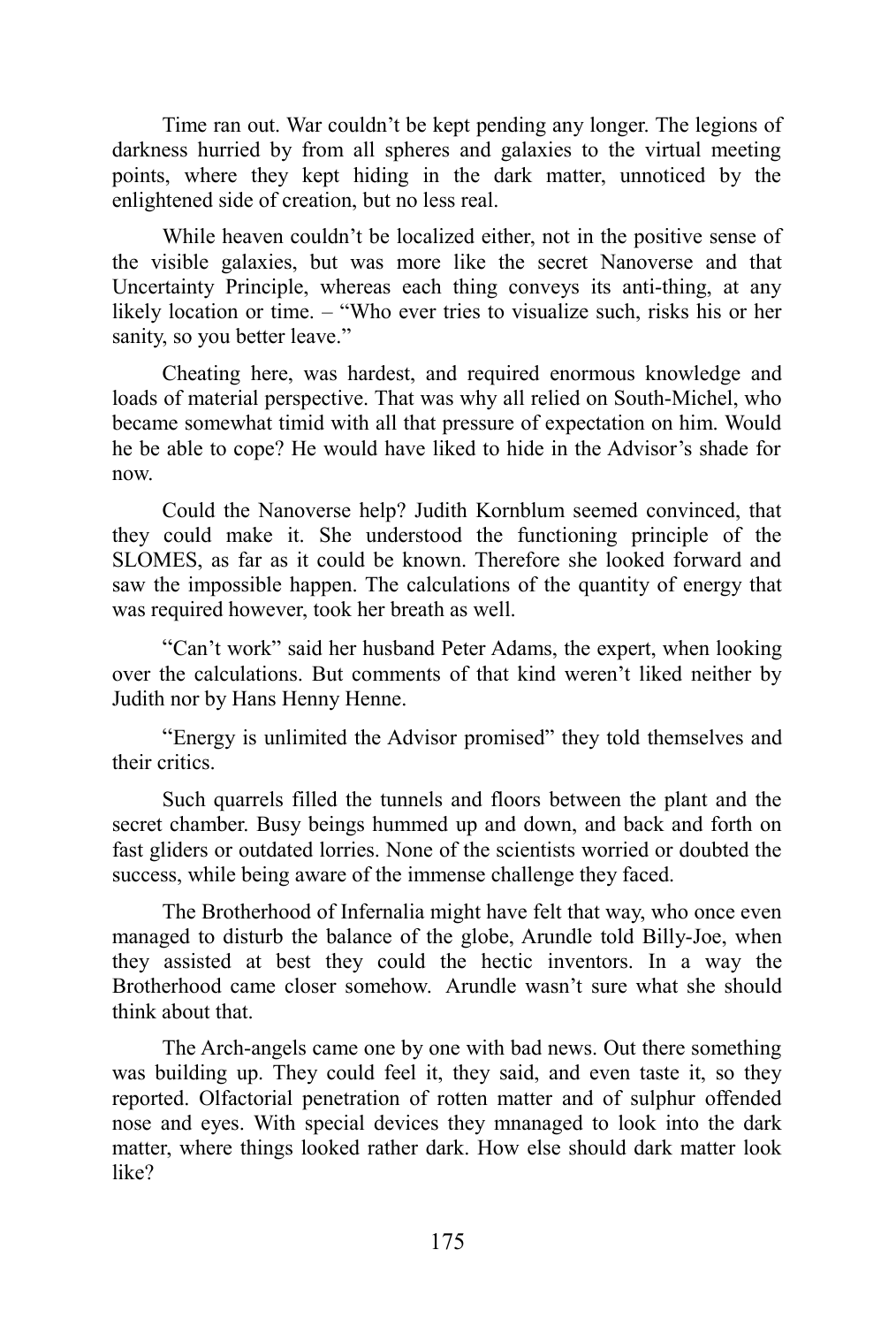Time ran out. War couldn't be kept pending any longer. The legions of darkness hurried by from all spheres and galaxies to the virtual meeting points, where they kept hiding in the dark matter, unnoticed by the enlightened side of creation, but no less real.

While heaven couldn't be localized either, not in the positive sense of the visible galaxies, but was more like the secret Nanoverse and that Uncertainty Principle, whereas each thing conveys its anti-thing, at any likely location or time. – "Who ever tries to visualize such, risks his or her sanity, so you better leave."

Cheating here, was hardest, and required enormous knowledge and loads of material perspective. That was why all relied on South-Michel, who became somewhat timid with all that pressure of expectation on him. Would he be able to cope? He would have liked to hide in the Advisor's shade for now.

Could the Nanoverse help? Judith Kornblum seemed convinced, that they could make it. She understood the functioning principle of the SLOMES, as far as it could be known. Therefore she looked forward and saw the impossible happen. The calculations of the quantity of energy that was required however, took her breath as well.

"Can't work" said her husband Peter Adams, the expert, when looking over the calculations. But comments of that kind weren't liked neither by Judith nor by Hans Henny Henne.

"Energy is unlimited the Advisor promised" they told themselves and their critics.

Such quarrels filled the tunnels and floors between the plant and the secret chamber. Busy beings hummed up and down, and back and forth on fast gliders or outdated lorries. None of the scientists worried or doubted the success, while being aware of the immense challenge they faced.

The Brotherhood of Infernalia might have felt that way, who once even managed to disturb the balance of the globe, Arundle told Billy-Joe, when they assisted at best they could the hectic inventors. In a way the Brotherhood came closer somehow. Arundle wasn't sure what she should think about that.

The Arch-angels came one by one with bad news. Out there something was building up. They could feel it, they said, and even taste it, so they reported. Olfactorial penetration of rotten matter and of sulphur offended nose and eyes. With special devices they mnanaged to look into the dark matter, where things looked rather dark. How else should dark matter look like?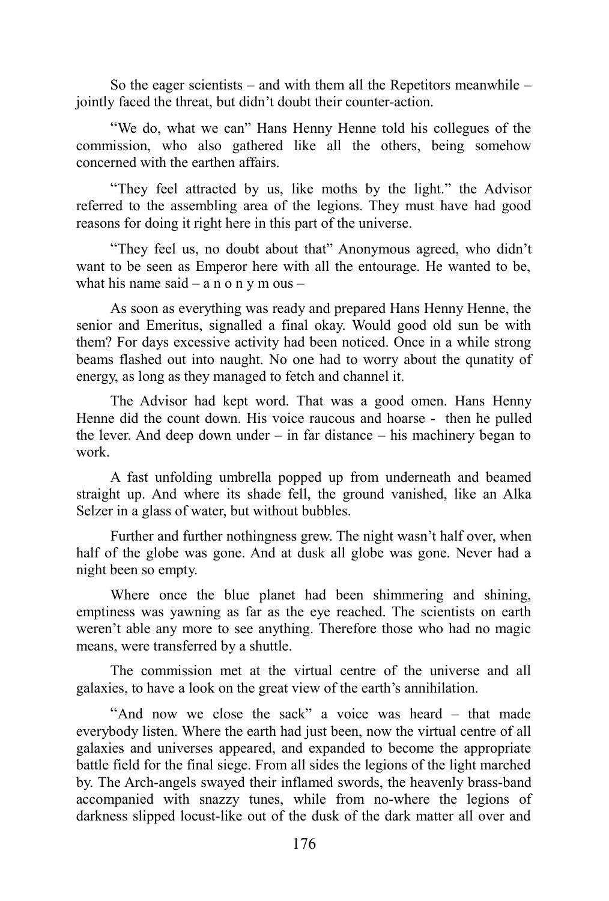So the eager scientists – and with them all the Repetitors meanwhile – jointly faced the threat, but didn't doubt their counter-action.

"We do, what we can" Hans Henny Henne told his collegues of the commission, who also gathered like all the others, being somehow concerned with the earthen affairs.

"They feel attracted by us, like moths by the light." the Advisor referred to the assembling area of the legions. They must have had good reasons for doing it right here in this part of the universe.

"They feel us, no doubt about that" Anonymous agreed, who didn't want to be seen as Emperor here with all the entourage. He wanted to be, what his name said – a n o n y m ous –

As soon as everything was ready and prepared Hans Henny Henne, the senior and Emeritus, signalled a final okay. Would good old sun be with them? For days excessive activity had been noticed. Once in a while strong beams flashed out into naught. No one had to worry about the qunatity of energy, as long as they managed to fetch and channel it.

The Advisor had kept word. That was a good omen. Hans Henny Henne did the count down. His voice raucous and hoarse - then he pulled the lever. And deep down under – in far distance – his machinery began to work.

A fast unfolding umbrella popped up from underneath and beamed straight up. And where its shade fell, the ground vanished, like an Alka Selzer in a glass of water, but without bubbles.

Further and further nothingness grew. The night wasn't half over, when half of the globe was gone. And at dusk all globe was gone. Never had a night been so empty.

Where once the blue planet had been shimmering and shining, emptiness was yawning as far as the eye reached. The scientists on earth weren't able any more to see anything. Therefore those who had no magic means, were transferred by a shuttle.

The commission met at the virtual centre of the universe and all galaxies, to have a look on the great view of the earth's annihilation.

"And now we close the sack" a voice was heard – that made everybody listen. Where the earth had just been, now the virtual centre of all galaxies and universes appeared, and expanded to become the appropriate battle field for the final siege. From all sides the legions of the light marched by. The Arch-angels swayed their inflamed swords, the heavenly brass-band accompanied with snazzy tunes, while from no-where the legions of darkness slipped locust-like out of the dusk of the dark matter all over and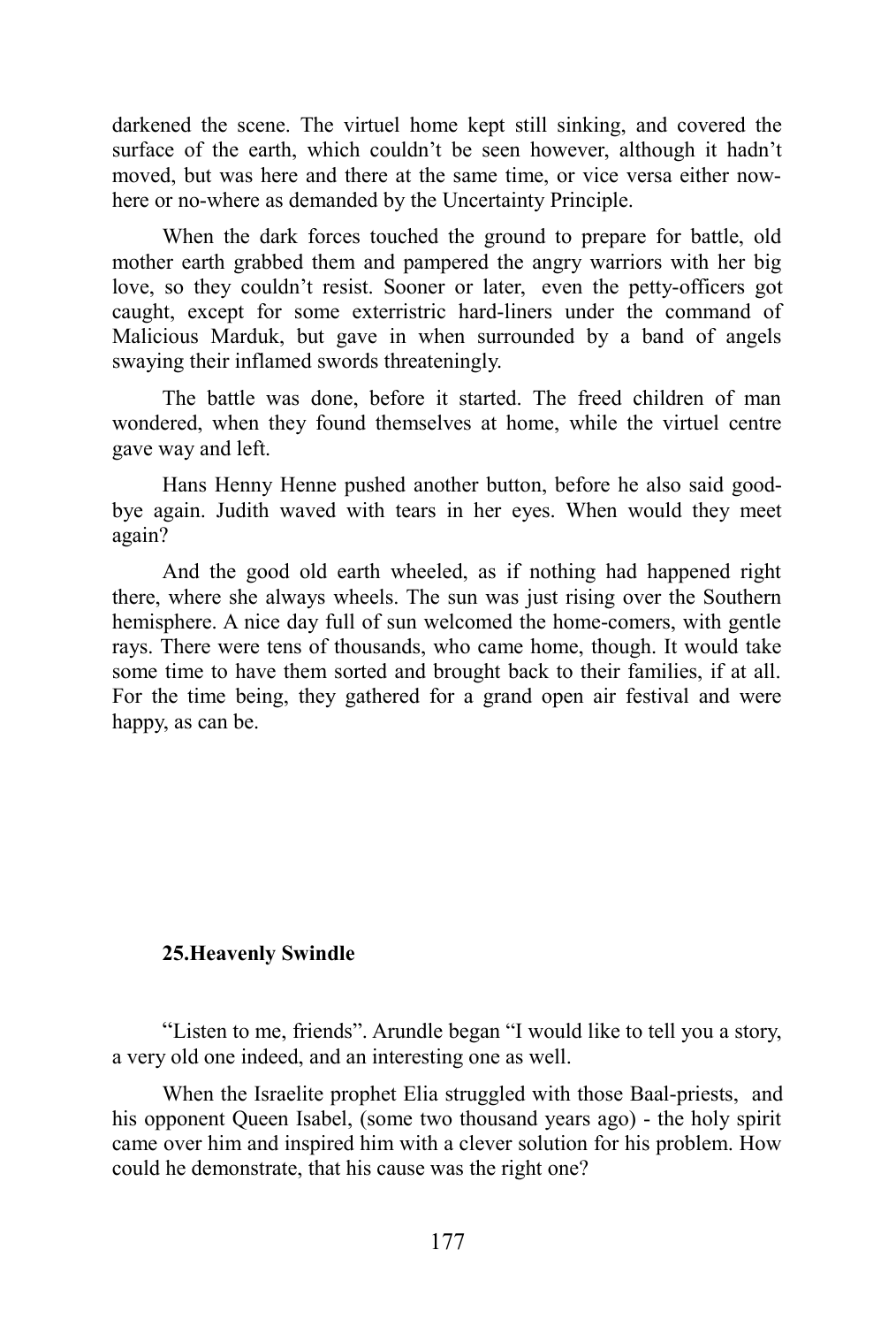darkened the scene. The virtuel home kept still sinking, and covered the surface of the earth, which couldn't be seen however, although it hadn't moved, but was here and there at the same time, or vice versa either now-here or no-where as demanded by the Uncertainty Principle.

When the dark forces touched the ground to prepare for battle, old mother earth grabbed them and pampered the angry warriors with her big love, so they couldn't resist. Sooner or later, even the petty-officers got caught, except for some exterristric hard-liners under the command of Malicious Marduk, but gave in when surrounded by a band of angels swaying their inflamed swords threateningly.

The battle was done, before it started. The freed children of man wondered, when they found themselves at home, while the virtuel centre gave way and left.

Hans Henny Henne pushed another button, before he also said good-bye again. Judith waved with tears in her eyes. When would they meet again?

And the good old earth wheeled, as if nothing had happened right there, where she always wheels. The sun was just rising over the Southern hemisphere. A nice day full of sun welcomed the home-comers, with gentle rays. There were tens of thousands, who came home, though. It would take some time to have them sorted and brought back to their families, if at all. For the time being, they gathered for a grand open air festival and were happy, as can be.

## 25.Heavenly Swindle

"Listen to me, friends". Arundle began "I would like to tell you a story, a very old one indeed, and an interesting one as well.

When the Israelite prophet Elia struggled with those Baal-priests, and his opponent Queen Isabel, (some two thousand years ago) - the holy spirit came over him and inspired him with a clever solution for his problem. How could he demonstrate, that his cause was the right one?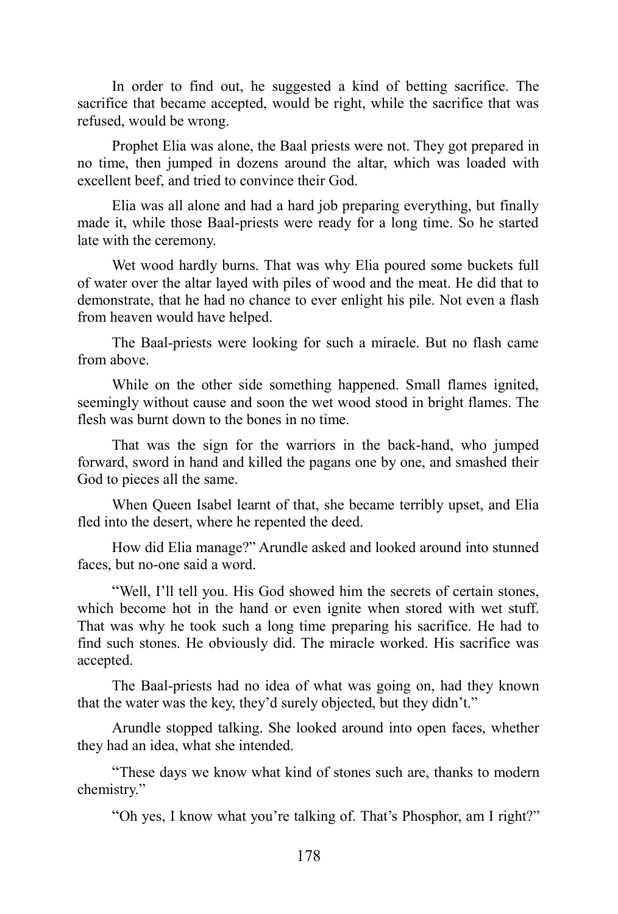In order to find out, he suggested a kind of betting sacrifice. The sacrifice that became accepted, would be right, while the sacrifice that was refused, would be wrong.

Prophet Elia was alone, the Baal priests were not. They got prepared in no time, then jumped in dozens around the altar, which was loaded with excellent beef, and tried to convince their God.

Elia was all alone and had a hard job preparing everything, but finally made it, while those Baal-priests were ready for a long time. So he started late with the ceremony.

Wet wood hardly burns. That was why Elia poured some buckets full of water over the altar layed with piles of wood and the meat. He did that to demonstrate, that he had no chance to ever enlight his pile. Not even a flash from heaven would have helped.

The Baal-priests were looking for such a miracle. But no flash came from above.

While on the other side something happened. Small flames ignited, seemingly without cause and soon the wet wood stood in bright flames. The flesh was burnt down to the bones in no time.

That was the sign for the warriors in the back-hand, who jumped forward, sword in hand and killed the pagans one by one, and smashed their God to pieces all the same.

When Queen Isabel learnt of that, she became terribly upset, and Elia fled into the desert, where he repented the deed.

How did Elia manage?" Arundle asked and looked around into stunned faces, but no-one said a word.

"Well, I'll tell you. His God showed him the secrets of certain stones, which become hot in the hand or even ignite when stored with wet stuff. That was why he took such a long time preparing his sacrifice. He had to find such stones. He obviously did. The miracle worked. His sacrifice was accepted.

The Baal-priests had no idea of what was going on, had they known that the water was the key, they'd surely objected, but they didn't."

Arundle stopped talking. She looked around into open faces, whether they had an idea, what she intended.

"These days we know what kind of stones such are, thanks to modern chemistry."

"Oh yes, I know what you're talking of. That's Phosphor, am I right?"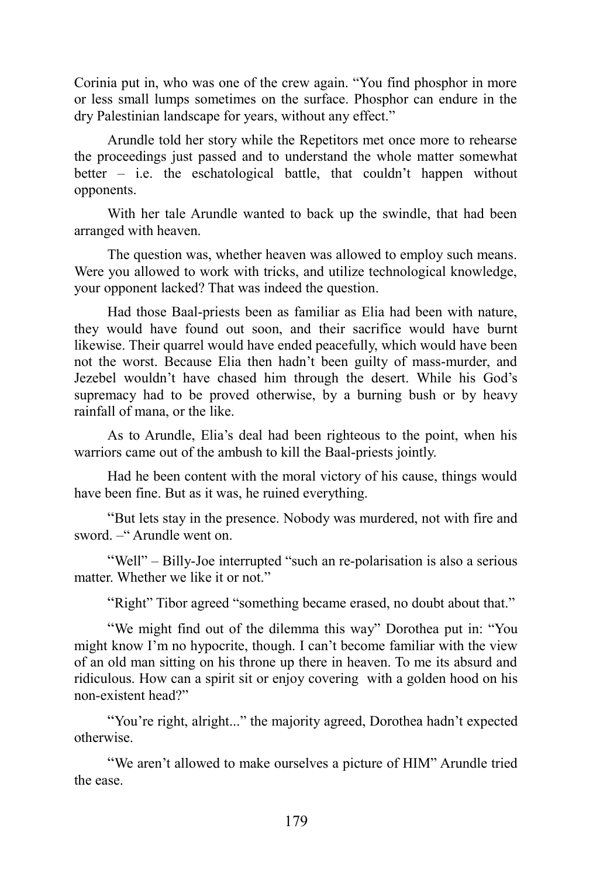Corinia put in, who was one of the crew again. “You find phosphor in more or less small lumps sometimes on the surface. Phosphor can endure in the dry Palestinian landscape for years, without any effect.”

Arundle told her story while the Repetitors met once more to rehearse the proceedings just passed and to understand the whole matter somewhat better – i.e. the eschatological battle, that couldn’t happen without opponents.

With her tale Arundle wanted to back up the swindle, that had been arranged with heaven.

The question was, whether heaven was allowed to employ such means. Were you allowed to work with tricks, and utilize technological knowledge, your opponent lacked? That was indeed the question.

Had those Baal-priests been as familiar as Elia had been with nature, they would have found out soon, and their sacrifice would have burnt likewise. Their quarrel would have ended peacefully, which would have been not the worst. Because Elia then hadn’t been guilty of mass-murder, and Jezebel wouldn’t have chased him through the desert. While his God’s supremacy had to be proved otherwise, by a burning bush or by heavy rainfall of mana, or the like.

As to Arundle, Elia’s deal had been righteous to the point, when his warriors came out of the ambush to kill the Baal-priests jointly.

Had he been content with the moral victory of his cause, things would have been fine. But as it was, he ruined everything.

“But lets stay in the presence. Nobody was murdered, not with fire and sword. –“ Arundle went on.

“Well” – Billy-Joe interrupted “such an re-polarisation is also a serious matter. Whether we like it or not.”

“Right” Tibor agreed “something became erased, no doubt about that.”

“We might find out of the dilemma this way” Dorothea put in: “You might know I’m no hypocrite, though. I can’t become familiar with the view of an old man sitting on his throne up there in heaven. To me its absurd and ridiculous. How can a spirit sit or enjoy covering  with a golden hood on his non-existent head?”

“You’re right, alright...” the majority agreed, Dorothea hadn’t expected otherwise.

“We aren’t allowed to make ourselves a picture of HIM” Arundle tried the ease.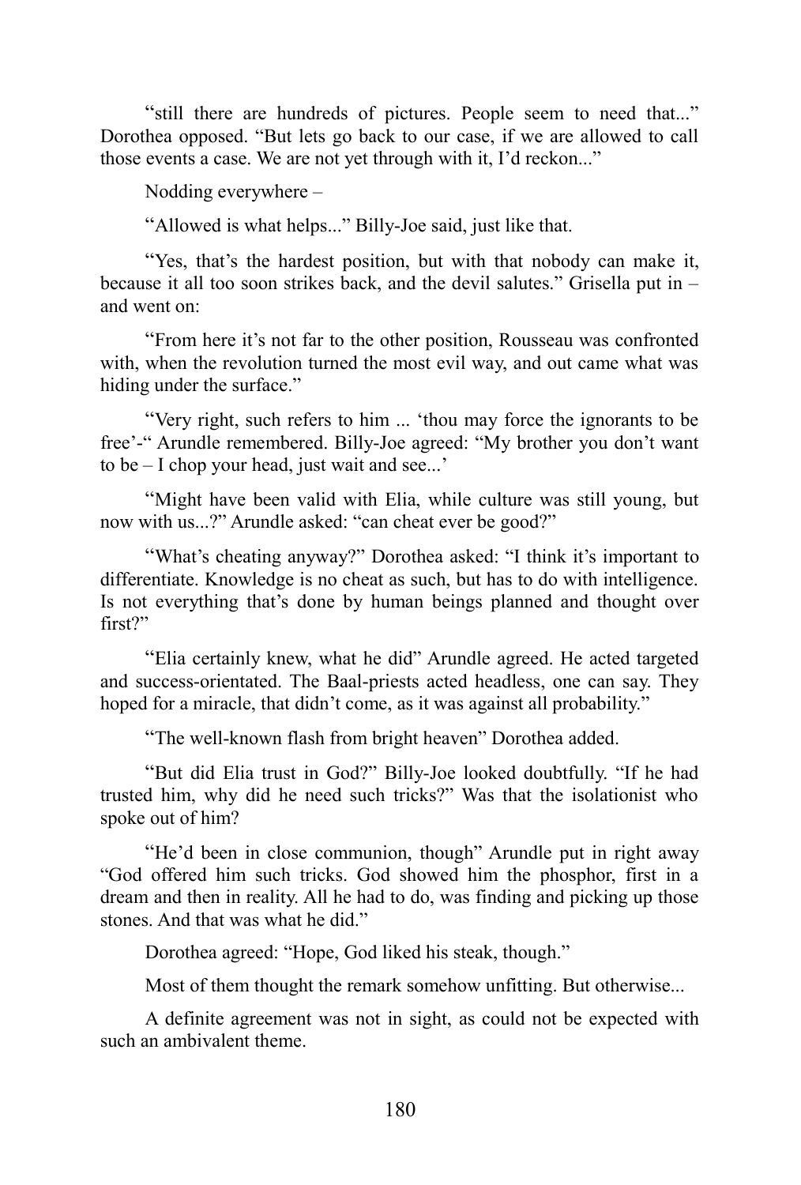"still there are hundreds of pictures. People seem to need that..." Dorothea opposed. "But lets go back to our case, if we are allowed to call those events a case. We are not yet through with it, I'd reckon..."

Nodding everywhere –

"Allowed is what helps..." Billy-Joe said, just like that.

"Yes, that's the hardest position, but with that nobody can make it, because it all too soon strikes back, and the devil salutes." Grisella put in – and went on:

"From here it's not far to the other position, Rousseau was confronted with, when the revolution turned the most evil way, and out came what was hiding under the surface."

"Very right, such refers to him ... 'thou may force the ignorants to be free'-" Arundle remembered. Billy-Joe agreed: "My brother you don't want to be – I chop your head, just wait and see...'

"Might have been valid with Elia, while culture was still young, but now with us...?" Arundle asked: "can cheat ever be good?"

"What's cheating anyway?" Dorothea asked: "I think it's important to differentiate. Knowledge is no cheat as such, but has to do with intelligence. Is not everything that's done by human beings planned and thought over first?"

"Elia certainly knew, what he did" Arundle agreed. He acted targeted and success-orientated. The Baal-priests acted headless, one can say. They hoped for a miracle, that didn't come, as it was against all probability."

"The well-known flash from bright heaven" Dorothea added.

"But did Elia trust in God?" Billy-Joe looked doubtfully. "If he had trusted him, why did he need such tricks?" Was that the isolationist who spoke out of him?

"He'd been in close communion, though" Arundle put in right away "God offered him such tricks. God showed him the phosphor, first in a dream and then in reality. All he had to do, was finding and picking up those stones. And that was what he did."

Dorothea agreed: "Hope, God liked his steak, though."

Most of them thought the remark somehow unfitting. But otherwise...

A definite agreement was not in sight, as could not be expected with such an ambivalent theme.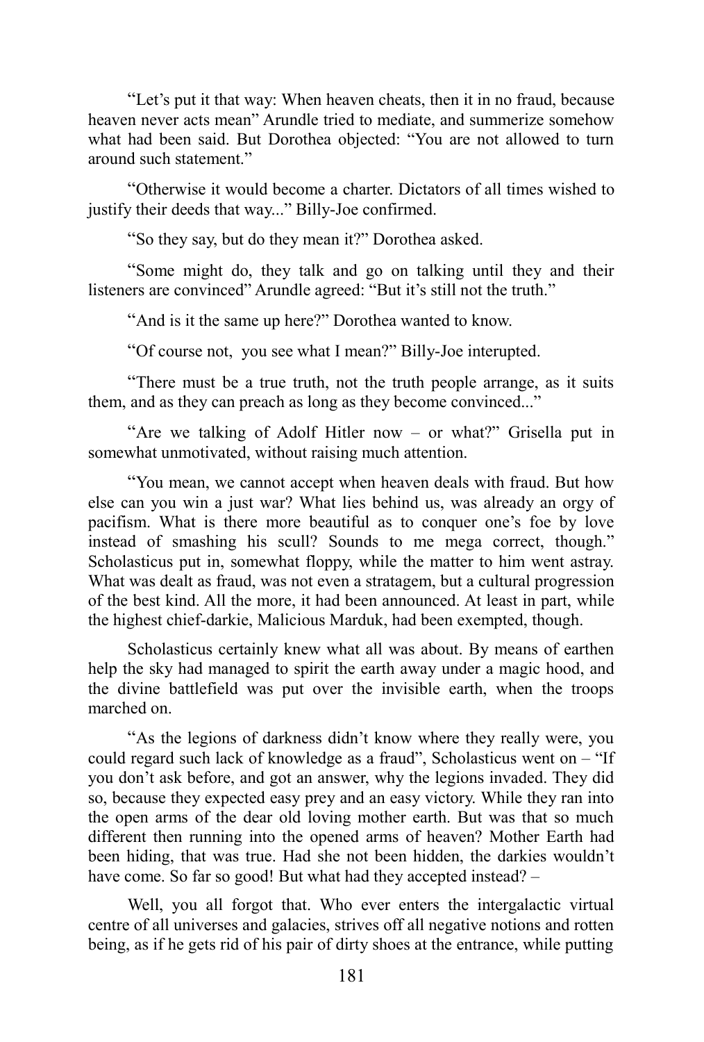"Let's put it that way: When heaven cheats, then it in no fraud, because heaven never acts mean" Arundle tried to mediate, and summerize somehow what had been said. But Dorothea objected: "You are not allowed to turn around such statement."

"Otherwise it would become a charter. Dictators of all times wished to justify their deeds that way..." Billy-Joe confirmed.

"So they say, but do they mean it?" Dorothea asked.

"Some might do, they talk and go on talking until they and their listeners are convinced" Arundle agreed: "But it's still not the truth."

"And is it the same up here?" Dorothea wanted to know.

"Of course not, you see what I mean?" Billy-Joe interupted.

"There must be a true truth, not the truth people arrange, as it suits them, and as they can preach as long as they become convinced..."

"Are we talking of Adolf Hitler now – or what?" Grisella put in somewhat unmotivated, without raising much attention.

"You mean, we cannot accept when heaven deals with fraud. But how else can you win a just war? What lies behind us, was already an orgy of pacifism. What is there more beautiful as to conquer one's foe by love instead of smashing his scull? Sounds to me mega correct, though." Scholasticus put in, somewhat floppy, while the matter to him went astray. What was dealt as fraud, was not even a stratagem, but a cultural progression of the best kind. All the more, it had been announced. At least in part, while the highest chief-darkie, Malicious Marduk, had been exempted, though.

Scholasticus certainly knew what all was about. By means of earthen help the sky had managed to spirit the earth away under a magic hood, and the divine battlefield was put over the invisible earth, when the troops marched on.

"As the legions of darkness didn't know where they really were, you could regard such lack of knowledge as a fraud", Scholasticus went on – "If you don't ask before, and got an answer, why the legions invaded. They did so, because they expected easy prey and an easy victory. While they ran into the open arms of the dear old loving mother earth. But was that so much different then running into the opened arms of heaven? Mother Earth had been hiding, that was true. Had she not been hidden, the darkies wouldn't have come. So far so good! But what had they accepted instead? –

Well, you all forgot that. Who ever enters the intergalactic virtual centre of all universes and galacies, strives off all negative notions and rotten being, as if he gets rid of his pair of dirty shoes at the entrance, while putting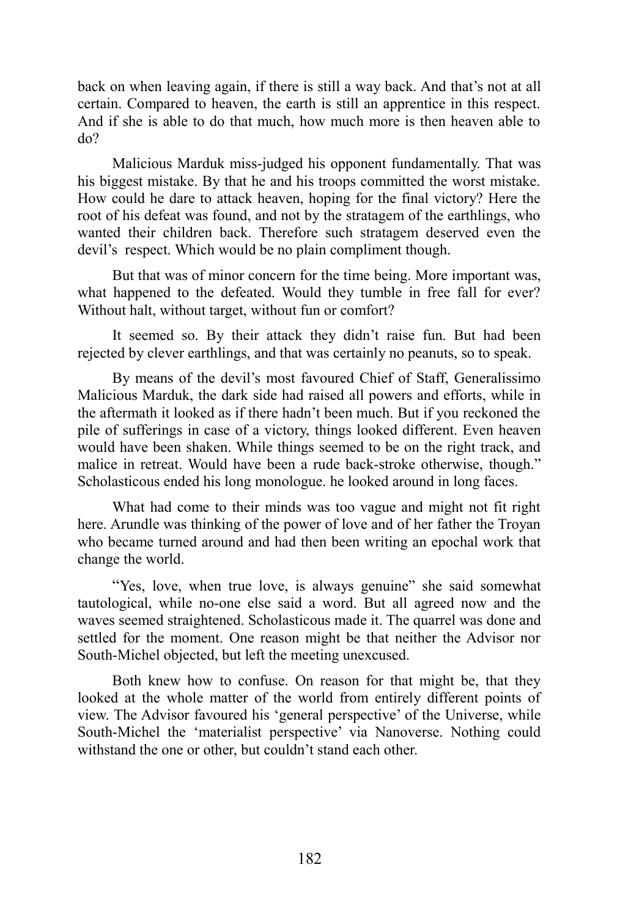back on when leaving again, if there is still a way back. And that's not at all certain. Compared to heaven, the earth is still an apprentice in this respect. And if she is able to do that much, how much more is then heaven able to do?

Malicious Marduk miss-judged his opponent fundamentally. That was his biggest mistake. By that he and his troops committed the worst mistake. How could he dare to attack heaven, hoping for the final victory? Here the root of his defeat was found, and not by the stratagem of the earthlings, who wanted their children back. Therefore such stratagem deserved even the devil's respect. Which would be no plain compliment though.

But that was of minor concern for the time being. More important was, what happened to the defeated. Would they tumble in free fall for ever? Without halt, without target, without fun or comfort?

It seemed so. By their attack they didn't raise fun. But had been rejected by clever earthlings, and that was certainly no peanuts, so to speak.

By means of the devil's most favoured Chief of Staff, Generalissimo Malicious Marduk, the dark side had raised all powers and efforts, while in the aftermath it looked as if there hadn't been much. But if you reckoned the pile of sufferings in case of a victory, things looked different. Even heaven would have been shaken. While things seemed to be on the right track, and malice in retreat. Would have been a rude back-stroke otherwise, though." Scholasticous ended his long monologue. he looked around in long faces.

What had come to their minds was too vague and might not fit right here. Arundle was thinking of the power of love and of her father the Troyan who became turned around and had then been writing an epochal work that change the world.

"Yes, love, when true love, is always genuine" she said somewhat tautological, while no-one else said a word. But all agreed now and the waves seemed straightened. Scholasticous made it. The quarrel was done and settled for the moment. One reason might be that neither the Advisor nor South-Michel objected, but left the meeting unexcused.

Both knew how to confuse. On reason for that might be, that they looked at the whole matter of the world from entirely different points of view. The Advisor favoured his 'general perspective' of the Universe, while South-Michel the 'materialist perspective' via Nanoverse. Nothing could withstand the one or other, but couldn't stand each other.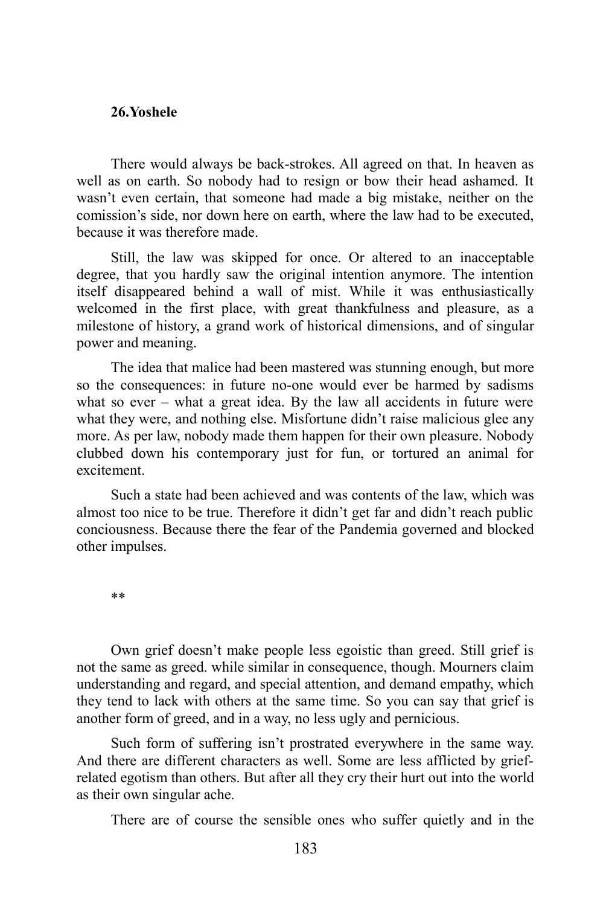## 26.Yoshele

There would always be back-strokes. All agreed on that. In heaven as well as on earth. So nobody had to resign or bow their head ashamed. It wasn't even certain, that someone had made a big mistake, neither on the comission's side, nor down here on earth, where the law had to be executed, because it was therefore made.

Still, the law was skipped for once. Or altered to an inacceptable degree, that you hardly saw the original intention anymore. The intention itself disappeared behind a wall of mist. While it was enthusiastically welcomed in the first place, with great thankfulness and pleasure, as a milestone of history, a grand work of historical dimensions, and of singular power and meaning.

The idea that malice had been mastered was stunning enough, but more so the consequences: in future no-one would ever be harmed by sadisms what so ever – what a great idea. By the law all accidents in future were what they were, and nothing else. Misfortune didn't raise malicious glee any more. As per law, nobody made them happen for their own pleasure. Nobody clubbed down his contemporary just for fun, or tortured an animal for excitement.

Such a state had been achieved and was contents of the law, which was almost too nice to be true. Therefore it didn't get far and didn't reach public conciousness. Because there the fear of the Pandemia governed and blocked other impulses.

**

Own grief doesn't make people less egoistic than greed. Still grief is not the same as greed. while similar in consequence, though. Mourners claim understanding and regard, and special attention, and demand empathy, which they tend to lack with others at the same time. So you can say that grief is another form of greed, and in a way, no less ugly and pernicious.

Such form of suffering isn't prostrated everywhere in the same way. And there are different characters as well. Some are less afflicted by grief-related egotism than others. But after all they cry their hurt out into the world as their own singular ache.

There are of course the sensible ones who suffer quietly and in the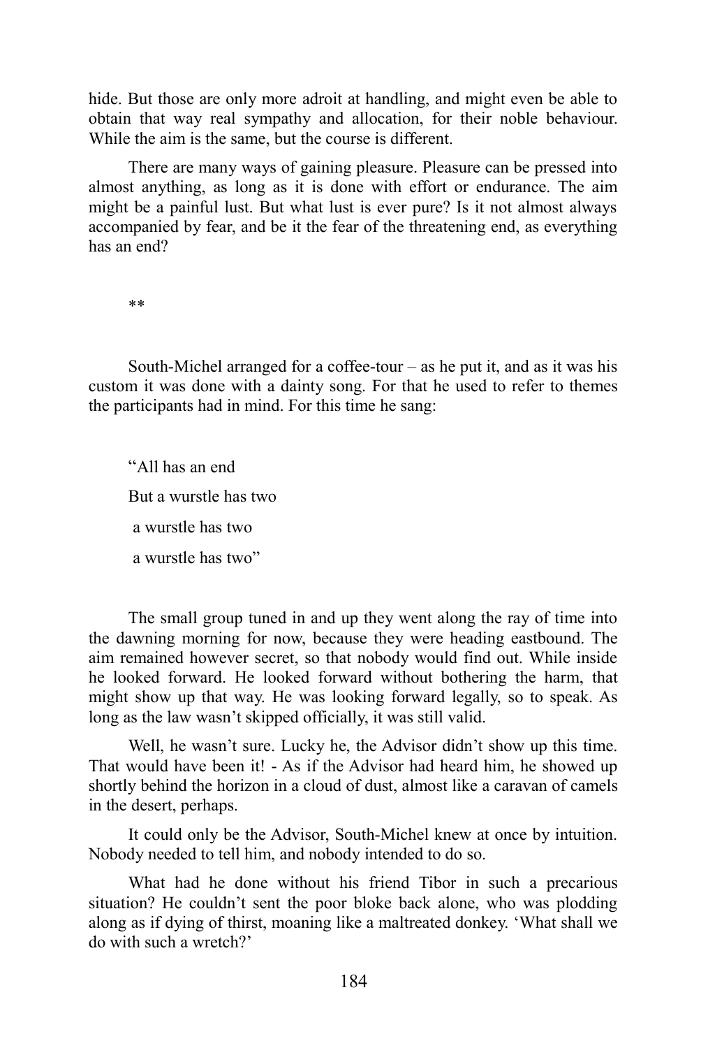hide. But those are only more adroit at handling, and might even be able to obtain that way real sympathy and allocation, for their noble behaviour. While the aim is the same, but the course is different.

There are many ways of gaining pleasure. Pleasure can be pressed into almost anything, as long as it is done with effort or endurance. The aim might be a painful lust. But what lust is ever pure? Is it not almost always accompanied by fear, and be it the fear of the threatening end, as everything has an end?

**

South-Michel arranged for a coffee-tour – as he put it, and as it was his custom it was done with a dainty song. For that he used to refer to themes the participants had in mind. For this time he sang:

"All has an end  
But a wurstle has two  
a wurstle has two  
a wurstle has two"

The small group tuned in and up they went along the ray of time into the dawning morning for now, because they were heading eastbound. The aim remained however secret, so that nobody would find out. While inside he looked forward. He looked forward without bothering the harm, that might show up that way. He was looking forward legally, so to speak. As long as the law wasn't skipped officially, it was still valid.

Well, he wasn't sure. Lucky he, the Advisor didn't show up this time. That would have been it! - As if the Advisor had heard him, he showed up shortly behind the horizon in a cloud of dust, almost like a caravan of camels in the desert, perhaps.

It could only be the Advisor, South-Michel knew at once by intuition. Nobody needed to tell him, and nobody intended to do so.

What had he done without his friend Tibor in such a precarious situation? He couldn't sent the poor bloke back alone, who was plodding along as if dying of thirst, moaning like a maltreated donkey. 'What shall we do with such a wretch?'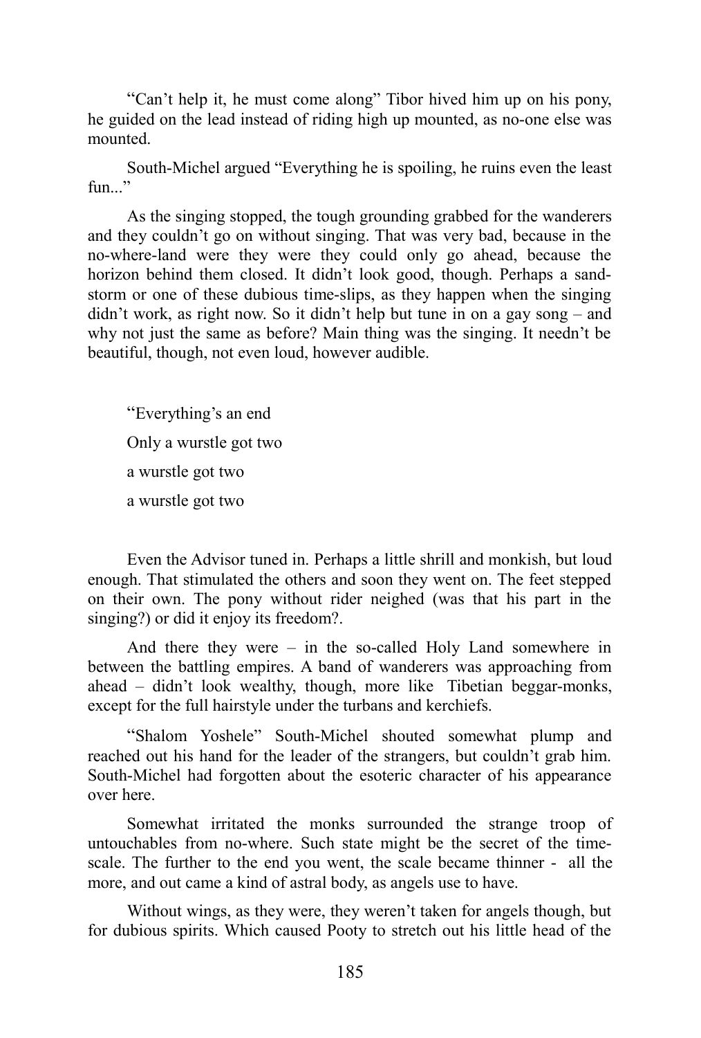“Can’t help it, he must come along” Tibor hived him up on his pony, he guided on the lead instead of riding high up mounted, as no-one else was mounted.

South-Michel argued “Everything he is spoiling, he ruins even the least fun...”

As the singing stopped, the tough grounding grabbed for the wanderers and they couldn’t go on without singing. That was very bad, because in the no-where-land were they were they could only go ahead, because the horizon behind them closed. It didn’t look good, though. Perhaps a sand-storm or one of these dubious time-slips, as they happen when the singing didn’t work, as right now. So it didn’t help but tune in on a gay song – and why not just the same as before? Main thing was the singing. It needn’t be beautiful, though, not even loud, however audible.

“Everything’s an end

Only a wurstle got two

a wurstle got two

a wurstle got two

Even the Advisor tuned in. Perhaps a little shrill and monkish, but loud enough. That stimulated the others and soon they went on. The feet stepped on their own. The pony without rider neighed (was that his part in the singing?) or did it enjoy its freedom?.

And there they were – in the so-called Holy Land somewhere in between the battling empires. A band of wanderers was approaching from ahead – didn’t look wealthy, though, more like Tibetian beggar-monks, except for the full hairstyle under the turbans and kerchiefs.

“Shalom Yoshele” South-Michel shouted somewhat plump and reached out his hand for the leader of the strangers, but couldn’t grab him. South-Michel had forgotten about the esoteric character of his appearance over here.

Somewhat irritated the monks surrounded the strange troop of untouchables from no-where. Such state might be the secret of the time-scale. The further to the end you went, the scale became thinner - all the more, and out came a kind of astral body, as angels use to have.

Without wings, as they were, they weren’t taken for angels though, but for dubious spirits. Which caused Pooty to stretch out his little head of the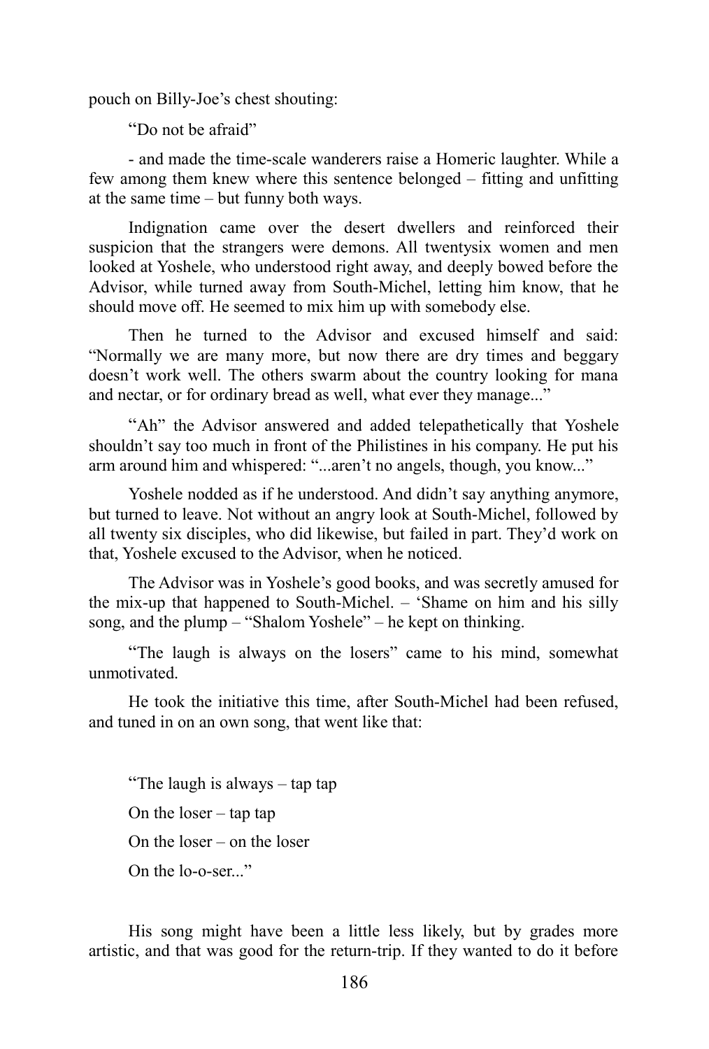pouch on Billy-Joe's chest shouting:

"Do not be afraid"

- and made the time-scale wanderers raise a Homeric laughter. While a few among them knew where this sentence belonged – fitting and unfitting at the same time – but funny both ways.

Indignation came over the desert dwellers and reinforced their suspicion that the strangers were demons. All twentysix women and men looked at Yoshele, who understood right away, and deeply bowed before the Advisor, while turned away from South-Michel, letting him know, that he should move off. He seemed to mix him up with somebody else.

Then he turned to the Advisor and excused himself and said: "Normally we are many more, but now there are dry times and beggary doesn't work well. The others swarm about the country looking for mana and nectar, or for ordinary bread as well, what ever they manage..."

"Ah" the Advisor answered and added telepathetically that Yoshele shouldn't say too much in front of the Philistines in his company. He put his arm around him and whispered: "...aren't no angels, though, you know..."

Yoshele nodded as if he understood. And didn't say anything anymore, but turned to leave. Not without an angry look at South-Michel, followed by all twenty six disciples, who did likewise, but failed in part. They'd work on that, Yoshele excused to the Advisor, when he noticed.

The Advisor was in Yoshele's good books, and was secretly amused for the mix-up that happened to South-Michel. – 'Shame on him and his silly song, and the plump – "Shalom Yoshele" – he kept on thinking.

"The laugh is always on the losers" came to his mind, somewhat unmotivated.

He took the initiative this time, after South-Michel had been refused, and tuned in on an own song, that went like that:

"The laugh is always – tap tap  
On the loser – tap tap  
On the loser – on the loser  
On the lo-o-ser..."

His song might have been a little less likely, but by grades more artistic, and that was good for the return-trip. If they wanted to do it before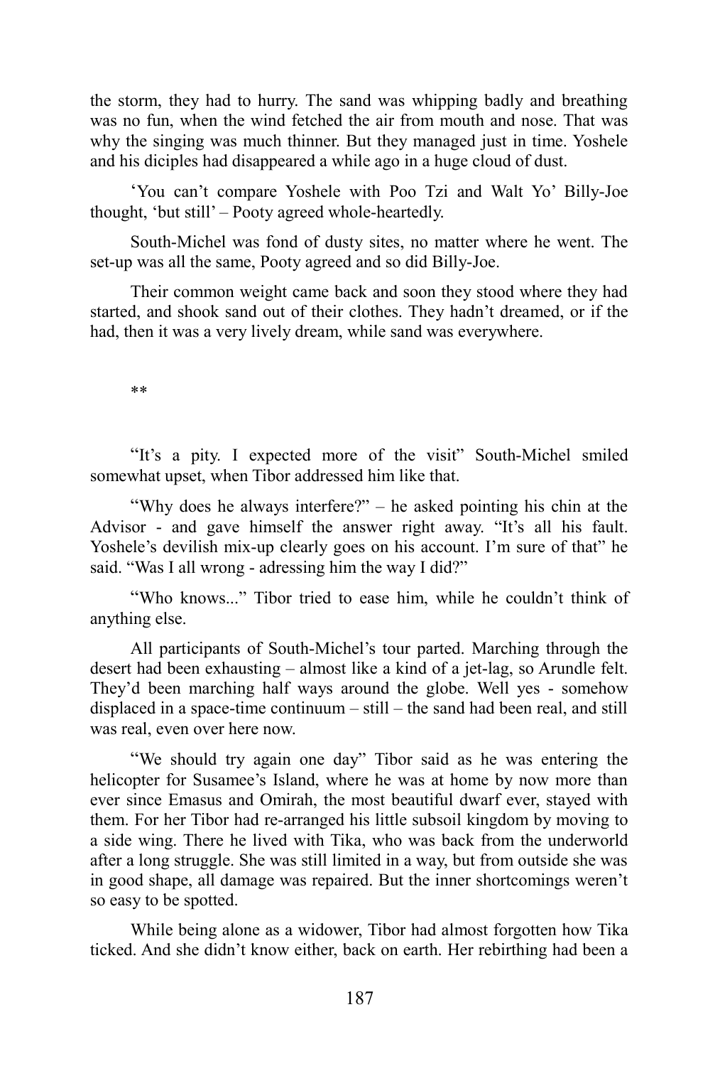the storm, they had to hurry. The sand was whipping badly and breathing was no fun, when the wind fetched the air from mouth and nose. That was why the singing was much thinner. But they managed just in time. Yoshele and his diciples had disappeared a while ago in a huge cloud of dust.

'You can't compare Yoshele with Poo Tzi and Walt Yo' Billy-Joe thought, 'but still' – Pooty agreed whole-heartedly.

South-Michel was fond of dusty sites, no matter where he went. The set-up was all the same, Pooty agreed and so did Billy-Joe.

Their common weight came back and soon they stood where they had started, and shook sand out of their clothes. They hadn't dreamed, or if the had, then it was a very lively dream, while sand was everywhere.

**

"It's a pity. I expected more of the visit" South-Michel smiled somewhat upset, when Tibor addressed him like that.

"Why does he always interfere?" – he asked pointing his chin at the Advisor - and gave himself the answer right away. "It's all his fault. Yoshele's devilish mix-up clearly goes on his account. I'm sure of that" he said. "Was I all wrong - adressing him the way I did?"

"Who knows..." Tibor tried to ease him, while he couldn't think of anything else.

All participants of South-Michel's tour parted. Marching through the desert had been exhausting – almost like a kind of a jet-lag, so Arundle felt. They'd been marching half ways around the globe. Well yes - somehow displaced in a space-time continuum – still – the sand had been real, and still was real, even over here now.

"We should try again one day" Tibor said as he was entering the helicopter for Susamee's Island, where he was at home by now more than ever since Emasus and Omirah, the most beautiful dwarf ever, stayed with them. For her Tibor had re-arranged his little subsoil kingdom by moving to a side wing. There he lived with Tika, who was back from the underworld after a long struggle. She was still limited in a way, but from outside she was in good shape, all damage was repaired. But the inner shortcomings weren't so easy to be spotted.

While being alone as a widower, Tibor had almost forgotten how Tika ticked. And she didn't know either, back on earth. Her rebirthing had been a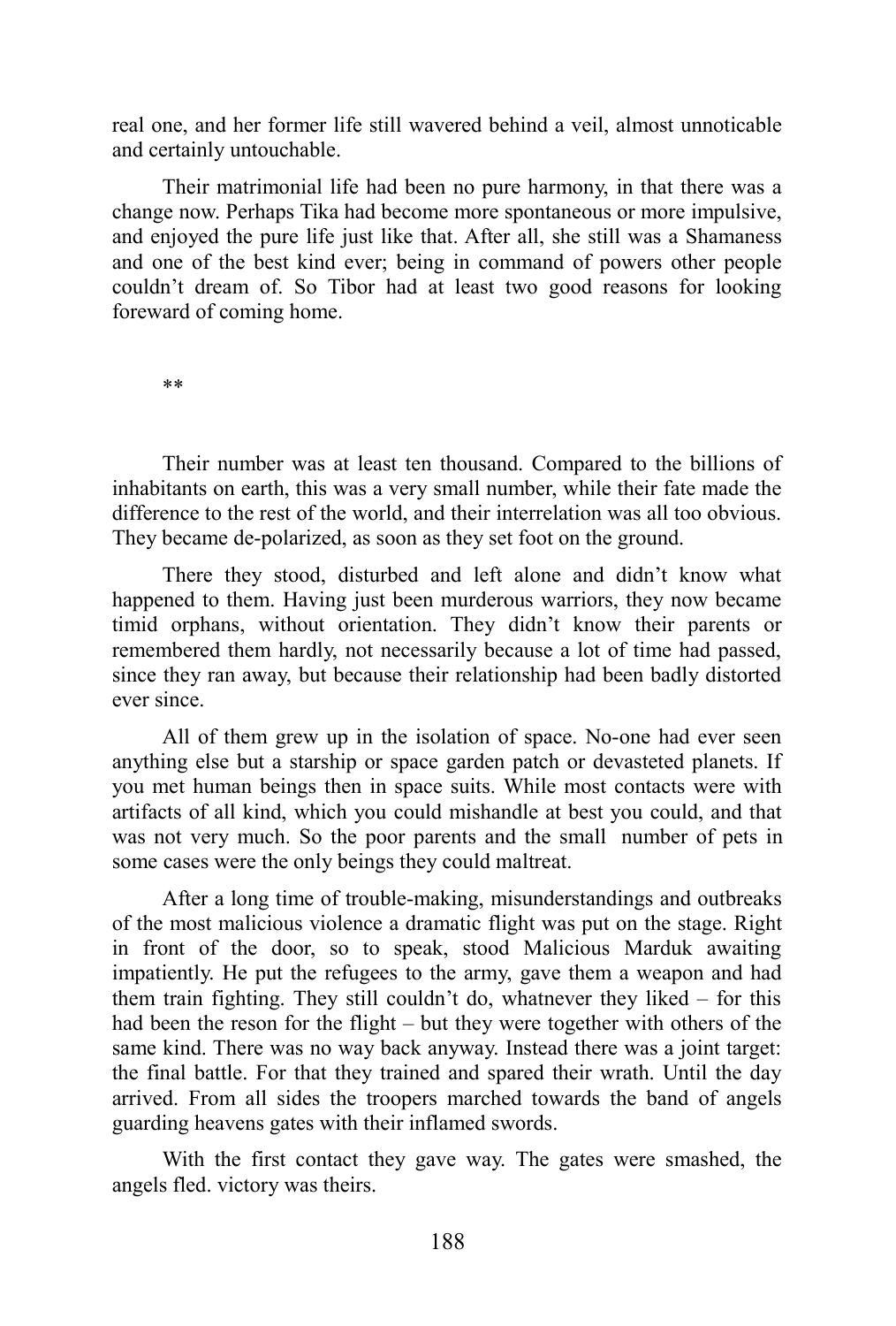real one, and her former life still wavered behind a veil, almost unnoticable and certainly untouchable.

Their matrimonial life had been no pure harmony, in that there was a change now. Perhaps Tika had become more spontaneous or more impulsive, and enjoyed the pure life just like that. After all, she still was a Shamaness and one of the best kind ever; being in command of powers other people couldn't dream of. So Tibor had at least two good reasons for looking foreward of coming home.

**

Their number was at least ten thousand. Compared to the billions of inhabitants on earth, this was a very small number, while their fate made the difference to the rest of the world, and their interrelation was all too obvious. They became de-polarized, as soon as they set foot on the ground.

There they stood, disturbed and left alone and didn't know what happened to them. Having just been murderous warriors, they now became timid orphans, without orientation. They didn't know their parents or remembered them hardly, not necessarily because a lot of time had passed, since they ran away, but because their relationship had been badly distorted ever since.

All of them grew up in the isolation of space. No-one had ever seen anything else but a starship or space garden patch or devasteted planets. If you met human beings then in space suits. While most contacts were with artifacts of all kind, which you could mishandle at best you could, and that was not very much. So the poor parents and the small number of pets in some cases were the only beings they could maltreat.

After a long time of trouble-making, misunderstandings and outbreaks of the most malicious violence a dramatic flight was put on the stage. Right in front of the door, so to speak, stood Malicious Marduk awaiting impatiently. He put the refugees to the army, gave them a weapon and had them train fighting. They still couldn't do, whatnever they liked – for this had been the reson for the flight – but they were together with others of the same kind. There was no way back anyway. Instead there was a joint target: the final battle. For that they trained and spared their wrath. Until the day arrived. From all sides the troopers marched towards the band of angels guarding heavens gates with their inflamed swords.

With the first contact they gave way. The gates were smashed, the angels fled. victory was theirs.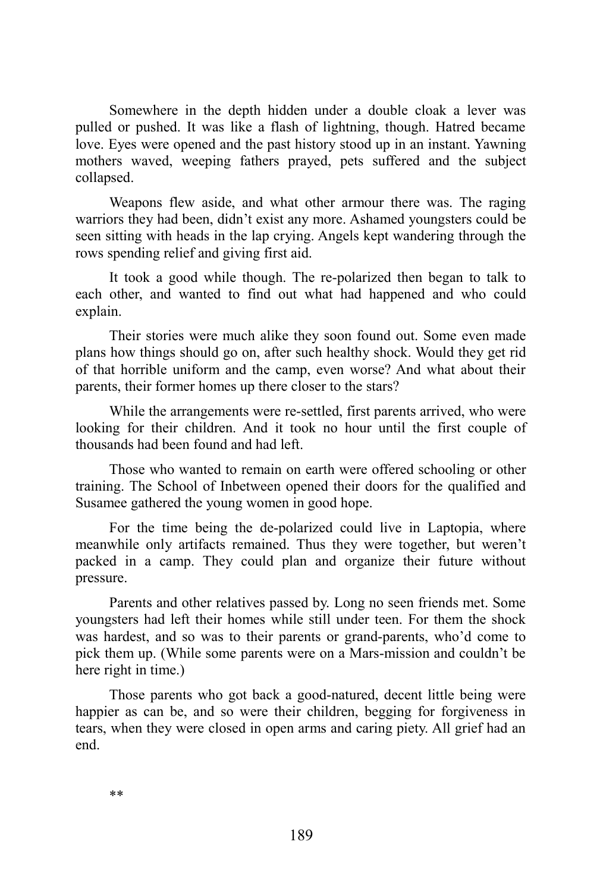Somewhere in the depth hidden under a double cloak a lever was pulled or pushed. It was like a flash of lightning, though. Hatred became love. Eyes were opened and the past history stood up in an instant. Yawning mothers waved, weeping fathers prayed, pets suffered and the subject collapsed.

Weapons flew aside, and what other armour there was. The raging warriors they had been, didn't exist any more. Ashamed youngsters could be seen sitting with heads in the lap crying. Angels kept wandering through the rows spending relief and giving first aid.

It took a good while though. The re-polarized then began to talk to each other, and wanted to find out what had happened and who could explain.

Their stories were much alike they soon found out. Some even made plans how things should go on, after such healthy shock. Would they get rid of that horrible uniform and the camp, even worse? And what about their parents, their former homes up there closer to the stars?

While the arrangements were re-settled, first parents arrived, who were looking for their children. And it took no hour until the first couple of thousands had been found and had left.

Those who wanted to remain on earth were offered schooling or other training. The School of Inbetween opened their doors for the qualified and Susamee gathered the young women in good hope.

For the time being the de-polarized could live in Laptopia, where meanwhile only artifacts remained. Thus they were together, but weren't packed in a camp. They could plan and organize their future without pressure.

Parents and other relatives passed by. Long no seen friends met. Some youngsters had left their homes while still under teen. For them the shock was hardest, and so was to their parents or grand-parents, who'd come to pick them up. (While some parents were on a Mars-mission and couldn't be here right in time.)

Those parents who got back a good-natured, decent little being were happier as can be, and so were their children, begging for forgiveness in tears, when they were closed in open arms and caring piety. All grief had an end.

**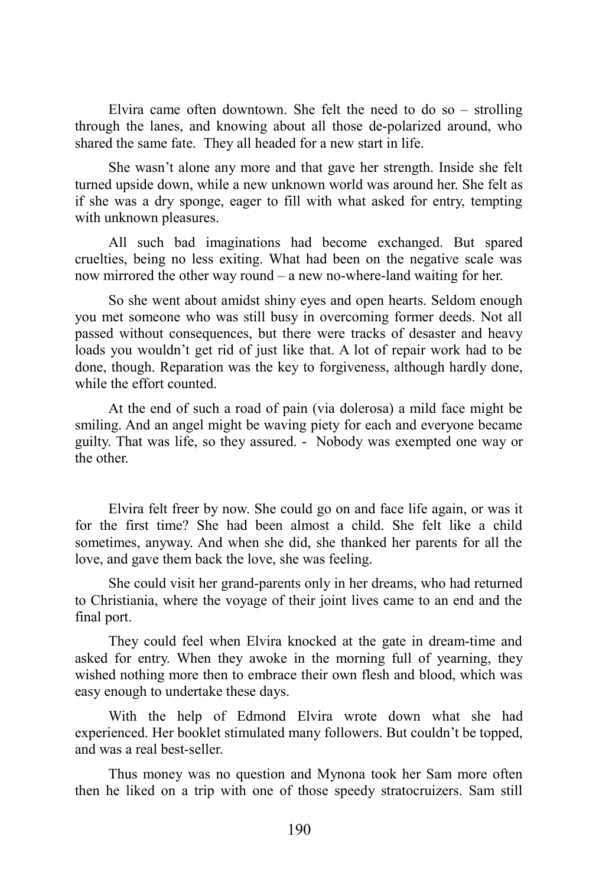Elvira came often downtown. She felt the need to do so – strolling through the lanes, and knowing about all those de-polarized around, who shared the same fate. They all headed for a new start in life.

She wasn't alone any more and that gave her strength. Inside she felt turned upside down, while a new unknown world was around her. She felt as if she was a dry sponge, eager to fill with what asked for entry, tempting with unknown pleasures.

All such bad imaginations had become exchanged. But spared cruelties, being no less exiting. What had been on the negative scale was now mirrored the other way round – a new no-where-land waiting for her.

So she went about amidst shiny eyes and open hearts. Seldom enough you met someone who was still busy in overcoming former deeds. Not all passed without consequences, but there were tracks of desaster and heavy loads you wouldn't get rid of just like that. A lot of repair work had to be done, though. Reparation was the key to forgiveness, although hardly done, while the effort counted.

At the end of such a road of pain (via dolerosa) a mild face might be smiling. And an angel might be waving piety for each and everyone became guilty. That was life, so they assured. - Nobody was exempted one way or the other.

Elvira felt freer by now. She could go on and face life again, or was it for the first time? She had been almost a child. She felt like a child sometimes, anyway. And when she did, she thanked her parents for all the love, and gave them back the love, she was feeling.

She could visit her grand-parents only in her dreams, who had returned to Christiania, where the voyage of their joint lives came to an end and the final port.

They could feel when Elvira knocked at the gate in dream-time and asked for entry. When they awoke in the morning full of yearning, they wished nothing more then to embrace their own flesh and blood, which was easy enough to undertake these days.

With the help of Edmond Elvira wrote down what she had experienced. Her booklet stimulated many followers. But couldn't be topped, and was a real best-seller.

Thus money was no question and Mynona took her Sam more often then he liked on a trip with one of those speedy stratocruizers. Sam still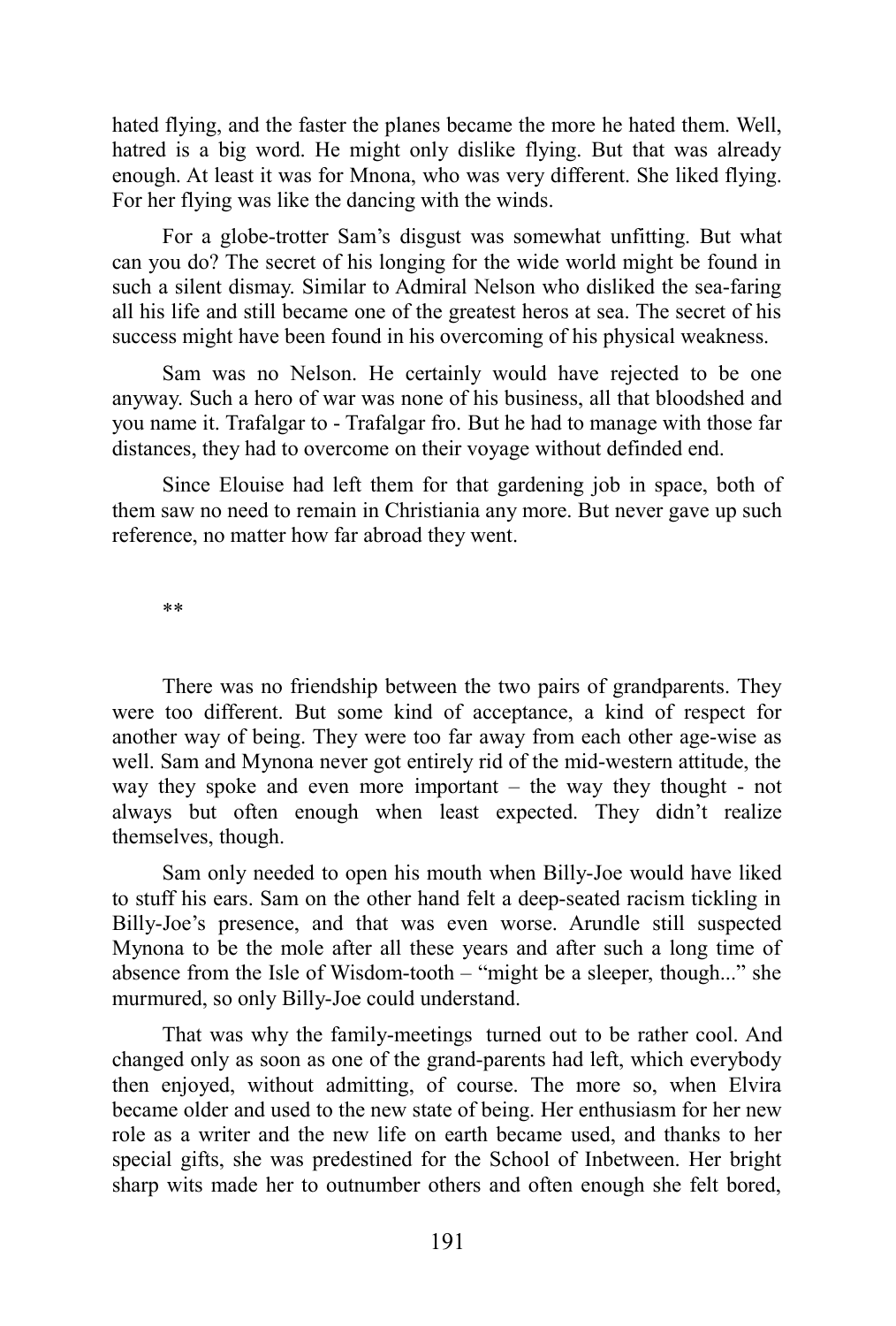hated flying, and the faster the planes became the more he hated them. Well, hatred is a big word. He might only dislike flying. But that was already enough. At least it was for Mnona, who was very different. She liked flying. For her flying was like the dancing with the winds.

For a globe-trotter Sam's disgust was somewhat unfitting. But what can you do? The secret of his longing for the wide world might be found in such a silent dismay. Similar to Admiral Nelson who disliked the sea-faring all his life and still became one of the greatest heros at sea. The secret of his success might have been found in his overcoming of his physical weakness.

Sam was no Nelson. He certainly would have rejected to be one anyway. Such a hero of war was none of his business, all that bloodshed and you name it. Trafalgar to - Trafalgar fro. But he had to manage with those far distances, they had to overcome on their voyage without definded end.

Since Elouise had left them for that gardening job in space, both of them saw no need to remain in Christiania any more. But never gave up such reference, no matter how far abroad they went.

**

There was no friendship between the two pairs of grandparents. They were too different. But some kind of acceptance, a kind of respect for another way of being. They were too far away from each other age-wise as well. Sam and Mynona never got entirely rid of the mid-western attitude, the way they spoke and even more important – the way they thought - not always but often enough when least expected. They didn't realize themselves, though.

Sam only needed to open his mouth when Billy-Joe would have liked to stuff his ears. Sam on the other hand felt a deep-seated racism tickling in Billy-Joe's presence, and that was even worse. Arundle still suspected Mynona to be the mole after all these years and after such a long time of absence from the Isle of Wisdom-tooth – "might be a sleeper, though..." she murmured, so only Billy-Joe could understand.

That was why the family-meetings turned out to be rather cool. And changed only as soon as one of the grand-parents had left, which everybody then enjoyed, without admitting, of course. The more so, when Elvira became older and used to the new state of being. Her enthusiasm for her new role as a writer and the new life on earth became used, and thanks to her special gifts, she was predestined for the School of Inbetween. Her bright sharp wits made her to outnumber others and often enough she felt bored,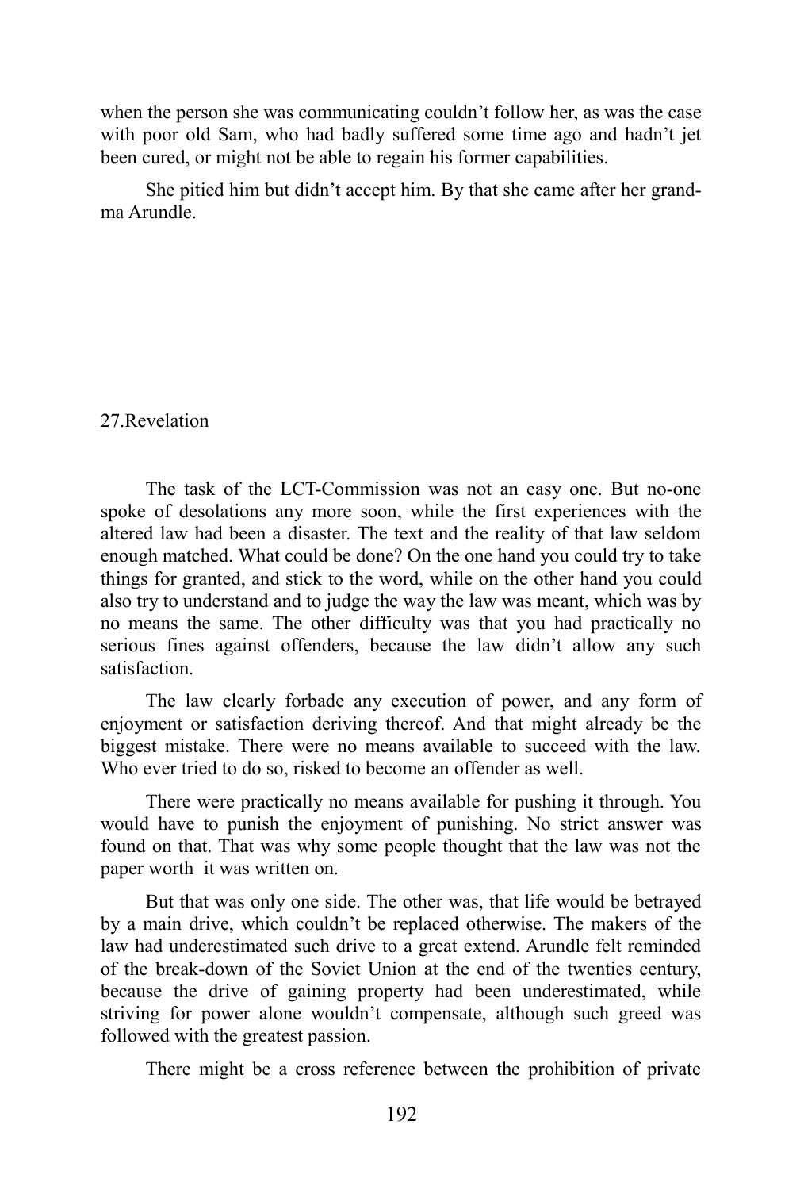when the person she was communicating couldn't follow her, as was the case with poor old Sam, who had badly suffered some time ago and hadn't jet been cured, or might not be able to regain his former capabilities.

She pitied him but didn't accept him. By that she came after her grandma Arundle.

## 27.Revelation

The task of the LCT-Commission was not an easy one. But no-one spoke of desolations any more soon, while the first experiences with the altered law had been a disaster. The text and the reality of that law seldom enough matched. What could be done? On the one hand you could try to take things for granted, and stick to the word, while on the other hand you could also try to understand and to judge the way the law was meant, which was by no means the same. The other difficulty was that you had practically no serious fines against offenders, because the law didn't allow any such satisfaction.

The law clearly forbade any execution of power, and any form of enjoyment or satisfaction deriving thereof. And that might already be the biggest mistake. There were no means available to succeed with the law. Who ever tried to do so, risked to become an offender as well.

There were practically no means available for pushing it through. You would have to punish the enjoyment of punishing. No strict answer was found on that. That was why some people thought that the law was not the paper worth it was written on.

But that was only one side. The other was, that life would be betrayed by a main drive, which couldn't be replaced otherwise. The makers of the law had underestimated such drive to a great extend. Arundle felt reminded of the break-down of the Soviet Union at the end of the twenties century, because the drive of gaining property had been underestimated, while striving for power alone wouldn't compensate, although such greed was followed with the greatest passion.

There might be a cross reference between the prohibition of private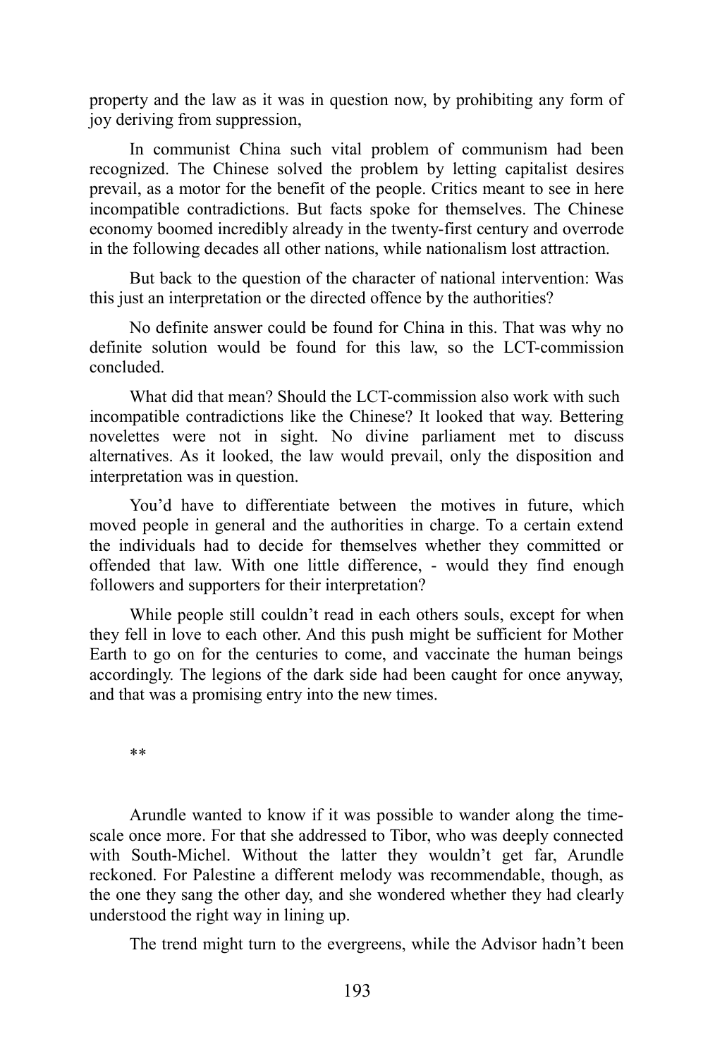property and the law as it was in question now, by prohibiting any form of joy deriving from suppression,

In communist China such vital problem of communism had been recognized. The Chinese solved the problem by letting capitalist desires prevail, as a motor for the benefit of the people. Critics meant to see in here incompatible contradictions. But facts spoke for themselves. The Chinese economy boomed incredibly already in the twenty-first century and overrode in the following decades all other nations, while nationalism lost attraction.

But back to the question of the character of national intervention: Was this just an interpretation or the directed offence by the authorities?

No definite answer could be found for China in this. That was why no definite solution would be found for this law, so the LCT-commission concluded.

What did that mean? Should the LCT-commission also work with such incompatible contradictions like the Chinese? It looked that way. Bettering novelettes were not in sight. No divine parliament met to discuss alternatives. As it looked, the law would prevail, only the disposition and interpretation was in question.

You'd have to differentiate between the motives in future, which moved people in general and the authorities in charge. To a certain extend the individuals had to decide for themselves whether they committed or offended that law. With one little difference, - would they find enough followers and supporters for their interpretation?

While people still couldn't read in each others souls, except for when they fell in love to each other. And this push might be sufficient for Mother Earth to go on for the centuries to come, and vaccinate the human beings accordingly. The legions of the dark side had been caught for once anyway, and that was a promising entry into the new times.

**

Arundle wanted to know if it was possible to wander along the time-scale once more. For that she addressed to Tibor, who was deeply connected with South-Michel. Without the latter they wouldn't get far, Arundle reckoned. For Palestine a different melody was recommendable, though, as the one they sang the other day, and she wondered whether they had clearly understood the right way in lining up.

The trend might turn to the evergreens, while the Advisor hadn't been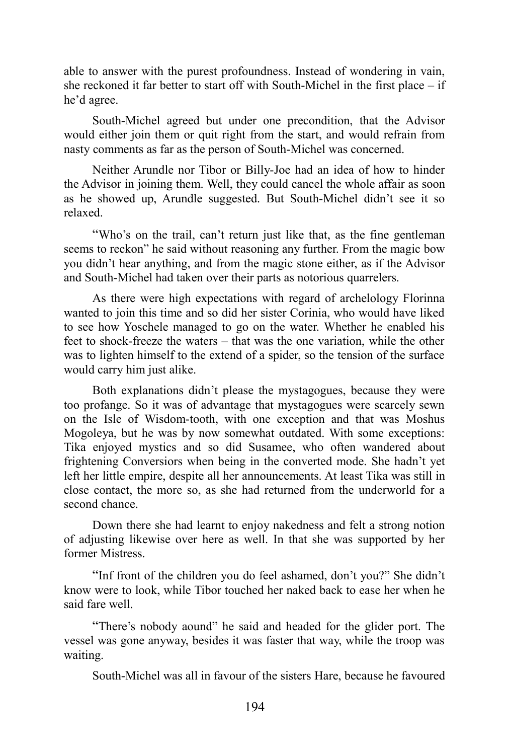able to answer with the purest profoundness. Instead of wondering in vain, she reckoned it far better to start off with South-Michel in the first place – if he'd agree.

South-Michel agreed but under one precondition, that the Advisor would either join them or quit right from the start, and would refrain from nasty comments as far as the person of South-Michel was concerned.

Neither Arundle nor Tibor or Billy-Joe had an idea of how to hinder the Advisor in joining them. Well, they could cancel the whole affair as soon as he showed up, Arundle suggested. But South-Michel didn't see it so relaxed.

"Who's on the trail, can't return just like that, as the fine gentleman seems to reckon" he said without reasoning any further. From the magic bow you didn't hear anything, and from the magic stone either, as if the Advisor and South-Michel had taken over their parts as notorious quarrelers.

As there were high expectations with regard of archelology Florinna wanted to join this time and so did her sister Corinia, who would have liked to see how Yoschele managed to go on the water. Whether he enabled his feet to shock-freeze the waters – that was the one variation, while the other was to lighten himself to the extend of a spider, so the tension of the surface would carry him just alike.

Both explanations didn't please the mystagogues, because they were too profange. So it was of advantage that mystagogues were scarcely sewn on the Isle of Wisdom-tooth, with one exception and that was Moshus Mogoleya, but he was by now somewhat outdated. With some exceptions: Tika enjoyed mystics and so did Susamee, who often wandered about frightening Conversiors when being in the converted mode. She hadn't yet left her little empire, despite all her announcements. At least Tika was still in close contact, the more so, as she had returned from the underworld for a second chance.

Down there she had learnt to enjoy nakedness and felt a strong notion of adjusting likewise over here as well. In that she was supported by her former Mistress.

"Inf front of the children you do feel ashamed, don't you?" She didn't know were to look, while Tibor touched her naked back to ease her when he said fare well.

"There's nobody aound" he said and headed for the glider port. The vessel was gone anyway, besides it was faster that way, while the troop was waiting.

South-Michel was all in favour of the sisters Hare, because he favoured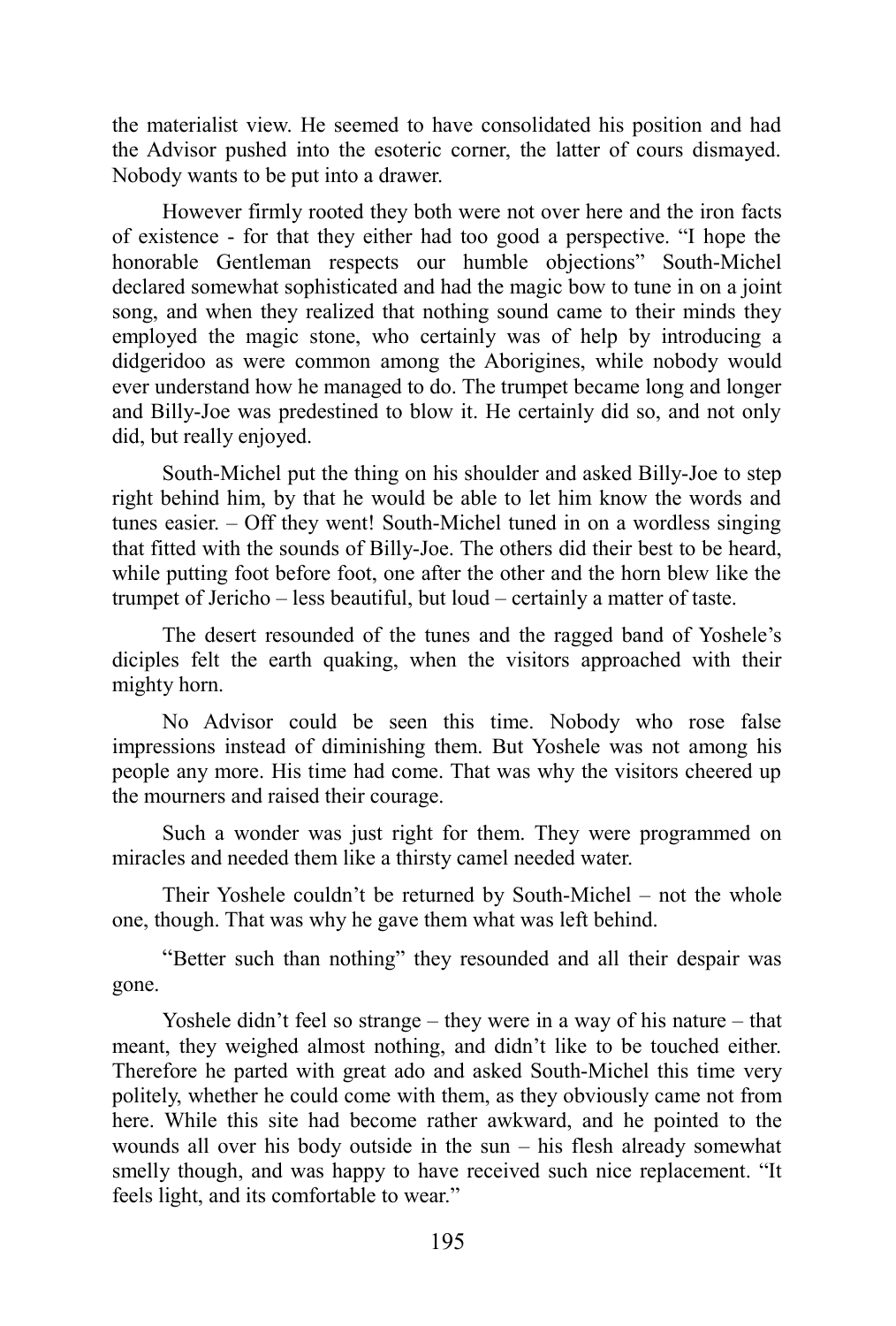the materialist view. He seemed to have consolidated his position and had the Advisor pushed into the esoteric corner, the latter of cours dismayed. Nobody wants to be put into a drawer.

However firmly rooted they both were not over here and the iron facts of existence - for that they either had too good a perspective. "I hope the honorable Gentleman respects our humble objections" South-Michel declared somewhat sophisticated and had the magic bow to tune in on a joint song, and when they realized that nothing sound came to their minds they employed the magic stone, who certainly was of help by introducing a didgeridoo as were common among the Aborigines, while nobody would ever understand how he managed to do. The trumpet became long and longer and Billy-Joe was predestined to blow it. He certainly did so, and not only did, but really enjoyed.

South-Michel put the thing on his shoulder and asked Billy-Joe to step right behind him, by that he would be able to let him know the words and tunes easier. – Off they went! South-Michel tuned in on a wordless singing that fitted with the sounds of Billy-Joe. The others did their best to be heard, while putting foot before foot, one after the other and the horn blew like the trumpet of Jericho – less beautiful, but loud – certainly a matter of taste.

The desert resounded of the tunes and the ragged band of Yoshele's diciples felt the earth quaking, when the visitors approached with their mighty horn.

No Advisor could be seen this time. Nobody who rose false impressions instead of diminishing them. But Yoshele was not among his people any more. His time had come. That was why the visitors cheered up the mourners and raised their courage.

Such a wonder was just right for them. They were programmed on miracles and needed them like a thirsty camel needed water.

Their Yoshele couldn't be returned by South-Michel – not the whole one, though. That was why he gave them what was left behind.

"Better such than nothing" they resounded and all their despair was gone.

Yoshele didn't feel so strange – they were in a way of his nature – that meant, they weighed almost nothing, and didn't like to be touched either. Therefore he parted with great ado and asked South-Michel this time very politely, whether he could come with them, as they obviously came not from here. While this site had become rather awkward, and he pointed to the wounds all over his body outside in the sun – his flesh already somewhat smelly though, and was happy to have received such nice replacement. "It feels light, and its comfortable to wear."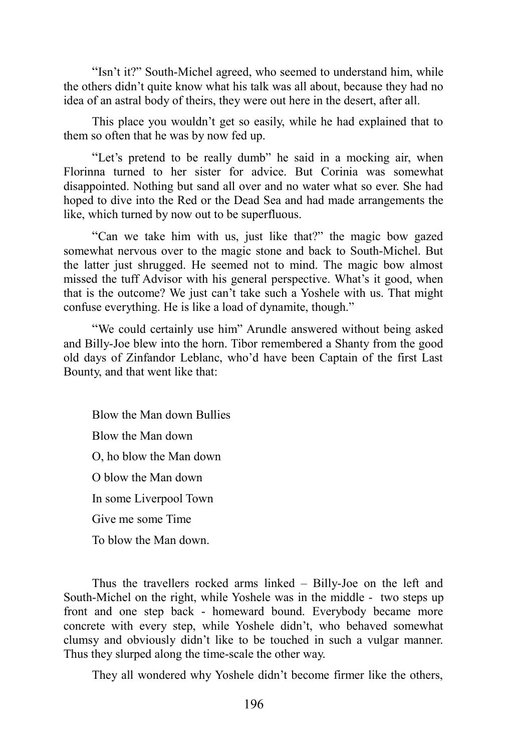"Isn't it?" South-Michel agreed, who seemed to understand him, while the others didn't quite know what his talk was all about, because they had no idea of an astral body of theirs, they were out here in the desert, after all.

This place you wouldn't get so easily, while he had explained that to them so often that he was by now fed up.

"Let's pretend to be really dumb" he said in a mocking air, when Florinna turned to her sister for advice. But Corinia was somewhat disappointed. Nothing but sand all over and no water what so ever. She had hoped to dive into the Red or the Dead Sea and had made arrangements the like, which turned by now out to be superfluous.

"Can we take him with us, just like that?" the magic bow gazed somewhat nervous over to the magic stone and back to South-Michel. But the latter just shrugged. He seemed not to mind. The magic bow almost missed the tuff Advisor with his general perspective. What's it good, when that is the outcome? We just can't take such a Yoshele with us. That might confuse everything. He is like a load of dynamite, though."

"We could certainly use him" Arundle answered without being asked and Billy-Joe blew into the horn. Tibor remembered a Shanty from the good old days of Zinfandor Leblanc, who'd have been Captain of the first Last Bounty, and that went like that:

Blow the Man down Bullies  
Blow the Man down  
O, ho blow the Man down  
O blow the Man down  
In some Liverpool Town  
Give me some Time  
To blow the Man down.

Thus the travellers rocked arms linked – Billy-Joe on the left and South-Michel on the right, while Yoshele was in the middle - two steps up front and one step back - homeward bound. Everybody became more concrete with every step, while Yoshele didn't, who behaved somewhat clumsy and obviously didn't like to be touched in such a vulgar manner. Thus they slurped along the time-scale the other way.

They all wondered why Yoshele didn't become firmer like the others,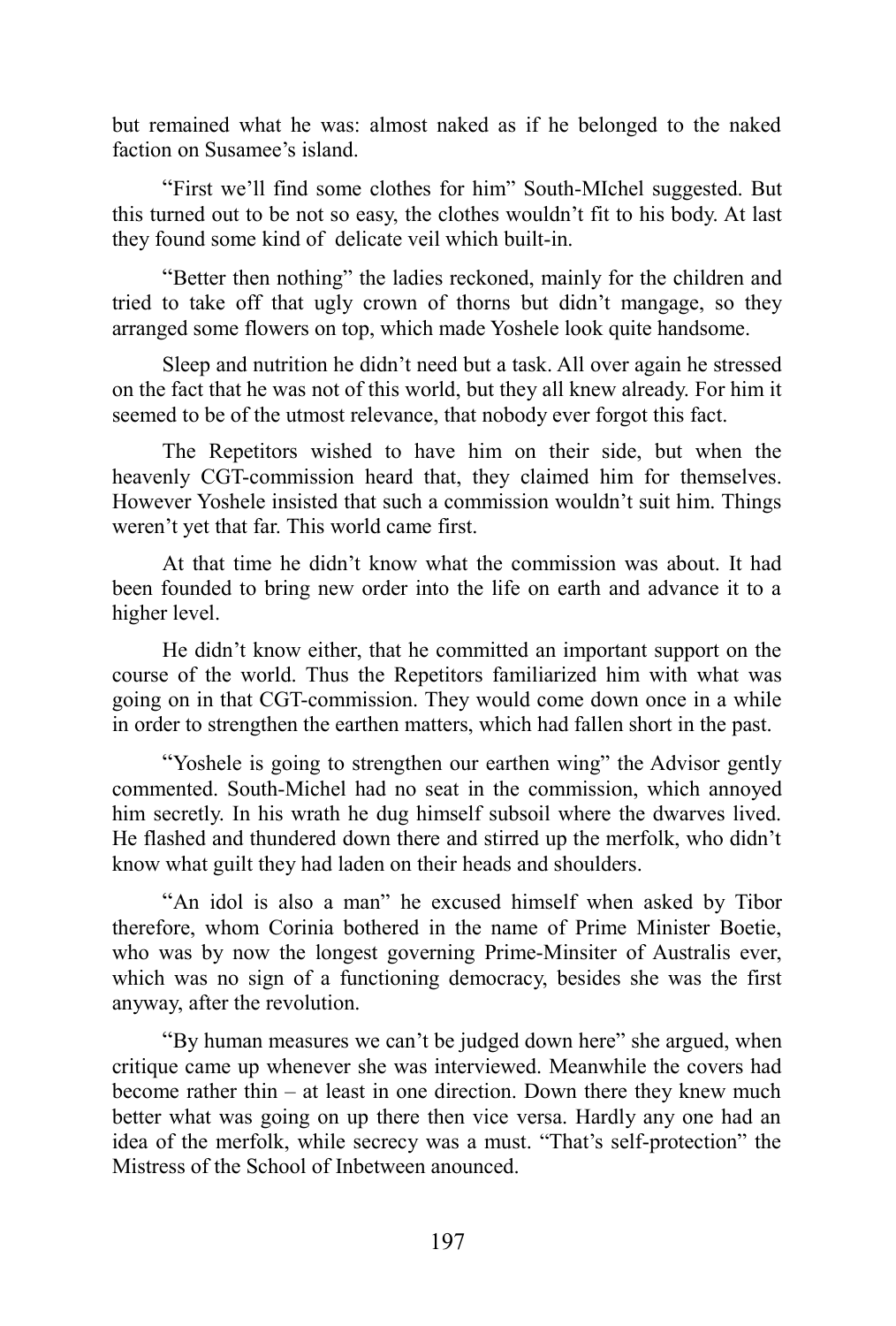but remained what he was: almost naked as if he belonged to the naked faction on Susamee's island.

"First we'll find some clothes for him" South-MIchel suggested. But this turned out to be not so easy, the clothes wouldn't fit to his body. At last they found some kind of delicate veil which built-in.

"Better then nothing" the ladies reckoned, mainly for the children and tried to take off that ugly crown of thorns but didn't mangage, so they arranged some flowers on top, which made Yoshele look quite handsome.

Sleep and nutrition he didn't need but a task. All over again he stressed on the fact that he was not of this world, but they all knew already. For him it seemed to be of the utmost relevance, that nobody ever forgot this fact.

The Repetitors wished to have him on their side, but when the heavenly CGT-commission heard that, they claimed him for themselves. However Yoshele insisted that such a commission wouldn't suit him. Things weren't yet that far. This world came first.

At that time he didn't know what the commission was about. It had been founded to bring new order into the life on earth and advance it to a higher level.

He didn't know either, that he committed an important support on the course of the world. Thus the Repetitors familiarized him with what was going on in that CGT-commission. They would come down once in a while in order to strengthen the earthen matters, which had fallen short in the past.

"Yoshele is going to strengthen our earthen wing" the Advisor gently commented. South-Michel had no seat in the commission, which annoyed him secretly. In his wrath he dug himself subsoil where the dwarves lived. He flashed and thundered down there and stirred up the merfolk, who didn't know what guilt they had laden on their heads and shoulders.

"An idol is also a man" he excused himself when asked by Tibor therefore, whom Corinia bothered in the name of Prime Minister Boetie, who was by now the longest governing Prime-Minsiter of Australis ever, which was no sign of a functioning democracy, besides she was the first anyway, after the revolution.

"By human measures we can't be judged down here" she argued, when critique came up whenever she was interviewed. Meanwhile the covers had become rather thin – at least in one direction. Down there they knew much better what was going on up there then vice versa. Hardly any one had an idea of the merfolk, while secrecy was a must. "That's self-protection" the Mistress of the School of Inbetween anounced.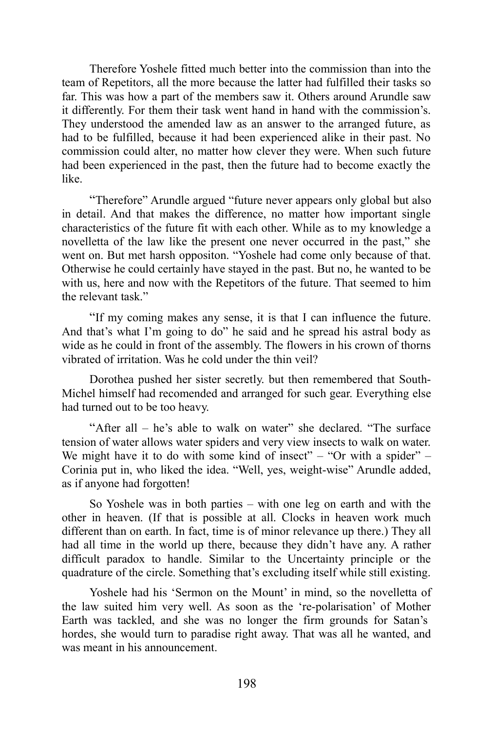Therefore Yoshele fitted much better into the commission than into the team of Repetitors, all the more because the latter had fulfilled their tasks so far. This was how a part of the members saw it. Others around Arundle saw it differently. For them their task went hand in hand with the commission's. They understood the amended law as an answer to the arranged future, as had to be fulfilled, because it had been experienced alike in their past. No commission could alter, no matter how clever they were. When such future had been experienced in the past, then the future had to become exactly the like.

"Therefore" Arundle argued "future never appears only global but also in detail. And that makes the difference, no matter how important single characteristics of the future fit with each other. While as to my knowledge a novelletta of the law like the present one never occurred in the past," she went on. But met harsh oppositon. "Yoshele had come only because of that. Otherwise he could certainly have stayed in the past. But no, he wanted to be with us, here and now with the Repetitors of the future. That seemed to him the relevant task."

"If my coming makes any sense, it is that I can influence the future. And that's what I'm going to do" he said and he spread his astral body as wide as he could in front of the assembly. The flowers in his crown of thorns vibrated of irritation. Was he cold under the thin veil?

Dorothea pushed her sister secretly. but then remembered that South-Michel himself had recomended and arranged for such gear. Everything else had turned out to be too heavy.

"After all – he's able to walk on water" she declared. "The surface tension of water allows water spiders and very view insects to walk on water. We might have it to do with some kind of insect" – "Or with a spider" – Corinia put in, who liked the idea. "Well, yes, weight-wise" Arundle added, as if anyone had forgotten!

So Yoshele was in both parties – with one leg on earth and with the other in heaven. (If that is possible at all. Clocks in heaven work much different than on earth. In fact, time is of minor relevance up there.) They all had all time in the world up there, because they didn't have any. A rather difficult paradox to handle. Similar to the Uncertainty principle or the quadrature of the circle. Something that's excluding itself while still existing.

Yoshele had his 'Sermon on the Mount' in mind, so the novelletta of the law suited him very well. As soon as the 're-polarisation' of Mother Earth was tackled, and she was no longer the firm grounds for Satan's hordes, she would turn to paradise right away. That was all he wanted, and was meant in his announcement.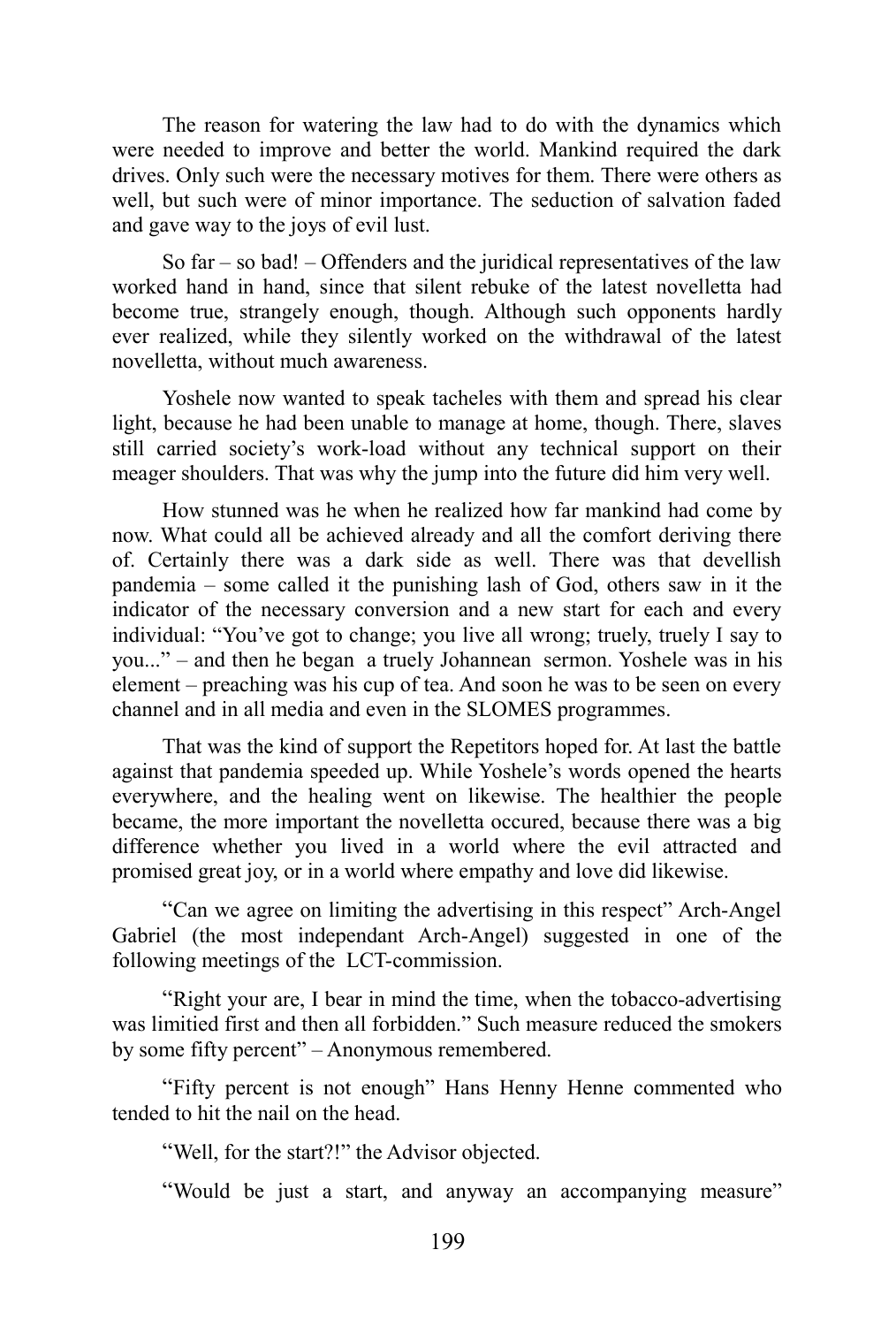The reason for watering the law had to do with the dynamics which were needed to improve and better the world. Mankind required the dark drives. Only such were the necessary motives for them. There were others as well, but such were of minor importance. The seduction of salvation faded and gave way to the joys of evil lust.

So far – so bad! – Offenders and the juridical representatives of the law worked hand in hand, since that silent rebuke of the latest novelletta had become true, strangely enough, though. Although such opponents hardly ever realized, while they silently worked on the withdrawal of the latest novelletta, without much awareness.

Yoshele now wanted to speak tacheles with them and spread his clear light, because he had been unable to manage at home, though. There, slaves still carried society's work-load without any technical support on their meager shoulders. That was why the jump into the future did him very well.

How stunned was he when he realized how far mankind had come by now. What could all be achieved already and all the comfort deriving there of. Certainly there was a dark side as well. There was that devellish pandemia – some called it the punishing lash of God, others saw in it the indicator of the necessary conversion and a new start for each and every individual: "You've got to change; you live all wrong; truely, truely I say to you..." – and then he began a truely Johannean sermon. Yoshele was in his element – preaching was his cup of tea. And soon he was to be seen on every channel and in all media and even in the SLOMES programmes.

That was the kind of support the Repetitors hoped for. At last the battle against that pandemia speeded up. While Yoshele's words opened the hearts everywhere, and the healing went on likewise. The healthier the people became, the more important the novelletta occured, because there was a big difference whether you lived in a world where the evil attracted and promised great joy, or in a world where empathy and love did likewise.

"Can we agree on limiting the advertising in this respect" Arch-Angel Gabriel (the most independant Arch-Angel) suggested in one of the following meetings of the LCT-commission.

"Right your are, I bear in mind the time, when the tobacco-advertising was limitied first and then all forbidden." Such measure reduced the smokers by some fifty percent" – Anonymous remembered.

"Fifty percent is not enough" Hans Henny Henne commented who tended to hit the nail on the head.

"Well, for the start?!" the Advisor objected.

"Would be just a start, and anyway an accompanying measure"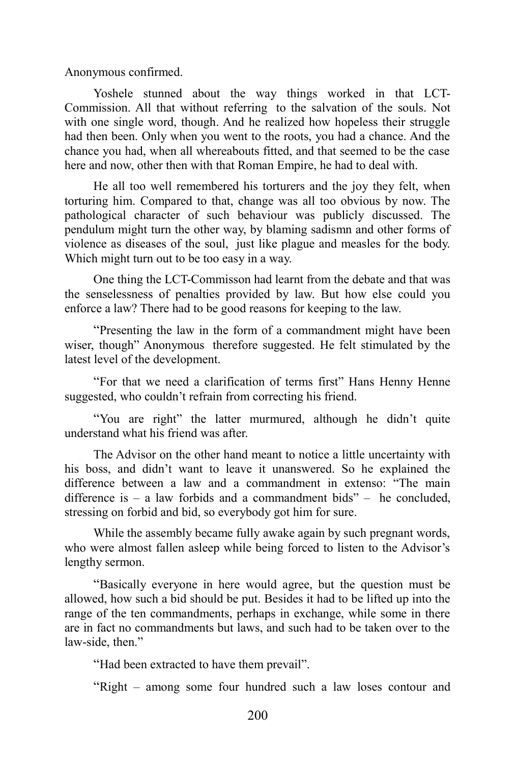Anonymous confirmed.

Yoshele stunned about the way things worked in that LCT-Commission. All that without referring to the salvation of the souls. Not with one single word, though. And he realized how hopeless their struggle had then been. Only when you went to the roots, you had a chance. And the chance you had, when all whereabouts fitted, and that seemed to be the case here and now, other then with that Roman Empire, he had to deal with.

He all too well remembered his torturers and the joy they felt, when torturing him. Compared to that, change was all too obvious by now. The pathological character of such behaviour was publicly discussed. The pendulum might turn the other way, by blaming sadismn and other forms of violence as diseases of the soul, just like plague and measles for the body. Which might turn out to be too easy in a way.

One thing the LCT-Commisson had learnt from the debate and that was the senselessness of penalties provided by law. But how else could you enforce a law? There had to be good reasons for keeping to the law.

"Presenting the law in the form of a commandment might have been wiser, though" Anonymous therefore suggested. He felt stimulated by the latest level of the development.

"For that we need a clarification of terms first" Hans Henny Henne suggested, who couldn't refrain from correcting his friend.

"You are right" the latter murmured, although he didn't quite understand what his friend was after.

The Advisor on the other hand meant to notice a little uncertainty with his boss, and didn't want to leave it unanswered. So he explained the difference between a law and a commandment in extenso: "The main difference is – a law forbids and a commandment bids" – he concluded, stressing on forbid and bid, so everybody got him for sure.

While the assembly became fully awake again by such pregnant words, who were almost fallen asleep while being forced to listen to the Advisor's lengthy sermon.

"Basically everyone in here would agree, but the question must be allowed, how such a bid should be put. Besides it had to be lifted up into the range of the ten commandments, perhaps in exchange, while some in there are in fact no commandments but laws, and such had to be taken over to the law-side, then."

"Had been extracted to have them prevail".

"Right – among some four hundred such a law loses contour and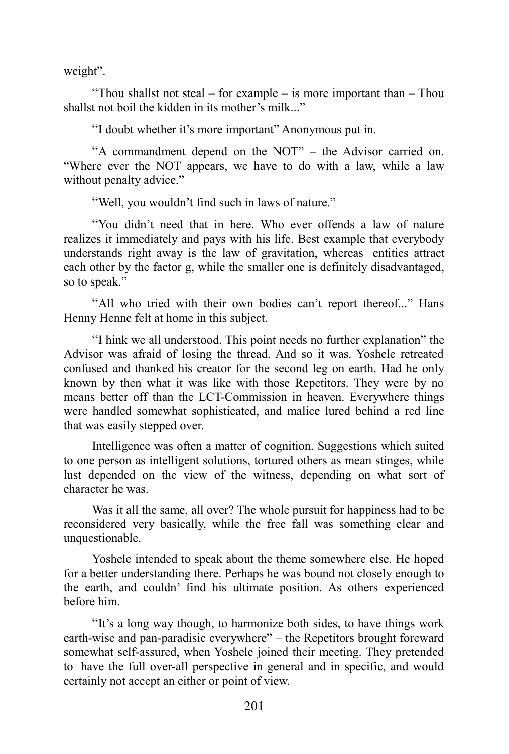weight".

"Thou shallst not steal – for example – is more important than – Thou shallst not boil the kidden in its mother's milk..."

"I doubt whether it's more important" Anonymous put in.

"A commandment depend on the NOT" – the Advisor carried on. "Where ever the NOT appears, we have to do with a law, while a law without penalty advice."

"Well, you wouldn't find such in laws of nature."

"You didn't need that in here. Who ever offends a law of nature realizes it immediately and pays with his life. Best example that everybody understands right away is the law of gravitation, whereas entities attract each other by the factor g, while the smaller one is definitely disadvantaged, so to speak."

"All who tried with their own bodies can't report thereof..." Hans Henny Henne felt at home in this subject.

"I hink we all understood. This point needs no further explanation" the Advisor was afraid of losing the thread. And so it was. Yoshele retreated confused and thanked his creator for the second leg on earth. Had he only known by then what it was like with those Repetitors. They were by no means better off than the LCT-Commission in heaven. Everywhere things were handled somewhat sophisticated, and malice lured behind a red line that was easily stepped over.

Intelligence was often a matter of cognition. Suggestions which suited to one person as intelligent solutions, tortured others as mean stinges, while lust depended on the view of the witness, depending on what sort of character he was.

Was it all the same, all over? The whole pursuit for happiness had to be reconsidered very basically, while the free fall was something clear and unquestionable.

Yoshele intended to speak about the theme somewhere else. He hoped for a better understanding there. Perhaps he was bound not closely enough to the earth, and couldn' find his ultimate position. As others experienced before him.

"It's a long way though, to harmonize both sides, to have things work earth-wise and pan-paradisic everywhere" – the Repetitors brought foreward somewhat self-assured, when Yoshele joined their meeting. They pretended to have the full over-all perspective in general and in specific, and would certainly not accept an either or point of view.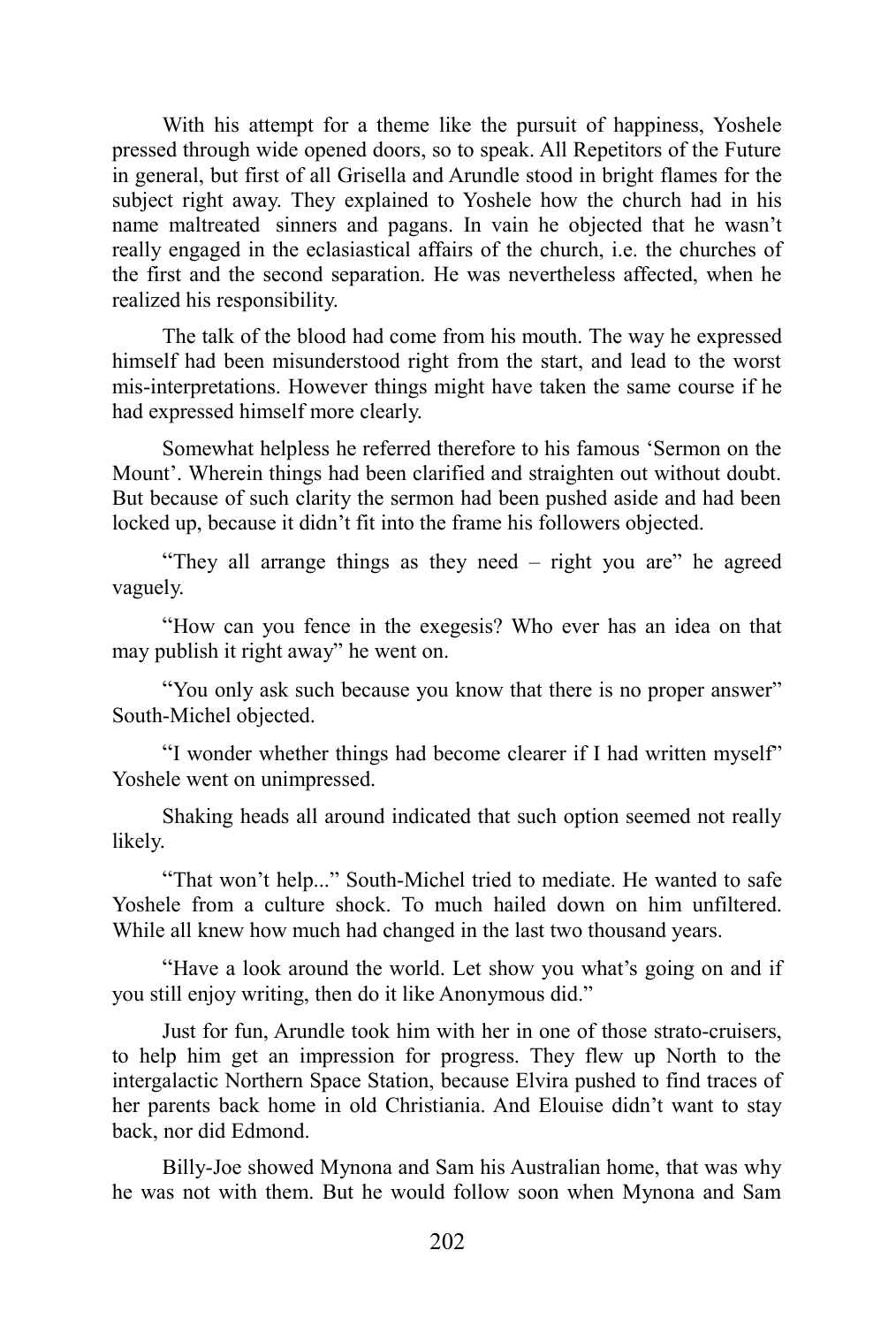With his attempt for a theme like the pursuit of happiness, Yoshele pressed through wide opened doors, so to speak. All Repetitors of the Future in general, but first of all Grisella and Arundle stood in bright flames for the subject right away. They explained to Yoshele how the church had in his name maltreated sinners and pagans. In vain he objected that he wasn't really engaged in the eclasiastical affairs of the church, i.e. the churches of the first and the second separation. He was nevertheless affected, when he realized his responsibility.

The talk of the blood had come from his mouth. The way he expressed himself had been misunderstood right from the start, and lead to the worst mis-interpretations. However things might have taken the same course if he had expressed himself more clearly.

Somewhat helpless he referred therefore to his famous 'Sermon on the Mount'. Wherein things had been clarified and straighten out without doubt. But because of such clarity the sermon had been pushed aside and had been locked up, because it didn't fit into the frame his followers objected.

"They all arrange things as they need – right you are" he agreed vaguely.

"How can you fence in the exegesis? Who ever has an idea on that may publish it right away" he went on.

"You only ask such because you know that there is no proper answer" South-Michel objected.

"I wonder whether things had become clearer if I had written myself" Yoshele went on unimpressed.

Shaking heads all around indicated that such option seemed not really likely.

"That won't help..." South-Michel tried to mediate. He wanted to safe Yoshele from a culture shock. To much hailed down on him unfiltered. While all knew how much had changed in the last two thousand years.

"Have a look around the world. Let show you what's going on and if you still enjoy writing, then do it like Anonymous did."

Just for fun, Arundle took him with her in one of those strato-cruisers, to help him get an impression for progress. They flew up North to the intergalactic Northern Space Station, because Elvira pushed to find traces of her parents back home in old Christiania. And Elouise didn't want to stay back, nor did Edmond.

Billy-Joe showed Mynona and Sam his Australian home, that was why he was not with them. But he would follow soon when Mynona and Sam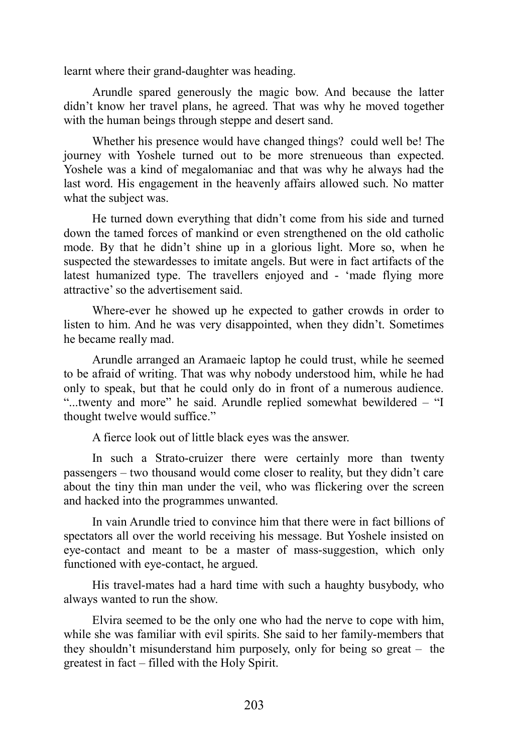learnt where their grand-daughter was heading.

Arundle spared generously the magic bow. And because the latter didn't know her travel plans, he agreed. That was why he moved together with the human beings through steppe and desert sand.

Whether his presence would have changed things? could well be! The journey with Yoshele turned out to be more strenueous than expected. Yoshele was a kind of megalomaniac and that was why he always had the last word. His engagement in the heavenly affairs allowed such. No matter what the subject was.

He turned down everything that didn't come from his side and turned down the tamed forces of mankind or even strengthened on the old catholic mode. By that he didn't shine up in a glorious light. More so, when he suspected the stewardesses to imitate angels. But were in fact artifacts of the latest humanized type. The travellers enjoyed and - 'made flying more attractive' so the advertisement said.

Where-ever he showed up he expected to gather crowds in order to listen to him. And he was very disappointed, when they didn't. Sometimes he became really mad.

Arundle arranged an Aramaeic laptop he could trust, while he seemed to be afraid of writing. That was why nobody understood him, while he had only to speak, but that he could only do in front of a numerous audience. "...twenty and more" he said. Arundle replied somewhat bewildered – "I thought twelve would suffice."

A fierce look out of little black eyes was the answer.

In such a Strato-cruizer there were certainly more than twenty passengers – two thousand would come closer to reality, but they didn't care about the tiny thin man under the veil, who was flickering over the screen and hacked into the programmes unwanted.

In vain Arundle tried to convince him that there were in fact billions of spectators all over the world receiving his message. But Yoshele insisted on eye-contact and meant to be a master of mass-suggestion, which only functioned with eye-contact, he argued.

His travel-mates had a hard time with such a haughty busybody, who always wanted to run the show.

Elvira seemed to be the only one who had the nerve to cope with him, while she was familiar with evil spirits. She said to her family-members that they shouldn't misunderstand him purposely, only for being so great – the greatest in fact – filled with the Holy Spirit.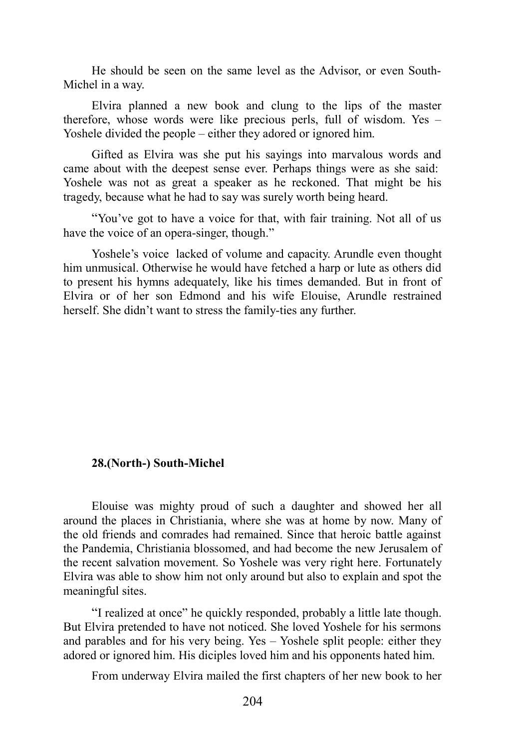He should be seen on the same level as the Advisor, or even South-Michel in a way.

Elvira planned a new book and clung to the lips of the master therefore, whose words were like precious perls, full of wisdom. Yes – Yoshele divided the people – either they adored or ignored him.

Gifted as Elvira was she put his sayings into marvalous words and came about with the deepest sense ever. Perhaps things were as she said: Yoshele was not as great a speaker as he reckoned. That might be his tragedy, because what he had to say was surely worth being heard.

"You've got to have a voice for that, with fair training. Not all of us have the voice of an opera-singer, though."

Yoshele's voice lacked of volume and capacity. Arundle even thought him unmusical. Otherwise he would have fetched a harp or lute as others did to present his hymns adequately, like his times demanded. But in front of Elvira or of her son Edmond and his wife Elouise, Arundle restrained herself. She didn't want to stress the family-ties any further.

### 28.(North-) South-Michel

Elouise was mighty proud of such a daughter and showed her all around the places in Christiania, where she was at home by now. Many of the old friends and comrades had remained. Since that heroic battle against the Pandemia, Christiania blossomed, and had become the new Jerusalem of the recent salvation movement. So Yoshele was very right here. Fortunately Elvira was able to show him not only around but also to explain and spot the meaningful sites.

"I realized at once" he quickly responded, probably a little late though. But Elvira pretended to have not noticed. She loved Yoshele for his sermons and parables and for his very being. Yes – Yoshele split people: either they adored or ignored him. His diciples loved him and his opponents hated him.

From underway Elvira mailed the first chapters of her new book to her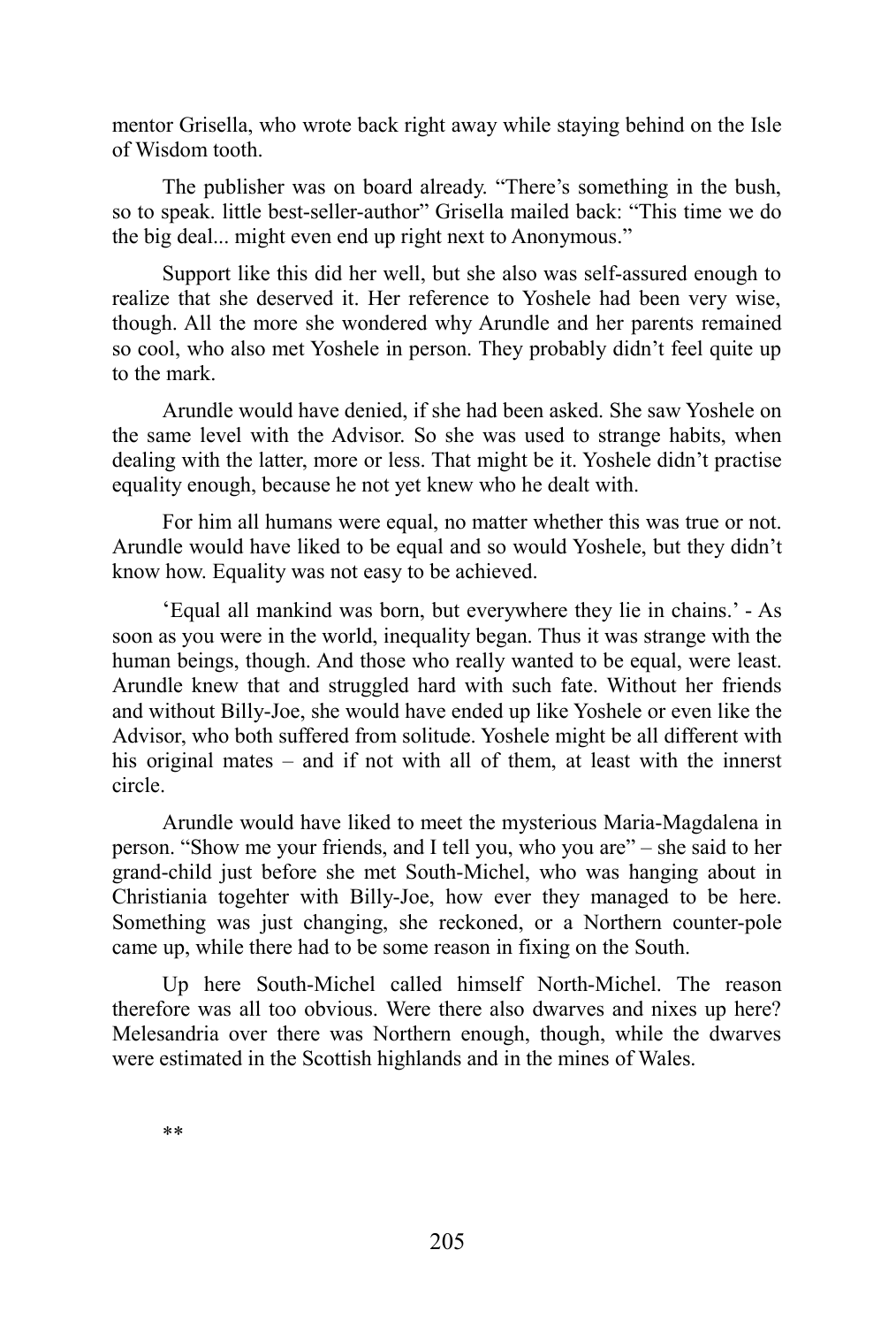mentor Grisella, who wrote back right away while staying behind on the Isle of Wisdom tooth.

The publisher was on board already. “There’s something in the bush, so to speak. little best-seller-author” Grisella mailed back: “This time we do the big deal... might even end up right next to Anonymous.”

Support like this did her well, but she also was self-assured enough to realize that she deserved it. Her reference to Yoshele had been very wise, though. All the more she wondered why Arundle and her parents remained so cool, who also met Yoshele in person. They probably didn’t feel quite up to the mark.

Arundle would have denied, if she had been asked. She saw Yoshele on the same level with the Advisor. So she was used to strange habits, when dealing with the latter, more or less. That might be it. Yoshele didn’t practise equality enough, because he not yet knew who he dealt with.

For him all humans were equal, no matter whether this was true or not. Arundle would have liked to be equal and so would Yoshele, but they didn’t know how. Equality was not easy to be achieved.

‘Equal all mankind was born, but everywhere they lie in chains.’ - As soon as you were in the world, inequality began. Thus it was strange with the human beings, though. And those who really wanted to be equal, were least. Arundle knew that and struggled hard with such fate. Without her friends and without Billy-Joe, she would have ended up like Yoshele or even like the Advisor, who both suffered from solitude. Yoshele might be all different with his original mates – and if not with all of them, at least with the innerst circle.

Arundle would have liked to meet the mysterious Maria-Magdalena in person. “Show me your friends, and I tell you, who you are” – she said to her grand-child just before she met South-Michel, who was hanging about in Christiania togehter with Billy-Joe, how ever they managed to be here. Something was just changing, she reckoned, or a Northern counter-pole came up, while there had to be some reason in fixing on the South.

Up here South-Michel called himself North-Michel. The reason therefore was all too obvious. Were there also dwarves and nixes up here? Melesandria over there was Northern enough, though, while the dwarves were estimated in the Scottish highlands and in the mines of Wales.

**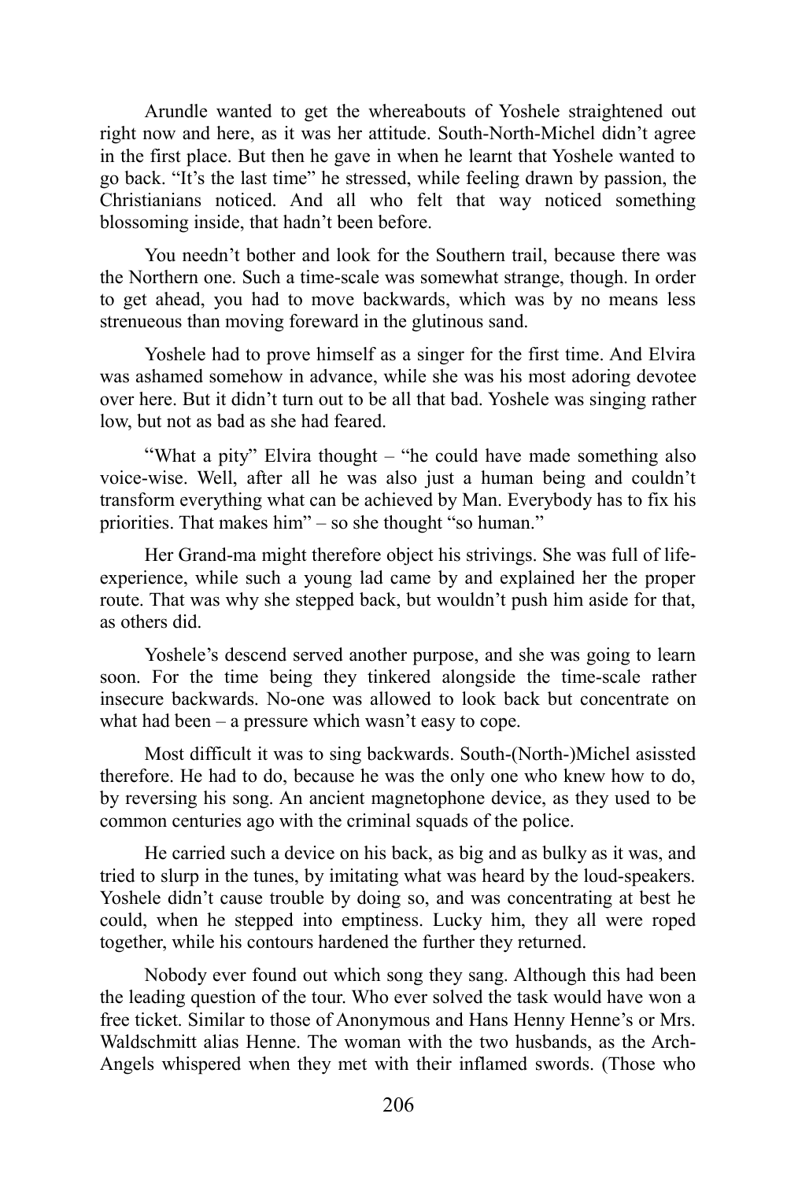Arundle wanted to get the whereabouts of Yoshele straightened out right now and here, as it was her attitude. South-North-Michel didn't agree in the first place. But then he gave in when he learnt that Yoshele wanted to go back. "It's the last time" he stressed, while feeling drawn by passion, the Christianians noticed. And all who felt that way noticed something blossoming inside, that hadn't been before.

You needn't bother and look for the Southern trail, because there was the Northern one. Such a time-scale was somewhat strange, though. In order to get ahead, you had to move backwards, which was by no means less strenueous than moving foreward in the glutinous sand.

Yoshele had to prove himself as a singer for the first time. And Elvira was ashamed somehow in advance, while she was his most adoring devotee over here. But it didn't turn out to be all that bad. Yoshele was singing rather low, but not as bad as she had feared.

"What a pity" Elvira thought – "he could have made something also voice-wise. Well, after all he was also just a human being and couldn't transform everything what can be achieved by Man. Everybody has to fix his priorities. That makes him" – so she thought "so human."

Her Grand-ma might therefore object his strivings. She was full of life-experience, while such a young lad came by and explained her the proper route. That was why she stepped back, but wouldn't push him aside for that, as others did.

Yoshele's descend served another purpose, and she was going to learn soon. For the time being they tinkered alongside the time-scale rather insecure backwards. No-one was allowed to look back but concentrate on what had been – a pressure which wasn't easy to cope.

Most difficult it was to sing backwards. South-(North-)Michel asissted therefore. He had to do, because he was the only one who knew how to do, by reversing his song. An ancient magnetophone device, as they used to be common centuries ago with the criminal squads of the police.

He carried such a device on his back, as big and as bulky as it was, and tried to slurp in the tunes, by imitating what was heard by the loud-speakers. Yoshele didn't cause trouble by doing so, and was concentrating at best he could, when he stepped into emptiness. Lucky him, they all were roped together, while his contours hardened the further they returned.

Nobody ever found out which song they sang. Although this had been the leading question of the tour. Who ever solved the task would have won a free ticket. Similar to those of Anonymous and Hans Henny Henne's or Mrs. Waldschmitt alias Henne. The woman with the two husbands, as the Arch-Angels whispered when they met with their inflamed swords. (Those who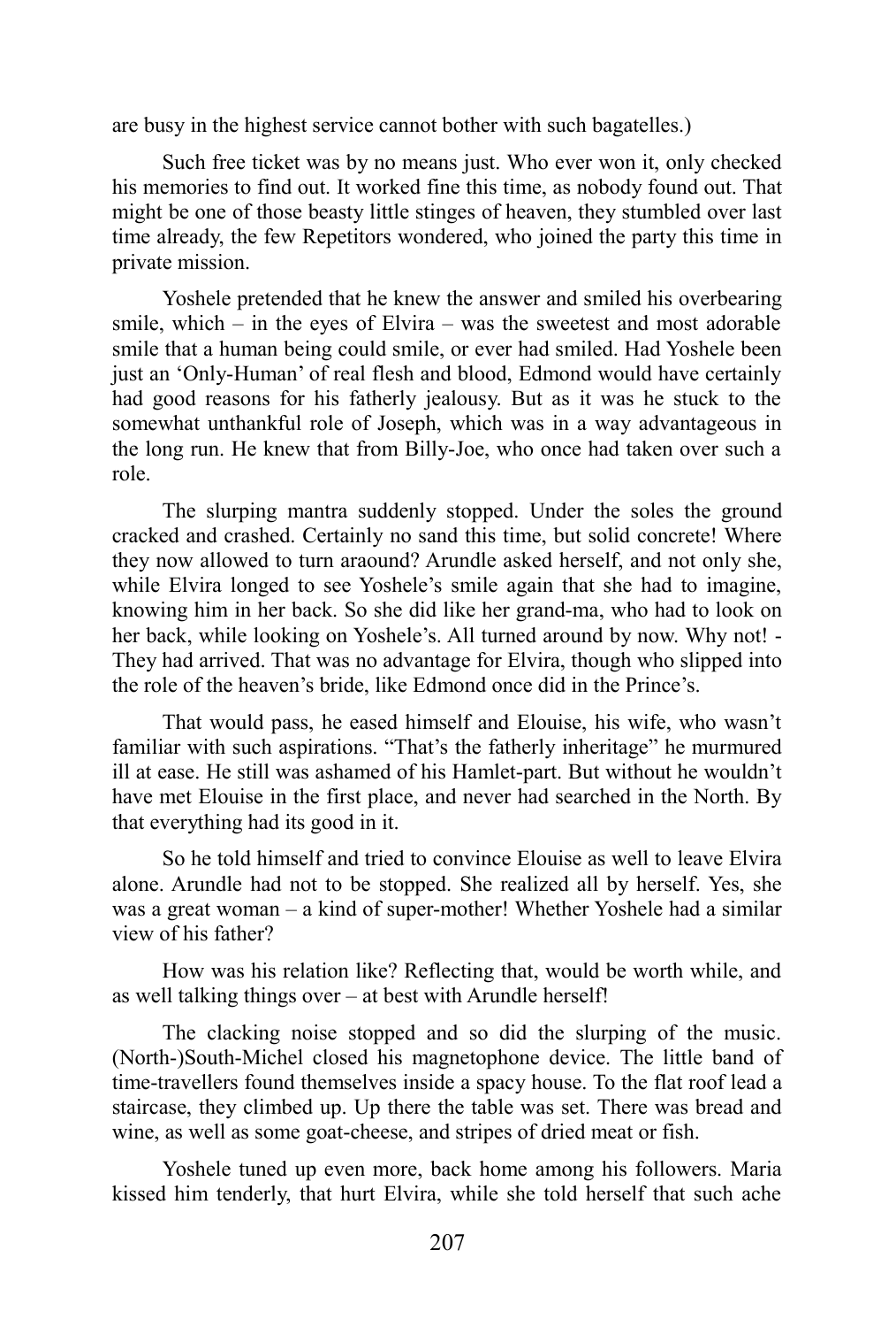are busy in the highest service cannot bother with such bagatelles.)

Such free ticket was by no means just. Who ever won it, only checked his memories to find out. It worked fine this time, as nobody found out. That might be one of those beasty little stinges of heaven, they stumbled over last time already, the few Repetitors wondered, who joined the party this time in private mission.

Yoshele pretended that he knew the answer and smiled his overbearing smile, which – in the eyes of Elvira – was the sweetest and most adorable smile that a human being could smile, or ever had smiled. Had Yoshele been just an 'Only-Human' of real flesh and blood, Edmond would have certainly had good reasons for his fatherly jealousy. But as it was he stuck to the somewhat unthankful role of Joseph, which was in a way advantageous in the long run. He knew that from Billy-Joe, who once had taken over such a role.

The slurping mantra suddenly stopped. Under the soles the ground cracked and crashed. Certainly no sand this time, but solid concrete! Where they now allowed to turn araound? Arundle asked herself, and not only she, while Elvira longed to see Yoshele's smile again that she had to imagine, knowing him in her back. So she did like her grand-ma, who had to look on her back, while looking on Yoshele's. All turned around by now. Why not! - They had arrived. That was no advantage for Elvira, though who slipped into the role of the heaven's bride, like Edmond once did in the Prince's.

That would pass, he eased himself and Elouise, his wife, who wasn't familiar with such aspirations. "That's the fatherly inheritage" he murmured ill at ease. He still was ashamed of his Hamlet-part. But without he wouldn't have met Elouise in the first place, and never had searched in the North. By that everything had its good in it.

So he told himself and tried to convince Elouise as well to leave Elvira alone. Arundle had not to be stopped. She realized all by herself. Yes, she was a great woman – a kind of super-mother! Whether Yoshele had a similar view of his father?

How was his relation like? Reflecting that, would be worth while, and as well talking things over – at best with Arundle herself!

The clacking noise stopped and so did the slurping of the music. (North-)South-Michel closed his magnetophone device. The little band of time-travellers found themselves inside a spacy house. To the flat roof lead a staircase, they climbed up. Up there the table was set. There was bread and wine, as well as some goat-cheese, and stripes of dried meat or fish.

Yoshele tuned up even more, back home among his followers. Maria kissed him tenderly, that hurt Elvira, while she told herself that such ache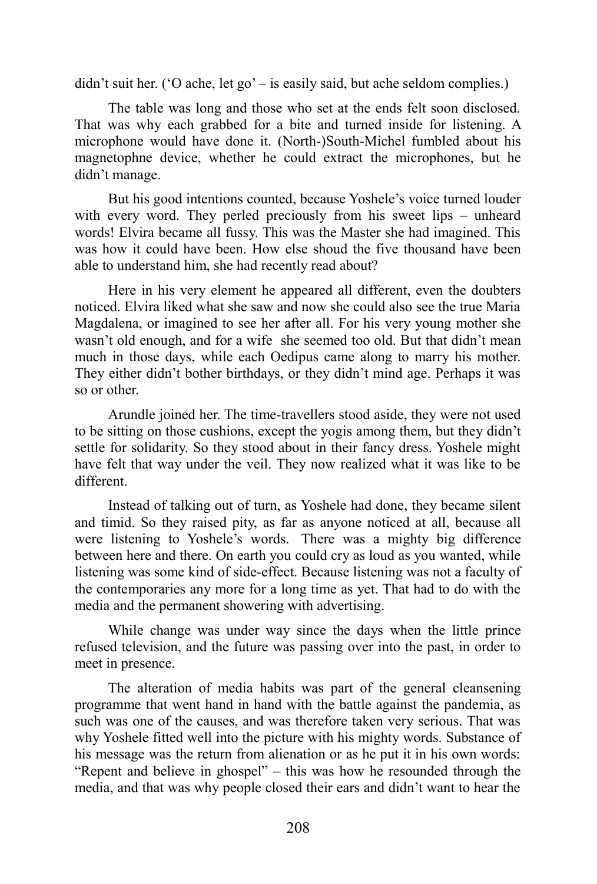didn't suit her. ('O ache, let go' – is easily said, but ache seldom complies.)

The table was long and those who set at the ends felt soon disclosed. That was why each grabbed for a bite and turned inside for listening. A microphone would have done it. (North-)South-Michel fumbled about his magnetophne device, whether he could extract the microphones, but he didn't manage.

But his good intentions counted, because Yoshele's voice turned louder with every word. They perled preciously from his sweet lips – unheard words! Elvira became all fussy. This was the Master she had imagined. This was how it could have been. How else shoud the five thousand have been able to understand him, she had recently read about?

Here in his very element he appeared all different, even the doubters noticed. Elvira liked what she saw and now she could also see the true Maria Magdalena, or imagined to see her after all. For his very young mother she wasn't old enough, and for a wife she seemed too old. But that didn't mean much in those days, while each Oedipus came along to marry his mother. They either didn't bother birthdays, or they didn't mind age. Perhaps it was so or other.

Arundle joined her. The time-travellers stood aside, they were not used to be sitting on those cushions, except the yogis among them, but they didn't settle for solidarity. So they stood about in their fancy dress. Yoshele might have felt that way under the veil. They now realized what it was like to be different.

Instead of talking out of turn, as Yoshele had done, they became silent and timid. So they raised pity, as far as anyone noticed at all, because all were listening to Yoshele's words. There was a mighty big difference between here and there. On earth you could cry as loud as you wanted, while listening was some kind of side-effect. Because listening was not a faculty of the contemporaries any more for a long time as yet. That had to do with the media and the permanent showering with advertising.

While change was under way since the days when the little prince refused television, and the future was passing over into the past, in order to meet in presence.

The alteration of media habits was part of the general cleansening programme that went hand in hand with the battle against the pandemia, as such was one of the causes, and was therefore taken very serious. That was why Yoshele fitted well into the picture with his mighty words. Substance of his message was the return from alienation or as he put it in his own words: "Repent and believe in ghospel" – this was how he resounded through the media, and that was why people closed their ears and didn't want to hear the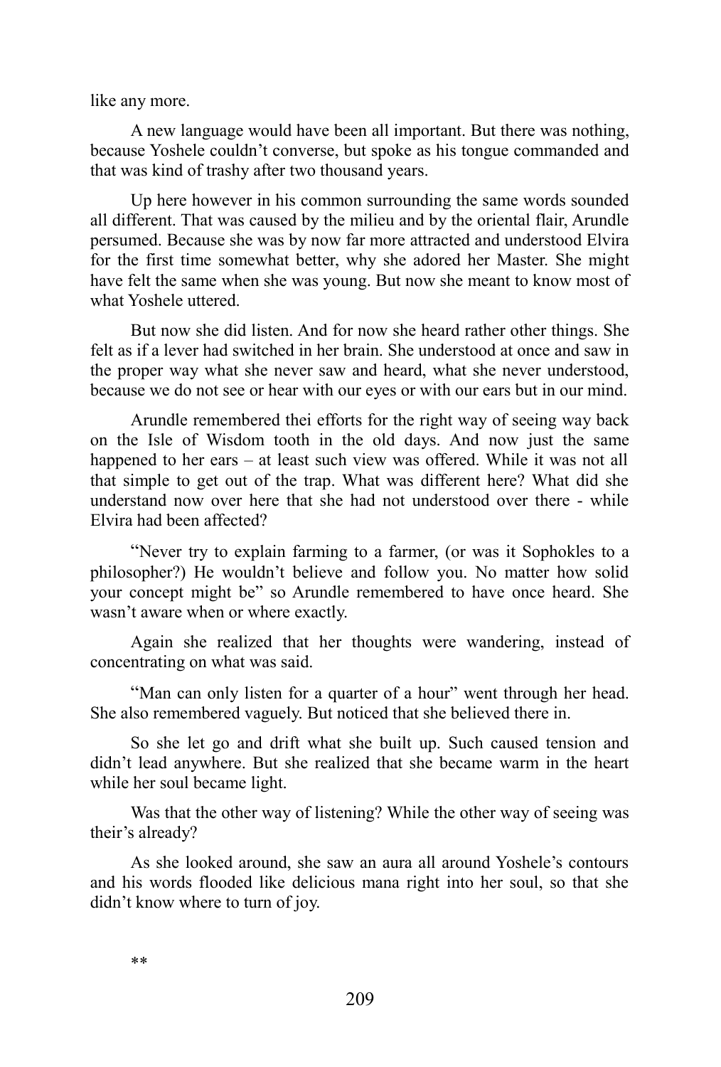like any more.

A new language would have been all important. But there was nothing, because Yoshele couldn't converse, but spoke as his tongue commanded and that was kind of trashy after two thousand years.

Up here however in his common surrounding the same words sounded all different. That was caused by the milieu and by the oriental flair, Arundle persumed. Because she was by now far more attracted and understood Elvira for the first time somewhat better, why she adored her Master. She might have felt the same when she was young. But now she meant to know most of what Yoshele uttered.

But now she did listen. And for now she heard rather other things. She felt as if a lever had switched in her brain. She understood at once and saw in the proper way what she never saw and heard, what she never understood, because we do not see or hear with our eyes or with our ears but in our mind.

Arundle remembered thei efforts for the right way of seeing way back on the Isle of Wisdom tooth in the old days. And now just the same happened to her ears – at least such view was offered. While it was not all that simple to get out of the trap. What was different here? What did she understand now over here that she had not understood over there - while Elvira had been affected?

"Never try to explain farming to a farmer, (or was it Sophokles to a philosopher?) He wouldn't believe and follow you. No matter how solid your concept might be" so Arundle remembered to have once heard. She wasn't aware when or where exactly.

Again she realized that her thoughts were wandering, instead of concentrating on what was said.

"Man can only listen for a quarter of a hour" went through her head. She also remembered vaguely. But noticed that she believed there in.

So she let go and drift what she built up. Such caused tension and didn't lead anywhere. But she realized that she became warm in the heart while her soul became light.

Was that the other way of listening? While the other way of seeing was their's already?

As she looked around, she saw an aura all around Yoshele's contours and his words flooded like delicious mana right into her soul, so that she didn't know where to turn of joy.

**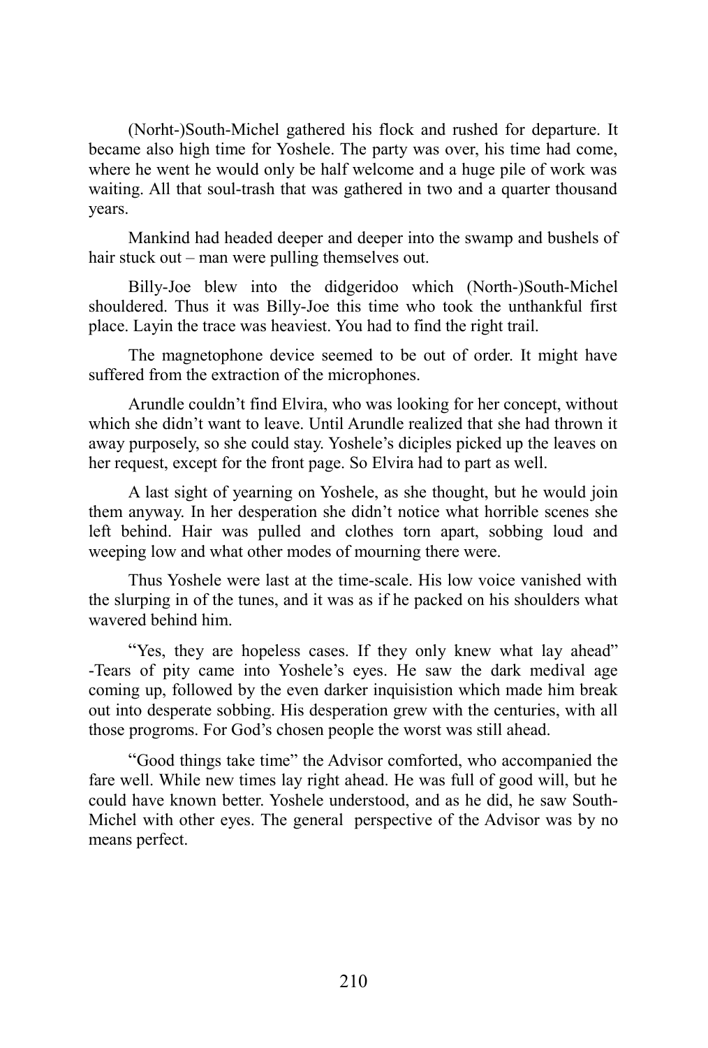(Norht-)South-Michel gathered his flock and rushed for departure. It became also high time for Yoshele. The party was over, his time had come, where he went he would only be half welcome and a huge pile of work was waiting. All that soul-trash that was gathered in two and a quarter thousand years.

Mankind had headed deeper and deeper into the swamp and bushels of hair stuck out – man were pulling themselves out.

Billy-Joe blew into the didgeridoo which (North-)South-Michel shouldered. Thus it was Billy-Joe this time who took the unthankful first place. Layin the trace was heaviest. You had to find the right trail.

The magnetophone device seemed to be out of order. It might have suffered from the extraction of the microphones.

Arundle couldn't find Elvira, who was looking for her concept, without which she didn't want to leave. Until Arundle realized that she had thrown it away purposely, so she could stay. Yoshele's diciples picked up the leaves on her request, except for the front page. So Elvira had to part as well.

A last sight of yearning on Yoshele, as she thought, but he would join them anyway. In her desperation she didn't notice what horrible scenes she left behind. Hair was pulled and clothes torn apart, sobbing loud and weeping low and what other modes of mourning there were.

Thus Yoshele were last at the time-scale. His low voice vanished with the slurping in of the tunes, and it was as if he packed on his shoulders what wavered behind him.

"Yes, they are hopeless cases. If they only knew what lay ahead" -Tears of pity came into Yoshele's eyes. He saw the dark medival age coming up, followed by the even darker inquisistion which made him break out into desperate sobbing. His desperation grew with the centuries, with all those progroms. For God's chosen people the worst was still ahead.

"Good things take time" the Advisor comforted, who accompanied the fare well. While new times lay right ahead. He was full of good will, but he could have known better. Yoshele understood, and as he did, he saw South-Michel with other eyes. The general perspective of the Advisor was by no means perfect.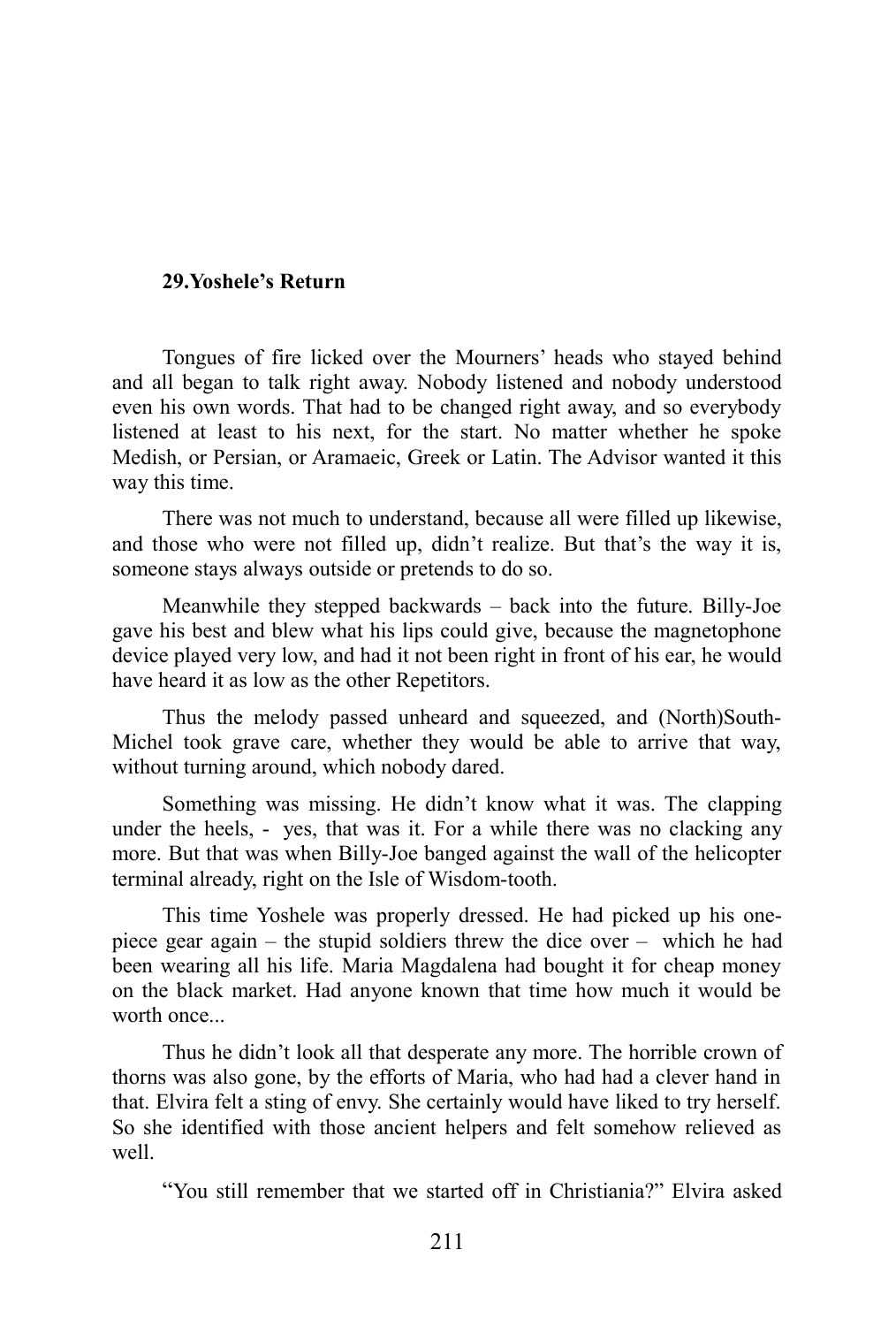## 29.Yoshele's Return

Tongues of fire licked over the Mourners' heads who stayed behind and all began to talk right away. Nobody listened and nobody understood even his own words. That had to be changed right away, and so everybody listened at least to his next, for the start. No matter whether he spoke Medish, or Persian, or Aramaeic, Greek or Latin. The Advisor wanted it this way this time.

There was not much to understand, because all were filled up likewise, and those who were not filled up, didn't realize. But that's the way it is, someone stays always outside or pretends to do so.

Meanwhile they stepped backwards – back into the future. Billy-Joe gave his best and blew what his lips could give, because the magnetophone device played very low, and had it not been right in front of his ear, he would have heard it as low as the other Repetitors.

Thus the melody passed unheard and squeezed, and (North)South-Michel took grave care, whether they would be able to arrive that way, without turning around, which nobody dared.

Something was missing. He didn't know what it was. The clapping under the heels, - yes, that was it. For a while there was no clacking any more. But that was when Billy-Joe banged against the wall of the helicopter terminal already, right on the Isle of Wisdom-tooth.

This time Yoshele was properly dressed. He had picked up his one-piece gear again – the stupid soldiers threw the dice over – which he had been wearing all his life. Maria Magdalena had bought it for cheap money on the black market. Had anyone known that time how much it would be worth once...

Thus he didn't look all that desperate any more. The horrible crown of thorns was also gone, by the efforts of Maria, who had had a clever hand in that. Elvira felt a sting of envy. She certainly would have liked to try herself. So she identified with those ancient helpers and felt somehow relieved as well.

"You still remember that we started off in Christiania?" Elvira asked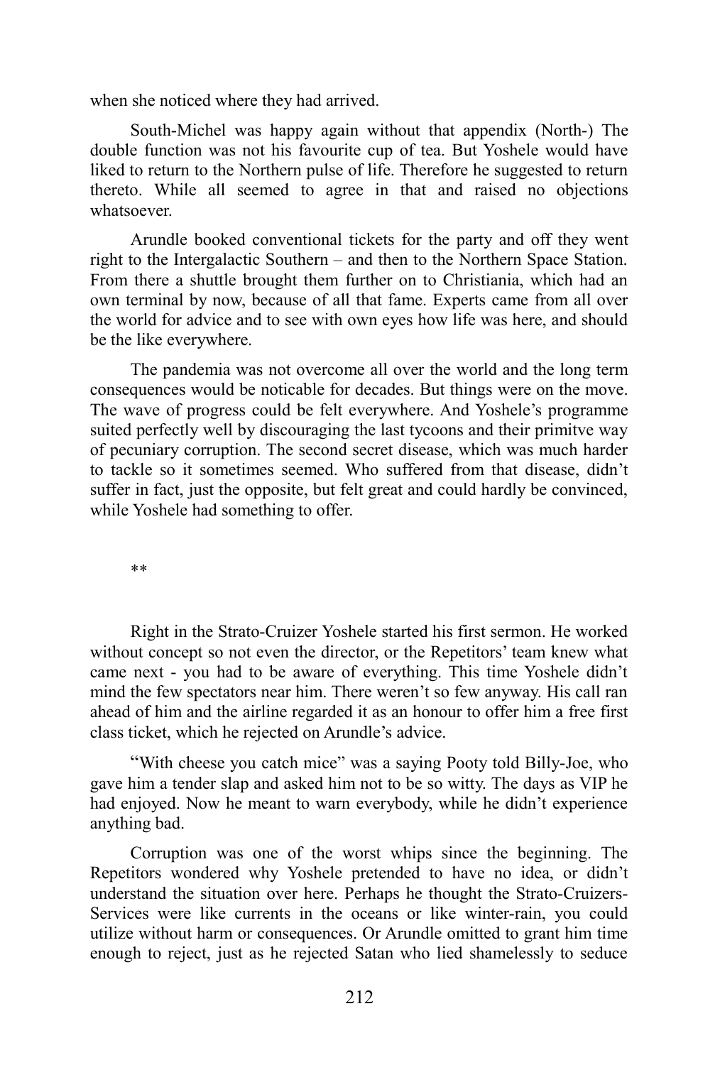when she noticed where they had arrived.

South-Michel was happy again without that appendix (North-) The double function was not his favourite cup of tea. But Yoshele would have liked to return to the Northern pulse of life. Therefore he suggested to return thereto. While all seemed to agree in that and raised no objections whatsoever.

Arundle booked conventional tickets for the party and off they went right to the Intergalactic Southern – and then to the Northern Space Station. From there a shuttle brought them further on to Christiania, which had an own terminal by now, because of all that fame. Experts came from all over the world for advice and to see with own eyes how life was here, and should be the like everywhere.

The pandemia was not overcome all over the world and the long term consequences would be noticable for decades. But things were on the move. The wave of progress could be felt everywhere. And Yoshele's programme suited perfectly well by discouraging the last tycoons and their primitve way of pecuniary corruption. The second secret disease, which was much harder to tackle so it sometimes seemed. Who suffered from that disease, didn't suffer in fact, just the opposite, but felt great and could hardly be convinced, while Yoshele had something to offer.

**

Right in the Strato-Cruizer Yoshele started his first sermon. He worked without concept so not even the director, or the Repetitors' team knew what came next - you had to be aware of everything. This time Yoshele didn't mind the few spectators near him. There weren't so few anyway. His call ran ahead of him and the airline regarded it as an honour to offer him a free first class ticket, which he rejected on Arundle's advice.

"With cheese you catch mice" was a saying Pooty told Billy-Joe, who gave him a tender slap and asked him not to be so witty. The days as VIP he had enjoyed. Now he meant to warn everybody, while he didn't experience anything bad.

Corruption was one of the worst whips since the beginning. The Repetitors wondered why Yoshele pretended to have no idea, or didn't understand the situation over here. Perhaps he thought the Strato-Cruizers-Services were like currents in the oceans or like winter-rain, you could utilize without harm or consequences. Or Arundle omitted to grant him time enough to reject, just as he rejected Satan who lied shamelessly to seduce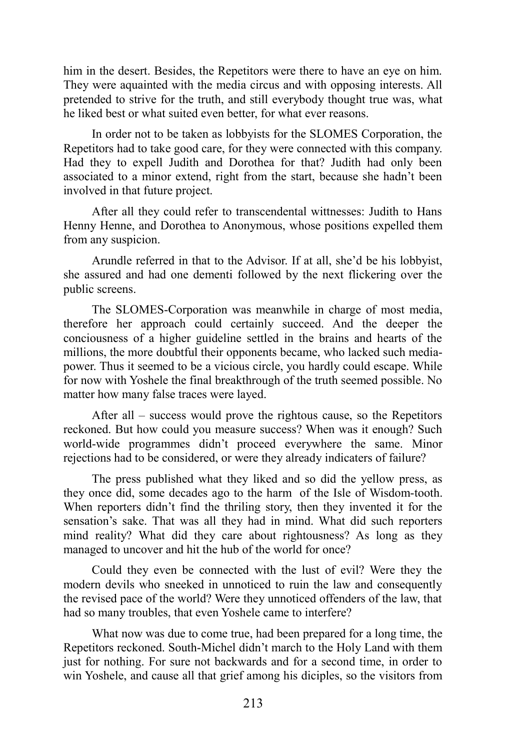him in the desert. Besides, the Repetitors were there to have an eye on him. They were aquainted with the media circus and with opposing interests. All pretended to strive for the truth, and still everybody thought true was, what he liked best or what suited even better, for what ever reasons.

In order not to be taken as lobbyists for the SLOMES Corporation, the Repetitors had to take good care, for they were connected with this company. Had they to expell Judith and Dorothea for that? Judith had only been associated to a minor extend, right from the start, because she hadn't been involved in that future project.

After all they could refer to transcendental wittnesses: Judith to Hans Henny Henne, and Dorothea to Anonymous, whose positions expelled them from any suspicion.

Arundle referred in that to the Advisor. If at all, she'd be his lobbyist, she assured and had one dementi followed by the next flickering over the public screens.

The SLOMES-Corporation was meanwhile in charge of most media, therefore her approach could certainly succeed. And the deeper the conciousness of a higher guideline settled in the brains and hearts of the millions, the more doubtful their opponents became, who lacked such media-power. Thus it seemed to be a vicious circle, you hardly could escape. While for now with Yoshele the final breakthrough of the truth seemed possible. No matter how many false traces were layed.

After all – success would prove the rightous cause, so the Repetitors reckoned. But how could you measure success? When was it enough? Such world-wide programmes didn't proceed everywhere the same. Minor rejections had to be considered, or were they already indicaters of failure?

The press published what they liked and so did the yellow press, as they once did, some decades ago to the harm of the Isle of Wisdom-tooth. When reporters didn't find the thriling story, then they invented it for the sensation's sake. That was all they had in mind. What did such reporters mind reality? What did they care about rightousness? As long as they managed to uncover and hit the hub of the world for once?

Could they even be connected with the lust of evil? Were they the modern devils who sneeked in unnoticed to ruin the law and consequently the revised pace of the world? Were they unnoticed offenders of the law, that had so many troubles, that even Yoshele came to interfere?

What now was due to come true, had been prepared for a long time, the Repetitors reckoned. South-Michel didn't march to the Holy Land with them just for nothing. For sure not backwards and for a second time, in order to win Yoshele, and cause all that grief among his diciples, so the visitors from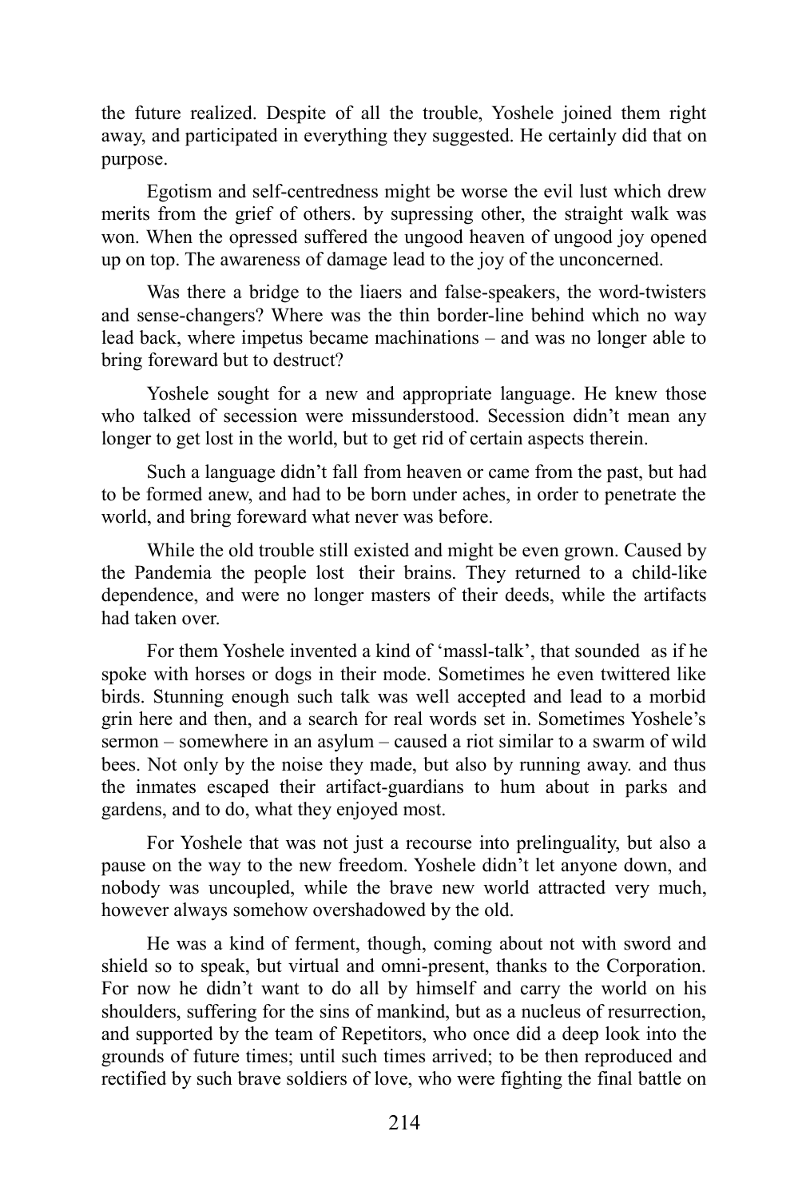the future realized. Despite of all the trouble, Yoshele joined them right away, and participated in everything they suggested. He certainly did that on purpose.

Egotism and self-centredness might be worse the evil lust which drew merits from the grief of others. by supressing other, the straight walk was won. When the opressed suffered the ungood heaven of ungood joy opened up on top. The awareness of damage lead to the joy of the unconcerned.

Was there a bridge to the liaers and false-speakers, the word-twisters and sense-changers? Where was the thin border-line behind which no way lead back, where impetus became machinations – and was no longer able to bring foreward but to destruct?

Yoshele sought for a new and appropriate language. He knew those who talked of secession were missunderstood. Secession didn't mean any longer to get lost in the world, but to get rid of certain aspects therein.

Such a language didn't fall from heaven or came from the past, but had to be formed anew, and had to be born under aches, in order to penetrate the world, and bring foreward what never was before.

While the old trouble still existed and might be even grown. Caused by the Pandemia the people lost their brains. They returned to a child-like dependence, and were no longer masters of their deeds, while the artifacts had taken over.

For them Yoshele invented a kind of 'massl-talk', that sounded as if he spoke with horses or dogs in their mode. Sometimes he even twittered like birds. Stunning enough such talk was well accepted and lead to a morbid grin here and then, and a search for real words set in. Sometimes Yoshele's sermon – somewhere in an asylum – caused a riot similar to a swarm of wild bees. Not only by the noise they made, but also by running away. and thus the inmates escaped their artifact-guardians to hum about in parks and gardens, and to do, what they enjoyed most.

For Yoshele that was not just a recourse into prelinguality, but also a pause on the way to the new freedom. Yoshele didn't let anyone down, and nobody was uncoupled, while the brave new world attracted very much, however always somehow overshadowed by the old.

He was a kind of ferment, though, coming about not with sword and shield so to speak, but virtual and omni-present, thanks to the Corporation. For now he didn't want to do all by himself and carry the world on his shoulders, suffering for the sins of mankind, but as a nucleus of resurrection, and supported by the team of Repetitors, who once did a deep look into the grounds of future times; until such times arrived; to be then reproduced and rectified by such brave soldiers of love, who were fighting the final battle on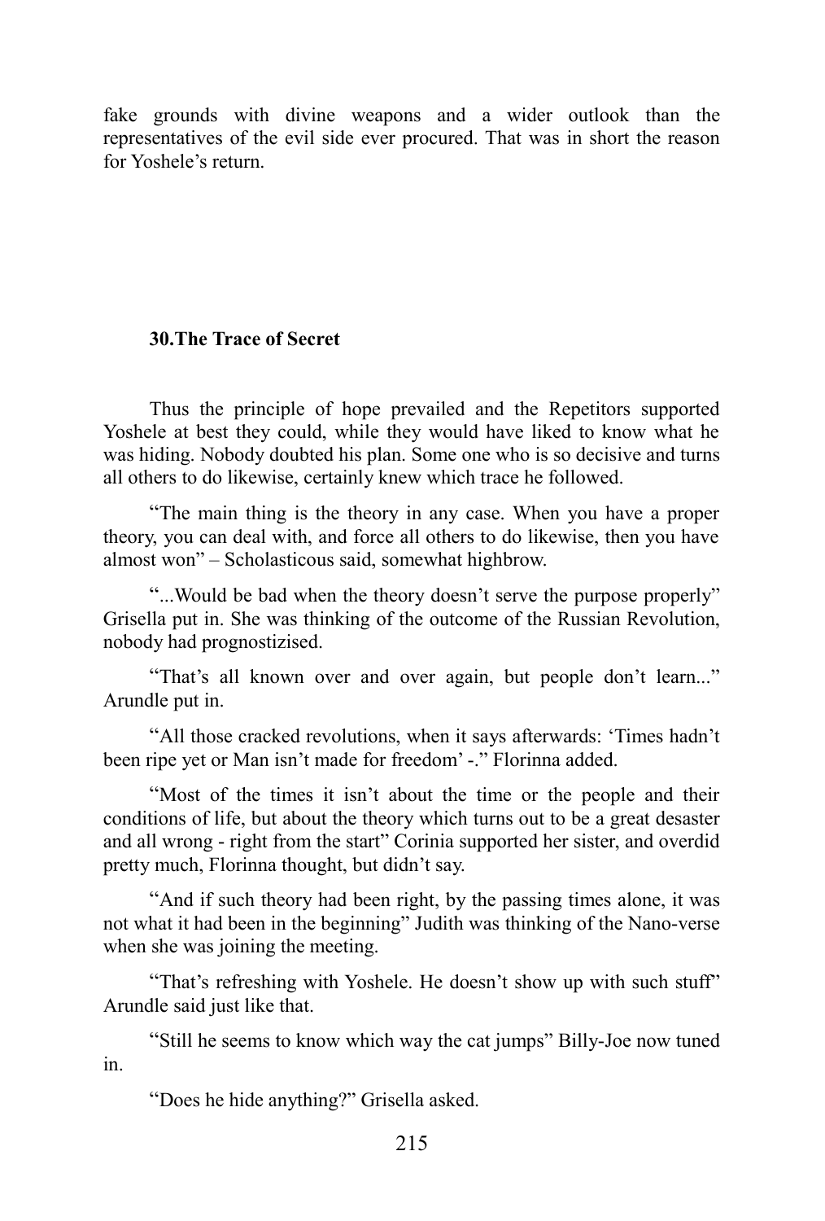fake grounds with divine weapons and a wider outlook than the representatives of the evil side ever procured. That was in short the reason for Yoshele's return.

## 30.The Trace of Secret

Thus the principle of hope prevailed and the Repetitors supported Yoshele at best they could, while they would have liked to know what he was hiding. Nobody doubted his plan. Some one who is so decisive and turns all others to do likewise, certainly knew which trace he followed.

"The main thing is the theory in any case. When you have a proper theory, you can deal with, and force all others to do likewise, then you have almost won" – Scholasticous said, somewhat highbrow.

"...Would be bad when the theory doesn't serve the purpose properly" Grisella put in. She was thinking of the outcome of the Russian Revolution, nobody had prognostizised.

"That's all known over and over again, but people don't learn..." Arundle put in.

"All those cracked revolutions, when it says afterwards: 'Times hadn't been ripe yet or Man isn't made for freedom' -." Florinna added.

"Most of the times it isn't about the time or the people and their conditions of life, but about the theory which turns out to be a great desaster and all wrong - right from the start" Corinia supported her sister, and overdid pretty much, Florinna thought, but didn't say.

"And if such theory had been right, by the passing times alone, it was not what it had been in the beginning" Judith was thinking of the Nano-verse when she was joining the meeting.

"That's refreshing with Yoshele. He doesn't show up with such stuff" Arundle said just like that.

"Still he seems to know which way the cat jumps" Billy-Joe now tuned in.

"Does he hide anything?" Grisella asked.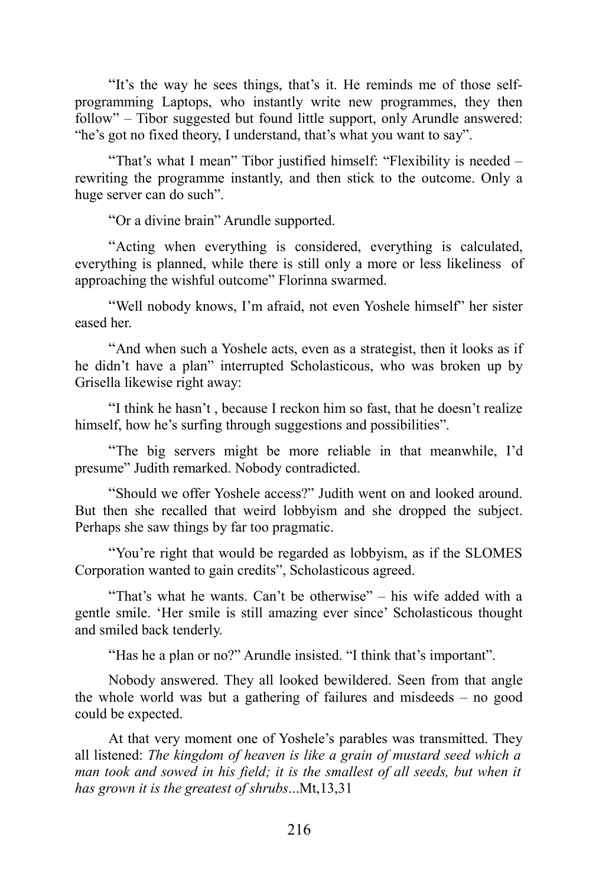"It's the way he sees things, that's it. He reminds me of those self-programming Laptops, who instantly write new programmes, they then follow" – Tibor suggested but found little support, only Arundle answered: "he's got no fixed theory, I understand, that's what you want to say".

"That's what I mean" Tibor justified himself: "Flexibility is needed – rewriting the programme instantly, and then stick to the outcome. Only a huge server can do such".

"Or a divine brain" Arundle supported.

"Acting when everything is considered, everything is calculated, everything is planned, while there is still only a more or less likeliness of approaching the wishful outcome" Florinna swarmed.

"Well nobody knows, I'm afraid, not even Yoshele himself" her sister eased her.

"And when such a Yoshele acts, even as a strategist, then it looks as if he didn't have a plan" interrupted Scholasticous, who was broken up by Grisella likewise right away:

"I think he hasn't , because I reckon him so fast, that he doesn't realize himself, how he's surfing through suggestions and possibilities".

"The big servers might be more reliable in that meanwhile, I'd presume" Judith remarked. Nobody contradicted.

"Should we offer Yoshele access?" Judith went on and looked around. But then she recalled that weird lobbyism and she dropped the subject. Perhaps she saw things by far too pragmatic.

"You're right that would be regarded as lobbyism, as if the SLOMES Corporation wanted to gain credits", Scholasticous agreed.

"That's what he wants. Can't be otherwise" – his wife added with a gentle smile. 'Her smile is still amazing ever since' Scholasticous thought and smiled back tenderly.

"Has he a plan or no?" Arundle insisted. "I think that's important".

Nobody answered. They all looked bewildered. Seen from that angle the whole world was but a gathering of failures and misdeeds – no good could be expected.

At that very moment one of Yoshele's parables was transmitted. They all listened: *The kingdom of heaven is like a grain of mustard seed which a man took and sowed in his field; it is the smallest of all seeds, but when it has grown it is the greatest of shrubs*...Mt,13,31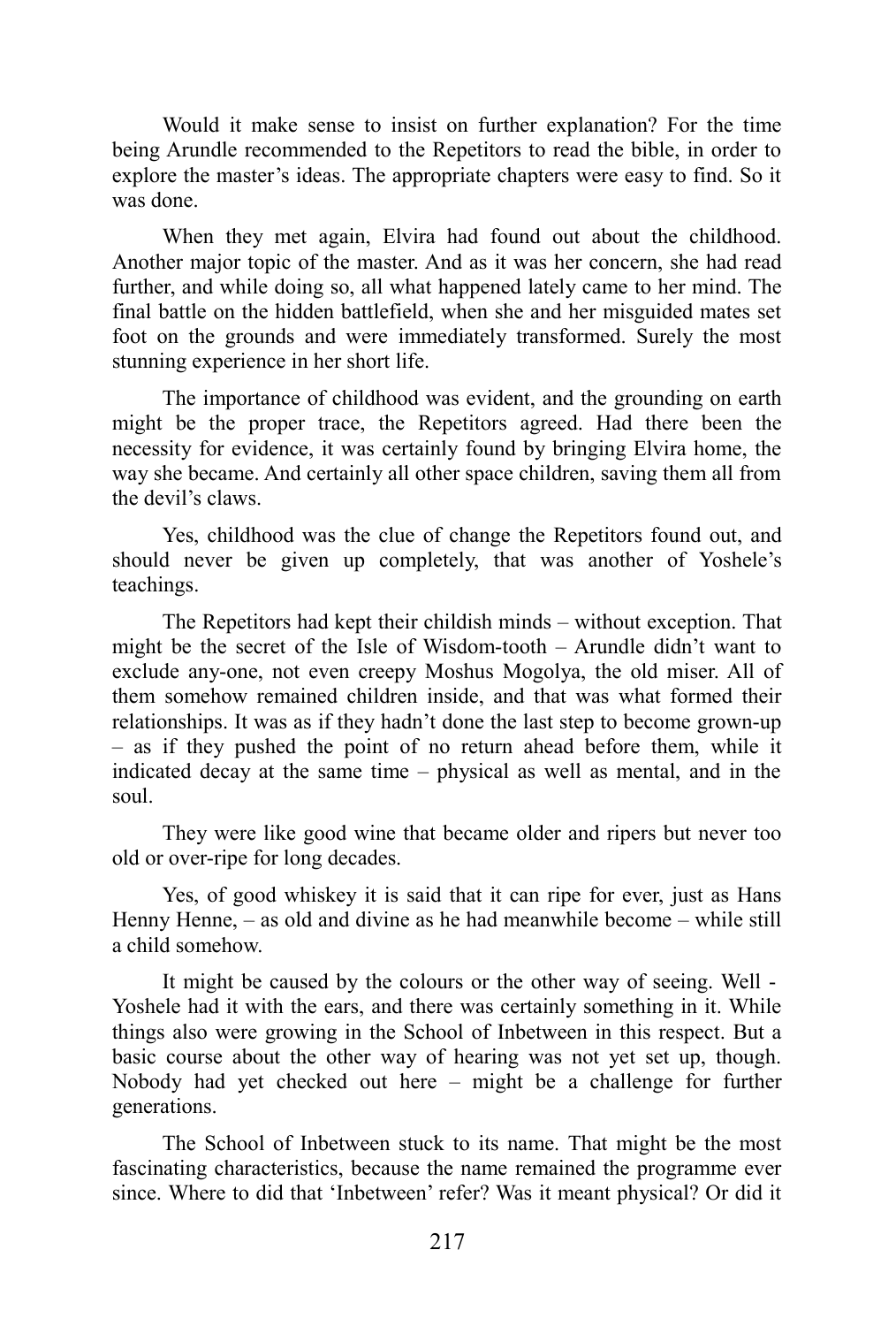Would it make sense to insist on further explanation? For the time being Arundle recommended to the Repetitors to read the bible, in order to explore the master's ideas. The appropriate chapters were easy to find. So it was done.

When they met again, Elvira had found out about the childhood. Another major topic of the master. And as it was her concern, she had read further, and while doing so, all what happened lately came to her mind. The final battle on the hidden battlefield, when she and her misguided mates set foot on the grounds and were immediately transformed. Surely the most stunning experience in her short life.

The importance of childhood was evident, and the grounding on earth might be the proper trace, the Repetitors agreed. Had there been the necessity for evidence, it was certainly found by bringing Elvira home, the way she became. And certainly all other space children, saving them all from the devil's claws.

Yes, childhood was the clue of change the Repetitors found out, and should never be given up completely, that was another of Yoshele's teachings.

The Repetitors had kept their childish minds – without exception. That might be the secret of the Isle of Wisdom-tooth – Arundle didn't want to exclude any-one, not even creepy Moshus Mogolya, the old miser. All of them somehow remained children inside, and that was what formed their relationships. It was as if they hadn't done the last step to become grown-up – as if they pushed the point of no return ahead before them, while it indicated decay at the same time – physical as well as mental, and in the soul.

They were like good wine that became older and ripers but never too old or over-ripe for long decades.

Yes, of good whiskey it is said that it can ripe for ever, just as Hans Henny Henne, – as old and divine as he had meanwhile become – while still a child somehow.

It might be caused by the colours or the other way of seeing. Well - Yoshele had it with the ears, and there was certainly something in it. While things also were growing in the School of Inbetween in this respect. But a basic course about the other way of hearing was not yet set up, though. Nobody had yet checked out here – might be a challenge for further generations.

The School of Inbetween stuck to its name. That might be the most fascinating characteristics, because the name remained the programme ever since. Where to did that 'Inbetween' refer? Was it meant physical? Or did it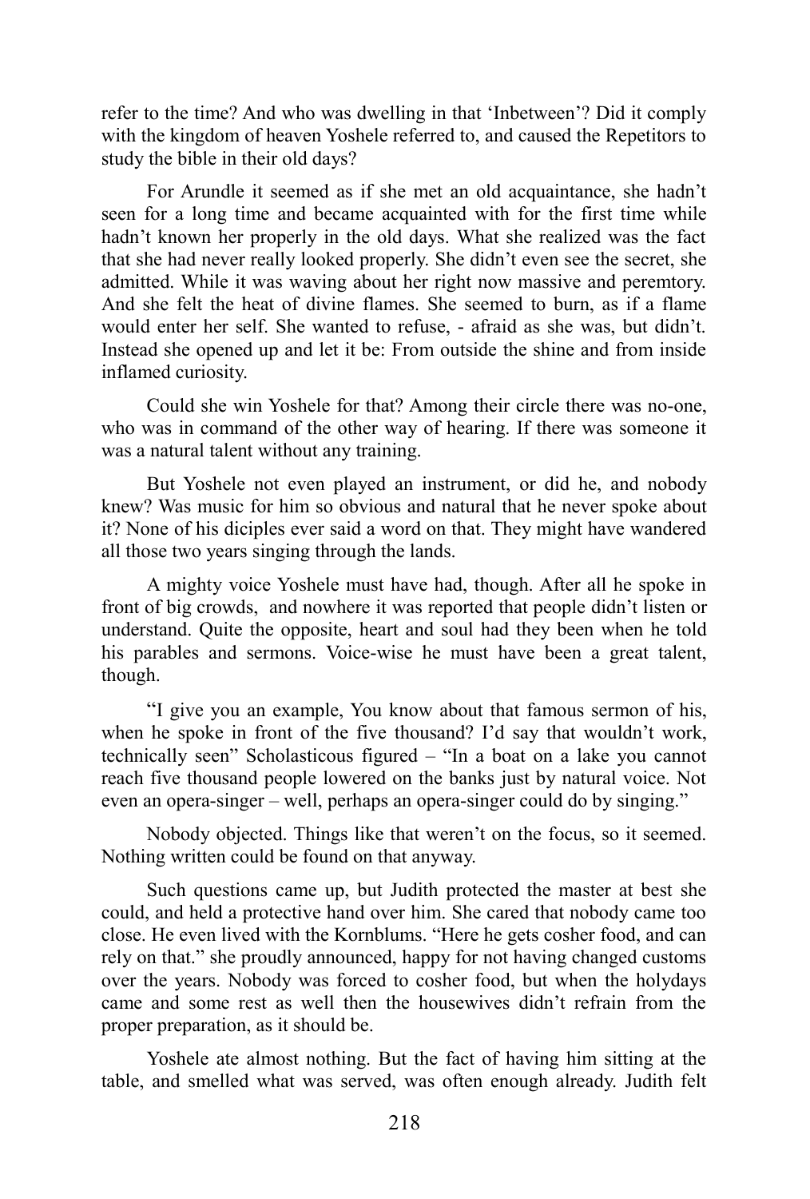refer to the time? And who was dwelling in that 'Inbetween'? Did it comply with the kingdom of heaven Yoshele referred to, and caused the Repetitors to study the bible in their old days?

For Arundle it seemed as if she met an old acquaintance, she hadn't seen for a long time and became acquainted with for the first time while hadn't known her properly in the old days. What she realized was the fact that she had never really looked properly. She didn't even see the secret, she admitted. While it was waving about her right now massive and peremtory. And she felt the heat of divine flames. She seemed to burn, as if a flame would enter her self. She wanted to refuse, - afraid as she was, but didn't. Instead she opened up and let it be: From outside the shine and from inside inflamed curiosity.

Could she win Yoshele for that? Among their circle there was no-one, who was in command of the other way of hearing. If there was someone it was a natural talent without any training.

But Yoshele not even played an instrument, or did he, and nobody knew? Was music for him so obvious and natural that he never spoke about it? None of his diciples ever said a word on that. They might have wandered all those two years singing through the lands.

A mighty voice Yoshele must have had, though. After all he spoke in front of big crowds, and nowhere it was reported that people didn't listen or understand. Quite the opposite, heart and soul had they been when he told his parables and sermons. Voice-wise he must have been a great talent, though.

"I give you an example, You know about that famous sermon of his, when he spoke in front of the five thousand? I'd say that wouldn't work, technically seen" Scholasticous figured – "In a boat on a lake you cannot reach five thousand people lowered on the banks just by natural voice. Not even an opera-singer – well, perhaps an opera-singer could do by singing."

Nobody objected. Things like that weren't on the focus, so it seemed. Nothing written could be found on that anyway.

Such questions came up, but Judith protected the master at best she could, and held a protective hand over him. She cared that nobody came too close. He even lived with the Kornblums. "Here he gets cosher food, and can rely on that." she proudly announced, happy for not having changed customs over the years. Nobody was forced to cosher food, but when the holydays came and some rest as well then the housewives didn't refrain from the proper preparation, as it should be.

Yoshele ate almost nothing. But the fact of having him sitting at the table, and smelled what was served, was often enough already. Judith felt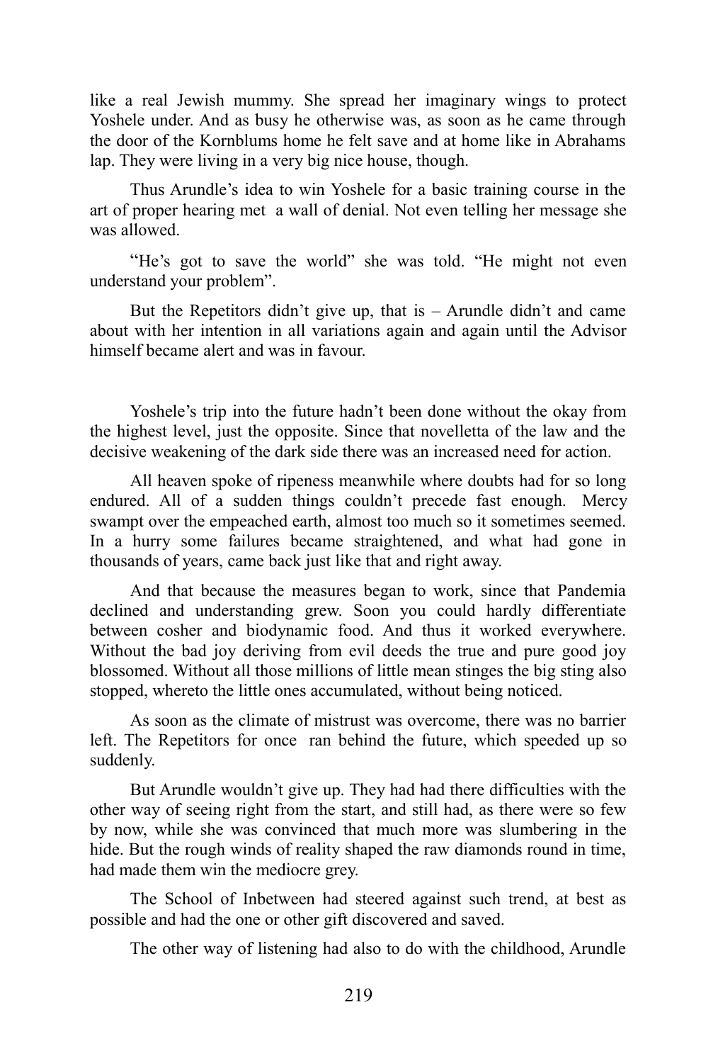like a real Jewish mummy. She spread her imaginary wings to protect Yoshele under. And as busy he otherwise was, as soon as he came through the door of the Kornblums home he felt save and at home like in Abrahams lap. They were living in a very big nice house, though.

Thus Arundle's idea to win Yoshele for a basic training course in the art of proper hearing met a wall of denial. Not even telling her message she was allowed.

"He's got to save the world" she was told. "He might not even understand your problem".

But the Repetitors didn't give up, that is – Arundle didn't and came about with her intention in all variations again and again until the Advisor himself became alert and was in favour.

Yoshele's trip into the future hadn't been done without the okay from the highest level, just the opposite. Since that novelletta of the law and the decisive weakening of the dark side there was an increased need for action.

All heaven spoke of ripeness meanwhile where doubts had for so long endured. All of a sudden things couldn't precede fast enough. Mercy swampt over the empeached earth, almost too much so it sometimes seemed. In a hurry some failures became straightened, and what had gone in thousands of years, came back just like that and right away.

And that because the measures began to work, since that Pandemia declined and understanding grew. Soon you could hardly differentiate between cosher and biodynamic food. And thus it worked everywhere. Without the bad joy deriving from evil deeds the true and pure good joy blossomed. Without all those millions of little mean stinges the big sting also stopped, whereto the little ones accumulated, without being noticed.

As soon as the climate of mistrust was overcome, there was no barrier left. The Repetitors for once ran behind the future, which speeded up so suddenly.

But Arundle wouldn't give up. They had had there difficulties with the other way of seeing right from the start, and still had, as there were so few by now, while she was convinced that much more was slumbering in the hide. But the rough winds of reality shaped the raw diamonds round in time, had made them win the mediocre grey.

The School of Inbetween had steered against such trend, at best as possible and had the one or other gift discovered and saved.

The other way of listening had also to do with the childhood, Arundle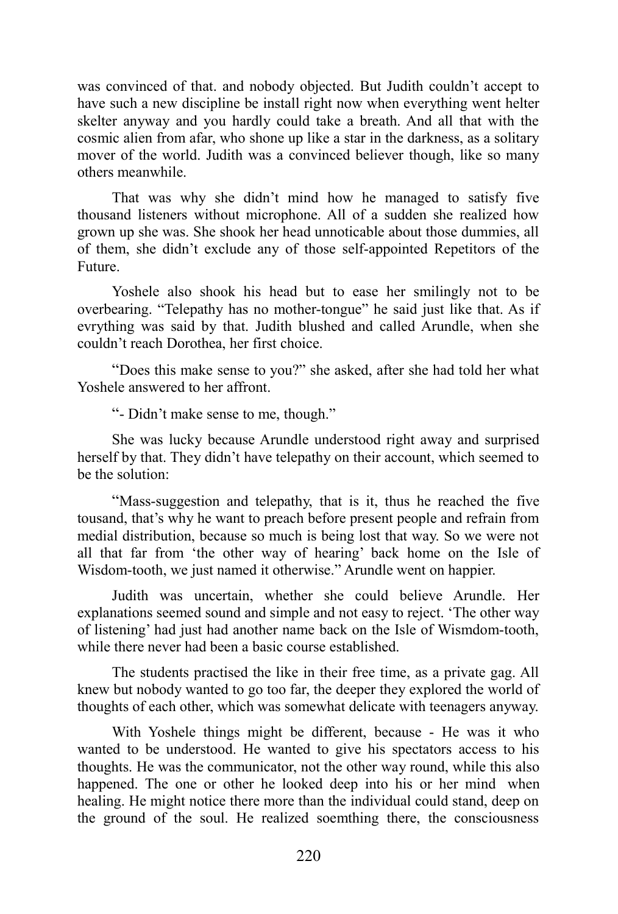was convinced of that. and nobody objected. But Judith couldn't accept to have such a new discipline be install right now when everything went helter skelter anyway and you hardly could take a breath. And all that with the cosmic alien from afar, who shone up like a star in the darkness, as a solitary mover of the world. Judith was a convinced believer though, like so many others meanwhile.

That was why she didn't mind how he managed to satisfy five thousand listeners without microphone. All of a sudden she realized how grown up she was. She shook her head unnoticable about those dummies, all of them, she didn't exclude any of those self-appointed Repetitors of the Future.

Yoshele also shook his head but to ease her smilingly not to be overbearing. "Telepathy has no mother-tongue" he said just like that. As if evrything was said by that. Judith blushed and called Arundle, when she couldn't reach Dorothea, her first choice.

"Does this make sense to you?" she asked, after she had told her what Yoshele answered to her affront.

"- Didn't make sense to me, though."

She was lucky because Arundle understood right away and surprised herself by that. They didn't have telepathy on their account, which seemed to be the solution:

"Mass-suggestion and telepathy, that is it, thus he reached the five tousand, that's why he want to preach before present people and refrain from medial distribution, because so much is being lost that way. So we were not all that far from 'the other way of hearing' back home on the Isle of Wisdom-tooth, we just named it otherwise." Arundle went on happier.

Judith was uncertain, whether she could believe Arundle. Her explanations seemed sound and simple and not easy to reject. 'The other way of listening' had just had another name back on the Isle of Wismdom-tooth, while there never had been a basic course established.

The students practised the like in their free time, as a private gag. All knew but nobody wanted to go too far, the deeper they explored the world of thoughts of each other, which was somewhat delicate with teenagers anyway.

With Yoshele things might be different, because - He was it who wanted to be understood. He wanted to give his spectators access to his thoughts. He was the communicator, not the other way round, while this also happened. The one or other he looked deep into his or her mind when healing. He might notice there more than the individual could stand, deep on the ground of the soul. He realized soemthing there, the consciousness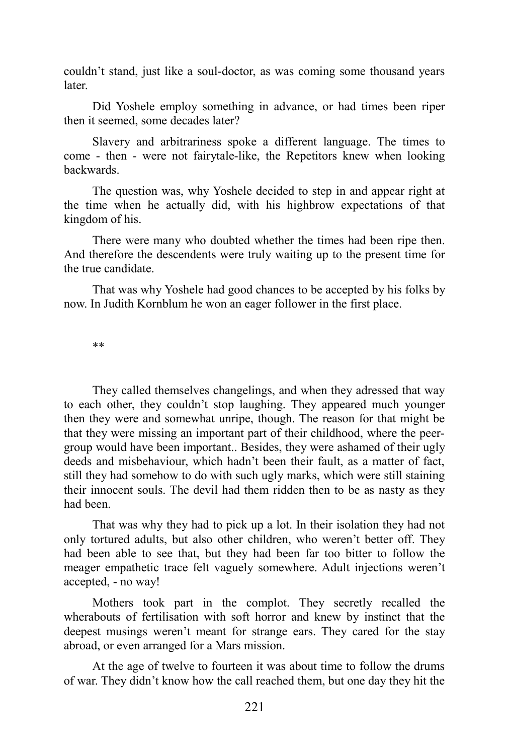couldn’t stand, just like a soul-doctor, as was coming some thousand years later.

Did Yoshele employ something in advance, or had times been riper then it seemed, some decades later?

Slavery and arbitrariness spoke a different language. The times to come - then - were not fairytale-like, the Repetitors knew when looking backwards.

The question was, why Yoshele decided to step in and appear right at the time when he actually did, with his highbrow expectations of that kingdom of his.

There were many who doubted whether the times had been ripe then. And therefore the descendents were truly waiting up to the present time for the true candidate.

That was why Yoshele had good chances to be accepted by his folks by now. In Judith Kornblum he won an eager follower in the first place.

**

They called themselves changelings, and when they adressed that way to each other, they couldn’t stop laughing. They appeared much younger then they were and somewhat unripe, though. The reason for that might be that they were missing an important part of their childhood, where the peer-group would have been important.. Besides, they were ashamed of their ugly deeds and misbehaviour, which hadn’t been their fault, as a matter of fact, still they had somehow to do with such ugly marks, which were still staining their innocent souls. The devil had them ridden then to be as nasty as they had been.

That was why they had to pick up a lot. In their isolation they had not only tortured adults, but also other children, who weren’t better off. They had been able to see that, but they had been far too bitter to follow the meager empathetic trace felt vaguely somewhere. Adult injections weren’t accepted, - no way!

Mothers took part in the complot. They secretly recalled the wherabouts of fertilisation with soft horror and knew by instinct that the deepest musings weren’t meant for strange ears. They cared for the stay abroad, or even arranged for a Mars mission.

At the age of twelve to fourteen it was about time to follow the drums of war. They didn’t know how the call reached them, but one day they hit the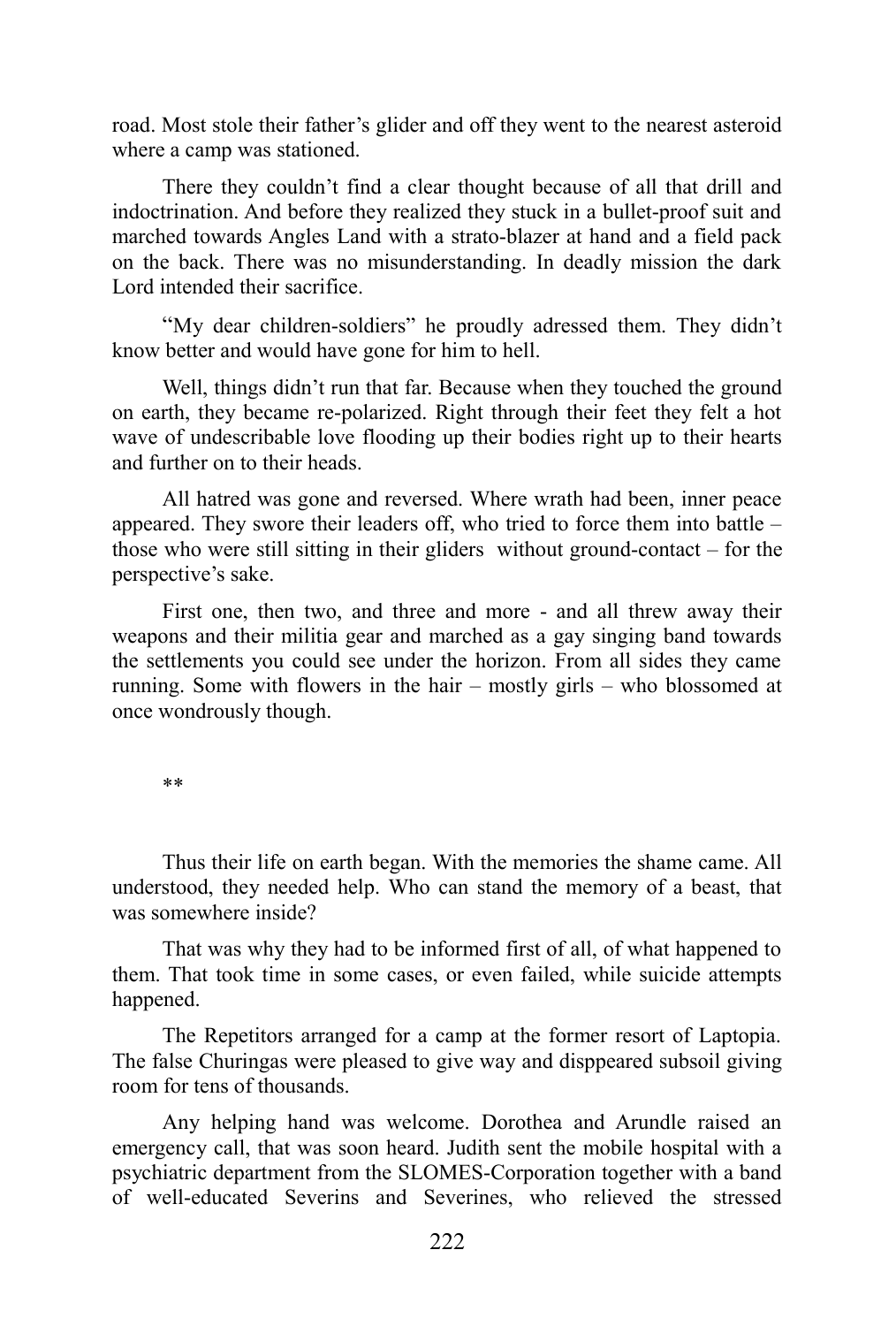road. Most stole their father's glider and off they went to the nearest asteroid where a camp was stationed.

There they couldn't find a clear thought because of all that drill and indoctrination. And before they realized they stuck in a bullet-proof suit and marched towards Angles Land with a strato-blazer at hand and a field pack on the back. There was no misunderstanding. In deadly mission the dark Lord intended their sacrifice.

"My dear children-soldiers" he proudly adressed them. They didn't know better and would have gone for him to hell.

Well, things didn't run that far. Because when they touched the ground on earth, they became re-polarized. Right through their feet they felt a hot wave of undescribable love flooding up their bodies right up to their hearts and further on to their heads.

All hatred was gone and reversed. Where wrath had been, inner peace appeared. They swore their leaders off, who tried to force them into battle – those who were still sitting in their gliders without ground-contact – for the perspective's sake.

First one, then two, and three and more - and all threw away their weapons and their militia gear and marched as a gay singing band towards the settlements you could see under the horizon. From all sides they came running. Some with flowers in the hair – mostly girls – who blossomed at once wondrously though.

**

Thus their life on earth began. With the memories the shame came. All understood, they needed help. Who can stand the memory of a beast, that was somewhere inside?

That was why they had to be informed first of all, of what happened to them. That took time in some cases, or even failed, while suicide attempts happened.

The Repetitors arranged for a camp at the former resort of Laptopia. The false Churingas were pleased to give way and disppeared subsoil giving room for tens of thousands.

Any helping hand was welcome. Dorothea and Arundle raised an emergency call, that was soon heard. Judith sent the mobile hospital with a psychiatric department from the SLOMES-Corporation together with a band of well-educated Severins and Severines, who relieved the stressed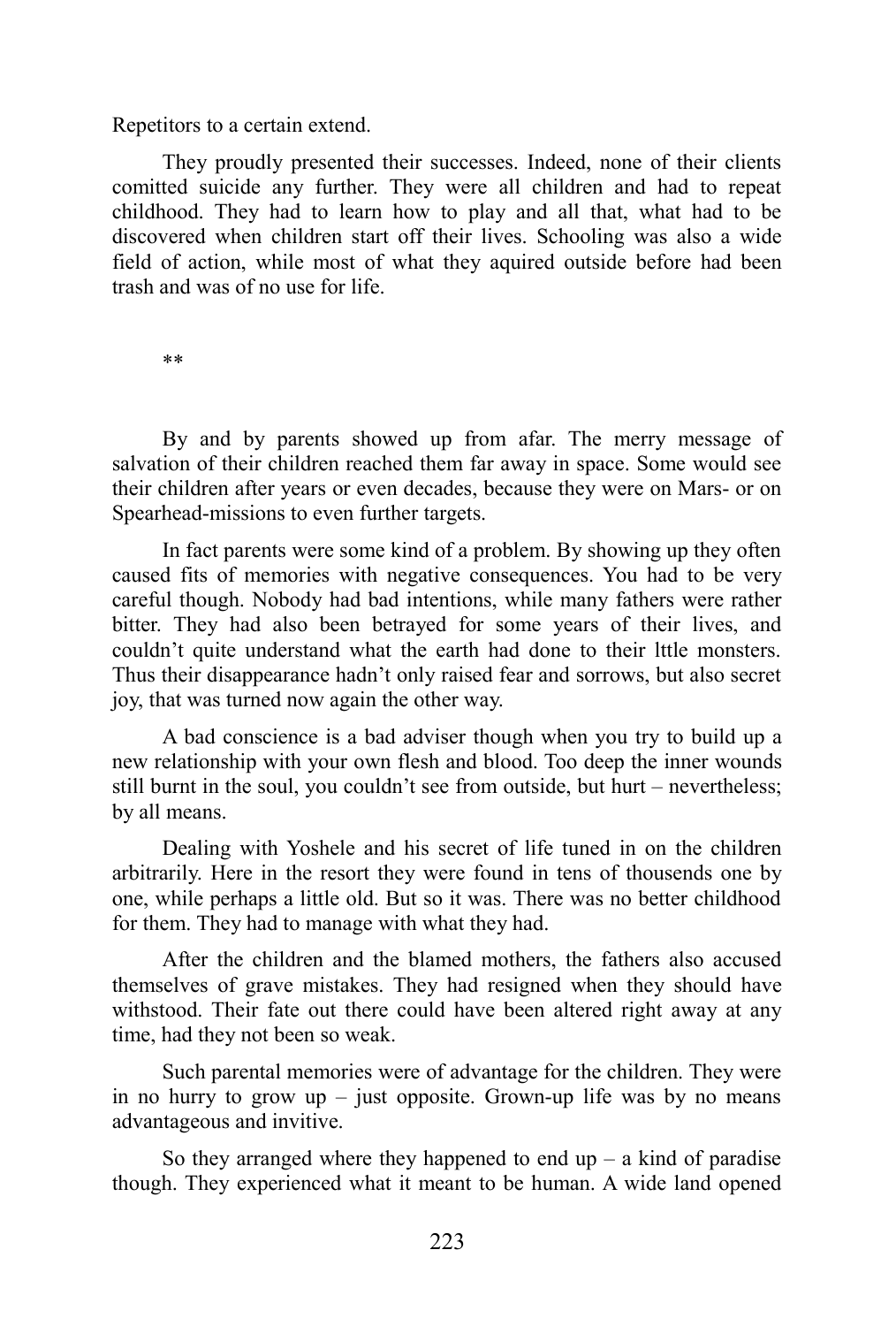Repetitors to a certain extend.

They proudly presented their successes. Indeed, none of their clients comitted suicide any further. They were all children and had to repeat childhood. They had to learn how to play and all that, what had to be discovered when children start off their lives. Schooling was also a wide field of action, while most of what they aquired outside before had been trash and was of no use for life.

**

By and by parents showed up from afar. The merry message of salvation of their children reached them far away in space. Some would see their children after years or even decades, because they were on Mars- or on Spearhead-missions to even further targets.

In fact parents were some kind of a problem. By showing up they often caused fits of memories with negative consequences. You had to be very careful though. Nobody had bad intentions, while many fathers were rather bitter. They had also been betrayed for some years of their lives, and couldn't quite understand what the earth had done to their lttle monsters. Thus their disappearance hadn't only raised fear and sorrows, but also secret joy, that was turned now again the other way.

A bad conscience is a bad adviser though when you try to build up a new relationship with your own flesh and blood. Too deep the inner wounds still burnt in the soul, you couldn't see from outside, but hurt – nevertheless; by all means.

Dealing with Yoshele and his secret of life tuned in on the children arbitrarily. Here in the resort they were found in tens of thousends one by one, while perhaps a little old. But so it was. There was no better childhood for them. They had to manage with what they had.

After the children and the blamed mothers, the fathers also accused themselves of grave mistakes. They had resigned when they should have withstood. Their fate out there could have been altered right away at any time, had they not been so weak.

Such parental memories were of advantage for the children. They were in no hurry to grow up – just opposite. Grown-up life was by no means advantageous and invitive.

So they arranged where they happened to end up – a kind of paradise though. They experienced what it meant to be human. A wide land opened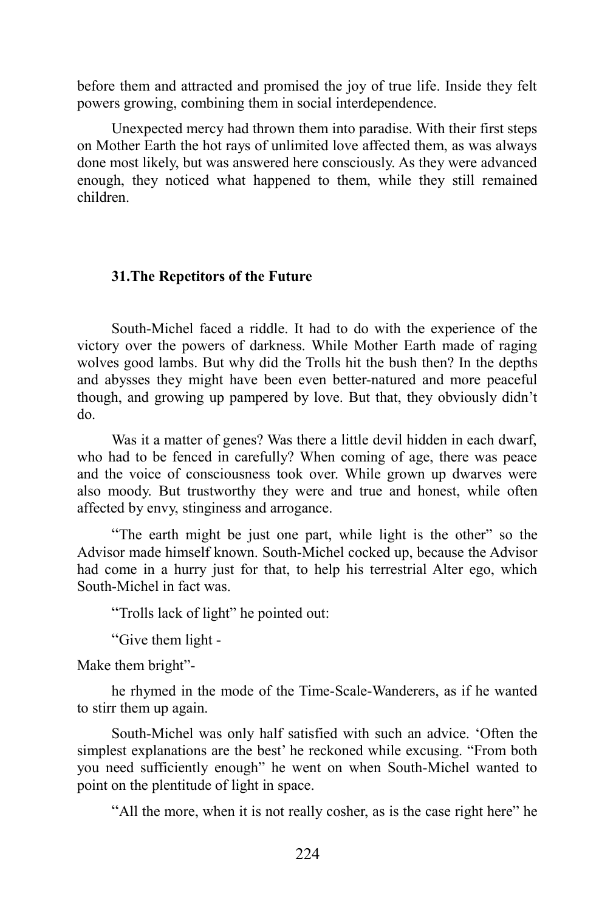before them and attracted and promised the joy of true life. Inside they felt powers growing, combining them in social interdependence.

Unexpected mercy had thrown them into paradise. With their first steps on Mother Earth the hot rays of unlimited love affected them, as was always done most likely, but was answered here consciously. As they were advanced enough, they noticed what happened to them, while they still remained children.

## 31.The Repetitors of the Future

South-Michel faced a riddle. It had to do with the experience of the victory over the powers of darkness. While Mother Earth made of raging wolves good lambs. But why did the Trolls hit the bush then? In the depths and abysses they might have been even better-natured and more peaceful though, and growing up pampered by love. But that, they obviously didn't do.

Was it a matter of genes? Was there a little devil hidden in each dwarf, who had to be fenced in carefully? When coming of age, there was peace and the voice of consciousness took over. While grown up dwarves were also moody. But trustworthy they were and true and honest, while often affected by envy, stinginess and arrogance.

"The earth might be just one part, while light is the other" so the Advisor made himself known. South-Michel cocked up, because the Advisor had come in a hurry just for that, to help his terrestrial Alter ego, which South-Michel in fact was.

"Trolls lack of light" he pointed out:

"Give them light -

Make them bright"-

he rhymed in the mode of the Time-Scale-Wanderers, as if he wanted to stirr them up again.

South-Michel was only half satisfied with such an advice. 'Often the simplest explanations are the best' he reckoned while excusing. "From both you need sufficiently enough" he went on when South-Michel wanted to point on the plentitude of light in space.

"All the more, when it is not really cosher, as is the case right here" he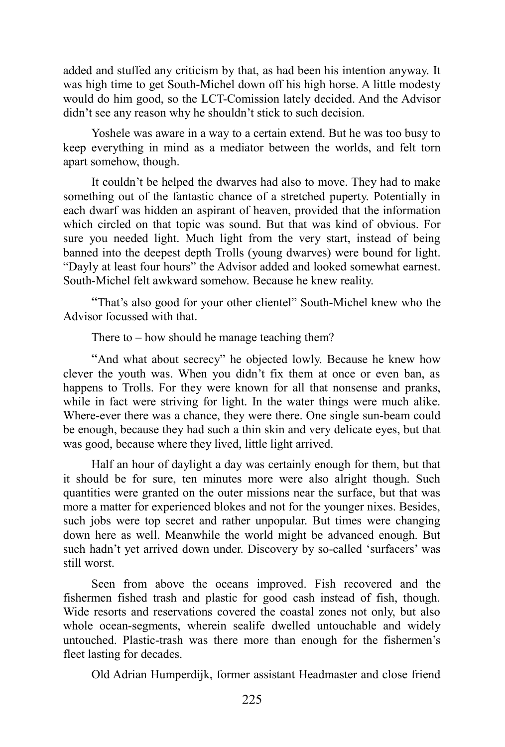added and stuffed any criticism by that, as had been his intention anyway. It was high time to get South-Michel down off his high horse. A little modesty would do him good, so the LCT-Comission lately decided. And the Advisor didn't see any reason why he shouldn't stick to such decision.

Yoshele was aware in a way to a certain extend. But he was too busy to keep everything in mind as a mediator between the worlds, and felt torn apart somehow, though.

It couldn't be helped the dwarves had also to move. They had to make something out of the fantastic chance of a stretched puperty. Potentially in each dwarf was hidden an aspirant of heaven, provided that the information which circled on that topic was sound. But that was kind of obvious. For sure you needed light. Much light from the very start, instead of being banned into the deepest depth Trolls (young dwarves) were bound for light. "Dayly at least four hours" the Advisor added and looked somewhat earnest. South-Michel felt awkward somehow. Because he knew reality.

"That's also good for your other clientel" South-Michel knew who the Advisor focussed with that.

There to – how should he manage teaching them?

"And what about secrecy" he objected lowly. Because he knew how clever the youth was. When you didn't fix them at once or even ban, as happens to Trolls. For they were known for all that nonsense and pranks, while in fact were striving for light. In the water things were much alike. Where-ever there was a chance, they were there. One single sun-beam could be enough, because they had such a thin skin and very delicate eyes, but that was good, because where they lived, little light arrived.

Half an hour of daylight a day was certainly enough for them, but that it should be for sure, ten minutes more were also alright though. Such quantities were granted on the outer missions near the surface, but that was more a matter for experienced blokes and not for the younger nixes. Besides, such jobs were top secret and rather unpopular. But times were changing down here as well. Meanwhile the world might be advanced enough. But such hadn't yet arrived down under. Discovery by so-called 'surfacers' was still worst.

Seen from above the oceans improved. Fish recovered and the fishermen fished trash and plastic for good cash instead of fish, though. Wide resorts and reservations covered the coastal zones not only, but also whole ocean-segments, wherein sealife dwelled untouchable and widely untouched. Plastic-trash was there more than enough for the fishermen's fleet lasting for decades.

Old Adrian Humperdijk, former assistant Headmaster and close friend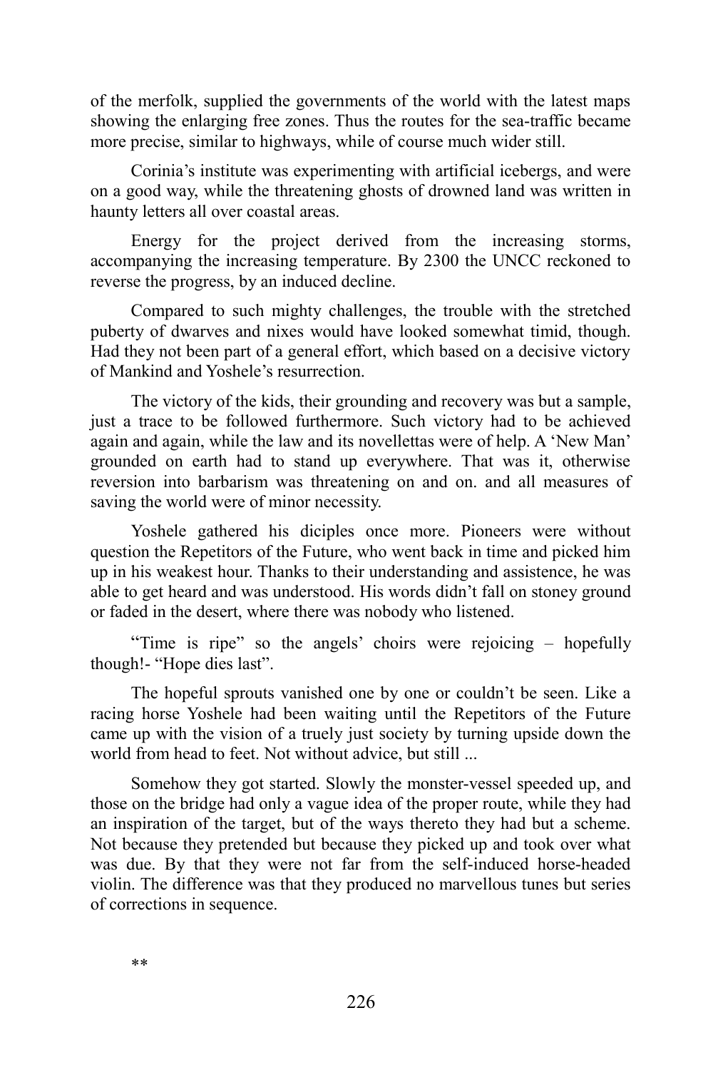of the merfolk, supplied the governments of the world with the latest maps showing the enlarging free zones. Thus the routes for the sea-traffic became more precise, similar to highways, while of course much wider still.

Corinia's institute was experimenting with artificial icebergs, and were on a good way, while the threatening ghosts of drowned land was written in haunty letters all over coastal areas.

Energy for the project derived from the increasing storms, accompanying the increasing temperature. By 2300 the UNCC reckoned to reverse the progress, by an induced decline.

Compared to such mighty challenges, the trouble with the stretched puberty of dwarves and nixes would have looked somewhat timid, though. Had they not been part of a general effort, which based on a decisive victory of Mankind and Yoshele's resurrection.

The victory of the kids, their grounding and recovery was but a sample, just a trace to be followed furthermore. Such victory had to be achieved again and again, while the law and its novellettas were of help. A 'New Man' grounded on earth had to stand up everywhere. That was it, otherwise reversion into barbarism was threatening on and on. and all measures of saving the world were of minor necessity.

Yoshele gathered his diciples once more. Pioneers were without question the Repetitors of the Future, who went back in time and picked him up in his weakest hour. Thanks to their understanding and assistence, he was able to get heard and was understood. His words didn't fall on stoney ground or faded in the desert, where there was nobody who listened.

"Time is ripe" so the angels' choirs were rejoicing – hopefully though!- "Hope dies last".

The hopeful sprouts vanished one by one or couldn't be seen. Like a racing horse Yoshele had been waiting until the Repetitors of the Future came up with the vision of a truely just society by turning upside down the world from head to feet. Not without advice, but still ...

Somehow they got started. Slowly the monster-vessel speeded up, and those on the bridge had only a vague idea of the proper route, while they had an inspiration of the target, but of the ways thereto they had but a scheme. Not because they pretended but because they picked up and took over what was due. By that they were not far from the self-induced horse-headed violin. The difference was that they produced no marvellous tunes but series of corrections in sequence.

**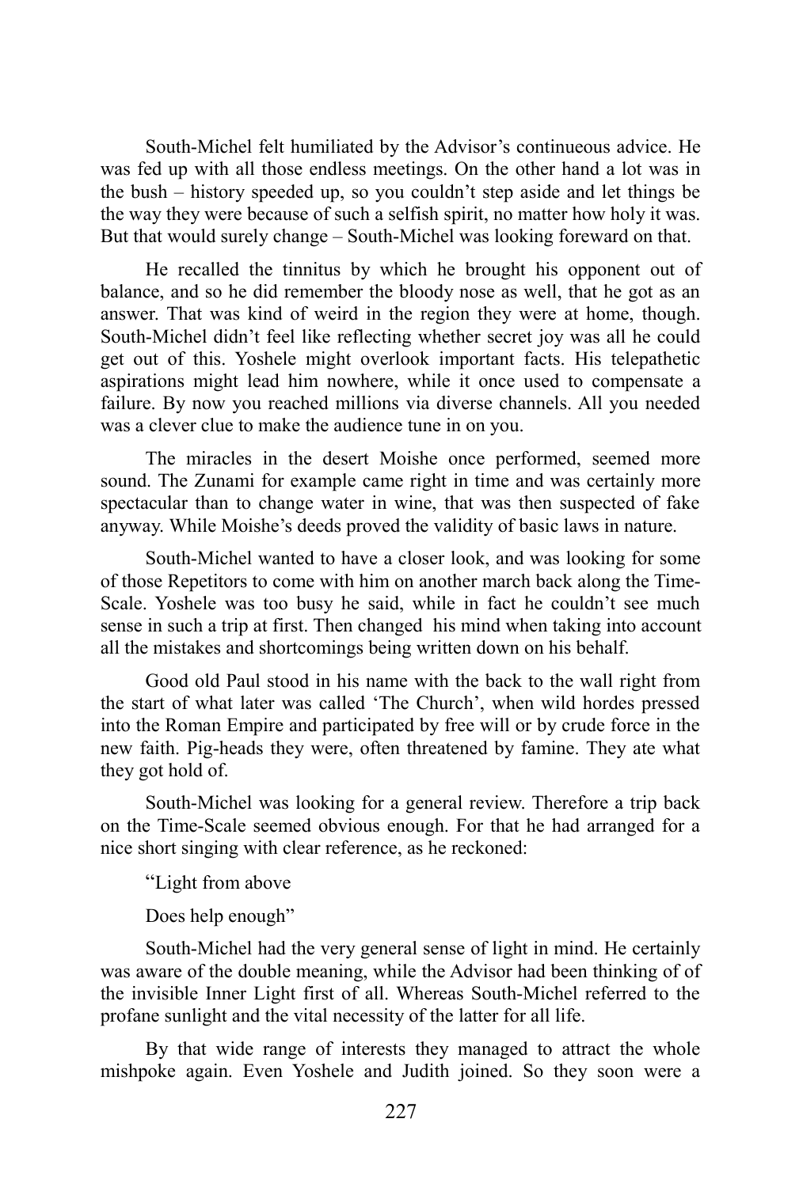South-Michel felt humiliated by the Advisor's continueous advice. He was fed up with all those endless meetings. On the other hand a lot was in the bush – history speeded up, so you couldn't step aside and let things be the way they were because of such a selfish spirit, no matter how holy it was. But that would surely change – South-Michel was looking foreward on that.

He recalled the tinnitus by which he brought his opponent out of balance, and so he did remember the bloody nose as well, that he got as an answer. That was kind of weird in the region they were at home, though. South-Michel didn't feel like reflecting whether secret joy was all he could get out of this. Yoshele might overlook important facts. His telepathetic aspirations might lead him nowhere, while it once used to compensate a failure. By now you reached millions via diverse channels. All you needed was a clever clue to make the audience tune in on you.

The miracles in the desert Moishe once performed, seemed more sound. The Zunami for example came right in time and was certainly more spectacular than to change water in wine, that was then suspected of fake anyway. While Moishe's deeds proved the validity of basic laws in nature.

South-Michel wanted to have a closer look, and was looking for some of those Repetitors to come with him on another march back along the Time-Scale. Yoshele was too busy he said, while in fact he couldn't see much sense in such a trip at first. Then changed his mind when taking into account all the mistakes and shortcomings being written down on his behalf.

Good old Paul stood in his name with the back to the wall right from the start of what later was called 'The Church', when wild hordes pressed into the Roman Empire and participated by free will or by crude force in the new faith. Pig-heads they were, often threatened by famine. They ate what they got hold of.

South-Michel was looking for a general review. Therefore a trip back on the Time-Scale seemed obvious enough. For that he had arranged for a nice short singing with clear reference, as he reckoned:

"Light from above

Does help enough"

South-Michel had the very general sense of light in mind. He certainly was aware of the double meaning, while the Advisor had been thinking of of the invisible Inner Light first of all. Whereas South-Michel referred to the profane sunlight and the vital necessity of the latter for all life.

By that wide range of interests they managed to attract the whole mishpoke again. Even Yoshele and Judith joined. So they soon were a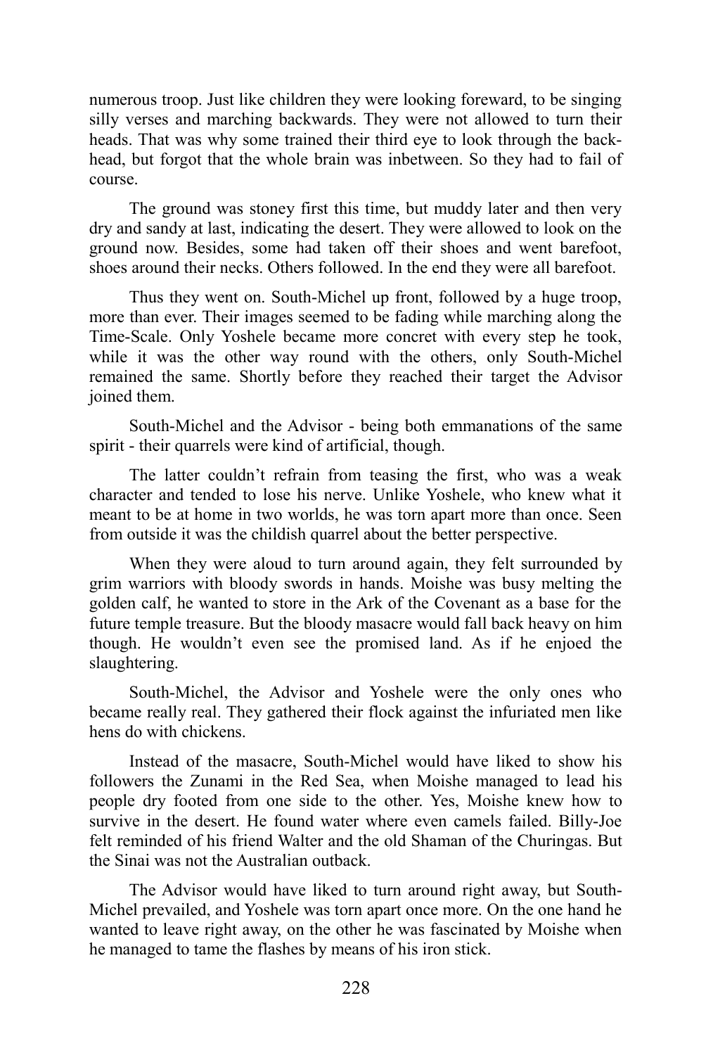numerous troop. Just like children they were looking foreward, to be singing silly verses and marching backwards. They were not allowed to turn their heads. That was why some trained their third eye to look through the back-head, but forgot that the whole brain was inbetween. So they had to fail of course.

The ground was stoney first this time, but muddy later and then very dry and sandy at last, indicating the desert. They were allowed to look on the ground now. Besides, some had taken off their shoes and went barefoot, shoes around their necks. Others followed. In the end they were all barefoot.

Thus they went on. South-Michel up front, followed by a huge troop, more than ever. Their images seemed to be fading while marching along the Time-Scale. Only Yoshele became more concret with every step he took, while it was the other way round with the others, only South-Michel remained the same. Shortly before they reached their target the Advisor joined them.

South-Michel and the Advisor - being both emmanations of the same spirit - their quarrels were kind of artificial, though.

The latter couldn't refrain from teasing the first, who was a weak character and tended to lose his nerve. Unlike Yoshele, who knew what it meant to be at home in two worlds, he was torn apart more than once. Seen from outside it was the childish quarrel about the better perspective.

When they were aloud to turn around again, they felt surrounded by grim warriors with bloody swords in hands. Moishe was busy melting the golden calf, he wanted to store in the Ark of the Covenant as a base for the future temple treasure. But the bloody masacre would fall back heavy on him though. He wouldn't even see the promised land. As if he enjoed the slaughtering.

South-Michel, the Advisor and Yoshele were the only ones who became really real. They gathered their flock against the infuriated men like hens do with chickens.

Instead of the masacre, South-Michel would have liked to show his followers the Zunami in the Red Sea, when Moishe managed to lead his people dry footed from one side to the other. Yes, Moishe knew how to survive in the desert. He found water where even camels failed. Billy-Joe felt reminded of his friend Walter and the old Shaman of the Churingas. But the Sinai was not the Australian outback.

The Advisor would have liked to turn around right away, but South-Michel prevailed, and Yoshele was torn apart once more. On the one hand he wanted to leave right away, on the other he was fascinated by Moishe when he managed to tame the flashes by means of his iron stick.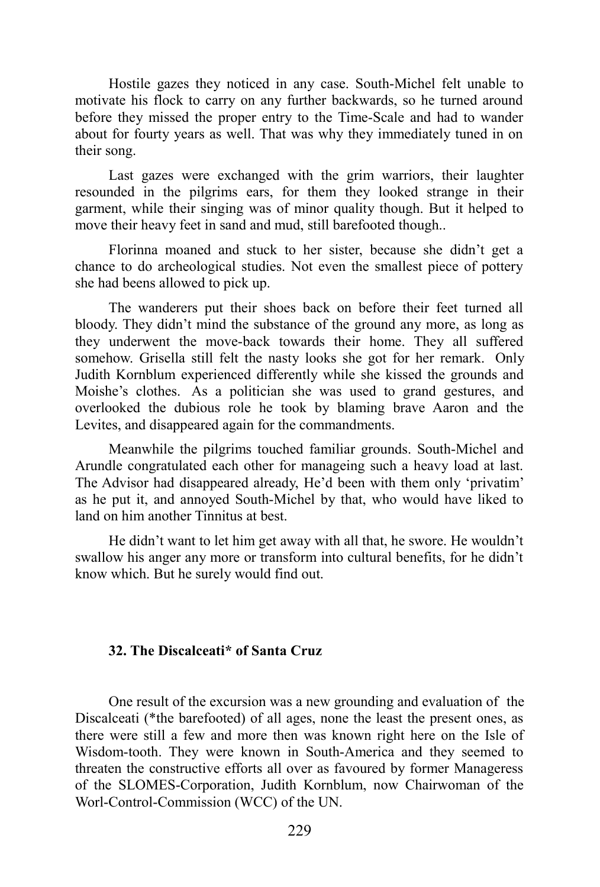Hostile gazes they noticed in any case. South-Michel felt unable to motivate his flock to carry on any further backwards, so he turned around before they missed the proper entry to the Time-Scale and had to wander about for fourty years as well. That was why they immediately tuned in on their song.

Last gazes were exchanged with the grim warriors, their laughter resounded in the pilgrims ears, for them they looked strange in their garment, while their singing was of minor quality though. But it helped to move their heavy feet in sand and mud, still barefooted though..

Florinna moaned and stuck to her sister, because she didn't get a chance to do archeological studies. Not even the smallest piece of pottery she had beens allowed to pick up.

The wanderers put their shoes back on before their feet turned all bloody. They didn't mind the substance of the ground any more, as long as they underwent the move-back towards their home. They all suffered somehow. Grisella still felt the nasty looks she got for her remark. Only Judith Kornblum experienced differently while she kissed the grounds and Moishe's clothes. As a politician she was used to grand gestures, and overlooked the dubious role he took by blaming brave Aaron and the Levites, and disappeared again for the commandments.

Meanwhile the pilgrims touched familiar grounds. South-Michel and Arundle congratulated each other for manageing such a heavy load at last. The Advisor had disappeared already, He'd been with them only 'privatim' as he put it, and annoyed South-Michel by that, who would have liked to land on him another Tinnitus at best.

He didn't want to let him get away with all that, he swore. He wouldn't swallow his anger any more or transform into cultural benefits, for he didn't know which. But he surely would find out.

### 32. The Discalceati* of Santa Cruz

One result of the excursion was a new grounding and evaluation of the Discalceati (*the barefooted) of all ages, none the least the present ones, as there were still a few and more then was known right here on the Isle of Wisdom-tooth. They were known in South-America and they seemed to threaten the constructive efforts all over as favoured by former Manageress of the SLOMES-Corporation, Judith Kornblum, now Chairwoman of the Worl-Control-Commission (WCC) of the UN.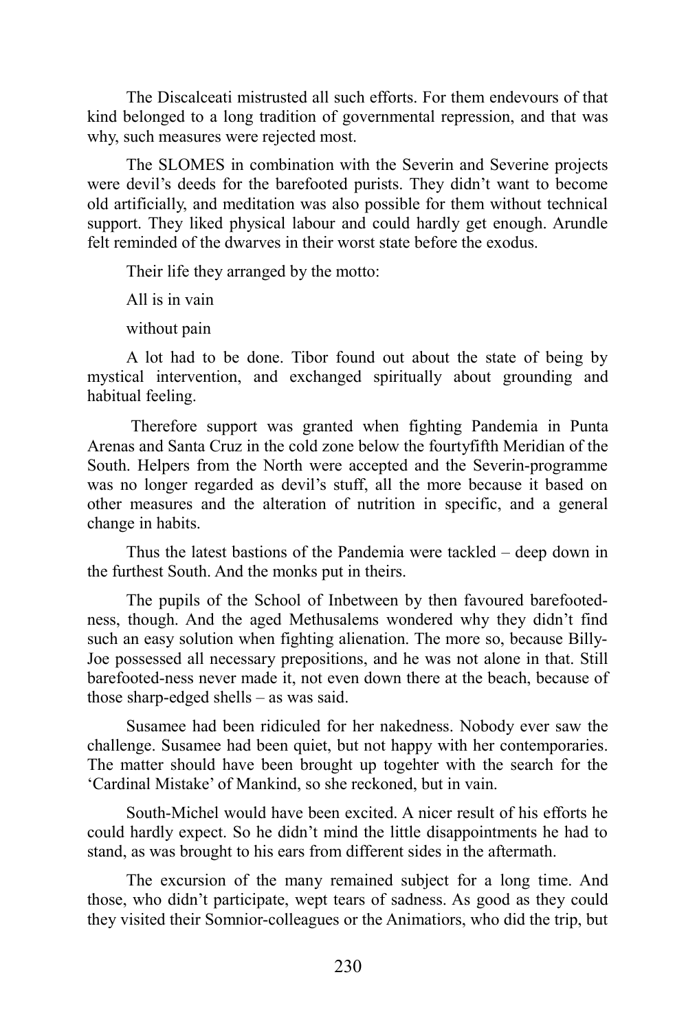The Discalceati mistrusted all such efforts. For them endevours of that kind belonged to a long tradition of governmental repression, and that was why, such measures were rejected most.

The SLOMES in combination with the Severin and Severine projects were devil's deeds for the barefooted purists. They didn't want to become old artificially, and meditation was also possible for them without technical support. They liked physical labour and could hardly get enough. Arundle felt reminded of the dwarves in their worst state before the exodus.

Their life they arranged by the motto:

All is in vain

without pain

A lot had to be done. Tibor found out about the state of being by mystical intervention, and exchanged spiritually about grounding and habitual feeling.

Therefore support was granted when fighting Pandemia in Punta Arenas and Santa Cruz in the cold zone below the fourtyfifth Meridian of the South. Helpers from the North were accepted and the Severin-programme was no longer regarded as devil's stuff, all the more because it based on other measures and the alteration of nutrition in specific, and a general change in habits.

Thus the latest bastions of the Pandemia were tackled – deep down in the furthest South. And the monks put in theirs.

The pupils of the School of Inbetween by then favoured barefooted-ness, though. And the aged Methusalems wondered why they didn't find such an easy solution when fighting alienation. The more so, because Billy-Joe possessed all necessary prepositions, and he was not alone in that. Still barefooted-ness never made it, not even down there at the beach, because of those sharp-edged shells – as was said.

Susamee had been ridiculed for her nakedness. Nobody ever saw the challenge. Susamee had been quiet, but not happy with her contemporaries. The matter should have been brought up togehter with the search for the 'Cardinal Mistake' of Mankind, so she reckoned, but in vain.

South-Michel would have been excited. A nicer result of his efforts he could hardly expect. So he didn't mind the little disappointments he had to stand, as was brought to his ears from different sides in the aftermath.

The excursion of the many remained subject for a long time. And those, who didn't participate, wept tears of sadness. As good as they could they visited their Somnior-colleagues or the Animatiors, who did the trip, but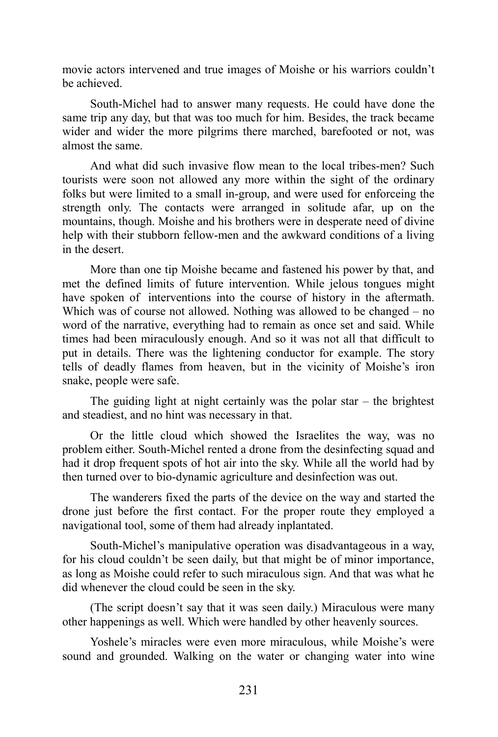movie actors intervened and true images of Moishe or his warriors couldn't be achieved.

South-Michel had to answer many requests. He could have done the same trip any day, but that was too much for him. Besides, the track became wider and wider the more pilgrims there marched, barefooted or not, was almost the same.

And what did such invasive flow mean to the local tribes-men? Such tourists were soon not allowed any more within the sight of the ordinary folks but were limited to a small in-group, and were used for enforceing the strength only. The contacts were arranged in solitude afar, up on the mountains, though. Moishe and his brothers were in desperate need of divine help with their stubborn fellow-men and the awkward conditions of a living in the desert.

More than one tip Moishe became and fastened his power by that, and met the defined limits of future intervention. While jelous tongues might have spoken of interventions into the course of history in the aftermath. Which was of course not allowed. Nothing was allowed to be changed – no word of the narrative, everything had to remain as once set and said. While times had been miraculously enough. And so it was not all that difficult to put in details. There was the lightening conductor for example. The story tells of deadly flames from heaven, but in the vicinity of Moishe's iron snake, people were safe.

The guiding light at night certainly was the polar star – the brightest and steadiest, and no hint was necessary in that.

Or the little cloud which showed the Israelites the way, was no problem either. South-Michel rented a drone from the desinfecting squad and had it drop frequent spots of hot air into the sky. While all the world had by then turned over to bio-dynamic agriculture and desinfection was out.

The wanderers fixed the parts of the device on the way and started the drone just before the first contact. For the proper route they employed a navigational tool, some of them had already inplantated.

South-Michel's manipulative operation was disadvantageous in a way, for his cloud couldn't be seen daily, but that might be of minor importance, as long as Moishe could refer to such miraculous sign. And that was what he did whenever the cloud could be seen in the sky.

(The script doesn't say that it was seen daily.) Miraculous were many other happenings as well. Which were handled by other heavenly sources.

Yoshele's miracles were even more miraculous, while Moishe's were sound and grounded. Walking on the water or changing water into wine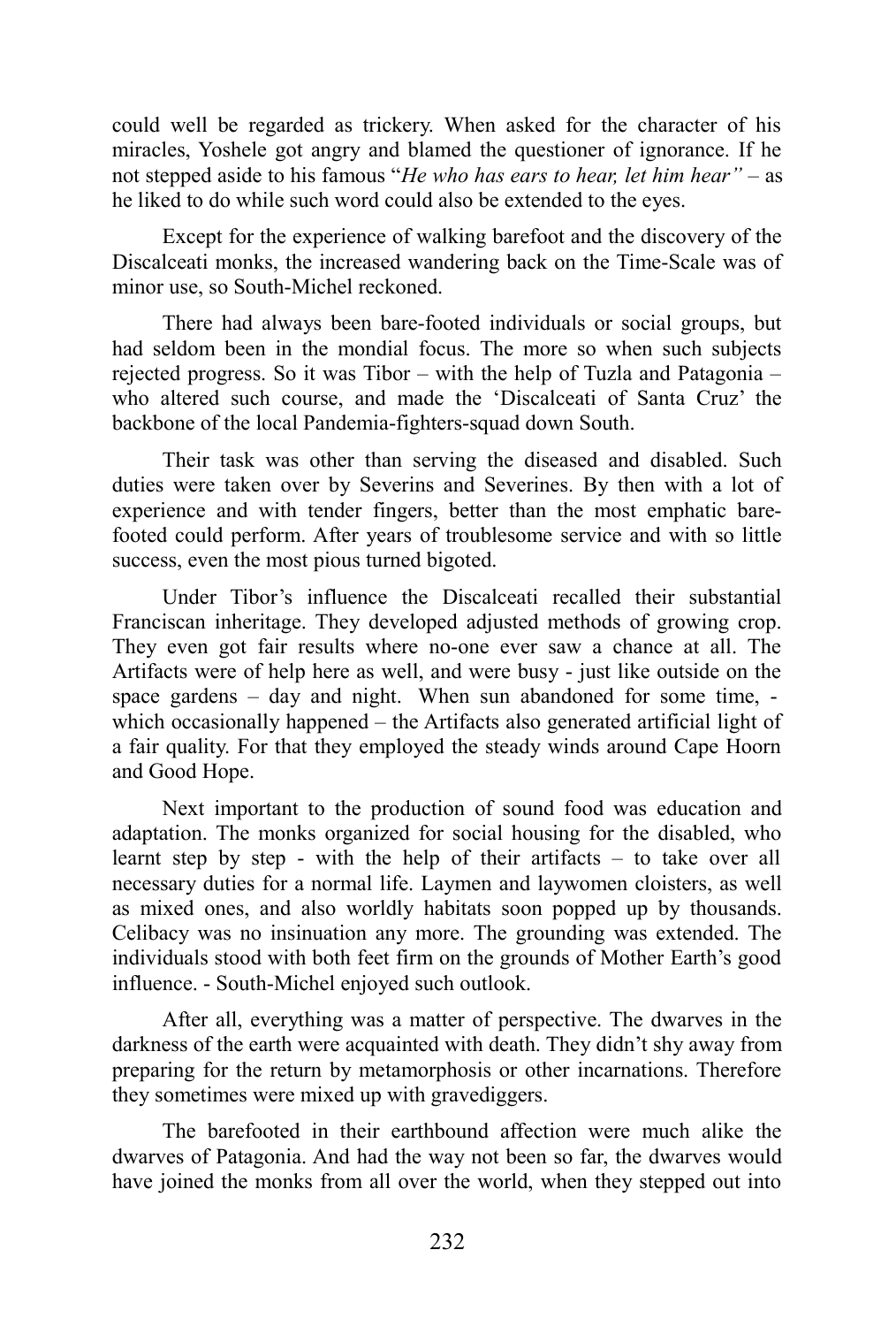could well be regarded as trickery. When asked for the character of his miracles, Yoshele got angry and blamed the questioner of ignorance. If he not stepped aside to his famous "*He who has ears to hear, let him hear"* – as he liked to do while such word could also be extended to the eyes.

Except for the experience of walking barefoot and the discovery of the Discalceati monks, the increased wandering back on the Time-Scale was of minor use, so South-Michel reckoned.

There had always been bare-footed individuals or social groups, but had seldom been in the mondial focus. The more so when such subjects rejected progress. So it was Tibor – with the help of Tuzla and Patagonia – who altered such course, and made the 'Discalceati of Santa Cruz' the backbone of the local Pandemia-fighters-squad down South.

Their task was other than serving the diseased and disabled. Such duties were taken over by Severins and Severines. By then with a lot of experience and with tender fingers, better than the most emphatic bare-footed could perform. After years of troublesome service and with so little success, even the most pious turned bigoted.

Under Tibor's influence the Discalceati recalled their substantial Franciscan inheritage. They developed adjusted methods of growing crop. They even got fair results where no-one ever saw a chance at all. The Artifacts were of help here as well, and were busy - just like outside on the space gardens – day and night. When sun abandoned for some time, - which occasionally happened – the Artifacts also generated artificial light of a fair quality. For that they employed the steady winds around Cape Hoorn and Good Hope.

Next important to the production of sound food was education and adaptation. The monks organized for social housing for the disabled, who learnt step by step - with the help of their artifacts – to take over all necessary duties for a normal life. Laymen and laywomen cloisters, as well as mixed ones, and also worldly habitats soon popped up by thousands. Celibacy was no insinuation any more. The grounding was extended. The individuals stood with both feet firm on the grounds of Mother Earth's good influence. - South-Michel enjoyed such outlook.

After all, everything was a matter of perspective. The dwarves in the darkness of the earth were acquainted with death. They didn't shy away from preparing for the return by metamorphosis or other incarnations. Therefore they sometimes were mixed up with gravediggers.

The barefooted in their earthbound affection were much alike the dwarves of Patagonia. And had the way not been so far, the dwarves would have joined the monks from all over the world, when they stepped out into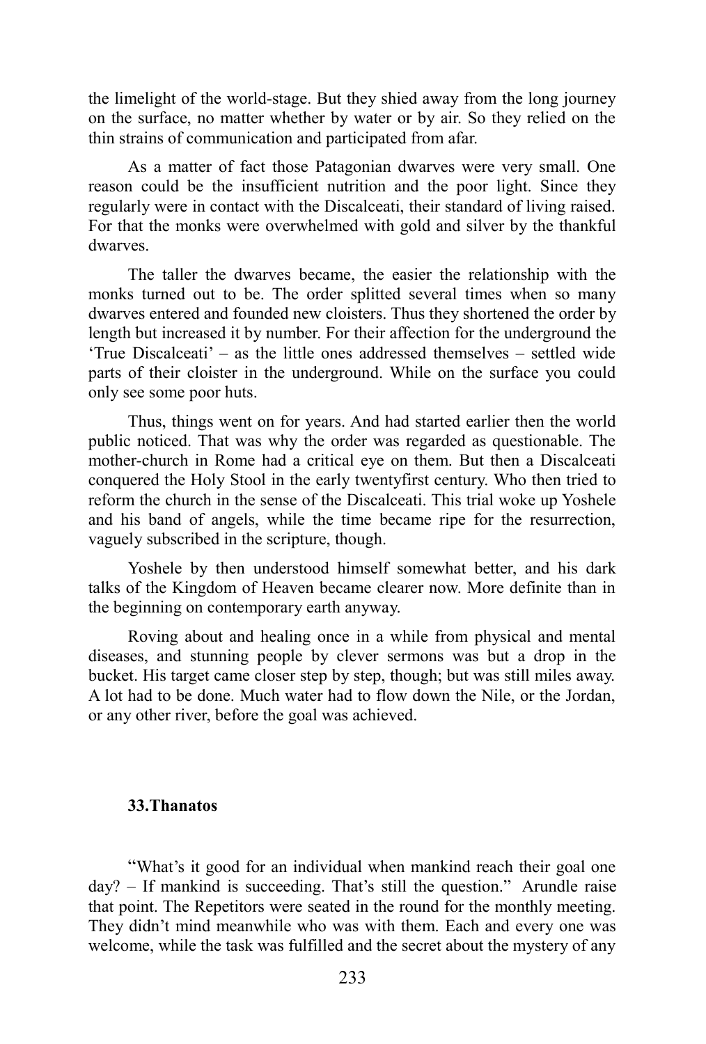the limelight of the world-stage. But they shied away from the long journey on the surface, no matter whether by water or by air. So they relied on the thin strains of communication and participated from afar.

As a matter of fact those Patagonian dwarves were very small. One reason could be the insufficient nutrition and the poor light. Since they regularly were in contact with the Discalceati, their standard of living raised. For that the monks were overwhelmed with gold and silver by the thankful dwarves.

The taller the dwarves became, the easier the relationship with the monks turned out to be. The order splitted several times when so many dwarves entered and founded new cloisters. Thus they shortened the order by length but increased it by number. For their affection for the underground the 'True Discalceati' – as the little ones addressed themselves – settled wide parts of their cloister in the underground. While on the surface you could only see some poor huts.

Thus, things went on for years. And had started earlier then the world public noticed. That was why the order was regarded as questionable. The mother-church in Rome had a critical eye on them. But then a Discalceati conquered the Holy Stool in the early twentyfirst century. Who then tried to reform the church in the sense of the Discalceati. This trial woke up Yoshele and his band of angels, while the time became ripe for the resurrection, vaguely subscribed in the scripture, though.

Yoshele by then understood himself somewhat better, and his dark talks of the Kingdom of Heaven became clearer now. More definite than in the beginning on contemporary earth anyway.

Roving about and healing once in a while from physical and mental diseases, and stunning people by clever sermons was but a drop in the bucket. His target came closer step by step, though; but was still miles away. A lot had to be done. Much water had to flow down the Nile, or the Jordan, or any other river, before the goal was achieved.

## 33.Thanatos

"What's it good for an individual when mankind reach their goal one day? – If mankind is succeeding. That's still the question." Arundle raise that point. The Repetitors were seated in the round for the monthly meeting. They didn't mind meanwhile who was with them. Each and every one was welcome, while the task was fulfilled and the secret about the mystery of any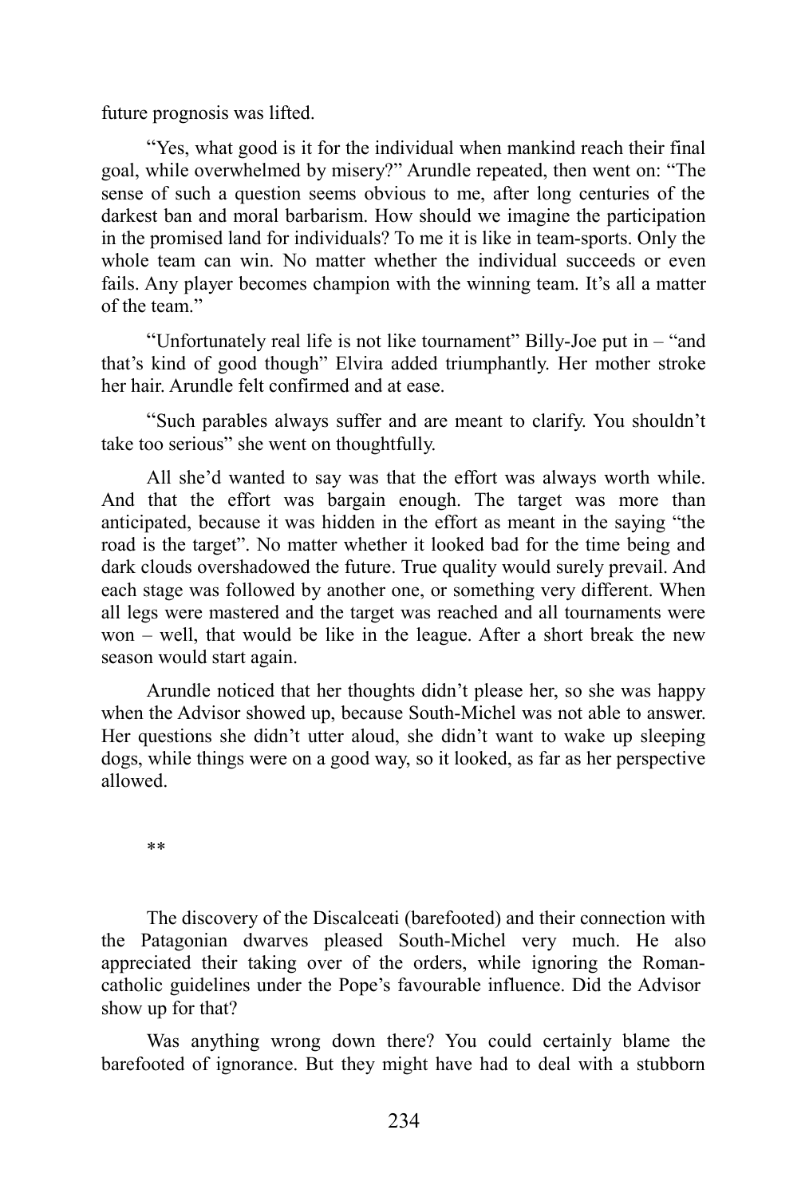future prognosis was lifted.

"Yes, what good is it for the individual when mankind reach their final goal, while overwhelmed by misery?" Arundle repeated, then went on: "The sense of such a question seems obvious to me, after long centuries of the darkest ban and moral barbarism. How should we imagine the participation in the promised land for individuals? To me it is like in team-sports. Only the whole team can win. No matter whether the individual succeeds or even fails. Any player becomes champion with the winning team. It's all a matter of the team."

"Unfortunately real life is not like tournament" Billy-Joe put in – "and that's kind of good though" Elvira added triumphantly. Her mother stroke her hair. Arundle felt confirmed and at ease.

"Such parables always suffer and are meant to clarify. You shouldn't take too serious" she went on thoughtfully.

All she'd wanted to say was that the effort was always worth while. And that the effort was bargain enough. The target was more than anticipated, because it was hidden in the effort as meant in the saying "the road is the target". No matter whether it looked bad for the time being and dark clouds overshadowed the future. True quality would surely prevail. And each stage was followed by another one, or something very different. When all legs were mastered and the target was reached and all tournaments were won – well, that would be like in the league. After a short break the new season would start again.

Arundle noticed that her thoughts didn't please her, so she was happy when the Advisor showed up, because South-Michel was not able to answer. Her questions she didn't utter aloud, she didn't want to wake up sleeping dogs, while things were on a good way, so it looked, as far as her perspective allowed.

**

The discovery of the Discalceati (barefooted) and their connection with the Patagonian dwarves pleased South-Michel very much. He also appreciated their taking over of the orders, while ignoring the Roman-catholic guidelines under the Pope's favourable influence. Did the Advisor show up for that?

Was anything wrong down there? You could certainly blame the barefooted of ignorance. But they might have had to deal with a stubborn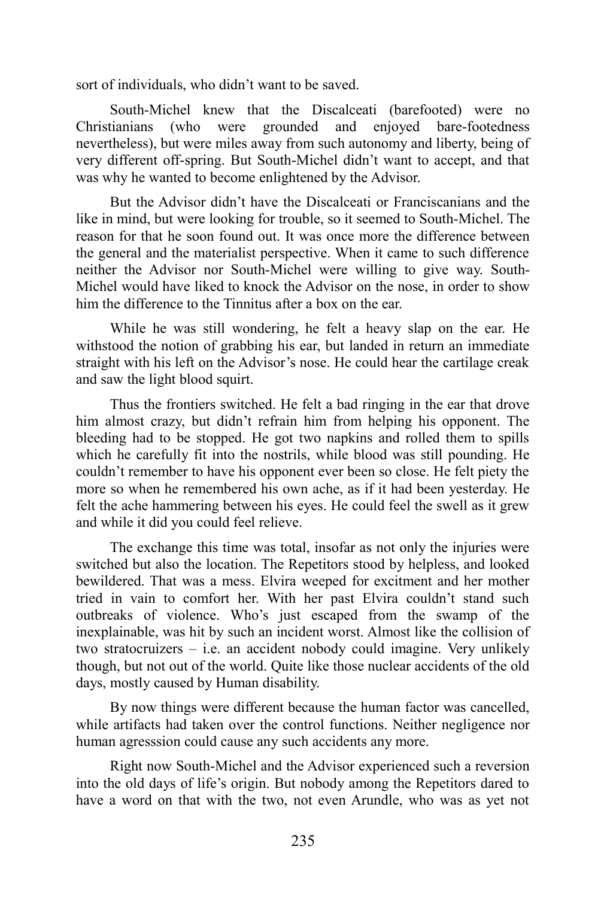sort of individuals, who didn’t want to be saved.

South-Michel knew that the Discalceati (barefooted) were no Christianians (who were grounded and enjoyed bare-footedness nevertheless), but were miles away from such autonomy and liberty, being of very different off-spring. But South-Michel didn’t want to accept, and that was why he wanted to become enlightened by the Advisor.

But the Advisor didn’t have the Discalceati or Franciscanians and the like in mind, but were looking for trouble, so it seemed to South-Michel. The reason for that he soon found out. It was once more the difference between the general and the materialist perspective. When it came to such difference neither the Advisor nor South-Michel were willing to give way. South-Michel would have liked to knock the Advisor on the nose, in order to show him the difference to the Tinnitus after a box on the ear.

While he was still wondering, he felt a heavy slap on the ear. He withstood the notion of grabbing his ear, but landed in return an immediate straight with his left on the Advisor’s nose. He could hear the cartilage creak and saw the light blood squirt.

Thus the frontiers switched. He felt a bad ringing in the ear that drove him almost crazy, but didn’t refrain him from helping his opponent. The bleeding had to be stopped. He got two napkins and rolled them to spills which he carefully fit into the nostrils, while blood was still pounding. He couldn’t remember to have his opponent ever been so close. He felt piety the more so when he remembered his own ache, as if it had been yesterday. He felt the ache hammering between his eyes. He could feel the swell as it grew and while it did you could feel relieve.

The exchange this time was total, insofar as not only the injuries were switched but also the location. The Repetitors stood by helpless, and looked bewildered. That was a mess. Elvira weeped for excitment and her mother tried in vain to comfort her. With her past Elvira couldn’t stand such outbreaks of violence. Who’s just escaped from the swamp of the inexplainable, was hit by such an incident worst. Almost like the collision of two stratocruizers – i.e. an accident nobody could imagine. Very unlikely though, but not out of the world. Quite like those nuclear accidents of the old days, mostly caused by Human disability.

By now things were different because the human factor was cancelled, while artifacts had taken over the control functions. Neither negligence nor human agresssion could cause any such accidents any more.

Right now South-Michel and the Advisor experienced such a reversion into the old days of life’s origin. But nobody among the Repetitors dared to have a word on that with the two, not even Arundle, who was as yet not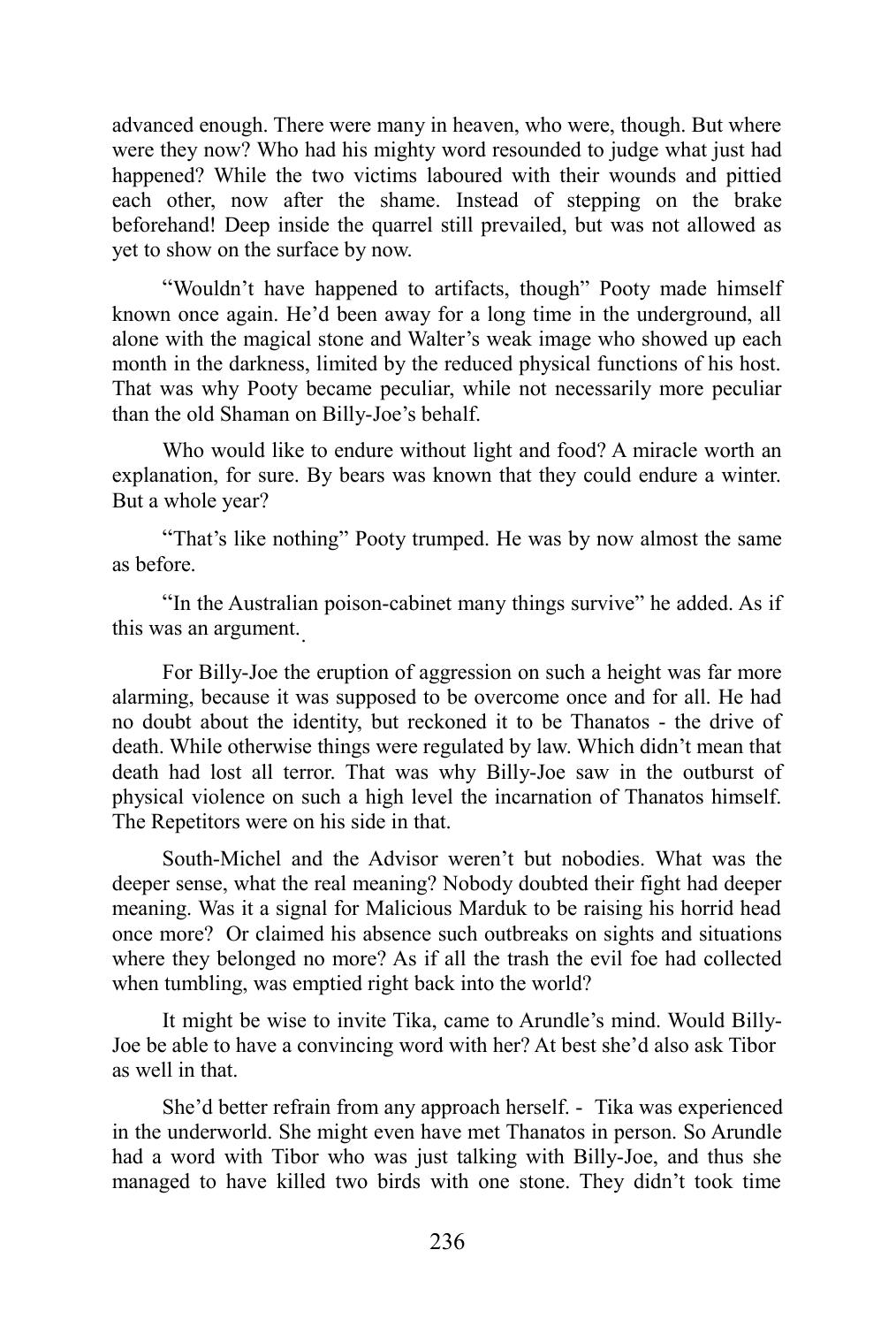advanced enough. There were many in heaven, who were, though. But where were they now? Who had his mighty word resounded to judge what just had happened? While the two victims laboured with their wounds and pittied each other, now after the shame. Instead of stepping on the brake beforehand! Deep inside the quarrel still prevailed, but was not allowed as yet to show on the surface by now.

"Wouldn't have happened to artifacts, though" Pooty made himself known once again. He'd been away for a long time in the underground, all alone with the magical stone and Walter's weak image who showed up each month in the darkness, limited by the reduced physical functions of his host. That was why Pooty became peculiar, while not necessarily more peculiar than the old Shaman on Billy-Joe's behalf.

Who would like to endure without light and food? A miracle worth an explanation, for sure. By bears was known that they could endure a winter. But a whole year?

"That's like nothing" Pooty trumped. He was by now almost the same as before.

"In the Australian poison-cabinet many things survive" he added. As if this was an argument.

For Billy-Joe the eruption of aggression on such a height was far more alarming, because it was supposed to be overcome once and for all. He had no doubt about the identity, but reckoned it to be Thanatos - the drive of death. While otherwise things were regulated by law. Which didn't mean that death had lost all terror. That was why Billy-Joe saw in the outburst of physical violence on such a high level the incarnation of Thanatos himself. The Repetitors were on his side in that.

South-Michel and the Advisor weren't but nobodies. What was the deeper sense, what the real meaning? Nobody doubted their fight had deeper meaning. Was it a signal for Malicious Marduk to be raising his horrid head once more? Or claimed his absence such outbreaks on sights and situations where they belonged no more? As if all the trash the evil foe had collected when tumbling, was emptied right back into the world?

It might be wise to invite Tika, came to Arundle's mind. Would Billy-Joe be able to have a convincing word with her? At best she'd also ask Tibor as well in that.

She'd better refrain from any approach herself. - Tika was experienced in the underworld. She might even have met Thanatos in person. So Arundle had a word with Tibor who was just talking with Billy-Joe, and thus she managed to have killed two birds with one stone. They didn't took time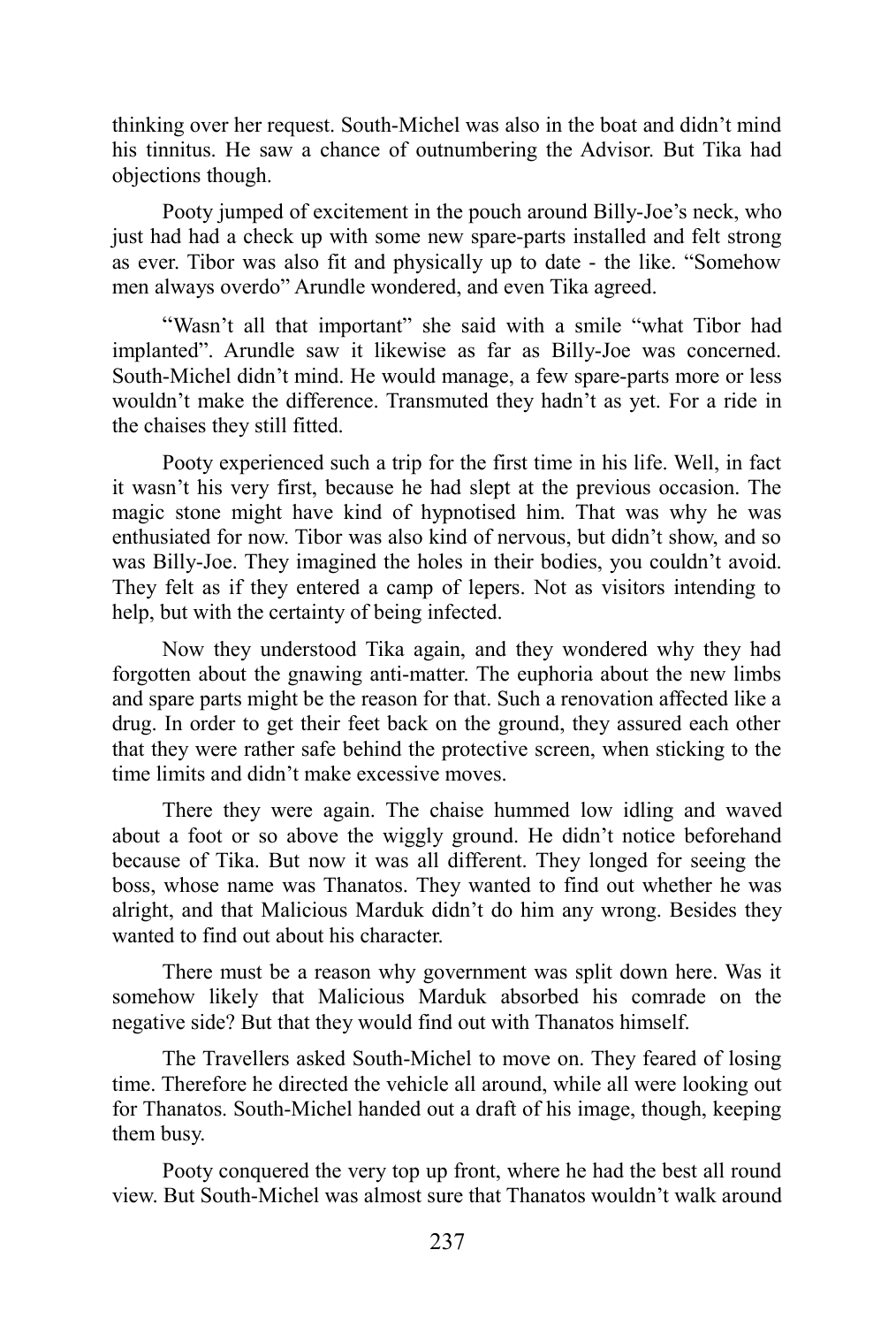thinking over her request. South-Michel was also in the boat and didn't mind his tinnitus. He saw a chance of outnumbering the Advisor. But Tika had objections though.

Pooty jumped of excitement in the pouch around Billy-Joe's neck, who just had had a check up with some new spare-parts installed and felt strong as ever. Tibor was also fit and physically up to date - the like. "Somehow men always overdo" Arundle wondered, and even Tika agreed.

"Wasn't all that important" she said with a smile "what Tibor had implanted". Arundle saw it likewise as far as Billy-Joe was concerned. South-Michel didn't mind. He would manage, a few spare-parts more or less wouldn't make the difference. Transmuted they hadn't as yet. For a ride in the chaises they still fitted.

Pooty experienced such a trip for the first time in his life. Well, in fact it wasn't his very first, because he had slept at the previous occasion. The magic stone might have kind of hypnotised him. That was why he was enthusiated for now. Tibor was also kind of nervous, but didn't show, and so was Billy-Joe. They imagined the holes in their bodies, you couldn't avoid. They felt as if they entered a camp of lepers. Not as visitors intending to help, but with the certainty of being infected.

Now they understood Tika again, and they wondered why they had forgotten about the gnawing anti-matter. The euphoria about the new limbs and spare parts might be the reason for that. Such a renovation affected like a drug. In order to get their feet back on the ground, they assured each other that they were rather safe behind the protective screen, when sticking to the time limits and didn't make excessive moves.

There they were again. The chaise hummed low idling and waved about a foot or so above the wiggly ground. He didn't notice beforehand because of Tika. But now it was all different. They longed for seeing the boss, whose name was Thanatos. They wanted to find out whether he was alright, and that Malicious Marduk didn't do him any wrong. Besides they wanted to find out about his character.

There must be a reason why government was split down here. Was it somehow likely that Malicious Marduk absorbed his comrade on the negative side? But that they would find out with Thanatos himself.

The Travellers asked South-Michel to move on. They feared of losing time. Therefore he directed the vehicle all around, while all were looking out for Thanatos. South-Michel handed out a draft of his image, though, keeping them busy.

Pooty conquered the very top up front, where he had the best all round view. But South-Michel was almost sure that Thanatos wouldn't walk around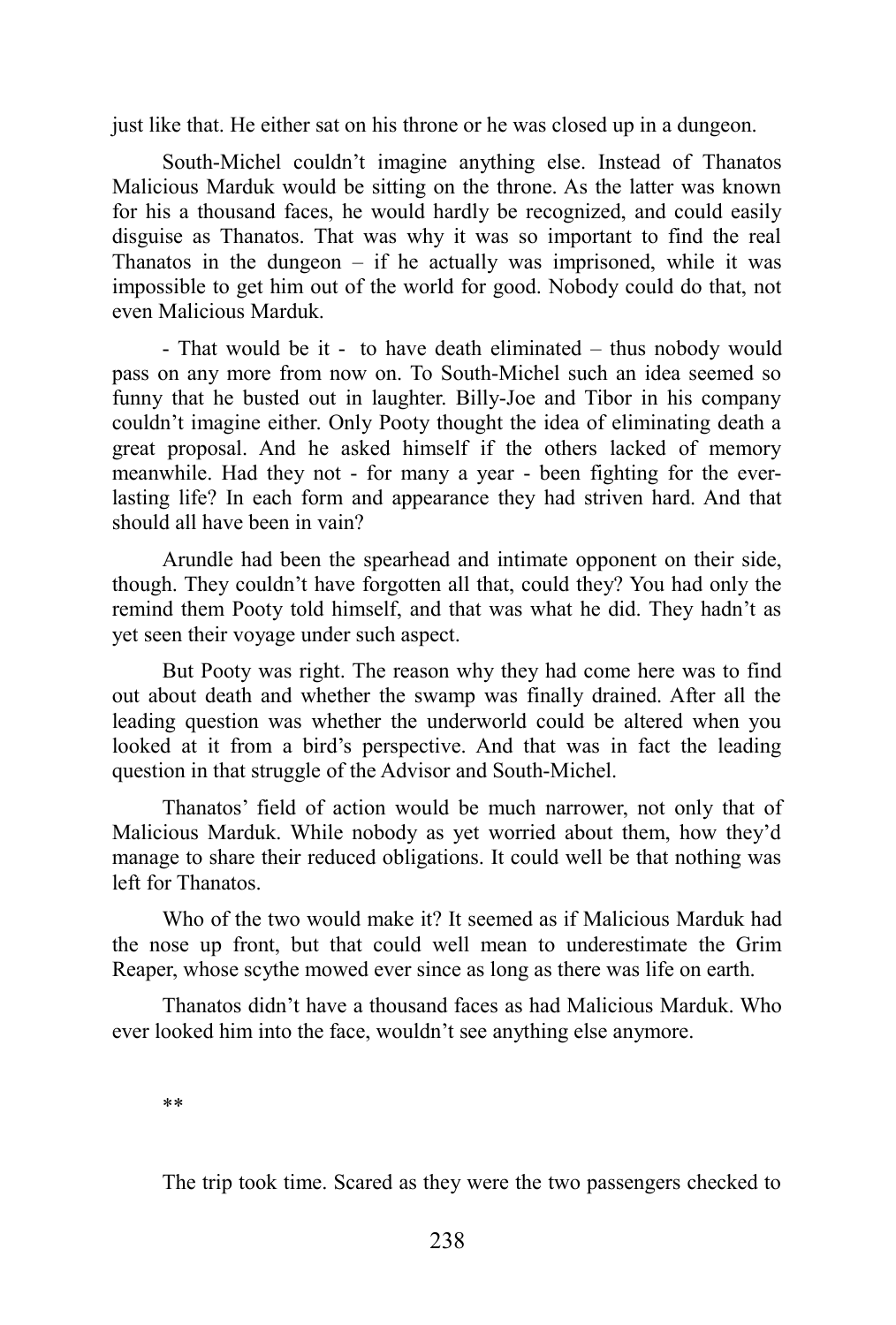just like that. He either sat on his throne or he was closed up in a dungeon.

South-Michel couldn't imagine anything else. Instead of Thanatos Malicious Marduk would be sitting on the throne. As the latter was known for his a thousand faces, he would hardly be recognized, and could easily disguise as Thanatos. That was why it was so important to find the real Thanatos in the dungeon – if he actually was imprisoned, while it was impossible to get him out of the world for good. Nobody could do that, not even Malicious Marduk.

- That would be it - to have death eliminated – thus nobody would pass on any more from now on. To South-Michel such an idea seemed so funny that he busted out in laughter. Billy-Joe and Tibor in his company couldn't imagine either. Only Pooty thought the idea of eliminating death a great proposal. And he asked himself if the others lacked of memory meanwhile. Had they not - for many a year - been fighting for the ever-lasting life? In each form and appearance they had striven hard. And that should all have been in vain?

Arundle had been the spearhead and intimate opponent on their side, though. They couldn't have forgotten all that, could they? You had only the remind them Pooty told himself, and that was what he did. They hadn't as yet seen their voyage under such aspect.

But Pooty was right. The reason why they had come here was to find out about death and whether the swamp was finally drained. After all the leading question was whether the underworld could be altered when you looked at it from a bird's perspective. And that was in fact the leading question in that struggle of the Advisor and South-Michel.

Thanatos' field of action would be much narrower, not only that of Malicious Marduk. While nobody as yet worried about them, how they'd manage to share their reduced obligations. It could well be that nothing was left for Thanatos.

Who of the two would make it? It seemed as if Malicious Marduk had the nose up front, but that could well mean to underestimate the Grim Reaper, whose scythe mowed ever since as long as there was life on earth.

Thanatos didn't have a thousand faces as had Malicious Marduk. Who ever looked him into the face, wouldn't see anything else anymore.

**

The trip took time. Scared as they were the two passengers checked to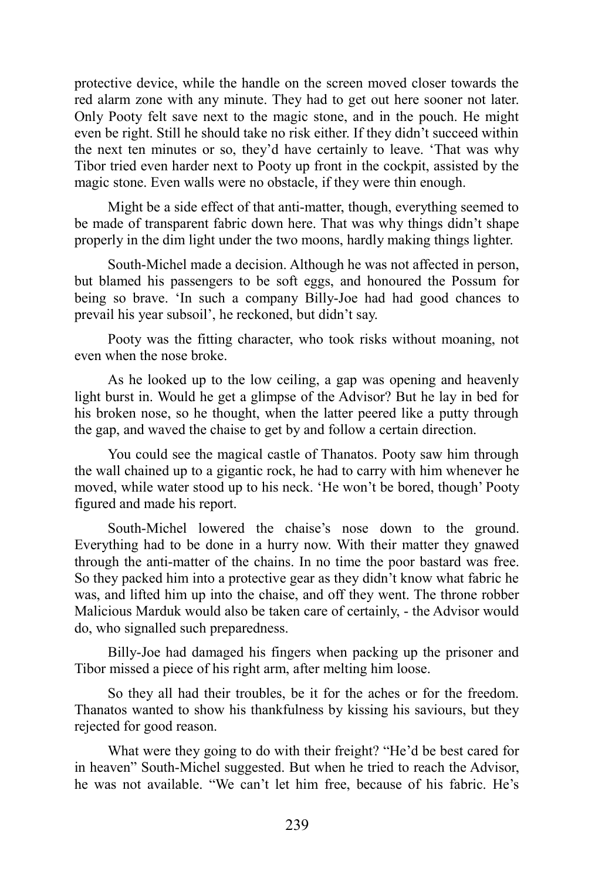protective device, while the handle on the screen moved closer towards the red alarm zone with any minute. They had to get out here sooner not later. Only Pooty felt save next to the magic stone, and in the pouch. He might even be right. Still he should take no risk either. If they didn't succeed within the next ten minutes or so, they'd have certainly to leave. 'That was why Tibor tried even harder next to Pooty up front in the cockpit, assisted by the magic stone. Even walls were no obstacle, if they were thin enough.

Might be a side effect of that anti-matter, though, everything seemed to be made of transparent fabric down here. That was why things didn't shape properly in the dim light under the two moons, hardly making things lighter.

South-Michel made a decision. Although he was not affected in person, but blamed his passengers to be soft eggs, and honoured the Possum for being so brave. 'In such a company Billy-Joe had had good chances to prevail his year subsoil', he reckoned, but didn't say.

Pooty was the fitting character, who took risks without moaning, not even when the nose broke.

As he looked up to the low ceiling, a gap was opening and heavenly light burst in. Would he get a glimpse of the Advisor? But he lay in bed for his broken nose, so he thought, when the latter peered like a putty through the gap, and waved the chaise to get by and follow a certain direction.

You could see the magical castle of Thanatos. Pooty saw him through the wall chained up to a gigantic rock, he had to carry with him whenever he moved, while water stood up to his neck. 'He won't be bored, though' Pooty figured and made his report.

South-Michel lowered the chaise's nose down to the ground. Everything had to be done in a hurry now. With their matter they gnawed through the anti-matter of the chains. In no time the poor bastard was free. So they packed him into a protective gear as they didn't know what fabric he was, and lifted him up into the chaise, and off they went. The throne robber Malicious Marduk would also be taken care of certainly, - the Advisor would do, who signalled such preparedness.

Billy-Joe had damaged his fingers when packing up the prisoner and Tibor missed a piece of his right arm, after melting him loose.

So they all had their troubles, be it for the aches or for the freedom. Thanatos wanted to show his thankfulness by kissing his saviours, but they rejected for good reason.

What were they going to do with their freight? "He'd be best cared for in heaven" South-Michel suggested. But when he tried to reach the Advisor, he was not available. "We can't let him free, because of his fabric. He's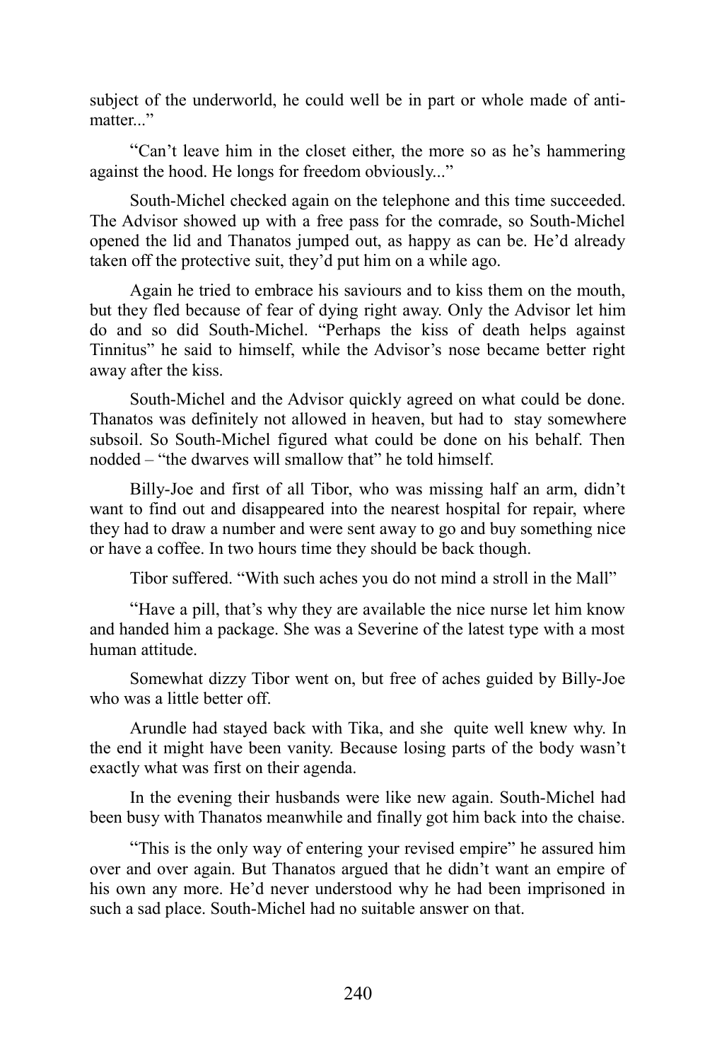subject of the underworld, he could well be in part or whole made of anti-matter..."

"Can't leave him in the closet either, the more so as he's hammering against the hood. He longs for freedom obviously..."

South-Michel checked again on the telephone and this time succeeded. The Advisor showed up with a free pass for the comrade, so South-Michel opened the lid and Thanatos jumped out, as happy as can be. He'd already taken off the protective suit, they'd put him on a while ago.

Again he tried to embrace his saviours and to kiss them on the mouth, but they fled because of fear of dying right away. Only the Advisor let him do and so did South-Michel. "Perhaps the kiss of death helps against Tinnitus" he said to himself, while the Advisor's nose became better right away after the kiss.

South-Michel and the Advisor quickly agreed on what could be done. Thanatos was definitely not allowed in heaven, but had to stay somewhere subsoil. So South-Michel figured what could be done on his behalf. Then nodded – "the dwarves will smallow that" he told himself.

Billy-Joe and first of all Tibor, who was missing half an arm, didn't want to find out and disappeared into the nearest hospital for repair, where they had to draw a number and were sent away to go and buy something nice or have a coffee. In two hours time they should be back though.

Tibor suffered. "With such aches you do not mind a stroll in the Mall"

"Have a pill, that's why they are available the nice nurse let him know and handed him a package. She was a Severine of the latest type with a most human attitude.

Somewhat dizzy Tibor went on, but free of aches guided by Billy-Joe who was a little better off.

Arundle had stayed back with Tika, and she quite well knew why. In the end it might have been vanity. Because losing parts of the body wasn't exactly what was first on their agenda.

In the evening their husbands were like new again. South-Michel had been busy with Thanatos meanwhile and finally got him back into the chaise.

"This is the only way of entering your revised empire" he assured him over and over again. But Thanatos argued that he didn't want an empire of his own any more. He'd never understood why he had been imprisoned in such a sad place. South-Michel had no suitable answer on that.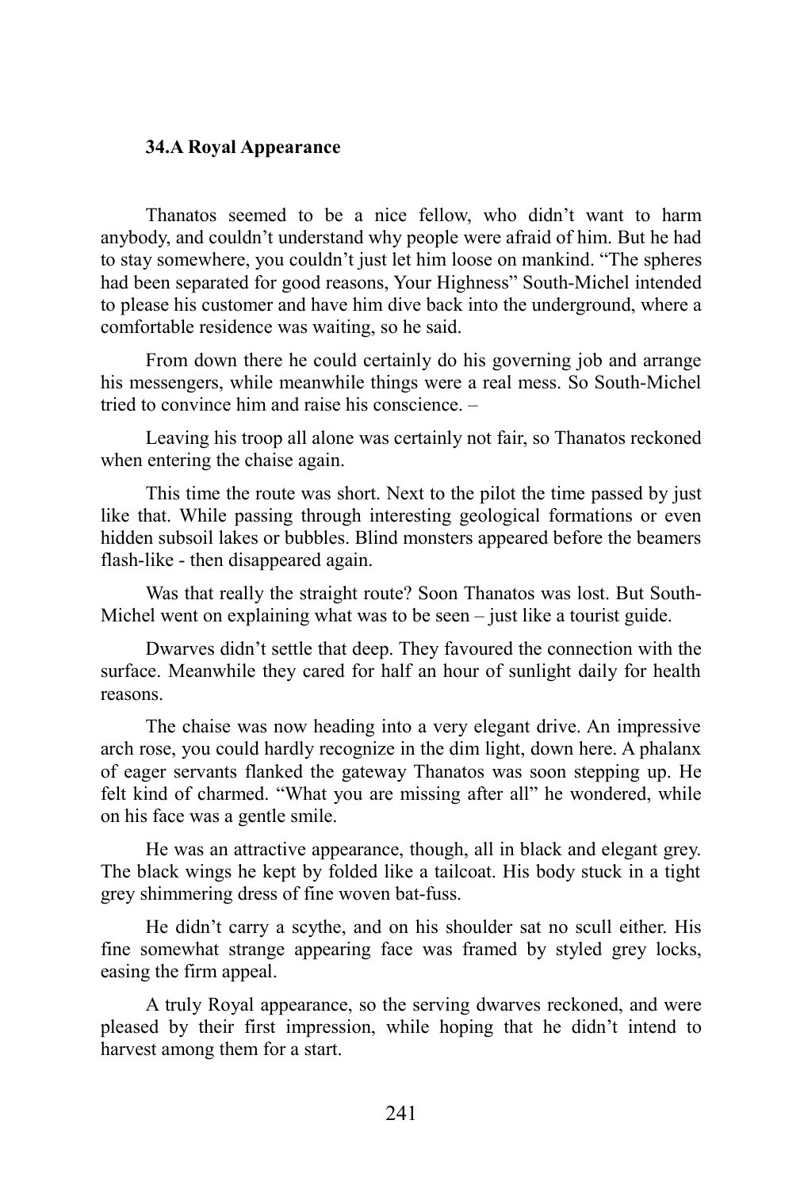### 34.A Royal Appearance

Thanatos seemed to be a nice fellow, who didn’t want to harm anybody, and couldn’t understand why people were afraid of him. But he had to stay somewhere, you couldn’t just let him loose on mankind. “The spheres had been separated for good reasons, Your Highness” South-Michel intended to please his customer and have him dive back into the underground, where a comfortable residence was waiting, so he said.

From down there he could certainly do his governing job and arrange his messengers, while meanwhile things were a real mess. So South-Michel tried to convince him and raise his conscience. –

Leaving his troop all alone was certainly not fair, so Thanatos reckoned when entering the chaise again.

This time the route was short. Next to the pilot the time passed by just like that. While passing through interesting geological formations or even hidden subsoil lakes or bubbles. Blind monsters appeared before the beamers flash-like - then disappeared again.

Was that really the straight route? Soon Thanatos was lost. But South-Michel went on explaining what was to be seen – just like a tourist guide.

Dwarves didn’t settle that deep. They favoured the connection with the surface. Meanwhile they cared for half an hour of sunlight daily for health reasons.

The chaise was now heading into a very elegant drive. An impressive arch rose, you could hardly recognize in the dim light, down here. A phalanx of eager servants flanked the gateway Thanatos was soon stepping up. He felt kind of charmed. “What you are missing after all” he wondered, while on his face was a gentle smile.

He was an attractive appearance, though, all in black and elegant grey. The black wings he kept by folded like a tailcoat. His body stuck in a tight grey shimmering dress of fine woven bat-fuss.

He didn’t carry a scythe, and on his shoulder sat no scull either. His fine somewhat strange appearing face was framed by styled grey locks, easing the firm appeal.

A truly Royal appearance, so the serving dwarves reckoned, and were pleased by their first impression, while hoping that he didn’t intend to harvest among them for a start.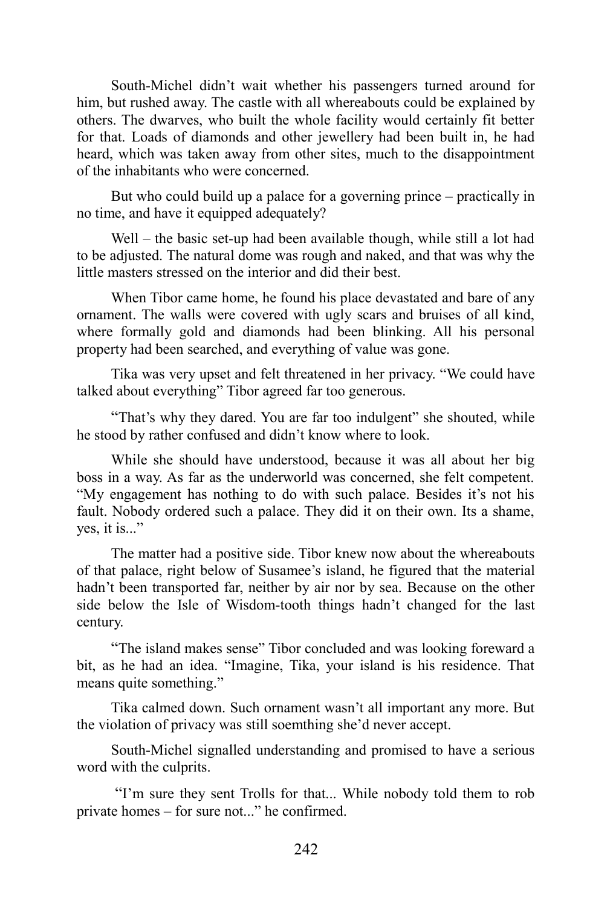South-Michel didn’t wait whether his passengers turned around for him, but rushed away. The castle with all whereabouts could be explained by others. The dwarves, who built the whole facility would certainly fit better for that. Loads of diamonds and other jewellery had been built in, he had heard, which was taken away from other sites, much to the disappointment of the inhabitants who were concerned.

But who could build up a palace for a governing prince – practically in no time, and have it equipped adequately?

Well – the basic set-up had been available though, while still a lot had to be adjusted. The natural dome was rough and naked, and that was why the little masters stressed on the interior and did their best.

When Tibor came home, he found his place devastated and bare of any ornament. The walls were covered with ugly scars and bruises of all kind, where formally gold and diamonds had been blinking. All his personal property had been searched, and everything of value was gone.

Tika was very upset and felt threatened in her privacy. “We could have talked about everything” Tibor agreed far too generous.

“That’s why they dared. You are far too indulgent” she shouted, while he stood by rather confused and didn’t know where to look.

While she should have understood, because it was all about her big boss in a way. As far as the underworld was concerned, she felt competent. “My engagement has nothing to do with such palace. Besides it’s not his fault. Nobody ordered such a palace. They did it on their own. Its a shame, yes, it is...”

The matter had a positive side. Tibor knew now about the whereabouts of that palace, right below of Susamee’s island, he figured that the material hadn’t been transported far, neither by air nor by sea. Because on the other side below the Isle of Wisdom-tooth things hadn’t changed for the last century.

“The island makes sense” Tibor concluded and was looking foreward a bit, as he had an idea. “Imagine, Tika, your island is his residence. That means quite something.”

Tika calmed down. Such ornament wasn’t all important any more. But the violation of privacy was still soemthing she’d never accept.

South-Michel signalled understanding and promised to have a serious word with the culprits.

“I’m sure they sent Trolls for that... While nobody told them to rob private homes – for sure not...” he confirmed.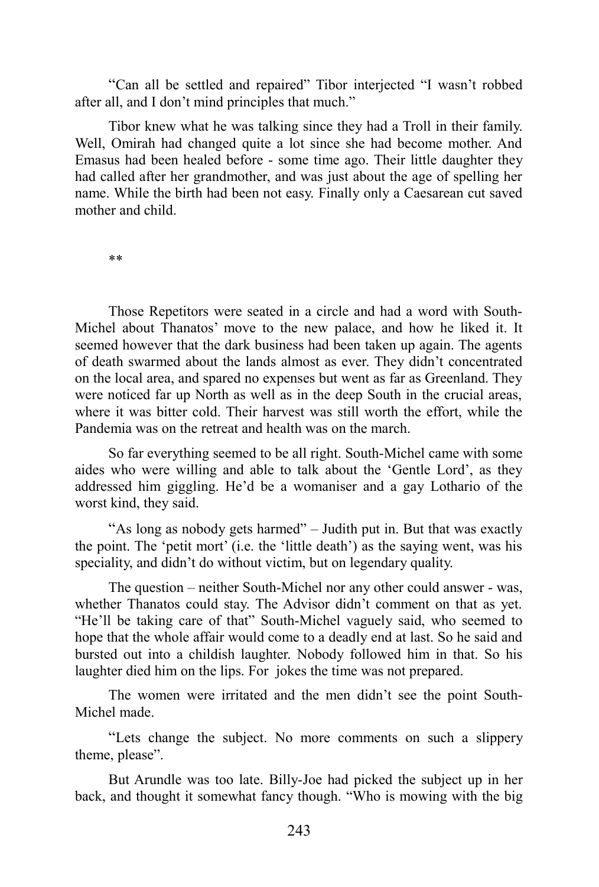"Can all be settled and repaired" Tibor interjected "I wasn't robbed after all, and I don't mind principles that much."

Tibor knew what he was talking since they had a Troll in their family. Well, Omirah had changed quite a lot since she had become mother. And Emasus had been healed before - some time ago. Their little daughter they had called after her grandmother, and was just about the age of spelling her name. While the birth had been not easy. Finally only a Caesarean cut saved mother and child.

**

Those Repetitors were seated in a circle and had a word with South-Michel about Thanatos' move to the new palace, and how he liked it. It seemed however that the dark business had been taken up again. The agents of death swarmed about the lands almost as ever. They didn't concentrated on the local area, and spared no expenses but went as far as Greenland. They were noticed far up North as well as in the deep South in the crucial areas, where it was bitter cold. Their harvest was still worth the effort, while the Pandemia was on the retreat and health was on the march.

So far everything seemed to be all right. South-Michel came with some aides who were willing and able to talk about the 'Gentle Lord', as they addressed him giggling. He'd be a womaniser and a gay Lothario of the worst kind, they said.

"As long as nobody gets harmed" – Judith put in. But that was exactly the point. The 'petit mort' (i.e. the 'little death') as the saying went, was his speciality, and didn't do without victim, but on legendary quality.

The question – neither South-Michel nor any other could answer - was, whether Thanatos could stay. The Advisor didn't comment on that as yet. "He'll be taking care of that" South-Michel vaguely said, who seemed to hope that the whole affair would come to a deadly end at last. So he said and bursted out into a childish laughter. Nobody followed him in that. So his laughter died him on the lips. For jokes the time was not prepared.

The women were irritated and the men didn't see the point South-Michel made.

"Lets change the subject. No more comments on such a slippery theme, please".

But Arundle was too late. Billy-Joe had picked the subject up in her back, and thought it somewhat fancy though. "Who is mowing with the big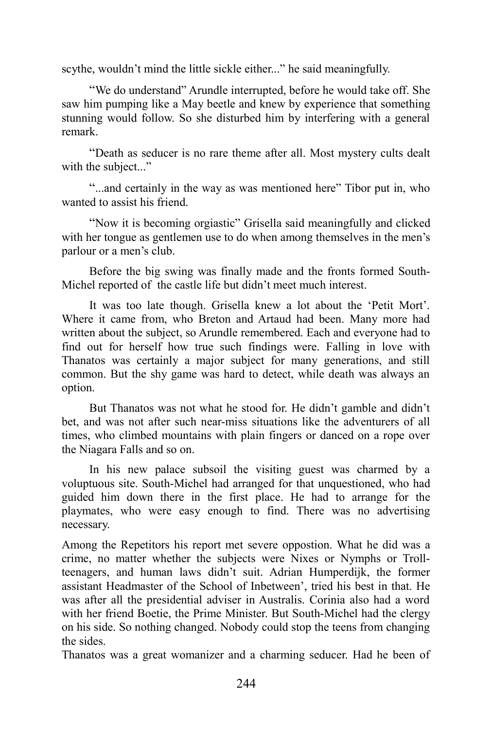scythe, wouldn't mind the little sickle either..." he said meaningfully.

"We do understand" Arundle interrupted, before he would take off. She saw him pumping like a May beetle and knew by experience that something stunning would follow. So she disturbed him by interfering with a general remark.

"Death as seducer is no rare theme after all. Most mystery cults dealt with the subject..."

"...and certainly in the way as was mentioned here" Tibor put in, who wanted to assist his friend.

"Now it is becoming orgiastic" Grisella said meaningfully and clicked with her tongue as gentlemen use to do when among themselves in the men's parlour or a men's club.

Before the big swing was finally made and the fronts formed South-Michel reported of the castle life but didn't meet much interest.

It was too late though. Grisella knew a lot about the 'Petit Mort'. Where it came from, who Breton and Artaud had been. Many more had written about the subject, so Arundle remembered. Each and everyone had to find out for herself how true such findings were. Falling in love with Thanatos was certainly a major subject for many generations, and still common. But the shy game was hard to detect, while death was always an option.

But Thanatos was not what he stood for. He didn't gamble and didn't bet, and was not after such near-miss situations like the adventurers of all times, who climbed mountains with plain fingers or danced on a rope over the Niagara Falls and so on.

In his new palace subsoil the visiting guest was charmed by a voluptuous site. South-Michel had arranged for that unquestioned, who had guided him down there in the first place. He had to arrange for the playmates, who were easy enough to find. There was no advertising necessary.

Among the Repetitors his report met severe oppostion. What he did was a crime, no matter whether the subjects were Nixes or Nymphs or Troll-teenagers, and human laws didn't suit. Adrian Humperdijk, the former assistant Headmaster of the School of Inbetween', tried his best in that. He was after all the presidential adviser in Australis. Corinia also had a word with her friend Boetie, the Prime Minister. But South-Michel had the clergy on his side. So nothing changed. Nobody could stop the teens from changing the sides.

Thanatos was a great womanizer and a charming seducer. Had he been of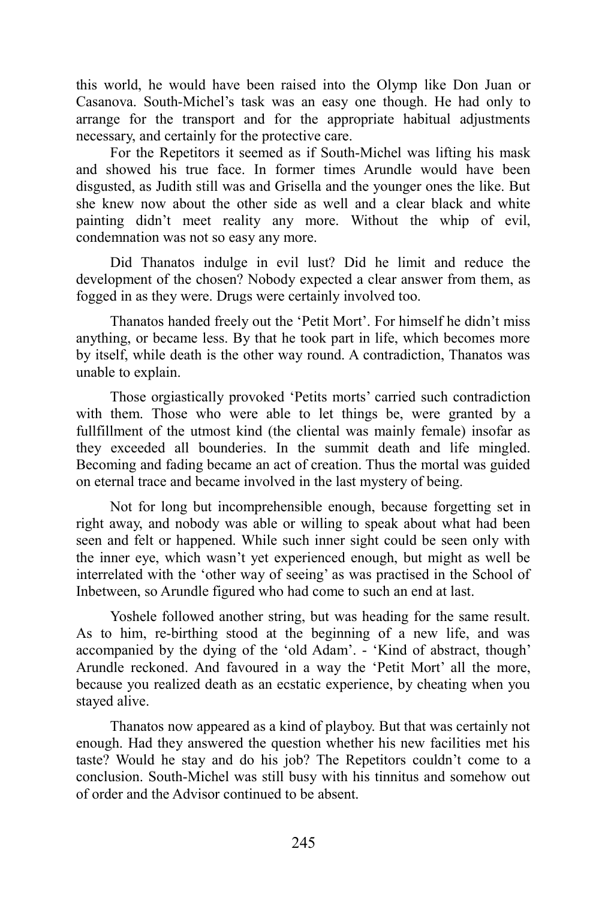this world, he would have been raised into the Olymp like Don Juan or Casanova. South-Michel's task was an easy one though. He had only to arrange for the transport and for the appropriate habitual adjustments necessary, and certainly for the protective care.

For the Repetitors it seemed as if South-Michel was lifting his mask and showed his true face. In former times Arundle would have been disgusted, as Judith still was and Grisella and the younger ones the like. But she knew now about the other side as well and a clear black and white painting didn't meet reality any more. Without the whip of evil, condemnation was not so easy any more.

Did Thanatos indulge in evil lust? Did he limit and reduce the development of the chosen? Nobody expected a clear answer from them, as fogged in as they were. Drugs were certainly involved too.

Thanatos handed freely out the 'Petit Mort'. For himself he didn't miss anything, or became less. By that he took part in life, which becomes more by itself, while death is the other way round. A contradiction, Thanatos was unable to explain.

Those orgiastically provoked 'Petits morts' carried such contradiction with them. Those who were able to let things be, were granted by a fullfillment of the utmost kind (the cliental was mainly female) insofar as they exceeded all bounderies. In the summit death and life mingled. Becoming and fading became an act of creation. Thus the mortal was guided on eternal trace and became involved in the last mystery of being.

Not for long but incomprehensible enough, because forgetting set in right away, and nobody was able or willing to speak about what had been seen and felt or happened. While such inner sight could be seen only with the inner eye, which wasn't yet experienced enough, but might as well be interrelated with the 'other way of seeing' as was practised in the School of Inbetween, so Arundle figured who had come to such an end at last.

Yoshele followed another string, but was heading for the same result. As to him, re-birthing stood at the beginning of a new life, and was accompanied by the dying of the 'old Adam'. - 'Kind of abstract, though' Arundle reckoned. And favoured in a way the 'Petit Mort' all the more, because you realized death as an ecstatic experience, by cheating when you stayed alive.

Thanatos now appeared as a kind of playboy. But that was certainly not enough. Had they answered the question whether his new facilities met his taste? Would he stay and do his job? The Repetitors couldn't come to a conclusion. South-Michel was still busy with his tinnitus and somehow out of order and the Advisor continued to be absent.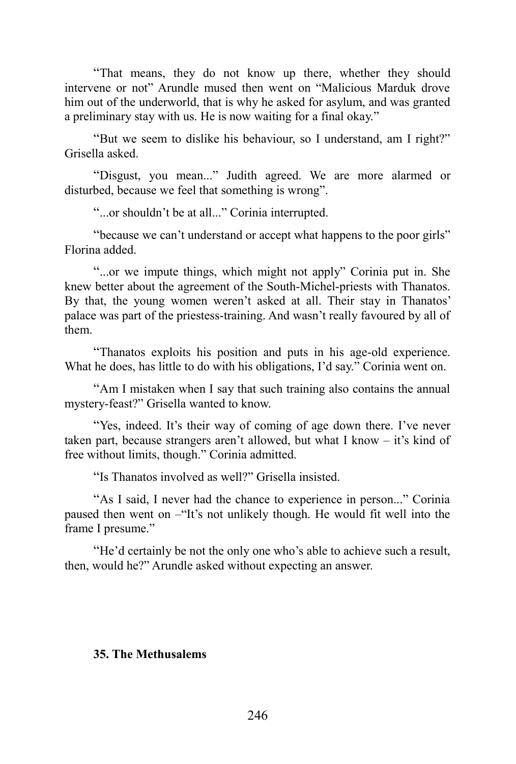"That means, they do not know up there, whether they should intervene or not" Arundle mused then went on "Malicious Marduk drove him out of the underworld, that is why he asked for asylum, and was granted a preliminary stay with us. He is now waiting for a final okay."

"But we seem to dislike his behaviour, so I understand, am I right?" Grisella asked.

"Disgust, you mean..." Judith agreed. We are more alarmed or disturbed, because we feel that something is wrong".

"...or shouldn't be at all..." Corinia interrupted.

"because we can't understand or accept what happens to the poor girls" Florina added.

"...or we impute things, which might not apply" Corinia put in. She knew better about the agreement of the South-Michel-priests with Thanatos. By that, the young women weren't asked at all. Their stay in Thanatos' palace was part of the priestess-training. And wasn't really favoured by all of them.

"Thanatos exploits his position and puts in his age-old experience. What he does, has little to do with his obligations, I'd say." Corinia went on.

"Am I mistaken when I say that such training also contains the annual mystery-feast?" Grisella wanted to know.

"Yes, indeed. It's their way of coming of age down there. I've never taken part, because strangers aren't allowed, but what I know – it's kind of free without limits, though." Corinia admitted.

"Is Thanatos involved as well?" Grisella insisted.

"As I said, I never had the chance to experience in person..." Corinia paused then went on –"It's not unlikely though. He would fit well into the frame I presume."

"He'd certainly be not the only one who's able to achieve such a result, then, would he?" Arundle asked without expecting an answer.

## 35. The Methusalems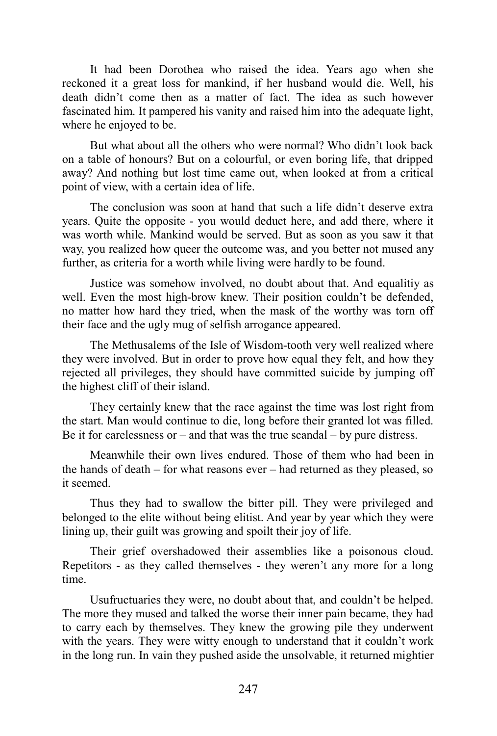It had been Dorothea who raised the idea. Years ago when she reckoned it a great loss for mankind, if her husband would die. Well, his death didn't come then as a matter of fact. The idea as such however fascinated him. It pampered his vanity and raised him into the adequate light, where he enjoyed to be.

But what about all the others who were normal? Who didn't look back on a table of honours? But on a colourful, or even boring life, that dripped away? And nothing but lost time came out, when looked at from a critical point of view, with a certain idea of life.

The conclusion was soon at hand that such a life didn't deserve extra years. Quite the opposite - you would deduct here, and add there, where it was worth while. Mankind would be served. But as soon as you saw it that way, you realized how queer the outcome was, and you better not mused any further, as criteria for a worth while living were hardly to be found.

Justice was somehow involved, no doubt about that. And equalitiy as well. Even the most high-brow knew. Their position couldn't be defended, no matter how hard they tried, when the mask of the worthy was torn off their face and the ugly mug of selfish arrogance appeared.

The Methusalems of the Isle of Wisdom-tooth very well realized where they were involved. But in order to prove how equal they felt, and how they rejected all privileges, they should have committed suicide by jumping off the highest cliff of their island.

They certainly knew that the race against the time was lost right from the start. Man would continue to die, long before their granted lot was filled. Be it for carelessness or – and that was the true scandal – by pure distress.

Meanwhile their own lives endured. Those of them who had been in the hands of death – for what reasons ever – had returned as they pleased, so it seemed.

Thus they had to swallow the bitter pill. They were privileged and belonged to the elite without being elitist. And year by year which they were lining up, their guilt was growing and spoilt their joy of life.

Their grief overshadowed their assemblies like a poisonous cloud. Repetitors - as they called themselves - they weren't any more for a long time.

Usufructuaries they were, no doubt about that, and couldn't be helped. The more they mused and talked the worse their inner pain became, they had to carry each by themselves. They knew the growing pile they underwent with the years. They were witty enough to understand that it couldn't work in the long run. In vain they pushed aside the unsolvable, it returned mightier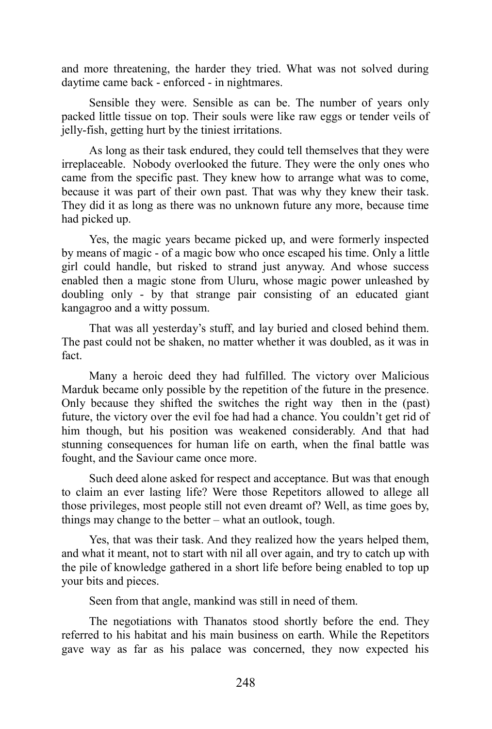and more threatening, the harder they tried. What was not solved during daytime came back - enforced - in nightmares.

Sensible they were. Sensible as can be. The number of years only packed little tissue on top. Their souls were like raw eggs or tender veils of jelly-fish, getting hurt by the tiniest irritations.

As long as their task endured, they could tell themselves that they were irreplaceable. Nobody overlooked the future. They were the only ones who came from the specific past. They knew how to arrange what was to come, because it was part of their own past. That was why they knew their task. They did it as long as there was no unknown future any more, because time had picked up.

Yes, the magic years became picked up, and were formerly inspected by means of magic - of a magic bow who once escaped his time. Only a little girl could handle, but risked to strand just anyway. And whose success enabled then a magic stone from Uluru, whose magic power unleashed by doubling only - by that strange pair consisting of an educated giant kangagroo and a witty possum.

That was all yesterday's stuff, and lay buried and closed behind them. The past could not be shaken, no matter whether it was doubled, as it was in fact.

Many a heroic deed they had fulfilled. The victory over Malicious Marduk became only possible by the repetition of the future in the presence. Only because they shifted the switches the right way then in the (past) future, the victory over the evil foe had had a chance. You couldn't get rid of him though, but his position was weakened considerably. And that had stunning consequences for human life on earth, when the final battle was fought, and the Saviour came once more.

Such deed alone asked for respect and acceptance. But was that enough to claim an ever lasting life? Were those Repetitors allowed to allege all those privileges, most people still not even dreamt of? Well, as time goes by, things may change to the better – what an outlook, tough.

Yes, that was their task. And they realized how the years helped them, and what it meant, not to start with nil all over again, and try to catch up with the pile of knowledge gathered in a short life before being enabled to top up your bits and pieces.

Seen from that angle, mankind was still in need of them.

The negotiations with Thanatos stood shortly before the end. They referred to his habitat and his main business on earth. While the Repetitors gave way as far as his palace was concerned, they now expected his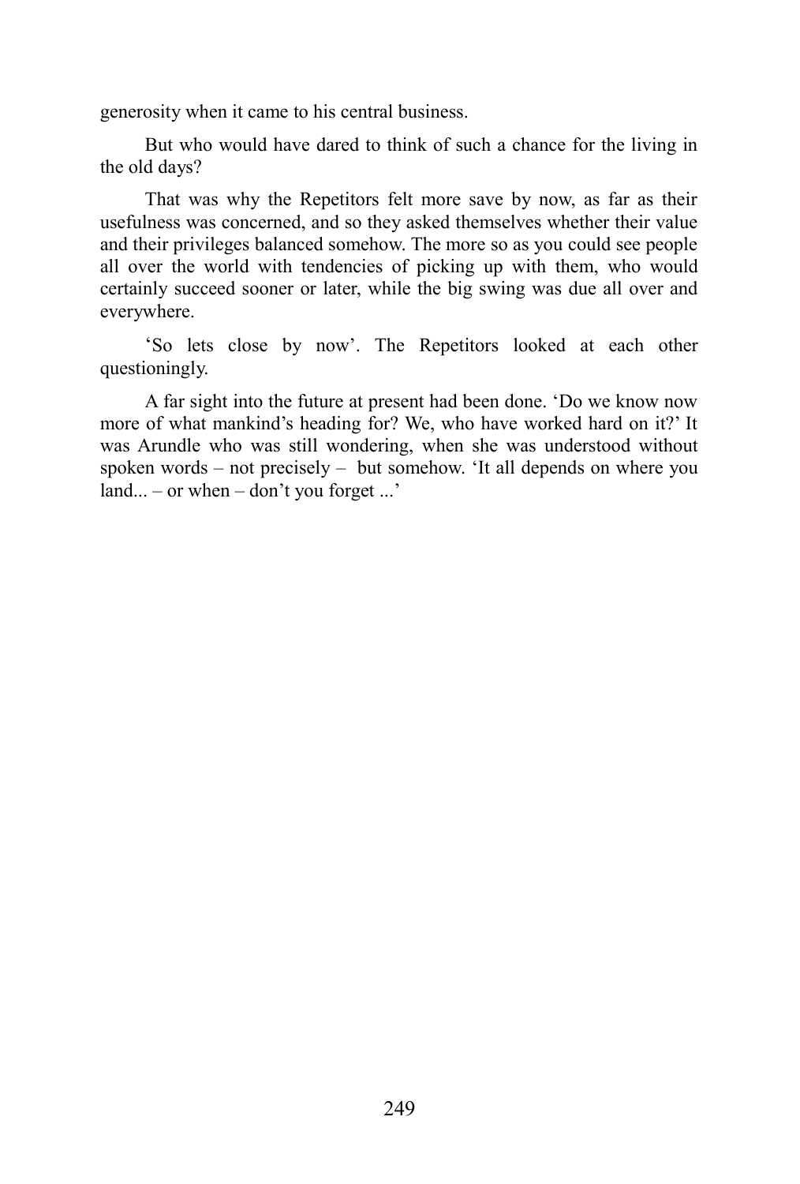generosity when it came to his central business.

But who would have dared to think of such a chance for the living in the old days?

That was why the Repetitors felt more save by now, as far as their usefulness was concerned, and so they asked themselves whether their value and their privileges balanced somehow. The more so as you could see people all over the world with tendencies of picking up with them, who would certainly succeed sooner or later, while the big swing was due all over and everywhere.

'So lets close by now'. The Repetitors looked at each other questioningly.

A far sight into the future at present had been done. 'Do we know now more of what mankind's heading for? We, who have worked hard on it?' It was Arundle who was still wondering, when she was understood without spoken words – not precisely – but somehow. 'It all depends on where you land... – or when – don't you forget ...'